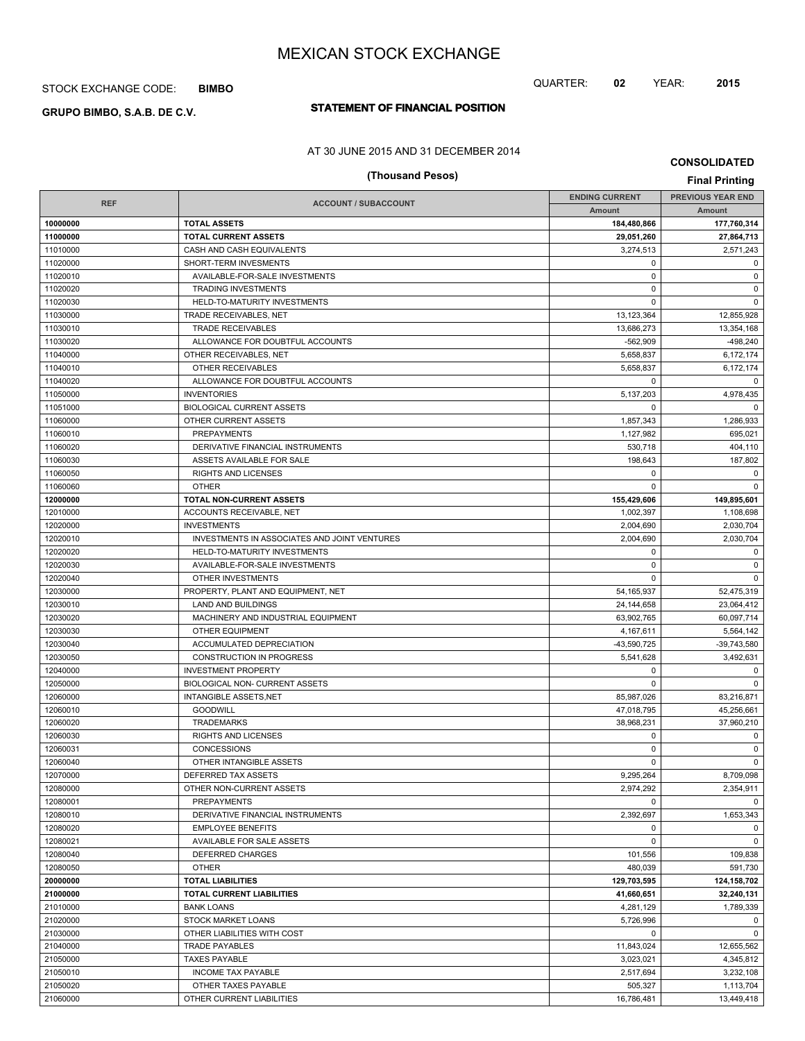# MEXICAN STOCK EXCHANGE

STOCK EXCHANGE CODE: **BIMBO**

QUARTER: **02** YEAR: **2015**

**GRUPO BIMBO, S.A.B. DE C.V.**

## STATEMENT OF FINANCIAL POSITION

AT 30 JUNE 2015 AND 31 DECEMBER 2014

**(Thousand Pesos)**

**CONSOLIDATED**

**Final Printing**

| REF | ACCOUNT / SUBACCOUNT | ENDING CURRENT | PREVIOUS YEAR END |
|---|---|---|---|
| | | Amount | Amount |
| **10000000** | **TOTAL ASSETS** | **184,480,866** | **177,760,314** |
| **11000000** | **TOTAL CURRENT ASSETS** | **29,051,260** | **27,864,713** |
| 11010000 | CASH AND CASH EQUIVALENTS | 3,274,513 | 2,571,243 |
| 11020000 | SHORT-TERM INVESMENTS | 0 | 0 |
| 11020010 | AVAILABLE-FOR-SALE INVESTMENTS | 0 | 0 |
| 11020020 | TRADING INVESTMENTS | 0 | 0 |
| 11020030 | HELD-TO-MATURITY INVESTMENTS | 0 | 0 |
| 11030000 | TRADE RECEIVABLES, NET | 13,123,364 | 12,855,928 |
| 11030010 | TRADE RECEIVABLES | 13,686,273 | 13,354,168 |
| 11030020 | ALLOWANCE FOR DOUBTFUL ACCOUNTS | -562,909 | -498,240 |
| 11040000 | OTHER RECEIVABLES, NET | 5,658,837 | 6,172,174 |
| 11040010 | OTHER RECEIVABLES | 5,658,837 | 6,172,174 |
| 11040020 | ALLOWANCE FOR DOUBTFUL ACCOUNTS | 0 | 0 |
| 11050000 | INVENTORIES | 5,137,203 | 4,978,435 |
| 11051000 | BIOLOGICAL CURRENT ASSETS | 0 | 0 |
| 11060000 | OTHER CURRENT ASSETS | 1,857,343 | 1,286,933 |
| 11060010 | PREPAYMENTS | 1,127,982 | 695,021 |
| 11060020 | DERIVATIVE FINANCIAL INSTRUMENTS | 530,718 | 404,110 |
| 11060030 | ASSETS AVAILABLE FOR SALE | 198,643 | 187,802 |
| 11060050 | RIGHTS AND LICENSES | 0 | 0 |
| 11060060 | OTHER | 0 | 0 |
| **12000000** | **TOTAL NON-CURRENT ASSETS** | **155,429,606** | **149,895,601** |
| 12010000 | ACCOUNTS RECEIVABLE, NET | 1,002,397 | 1,108,698 |
| 12020000 | INVESTMENTS | 2,004,690 | 2,030,704 |
| 12020010 | INVESTMENTS IN ASSOCIATES AND JOINT VENTURES | 2,004,690 | 2,030,704 |
| 12020020 | HELD-TO-MATURITY INVESTMENTS | 0 | 0 |
| 12020030 | AVAILABLE-FOR-SALE INVESTMENTS | 0 | 0 |
| 12020040 | OTHER INVESTMENTS | 0 | 0 |
| 12030000 | PROPERTY, PLANT AND EQUIPMENT, NET | 54,165,937 | 52,475,319 |
| 12030010 | LAND AND BUILDINGS | 24,144,658 | 23,064,412 |
| 12030020 | MACHINERY AND INDUSTRIAL EQUIPMENT | 63,902,765 | 60,097,714 |
| 12030030 | OTHER EQUIPMENT | 4,167,611 | 5,564,142 |
| 12030040 | ACCUMULATED DEPRECIATION | -43,590,725 | -39,743,580 |
| 12030050 | CONSTRUCTION IN PROGRESS | 5,541,628 | 3,492,631 |
| 12040000 | INVESTMENT PROPERTY | 0 | 0 |
| 12050000 | BIOLOGICAL NON- CURRENT ASSETS | 0 | 0 |
| 12060000 | INTANGIBLE ASSETS,NET | 85,987,026 | 83,216,871 |
| 12060010 | GOODWILL | 47,018,795 | 45,256,661 |
| 12060020 | TRADEMARKS | 38,968,231 | 37,960,210 |
| 12060030 | RIGHTS AND LICENSES | 0 | 0 |
| 12060031 | CONCESSIONS | 0 | 0 |
| 12060040 | OTHER INTANGIBLE ASSETS | 0 | 0 |
| 12070000 | DEFERRED TAX ASSETS | 9,295,264 | 8,709,098 |
| 12080000 | OTHER NON-CURRENT ASSETS | 2,974,292 | 2,354,911 |
| 12080001 | PREPAYMENTS | 0 | 0 |
| 12080010 | DERIVATIVE FINANCIAL INSTRUMENTS | 2,392,697 | 1,653,343 |
| 12080020 | EMPLOYEE BENEFITS | 0 | 0 |
| 12080021 | AVAILABLE FOR SALE ASSETS | 0 | 0 |
| 12080040 | DEFERRED CHARGES | 101,556 | 109,838 |
| 12080050 | OTHER | 480,039 | 591,730 |
| **20000000** | **TOTAL LIABILITIES** | **129,703,595** | **124,158,702** |
| **21000000** | **TOTAL CURRENT LIABILITIES** | **41,660,651** | **32,240,131** |
| 21010000 | BANK LOANS | 4,281,129 | 1,789,339 |
| 21020000 | STOCK MARKET LOANS | 5,726,996 | 0 |
| 21030000 | OTHER LIABILITIES WITH COST | 0 | 0 |
| 21040000 | TRADE PAYABLES | 11,843,024 | 12,655,562 |
| 21050000 | TAXES PAYABLE | 3,023,021 | 4,345,812 |
| 21050010 | INCOME TAX PAYABLE | 2,517,694 | 3,232,108 |
| 21050020 | OTHER TAXES PAYABLE | 505,327 | 1,113,704 |
| 21060000 | OTHER CURRENT LIABILITIES | 16,786,481 | 13,449,418 |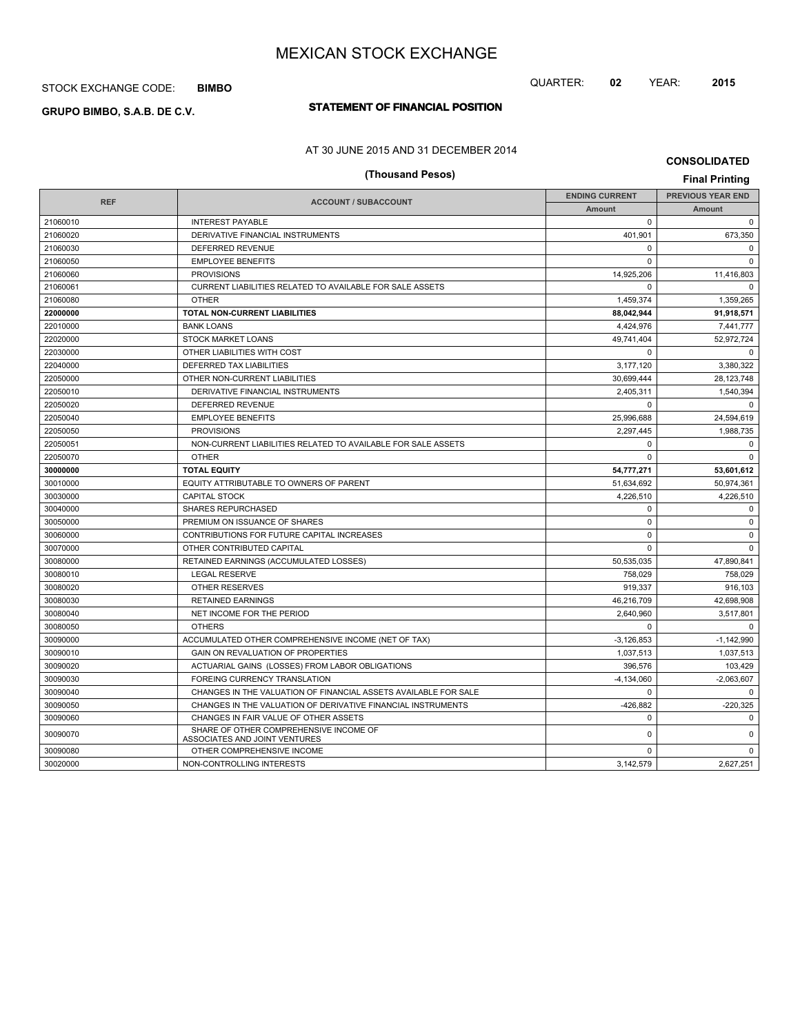# MEXICAN STOCK EXCHANGE

STOCK EXCHANGE CODE: **BIMBO**

QUARTER: **02** YEAR: **2015**

**GRUPO BIMBO, S.A.B. DE C.V.**

## STATEMENT OF FINANCIAL POSITION

AT 30 JUNE 2015 AND 31 DECEMBER 2014

**CONSOLIDATED**

**(Thousand Pesos)**

**Final Printing**

| REF | ACCOUNT / SUBACCOUNT | ENDING CURRENT | PREVIOUS YEAR END |
|---|---|---|---|
| | | Amount | Amount |
| 21060010 | INTEREST PAYABLE | 0 | 0 |
| 21060020 | DERIVATIVE FINANCIAL INSTRUMENTS | 401,901 | 673,350 |
| 21060030 | DEFERRED REVENUE | 0 | 0 |
| 21060050 | EMPLOYEE BENEFITS | 0 | 0 |
| 21060060 | PROVISIONS | 14,925,206 | 11,416,803 |
| 21060061 | CURRENT LIABILITIES RELATED TO AVAILABLE FOR SALE ASSETS | 0 | 0 |
| 21060080 | OTHER | 1,459,374 | 1,359,265 |
| **22000000** | **TOTAL NON-CURRENT LIABILITIES** | **88,042,944** | **91,918,571** |
| 22010000 | BANK LOANS | 4,424,976 | 7,441,777 |
| 22020000 | STOCK MARKET LOANS | 49,741,404 | 52,972,724 |
| 22030000 | OTHER LIABILITIES WITH COST | 0 | 0 |
| 22040000 | DEFERRED TAX LIABILITIES | 3,177,120 | 3,380,322 |
| 22050000 | OTHER NON-CURRENT LIABILITIES | 30,699,444 | 28,123,748 |
| 22050010 | DERIVATIVE FINANCIAL INSTRUMENTS | 2,405,311 | 1,540,394 |
| 22050020 | DEFERRED REVENUE | 0 | 0 |
| 22050040 | EMPLOYEE BENEFITS | 25,996,688 | 24,594,619 |
| 22050050 | PROVISIONS | 2,297,445 | 1,988,735 |
| 22050051 | NON-CURRENT LIABILITIES RELATED TO AVAILABLE FOR SALE ASSETS | 0 | 0 |
| 22050070 | OTHER | 0 | 0 |
| **30000000** | **TOTAL EQUITY** | **54,777,271** | **53,601,612** |
| 30010000 | EQUITY ATTRIBUTABLE TO OWNERS OF PARENT | 51,634,692 | 50,974,361 |
| 30030000 | CAPITAL STOCK | 4,226,510 | 4,226,510 |
| 30040000 | SHARES REPURCHASED | 0 | 0 |
| 30050000 | PREMIUM ON ISSUANCE OF SHARES | 0 | 0 |
| 30060000 | CONTRIBUTIONS FOR FUTURE CAPITAL INCREASES | 0 | 0 |
| 30070000 | OTHER CONTRIBUTED CAPITAL | 0 | 0 |
| 30080000 | RETAINED EARNINGS (ACCUMULATED LOSSES) | 50,535,035 | 47,890,841 |
| 30080010 | LEGAL RESERVE | 758,029 | 758,029 |
| 30080020 | OTHER RESERVES | 919,337 | 916,103 |
| 30080030 | RETAINED EARNINGS | 46,216,709 | 42,698,908 |
| 30080040 | NET INCOME FOR THE PERIOD | 2,640,960 | 3,517,801 |
| 30080050 | OTHERS | 0 | 0 |
| 30090000 | ACCUMULATED OTHER COMPREHENSIVE INCOME (NET OF TAX) | -3,126,853 | -1,142,990 |
| 30090010 | GAIN ON REVALUATION OF PROPERTIES | 1,037,513 | 1,037,513 |
| 30090020 | ACTUARIAL GAINS (LOSSES) FROM LABOR OBLIGATIONS | 396,576 | 103,429 |
| 30090030 | FOREING CURRENCY TRANSLATION | -4,134,060 | -2,063,607 |
| 30090040 | CHANGES IN THE VALUATION OF FINANCIAL ASSETS AVAILABLE FOR SALE | 0 | 0 |
| 30090050 | CHANGES IN THE VALUATION OF DERIVATIVE FINANCIAL INSTRUMENTS | -426,882 | -220,325 |
| 30090060 | CHANGES IN FAIR VALUE OF OTHER ASSETS | 0 | 0 |
| 30090070 | SHARE OF OTHER COMPREHENSIVE INCOME OF ASSOCIATES AND JOINT VENTURES | 0 | 0 |
| 30090080 | OTHER COMPREHENSIVE INCOME | 0 | 0 |
| 30020000 | NON-CONTROLLING INTERESTS | 3,142,579 | 2,627,251 |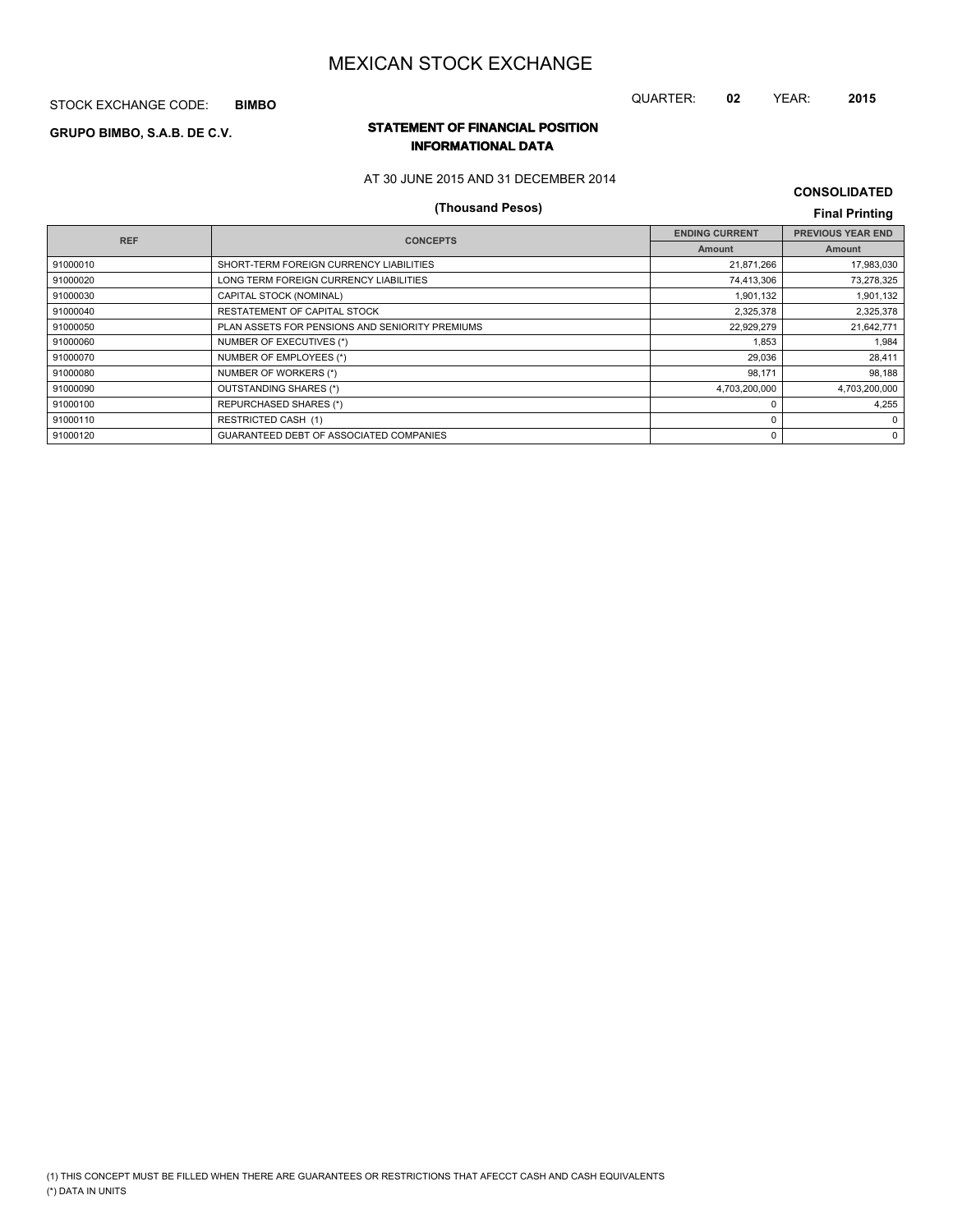# MEXICAN STOCK EXCHANGE

STOCK EXCHANGE CODE: **BIMBO**

QUARTER: **02** YEAR: **2015**

**GRUPO BIMBO, S.A.B. DE C.V.**

## STATEMENT OF FINANCIAL POSITION
## INFORMATIONAL DATA

AT 30 JUNE 2015 AND 31 DECEMBER 2014

**(Thousand Pesos)**

**CONSOLIDATED**

**Final Printing**

| REF | CONCEPTS | ENDING CURRENT | PREVIOUS YEAR END |
|---|---|---|---|
| | | Amount | Amount |
| 91000010 | SHORT-TERM FOREIGN CURRENCY LIABILITIES | 21,871,266 | 17,983,030 |
| 91000020 | LONG TERM FOREIGN CURRENCY LIABILITIES | 74,413,306 | 73,278,325 |
| 91000030 | CAPITAL STOCK (NOMINAL) | 1,901,132 | 1,901,132 |
| 91000040 | RESTATEMENT OF CAPITAL STOCK | 2,325,378 | 2,325,378 |
| 91000050 | PLAN ASSETS FOR PENSIONS AND SENIORITY PREMIUMS | 22,929,279 | 21,642,771 |
| 91000060 | NUMBER OF EXECUTIVES (*) | 1,853 | 1,984 |
| 91000070 | NUMBER OF EMPLOYEES (*) | 29,036 | 28,411 |
| 91000080 | NUMBER OF WORKERS (*) | 98,171 | 98,188 |
| 91000090 | OUTSTANDING SHARES (*) | 4,703,200,000 | 4,703,200,000 |
| 91000100 | REPURCHASED SHARES (*) | 0 | 4,255 |
| 91000110 | RESTRICTED CASH (1) | 0 | 0 |
| 91000120 | GUARANTEED DEBT OF ASSOCIATED COMPANIES | 0 | 0 |

(1) THIS CONCEPT MUST BE FILLED WHEN THERE ARE GUARANTEES OR RESTRICTIONS THAT AFECCT CASH AND CASH EQUIVALENTS

(*) DATA IN UNITS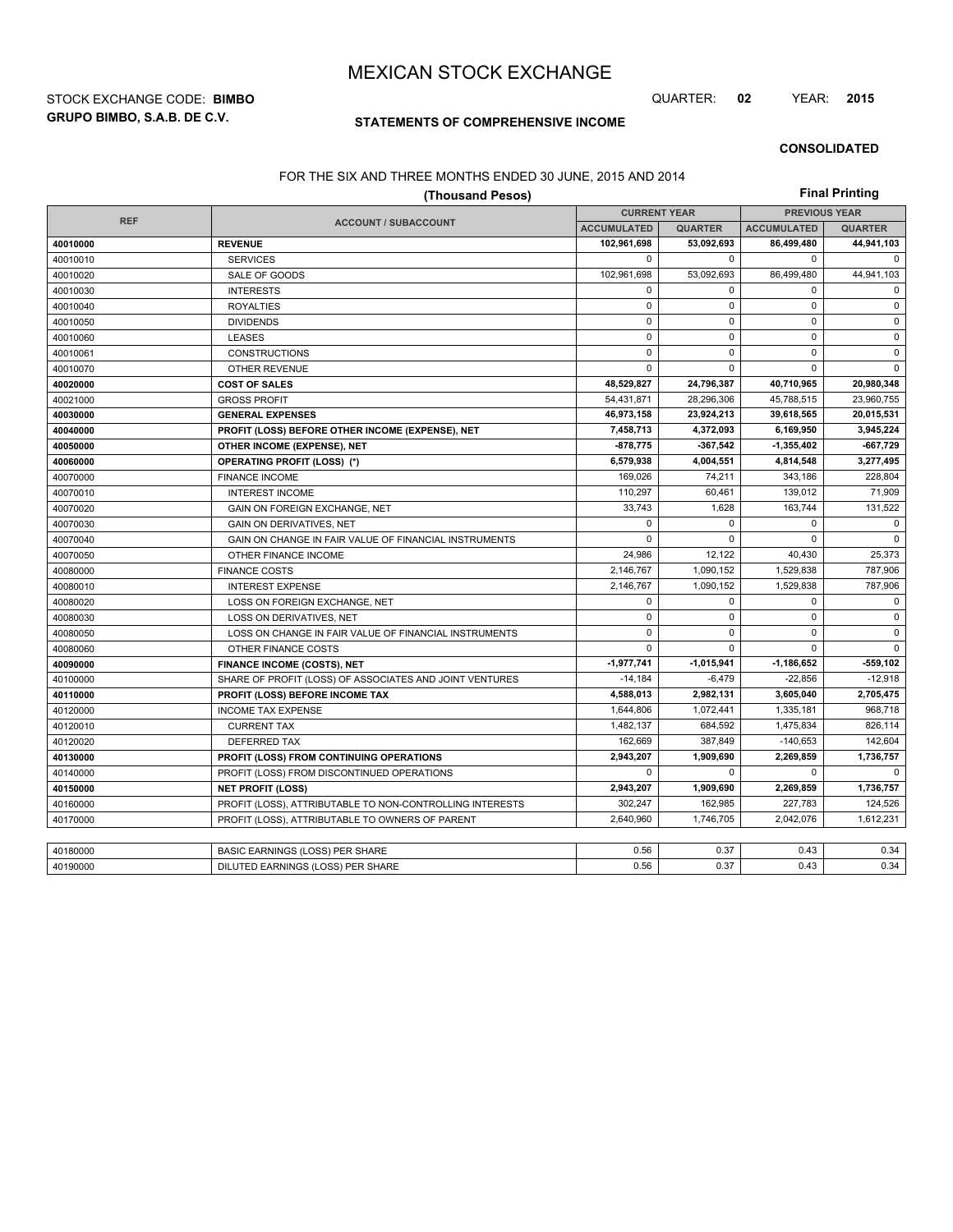# MEXICAN STOCK EXCHANGE

STOCK EXCHANGE CODE: **BIMBO**

QUARTER: **02** YEAR: **2015**

**GRUPO BIMBO, S.A.B. DE C.V.**

**STATEMENTS OF COMPREHENSIVE INCOME**

**CONSOLIDATED**

FOR THE SIX AND THREE MONTHS ENDED 30 JUNE, 2015 AND 2014

**(Thousand Pesos)**

**Final Printing**

| REF | ACCOUNT / SUBACCOUNT | CURRENT YEAR | | PREVIOUS YEAR | |
|---|---|---|---|---|---|
| | | ACCUMULATED | QUARTER | ACCUMULATED | QUARTER |
| **40010000** | **REVENUE** | **102,961,698** | **53,092,693** | **86,499,480** | **44,941,103** |
| 40010010 | SERVICES | 0 | 0 | 0 | 0 |
| 40010020 | SALE OF GOODS | 102,961,698 | 53,092,693 | 86,499,480 | 44,941,103 |
| 40010030 | INTERESTS | 0 | 0 | 0 | 0 |
| 40010040 | ROYALTIES | 0 | 0 | 0 | 0 |
| 40010050 | DIVIDENDS | 0 | 0 | 0 | 0 |
| 40010060 | LEASES | 0 | 0 | 0 | 0 |
| 40010061 | CONSTRUCTIONS | 0 | 0 | 0 | 0 |
| 40010070 | OTHER REVENUE | 0 | 0 | 0 | 0 |
| **40020000** | **COST OF SALES** | **48,529,827** | **24,796,387** | **40,710,965** | **20,980,348** |
| 40021000 | GROSS PROFIT | 54,431,871 | 28,296,306 | 45,788,515 | 23,960,755 |
| **40030000** | **GENERAL EXPENSES** | **46,973,158** | **23,924,213** | **39,618,565** | **20,015,531** |
| **40040000** | **PROFIT (LOSS) BEFORE OTHER INCOME (EXPENSE), NET** | **7,458,713** | **4,372,093** | **6,169,950** | **3,945,224** |
| **40050000** | **OTHER INCOME (EXPENSE), NET** | **-878,775** | **-367,542** | **-1,355,402** | **-667,729** |
| **40060000** | **OPERATING PROFIT (LOSS) (*)** | **6,579,938** | **4,004,551** | **4,814,548** | **3,277,495** |
| 40070000 | FINANCE INCOME | 169,026 | 74,211 | 343,186 | 228,804 |
| 40070010 | INTEREST INCOME | 110,297 | 60,461 | 139,012 | 71,909 |
| 40070020 | GAIN ON FOREIGN EXCHANGE, NET | 33,743 | 1,628 | 163,744 | 131,522 |
| 40070030 | GAIN ON DERIVATIVES, NET | 0 | 0 | 0 | 0 |
| 40070040 | GAIN ON CHANGE IN FAIR VALUE OF FINANCIAL INSTRUMENTS | 0 | 0 | 0 | 0 |
| 40070050 | OTHER FINANCE INCOME | 24,986 | 12,122 | 40,430 | 25,373 |
| 40080000 | FINANCE COSTS | 2,146,767 | 1,090,152 | 1,529,838 | 787,906 |
| 40080010 | INTEREST EXPENSE | 2,146,767 | 1,090,152 | 1,529,838 | 787,906 |
| 40080020 | LOSS ON FOREIGN EXCHANGE, NET | 0 | 0 | 0 | 0 |
| 40080030 | LOSS ON DERIVATIVES, NET | 0 | 0 | 0 | 0 |
| 40080050 | LOSS ON CHANGE IN FAIR VALUE OF FINANCIAL INSTRUMENTS | 0 | 0 | 0 | 0 |
| 40080060 | OTHER FINANCE COSTS | 0 | 0 | 0 | 0 |
| **40090000** | **FINANCE INCOME (COSTS), NET** | **-1,977,741** | **-1,015,941** | **-1,186,652** | **-559,102** |
| 40100000 | SHARE OF PROFIT (LOSS) OF ASSOCIATES AND JOINT VENTURES | -14,184 | -6,479 | -22,856 | -12,918 |
| **40110000** | **PROFIT (LOSS) BEFORE INCOME TAX** | **4,588,013** | **2,982,131** | **3,605,040** | **2,705,475** |
| 40120000 | INCOME TAX EXPENSE | 1,644,806 | 1,072,441 | 1,335,181 | 968,718 |
| 40120010 | CURRENT TAX | 1,482,137 | 684,592 | 1,475,834 | 826,114 |
| 40120020 | DEFERRED TAX | 162,669 | 387,849 | -140,653 | 142,604 |
| **40130000** | **PROFIT (LOSS) FROM CONTINUING OPERATIONS** | **2,943,207** | **1,909,690** | **2,269,859** | **1,736,757** |
| 40140000 | PROFIT (LOSS) FROM DISCONTINUED OPERATIONS | 0 | 0 | 0 | 0 |
| **40150000** | **NET PROFIT (LOSS)** | **2,943,207** | **1,909,690** | **2,269,859** | **1,736,757** |
| 40160000 | PROFIT (LOSS), ATTRIBUTABLE TO NON-CONTROLLING INTERESTS | 302,247 | 162,985 | 227,783 | 124,526 |
| 40170000 | PROFIT (LOSS), ATTRIBUTABLE TO OWNERS OF PARENT | 2,640,960 | 1,746,705 | 2,042,076 | 1,612,231 |

| REF | ACCOUNT / SUBACCOUNT | ACCUMULATED | QUARTER | ACCUMULATED | QUARTER |
|---|---|---|---|---|---|
| 40180000 | BASIC EARNINGS (LOSS) PER SHARE | 0.56 | 0.37 | 0.43 | 0.34 |
| 40190000 | DILUTED EARNINGS (LOSS) PER SHARE | 0.56 | 0.37 | 0.43 | 0.34 |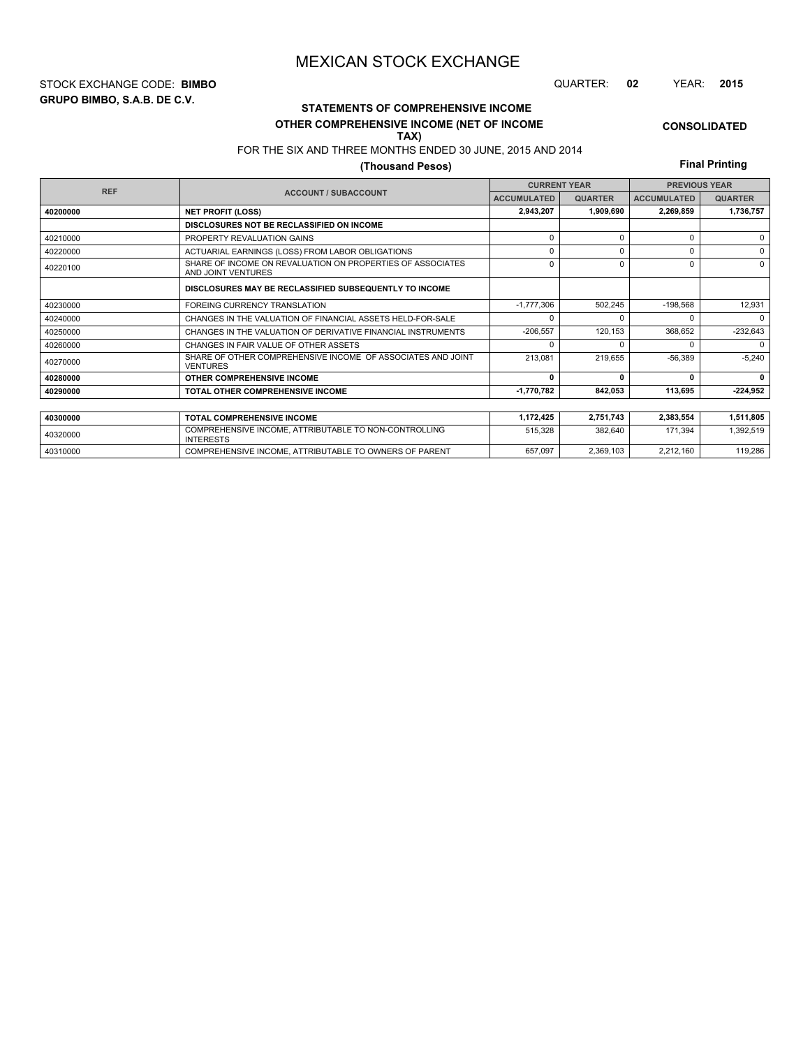# MEXICAN STOCK EXCHANGE

STOCK EXCHANGE CODE: **BIMBO**

**GRUPO BIMBO, S.A.B. DE C.V.**

QUARTER: **02** YEAR: **2015**

## STATEMENTS OF COMPREHENSIVE INCOME

### OTHER COMPREHENSIVE INCOME (NET OF INCOME TAX)

**CONSOLIDATED**

FOR THE SIX AND THREE MONTHS ENDED 30 JUNE, 2015 AND 2014

**(Thousand Pesos)**

**Final Printing**

| REF | ACCOUNT / SUBACCOUNT | CURRENT YEAR | | PREVIOUS YEAR | |
|---|---|---|---|---|---|
| | | ACCUMULATED | QUARTER | ACCUMULATED | QUARTER |
| **40200000** | **NET PROFIT (LOSS)** | **2,943,207** | **1,909,690** | **2,269,859** | **1,736,757** |
| | **DISCLOSURES NOT BE RECLASSIFIED ON INCOME** | | | | |
| 40210000 | PROPERTY REVALUATION GAINS | 0 | 0 | 0 | 0 |
| 40220000 | ACTUARIAL EARNINGS (LOSS) FROM LABOR OBLIGATIONS | 0 | 0 | 0 | 0 |
| 40220100 | SHARE OF INCOME ON REVALUATION ON PROPERTIES OF ASSOCIATES AND JOINT VENTURES | 0 | 0 | 0 | 0 |
| | **DISCLOSURES MAY BE RECLASSIFIED SUBSEQUENTLY TO INCOME** | | | | |
| 40230000 | FOREING CURRENCY TRANSLATION | -1,777,306 | 502,245 | -198,568 | 12,931 |
| 40240000 | CHANGES IN THE VALUATION OF FINANCIAL ASSETS HELD-FOR-SALE | 0 | 0 | 0 | 0 |
| 40250000 | CHANGES IN THE VALUATION OF DERIVATIVE FINANCIAL INSTRUMENTS | -206,557 | 120,153 | 368,652 | -232,643 |
| 40260000 | CHANGES IN FAIR VALUE OF OTHER ASSETS | 0 | 0 | 0 | 0 |
| 40270000 | SHARE OF OTHER COMPREHENSIVE INCOME OF ASSOCIATES AND JOINT VENTURES | 213,081 | 219,655 | -56,389 | -5,240 |
| **40280000** | **OTHER COMPREHENSIVE INCOME** | **0** | **0** | **0** | **0** |
| **40290000** | **TOTAL OTHER COMPREHENSIVE INCOME** | **-1,770,782** | **842,053** | **113,695** | **-224,952** |

| | | | | | |
|---|---|---|---|---|---|
| **40300000** | **TOTAL COMPREHENSIVE INCOME** | **1,172,425** | **2,751,743** | **2,383,554** | **1,511,805** |
| 40320000 | COMPREHENSIVE INCOME, ATTRIBUTABLE TO NON-CONTROLLING INTERESTS | 515,328 | 382,640 | 171,394 | 1,392,519 |
| 40310000 | COMPREHENSIVE INCOME, ATTRIBUTABLE TO OWNERS OF PARENT | 657,097 | 2,369,103 | 2,212,160 | 119,286 |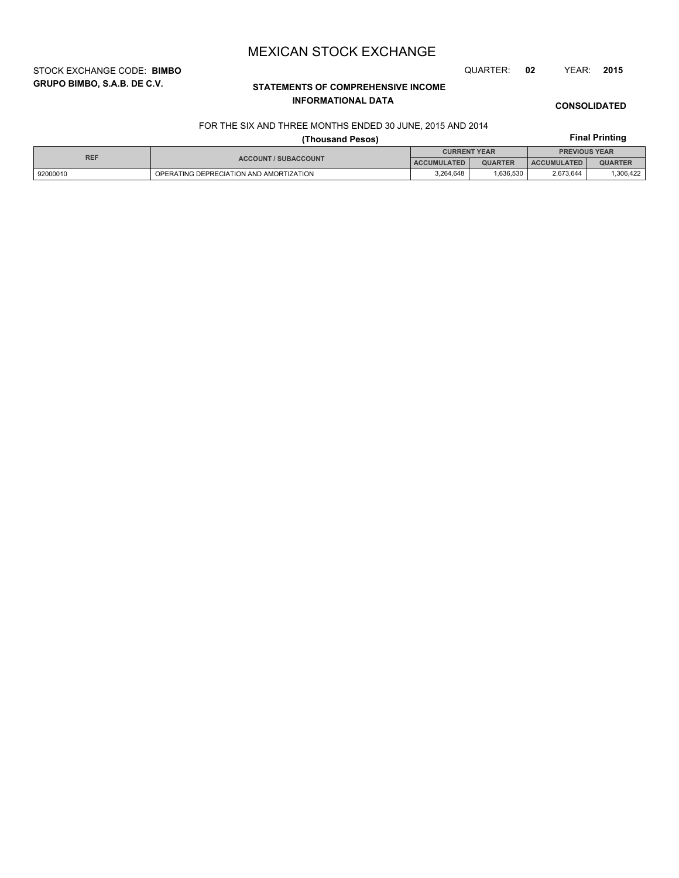# MEXICAN STOCK EXCHANGE

STOCK EXCHANGE CODE: **BIMBO**

QUARTER: **02** YEAR: **2015**

**GRUPO BIMBO, S.A.B. DE C.V.**

## STATEMENTS OF COMPREHENSIVE INCOME
### INFORMATIONAL DATA

**CONSOLIDATED**

FOR THE SIX AND THREE MONTHS ENDED 30 JUNE, 2015 AND 2014

**(Thousand Pesos)**

**Final Printing**

| REF | ACCOUNT / SUBACCOUNT | CURRENT YEAR | | PREVIOUS YEAR | |
|---|---|---|---|---|---|
| | | ACCUMULATED | QUARTER | ACCUMULATED | QUARTER |
| 92000010 | OPERATING DEPRECIATION AND AMORTIZATION | 3,264,648 | 1,636,530 | 2,673,644 | 1,306,422 |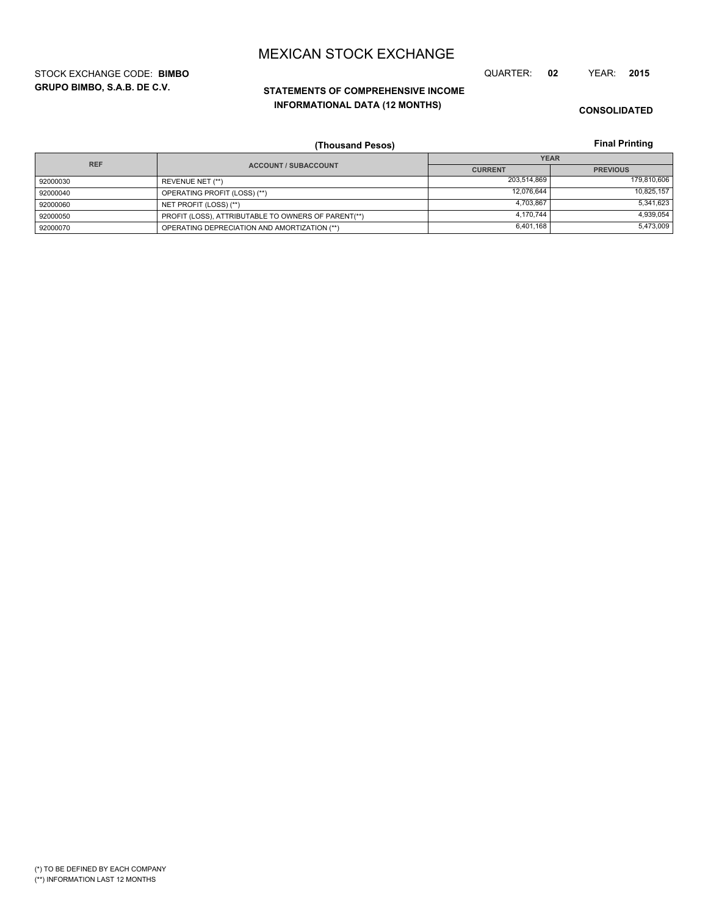# MEXICAN STOCK EXCHANGE

STOCK EXCHANGE CODE: **BIMBO**

**GRUPO BIMBO, S.A.B. DE C.V.**

QUARTER: **02** YEAR: **2015**

**STATEMENTS OF COMPREHENSIVE INCOME**
**INFORMATIONAL DATA (12 MONTHS)**

**CONSOLIDATED**

**(Thousand Pesos)**

**Final Printing**

| REF | ACCOUNT / SUBACCOUNT | YEAR | |
|---|---|---|---|
| | | CURRENT | PREVIOUS |
| 92000030 | REVENUE NET (**) | 203,514,869 | 179,810,606 |
| 92000040 | OPERATING PROFIT (LOSS) (**) | 12,076,644 | 10,825,157 |
| 92000060 | NET PROFIT (LOSS) (**) | 4,703,867 | 5,341,623 |
| 92000050 | PROFIT (LOSS), ATTRIBUTABLE TO OWNERS OF PARENT(**) | 4,170,744 | 4,939,054 |
| 92000070 | OPERATING DEPRECIATION AND AMORTIZATION (**) | 6,401,168 | 5,473,009 |

(*) TO BE DEFINED BY EACH COMPANY
(**) INFORMATION LAST 12 MONTHS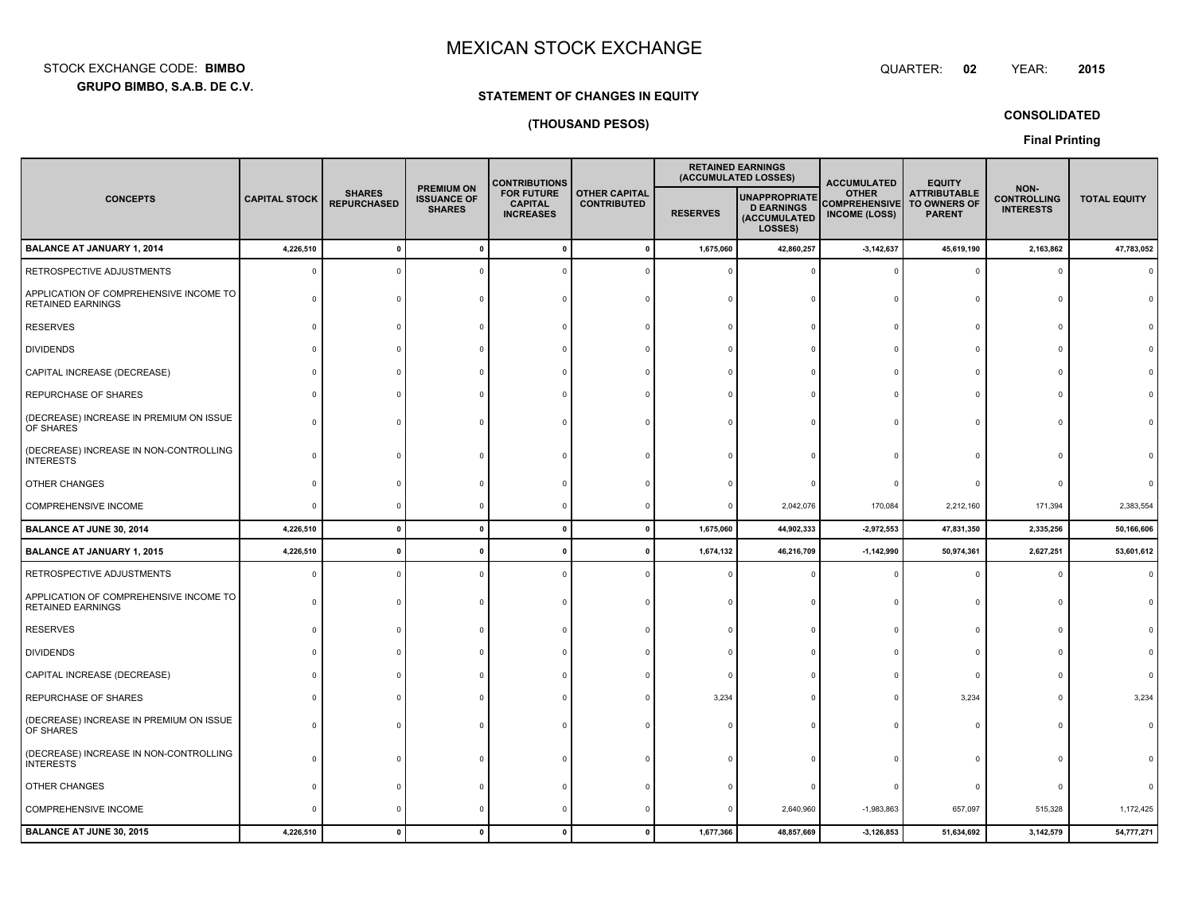# MEXICAN STOCK EXCHANGE

STOCK EXCHANGE CODE: **BIMBO**

**GRUPO BIMBO, S.A.B. DE C.V.**

QUARTER: **02** YEAR: **2015**

**STATEMENT OF CHANGES IN EQUITY**

**(THOUSAND PESOS)**

**CONSOLIDATED**

**Final Printing**

| CONCEPTS | CAPITAL STOCK | SHARES REPURCHASED | PREMIUM ON ISSUANCE OF SHARES | CONTRIBUTIONS FOR FUTURE CAPITAL INCREASES | OTHER CAPITAL CONTRIBUTED | RETAINED EARNINGS (ACCUMULATED LOSSES) | | ACCUMULATED OTHER COMPREHENSIVE INCOME (LOSS) | EQUITY ATTRIBUTABLE TO OWNERS OF PARENT | NON-CONTROLLING INTERESTS | TOTAL EQUITY |
|---|---|---|---|---|---|---|---|---|---|---|---|
| | | | | | | RESERVES | UNAPPROPRIATED EARNINGS (ACCUMULATED LOSSES) | | | | |
| **BALANCE AT JANUARY 1, 2014** | **4,226,510** | **0** | **0** | **0** | **0** | **1,675,060** | **42,860,257** | **-3,142,637** | **45,619,190** | **2,163,862** | **47,783,052** |
| RETROSPECTIVE ADJUSTMENTS | 0 | 0 | 0 | 0 | 0 | 0 | 0 | 0 | 0 | 0 | 0 |
| APPLICATION OF COMPREHENSIVE INCOME TO RETAINED EARNINGS | 0 | 0 | 0 | 0 | 0 | 0 | 0 | 0 | 0 | 0 | 0 |
| RESERVES | 0 | 0 | 0 | 0 | 0 | 0 | 0 | 0 | 0 | 0 | 0 |
| DIVIDENDS | 0 | 0 | 0 | 0 | 0 | 0 | 0 | 0 | 0 | 0 | 0 |
| CAPITAL INCREASE (DECREASE) | 0 | 0 | 0 | 0 | 0 | 0 | 0 | 0 | 0 | 0 | 0 |
| REPURCHASE OF SHARES | 0 | 0 | 0 | 0 | 0 | 0 | 0 | 0 | 0 | 0 | 0 |
| (DECREASE) INCREASE IN PREMIUM ON ISSUE OF SHARES | 0 | 0 | 0 | 0 | 0 | 0 | 0 | 0 | 0 | 0 | 0 |
| (DECREASE) INCREASE IN NON-CONTROLLING INTERESTS | 0 | 0 | 0 | 0 | 0 | 0 | 0 | 0 | 0 | 0 | 0 |
| OTHER CHANGES | 0 | 0 | 0 | 0 | 0 | 0 | 0 | 0 | 0 | 0 | 0 |
| COMPREHENSIVE INCOME | 0 | 0 | 0 | 0 | 0 | 0 | 2,042,076 | 170,084 | 2,212,160 | 171,394 | 2,383,554 |
| **BALANCE AT JUNE 30, 2014** | **4,226,510** | **0** | **0** | **0** | **0** | **1,675,060** | **44,902,333** | **-2,972,553** | **47,831,350** | **2,335,256** | **50,166,606** |
| **BALANCE AT JANUARY 1, 2015** | **4,226,510** | **0** | **0** | **0** | **0** | **1,674,132** | **46,216,709** | **-1,142,990** | **50,974,361** | **2,627,251** | **53,601,612** |
| RETROSPECTIVE ADJUSTMENTS | 0 | 0 | 0 | 0 | 0 | 0 | 0 | 0 | 0 | 0 | 0 |
| APPLICATION OF COMPREHENSIVE INCOME TO RETAINED EARNINGS | 0 | 0 | 0 | 0 | 0 | 0 | 0 | 0 | 0 | 0 | 0 |
| RESERVES | 0 | 0 | 0 | 0 | 0 | 0 | 0 | 0 | 0 | 0 | 0 |
| DIVIDENDS | 0 | 0 | 0 | 0 | 0 | 0 | 0 | 0 | 0 | 0 | 0 |
| CAPITAL INCREASE (DECREASE) | 0 | 0 | 0 | 0 | 0 | 0 | 0 | 0 | 0 | 0 | 0 |
| REPURCHASE OF SHARES | 0 | 0 | 0 | 0 | 0 | 3,234 | 0 | 0 | 3,234 | 0 | 3,234 |
| (DECREASE) INCREASE IN PREMIUM ON ISSUE OF SHARES | 0 | 0 | 0 | 0 | 0 | 0 | 0 | 0 | 0 | 0 | 0 |
| (DECREASE) INCREASE IN NON-CONTROLLING INTERESTS | 0 | 0 | 0 | 0 | 0 | 0 | 0 | 0 | 0 | 0 | 0 |
| OTHER CHANGES | 0 | 0 | 0 | 0 | 0 | 0 | 0 | 0 | 0 | 0 | 0 |
| COMPREHENSIVE INCOME | 0 | 0 | 0 | 0 | 0 | 0 | 2,640,960 | -1,983,863 | 657,097 | 515,328 | 1,172,425 |
| **BALANCE AT JUNE 30, 2015** | **4,226,510** | **0** | **0** | **0** | **0** | **1,677,366** | **48,857,669** | **-3,126,853** | **51,634,692** | **3,142,579** | **54,777,271** |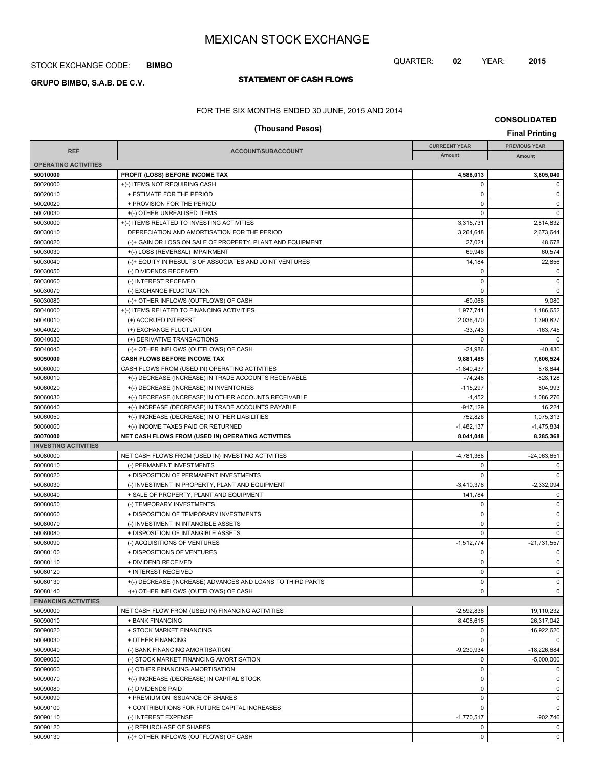# MEXICAN STOCK EXCHANGE

STOCK EXCHANGE CODE: **BIMBO**

QUARTER: **02** YEAR: **2015**

**GRUPO BIMBO, S.A.B. DE C.V.**

## STATEMENT OF CASH FLOWS

FOR THE SIX MONTHS ENDED 30 JUNE, 2015 AND 2014

**(Thousand Pesos)**

**CONSOLIDATED**

**Final Printing**

| REF | ACCOUNT/SUBACCOUNT | CURREENT YEAR Amount | PREVIOUS YEAR Amount |
|---|---|---|---|
| **OPERATING ACTIVITIES** | | | |
| **50010000** | **PROFIT (LOSS) BEFORE INCOME TAX** | **4,588,013** | **3,605,040** |
| 50020000 | +(-) ITEMS NOT REQUIRING CASH | 0 | 0 |
| 50020010 | + ESTIMATE FOR THE PERIOD | 0 | 0 |
| 50020020 | + PROVISION FOR THE PERIOD | 0 | 0 |
| 50020030 | +(-) OTHER UNREALISED ITEMS | 0 | 0 |
| 50030000 | +(-) ITEMS RELATED TO INVESTING ACTIVITIES | 3,315,731 | 2,814,832 |
| 50030010 | DEPRECIATION AND AMORTISATION FOR THE PERIOD | 3,264,648 | 2,673,644 |
| 50030020 | (-)+ GAIN OR LOSS ON SALE OF PROPERTY, PLANT AND EQUIPMENT | 27,021 | 48,678 |
| 50030030 | +(-) LOSS (REVERSAL) IMPAIRMENT | 69,946 | 60,574 |
| 50030040 | (-)+ EQUITY IN RESULTS OF ASSOCIATES AND JOINT VENTURES | 14,184 | 22,856 |
| 50030050 | (-) DIVIDENDS RECEIVED | 0 | 0 |
| 50030060 | (-) INTEREST RECEIVED | 0 | 0 |
| 50030070 | (-) EXCHANGE FLUCTUATION | 0 | 0 |
| 50030080 | (-)+ OTHER INFLOWS (OUTFLOWS) OF CASH | -60,068 | 9,080 |
| 50040000 | +(-) ITEMS RELATED TO FINANCING ACTIVITIES | 1,977,741 | 1,186,652 |
| 50040010 | (+) ACCRUED INTEREST | 2,036,470 | 1,390,827 |
| 50040020 | (+) EXCHANGE FLUCTUATION | -33,743 | -163,745 |
| 50040030 | (+) DERIVATIVE TRANSACTIONS | 0 | 0 |
| 50040040 | (-)+ OTHER INFLOWS (OUTFLOWS) OF CASH | -24,986 | -40,430 |
| **50050000** | **CASH FLOWS BEFORE INCOME TAX** | **9,881,485** | **7,606,524** |
| 50060000 | CASH FLOWS FROM (USED IN) OPERATING ACTIVITIES | -1,840,437 | 678,844 |
| 50060010 | +(-) DECREASE (INCREASE) IN TRADE ACCOUNTS RECEIVABLE | -74,248 | -828,128 |
| 50060020 | +(-) DECREASE (INCREASE) IN INVENTORIES | -115,297 | 804,993 |
| 50060030 | +(-) DECREASE (INCREASE) IN OTHER ACCOUNTS RECEIVABLE | -4,452 | 1,086,276 |
| 50060040 | +(-) INCREASE (DECREASE) IN TRADE ACCOUNTS PAYABLE | -917,129 | 16,224 |
| 50060050 | +(-) INCREASE (DECREASE) IN OTHER LIABILITIES | 752,826 | 1,075,313 |
| 50060060 | +(-) INCOME TAXES PAID OR RETURNED | -1,482,137 | -1,475,834 |
| **50070000** | **NET CASH FLOWS FROM (USED IN) OPERATING ACTIVITIES** | **8,041,048** | **8,285,368** |
| **INVESTING ACTIVITIES** | | | |
| 50080000 | NET CASH FLOWS FROM (USED IN) INVESTING ACTIVITIES | -4,781,368 | -24,063,651 |
| 50080010 | (-) PERMANENT INVESTMENTS | 0 | 0 |
| 50080020 | + DISPOSITION OF PERMANENT INVESTMENTS | 0 | 0 |
| 50080030 | (-) INVESTMENT IN PROPERTY, PLANT AND EQUIPMENT | -3,410,378 | -2,332,094 |
| 50080040 | + SALE OF PROPERTY, PLANT AND EQUIPMENT | 141,784 | 0 |
| 50080050 | (-) TEMPORARY INVESTMENTS | 0 | 0 |
| 50080060 | + DISPOSITION OF TEMPORARY INVESTMENTS | 0 | 0 |
| 50080070 | (-) INVESTMENT IN INTANGIBLE ASSETS | 0 | 0 |
| 50080080 | + DISPOSITION OF INTANGIBLE ASSETS | 0 | 0 |
| 50080090 | (-) ACQUISITIONS OF VENTURES | -1,512,774 | -21,731,557 |
| 50080100 | + DISPOSITIONS OF VENTURES | 0 | 0 |
| 50080110 | + DIVIDEND RECEIVED | 0 | 0 |
| 50080120 | + INTEREST RECEIVED | 0 | 0 |
| 50080130 | +(-) DECREASE (INCREASE) ADVANCES AND LOANS TO THIRD PARTS | 0 | 0 |
| 50080140 | -(+) OTHER INFLOWS (OUTFLOWS) OF CASH | 0 | 0 |
| **FINANCING ACTIVITIES** | | | |
| 50090000 | NET CASH FLOW FROM (USED IN) FINANCING ACTIVITIES | -2,592,836 | 19,110,232 |
| 50090010 | + BANK FINANCING | 8,408,615 | 26,317,042 |
| 50090020 | + STOCK MARKET FINANCING | 0 | 16,922,620 |
| 50090030 | + OTHER FINANCING | 0 | 0 |
| 50090040 | (-) BANK FINANCING AMORTISATION | -9,230,934 | -18,226,684 |
| 50090050 | (-) STOCK MARKET FINANCING AMORTISATION | 0 | -5,000,000 |
| 50090060 | (-) OTHER FINANCING AMORTISATION | 0 | 0 |
| 50090070 | +(-) INCREASE (DECREASE) IN CAPITAL STOCK | 0 | 0 |
| 50090080 | (-) DIVIDENDS PAID | 0 | 0 |
| 50090090 | + PREMIUM ON ISSUANCE OF SHARES | 0 | 0 |
| 50090100 | + CONTRIBUTIONS FOR FUTURE CAPITAL INCREASES | 0 | 0 |
| 50090110 | (-) INTEREST EXPENSE | -1,770,517 | -902,746 |
| 50090120 | (-) REPURCHASE OF SHARES | 0 | 0 |
| 50090130 | (-)+ OTHER INFLOWS (OUTFLOWS) OF CASH | 0 | 0 |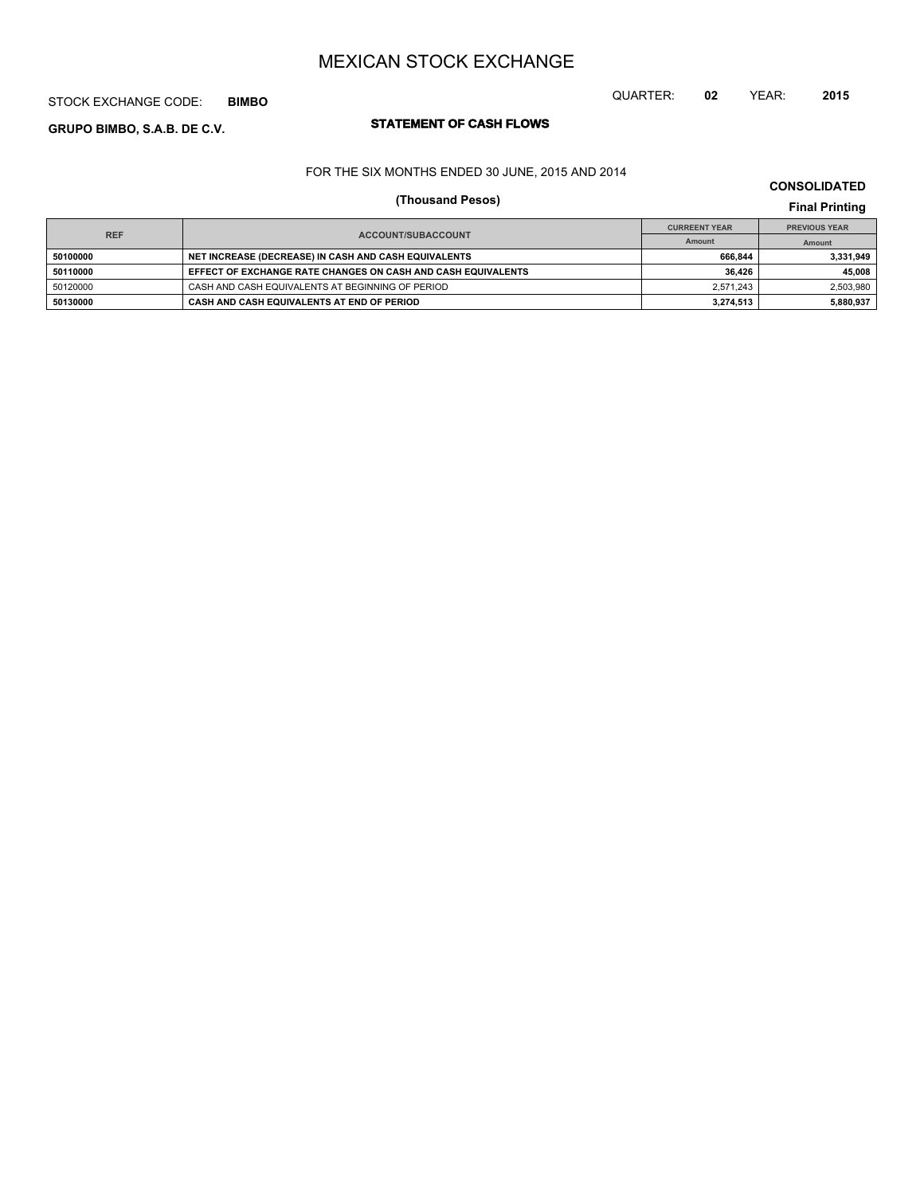# MEXICAN STOCK EXCHANGE

STOCK EXCHANGE CODE: **BIMBO**

QUARTER: **02** YEAR: **2015**

**GRUPO BIMBO, S.A.B. DE C.V.**

## STATEMENT OF CASH FLOWS

FOR THE SIX MONTHS ENDED 30 JUNE, 2015 AND 2014

**CONSOLIDATED**

**(Thousand Pesos)**

**Final Printing**

| REF | ACCOUNT/SUBACCOUNT | CURREENT YEAR | PREVIOUS YEAR |
|---|---|---|---|
| | | Amount | Amount |
| **50100000** | **NET INCREASE (DECREASE) IN CASH AND CASH EQUIVALENTS** | **666,844** | **3,331,949** |
| **50110000** | **EFFECT OF EXCHANGE RATE CHANGES ON CASH AND CASH EQUIVALENTS** | **36,426** | **45,008** |
| 50120000 | CASH AND CASH EQUIVALENTS AT BEGINNING OF PERIOD | 2,571,243 | 2,503,980 |
| **50130000** | **CASH AND CASH EQUIVALENTS AT END OF PERIOD** | **3,274,513** | **5,880,937** |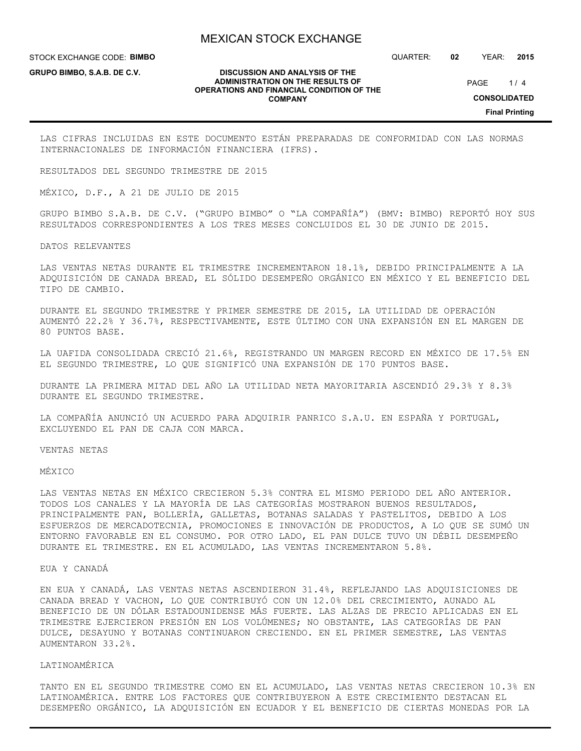LAS CIFRAS INCLUIDAS EN ESTE DOCUMENTO ESTÁN PREPARADAS DE CONFORMIDAD CON LAS NORMAS INTERNACIONALES DE INFORMACIÓN FINANCIERA (IFRS).

RESULTADOS DEL SEGUNDO TRIMESTRE DE 2015

MÉXICO, D.F., A 21 DE JULIO DE 2015

GRUPO BIMBO S.A.B. DE C.V. ("GRUPO BIMBO" O "LA COMPAÑÍA") (BMV: BIMBO) REPORTÓ HOY SUS RESULTADOS CORRESPONDIENTES A LOS TRES MESES CONCLUIDOS EL 30 DE JUNIO DE 2015.

DATOS RELEVANTES

LAS VENTAS NETAS DURANTE EL TRIMESTRE INCREMENTARON 18.1%, DEBIDO PRINCIPALMENTE A LA ADQUISICIÓN DE CANADA BREAD, EL SÓLIDO DESEMPEÑO ORGÁNICO EN MÉXICO Y EL BENEFICIO DEL TIPO DE CAMBIO.

DURANTE EL SEGUNDO TRIMESTRE Y PRIMER SEMESTRE DE 2015, LA UTILIDAD DE OPERACIÓN AUMENTÓ 22.2% Y 36.7%, RESPECTIVAMENTE, ESTE ÚLTIMO CON UNA EXPANSIÓN EN EL MARGEN DE 80 PUNTOS BASE.

LA UAFIDA CONSOLIDADA CRECIÓ 21.6%, REGISTRANDO UN MARGEN RECORD EN MÉXICO DE 17.5% EN EL SEGUNDO TRIMESTRE, LO QUE SIGNIFICÓ UNA EXPANSIÓN DE 170 PUNTOS BASE.

DURANTE LA PRIMERA MITAD DEL AÑO LA UTILIDAD NETA MAYORITARIA ASCENDIÓ 29.3% Y 8.3% DURANTE EL SEGUNDO TRIMESTRE.

LA COMPAÑÍA ANUNCIÓ UN ACUERDO PARA ADQUIRIR PANRICO S.A.U. EN ESPAÑA Y PORTUGAL, EXCLUYENDO EL PAN DE CAJA CON MARCA.

VENTAS NETAS

MÉXICO

LAS VENTAS NETAS EN MÉXICO CRECIERON 5.3% CONTRA EL MISMO PERIODO DEL AÑO ANTERIOR. TODOS LOS CANALES Y LA MAYORÍA DE LAS CATEGORÍAS MOSTRARON BUENOS RESULTADOS, PRINCIPALMENTE PAN, BOLLERÍA, GALLETAS, BOTANAS SALADAS Y PASTELITOS, DEBIDO A LOS ESFUERZOS DE MERCADOTECNIA, PROMOCIONES E INNOVACIÓN DE PRODUCTOS, A LO QUE SE SUMÓ UN ENTORNO FAVORABLE EN EL CONSUMO. POR OTRO LADO, EL PAN DULCE TUVO UN DÉBIL DESEMPEÑO DURANTE EL TRIMESTRE. EN EL ACUMULADO, LAS VENTAS INCREMENTARON 5.8%.

EUA Y CANADÁ

EN EUA Y CANADÁ, LAS VENTAS NETAS ASCENDIERON 31.4%, REFLEJANDO LAS ADQUISICIONES DE CANADA BREAD Y VACHON, LO QUE CONTRIBUYÓ CON UN 12.0% DEL CRECIMIENTO, AUNADO AL BENEFICIO DE UN DÓLAR ESTADOUNIDENSE MÁS FUERTE. LAS ALZAS DE PRECIO APLICADAS EN EL TRIMESTRE EJERCIERON PRESIÓN EN LOS VOLÚMENES; NO OBSTANTE, LAS CATEGORÍAS DE PAN DULCE, DESAYUNO Y BOTANAS CONTINUARON CRECIENDO. EN EL PRIMER SEMESTRE, LAS VENTAS AUMENTARON 33.2%.

LATINOAMÉRICA

TANTO EN EL SEGUNDO TRIMESTRE COMO EN EL ACUMULADO, LAS VENTAS NETAS CRECIERON 10.3% EN LATINOAMÉRICA. ENTRE LOS FACTORES QUE CONTRIBUYERON A ESTE CRECIMIENTO DESTACAN EL DESEMPEÑO ORGÁNICO, LA ADQUISICIÓN EN ECUADOR Y EL BENEFICIO DE CIERTAS MONEDAS POR LA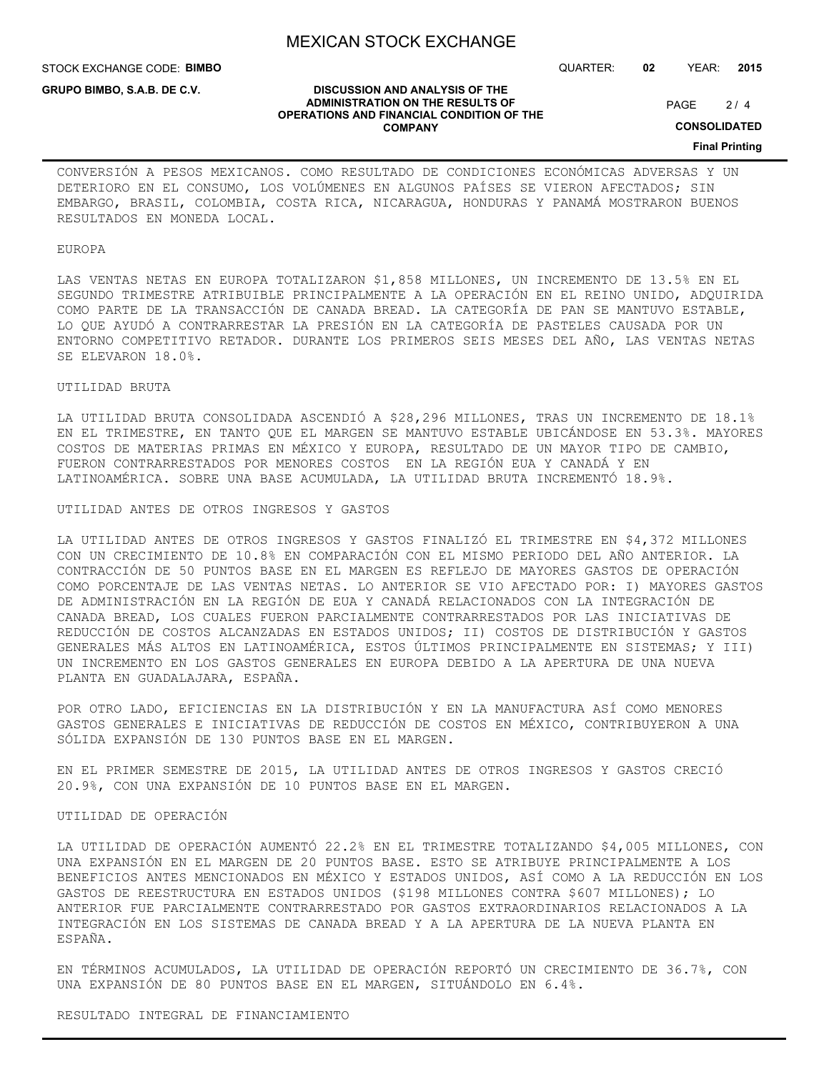CONVERSIÓN A PESOS MEXICANOS. COMO RESULTADO DE CONDICIONES ECONÓMICAS ADVERSAS Y UN DETERIORO EN EL CONSUMO, LOS VOLÚMENES EN ALGUNOS PAÍSES SE VIERON AFECTADOS; SIN EMBARGO, BRASIL, COLOMBIA, COSTA RICA, NICARAGUA, HONDURAS Y PANAMÁ MOSTRARON BUENOS RESULTADOS EN MONEDA LOCAL.

EUROPA

LAS VENTAS NETAS EN EUROPA TOTALIZARON $1,858 MILLONES, UN INCREMENTO DE 13.5% EN EL SEGUNDO TRIMESTRE ATRIBUIBLE PRINCIPALMENTE A LA OPERACIÓN EN EL REINO UNIDO, ADQUIRIDA COMO PARTE DE LA TRANSACCIÓN DE CANADA BREAD. LA CATEGORÍA DE PAN SE MANTUVO ESTABLE, LO QUE AYUDÓ A CONTRARRESTAR LA PRESIÓN EN LA CATEGORÍA DE PASTELES CAUSADA POR UN ENTORNO COMPETITIVO RETADOR. DURANTE LOS PRIMEROS SEIS MESES DEL AÑO, LAS VENTAS NETAS SE ELEVARON 18.0%.

UTILIDAD BRUTA

LA UTILIDAD BRUTA CONSOLIDADA ASCENDIÓ A $28,296 MILLONES, TRAS UN INCREMENTO DE 18.1% EN EL TRIMESTRE, EN TANTO QUE EL MARGEN SE MANTUVO ESTABLE UBICÁNDOSE EN 53.3%. MAYORES COSTOS DE MATERIAS PRIMAS EN MÉXICO Y EUROPA, RESULTADO DE UN MAYOR TIPO DE CAMBIO, FUERON CONTRARRESTADOS POR MENORES COSTOS EN LA REGIÓN EUA Y CANADÁ Y EN LATINOAMÉRICA. SOBRE UNA BASE ACUMULADA, LA UTILIDAD BRUTA INCREMENTÓ 18.9%.

UTILIDAD ANTES DE OTROS INGRESOS Y GASTOS

LA UTILIDAD ANTES DE OTROS INGRESOS Y GASTOS FINALIZÓ EL TRIMESTRE EN $4,372 MILLONES CON UN CRECIMIENTO DE 10.8% EN COMPARACIÓN CON EL MISMO PERIODO DEL AÑO ANTERIOR. LA CONTRACCIÓN DE 50 PUNTOS BASE EN EL MARGEN ES REFLEJO DE MAYORES GASTOS DE OPERACIÓN COMO PORCENTAJE DE LAS VENTAS NETAS. LO ANTERIOR SE VIO AFECTADO POR: I) MAYORES GASTOS DE ADMINISTRACIÓN EN LA REGIÓN DE EUA Y CANADÁ RELACIONADOS CON LA INTEGRACIÓN DE CANADA BREAD, LOS CUALES FUERON PARCIALMENTE CONTRARRESTADOS POR LAS INICIATIVAS DE REDUCCIÓN DE COSTOS ALCANZADAS EN ESTADOS UNIDOS; II) COSTOS DE DISTRIBUCIÓN Y GASTOS GENERALES MÁS ALTOS EN LATINOAMÉRICA, ESTOS ÚLTIMOS PRINCIPALMENTE EN SISTEMAS; Y III) UN INCREMENTO EN LOS GASTOS GENERALES EN EUROPA DEBIDO A LA APERTURA DE UNA NUEVA PLANTA EN GUADALAJARA, ESPAÑA.

POR OTRO LADO, EFICIENCIAS EN LA DISTRIBUCIÓN Y EN LA MANUFACTURA ASÍ COMO MENORES GASTOS GENERALES E INICIATIVAS DE REDUCCIÓN DE COSTOS EN MÉXICO, CONTRIBUYERON A UNA SÓLIDA EXPANSIÓN DE 130 PUNTOS BASE EN EL MARGEN.

EN EL PRIMER SEMESTRE DE 2015, LA UTILIDAD ANTES DE OTROS INGRESOS Y GASTOS CRECIÓ 20.9%, CON UNA EXPANSIÓN DE 10 PUNTOS BASE EN EL MARGEN.

UTILIDAD DE OPERACIÓN

LA UTILIDAD DE OPERACIÓN AUMENTÓ 22.2% EN EL TRIMESTRE TOTALIZANDO $4,005 MILLONES, CON UNA EXPANSIÓN EN EL MARGEN DE 20 PUNTOS BASE. ESTO SE ATRIBUYE PRINCIPALMENTE A LOS BENEFICIOS ANTES MENCIONADOS EN MÉXICO Y ESTADOS UNIDOS, ASÍ COMO A LA REDUCCIÓN EN LOS GASTOS DE REESTRUCTURA EN ESTADOS UNIDOS ($198 MILLONES CONTRA $607 MILLONES); LO ANTERIOR FUE PARCIALMENTE CONTRARRESTADO POR GASTOS EXTRAORDINARIOS RELACIONADOS A LA INTEGRACIÓN EN LOS SISTEMAS DE CANADA BREAD Y A LA APERTURA DE LA NUEVA PLANTA EN ESPAÑA.

EN TÉRMINOS ACUMULADOS, LA UTILIDAD DE OPERACIÓN REPORTÓ UN CRECIMIENTO DE 36.7%, CON UNA EXPANSIÓN DE 80 PUNTOS BASE EN EL MARGEN, SITUÁNDOLO EN 6.4%.

RESULTADO INTEGRAL DE FINANCIAMIENTO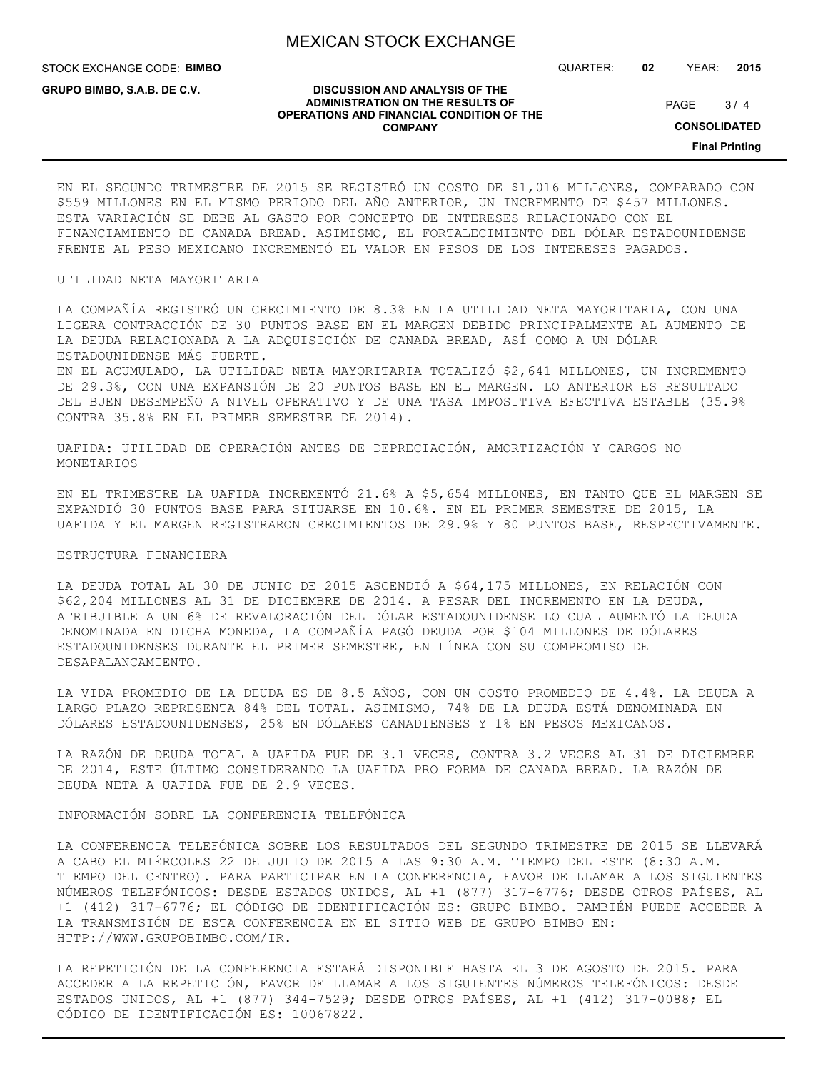EN EL SEGUNDO TRIMESTRE DE 2015 SE REGISTRÓ UN COSTO DE $1,016 MILLONES, COMPARADO CON $559 MILLONES EN EL MISMO PERIODO DEL AÑO ANTERIOR, UN INCREMENTO DE $457 MILLONES. ESTA VARIACIÓN SE DEBE AL GASTO POR CONCEPTO DE INTERESES RELACIONADO CON EL FINANCIAMIENTO DE CANADA BREAD. ASIMISMO, EL FORTALECIMIENTO DEL DÓLAR ESTADOUNIDENSE FRENTE AL PESO MEXICANO INCREMENTÓ EL VALOR EN PESOS DE LOS INTERESES PAGADOS.

UTILIDAD NETA MAYORITARIA

LA COMPAÑÍA REGISTRÓ UN CRECIMIENTO DE 8.3% EN LA UTILIDAD NETA MAYORITARIA, CON UNA LIGERA CONTRACCIÓN DE 30 PUNTOS BASE EN EL MARGEN DEBIDO PRINCIPALMENTE AL AUMENTO DE LA DEUDA RELACIONADA A LA ADQUISICIÓN DE CANADA BREAD, ASÍ COMO A UN DÓLAR ESTADOUNIDENSE MÁS FUERTE.
EN EL ACUMULADO, LA UTILIDAD NETA MAYORITARIA TOTALIZÓ $2,641 MILLONES, UN INCREMENTO DE 29.3%, CON UNA EXPANSIÓN DE 20 PUNTOS BASE EN EL MARGEN. LO ANTERIOR ES RESULTADO DEL BUEN DESEMPEÑO A NIVEL OPERATIVO Y DE UNA TASA IMPOSITIVA EFECTIVA ESTABLE (35.9% CONTRA 35.8% EN EL PRIMER SEMESTRE DE 2014).

UAFIDA: UTILIDAD DE OPERACIÓN ANTES DE DEPRECIACIÓN, AMORTIZACIÓN Y CARGOS NO MONETARIOS

EN EL TRIMESTRE LA UAFIDA INCREMENTÓ 21.6% A $5,654 MILLONES, EN TANTO QUE EL MARGEN SE EXPANDIÓ 30 PUNTOS BASE PARA SITUARSE EN 10.6%. EN EL PRIMER SEMESTRE DE 2015, LA UAFIDA Y EL MARGEN REGISTRARON CRECIMIENTOS DE 29.9% Y 80 PUNTOS BASE, RESPECTIVAMENTE.

ESTRUCTURA FINANCIERA

LA DEUDA TOTAL AL 30 DE JUNIO DE 2015 ASCENDIÓ A $64,175 MILLONES, EN RELACIÓN CON $62,204 MILLONES AL 31 DE DICIEMBRE DE 2014. A PESAR DEL INCREMENTO EN LA DEUDA, ATRIBUIBLE A UN 6% DE REVALORACIÓN DEL DÓLAR ESTADOUNIDENSE LO CUAL AUMENTÓ LA DEUDA DENOMINADA EN DICHA MONEDA, LA COMPAÑÍA PAGÓ DEUDA POR $104 MILLONES DE DÓLARES ESTADOUNIDENSES DURANTE EL PRIMER SEMESTRE, EN LÍNEA CON SU COMPROMISO DE DESAPALANCAMIENTO.

LA VIDA PROMEDIO DE LA DEUDA ES DE 8.5 AÑOS, CON UN COSTO PROMEDIO DE 4.4%. LA DEUDA A LARGO PLAZO REPRESENTA 84% DEL TOTAL. ASIMISMO, 74% DE LA DEUDA ESTÁ DENOMINADA EN DÓLARES ESTADOUNIDENSES, 25% EN DÓLARES CANADIENSES Y 1% EN PESOS MEXICANOS.

LA RAZÓN DE DEUDA TOTAL A UAFIDA FUE DE 3.1 VECES, CONTRA 3.2 VECES AL 31 DE DICIEMBRE DE 2014, ESTE ÚLTIMO CONSIDERANDO LA UAFIDA PRO FORMA DE CANADA BREAD. LA RAZÓN DE DEUDA NETA A UAFIDA FUE DE 2.9 VECES.

INFORMACIÓN SOBRE LA CONFERENCIA TELEFÓNICA

LA CONFERENCIA TELEFÓNICA SOBRE LOS RESULTADOS DEL SEGUNDO TRIMESTRE DE 2015 SE LLEVARÁ A CABO EL MIÉRCOLES 22 DE JULIO DE 2015 A LAS 9:30 A.M. TIEMPO DEL ESTE (8:30 A.M. TIEMPO DEL CENTRO). PARA PARTICIPAR EN LA CONFERENCIA, FAVOR DE LLAMAR A LOS SIGUIENTES NÚMEROS TELEFÓNICOS: DESDE ESTADOS UNIDOS, AL +1 (877) 317-6776; DESDE OTROS PAÍSES, AL +1 (412) 317-6776; EL CÓDIGO DE IDENTIFICACIÓN ES: GRUPO BIMBO. TAMBIÉN PUEDE ACCEDER A LA TRANSMISIÓN DE ESTA CONFERENCIA EN EL SITIO WEB DE GRUPO BIMBO EN: HTTP://WWW.GRUPOBIMBO.COM/IR.

LA REPETICIÓN DE LA CONFERENCIA ESTARÁ DISPONIBLE HASTA EL 3 DE AGOSTO DE 2015. PARA ACCEDER A LA REPETICIÓN, FAVOR DE LLAMAR A LOS SIGUIENTES NÚMEROS TELEFÓNICOS: DESDE ESTADOS UNIDOS, AL +1 (877) 344-7529; DESDE OTROS PAÍSES, AL +1 (412) 317-0088; EL CÓDIGO DE IDENTIFICACIÓN ES: 10067822.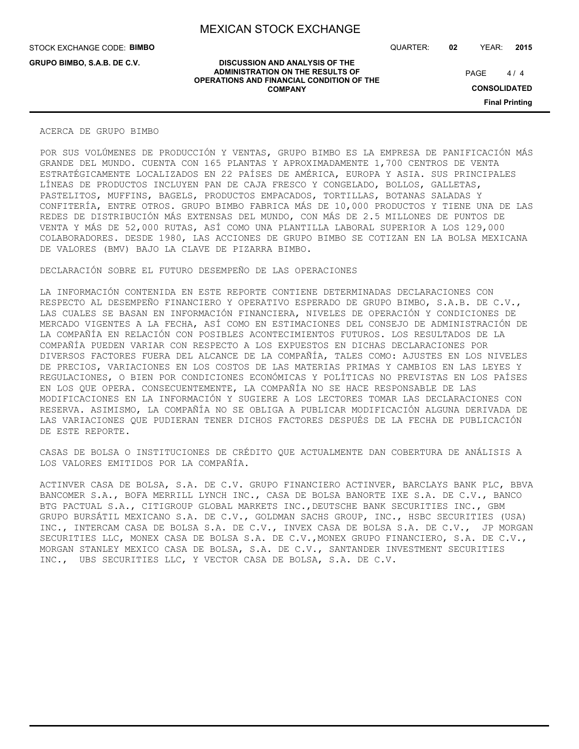## ACERCA DE GRUPO BIMBO

POR SUS VOLÚMENES DE PRODUCCIÓN Y VENTAS, GRUPO BIMBO ES LA EMPRESA DE PANIFICACIÓN MÁS GRANDE DEL MUNDO. CUENTA CON 165 PLANTAS Y APROXIMADAMENTE 1,700 CENTROS DE VENTA ESTRATÉGICAMENTE LOCALIZADOS EN 22 PAÍSES DE AMÉRICA, EUROPA Y ASIA. SUS PRINCIPALES LÍNEAS DE PRODUCTOS INCLUYEN PAN DE CAJA FRESCO Y CONGELADO, BOLLOS, GALLETAS, PASTELITOS, MUFFINS, BAGELS, PRODUCTOS EMPACADOS, TORTILLAS, BOTANAS SALADAS Y CONFITERÍA, ENTRE OTROS. GRUPO BIMBO FABRICA MÁS DE 10,000 PRODUCTOS Y TIENE UNA DE LAS REDES DE DISTRIBUCIÓN MÁS EXTENSAS DEL MUNDO, CON MÁS DE 2.5 MILLONES DE PUNTOS DE VENTA Y MÁS DE 52,000 RUTAS, ASÍ COMO UNA PLANTILLA LABORAL SUPERIOR A LOS 129,000 COLABORADORES. DESDE 1980, LAS ACCIONES DE GRUPO BIMBO SE COTIZAN EN LA BOLSA MEXICANA DE VALORES (BMV) BAJO LA CLAVE DE PIZARRA BIMBO.

## DECLARACIÓN SOBRE EL FUTURO DESEMPEÑO DE LAS OPERACIONES

LA INFORMACIÓN CONTENIDA EN ESTE REPORTE CONTIENE DETERMINADAS DECLARACIONES CON RESPECTO AL DESEMPEÑO FINANCIERO Y OPERATIVO ESPERADO DE GRUPO BIMBO, S.A.B. DE C.V., LAS CUALES SE BASAN EN INFORMACIÓN FINANCIERA, NIVELES DE OPERACIÓN Y CONDICIONES DE MERCADO VIGENTES A LA FECHA, ASÍ COMO EN ESTIMACIONES DEL CONSEJO DE ADMINISTRACIÓN DE LA COMPAÑÍA EN RELACIÓN CON POSIBLES ACONTECIMIENTOS FUTUROS. LOS RESULTADOS DE LA COMPAÑÍA PUEDEN VARIAR CON RESPECTO A LOS EXPUESTOS EN DICHAS DECLARACIONES POR DIVERSOS FACTORES FUERA DEL ALCANCE DE LA COMPAÑÍA, TALES COMO: AJUSTES EN LOS NIVELES DE PRECIOS, VARIACIONES EN LOS COSTOS DE LAS MATERIAS PRIMAS Y CAMBIOS EN LAS LEYES Y REGULACIONES, O BIEN POR CONDICIONES ECONÓMICAS Y POLÍTICAS NO PREVISTAS EN LOS PAÍSES EN LOS QUE OPERA. CONSECUENTEMENTE, LA COMPAÑÍA NO SE HACE RESPONSABLE DE LAS MODIFICACIONES EN LA INFORMACIÓN Y SUGIERE A LOS LECTORES TOMAR LAS DECLARACIONES CON RESERVA. ASIMISMO, LA COMPAÑÍA NO SE OBLIGA A PUBLICAR MODIFICACIÓN ALGUNA DERIVADA DE LAS VARIACIONES QUE PUDIERAN TENER DICHOS FACTORES DESPUÉS DE LA FECHA DE PUBLICACIÓN DE ESTE REPORTE.

## CASAS DE BOLSA O INSTITUCIONES DE CRÉDITO QUE ACTUALMENTE DAN COBERTURA DE ANÁLISIS A LOS VALORES EMITIDOS POR LA COMPAÑÍA.

ACTINVER CASA DE BOLSA, S.A. DE C.V. GRUPO FINANCIERO ACTINVER, BARCLAYS BANK PLC, BBVA BANCOMER S.A., BOFA MERRILL LYNCH INC., CASA DE BOLSA BANORTE IXE S.A. DE C.V., BANCO BTG PACTUAL S.A., CITIGROUP GLOBAL MARKETS INC.,DEUTSCHE BANK SECURITIES INC., GBM GRUPO BURSÁTIL MEXICANO S.A. DE C.V., GOLDMAN SACHS GROUP, INC., HSBC SECURITIES (USA) INC., INTERCAM CASA DE BOLSA S.A. DE C.V., INVEX CASA DE BOLSA S.A. DE C.V., JP MORGAN SECURITIES LLC, MONEX CASA DE BOLSA S.A. DE C.V.,MONEX GRUPO FINANCIERO, S.A. DE C.V., MORGAN STANLEY MEXICO CASA DE BOLSA, S.A. DE C.V., SANTANDER INVESTMENT SECURITIES INC., UBS SECURITIES LLC, Y VECTOR CASA DE BOLSA, S.A. DE C.V.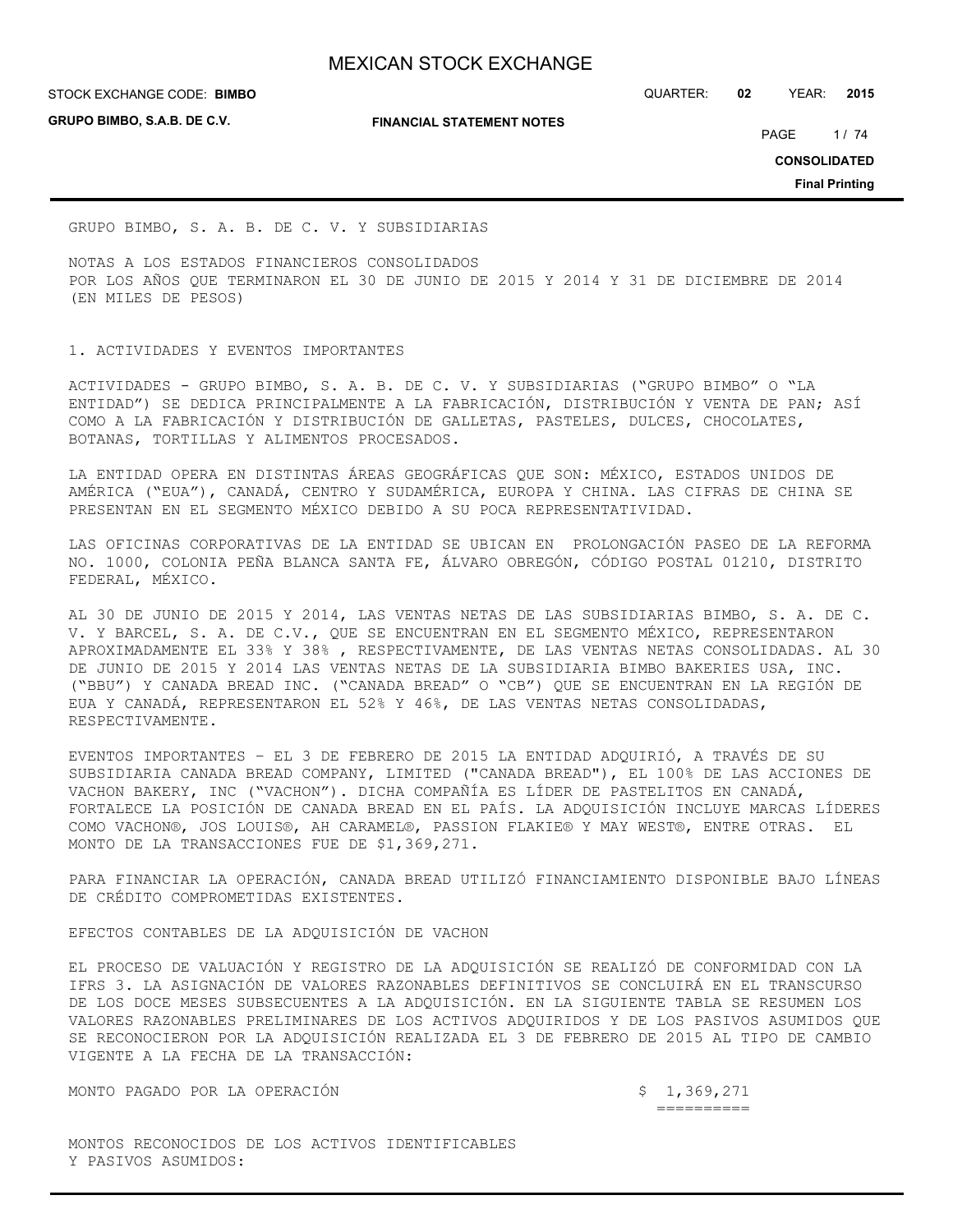GRUPO BIMBO, S. A. B. DE C. V. Y SUBSIDIARIAS

NOTAS A LOS ESTADOS FINANCIEROS CONSOLIDADOS
POR LOS AÑOS QUE TERMINARON EL 30 DE JUNIO DE 2015 Y 2014 Y 31 DE DICIEMBRE DE 2014
(EN MILES DE PESOS)

## 1. ACTIVIDADES Y EVENTOS IMPORTANTES

ACTIVIDADES - GRUPO BIMBO, S. A. B. DE C. V. Y SUBSIDIARIAS ("GRUPO BIMBO" O "LA ENTIDAD") SE DEDICA PRINCIPALMENTE A LA FABRICACIÓN, DISTRIBUCIÓN Y VENTA DE PAN; ASÍ COMO A LA FABRICACIÓN Y DISTRIBUCIÓN DE GALLETAS, PASTELES, DULCES, CHOCOLATES, BOTANAS, TORTILLAS Y ALIMENTOS PROCESADOS.

LA ENTIDAD OPERA EN DISTINTAS ÁREAS GEOGRÁFICAS QUE SON: MÉXICO, ESTADOS UNIDOS DE AMÉRICA ("EUA"), CANADÁ, CENTRO Y SUDAMÉRICA, EUROPA Y CHINA. LAS CIFRAS DE CHINA SE PRESENTAN EN EL SEGMENTO MÉXICO DEBIDO A SU POCA REPRESENTATIVIDAD.

LAS OFICINAS CORPORATIVAS DE LA ENTIDAD SE UBICAN EN PROLONGACIÓN PASEO DE LA REFORMA NO. 1000, COLONIA PEÑA BLANCA SANTA FE, ÁLVARO OBREGÓN, CÓDIGO POSTAL 01210, DISTRITO FEDERAL, MÉXICO.

AL 30 DE JUNIO DE 2015 Y 2014, LAS VENTAS NETAS DE LAS SUBSIDIARIAS BIMBO, S. A. DE C. V. Y BARCEL, S. A. DE C.V., QUE SE ENCUENTRAN EN EL SEGMENTO MÉXICO, REPRESENTARON APROXIMADAMENTE EL 33% Y 38% , RESPECTIVAMENTE, DE LAS VENTAS NETAS CONSOLIDADAS. AL 30 DE JUNIO DE 2015 Y 2014 LAS VENTAS NETAS DE LA SUBSIDIARIA BIMBO BAKERIES USA, INC. ("BBU") Y CANADA BREAD INC. ("CANADA BREAD" O "CB") QUE SE ENCUENTRAN EN LA REGIÓN DE EUA Y CANADÁ, REPRESENTARON EL 52% Y 46%, DE LAS VENTAS NETAS CONSOLIDADAS, RESPECTIVAMENTE.

EVENTOS IMPORTANTES – EL 3 DE FEBRERO DE 2015 LA ENTIDAD ADQUIRIÓ, A TRAVÉS DE SU SUBSIDIARIA CANADA BREAD COMPANY, LIMITED ("CANADA BREAD"), EL 100% DE LAS ACCIONES DE VACHON BAKERY, INC ("VACHON"). DICHA COMPAÑÍA ES LÍDER DE PASTELITOS EN CANADÁ, FORTALECE LA POSICIÓN DE CANADA BREAD EN EL PAÍS. LA ADQUISICIÓN INCLUYE MARCAS LÍDERES COMO VACHON®, JOS LOUIS®, AH CARAMEL®, PASSION FLAKIE® Y MAY WEST®, ENTRE OTRAS. EL MONTO DE LA TRANSACCIONES FUE DE $1,369,271.

PARA FINANCIAR LA OPERACIÓN, CANADA BREAD UTILIZÓ FINANCIAMIENTO DISPONIBLE BAJO LÍNEAS DE CRÉDITO COMPROMETIDAS EXISTENTES.

EFECTOS CONTABLES DE LA ADQUISICIÓN DE VACHON

EL PROCESO DE VALUACIÓN Y REGISTRO DE LA ADQUISICIÓN SE REALIZÓ DE CONFORMIDAD CON LA IFRS 3. LA ASIGNACIÓN DE VALORES RAZONABLES DEFINITIVOS SE CONCLUIRÁ EN EL TRANSCURSO DE LOS DOCE MESES SUBSECUENTES A LA ADQUISICIÓN. EN LA SIGUIENTE TABLA SE RESUMEN LOS VALORES RAZONABLES PRELIMINARES DE LOS ACTIVOS ADQUIRIDOS Y DE LOS PASIVOS ASUMIDOS QUE SE RECONOCIERON POR LA ADQUISICIÓN REALIZADA EL 3 DE FEBRERO DE 2015 AL TIPO DE CAMBIO VIGENTE A LA FECHA DE LA TRANSACCIÓN:

| | |
|---|---|
| MONTO PAGADO POR LA OPERACIÓN | $ 1,369,271 |

MONTOS RECONOCIDOS DE LOS ACTIVOS IDENTIFICABLES
Y PASIVOS ASUMIDOS: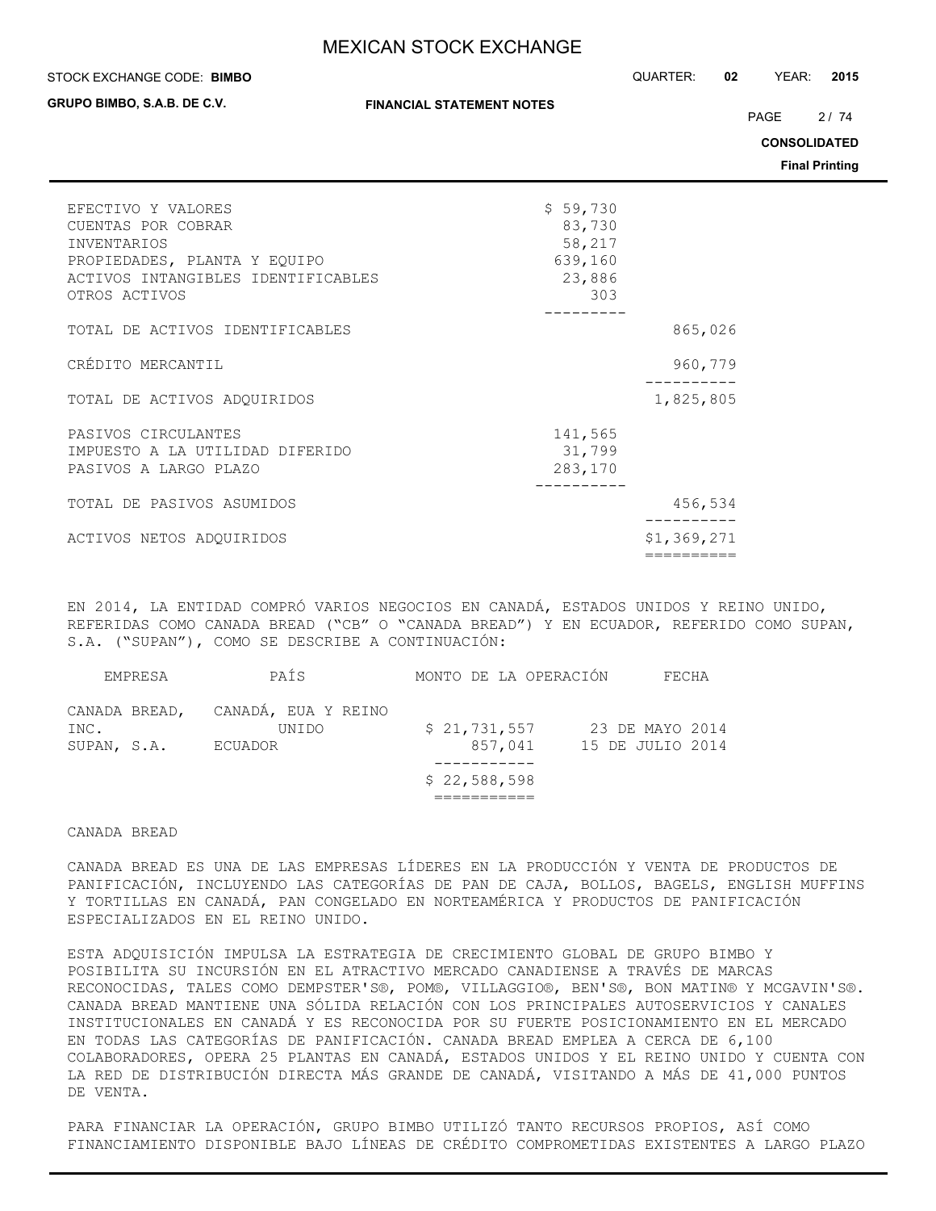| | | |
|---|---|---|
| EFECTIVO Y VALORES | $ 59,730 | |
| CUENTAS POR COBRAR | 83,730 | |
| INVENTARIOS | 58,217 | |
| PROPIEDADES, PLANTA Y EQUIPO | 639,160 | |
| ACTIVOS INTANGIBLES IDENTIFICABLES | 23,886 | |
| OTROS ACTIVOS | 303 | |
| TOTAL DE ACTIVOS IDENTIFICABLES | | 865,026 |
| CRÉDITO MERCANTIL | | 960,779 |
| TOTAL DE ACTIVOS ADQUIRIDOS | | 1,825,805 |
| PASIVOS CIRCULANTES | 141,565 | |
| IMPUESTO A LA UTILIDAD DIFERIDO | 31,799 | |
| PASIVOS A LARGO PLAZO | 283,170 | |
| TOTAL DE PASIVOS ASUMIDOS | | 456,534 |
| ACTIVOS NETOS ADQUIRIDOS | | $1,369,271 |

EN 2014, LA ENTIDAD COMPRÓ VARIOS NEGOCIOS EN CANADÁ, ESTADOS UNIDOS Y REINO UNIDO, REFERIDAS COMO CANADA BREAD ("CB" O "CANADA BREAD") Y EN ECUADOR, REFERIDO COMO SUPAN, S.A. ("SUPAN"), COMO SE DESCRIBE A CONTINUACIÓN:

| EMPRESA | PAÍS | MONTO DE LA OPERACIÓN | FECHA |
|---|---|---|---|
| CANADA BREAD, INC. | CANADÁ, EUA Y REINO UNIDO | $ 21,731,557 | 23 DE MAYO 2014 |
| SUPAN, S.A. | ECUADOR | 857,041 | 15 DE JULIO 2014 |
| | | $ 22,588,598 | |

CANADA BREAD

CANADA BREAD ES UNA DE LAS EMPRESAS LÍDERES EN LA PRODUCCIÓN Y VENTA DE PRODUCTOS DE PANIFICACIÓN, INCLUYENDO LAS CATEGORÍAS DE PAN DE CAJA, BOLLOS, BAGELS, ENGLISH MUFFINS Y TORTILLAS EN CANADÁ, PAN CONGELADO EN NORTEAMÉRICA Y PRODUCTOS DE PANIFICACIÓN ESPECIALIZADOS EN EL REINO UNIDO.

ESTA ADQUISICIÓN IMPULSA LA ESTRATEGIA DE CRECIMIENTO GLOBAL DE GRUPO BIMBO Y POSIBILITA SU INCURSIÓN EN EL ATRACTIVO MERCADO CANADIENSE A TRAVÉS DE MARCAS RECONOCIDAS, TALES COMO DEMPSTER'S®, POM®, VILLAGGIO®, BEN'S®, BON MATIN® Y MCGAVIN'S®. CANADA BREAD MANTIENE UNA SÓLIDA RELACIÓN CON LOS PRINCIPALES AUTOSERVICIOS Y CANALES INSTITUCIONALES EN CANADÁ Y ES RECONOCIDA POR SU FUERTE POSICIONAMIENTO EN EL MERCADO EN TODAS LAS CATEGORÍAS DE PANIFICACIÓN. CANADA BREAD EMPLEA A CERCA DE 6,100 COLABORADORES, OPERA 25 PLANTAS EN CANADÁ, ESTADOS UNIDOS Y EL REINO UNIDO Y CUENTA CON LA RED DE DISTRIBUCIÓN DIRECTA MÁS GRANDE DE CANADÁ, VISITANDO A MÁS DE 41,000 PUNTOS DE VENTA.

PARA FINANCIAR LA OPERACIÓN, GRUPO BIMBO UTILIZÓ TANTO RECURSOS PROPIOS, ASÍ COMO FINANCIAMIENTO DISPONIBLE BAJO LÍNEAS DE CRÉDITO COMPROMETIDAS EXISTENTES A LARGO PLAZO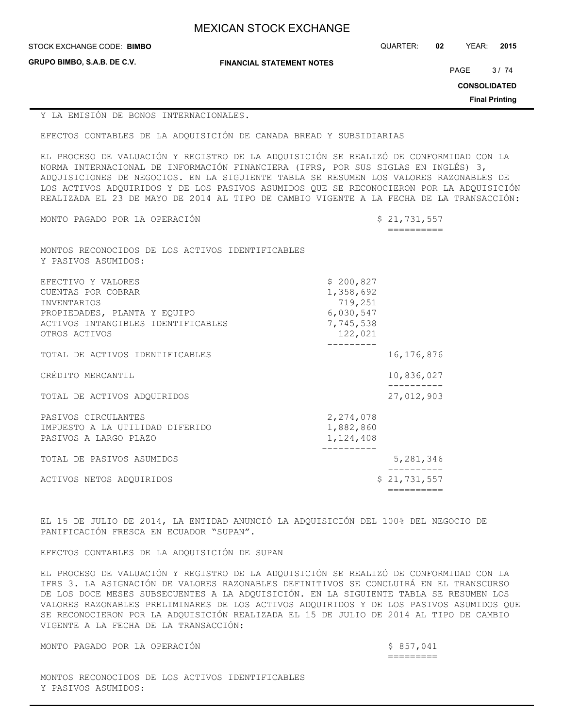Y LA EMISIÓN DE BONOS INTERNACIONALES.

EFECTOS CONTABLES DE LA ADQUISICIÓN DE CANADA BREAD Y SUBSIDIARIAS

EL PROCESO DE VALUACIÓN Y REGISTRO DE LA ADQUISICIÓN SE REALIZÓ DE CONFORMIDAD CON LA NORMA INTERNACIONAL DE INFORMACIÓN FINANCIERA (IFRS, POR SUS SIGLAS EN INGLÉS) 3, ADQUISICIONES DE NEGOCIOS. EN LA SIGUIENTE TABLA SE RESUMEN LOS VALORES RAZONABLES DE LOS ACTIVOS ADQUIRIDOS Y DE LOS PASIVOS ASUMIDOS QUE SE RECONOCIERON POR LA ADQUISICIÓN REALIZADA EL 23 DE MAYO DE 2014 AL TIPO DE CAMBIO VIGENTE A LA FECHA DE LA TRANSACCIÓN:

| | | |
|---|---|---|
| MONTO PAGADO POR LA OPERACIÓN | | $ 21,731,557 |
| MONTOS RECONOCIDOS DE LOS ACTIVOS IDENTIFICABLES Y PASIVOS ASUMIDOS: | | |
| EFECTIVO Y VALORES | $ 200,827 | |
| CUENTAS POR COBRAR | 1,358,692 | |
| INVENTARIOS | 719,251 | |
| PROPIEDADES, PLANTA Y EQUIPO | 6,030,547 | |
| ACTIVOS INTANGIBLES IDENTIFICABLES | 7,745,538 | |
| OTROS ACTIVOS | 122,021 | |
| TOTAL DE ACTIVOS IDENTIFICABLES | | 16,176,876 |
| CRÉDITO MERCANTIL | | 10,836,027 |
| TOTAL DE ACTIVOS ADQUIRIDOS | | 27,012,903 |
| PASIVOS CIRCULANTES | 2,274,078 | |
| IMPUESTO A LA UTILIDAD DIFERIDO | 1,882,860 | |
| PASIVOS A LARGO PLAZO | 1,124,408 | |
| TOTAL DE PASIVOS ASUMIDOS | | 5,281,346 |
| ACTIVOS NETOS ADQUIRIDOS | | $ 21,731,557 |

EL 15 DE JULIO DE 2014, LA ENTIDAD ANUNCIÓ LA ADQUISICIÓN DEL 100% DEL NEGOCIO DE PANIFICACIÓN FRESCA EN ECUADOR "SUPAN".

EFECTOS CONTABLES DE LA ADQUISICIÓN DE SUPAN

EL PROCESO DE VALUACIÓN Y REGISTRO DE LA ADQUISICIÓN SE REALIZÓ DE CONFORMIDAD CON LA IFRS 3. LA ASIGNACIÓN DE VALORES RAZONABLES DEFINITIVOS SE CONCLUIRÁ EN EL TRANSCURSO DE LOS DOCE MESES SUBSECUENTES A LA ADQUISICIÓN. EN LA SIGUIENTE TABLA SE RESUMEN LOS VALORES RAZONABLES PRELIMINARES DE LOS ACTIVOS ADQUIRIDOS Y DE LOS PASIVOS ASUMIDOS QUE SE RECONOCIERON POR LA ADQUISICIÓN REALIZADA EL 15 DE JULIO DE 2014 AL TIPO DE CAMBIO VIGENTE A LA FECHA DE LA TRANSACCIÓN:

| | |
|---|---|
| MONTO PAGADO POR LA OPERACIÓN | $ 857,041 |

MONTOS RECONOCIDOS DE LOS ACTIVOS IDENTIFICABLES
Y PASIVOS ASUMIDOS: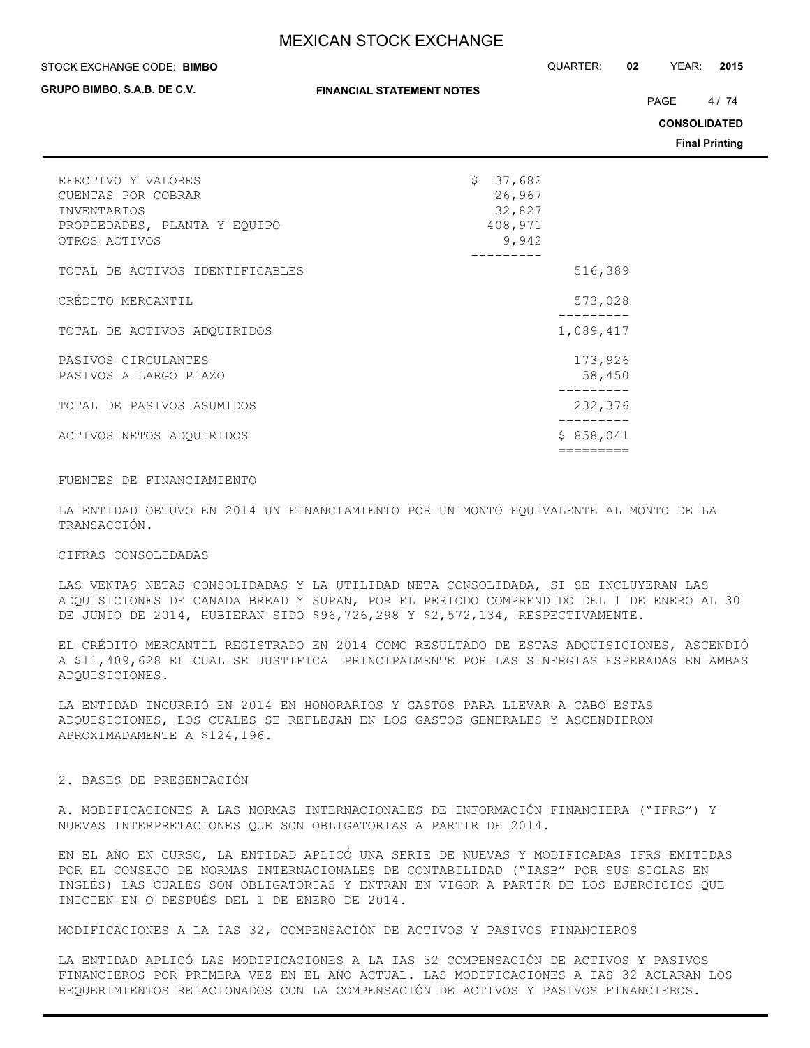| | | |
|---|---|---|
| EFECTIVO Y VALORES | $ 37,682 | |
| CUENTAS POR COBRAR | 26,967 | |
| INVENTARIOS | 32,827 | |
| PROPIEDADES, PLANTA Y EQUIPO | 408,971 | |
| OTROS ACTIVOS | 9,942 | |
| TOTAL DE ACTIVOS IDENTIFICABLES | | 516,389 |
| CRÉDITO MERCANTIL | | 573,028 |
| TOTAL DE ACTIVOS ADQUIRIDOS | | 1,089,417 |
| PASIVOS CIRCULANTES | | 173,926 |
| PASIVOS A LARGO PLAZO | | 58,450 |
| TOTAL DE PASIVOS ASUMIDOS | | 232,376 |
| ACTIVOS NETOS ADQUIRIDOS | | $ 858,041 |

FUENTES DE FINANCIAMIENTO

LA ENTIDAD OBTUVO EN 2014 UN FINANCIAMIENTO POR UN MONTO EQUIVALENTE AL MONTO DE LA TRANSACCIÓN.

CIFRAS CONSOLIDADAS

LAS VENTAS NETAS CONSOLIDADAS Y LA UTILIDAD NETA CONSOLIDADA, SI SE INCLUYERAN LAS ADQUISICIONES DE CANADA BREAD Y SUPAN, POR EL PERIODO COMPRENDIDO DEL 1 DE ENERO AL 30 DE JUNIO DE 2014, HUBIERAN SIDO $96,726,298 Y $2,572,134, RESPECTIVAMENTE.

EL CRÉDITO MERCANTIL REGISTRADO EN 2014 COMO RESULTADO DE ESTAS ADQUISICIONES, ASCENDIÓ A $11,409,628 EL CUAL SE JUSTIFICA PRINCIPALMENTE POR LAS SINERGIAS ESPERADAS EN AMBAS ADQUISICIONES.

LA ENTIDAD INCURRIÓ EN 2014 EN HONORARIOS Y GASTOS PARA LLEVAR A CABO ESTAS ADQUISICIONES, LOS CUALES SE REFLEJAN EN LOS GASTOS GENERALES Y ASCENDIERON APROXIMADAMENTE A $124,196.

## 2. BASES DE PRESENTACIÓN

A. MODIFICACIONES A LAS NORMAS INTERNACIONALES DE INFORMACIÓN FINANCIERA ("IFRS") Y NUEVAS INTERPRETACIONES QUE SON OBLIGATORIAS A PARTIR DE 2014.

EN EL AÑO EN CURSO, LA ENTIDAD APLICÓ UNA SERIE DE NUEVAS Y MODIFICADAS IFRS EMITIDAS POR EL CONSEJO DE NORMAS INTERNACIONALES DE CONTABILIDAD ("IASB" POR SUS SIGLAS EN INGLÉS) LAS CUALES SON OBLIGATORIAS Y ENTRAN EN VIGOR A PARTIR DE LOS EJERCICIOS QUE INICIEN EN O DESPUÉS DEL 1 DE ENERO DE 2014.

MODIFICACIONES A LA IAS 32, COMPENSACIÓN DE ACTIVOS Y PASIVOS FINANCIEROS

LA ENTIDAD APLICÓ LAS MODIFICACIONES A LA IAS 32 COMPENSACIÓN DE ACTIVOS Y PASIVOS FINANCIEROS POR PRIMERA VEZ EN EL AÑO ACTUAL. LAS MODIFICACIONES A IAS 32 ACLARAN LOS REQUERIMIENTOS RELACIONADOS CON LA COMPENSACIÓN DE ACTIVOS Y PASIVOS FINANCIEROS.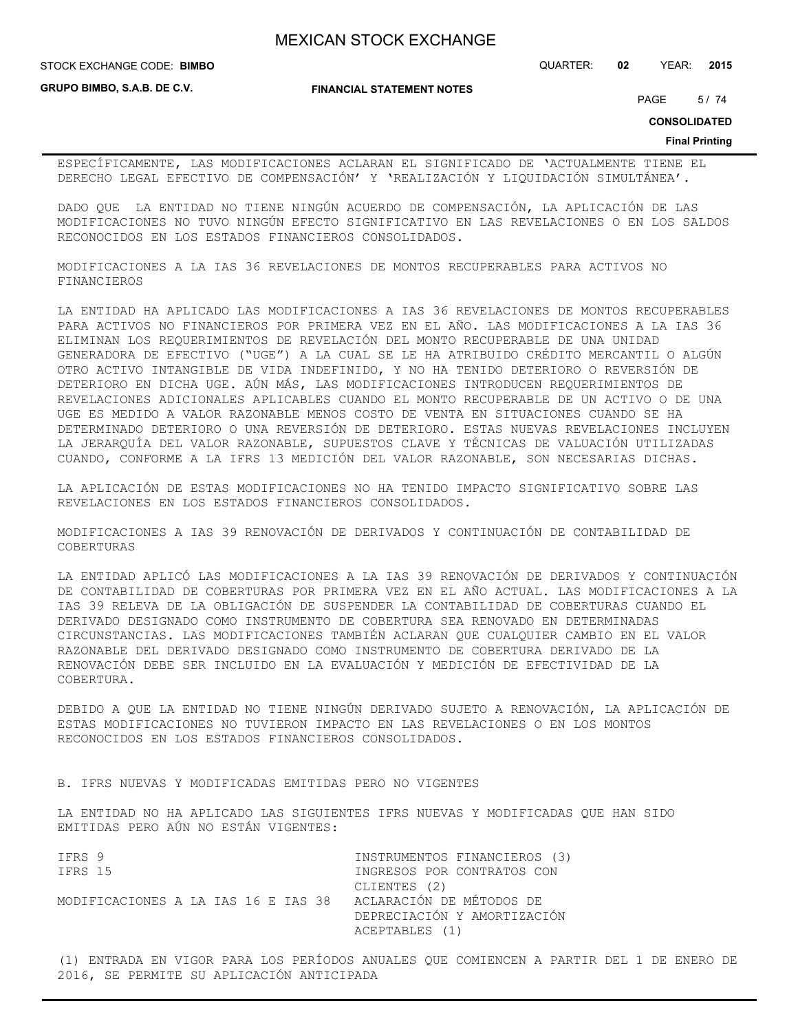ESPECÍFICAMENTE, LAS MODIFICACIONES ACLARAN EL SIGNIFICADO DE 'ACTUALMENTE TIENE EL DERECHO LEGAL EFECTIVO DE COMPENSACIÓN' Y 'REALIZACIÓN Y LIQUIDACIÓN SIMULTÁNEA'.

DADO QUE LA ENTIDAD NO TIENE NINGÚN ACUERDO DE COMPENSACIÓN, LA APLICACIÓN DE LAS MODIFICACIONES NO TUVO NINGÚN EFECTO SIGNIFICATIVO EN LAS REVELACIONES O EN LOS SALDOS RECONOCIDOS EN LOS ESTADOS FINANCIEROS CONSOLIDADOS.

MODIFICACIONES A LA IAS 36 REVELACIONES DE MONTOS RECUPERABLES PARA ACTIVOS NO FINANCIEROS

LA ENTIDAD HA APLICADO LAS MODIFICACIONES A IAS 36 REVELACIONES DE MONTOS RECUPERABLES PARA ACTIVOS NO FINANCIEROS POR PRIMERA VEZ EN EL AÑO. LAS MODIFICACIONES A LA IAS 36 ELIMINAN LOS REQUERIMIENTOS DE REVELACIÓN DEL MONTO RECUPERABLE DE UNA UNIDAD GENERADORA DE EFECTIVO ("UGE") A LA CUAL SE LE HA ATRIBUIDO CRÉDITO MERCANTIL O ALGÚN OTRO ACTIVO INTANGIBLE DE VIDA INDEFINIDO, Y NO HA TENIDO DETERIORO O REVERSIÓN DE DETERIORO EN DICHA UGE. AÚN MÁS, LAS MODIFICACIONES INTRODUCEN REQUERIMIENTOS DE REVELACIONES ADICIONALES APLICABLES CUANDO EL MONTO RECUPERABLE DE UN ACTIVO O DE UNA UGE ES MEDIDO A VALOR RAZONABLE MENOS COSTO DE VENTA EN SITUACIONES CUANDO SE HA DETERMINADO DETERIORO O UNA REVERSIÓN DE DETERIORO. ESTAS NUEVAS REVELACIONES INCLUYEN LA JERARQUÍA DEL VALOR RAZONABLE, SUPUESTOS CLAVE Y TÉCNICAS DE VALUACIÓN UTILIZADAS CUANDO, CONFORME A LA IFRS 13 MEDICIÓN DEL VALOR RAZONABLE, SON NECESARIAS DICHAS.

LA APLICACIÓN DE ESTAS MODIFICACIONES NO HA TENIDO IMPACTO SIGNIFICATIVO SOBRE LAS REVELACIONES EN LOS ESTADOS FINANCIEROS CONSOLIDADOS.

MODIFICACIONES A IAS 39 RENOVACIÓN DE DERIVADOS Y CONTINUACIÓN DE CONTABILIDAD DE COBERTURAS

LA ENTIDAD APLICÓ LAS MODIFICACIONES A LA IAS 39 RENOVACIÓN DE DERIVADOS Y CONTINUACIÓN DE CONTABILIDAD DE COBERTURAS POR PRIMERA VEZ EN EL AÑO ACTUAL. LAS MODIFICACIONES A LA IAS 39 RELEVA DE LA OBLIGACIÓN DE SUSPENDER LA CONTABILIDAD DE COBERTURAS CUANDO EL DERIVADO DESIGNADO COMO INSTRUMENTO DE COBERTURA SEA RENOVADO EN DETERMINADAS CIRCUNSTANCIAS. LAS MODIFICACIONES TAMBIÉN ACLARAN QUE CUALQUIER CAMBIO EN EL VALOR RAZONABLE DEL DERIVADO DESIGNADO COMO INSTRUMENTO DE COBERTURA DERIVADO DE LA RENOVACIÓN DEBE SER INCLUIDO EN LA EVALUACIÓN Y MEDICIÓN DE EFECTIVIDAD DE LA COBERTURA.

DEBIDO A QUE LA ENTIDAD NO TIENE NINGÚN DERIVADO SUJETO A RENOVACIÓN, LA APLICACIÓN DE ESTAS MODIFICACIONES NO TUVIERON IMPACTO EN LAS REVELACIONES O EN LOS MONTOS RECONOCIDOS EN LOS ESTADOS FINANCIEROS CONSOLIDADOS.

B. IFRS NUEVAS Y MODIFICADAS EMITIDAS PERO NO VIGENTES

LA ENTIDAD NO HA APLICADO LAS SIGUIENTES IFRS NUEVAS Y MODIFICADAS QUE HAN SIDO EMITIDAS PERO AÚN NO ESTÁN VIGENTES:

| | |
|---|---|
| IFRS 9 | INSTRUMENTOS FINANCIEROS (3) |
| IFRS 15 | INGRESOS POR CONTRATOS CON CLIENTES (2) |
| MODIFICACIONES A LA IAS 16 E IAS 38 | ACLARACIÓN DE MÉTODOS DE DEPRECIACIÓN Y AMORTIZACIÓN ACEPTABLES (1) |

(1) ENTRADA EN VIGOR PARA LOS PERÍODOS ANUALES QUE COMIENCEN A PARTIR DEL 1 DE ENERO DE 2016, SE PERMITE SU APLICACIÓN ANTICIPADA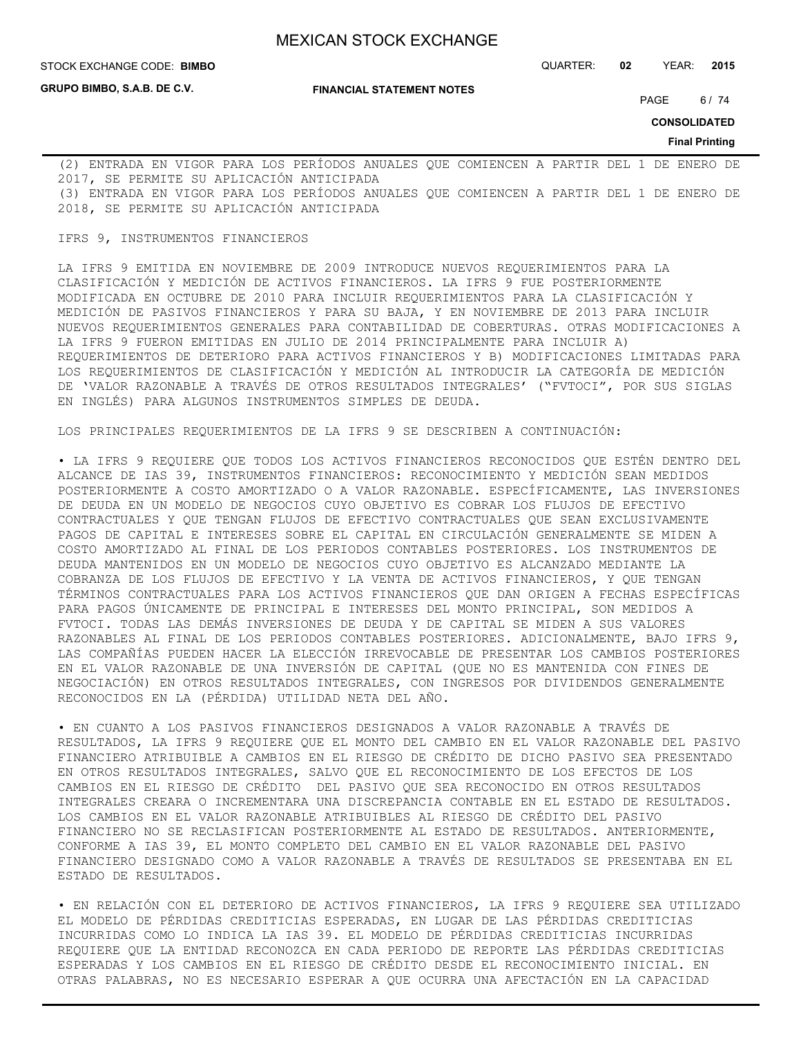(2) ENTRADA EN VIGOR PARA LOS PERÍODOS ANUALES QUE COMIENCEN A PARTIR DEL 1 DE ENERO DE 2017, SE PERMITE SU APLICACIÓN ANTICIPADA
(3) ENTRADA EN VIGOR PARA LOS PERÍODOS ANUALES QUE COMIENCEN A PARTIR DEL 1 DE ENERO DE 2018, SE PERMITE SU APLICACIÓN ANTICIPADA

IFRS 9, INSTRUMENTOS FINANCIEROS

LA IFRS 9 EMITIDA EN NOVIEMBRE DE 2009 INTRODUCE NUEVOS REQUERIMIENTOS PARA LA CLASIFICACIÓN Y MEDICIÓN DE ACTIVOS FINANCIEROS. LA IFRS 9 FUE POSTERIORMENTE MODIFICADA EN OCTUBRE DE 2010 PARA INCLUIR REQUERIMIENTOS PARA LA CLASIFICACIÓN Y MEDICIÓN DE PASIVOS FINANCIEROS Y PARA SU BAJA, Y EN NOVIEMBRE DE 2013 PARA INCLUIR NUEVOS REQUERIMIENTOS GENERALES PARA CONTABILIDAD DE COBERTURAS. OTRAS MODIFICACIONES A LA IFRS 9 FUERON EMITIDAS EN JULIO DE 2014 PRINCIPALMENTE PARA INCLUIR A) REQUERIMIENTOS DE DETERIORO PARA ACTIVOS FINANCIEROS Y B) MODIFICACIONES LIMITADAS PARA LOS REQUERIMIENTOS DE CLASIFICACIÓN Y MEDICIÓN AL INTRODUCIR LA CATEGORÍA DE MEDICIÓN DE 'VALOR RAZONABLE A TRAVÉS DE OTROS RESULTADOS INTEGRALES' ("FVTOCI", POR SUS SIGLAS EN INGLÉS) PARA ALGUNOS INSTRUMENTOS SIMPLES DE DEUDA.

LOS PRINCIPALES REQUERIMIENTOS DE LA IFRS 9 SE DESCRIBEN A CONTINUACIÓN:

• LA IFRS 9 REQUIERE QUE TODOS LOS ACTIVOS FINANCIEROS RECONOCIDOS QUE ESTÉN DENTRO DEL ALCANCE DE IAS 39, INSTRUMENTOS FINANCIEROS: RECONOCIMIENTO Y MEDICIÓN SEAN MEDIDOS POSTERIORMENTE A COSTO AMORTIZADO O A VALOR RAZONABLE. ESPECÍFICAMENTE, LAS INVERSIONES DE DEUDA EN UN MODELO DE NEGOCIOS CUYO OBJETIVO ES COBRAR LOS FLUJOS DE EFECTIVO CONTRACTUALES Y QUE TENGAN FLUJOS DE EFECTIVO CONTRACTUALES QUE SEAN EXCLUSIVAMENTE PAGOS DE CAPITAL E INTERESES SOBRE EL CAPITAL EN CIRCULACIÓN GENERALMENTE SE MIDEN A COSTO AMORTIZADO AL FINAL DE LOS PERIODOS CONTABLES POSTERIORES. LOS INSTRUMENTOS DE DEUDA MANTENIDOS EN UN MODELO DE NEGOCIOS CUYO OBJETIVO ES ALCANZADO MEDIANTE LA COBRANZA DE LOS FLUJOS DE EFECTIVO Y LA VENTA DE ACTIVOS FINANCIEROS, Y QUE TENGAN TÉRMINOS CONTRACTUALES PARA LOS ACTIVOS FINANCIEROS QUE DAN ORIGEN A FECHAS ESPECÍFICAS PARA PAGOS ÚNICAMENTE DE PRINCIPAL E INTERESES DEL MONTO PRINCIPAL, SON MEDIDOS A FVTOCI. TODAS LAS DEMÁS INVERSIONES DE DEUDA Y DE CAPITAL SE MIDEN A SUS VALORES RAZONABLES AL FINAL DE LOS PERIODOS CONTABLES POSTERIORES. ADICIONALMENTE, BAJO IFRS 9, LAS COMPAÑÍAS PUEDEN HACER LA ELECCIÓN IRREVOCABLE DE PRESENTAR LOS CAMBIOS POSTERIORES EN EL VALOR RAZONABLE DE UNA INVERSIÓN DE CAPITAL (QUE NO ES MANTENIDA CON FINES DE NEGOCIACIÓN) EN OTROS RESULTADOS INTEGRALES, CON INGRESOS POR DIVIDENDOS GENERALMENTE RECONOCIDOS EN LA (PÉRDIDA) UTILIDAD NETA DEL AÑO.

• EN CUANTO A LOS PASIVOS FINANCIEROS DESIGNADOS A VALOR RAZONABLE A TRAVÉS DE RESULTADOS, LA IFRS 9 REQUIERE QUE EL MONTO DEL CAMBIO EN EL VALOR RAZONABLE DEL PASIVO FINANCIERO ATRIBUIBLE A CAMBIOS EN EL RIESGO DE CRÉDITO DE DICHO PASIVO SEA PRESENTADO EN OTROS RESULTADOS INTEGRALES, SALVO QUE EL RECONOCIMIENTO DE LOS EFECTOS DE LOS CAMBIOS EN EL RIESGO DE CRÉDITO DEL PASIVO QUE SEA RECONOCIDO EN OTROS RESULTADOS INTEGRALES CREARA O INCREMENTARA UNA DISCREPANCIA CONTABLE EN EL ESTADO DE RESULTADOS. LOS CAMBIOS EN EL VALOR RAZONABLE ATRIBUIBLES AL RIESGO DE CRÉDITO DEL PASIVO FINANCIERO NO SE RECLASIFICAN POSTERIORMENTE AL ESTADO DE RESULTADOS. ANTERIORMENTE, CONFORME A IAS 39, EL MONTO COMPLETO DEL CAMBIO EN EL VALOR RAZONABLE DEL PASIVO FINANCIERO DESIGNADO COMO A VALOR RAZONABLE A TRAVÉS DE RESULTADOS SE PRESENTABA EN EL ESTADO DE RESULTADOS.

• EN RELACIÓN CON EL DETERIORO DE ACTIVOS FINANCIEROS, LA IFRS 9 REQUIERE SEA UTILIZADO EL MODELO DE PÉRDIDAS CREDITICIAS ESPERADAS, EN LUGAR DE LAS PÉRDIDAS CREDITICIAS INCURRIDAS COMO LO INDICA LA IAS 39. EL MODELO DE PÉRDIDAS CREDITICIAS INCURRIDAS REQUIERE QUE LA ENTIDAD RECONOZCA EN CADA PERIODO DE REPORTE LAS PÉRDIDAS CREDITICIAS ESPERADAS Y LOS CAMBIOS EN EL RIESGO DE CRÉDITO DESDE EL RECONOCIMIENTO INICIAL. EN OTRAS PALABRAS, NO ES NECESARIO ESPERAR A QUE OCURRA UNA AFECTACIÓN EN LA CAPACIDAD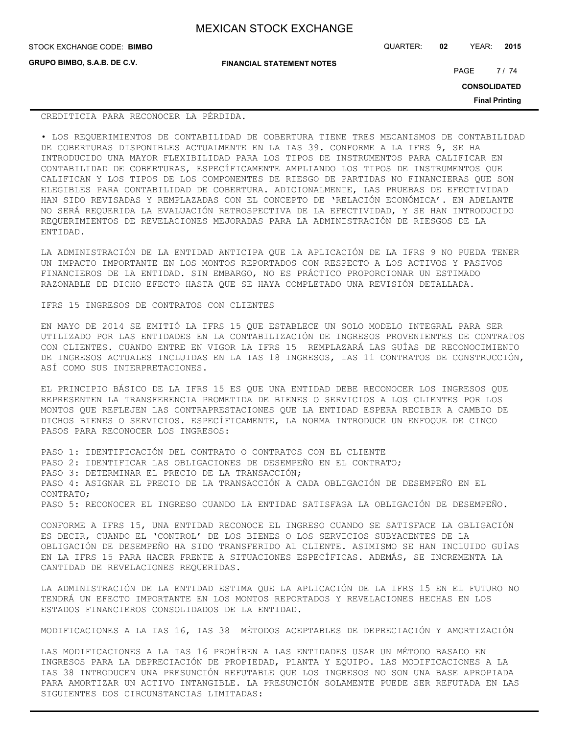CREDITICIA PARA RECONOCER LA PÉRDIDA.

• LOS REQUERIMIENTOS DE CONTABILIDAD DE COBERTURA TIENE TRES MECANISMOS DE CONTABILIDAD DE COBERTURAS DISPONIBLES ACTUALMENTE EN LA IAS 39. CONFORME A LA IFRS 9, SE HA INTRODUCIDO UNA MAYOR FLEXIBILIDAD PARA LOS TIPOS DE INSTRUMENTOS PARA CALIFICAR EN CONTABILIDAD DE COBERTURAS, ESPECÍFICAMENTE AMPLIANDO LOS TIPOS DE INSTRUMENTOS QUE CALIFICAN Y LOS TIPOS DE LOS COMPONENTES DE RIESGO DE PARTIDAS NO FINANCIERAS QUE SON ELEGIBLES PARA CONTABILIDAD DE COBERTURA. ADICIONALMENTE, LAS PRUEBAS DE EFECTIVIDAD HAN SIDO REVISADAS Y REMPLAZADAS CON EL CONCEPTO DE 'RELACIÓN ECONÓMICA'. EN ADELANTE NO SERÁ REQUERIDA LA EVALUACIÓN RETROSPECTIVA DE LA EFECTIVIDAD, Y SE HAN INTRODUCIDO REQUERIMIENTOS DE REVELACIONES MEJORADAS PARA LA ADMINISTRACIÓN DE RIESGOS DE LA ENTIDAD.

LA ADMINISTRACIÓN DE LA ENTIDAD ANTICIPA QUE LA APLICACIÓN DE LA IFRS 9 NO PUEDA TENER UN IMPACTO IMPORTANTE EN LOS MONTOS REPORTADOS CON RESPECTO A LOS ACTIVOS Y PASIVOS FINANCIEROS DE LA ENTIDAD. SIN EMBARGO, NO ES PRÁCTICO PROPORCIONAR UN ESTIMADO RAZONABLE DE DICHO EFECTO HASTA QUE SE HAYA COMPLETADO UNA REVISIÓN DETALLADA.

IFRS 15 INGRESOS DE CONTRATOS CON CLIENTES

EN MAYO DE 2014 SE EMITIÓ LA IFRS 15 QUE ESTABLECE UN SOLO MODELO INTEGRAL PARA SER UTILIZADO POR LAS ENTIDADES EN LA CONTABILIZACIÓN DE INGRESOS PROVENIENTES DE CONTRATOS CON CLIENTES. CUANDO ENTRE EN VIGOR LA IFRS 15 REMPLAZARÁ LAS GUÍAS DE RECONOCIMIENTO DE INGRESOS ACTUALES INCLUIDAS EN LA IAS 18 INGRESOS, IAS 11 CONTRATOS DE CONSTRUCCIÓN, ASÍ COMO SUS INTERPRETACIONES.

EL PRINCIPIO BÁSICO DE LA IFRS 15 ES QUE UNA ENTIDAD DEBE RECONOCER LOS INGRESOS QUE REPRESENTEN LA TRANSFERENCIA PROMETIDA DE BIENES O SERVICIOS A LOS CLIENTES POR LOS MONTOS QUE REFLEJEN LAS CONTRAPRESTACIONES QUE LA ENTIDAD ESPERA RECIBIR A CAMBIO DE DICHOS BIENES O SERVICIOS. ESPECÍFICAMENTE, LA NORMA INTRODUCE UN ENFOQUE DE CINCO PASOS PARA RECONOCER LOS INGRESOS:

PASO 1: IDENTIFICACIÓN DEL CONTRATO O CONTRATOS CON EL CLIENTE
PASO 2: IDENTIFICAR LAS OBLIGACIONES DE DESEMPEÑO EN EL CONTRATO;
PASO 3: DETERMINAR EL PRECIO DE LA TRANSACCIÓN;
PASO 4: ASIGNAR EL PRECIO DE LA TRANSACCIÓN A CADA OBLIGACIÓN DE DESEMPEÑO EN EL CONTRATO;
PASO 5: RECONOCER EL INGRESO CUANDO LA ENTIDAD SATISFAGA LA OBLIGACIÓN DE DESEMPEÑO.

CONFORME A IFRS 15, UNA ENTIDAD RECONOCE EL INGRESO CUANDO SE SATISFACE LA OBLIGACIÓN ES DECIR, CUANDO EL 'CONTROL' DE LOS BIENES O LOS SERVICIOS SUBYACENTES DE LA OBLIGACIÓN DE DESEMPEÑO HA SIDO TRANSFERIDO AL CLIENTE. ASIMISMO SE HAN INCLUIDO GUÍAS EN LA IFRS 15 PARA HACER FRENTE A SITUACIONES ESPECÍFICAS. ADEMÁS, SE INCREMENTA LA CANTIDAD DE REVELACIONES REQUERIDAS.

LA ADMINISTRACIÓN DE LA ENTIDAD ESTIMA QUE LA APLICACIÓN DE LA IFRS 15 EN EL FUTURO NO TENDRÁ UN EFECTO IMPORTANTE EN LOS MONTOS REPORTADOS Y REVELACIONES HECHAS EN LOS ESTADOS FINANCIEROS CONSOLIDADOS DE LA ENTIDAD.

MODIFICACIONES A LA IAS 16, IAS 38 MÉTODOS ACEPTABLES DE DEPRECIACIÓN Y AMORTIZACIÓN

LAS MODIFICACIONES A LA IAS 16 PROHÍBEN A LAS ENTIDADES USAR UN MÉTODO BASADO EN INGRESOS PARA LA DEPRECIACIÓN DE PROPIEDAD, PLANTA Y EQUIPO. LAS MODIFICACIONES A LA IAS 38 INTRODUCEN UNA PRESUNCIÓN REFUTABLE QUE LOS INGRESOS NO SON UNA BASE APROPIADA PARA AMORTIZAR UN ACTIVO INTANGIBLE. LA PRESUNCIÓN SOLAMENTE PUEDE SER REFUTADA EN LAS SIGUIENTES DOS CIRCUNSTANCIAS LIMITADAS: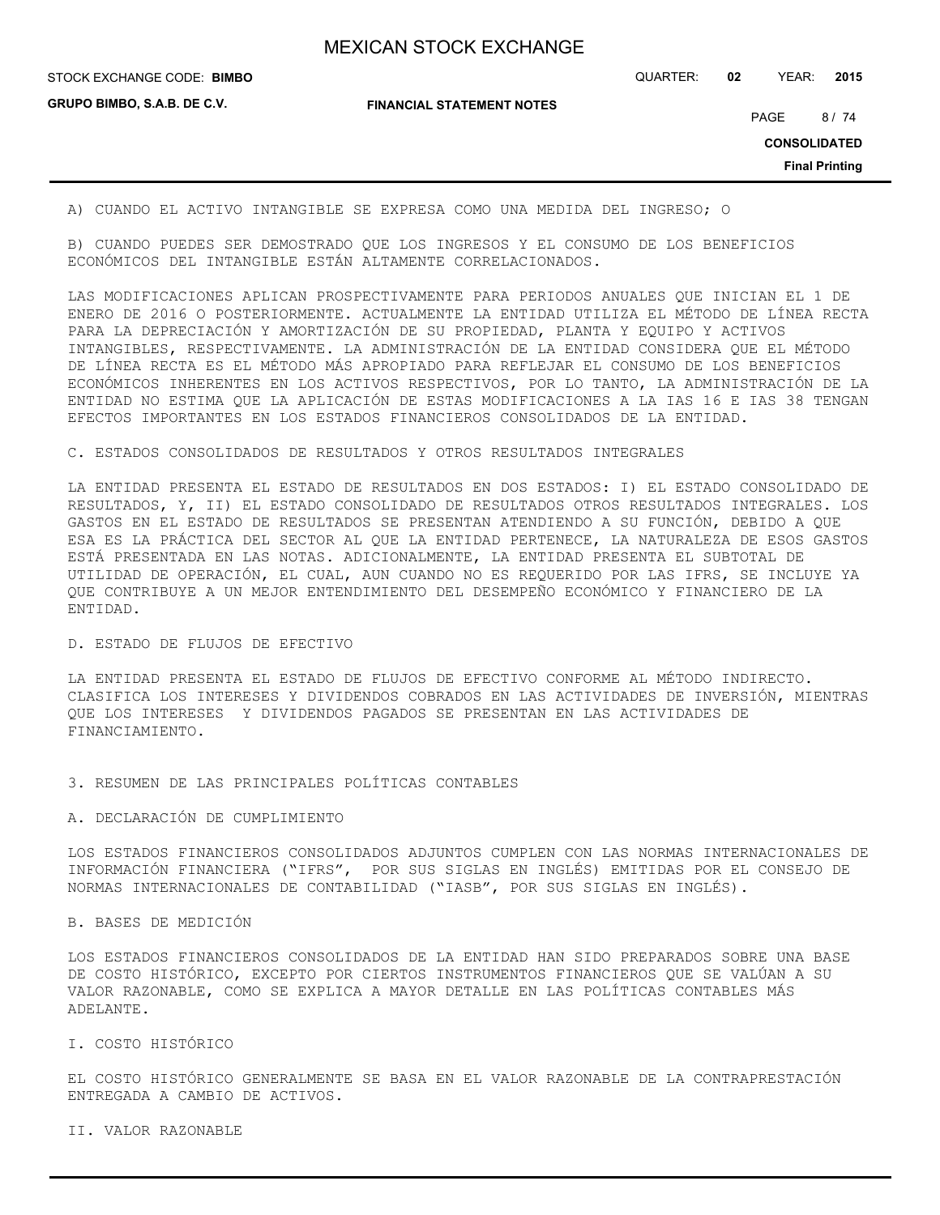A) CUANDO EL ACTIVO INTANGIBLE SE EXPRESA COMO UNA MEDIDA DEL INGRESO; O

B) CUANDO PUEDES SER DEMOSTRADO QUE LOS INGRESOS Y EL CONSUMO DE LOS BENEFICIOS ECONÓMICOS DEL INTANGIBLE ESTÁN ALTAMENTE CORRELACIONADOS.

LAS MODIFICACIONES APLICAN PROSPECTIVAMENTE PARA PERIODOS ANUALES QUE INICIAN EL 1 DE ENERO DE 2016 O POSTERIORMENTE. ACTUALMENTE LA ENTIDAD UTILIZA EL MÉTODO DE LÍNEA RECTA PARA LA DEPRECIACIÓN Y AMORTIZACIÓN DE SU PROPIEDAD, PLANTA Y EQUIPO Y ACTIVOS INTANGIBLES, RESPECTIVAMENTE. LA ADMINISTRACIÓN DE LA ENTIDAD CONSIDERA QUE EL MÉTODO DE LÍNEA RECTA ES EL MÉTODO MÁS APROPIADO PARA REFLEJAR EL CONSUMO DE LOS BENEFICIOS ECONÓMICOS INHERENTES EN LOS ACTIVOS RESPECTIVOS, POR LO TANTO, LA ADMINISTRACIÓN DE LA ENTIDAD NO ESTIMA QUE LA APLICACIÓN DE ESTAS MODIFICACIONES A LA IAS 16 E IAS 38 TENGAN EFECTOS IMPORTANTES EN LOS ESTADOS FINANCIEROS CONSOLIDADOS DE LA ENTIDAD.

C. ESTADOS CONSOLIDADOS DE RESULTADOS Y OTROS RESULTADOS INTEGRALES

LA ENTIDAD PRESENTA EL ESTADO DE RESULTADOS EN DOS ESTADOS: I) EL ESTADO CONSOLIDADO DE RESULTADOS, Y, II) EL ESTADO CONSOLIDADO DE RESULTADOS OTROS RESULTADOS INTEGRALES. LOS GASTOS EN EL ESTADO DE RESULTADOS SE PRESENTAN ATENDIENDO A SU FUNCIÓN, DEBIDO A QUE ESA ES LA PRÁCTICA DEL SECTOR AL QUE LA ENTIDAD PERTENECE, LA NATURALEZA DE ESOS GASTOS ESTÁ PRESENTADA EN LAS NOTAS. ADICIONALMENTE, LA ENTIDAD PRESENTA EL SUBTOTAL DE UTILIDAD DE OPERACIÓN, EL CUAL, AUN CUANDO NO ES REQUERIDO POR LAS IFRS, SE INCLUYE YA QUE CONTRIBUYE A UN MEJOR ENTENDIMIENTO DEL DESEMPEÑO ECONÓMICO Y FINANCIERO DE LA ENTIDAD.

D. ESTADO DE FLUJOS DE EFECTIVO

LA ENTIDAD PRESENTA EL ESTADO DE FLUJOS DE EFECTIVO CONFORME AL MÉTODO INDIRECTO. CLASIFICA LOS INTERESES Y DIVIDENDOS COBRADOS EN LAS ACTIVIDADES DE INVERSIÓN, MIENTRAS QUE LOS INTERESES Y DIVIDENDOS PAGADOS SE PRESENTAN EN LAS ACTIVIDADES DE FINANCIAMIENTO.

3. RESUMEN DE LAS PRINCIPALES POLÍTICAS CONTABLES

A. DECLARACIÓN DE CUMPLIMIENTO

LOS ESTADOS FINANCIEROS CONSOLIDADOS ADJUNTOS CUMPLEN CON LAS NORMAS INTERNACIONALES DE INFORMACIÓN FINANCIERA ("IFRS", POR SUS SIGLAS EN INGLÉS) EMITIDAS POR EL CONSEJO DE NORMAS INTERNACIONALES DE CONTABILIDAD ("IASB", POR SUS SIGLAS EN INGLÉS).

B. BASES DE MEDICIÓN

LOS ESTADOS FINANCIEROS CONSOLIDADOS DE LA ENTIDAD HAN SIDO PREPARADOS SOBRE UNA BASE DE COSTO HISTÓRICO, EXCEPTO POR CIERTOS INSTRUMENTOS FINANCIEROS QUE SE VALÚAN A SU VALOR RAZONABLE, COMO SE EXPLICA A MAYOR DETALLE EN LAS POLÍTICAS CONTABLES MÁS ADELANTE.

I. COSTO HISTÓRICO

EL COSTO HISTÓRICO GENERALMENTE SE BASA EN EL VALOR RAZONABLE DE LA CONTRAPRESTACIÓN ENTREGADA A CAMBIO DE ACTIVOS.

II. VALOR RAZONABLE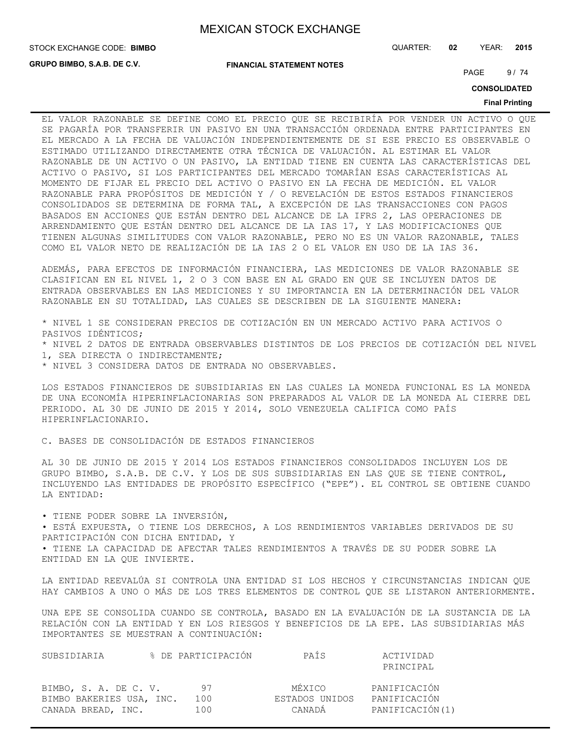EL VALOR RAZONABLE SE DEFINE COMO EL PRECIO QUE SE RECIBIRÍA POR VENDER UN ACTIVO O QUE SE PAGARÍA POR TRANSFERIR UN PASIVO EN UNA TRANSACCIÓN ORDENADA ENTRE PARTICIPANTES EN EL MERCADO A LA FECHA DE VALUACIÓN INDEPENDIENTEMENTE DE SI ESE PRECIO ES OBSERVABLE O ESTIMADO UTILIZANDO DIRECTAMENTE OTRA TÉCNICA DE VALUACIÓN. AL ESTIMAR EL VALOR RAZONABLE DE UN ACTIVO O UN PASIVO, LA ENTIDAD TIENE EN CUENTA LAS CARACTERÍSTICAS DEL ACTIVO O PASIVO, SI LOS PARTICIPANTES DEL MERCADO TOMARÍAN ESAS CARACTERÍSTICAS AL MOMENTO DE FIJAR EL PRECIO DEL ACTIVO O PASIVO EN LA FECHA DE MEDICIÓN. EL VALOR RAZONABLE PARA PROPÓSITOS DE MEDICIÓN Y / O REVELACIÓN DE ESTOS ESTADOS FINANCIEROS CONSOLIDADOS SE DETERMINA DE FORMA TAL, A EXCEPCIÓN DE LAS TRANSACCIONES CON PAGOS BASADOS EN ACCIONES QUE ESTÁN DENTRO DEL ALCANCE DE LA IFRS 2, LAS OPERACIONES DE ARRENDAMIENTO QUE ESTÁN DENTRO DEL ALCANCE DE LA IAS 17, Y LAS MODIFICACIONES QUE TIENEN ALGUNAS SIMILITUDES CON VALOR RAZONABLE, PERO NO ES UN VALOR RAZONABLE, TALES COMO EL VALOR NETO DE REALIZACIÓN DE LA IAS 2 O EL VALOR EN USO DE LA IAS 36.

ADEMÁS, PARA EFECTOS DE INFORMACIÓN FINANCIERA, LAS MEDICIONES DE VALOR RAZONABLE SE CLASIFICAN EN EL NIVEL 1, 2 O 3 CON BASE EN AL GRADO EN QUE SE INCLUYEN DATOS DE ENTRADA OBSERVABLES EN LAS MEDICIONES Y SU IMPORTANCIA EN LA DETERMINACIÓN DEL VALOR RAZONABLE EN SU TOTALIDAD, LAS CUALES SE DESCRIBEN DE LA SIGUIENTE MANERA:

* NIVEL 1 SE CONSIDERAN PRECIOS DE COTIZACIÓN EN UN MERCADO ACTIVO PARA ACTIVOS O PASIVOS IDÉNTICOS;
* NIVEL 2 DATOS DE ENTRADA OBSERVABLES DISTINTOS DE LOS PRECIOS DE COTIZACIÓN DEL NIVEL 1, SEA DIRECTA O INDIRECTAMENTE;
* NIVEL 3 CONSIDERA DATOS DE ENTRADA NO OBSERVABLES.

LOS ESTADOS FINANCIEROS DE SUBSIDIARIAS EN LAS CUALES LA MONEDA FUNCIONAL ES LA MONEDA DE UNA ECONOMÍA HIPERINFLACIONARIAS SON PREPARADOS AL VALOR DE LA MONEDA AL CIERRE DEL PERIODO. AL 30 DE JUNIO DE 2015 Y 2014, SOLO VENEZUELA CALIFICA COMO PAÍS HIPERINFLACIONARIO.

C. BASES DE CONSOLIDACIÓN DE ESTADOS FINANCIEROS

AL 30 DE JUNIO DE 2015 Y 2014 LOS ESTADOS FINANCIEROS CONSOLIDADOS INCLUYEN LOS DE GRUPO BIMBO, S.A.B. DE C.V. Y LOS DE SUS SUBSIDIARIAS EN LAS QUE SE TIENE CONTROL, INCLUYENDO LAS ENTIDADES DE PROPÓSITO ESPECÍFICO ("EPE"). EL CONTROL SE OBTIENE CUANDO LA ENTIDAD:

• TIENE PODER SOBRE LA INVERSIÓN,
• ESTÁ EXPUESTA, O TIENE LOS DERECHOS, A LOS RENDIMIENTOS VARIABLES DERIVADOS DE SU PARTICIPACIÓN CON DICHA ENTIDAD, Y
• TIENE LA CAPACIDAD DE AFECTAR TALES RENDIMIENTOS A TRAVÉS DE SU PODER SOBRE LA ENTIDAD EN LA QUE INVIERTE.

LA ENTIDAD REEVALÚA SI CONTROLA UNA ENTIDAD SI LOS HECHOS Y CIRCUNSTANCIAS INDICAN QUE HAY CAMBIOS A UNO O MÁS DE LOS TRES ELEMENTOS DE CONTROL QUE SE LISTARON ANTERIORMENTE.

UNA EPE SE CONSOLIDA CUANDO SE CONTROLA, BASADO EN LA EVALUACIÓN DE LA SUSTANCIA DE LA RELACIÓN CON LA ENTIDAD Y EN LOS RIESGOS Y BENEFICIOS DE LA EPE. LAS SUBSIDIARIAS MÁS IMPORTANTES SE MUESTRAN A CONTINUACIÓN:

| SUBSIDIARIA | % DE PARTICIPACIÓN | PAÍS | ACTIVIDAD PRINCIPAL |
|---|---|---|---|
| BIMBO, S. A. DE C. V. | 97 | MÉXICO | PANIFICACIÓN |
| BIMBO BAKERIES USA, INC. | 100 | ESTADOS UNIDOS | PANIFICACIÓN |
| CANADA BREAD, INC. | 100 | CANADÁ | PANIFICACIÓN(1) |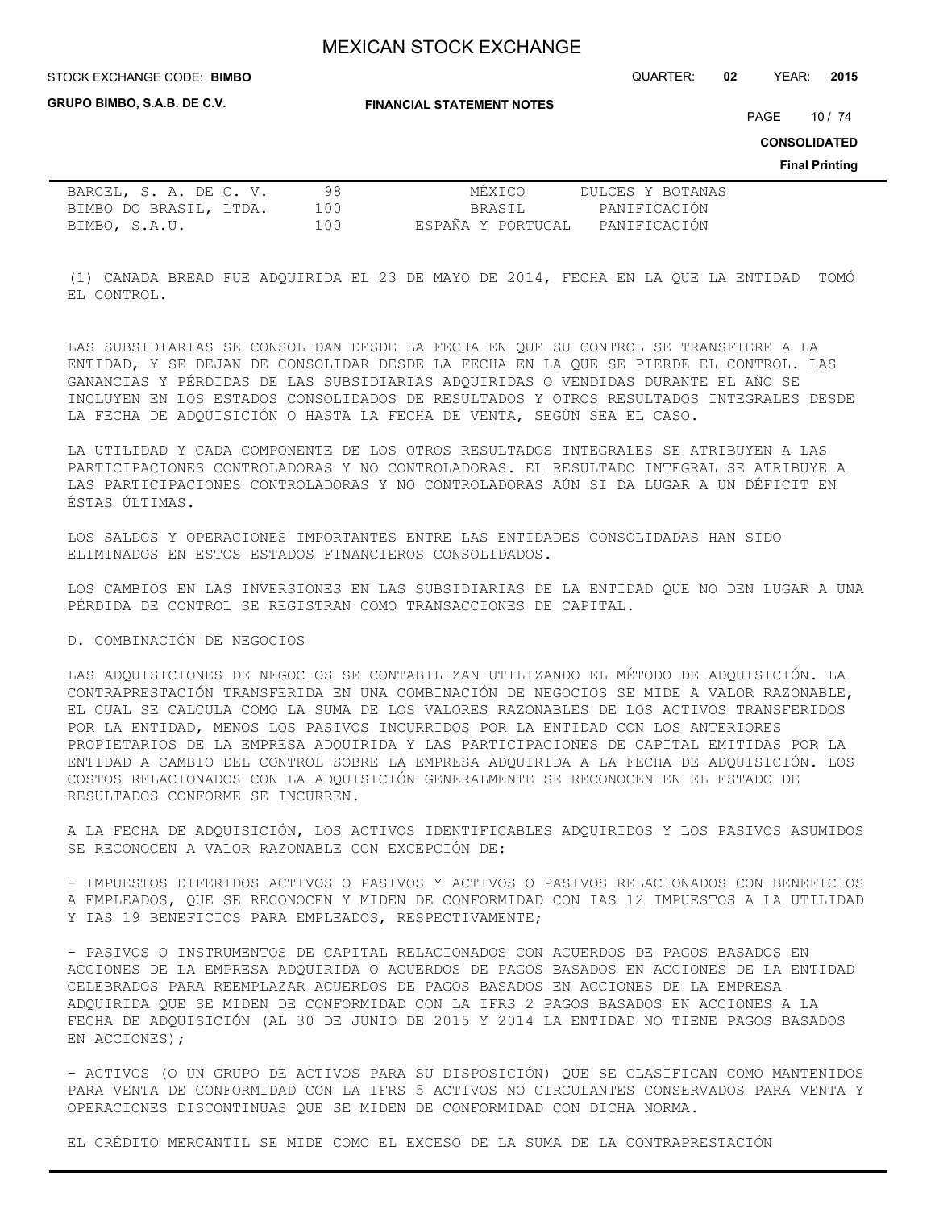| BARCEL, S. A. DE C. V. | 98 | MÉXICO | DULCES Y BOTANAS |
|---|---|---|---|
| BIMBO DO BRASIL, LTDA. | 100 | BRASIL | PANIFICACIÓN |
| BIMBO, S.A.U. | 100 | ESPAÑA Y PORTUGAL | PANIFICACIÓN |

(1) CANADA BREAD FUE ADQUIRIDA EL 23 DE MAYO DE 2014, FECHA EN LA QUE LA ENTIDAD TOMÓ EL CONTROL.

LAS SUBSIDIARIAS SE CONSOLIDAN DESDE LA FECHA EN QUE SU CONTROL SE TRANSFIERE A LA ENTIDAD, Y SE DEJAN DE CONSOLIDAR DESDE LA FECHA EN LA QUE SE PIERDE EL CONTROL. LAS GANANCIAS Y PÉRDIDAS DE LAS SUBSIDIARIAS ADQUIRIDAS O VENDIDAS DURANTE EL AÑO SE INCLUYEN EN LOS ESTADOS CONSOLIDADOS DE RESULTADOS Y OTROS RESULTADOS INTEGRALES DESDE LA FECHA DE ADQUISICIÓN O HASTA LA FECHA DE VENTA, SEGÚN SEA EL CASO.

LA UTILIDAD Y CADA COMPONENTE DE LOS OTROS RESULTADOS INTEGRALES SE ATRIBUYEN A LAS PARTICIPACIONES CONTROLADORAS Y NO CONTROLADORAS. EL RESULTADO INTEGRAL SE ATRIBUYE A LAS PARTICIPACIONES CONTROLADORAS Y NO CONTROLADORAS AÚN SI DA LUGAR A UN DÉFICIT EN ÉSTAS ÚLTIMAS.

LOS SALDOS Y OPERACIONES IMPORTANTES ENTRE LAS ENTIDADES CONSOLIDADAS HAN SIDO ELIMINADOS EN ESTOS ESTADOS FINANCIEROS CONSOLIDADOS.

LOS CAMBIOS EN LAS INVERSIONES EN LAS SUBSIDIARIAS DE LA ENTIDAD QUE NO DEN LUGAR A UNA PÉRDIDA DE CONTROL SE REGISTRAN COMO TRANSACCIONES DE CAPITAL.

D. COMBINACIÓN DE NEGOCIOS

LAS ADQUISICIONES DE NEGOCIOS SE CONTABILIZAN UTILIZANDO EL MÉTODO DE ADQUISICIÓN. LA CONTRAPRESTACIÓN TRANSFERIDA EN UNA COMBINACIÓN DE NEGOCIOS SE MIDE A VALOR RAZONABLE, EL CUAL SE CALCULA COMO LA SUMA DE LOS VALORES RAZONABLES DE LOS ACTIVOS TRANSFERIDOS POR LA ENTIDAD, MENOS LOS PASIVOS INCURRIDOS POR LA ENTIDAD CON LOS ANTERIORES PROPIETARIOS DE LA EMPRESA ADQUIRIDA Y LAS PARTICIPACIONES DE CAPITAL EMITIDAS POR LA ENTIDAD A CAMBIO DEL CONTROL SOBRE LA EMPRESA ADQUIRIDA A LA FECHA DE ADQUISICIÓN. LOS COSTOS RELACIONADOS CON LA ADQUISICIÓN GENERALMENTE SE RECONOCEN EN EL ESTADO DE RESULTADOS CONFORME SE INCURREN.

A LA FECHA DE ADQUISICIÓN, LOS ACTIVOS IDENTIFICABLES ADQUIRIDOS Y LOS PASIVOS ASUMIDOS SE RECONOCEN A VALOR RAZONABLE CON EXCEPCIÓN DE:

- IMPUESTOS DIFERIDOS ACTIVOS O PASIVOS Y ACTIVOS O PASIVOS RELACIONADOS CON BENEFICIOS A EMPLEADOS, QUE SE RECONOCEN Y MIDEN DE CONFORMIDAD CON IAS 12 IMPUESTOS A LA UTILIDAD Y IAS 19 BENEFICIOS PARA EMPLEADOS, RESPECTIVAMENTE;

- PASIVOS O INSTRUMENTOS DE CAPITAL RELACIONADOS CON ACUERDOS DE PAGOS BASADOS EN ACCIONES DE LA EMPRESA ADQUIRIDA O ACUERDOS DE PAGOS BASADOS EN ACCIONES DE LA ENTIDAD CELEBRADOS PARA REEMPLAZAR ACUERDOS DE PAGOS BASADOS EN ACCIONES DE LA EMPRESA ADQUIRIDA QUE SE MIDEN DE CONFORMIDAD CON LA IFRS 2 PAGOS BASADOS EN ACCIONES A LA FECHA DE ADQUISICIÓN (AL 30 DE JUNIO DE 2015 Y 2014 LA ENTIDAD NO TIENE PAGOS BASADOS EN ACCIONES);

- ACTIVOS (O UN GRUPO DE ACTIVOS PARA SU DISPOSICIÓN) QUE SE CLASIFICAN COMO MANTENIDOS PARA VENTA DE CONFORMIDAD CON LA IFRS 5 ACTIVOS NO CIRCULANTES CONSERVADOS PARA VENTA Y OPERACIONES DISCONTINUAS QUE SE MIDEN DE CONFORMIDAD CON DICHA NORMA.

EL CRÉDITO MERCANTIL SE MIDE COMO EL EXCESO DE LA SUMA DE LA CONTRAPRESTACIÓN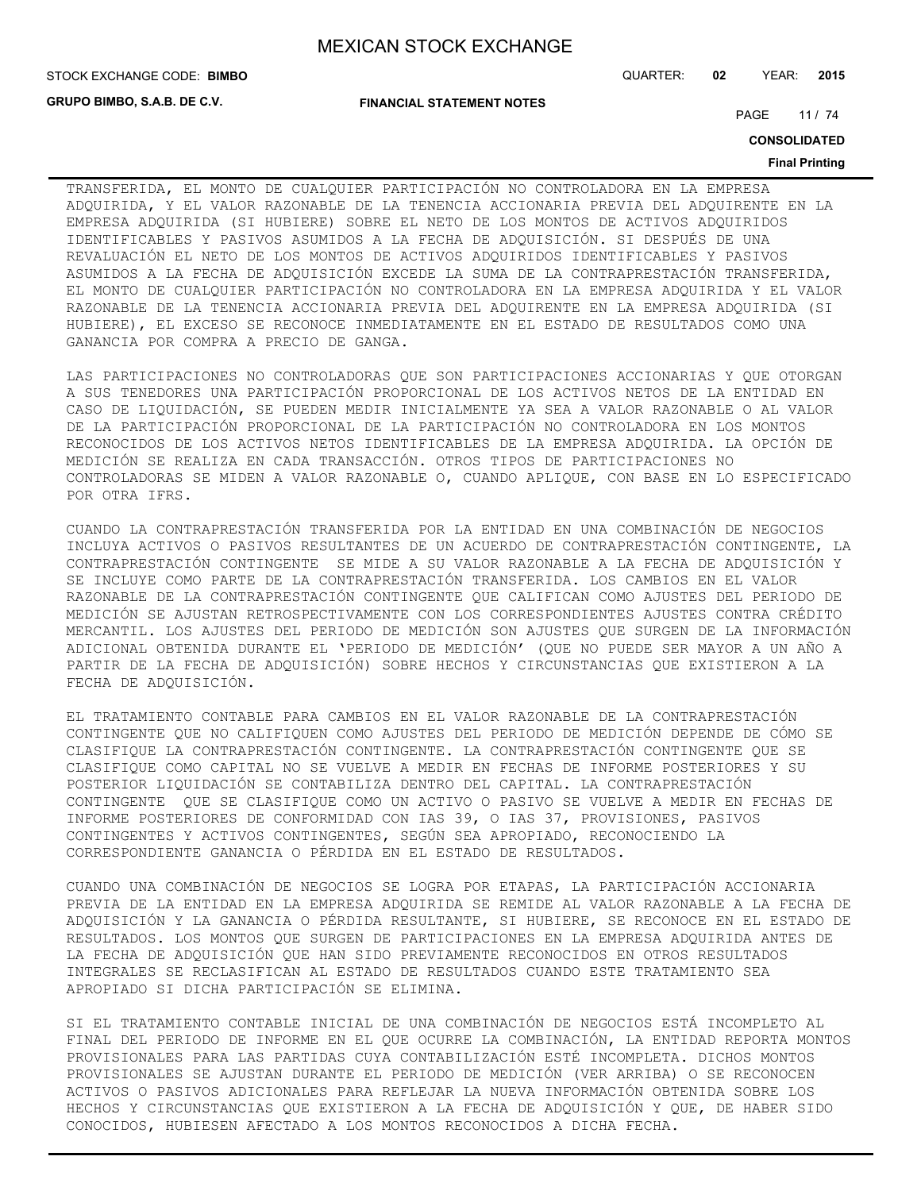TRANSFERIDA, EL MONTO DE CUALQUIER PARTICIPACIÓN NO CONTROLADORA EN LA EMPRESA ADQUIRIDA, Y EL VALOR RAZONABLE DE LA TENENCIA ACCIONARIA PREVIA DEL ADQUIRENTE EN LA EMPRESA ADQUIRIDA (SI HUBIERE) SOBRE EL NETO DE LOS MONTOS DE ACTIVOS ADQUIRIDOS IDENTIFICABLES Y PASIVOS ASUMIDOS A LA FECHA DE ADQUISICIÓN. SI DESPUÉS DE UNA REVALUACIÓN EL NETO DE LOS MONTOS DE ACTIVOS ADQUIRIDOS IDENTIFICABLES Y PASIVOS ASUMIDOS A LA FECHA DE ADQUISICIÓN EXCEDE LA SUMA DE LA CONTRAPRESTACIÓN TRANSFERIDA, EL MONTO DE CUALQUIER PARTICIPACIÓN NO CONTROLADORA EN LA EMPRESA ADQUIRIDA Y EL VALOR RAZONABLE DE LA TENENCIA ACCIONARIA PREVIA DEL ADQUIRENTE EN LA EMPRESA ADQUIRIDA (SI HUBIERE), EL EXCESO SE RECONOCE INMEDIATAMENTE EN EL ESTADO DE RESULTADOS COMO UNA GANANCIA POR COMPRA A PRECIO DE GANGA.

LAS PARTICIPACIONES NO CONTROLADORAS QUE SON PARTICIPACIONES ACCIONARIAS Y QUE OTORGAN A SUS TENEDORES UNA PARTICIPACIÓN PROPORCIONAL DE LOS ACTIVOS NETOS DE LA ENTIDAD EN CASO DE LIQUIDACIÓN, SE PUEDEN MEDIR INICIALMENTE YA SEA A VALOR RAZONABLE O AL VALOR DE LA PARTICIPACIÓN PROPORCIONAL DE LA PARTICIPACIÓN NO CONTROLADORA EN LOS MONTOS RECONOCIDOS DE LOS ACTIVOS NETOS IDENTIFICABLES DE LA EMPRESA ADQUIRIDA. LA OPCIÓN DE MEDICIÓN SE REALIZA EN CADA TRANSACCIÓN. OTROS TIPOS DE PARTICIPACIONES NO CONTROLADORAS SE MIDEN A VALOR RAZONABLE O, CUANDO APLIQUE, CON BASE EN LO ESPECIFICADO POR OTRA IFRS.

CUANDO LA CONTRAPRESTACIÓN TRANSFERIDA POR LA ENTIDAD EN UNA COMBINACIÓN DE NEGOCIOS INCLUYA ACTIVOS O PASIVOS RESULTANTES DE UN ACUERDO DE CONTRAPRESTACIÓN CONTINGENTE, LA CONTRAPRESTACIÓN CONTINGENTE SE MIDE A SU VALOR RAZONABLE A LA FECHA DE ADQUISICIÓN Y SE INCLUYE COMO PARTE DE LA CONTRAPRESTACIÓN TRANSFERIDA. LOS CAMBIOS EN EL VALOR RAZONABLE DE LA CONTRAPRESTACIÓN CONTINGENTE QUE CALIFICAN COMO AJUSTES DEL PERIODO DE MEDICIÓN SE AJUSTAN RETROSPECTIVAMENTE CON LOS CORRESPONDIENTES AJUSTES CONTRA CRÉDITO MERCANTIL. LOS AJUSTES DEL PERIODO DE MEDICIÓN SON AJUSTES QUE SURGEN DE LA INFORMACIÓN ADICIONAL OBTENIDA DURANTE EL 'PERIODO DE MEDICIÓN' (QUE NO PUEDE SER MAYOR A UN AÑO A PARTIR DE LA FECHA DE ADQUISICIÓN) SOBRE HECHOS Y CIRCUNSTANCIAS QUE EXISTIERON A LA FECHA DE ADQUISICIÓN.

EL TRATAMIENTO CONTABLE PARA CAMBIOS EN EL VALOR RAZONABLE DE LA CONTRAPRESTACIÓN CONTINGENTE QUE NO CALIFIQUEN COMO AJUSTES DEL PERIODO DE MEDICIÓN DEPENDE DE CÓMO SE CLASIFIQUE LA CONTRAPRESTACIÓN CONTINGENTE. LA CONTRAPRESTACIÓN CONTINGENTE QUE SE CLASIFIQUE COMO CAPITAL NO SE VUELVE A MEDIR EN FECHAS DE INFORME POSTERIORES Y SU POSTERIOR LIQUIDACIÓN SE CONTABILIZA DENTRO DEL CAPITAL. LA CONTRAPRESTACIÓN CONTINGENTE QUE SE CLASIFIQUE COMO UN ACTIVO O PASIVO SE VUELVE A MEDIR EN FECHAS DE INFORME POSTERIORES DE CONFORMIDAD CON IAS 39, O IAS 37, PROVISIONES, PASIVOS CONTINGENTES Y ACTIVOS CONTINGENTES, SEGÚN SEA APROPIADO, RECONOCIENDO LA CORRESPONDIENTE GANANCIA O PÉRDIDA EN EL ESTADO DE RESULTADOS.

CUANDO UNA COMBINACIÓN DE NEGOCIOS SE LOGRA POR ETAPAS, LA PARTICIPACIÓN ACCIONARIA PREVIA DE LA ENTIDAD EN LA EMPRESA ADQUIRIDA SE REMIDE AL VALOR RAZONABLE A LA FECHA DE ADQUISICIÓN Y LA GANANCIA O PÉRDIDA RESULTANTE, SI HUBIERE, SE RECONOCE EN EL ESTADO DE RESULTADOS. LOS MONTOS QUE SURGEN DE PARTICIPACIONES EN LA EMPRESA ADQUIRIDA ANTES DE LA FECHA DE ADQUISICIÓN QUE HAN SIDO PREVIAMENTE RECONOCIDOS EN OTROS RESULTADOS INTEGRALES SE RECLASIFICAN AL ESTADO DE RESULTADOS CUANDO ESTE TRATAMIENTO SEA APROPIADO SI DICHA PARTICIPACIÓN SE ELIMINA.

SI EL TRATAMIENTO CONTABLE INICIAL DE UNA COMBINACIÓN DE NEGOCIOS ESTÁ INCOMPLETO AL FINAL DEL PERIODO DE INFORME EN EL QUE OCURRE LA COMBINACIÓN, LA ENTIDAD REPORTA MONTOS PROVISIONALES PARA LAS PARTIDAS CUYA CONTABILIZACIÓN ESTÉ INCOMPLETA. DICHOS MONTOS PROVISIONALES SE AJUSTAN DURANTE EL PERIODO DE MEDICIÓN (VER ARRIBA) O SE RECONOCEN ACTIVOS O PASIVOS ADICIONALES PARA REFLEJAR LA NUEVA INFORMACIÓN OBTENIDA SOBRE LOS HECHOS Y CIRCUNSTANCIAS QUE EXISTIERON A LA FECHA DE ADQUISICIÓN Y QUE, DE HABER SIDO CONOCIDOS, HUBIESEN AFECTADO A LOS MONTOS RECONOCIDOS A DICHA FECHA.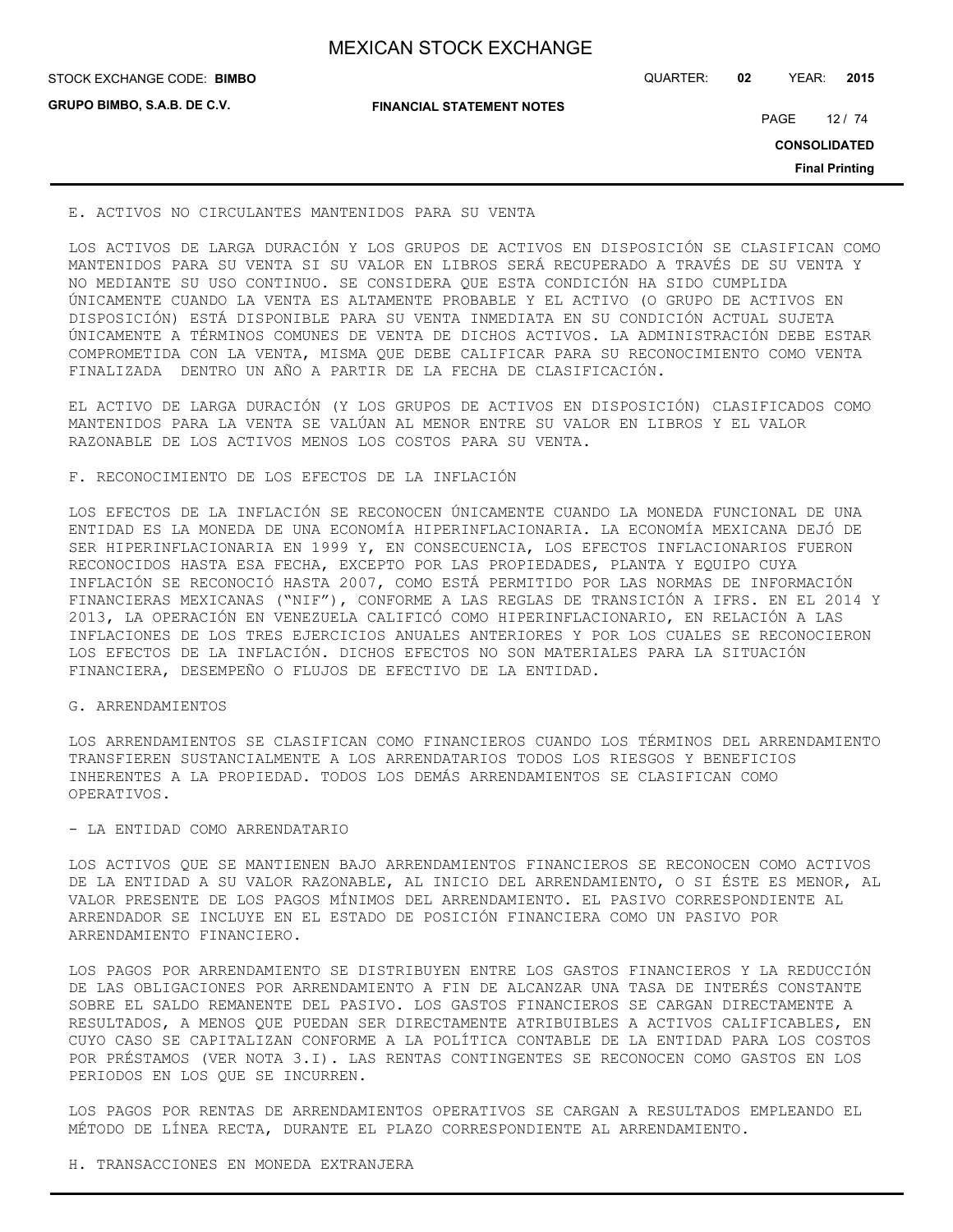E. ACTIVOS NO CIRCULANTES MANTENIDOS PARA SU VENTA

LOS ACTIVOS DE LARGA DURACIÓN Y LOS GRUPOS DE ACTIVOS EN DISPOSICIÓN SE CLASIFICAN COMO MANTENIDOS PARA SU VENTA SI SU VALOR EN LIBROS SERÁ RECUPERADO A TRAVÉS DE SU VENTA Y NO MEDIANTE SU USO CONTINUO. SE CONSIDERA QUE ESTA CONDICIÓN HA SIDO CUMPLIDA ÚNICAMENTE CUANDO LA VENTA ES ALTAMENTE PROBABLE Y EL ACTIVO (O GRUPO DE ACTIVOS EN DISPOSICIÓN) ESTÁ DISPONIBLE PARA SU VENTA INMEDIATA EN SU CONDICIÓN ACTUAL SUJETA ÚNICAMENTE A TÉRMINOS COMUNES DE VENTA DE DICHOS ACTIVOS. LA ADMINISTRACIÓN DEBE ESTAR COMPROMETIDA CON LA VENTA, MISMA QUE DEBE CALIFICAR PARA SU RECONOCIMIENTO COMO VENTA FINALIZADA DENTRO UN AÑO A PARTIR DE LA FECHA DE CLASIFICACIÓN.

EL ACTIVO DE LARGA DURACIÓN (Y LOS GRUPOS DE ACTIVOS EN DISPOSICIÓN) CLASIFICADOS COMO MANTENIDOS PARA LA VENTA SE VALÚAN AL MENOR ENTRE SU VALOR EN LIBROS Y EL VALOR RAZONABLE DE LOS ACTIVOS MENOS LOS COSTOS PARA SU VENTA.

F. RECONOCIMIENTO DE LOS EFECTOS DE LA INFLACIÓN

LOS EFECTOS DE LA INFLACIÓN SE RECONOCEN ÚNICAMENTE CUANDO LA MONEDA FUNCIONAL DE UNA ENTIDAD ES LA MONEDA DE UNA ECONOMÍA HIPERINFLACIONARIA. LA ECONOMÍA MEXICANA DEJÓ DE SER HIPERINFLACIONARIA EN 1999 Y, EN CONSECUENCIA, LOS EFECTOS INFLACIONARIOS FUERON RECONOCIDOS HASTA ESA FECHA, EXCEPTO POR LAS PROPIEDADES, PLANTA Y EQUIPO CUYA INFLACIÓN SE RECONOCIÓ HASTA 2007, COMO ESTÁ PERMITIDO POR LAS NORMAS DE INFORMACIÓN FINANCIERAS MEXICANAS ("NIF"), CONFORME A LAS REGLAS DE TRANSICIÓN A IFRS. EN EL 2014 Y 2013, LA OPERACIÓN EN VENEZUELA CALIFICÓ COMO HIPERINFLACIONARIO, EN RELACIÓN A LAS INFLACIONES DE LOS TRES EJERCICIOS ANUALES ANTERIORES Y POR LOS CUALES SE RECONOCIERON LOS EFECTOS DE LA INFLACIÓN. DICHOS EFECTOS NO SON MATERIALES PARA LA SITUACIÓN FINANCIERA, DESEMPEÑO O FLUJOS DE EFECTIVO DE LA ENTIDAD.

G. ARRENDAMIENTOS

LOS ARRENDAMIENTOS SE CLASIFICAN COMO FINANCIEROS CUANDO LOS TÉRMINOS DEL ARRENDAMIENTO TRANSFIEREN SUSTANCIALMENTE A LOS ARRENDATARIOS TODOS LOS RIESGOS Y BENEFICIOS INHERENTES A LA PROPIEDAD. TODOS LOS DEMÁS ARRENDAMIENTOS SE CLASIFICAN COMO OPERATIVOS.

- LA ENTIDAD COMO ARRENDATARIO

LOS ACTIVOS QUE SE MANTIENEN BAJO ARRENDAMIENTOS FINANCIEROS SE RECONOCEN COMO ACTIVOS DE LA ENTIDAD A SU VALOR RAZONABLE, AL INICIO DEL ARRENDAMIENTO, O SI ÉSTE ES MENOR, AL VALOR PRESENTE DE LOS PAGOS MÍNIMOS DEL ARRENDAMIENTO. EL PASIVO CORRESPONDIENTE AL ARRENDADOR SE INCLUYE EN EL ESTADO DE POSICIÓN FINANCIERA COMO UN PASIVO POR ARRENDAMIENTO FINANCIERO.

LOS PAGOS POR ARRENDAMIENTO SE DISTRIBUYEN ENTRE LOS GASTOS FINANCIEROS Y LA REDUCCIÓN DE LAS OBLIGACIONES POR ARRENDAMIENTO A FIN DE ALCANZAR UNA TASA DE INTERÉS CONSTANTE SOBRE EL SALDO REMANENTE DEL PASIVO. LOS GASTOS FINANCIEROS SE CARGAN DIRECTAMENTE A RESULTADOS, A MENOS QUE PUEDAN SER DIRECTAMENTE ATRIBUIBLES A ACTIVOS CALIFICABLES, EN CUYO CASO SE CAPITALIZAN CONFORME A LA POLÍTICA CONTABLE DE LA ENTIDAD PARA LOS COSTOS POR PRÉSTAMOS (VER NOTA 3.I). LAS RENTAS CONTINGENTES SE RECONOCEN COMO GASTOS EN LOS PERIODOS EN LOS QUE SE INCURREN.

LOS PAGOS POR RENTAS DE ARRENDAMIENTOS OPERATIVOS SE CARGAN A RESULTADOS EMPLEANDO EL MÉTODO DE LÍNEA RECTA, DURANTE EL PLAZO CORRESPONDIENTE AL ARRENDAMIENTO.

H. TRANSACCIONES EN MONEDA EXTRANJERA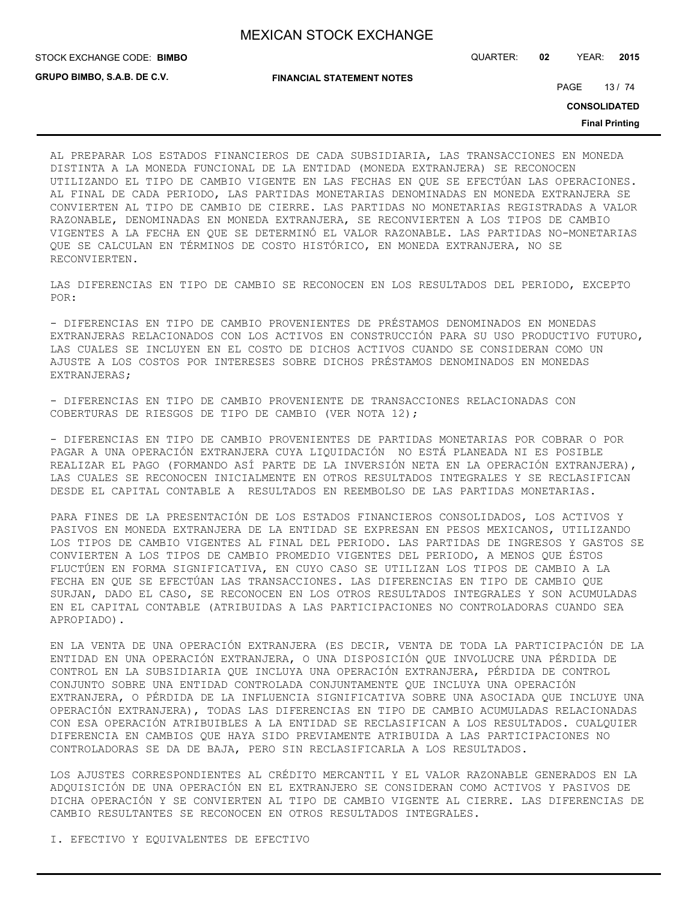AL PREPARAR LOS ESTADOS FINANCIEROS DE CADA SUBSIDIARIA, LAS TRANSACCIONES EN MONEDA DISTINTA A LA MONEDA FUNCIONAL DE LA ENTIDAD (MONEDA EXTRANJERA) SE RECONOCEN UTILIZANDO EL TIPO DE CAMBIO VIGENTE EN LAS FECHAS EN QUE SE EFECTÚAN LAS OPERACIONES. AL FINAL DE CADA PERIODO, LAS PARTIDAS MONETARIAS DENOMINADAS EN MONEDA EXTRANJERA SE CONVIERTEN AL TIPO DE CAMBIO DE CIERRE. LAS PARTIDAS NO MONETARIAS REGISTRADAS A VALOR RAZONABLE, DENOMINADAS EN MONEDA EXTRANJERA, SE RECONVIERTEN A LOS TIPOS DE CAMBIO VIGENTES A LA FECHA EN QUE SE DETERMINÓ EL VALOR RAZONABLE. LAS PARTIDAS NO-MONETARIAS QUE SE CALCULAN EN TÉRMINOS DE COSTO HISTÓRICO, EN MONEDA EXTRANJERA, NO SE RECONVIERTEN.

LAS DIFERENCIAS EN TIPO DE CAMBIO SE RECONOCEN EN LOS RESULTADOS DEL PERIODO, EXCEPTO POR:

- DIFERENCIAS EN TIPO DE CAMBIO PROVENIENTES DE PRÉSTAMOS DENOMINADOS EN MONEDAS EXTRANJERAS RELACIONADOS CON LOS ACTIVOS EN CONSTRUCCIÓN PARA SU USO PRODUCTIVO FUTURO, LAS CUALES SE INCLUYEN EN EL COSTO DE DICHOS ACTIVOS CUANDO SE CONSIDERAN COMO UN AJUSTE A LOS COSTOS POR INTERESES SOBRE DICHOS PRÉSTAMOS DENOMINADOS EN MONEDAS EXTRANJERAS;

- DIFERENCIAS EN TIPO DE CAMBIO PROVENIENTE DE TRANSACCIONES RELACIONADAS CON COBERTURAS DE RIESGOS DE TIPO DE CAMBIO (VER NOTA 12);

- DIFERENCIAS EN TIPO DE CAMBIO PROVENIENTES DE PARTIDAS MONETARIAS POR COBRAR O POR PAGAR A UNA OPERACIÓN EXTRANJERA CUYA LIQUIDACIÓN NO ESTÁ PLANEADA NI ES POSIBLE REALIZAR EL PAGO (FORMANDO ASÍ PARTE DE LA INVERSIÓN NETA EN LA OPERACIÓN EXTRANJERA), LAS CUALES SE RECONOCEN INICIALMENTE EN OTROS RESULTADOS INTEGRALES Y SE RECLASIFICAN DESDE EL CAPITAL CONTABLE A RESULTADOS EN REEMBOLSO DE LAS PARTIDAS MONETARIAS.

PARA FINES DE LA PRESENTACIÓN DE LOS ESTADOS FINANCIEROS CONSOLIDADOS, LOS ACTIVOS Y PASIVOS EN MONEDA EXTRANJERA DE LA ENTIDAD SE EXPRESAN EN PESOS MEXICANOS, UTILIZANDO LOS TIPOS DE CAMBIO VIGENTES AL FINAL DEL PERIODO. LAS PARTIDAS DE INGRESOS Y GASTOS SE CONVIERTEN A LOS TIPOS DE CAMBIO PROMEDIO VIGENTES DEL PERIODO, A MENOS QUE ÉSTOS FLUCTÚEN EN FORMA SIGNIFICATIVA, EN CUYO CASO SE UTILIZAN LOS TIPOS DE CAMBIO A LA FECHA EN QUE SE EFECTÚAN LAS TRANSACCIONES. LAS DIFERENCIAS EN TIPO DE CAMBIO QUE SURJAN, DADO EL CASO, SE RECONOCEN EN LOS OTROS RESULTADOS INTEGRALES Y SON ACUMULADAS EN EL CAPITAL CONTABLE (ATRIBUIDAS A LAS PARTICIPACIONES NO CONTROLADORAS CUANDO SEA APROPIADO).

EN LA VENTA DE UNA OPERACIÓN EXTRANJERA (ES DECIR, VENTA DE TODA LA PARTICIPACIÓN DE LA ENTIDAD EN UNA OPERACIÓN EXTRANJERA, O UNA DISPOSICIÓN QUE INVOLUCRE UNA PÉRDIDA DE CONTROL EN LA SUBSIDIARIA QUE INCLUYA UNA OPERACIÓN EXTRANJERA, PÉRDIDA DE CONTROL CONJUNTO SOBRE UNA ENTIDAD CONTROLADA CONJUNTAMENTE QUE INCLUYA UNA OPERACIÓN EXTRANJERA, O PÉRDIDA DE LA INFLUENCIA SIGNIFICATIVA SOBRE UNA ASOCIADA QUE INCLUYE UNA OPERACIÓN EXTRANJERA), TODAS LAS DIFERENCIAS EN TIPO DE CAMBIO ACUMULADAS RELACIONADAS CON ESA OPERACIÓN ATRIBUIBLES A LA ENTIDAD SE RECLASIFICAN A LOS RESULTADOS. CUALQUIER DIFERENCIA EN CAMBIOS QUE HAYA SIDO PREVIAMENTE ATRIBUIDA A LAS PARTICIPACIONES NO CONTROLADORAS SE DA DE BAJA, PERO SIN RECLASIFICARLA A LOS RESULTADOS.

LOS AJUSTES CORRESPONDIENTES AL CRÉDITO MERCANTIL Y EL VALOR RAZONABLE GENERADOS EN LA ADQUISICIÓN DE UNA OPERACIÓN EN EL EXTRANJERO SE CONSIDERAN COMO ACTIVOS Y PASIVOS DE DICHA OPERACIÓN Y SE CONVIERTEN AL TIPO DE CAMBIO VIGENTE AL CIERRE. LAS DIFERENCIAS DE CAMBIO RESULTANTES SE RECONOCEN EN OTROS RESULTADOS INTEGRALES.

I. EFECTIVO Y EQUIVALENTES DE EFECTIVO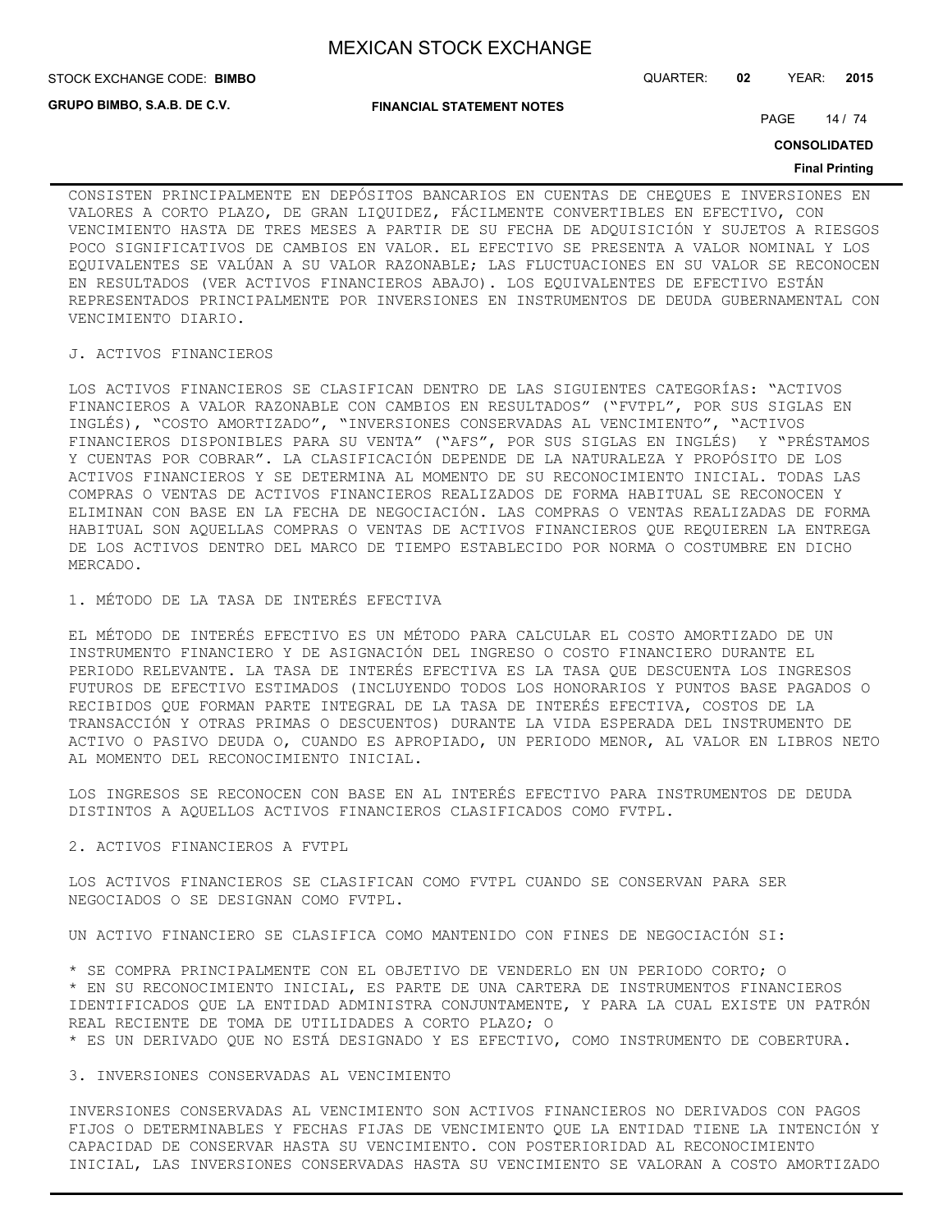CONSISTEN PRINCIPALMENTE EN DEPÓSITOS BANCARIOS EN CUENTAS DE CHEQUES E INVERSIONES EN VALORES A CORTO PLAZO, DE GRAN LIQUIDEZ, FÁCILMENTE CONVERTIBLES EN EFECTIVO, CON VENCIMIENTO HASTA DE TRES MESES A PARTIR DE SU FECHA DE ADQUISICIÓN Y SUJETOS A RIESGOS POCO SIGNIFICATIVOS DE CAMBIOS EN VALOR. EL EFECTIVO SE PRESENTA A VALOR NOMINAL Y LOS EQUIVALENTES SE VALÚAN A SU VALOR RAZONABLE; LAS FLUCTUACIONES EN SU VALOR SE RECONOCEN EN RESULTADOS (VER ACTIVOS FINANCIEROS ABAJO). LOS EQUIVALENTES DE EFECTIVO ESTÁN REPRESENTADOS PRINCIPALMENTE POR INVERSIONES EN INSTRUMENTOS DE DEUDA GUBERNAMENTAL CON VENCIMIENTO DIARIO.

J. ACTIVOS FINANCIEROS

LOS ACTIVOS FINANCIEROS SE CLASIFICAN DENTRO DE LAS SIGUIENTES CATEGORÍAS: "ACTIVOS FINANCIEROS A VALOR RAZONABLE CON CAMBIOS EN RESULTADOS" ("FVTPL", POR SUS SIGLAS EN INGLÉS), "COSTO AMORTIZADO", "INVERSIONES CONSERVADAS AL VENCIMIENTO", "ACTIVOS FINANCIEROS DISPONIBLES PARA SU VENTA" ("AFS", POR SUS SIGLAS EN INGLÉS) Y "PRÉSTAMOS Y CUENTAS POR COBRAR". LA CLASIFICACIÓN DEPENDE DE LA NATURALEZA Y PROPÓSITO DE LOS ACTIVOS FINANCIEROS Y SE DETERMINA AL MOMENTO DE SU RECONOCIMIENTO INICIAL. TODAS LAS COMPRAS O VENTAS DE ACTIVOS FINANCIEROS REALIZADOS DE FORMA HABITUAL SE RECONOCEN Y ELIMINAN CON BASE EN LA FECHA DE NEGOCIACIÓN. LAS COMPRAS O VENTAS REALIZADAS DE FORMA HABITUAL SON AQUELLAS COMPRAS O VENTAS DE ACTIVOS FINANCIEROS QUE REQUIEREN LA ENTREGA DE LOS ACTIVOS DENTRO DEL MARCO DE TIEMPO ESTABLECIDO POR NORMA O COSTUMBRE EN DICHO MERCADO.

1. MÉTODO DE LA TASA DE INTERÉS EFECTIVA

EL MÉTODO DE INTERÉS EFECTIVO ES UN MÉTODO PARA CALCULAR EL COSTO AMORTIZADO DE UN INSTRUMENTO FINANCIERO Y DE ASIGNACIÓN DEL INGRESO O COSTO FINANCIERO DURANTE EL PERIODO RELEVANTE. LA TASA DE INTERÉS EFECTIVA ES LA TASA QUE DESCUENTA LOS INGRESOS FUTUROS DE EFECTIVO ESTIMADOS (INCLUYENDO TODOS LOS HONORARIOS Y PUNTOS BASE PAGADOS O RECIBIDOS QUE FORMAN PARTE INTEGRAL DE LA TASA DE INTERÉS EFECTIVA, COSTOS DE LA TRANSACCIÓN Y OTRAS PRIMAS O DESCUENTOS) DURANTE LA VIDA ESPERADA DEL INSTRUMENTO DE ACTIVO O PASIVO DEUDA O, CUANDO ES APROPIADO, UN PERIODO MENOR, AL VALOR EN LIBROS NETO AL MOMENTO DEL RECONOCIMIENTO INICIAL.

LOS INGRESOS SE RECONOCEN CON BASE EN AL INTERÉS EFECTIVO PARA INSTRUMENTOS DE DEUDA DISTINTOS A AQUELLOS ACTIVOS FINANCIEROS CLASIFICADOS COMO FVTPL.

2. ACTIVOS FINANCIEROS A FVTPL

LOS ACTIVOS FINANCIEROS SE CLASIFICAN COMO FVTPL CUANDO SE CONSERVAN PARA SER NEGOCIADOS O SE DESIGNAN COMO FVTPL.

UN ACTIVO FINANCIERO SE CLASIFICA COMO MANTENIDO CON FINES DE NEGOCIACIÓN SI:

* SE COMPRA PRINCIPALMENTE CON EL OBJETIVO DE VENDERLO EN UN PERIODO CORTO; O
* EN SU RECONOCIMIENTO INICIAL, ES PARTE DE UNA CARTERA DE INSTRUMENTOS FINANCIEROS IDENTIFICADOS QUE LA ENTIDAD ADMINISTRA CONJUNTAMENTE, Y PARA LA CUAL EXISTE UN PATRÓN REAL RECIENTE DE TOMA DE UTILIDADES A CORTO PLAZO; O
* ES UN DERIVADO QUE NO ESTÁ DESIGNADO Y ES EFECTIVO, COMO INSTRUMENTO DE COBERTURA.

3. INVERSIONES CONSERVADAS AL VENCIMIENTO

INVERSIONES CONSERVADAS AL VENCIMIENTO SON ACTIVOS FINANCIEROS NO DERIVADOS CON PAGOS FIJOS O DETERMINABLES Y FECHAS FIJAS DE VENCIMIENTO QUE LA ENTIDAD TIENE LA INTENCIÓN Y CAPACIDAD DE CONSERVAR HASTA SU VENCIMIENTO. CON POSTERIORIDAD AL RECONOCIMIENTO INICIAL, LAS INVERSIONES CONSERVADAS HASTA SU VENCIMIENTO SE VALORAN A COSTO AMORTIZADO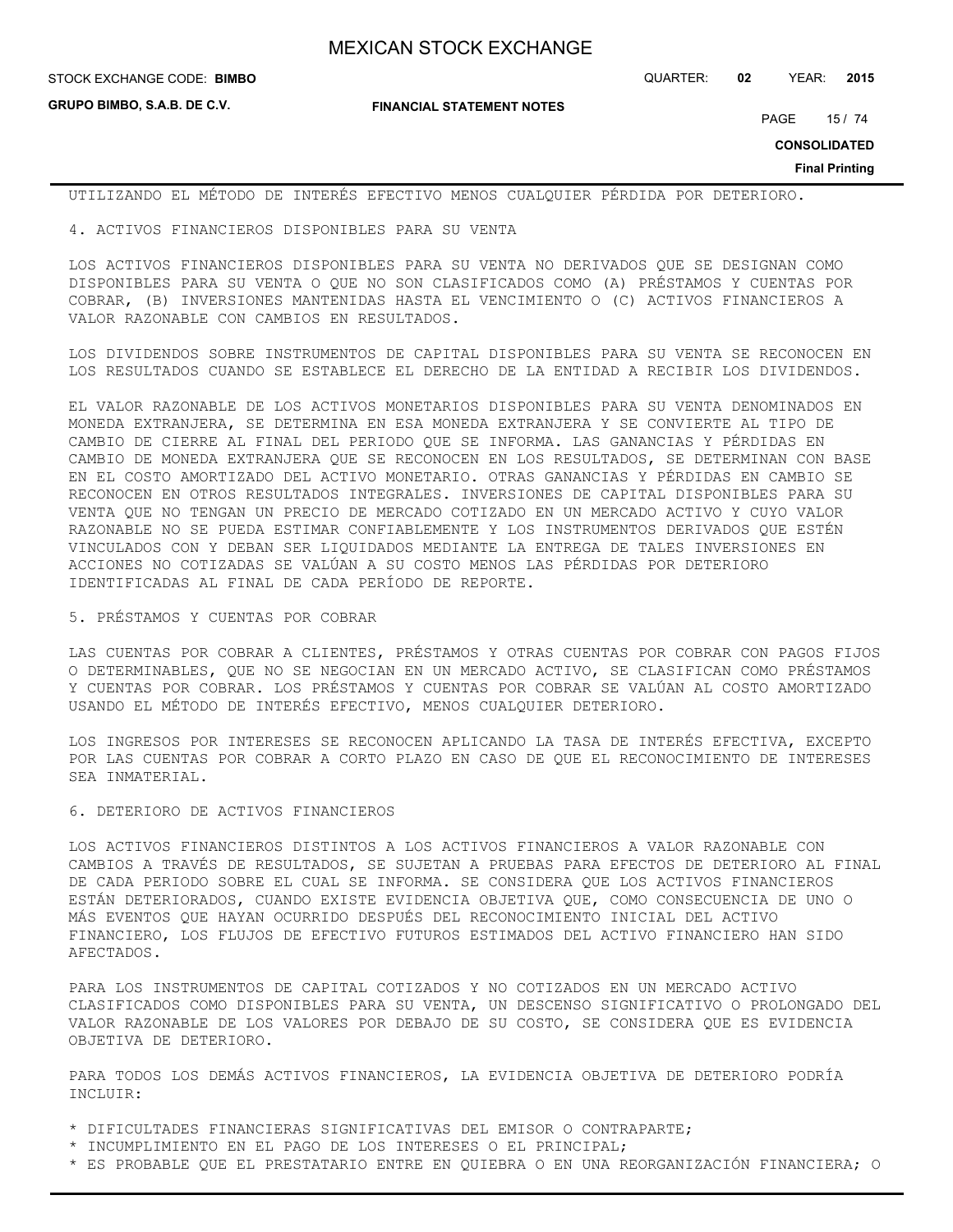UTILIZANDO EL MÉTODO DE INTERÉS EFECTIVO MENOS CUALQUIER PÉRDIDA POR DETERIORO.

4. ACTIVOS FINANCIEROS DISPONIBLES PARA SU VENTA

LOS ACTIVOS FINANCIEROS DISPONIBLES PARA SU VENTA NO DERIVADOS QUE SE DESIGNAN COMO DISPONIBLES PARA SU VENTA O QUE NO SON CLASIFICADOS COMO (A) PRÉSTAMOS Y CUENTAS POR COBRAR, (B) INVERSIONES MANTENIDAS HASTA EL VENCIMIENTO O (C) ACTIVOS FINANCIEROS A VALOR RAZONABLE CON CAMBIOS EN RESULTADOS.

LOS DIVIDENDOS SOBRE INSTRUMENTOS DE CAPITAL DISPONIBLES PARA SU VENTA SE RECONOCEN EN LOS RESULTADOS CUANDO SE ESTABLECE EL DERECHO DE LA ENTIDAD A RECIBIR LOS DIVIDENDOS.

EL VALOR RAZONABLE DE LOS ACTIVOS MONETARIOS DISPONIBLES PARA SU VENTA DENOMINADOS EN MONEDA EXTRANJERA, SE DETERMINA EN ESA MONEDA EXTRANJERA Y SE CONVIERTE AL TIPO DE CAMBIO DE CIERRE AL FINAL DEL PERIODO QUE SE INFORMA. LAS GANANCIAS Y PÉRDIDAS EN CAMBIO DE MONEDA EXTRANJERA QUE SE RECONOCEN EN LOS RESULTADOS, SE DETERMINAN CON BASE EN EL COSTO AMORTIZADO DEL ACTIVO MONETARIO. OTRAS GANANCIAS Y PÉRDIDAS EN CAMBIO SE RECONOCEN EN OTROS RESULTADOS INTEGRALES. INVERSIONES DE CAPITAL DISPONIBLES PARA SU VENTA QUE NO TENGAN UN PRECIO DE MERCADO COTIZADO EN UN MERCADO ACTIVO Y CUYO VALOR RAZONABLE NO SE PUEDA ESTIMAR CONFIABLEMENTE Y LOS INSTRUMENTOS DERIVADOS QUE ESTÉN VINCULADOS CON Y DEBAN SER LIQUIDADOS MEDIANTE LA ENTREGA DE TALES INVERSIONES EN ACCIONES NO COTIZADAS SE VALÚAN A SU COSTO MENOS LAS PÉRDIDAS POR DETERIORO IDENTIFICADAS AL FINAL DE CADA PERÍODO DE REPORTE.

5. PRÉSTAMOS Y CUENTAS POR COBRAR

LAS CUENTAS POR COBRAR A CLIENTES, PRÉSTAMOS Y OTRAS CUENTAS POR COBRAR CON PAGOS FIJOS O DETERMINABLES, QUE NO SE NEGOCIAN EN UN MERCADO ACTIVO, SE CLASIFICAN COMO PRÉSTAMOS Y CUENTAS POR COBRAR. LOS PRÉSTAMOS Y CUENTAS POR COBRAR SE VALÚAN AL COSTO AMORTIZADO USANDO EL MÉTODO DE INTERÉS EFECTIVO, MENOS CUALQUIER DETERIORO.

LOS INGRESOS POR INTERESES SE RECONOCEN APLICANDO LA TASA DE INTERÉS EFECTIVA, EXCEPTO POR LAS CUENTAS POR COBRAR A CORTO PLAZO EN CASO DE QUE EL RECONOCIMIENTO DE INTERESES SEA INMATERIAL.

6. DETERIORO DE ACTIVOS FINANCIEROS

LOS ACTIVOS FINANCIEROS DISTINTOS A LOS ACTIVOS FINANCIEROS A VALOR RAZONABLE CON CAMBIOS A TRAVÉS DE RESULTADOS, SE SUJETAN A PRUEBAS PARA EFECTOS DE DETERIORO AL FINAL DE CADA PERIODO SOBRE EL CUAL SE INFORMA. SE CONSIDERA QUE LOS ACTIVOS FINANCIEROS ESTÁN DETERIORADOS, CUANDO EXISTE EVIDENCIA OBJETIVA QUE, COMO CONSECUENCIA DE UNO O MÁS EVENTOS QUE HAYAN OCURRIDO DESPUÉS DEL RECONOCIMIENTO INICIAL DEL ACTIVO FINANCIERO, LOS FLUJOS DE EFECTIVO FUTUROS ESTIMADOS DEL ACTIVO FINANCIERO HAN SIDO AFECTADOS.

PARA LOS INSTRUMENTOS DE CAPITAL COTIZADOS Y NO COTIZADOS EN UN MERCADO ACTIVO CLASIFICADOS COMO DISPONIBLES PARA SU VENTA, UN DESCENSO SIGNIFICATIVO O PROLONGADO DEL VALOR RAZONABLE DE LOS VALORES POR DEBAJO DE SU COSTO, SE CONSIDERA QUE ES EVIDENCIA OBJETIVA DE DETERIORO.

PARA TODOS LOS DEMÁS ACTIVOS FINANCIEROS, LA EVIDENCIA OBJETIVA DE DETERIORO PODRÍA INCLUIR:

* DIFICULTADES FINANCIERAS SIGNIFICATIVAS DEL EMISOR O CONTRAPARTE;
* INCUMPLIMIENTO EN EL PAGO DE LOS INTERESES O EL PRINCIPAL;
* ES PROBABLE QUE EL PRESTATARIO ENTRE EN QUIEBRA O EN UNA REORGANIZACIÓN FINANCIERA; O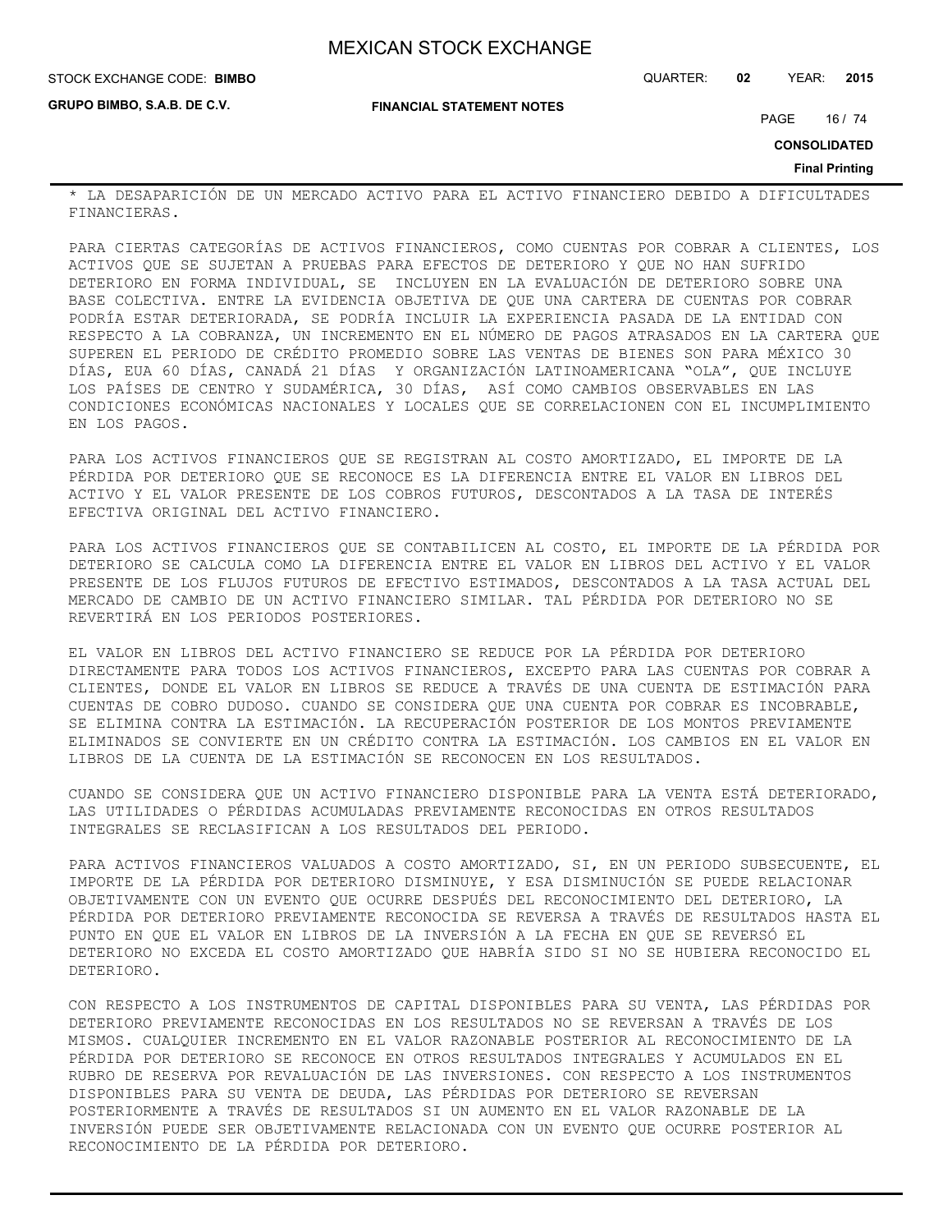* LA DESAPARICIÓN DE UN MERCADO ACTIVO PARA EL ACTIVO FINANCIERO DEBIDO A DIFICULTADES FINANCIERAS.

PARA CIERTAS CATEGORÍAS DE ACTIVOS FINANCIEROS, COMO CUENTAS POR COBRAR A CLIENTES, LOS ACTIVOS QUE SE SUJETAN A PRUEBAS PARA EFECTOS DE DETERIORO Y QUE NO HAN SUFRIDO DETERIORO EN FORMA INDIVIDUAL, SE INCLUYEN EN LA EVALUACIÓN DE DETERIORO SOBRE UNA BASE COLECTIVA. ENTRE LA EVIDENCIA OBJETIVA DE QUE UNA CARTERA DE CUENTAS POR COBRAR PODRÍA ESTAR DETERIORADA, SE PODRÍA INCLUIR LA EXPERIENCIA PASADA DE LA ENTIDAD CON RESPECTO A LA COBRANZA, UN INCREMENTO EN EL NÚMERO DE PAGOS ATRASADOS EN LA CARTERA QUE SUPEREN EL PERIODO DE CRÉDITO PROMEDIO SOBRE LAS VENTAS DE BIENES SON PARA MÉXICO 30 DÍAS, EUA 60 DÍAS, CANADÁ 21 DÍAS Y ORGANIZACIÓN LATINOAMERICANA "OLA", QUE INCLUYE LOS PAÍSES DE CENTRO Y SUDAMÉRICA, 30 DÍAS, ASÍ COMO CAMBIOS OBSERVABLES EN LAS CONDICIONES ECONÓMICAS NACIONALES Y LOCALES QUE SE CORRELACIONEN CON EL INCUMPLIMIENTO EN LOS PAGOS.

PARA LOS ACTIVOS FINANCIEROS QUE SE REGISTRAN AL COSTO AMORTIZADO, EL IMPORTE DE LA PÉRDIDA POR DETERIORO QUE SE RECONOCE ES LA DIFERENCIA ENTRE EL VALOR EN LIBROS DEL ACTIVO Y EL VALOR PRESENTE DE LOS COBROS FUTUROS, DESCONTADOS A LA TASA DE INTERÉS EFECTIVA ORIGINAL DEL ACTIVO FINANCIERO.

PARA LOS ACTIVOS FINANCIEROS QUE SE CONTABILICEN AL COSTO, EL IMPORTE DE LA PÉRDIDA POR DETERIORO SE CALCULA COMO LA DIFERENCIA ENTRE EL VALOR EN LIBROS DEL ACTIVO Y EL VALOR PRESENTE DE LOS FLUJOS FUTUROS DE EFECTIVO ESTIMADOS, DESCONTADOS A LA TASA ACTUAL DEL MERCADO DE CAMBIO DE UN ACTIVO FINANCIERO SIMILAR. TAL PÉRDIDA POR DETERIORO NO SE REVERTIRÁ EN LOS PERIODOS POSTERIORES.

EL VALOR EN LIBROS DEL ACTIVO FINANCIERO SE REDUCE POR LA PÉRDIDA POR DETERIORO DIRECTAMENTE PARA TODOS LOS ACTIVOS FINANCIEROS, EXCEPTO PARA LAS CUENTAS POR COBRAR A CLIENTES, DONDE EL VALOR EN LIBROS SE REDUCE A TRAVÉS DE UNA CUENTA DE ESTIMACIÓN PARA CUENTAS DE COBRO DUDOSO. CUANDO SE CONSIDERA QUE UNA CUENTA POR COBRAR ES INCOBRABLE, SE ELIMINA CONTRA LA ESTIMACIÓN. LA RECUPERACIÓN POSTERIOR DE LOS MONTOS PREVIAMENTE ELIMINADOS SE CONVIERTE EN UN CRÉDITO CONTRA LA ESTIMACIÓN. LOS CAMBIOS EN EL VALOR EN LIBROS DE LA CUENTA DE LA ESTIMACIÓN SE RECONOCEN EN LOS RESULTADOS.

CUANDO SE CONSIDERA QUE UN ACTIVO FINANCIERO DISPONIBLE PARA LA VENTA ESTÁ DETERIORADO, LAS UTILIDADES O PÉRDIDAS ACUMULADAS PREVIAMENTE RECONOCIDAS EN OTROS RESULTADOS INTEGRALES SE RECLASIFICAN A LOS RESULTADOS DEL PERIODO.

PARA ACTIVOS FINANCIEROS VALUADOS A COSTO AMORTIZADO, SI, EN UN PERIODO SUBSECUENTE, EL IMPORTE DE LA PÉRDIDA POR DETERIORO DISMINUYE, Y ESA DISMINUCIÓN SE PUEDE RELACIONAR OBJETIVAMENTE CON UN EVENTO QUE OCURRE DESPUÉS DEL RECONOCIMIENTO DEL DETERIORO, LA PÉRDIDA POR DETERIORO PREVIAMENTE RECONOCIDA SE REVERSA A TRAVÉS DE RESULTADOS HASTA EL PUNTO EN QUE EL VALOR EN LIBROS DE LA INVERSIÓN A LA FECHA EN QUE SE REVERSÓ EL DETERIORO NO EXCEDA EL COSTO AMORTIZADO QUE HABRÍA SIDO SI NO SE HUBIERA RECONOCIDO EL DETERIORO.

CON RESPECTO A LOS INSTRUMENTOS DE CAPITAL DISPONIBLES PARA SU VENTA, LAS PÉRDIDAS POR DETERIORO PREVIAMENTE RECONOCIDAS EN LOS RESULTADOS NO SE REVERSAN A TRAVÉS DE LOS MISMOS. CUALQUIER INCREMENTO EN EL VALOR RAZONABLE POSTERIOR AL RECONOCIMIENTO DE LA PÉRDIDA POR DETERIORO SE RECONOCE EN OTROS RESULTADOS INTEGRALES Y ACUMULADOS EN EL RUBRO DE RESERVA POR REVALUACIÓN DE LAS INVERSIONES. CON RESPECTO A LOS INSTRUMENTOS DISPONIBLES PARA SU VENTA DE DEUDA, LAS PÉRDIDAS POR DETERIORO SE REVERSAN POSTERIORMENTE A TRAVÉS DE RESULTADOS SI UN AUMENTO EN EL VALOR RAZONABLE DE LA INVERSIÓN PUEDE SER OBJETIVAMENTE RELACIONADA CON UN EVENTO QUE OCURRE POSTERIOR AL RECONOCIMIENTO DE LA PÉRDIDA POR DETERIORO.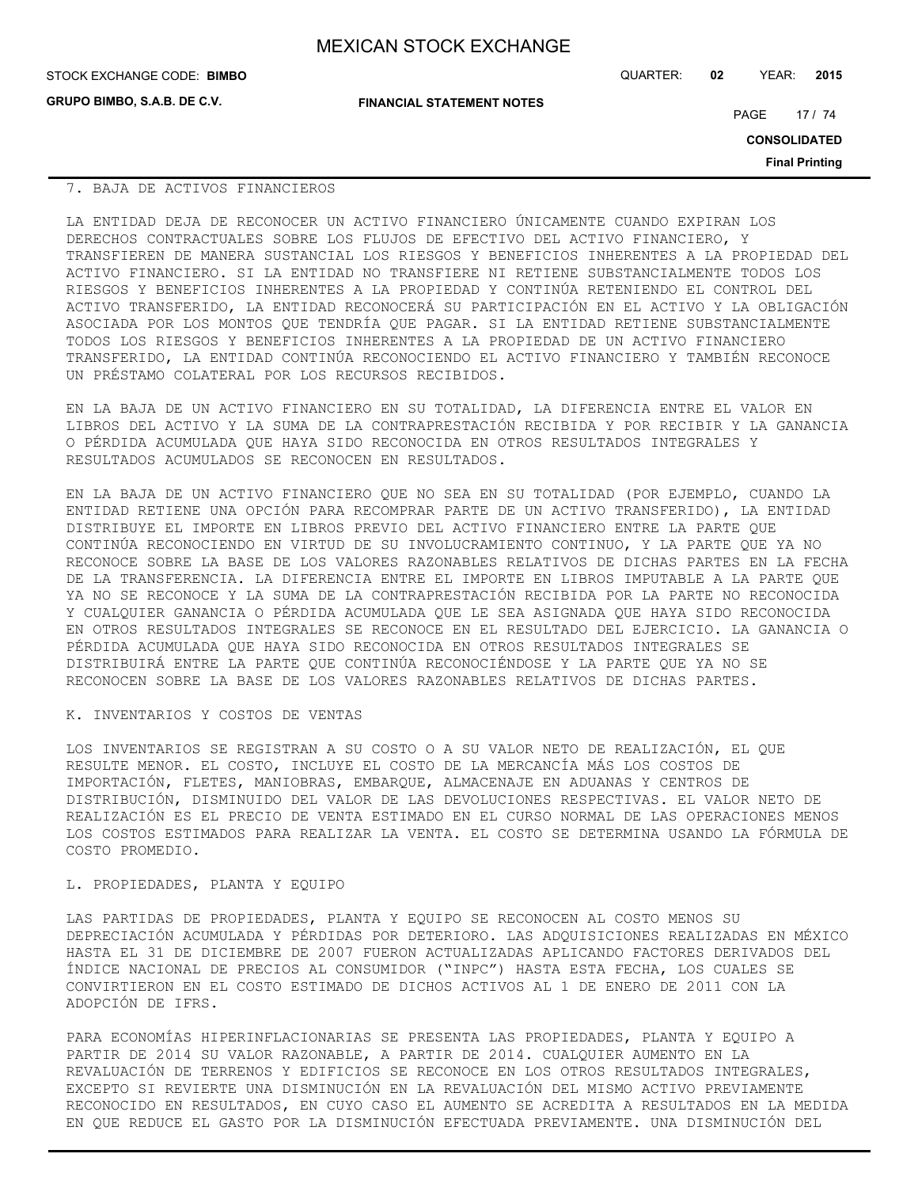7. BAJA DE ACTIVOS FINANCIEROS

LA ENTIDAD DEJA DE RECONOCER UN ACTIVO FINANCIERO ÚNICAMENTE CUANDO EXPIRAN LOS DERECHOS CONTRACTUALES SOBRE LOS FLUJOS DE EFECTIVO DEL ACTIVO FINANCIERO, Y TRANSFIEREN DE MANERA SUSTANCIAL LOS RIESGOS Y BENEFICIOS INHERENTES A LA PROPIEDAD DEL ACTIVO FINANCIERO. SI LA ENTIDAD NO TRANSFIERE NI RETIENE SUBSTANCIALMENTE TODOS LOS RIESGOS Y BENEFICIOS INHERENTES A LA PROPIEDAD Y CONTINÚA RETENIENDO EL CONTROL DEL ACTIVO TRANSFERIDO, LA ENTIDAD RECONOCERÁ SU PARTICIPACIÓN EN EL ACTIVO Y LA OBLIGACIÓN ASOCIADA POR LOS MONTOS QUE TENDRÍA QUE PAGAR. SI LA ENTIDAD RETIENE SUBSTANCIALMENTE TODOS LOS RIESGOS Y BENEFICIOS INHERENTES A LA PROPIEDAD DE UN ACTIVO FINANCIERO TRANSFERIDO, LA ENTIDAD CONTINÚA RECONOCIENDO EL ACTIVO FINANCIERO Y TAMBIÉN RECONOCE UN PRÉSTAMO COLATERAL POR LOS RECURSOS RECIBIDOS.

EN LA BAJA DE UN ACTIVO FINANCIERO EN SU TOTALIDAD, LA DIFERENCIA ENTRE EL VALOR EN LIBROS DEL ACTIVO Y LA SUMA DE LA CONTRAPRESTACIÓN RECIBIDA Y POR RECIBIR Y LA GANANCIA O PÉRDIDA ACUMULADA QUE HAYA SIDO RECONOCIDA EN OTROS RESULTADOS INTEGRALES Y RESULTADOS ACUMULADOS SE RECONOCEN EN RESULTADOS.

EN LA BAJA DE UN ACTIVO FINANCIERO QUE NO SEA EN SU TOTALIDAD (POR EJEMPLO, CUANDO LA ENTIDAD RETIENE UNA OPCIÓN PARA RECOMPRAR PARTE DE UN ACTIVO TRANSFERIDO), LA ENTIDAD DISTRIBUYE EL IMPORTE EN LIBROS PREVIO DEL ACTIVO FINANCIERO ENTRE LA PARTE QUE CONTINÚA RECONOCIENDO EN VIRTUD DE SU INVOLUCRAMIENTO CONTINUO, Y LA PARTE QUE YA NO RECONOCE SOBRE LA BASE DE LOS VALORES RAZONABLES RELATIVOS DE DICHAS PARTES EN LA FECHA DE LA TRANSFERENCIA. LA DIFERENCIA ENTRE EL IMPORTE EN LIBROS IMPUTABLE A LA PARTE QUE YA NO SE RECONOCE Y LA SUMA DE LA CONTRAPRESTACIÓN RECIBIDA POR LA PARTE NO RECONOCIDA Y CUALQUIER GANANCIA O PÉRDIDA ACUMULADA QUE LE SEA ASIGNADA QUE HAYA SIDO RECONOCIDA EN OTROS RESULTADOS INTEGRALES SE RECONOCE EN EL RESULTADO DEL EJERCICIO. LA GANANCIA O PÉRDIDA ACUMULADA QUE HAYA SIDO RECONOCIDA EN OTROS RESULTADOS INTEGRALES SE DISTRIBUIRÁ ENTRE LA PARTE QUE CONTINÚA RECONOCIÉNDOSE Y LA PARTE QUE YA NO SE RECONOCEN SOBRE LA BASE DE LOS VALORES RAZONABLES RELATIVOS DE DICHAS PARTES.

K. INVENTARIOS Y COSTOS DE VENTAS

LOS INVENTARIOS SE REGISTRAN A SU COSTO O A SU VALOR NETO DE REALIZACIÓN, EL QUE RESULTE MENOR. EL COSTO, INCLUYE EL COSTO DE LA MERCANCÍA MÁS LOS COSTOS DE IMPORTACIÓN, FLETES, MANIOBRAS, EMBARQUE, ALMACENAJE EN ADUANAS Y CENTROS DE DISTRIBUCIÓN, DISMINUIDO DEL VALOR DE LAS DEVOLUCIONES RESPECTIVAS. EL VALOR NETO DE REALIZACIÓN ES EL PRECIO DE VENTA ESTIMADO EN EL CURSO NORMAL DE LAS OPERACIONES MENOS LOS COSTOS ESTIMADOS PARA REALIZAR LA VENTA. EL COSTO SE DETERMINA USANDO LA FÓRMULA DE COSTO PROMEDIO.

L. PROPIEDADES, PLANTA Y EQUIPO

LAS PARTIDAS DE PROPIEDADES, PLANTA Y EQUIPO SE RECONOCEN AL COSTO MENOS SU DEPRECIACIÓN ACUMULADA Y PÉRDIDAS POR DETERIORO. LAS ADQUISICIONES REALIZADAS EN MÉXICO HASTA EL 31 DE DICIEMBRE DE 2007 FUERON ACTUALIZADAS APLICANDO FACTORES DERIVADOS DEL ÍNDICE NACIONAL DE PRECIOS AL CONSUMIDOR ("INPC") HASTA ESTA FECHA, LOS CUALES SE CONVIRTIERON EN EL COSTO ESTIMADO DE DICHOS ACTIVOS AL 1 DE ENERO DE 2011 CON LA ADOPCIÓN DE IFRS.

PARA ECONOMÍAS HIPERINFLACIONARIAS SE PRESENTA LAS PROPIEDADES, PLANTA Y EQUIPO A PARTIR DE 2014 SU VALOR RAZONABLE, A PARTIR DE 2014. CUALQUIER AUMENTO EN LA REVALUACIÓN DE TERRENOS Y EDIFICIOS SE RECONOCE EN LOS OTROS RESULTADOS INTEGRALES, EXCEPTO SI REVIERTE UNA DISMINUCIÓN EN LA REVALUACIÓN DEL MISMO ACTIVO PREVIAMENTE RECONOCIDO EN RESULTADOS, EN CUYO CASO EL AUMENTO SE ACREDITA A RESULTADOS EN LA MEDIDA EN QUE REDUCE EL GASTO POR LA DISMINUCIÓN EFECTUADA PREVIAMENTE. UNA DISMINUCIÓN DEL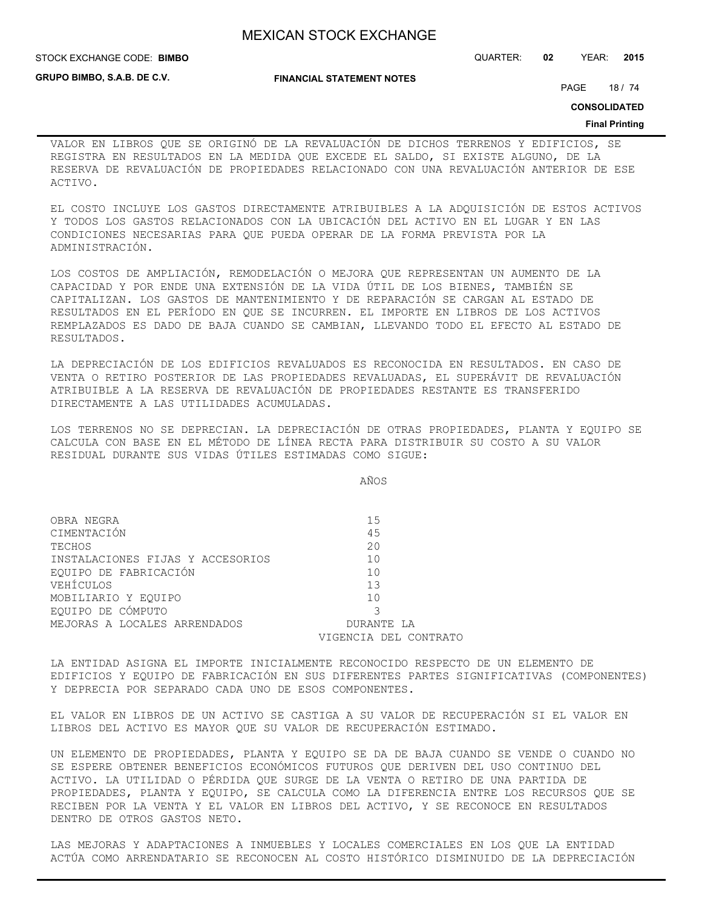VALOR EN LIBROS QUE SE ORIGINÓ DE LA REVALUACIÓN DE DICHOS TERRENOS Y EDIFICIOS, SE REGISTRA EN RESULTADOS EN LA MEDIDA QUE EXCEDE EL SALDO, SI EXISTE ALGUNO, DE LA RESERVA DE REVALUACIÓN DE PROPIEDADES RELACIONADO CON UNA REVALUACIÓN ANTERIOR DE ESE ACTIVO.

EL COSTO INCLUYE LOS GASTOS DIRECTAMENTE ATRIBUIBLES A LA ADQUISICIÓN DE ESTOS ACTIVOS Y TODOS LOS GASTOS RELACIONADOS CON LA UBICACIÓN DEL ACTIVO EN EL LUGAR Y EN LAS CONDICIONES NECESARIAS PARA QUE PUEDA OPERAR DE LA FORMA PREVISTA POR LA ADMINISTRACIÓN.

LOS COSTOS DE AMPLIACIÓN, REMODELACIÓN O MEJORA QUE REPRESENTAN UN AUMENTO DE LA CAPACIDAD Y POR ENDE UNA EXTENSIÓN DE LA VIDA ÚTIL DE LOS BIENES, TAMBIÉN SE CAPITALIZAN. LOS GASTOS DE MANTENIMIENTO Y DE REPARACIÓN SE CARGAN AL ESTADO DE RESULTADOS EN EL PERÍODO EN QUE SE INCURREN. EL IMPORTE EN LIBROS DE LOS ACTIVOS REMPLAZADOS ES DADO DE BAJA CUANDO SE CAMBIAN, LLEVANDO TODO EL EFECTO AL ESTADO DE RESULTADOS.

LA DEPRECIACIÓN DE LOS EDIFICIOS REVALUADOS ES RECONOCIDA EN RESULTADOS. EN CASO DE VENTA O RETIRO POSTERIOR DE LAS PROPIEDADES REVALUADAS, EL SUPERÁVIT DE REVALUACIÓN ATRIBUIBLE A LA RESERVA DE REVALUACIÓN DE PROPIEDADES RESTANTE ES TRANSFERIDO DIRECTAMENTE A LAS UTILIDADES ACUMULADAS.

LOS TERRENOS NO SE DEPRECIAN. LA DEPRECIACIÓN DE OTRAS PROPIEDADES, PLANTA Y EQUIPO SE CALCULA CON BASE EN EL MÉTODO DE LÍNEA RECTA PARA DISTRIBUIR SU COSTO A SU VALOR RESIDUAL DURANTE SUS VIDAS ÚTILES ESTIMADAS COMO SIGUE:

| | AÑOS |
|---|---|
| OBRA NEGRA | 15 |
| CIMENTACIÓN | 45 |
| TECHOS | 20 |
| INSTALACIONES FIJAS Y ACCESORIOS | 10 |
| EQUIPO DE FABRICACIÓN | 10 |
| VEHÍCULOS | 13 |
| MOBILIARIO Y EQUIPO | 10 |
| EQUIPO DE CÓMPUTO | 3 |
| MEJORAS A LOCALES ARRENDADOS | DURANTE LA VIGENCIA DEL CONTRATO |

LA ENTIDAD ASIGNA EL IMPORTE INICIALMENTE RECONOCIDO RESPECTO DE UN ELEMENTO DE EDIFICIOS Y EQUIPO DE FABRICACIÓN EN SUS DIFERENTES PARTES SIGNIFICATIVAS (COMPONENTES) Y DEPRECIA POR SEPARADO CADA UNO DE ESOS COMPONENTES.

EL VALOR EN LIBROS DE UN ACTIVO SE CASTIGA A SU VALOR DE RECUPERACIÓN SI EL VALOR EN LIBROS DEL ACTIVO ES MAYOR QUE SU VALOR DE RECUPERACIÓN ESTIMADO.

UN ELEMENTO DE PROPIEDADES, PLANTA Y EQUIPO SE DA DE BAJA CUANDO SE VENDE O CUANDO NO SE ESPERE OBTENER BENEFICIOS ECONÓMICOS FUTUROS QUE DERIVEN DEL USO CONTINUO DEL ACTIVO. LA UTILIDAD O PÉRDIDA QUE SURGE DE LA VENTA O RETIRO DE UNA PARTIDA DE PROPIEDADES, PLANTA Y EQUIPO, SE CALCULA COMO LA DIFERENCIA ENTRE LOS RECURSOS QUE SE RECIBEN POR LA VENTA Y EL VALOR EN LIBROS DEL ACTIVO, Y SE RECONOCE EN RESULTADOS DENTRO DE OTROS GASTOS NETO.

LAS MEJORAS Y ADAPTACIONES A INMUEBLES Y LOCALES COMERCIALES EN LOS QUE LA ENTIDAD ACTÚA COMO ARRENDATARIO SE RECONOCEN AL COSTO HISTÓRICO DISMINUIDO DE LA DEPRECIACIÓN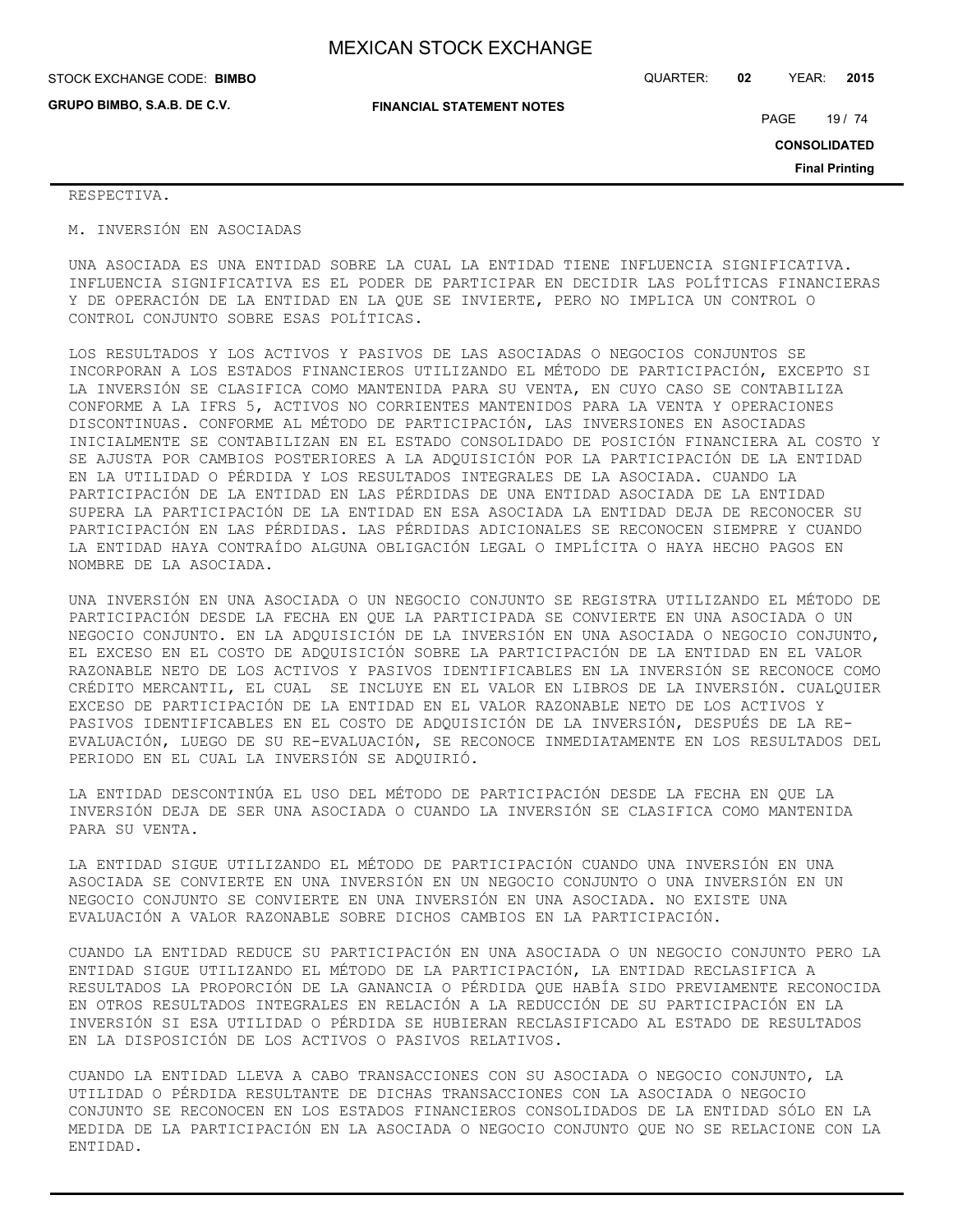RESPECTIVA.

M. INVERSIÓN EN ASOCIADAS

UNA ASOCIADA ES UNA ENTIDAD SOBRE LA CUAL LA ENTIDAD TIENE INFLUENCIA SIGNIFICATIVA. INFLUENCIA SIGNIFICATIVA ES EL PODER DE PARTICIPAR EN DECIDIR LAS POLÍTICAS FINANCIERAS Y DE OPERACIÓN DE LA ENTIDAD EN LA QUE SE INVIERTE, PERO NO IMPLICA UN CONTROL O CONTROL CONJUNTO SOBRE ESAS POLÍTICAS.

LOS RESULTADOS Y LOS ACTIVOS Y PASIVOS DE LAS ASOCIADAS O NEGOCIOS CONJUNTOS SE INCORPORAN A LOS ESTADOS FINANCIEROS UTILIZANDO EL MÉTODO DE PARTICIPACIÓN, EXCEPTO SI LA INVERSIÓN SE CLASIFICA COMO MANTENIDA PARA SU VENTA, EN CUYO CASO SE CONTABILIZA CONFORME A LA IFRS 5, ACTIVOS NO CORRIENTES MANTENIDOS PARA LA VENTA Y OPERACIONES DISCONTINUAS. CONFORME AL MÉTODO DE PARTICIPACIÓN, LAS INVERSIONES EN ASOCIADAS INICIALMENTE SE CONTABILIZAN EN EL ESTADO CONSOLIDADO DE POSICIÓN FINANCIERA AL COSTO Y SE AJUSTA POR CAMBIOS POSTERIORES A LA ADQUISICIÓN POR LA PARTICIPACIÓN DE LA ENTIDAD EN LA UTILIDAD O PÉRDIDA Y LOS RESULTADOS INTEGRALES DE LA ASOCIADA. CUANDO LA PARTICIPACIÓN DE LA ENTIDAD EN LAS PÉRDIDAS DE UNA ENTIDAD ASOCIADA DE LA ENTIDAD SUPERA LA PARTICIPACIÓN DE LA ENTIDAD EN ESA ASOCIADA LA ENTIDAD DEJA DE RECONOCER SU PARTICIPACIÓN EN LAS PÉRDIDAS. LAS PÉRDIDAS ADICIONALES SE RECONOCEN SIEMPRE Y CUANDO LA ENTIDAD HAYA CONTRAÍDO ALGUNA OBLIGACIÓN LEGAL O IMPLÍCITA O HAYA HECHO PAGOS EN NOMBRE DE LA ASOCIADA.

UNA INVERSIÓN EN UNA ASOCIADA O UN NEGOCIO CONJUNTO SE REGISTRA UTILIZANDO EL MÉTODO DE PARTICIPACIÓN DESDE LA FECHA EN QUE LA PARTICIPADA SE CONVIERTE EN UNA ASOCIADA O UN NEGOCIO CONJUNTO. EN LA ADQUISICIÓN DE LA INVERSIÓN EN UNA ASOCIADA O NEGOCIO CONJUNTO, EL EXCESO EN EL COSTO DE ADQUISICIÓN SOBRE LA PARTICIPACIÓN DE LA ENTIDAD EN EL VALOR RAZONABLE NETO DE LOS ACTIVOS Y PASIVOS IDENTIFICABLES EN LA INVERSIÓN SE RECONOCE COMO CRÉDITO MERCANTIL, EL CUAL SE INCLUYE EN EL VALOR EN LIBROS DE LA INVERSIÓN. CUALQUIER EXCESO DE PARTICIPACIÓN DE LA ENTIDAD EN EL VALOR RAZONABLE NETO DE LOS ACTIVOS Y PASIVOS IDENTIFICABLES EN EL COSTO DE ADQUISICIÓN DE LA INVERSIÓN, DESPUÉS DE LA RE-EVALUACIÓN, LUEGO DE SU RE-EVALUACIÓN, SE RECONOCE INMEDIATAMENTE EN LOS RESULTADOS DEL PERIODO EN EL CUAL LA INVERSIÓN SE ADQUIRIÓ.

LA ENTIDAD DESCONTINÚA EL USO DEL MÉTODO DE PARTICIPACIÓN DESDE LA FECHA EN QUE LA INVERSIÓN DEJA DE SER UNA ASOCIADA O CUANDO LA INVERSIÓN SE CLASIFICA COMO MANTENIDA PARA SU VENTA.

LA ENTIDAD SIGUE UTILIZANDO EL MÉTODO DE PARTICIPACIÓN CUANDO UNA INVERSIÓN EN UNA ASOCIADA SE CONVIERTE EN UNA INVERSIÓN EN UN NEGOCIO CONJUNTO O UNA INVERSIÓN EN UN NEGOCIO CONJUNTO SE CONVIERTE EN UNA INVERSIÓN EN UNA ASOCIADA. NO EXISTE UNA EVALUACIÓN A VALOR RAZONABLE SOBRE DICHOS CAMBIOS EN LA PARTICIPACIÓN.

CUANDO LA ENTIDAD REDUCE SU PARTICIPACIÓN EN UNA ASOCIADA O UN NEGOCIO CONJUNTO PERO LA ENTIDAD SIGUE UTILIZANDO EL MÉTODO DE LA PARTICIPACIÓN, LA ENTIDAD RECLASIFICA A RESULTADOS LA PROPORCIÓN DE LA GANANCIA O PÉRDIDA QUE HABÍA SIDO PREVIAMENTE RECONOCIDA EN OTROS RESULTADOS INTEGRALES EN RELACIÓN A LA REDUCCIÓN DE SU PARTICIPACIÓN EN LA INVERSIÓN SI ESA UTILIDAD O PÉRDIDA SE HUBIERAN RECLASIFICADO AL ESTADO DE RESULTADOS EN LA DISPOSICIÓN DE LOS ACTIVOS O PASIVOS RELATIVOS.

CUANDO LA ENTIDAD LLEVA A CABO TRANSACCIONES CON SU ASOCIADA O NEGOCIO CONJUNTO, LA UTILIDAD O PÉRDIDA RESULTANTE DE DICHAS TRANSACCIONES CON LA ASOCIADA O NEGOCIO CONJUNTO SE RECONOCEN EN LOS ESTADOS FINANCIEROS CONSOLIDADOS DE LA ENTIDAD SÓLO EN LA MEDIDA DE LA PARTICIPACIÓN EN LA ASOCIADA O NEGOCIO CONJUNTO QUE NO SE RELACIONE CON LA ENTIDAD.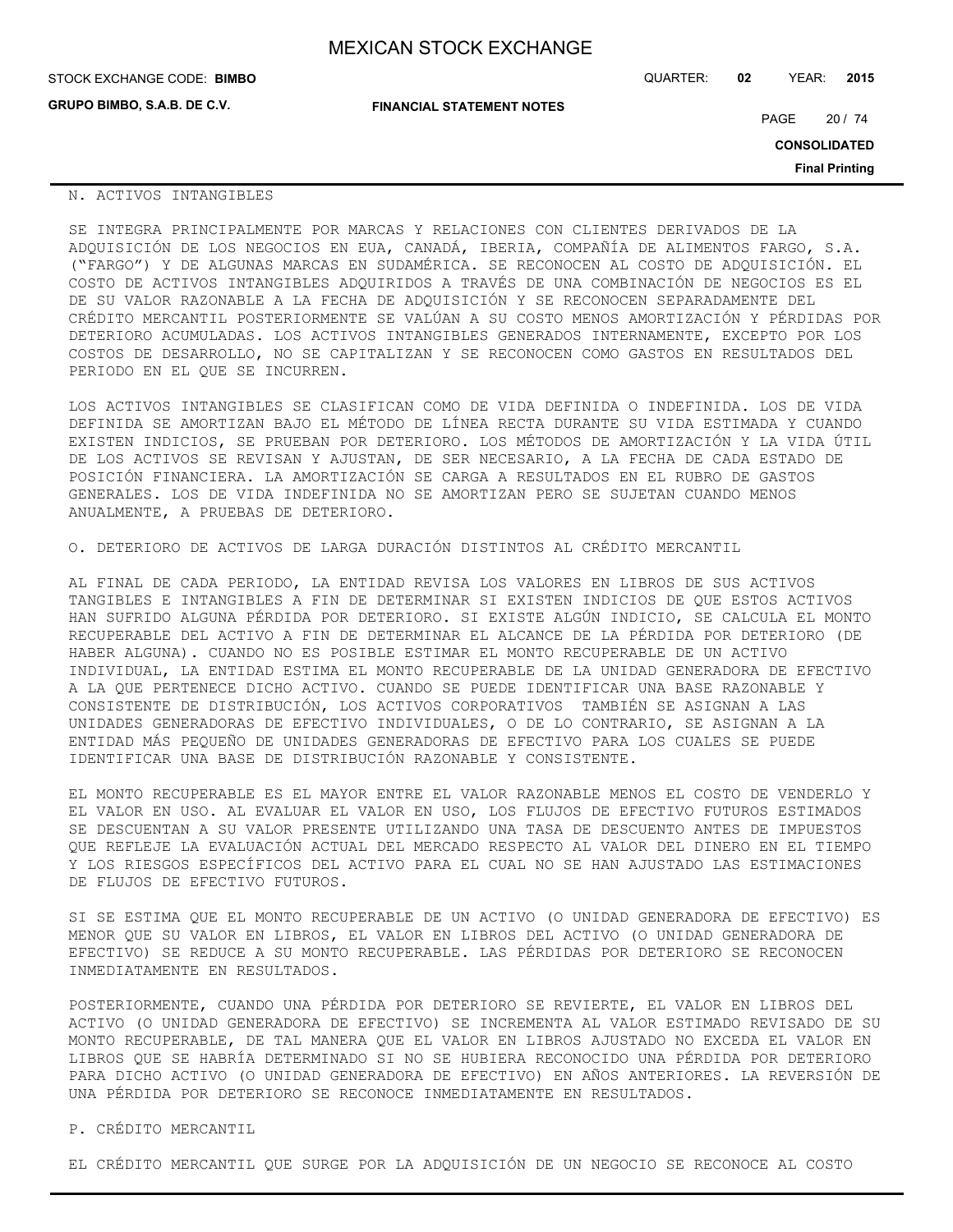N. ACTIVOS INTANGIBLES

SE INTEGRA PRINCIPALMENTE POR MARCAS Y RELACIONES CON CLIENTES DERIVADOS DE LA ADQUISICIÓN DE LOS NEGOCIOS EN EUA, CANADÁ, IBERIA, COMPAÑÍA DE ALIMENTOS FARGO, S.A. ("FARGO") Y DE ALGUNAS MARCAS EN SUDAMÉRICA. SE RECONOCEN AL COSTO DE ADQUISICIÓN. EL COSTO DE ACTIVOS INTANGIBLES ADQUIRIDOS A TRAVÉS DE UNA COMBINACIÓN DE NEGOCIOS ES EL DE SU VALOR RAZONABLE A LA FECHA DE ADQUISICIÓN Y SE RECONOCEN SEPARADAMENTE DEL CRÉDITO MERCANTIL POSTERIORMENTE SE VALÚAN A SU COSTO MENOS AMORTIZACIÓN Y PÉRDIDAS POR DETERIORO ACUMULADAS. LOS ACTIVOS INTANGIBLES GENERADOS INTERNAMENTE, EXCEPTO POR LOS COSTOS DE DESARROLLO, NO SE CAPITALIZAN Y SE RECONOCEN COMO GASTOS EN RESULTADOS DEL PERIODO EN EL QUE SE INCURREN.

LOS ACTIVOS INTANGIBLES SE CLASIFICAN COMO DE VIDA DEFINIDA O INDEFINIDA. LOS DE VIDA DEFINIDA SE AMORTIZAN BAJO EL MÉTODO DE LÍNEA RECTA DURANTE SU VIDA ESTIMADA Y CUANDO EXISTEN INDICIOS, SE PRUEBAN POR DETERIORO. LOS MÉTODOS DE AMORTIZACIÓN Y LA VIDA ÚTIL DE LOS ACTIVOS SE REVISAN Y AJUSTAN, DE SER NECESARIO, A LA FECHA DE CADA ESTADO DE POSICIÓN FINANCIERA. LA AMORTIZACIÓN SE CARGA A RESULTADOS EN EL RUBRO DE GASTOS GENERALES. LOS DE VIDA INDEFINIDA NO SE AMORTIZAN PERO SE SUJETAN CUANDO MENOS ANUALMENTE, A PRUEBAS DE DETERIORO.

O. DETERIORO DE ACTIVOS DE LARGA DURACIÓN DISTINTOS AL CRÉDITO MERCANTIL

AL FINAL DE CADA PERIODO, LA ENTIDAD REVISA LOS VALORES EN LIBROS DE SUS ACTIVOS TANGIBLES E INTANGIBLES A FIN DE DETERMINAR SI EXISTEN INDICIOS DE QUE ESTOS ACTIVOS HAN SUFRIDO ALGUNA PÉRDIDA POR DETERIORO. SI EXISTE ALGÚN INDICIO, SE CALCULA EL MONTO RECUPERABLE DEL ACTIVO A FIN DE DETERMINAR EL ALCANCE DE LA PÉRDIDA POR DETERIORO (DE HABER ALGUNA). CUANDO NO ES POSIBLE ESTIMAR EL MONTO RECUPERABLE DE UN ACTIVO INDIVIDUAL, LA ENTIDAD ESTIMA EL MONTO RECUPERABLE DE LA UNIDAD GENERADORA DE EFECTIVO A LA QUE PERTENECE DICHO ACTIVO. CUANDO SE PUEDE IDENTIFICAR UNA BASE RAZONABLE Y CONSISTENTE DE DISTRIBUCIÓN, LOS ACTIVOS CORPORATIVOS TAMBIÉN SE ASIGNAN A LAS UNIDADES GENERADORAS DE EFECTIVO INDIVIDUALES, O DE LO CONTRARIO, SE ASIGNAN A LA ENTIDAD MÁS PEQUEÑO DE UNIDADES GENERADORAS DE EFECTIVO PARA LOS CUALES SE PUEDE IDENTIFICAR UNA BASE DE DISTRIBUCIÓN RAZONABLE Y CONSISTENTE.

EL MONTO RECUPERABLE ES EL MAYOR ENTRE EL VALOR RAZONABLE MENOS EL COSTO DE VENDERLO Y EL VALOR EN USO. AL EVALUAR EL VALOR EN USO, LOS FLUJOS DE EFECTIVO FUTUROS ESTIMADOS SE DESCUENTAN A SU VALOR PRESENTE UTILIZANDO UNA TASA DE DESCUENTO ANTES DE IMPUESTOS QUE REFLEJE LA EVALUACIÓN ACTUAL DEL MERCADO RESPECTO AL VALOR DEL DINERO EN EL TIEMPO Y LOS RIESGOS ESPECÍFICOS DEL ACTIVO PARA EL CUAL NO SE HAN AJUSTADO LAS ESTIMACIONES DE FLUJOS DE EFECTIVO FUTUROS.

SI SE ESTIMA QUE EL MONTO RECUPERABLE DE UN ACTIVO (O UNIDAD GENERADORA DE EFECTIVO) ES MENOR QUE SU VALOR EN LIBROS, EL VALOR EN LIBROS DEL ACTIVO (O UNIDAD GENERADORA DE EFECTIVO) SE REDUCE A SU MONTO RECUPERABLE. LAS PÉRDIDAS POR DETERIORO SE RECONOCEN INMEDIATAMENTE EN RESULTADOS.

POSTERIORMENTE, CUANDO UNA PÉRDIDA POR DETERIORO SE REVIERTE, EL VALOR EN LIBROS DEL ACTIVO (O UNIDAD GENERADORA DE EFECTIVO) SE INCREMENTA AL VALOR ESTIMADO REVISADO DE SU MONTO RECUPERABLE, DE TAL MANERA QUE EL VALOR EN LIBROS AJUSTADO NO EXCEDA EL VALOR EN LIBROS QUE SE HABRÍA DETERMINADO SI NO SE HUBIERA RECONOCIDO UNA PÉRDIDA POR DETERIORO PARA DICHO ACTIVO (O UNIDAD GENERADORA DE EFECTIVO) EN AÑOS ANTERIORES. LA REVERSIÓN DE UNA PÉRDIDA POR DETERIORO SE RECONOCE INMEDIATAMENTE EN RESULTADOS.

P. CRÉDITO MERCANTIL

EL CRÉDITO MERCANTIL QUE SURGE POR LA ADQUISICIÓN DE UN NEGOCIO SE RECONOCE AL COSTO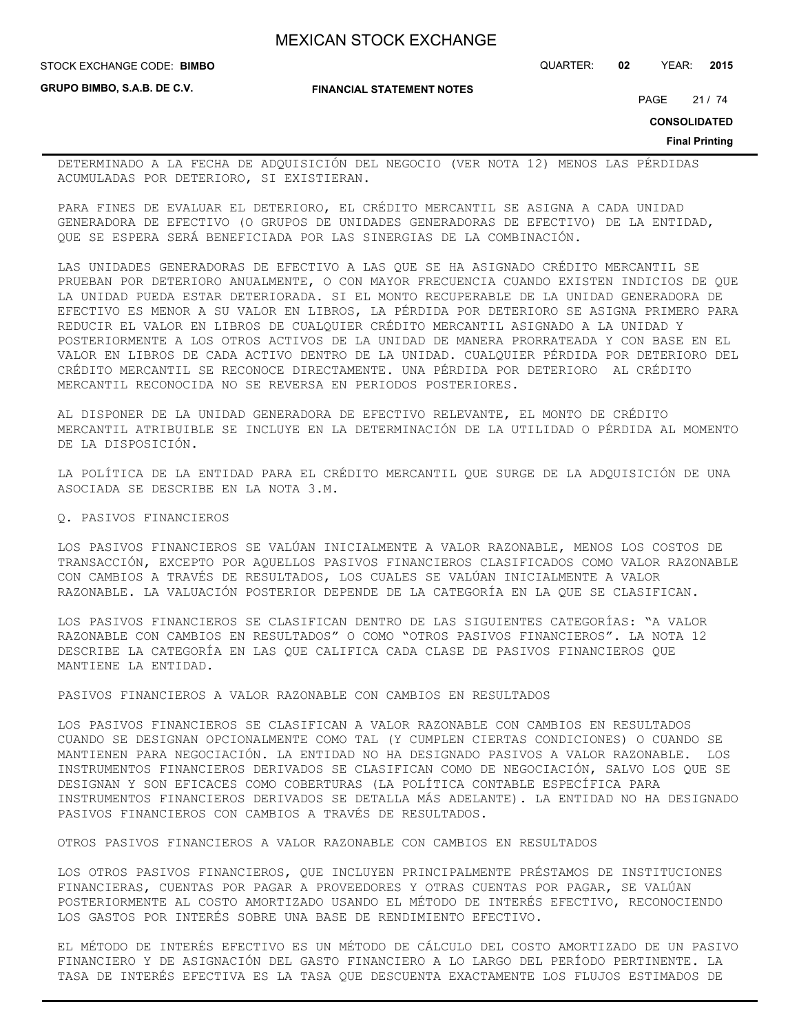DETERMINADO A LA FECHA DE ADQUISICIÓN DEL NEGOCIO (VER NOTA 12) MENOS LAS PÉRDIDAS ACUMULADAS POR DETERIORO, SI EXISTIERAN.

PARA FINES DE EVALUAR EL DETERIORO, EL CRÉDITO MERCANTIL SE ASIGNA A CADA UNIDAD GENERADORA DE EFECTIVO (O GRUPOS DE UNIDADES GENERADORAS DE EFECTIVO) DE LA ENTIDAD, QUE SE ESPERA SERÁ BENEFICIADA POR LAS SINERGIAS DE LA COMBINACIÓN.

LAS UNIDADES GENERADORAS DE EFECTIVO A LAS QUE SE HA ASIGNADO CRÉDITO MERCANTIL SE PRUEBAN POR DETERIORO ANUALMENTE, O CON MAYOR FRECUENCIA CUANDO EXISTEN INDICIOS DE QUE LA UNIDAD PUEDA ESTAR DETERIORADA. SI EL MONTO RECUPERABLE DE LA UNIDAD GENERADORA DE EFECTIVO ES MENOR A SU VALOR EN LIBROS, LA PÉRDIDA POR DETERIORO SE ASIGNA PRIMERO PARA REDUCIR EL VALOR EN LIBROS DE CUALQUIER CRÉDITO MERCANTIL ASIGNADO A LA UNIDAD Y POSTERIORMENTE A LOS OTROS ACTIVOS DE LA UNIDAD DE MANERA PRORRATEADA Y CON BASE EN EL VALOR EN LIBROS DE CADA ACTIVO DENTRO DE LA UNIDAD. CUALQUIER PÉRDIDA POR DETERIORO DEL CRÉDITO MERCANTIL SE RECONOCE DIRECTAMENTE. UNA PÉRDIDA POR DETERIORO AL CRÉDITO MERCANTIL RECONOCIDA NO SE REVERSA EN PERIODOS POSTERIORES.

AL DISPONER DE LA UNIDAD GENERADORA DE EFECTIVO RELEVANTE, EL MONTO DE CRÉDITO MERCANTIL ATRIBUIBLE SE INCLUYE EN LA DETERMINACIÓN DE LA UTILIDAD O PÉRDIDA AL MOMENTO DE LA DISPOSICIÓN.

LA POLÍTICA DE LA ENTIDAD PARA EL CRÉDITO MERCANTIL QUE SURGE DE LA ADQUISICIÓN DE UNA ASOCIADA SE DESCRIBE EN LA NOTA 3.M.

Q. PASIVOS FINANCIEROS

LOS PASIVOS FINANCIEROS SE VALÚAN INICIALMENTE A VALOR RAZONABLE, MENOS LOS COSTOS DE TRANSACCIÓN, EXCEPTO POR AQUELLOS PASIVOS FINANCIEROS CLASIFICADOS COMO VALOR RAZONABLE CON CAMBIOS A TRAVÉS DE RESULTADOS, LOS CUALES SE VALÚAN INICIALMENTE A VALOR RAZONABLE. LA VALUACIÓN POSTERIOR DEPENDE DE LA CATEGORÍA EN LA QUE SE CLASIFICAN.

LOS PASIVOS FINANCIEROS SE CLASIFICAN DENTRO DE LAS SIGUIENTES CATEGORÍAS: "A VALOR RAZONABLE CON CAMBIOS EN RESULTADOS" O COMO "OTROS PASIVOS FINANCIEROS". LA NOTA 12 DESCRIBE LA CATEGORÍA EN LAS QUE CALIFICA CADA CLASE DE PASIVOS FINANCIEROS QUE MANTIENE LA ENTIDAD.

PASIVOS FINANCIEROS A VALOR RAZONABLE CON CAMBIOS EN RESULTADOS

LOS PASIVOS FINANCIEROS SE CLASIFICAN A VALOR RAZONABLE CON CAMBIOS EN RESULTADOS CUANDO SE DESIGNAN OPCIONALMENTE COMO TAL (Y CUMPLEN CIERTAS CONDICIONES) O CUANDO SE MANTIENEN PARA NEGOCIACIÓN. LA ENTIDAD NO HA DESIGNADO PASIVOS A VALOR RAZONABLE. LOS INSTRUMENTOS FINANCIEROS DERIVADOS SE CLASIFICAN COMO DE NEGOCIACIÓN, SALVO LOS QUE SE DESIGNAN Y SON EFICACES COMO COBERTURAS (LA POLÍTICA CONTABLE ESPECÍFICA PARA INSTRUMENTOS FINANCIEROS DERIVADOS SE DETALLA MÁS ADELANTE). LA ENTIDAD NO HA DESIGNADO PASIVOS FINANCIEROS CON CAMBIOS A TRAVÉS DE RESULTADOS.

OTROS PASIVOS FINANCIEROS A VALOR RAZONABLE CON CAMBIOS EN RESULTADOS

LOS OTROS PASIVOS FINANCIEROS, QUE INCLUYEN PRINCIPALMENTE PRÉSTAMOS DE INSTITUCIONES FINANCIERAS, CUENTAS POR PAGAR A PROVEEDORES Y OTRAS CUENTAS POR PAGAR, SE VALÚAN POSTERIORMENTE AL COSTO AMORTIZADO USANDO EL MÉTODO DE INTERÉS EFECTIVO, RECONOCIENDO LOS GASTOS POR INTERÉS SOBRE UNA BASE DE RENDIMIENTO EFECTIVO.

EL MÉTODO DE INTERÉS EFECTIVO ES UN MÉTODO DE CÁLCULO DEL COSTO AMORTIZADO DE UN PASIVO FINANCIERO Y DE ASIGNACIÓN DEL GASTO FINANCIERO A LO LARGO DEL PERÍODO PERTINENTE. LA TASA DE INTERÉS EFECTIVA ES LA TASA QUE DESCUENTA EXACTAMENTE LOS FLUJOS ESTIMADOS DE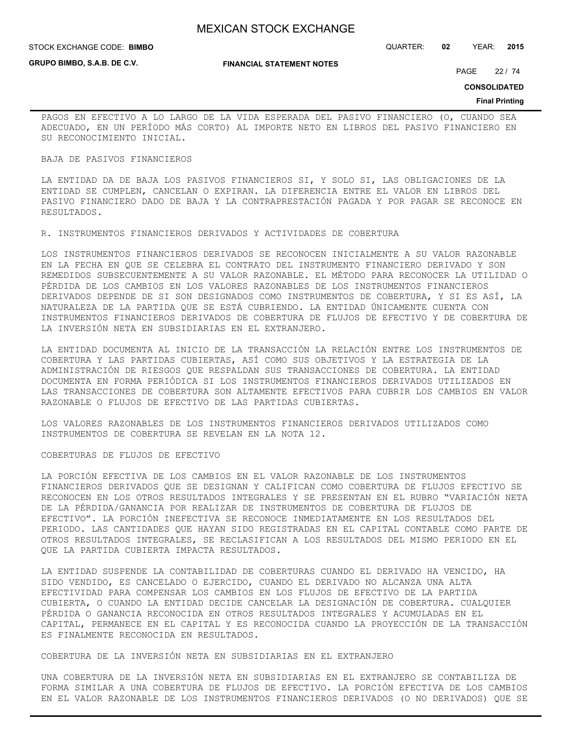PAGOS EN EFECTIVO A LO LARGO DE LA VIDA ESPERADA DEL PASIVO FINANCIERO (O, CUANDO SEA ADECUADO, EN UN PERÍODO MÁS CORTO) AL IMPORTE NETO EN LIBROS DEL PASIVO FINANCIERO EN SU RECONOCIMIENTO INICIAL.

BAJA DE PASIVOS FINANCIEROS

LA ENTIDAD DA DE BAJA LOS PASIVOS FINANCIEROS SI, Y SOLO SI, LAS OBLIGACIONES DE LA ENTIDAD SE CUMPLEN, CANCELAN O EXPIRAN. LA DIFERENCIA ENTRE EL VALOR EN LIBROS DEL PASIVO FINANCIERO DADO DE BAJA Y LA CONTRAPRESTACIÓN PAGADA Y POR PAGAR SE RECONOCE EN RESULTADOS.

R. INSTRUMENTOS FINANCIEROS DERIVADOS Y ACTIVIDADES DE COBERTURA

LOS INSTRUMENTOS FINANCIEROS DERIVADOS SE RECONOCEN INICIALMENTE A SU VALOR RAZONABLE EN LA FECHA EN QUE SE CELEBRA EL CONTRATO DEL INSTRUMENTO FINANCIERO DERIVADO Y SON REMEDIDOS SUBSECUENTEMENTE A SU VALOR RAZONABLE. EL MÉTODO PARA RECONOCER LA UTILIDAD O PÉRDIDA DE LOS CAMBIOS EN LOS VALORES RAZONABLES DE LOS INSTRUMENTOS FINANCIEROS DERIVADOS DEPENDE DE SI SON DESIGNADOS COMO INSTRUMENTOS DE COBERTURA, Y SI ES ASÍ, LA NATURALEZA DE LA PARTIDA QUE SE ESTÁ CUBRIENDO. LA ENTIDAD ÚNICAMENTE CUENTA CON INSTRUMENTOS FINANCIEROS DERIVADOS DE COBERTURA DE FLUJOS DE EFECTIVO Y DE COBERTURA DE LA INVERSIÓN NETA EN SUBSIDIARIAS EN EL EXTRANJERO.

LA ENTIDAD DOCUMENTA AL INICIO DE LA TRANSACCIÓN LA RELACIÓN ENTRE LOS INSTRUMENTOS DE COBERTURA Y LAS PARTIDAS CUBIERTAS, ASÍ COMO SUS OBJETIVOS Y LA ESTRATEGIA DE LA ADMINISTRACIÓN DE RIESGOS QUE RESPALDAN SUS TRANSACCIONES DE COBERTURA. LA ENTIDAD DOCUMENTA EN FORMA PERIÓDICA SI LOS INSTRUMENTOS FINANCIEROS DERIVADOS UTILIZADOS EN LAS TRANSACCIONES DE COBERTURA SON ALTAMENTE EFECTIVOS PARA CUBRIR LOS CAMBIOS EN VALOR RAZONABLE O FLUJOS DE EFECTIVO DE LAS PARTIDAS CUBIERTAS.

LOS VALORES RAZONABLES DE LOS INSTRUMENTOS FINANCIEROS DERIVADOS UTILIZADOS COMO INSTRUMENTOS DE COBERTURA SE REVELAN EN LA NOTA 12.

COBERTURAS DE FLUJOS DE EFECTIVO

LA PORCIÓN EFECTIVA DE LOS CAMBIOS EN EL VALOR RAZONABLE DE LOS INSTRUMENTOS FINANCIEROS DERIVADOS QUE SE DESIGNAN Y CALIFICAN COMO COBERTURA DE FLUJOS EFECTIVO SE RECONOCEN EN LOS OTROS RESULTADOS INTEGRALES Y SE PRESENTAN EN EL RUBRO "VARIACIÓN NETA DE LA PÉRDIDA/GANANCIA POR REALIZAR DE INSTRUMENTOS DE COBERTURA DE FLUJOS DE EFECTIVO". LA PORCIÓN INEFECTIVA SE RECONOCE INMEDIATAMENTE EN LOS RESULTADOS DEL PERIODO. LAS CANTIDADES QUE HAYAN SIDO REGISTRADAS EN EL CAPITAL CONTABLE COMO PARTE DE OTROS RESULTADOS INTEGRALES, SE RECLASIFICAN A LOS RESULTADOS DEL MISMO PERIODO EN EL QUE LA PARTIDA CUBIERTA IMPACTA RESULTADOS.

LA ENTIDAD SUSPENDE LA CONTABILIDAD DE COBERTURAS CUANDO EL DERIVADO HA VENCIDO, HA SIDO VENDIDO, ES CANCELADO O EJERCIDO, CUANDO EL DERIVADO NO ALCANZA UNA ALTA EFECTIVIDAD PARA COMPENSAR LOS CAMBIOS EN LOS FLUJOS DE EFECTIVO DE LA PARTIDA CUBIERTA, O CUANDO LA ENTIDAD DECIDE CANCELAR LA DESIGNACIÓN DE COBERTURA. CUALQUIER PÉRDIDA O GANANCIA RECONOCIDA EN OTROS RESULTADOS INTEGRALES Y ACUMULADAS EN EL CAPITAL, PERMANECE EN EL CAPITAL Y ES RECONOCIDA CUANDO LA PROYECCIÓN DE LA TRANSACCIÓN ES FINALMENTE RECONOCIDA EN RESULTADOS.

COBERTURA DE LA INVERSIÓN NETA EN SUBSIDIARIAS EN EL EXTRANJERO

UNA COBERTURA DE LA INVERSIÓN NETA EN SUBSIDIARIAS EN EL EXTRANJERO SE CONTABILIZA DE FORMA SIMILAR A UNA COBERTURA DE FLUJOS DE EFECTIVO. LA PORCIÓN EFECTIVA DE LOS CAMBIOS EN EL VALOR RAZONABLE DE LOS INSTRUMENTOS FINANCIEROS DERIVADOS (O NO DERIVADOS) QUE SE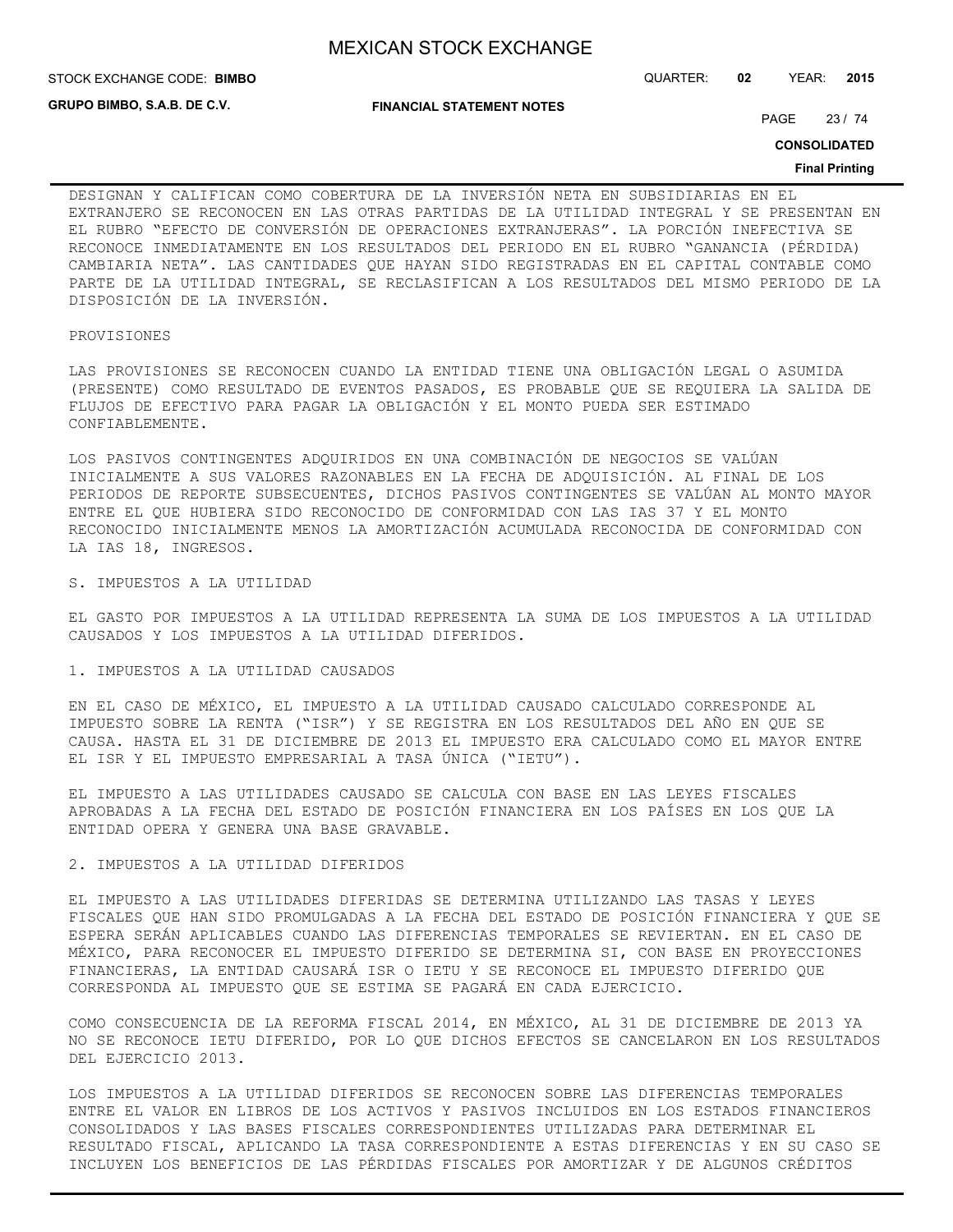DESIGNAN Y CALIFICAN COMO COBERTURA DE LA INVERSIÓN NETA EN SUBSIDIARIAS EN EL EXTRANJERO SE RECONOCEN EN LAS OTRAS PARTIDAS DE LA UTILIDAD INTEGRAL Y SE PRESENTAN EN EL RUBRO "EFECTO DE CONVERSIÓN DE OPERACIONES EXTRANJERAS". LA PORCIÓN INEFECTIVA SE RECONOCE INMEDIATAMENTE EN LOS RESULTADOS DEL PERIODO EN EL RUBRO "GANANCIA (PÉRDIDA) CAMBIARIA NETA". LAS CANTIDADES QUE HAYAN SIDO REGISTRADAS EN EL CAPITAL CONTABLE COMO PARTE DE LA UTILIDAD INTEGRAL, SE RECLASIFICAN A LOS RESULTADOS DEL MISMO PERIODO DE LA DISPOSICIÓN DE LA INVERSIÓN.

PROVISIONES

LAS PROVISIONES SE RECONOCEN CUANDO LA ENTIDAD TIENE UNA OBLIGACIÓN LEGAL O ASUMIDA (PRESENTE) COMO RESULTADO DE EVENTOS PASADOS, ES PROBABLE QUE SE REQUIERA LA SALIDA DE FLUJOS DE EFECTIVO PARA PAGAR LA OBLIGACIÓN Y EL MONTO PUEDA SER ESTIMADO CONFIABLEMENTE.

LOS PASIVOS CONTINGENTES ADQUIRIDOS EN UNA COMBINACIÓN DE NEGOCIOS SE VALÚAN INICIALMENTE A SUS VALORES RAZONABLES EN LA FECHA DE ADQUISICIÓN. AL FINAL DE LOS PERIODOS DE REPORTE SUBSECUENTES, DICHOS PASIVOS CONTINGENTES SE VALÚAN AL MONTO MAYOR ENTRE EL QUE HUBIERA SIDO RECONOCIDO DE CONFORMIDAD CON LAS IAS 37 Y EL MONTO RECONOCIDO INICIALMENTE MENOS LA AMORTIZACIÓN ACUMULADA RECONOCIDA DE CONFORMIDAD CON LA IAS 18, INGRESOS.

S. IMPUESTOS A LA UTILIDAD

EL GASTO POR IMPUESTOS A LA UTILIDAD REPRESENTA LA SUMA DE LOS IMPUESTOS A LA UTILIDAD CAUSADOS Y LOS IMPUESTOS A LA UTILIDAD DIFERIDOS.

1. IMPUESTOS A LA UTILIDAD CAUSADOS

EN EL CASO DE MÉXICO, EL IMPUESTO A LA UTILIDAD CAUSADO CALCULADO CORRESPONDE AL IMPUESTO SOBRE LA RENTA ("ISR") Y SE REGISTRA EN LOS RESULTADOS DEL AÑO EN QUE SE CAUSA. HASTA EL 31 DE DICIEMBRE DE 2013 EL IMPUESTO ERA CALCULADO COMO EL MAYOR ENTRE EL ISR Y EL IMPUESTO EMPRESARIAL A TASA ÚNICA ("IETU").

EL IMPUESTO A LAS UTILIDADES CAUSADO SE CALCULA CON BASE EN LAS LEYES FISCALES APROBADAS A LA FECHA DEL ESTADO DE POSICIÓN FINANCIERA EN LOS PAÍSES EN LOS QUE LA ENTIDAD OPERA Y GENERA UNA BASE GRAVABLE.

2. IMPUESTOS A LA UTILIDAD DIFERIDOS

EL IMPUESTO A LAS UTILIDADES DIFERIDAS SE DETERMINA UTILIZANDO LAS TASAS Y LEYES FISCALES QUE HAN SIDO PROMULGADAS A LA FECHA DEL ESTADO DE POSICIÓN FINANCIERA Y QUE SE ESPERA SERÁN APLICABLES CUANDO LAS DIFERENCIAS TEMPORALES SE REVIERTAN. EN EL CASO DE MÉXICO, PARA RECONOCER EL IMPUESTO DIFERIDO SE DETERMINA SI, CON BASE EN PROYECCIONES FINANCIERAS, LA ENTIDAD CAUSARÁ ISR O IETU Y SE RECONOCE EL IMPUESTO DIFERIDO QUE CORRESPONDA AL IMPUESTO QUE SE ESTIMA SE PAGARÁ EN CADA EJERCICIO.

COMO CONSECUENCIA DE LA REFORMA FISCAL 2014, EN MÉXICO, AL 31 DE DICIEMBRE DE 2013 YA NO SE RECONOCE IETU DIFERIDO, POR LO QUE DICHOS EFECTOS SE CANCELARON EN LOS RESULTADOS DEL EJERCICIO 2013.

LOS IMPUESTOS A LA UTILIDAD DIFERIDOS SE RECONOCEN SOBRE LAS DIFERENCIAS TEMPORALES ENTRE EL VALOR EN LIBROS DE LOS ACTIVOS Y PASIVOS INCLUIDOS EN LOS ESTADOS FINANCIEROS CONSOLIDADOS Y LAS BASES FISCALES CORRESPONDIENTES UTILIZADAS PARA DETERMINAR EL RESULTADO FISCAL, APLICANDO LA TASA CORRESPONDIENTE A ESTAS DIFERENCIAS Y EN SU CASO SE INCLUYEN LOS BENEFICIOS DE LAS PÉRDIDAS FISCALES POR AMORTIZAR Y DE ALGUNOS CRÉDITOS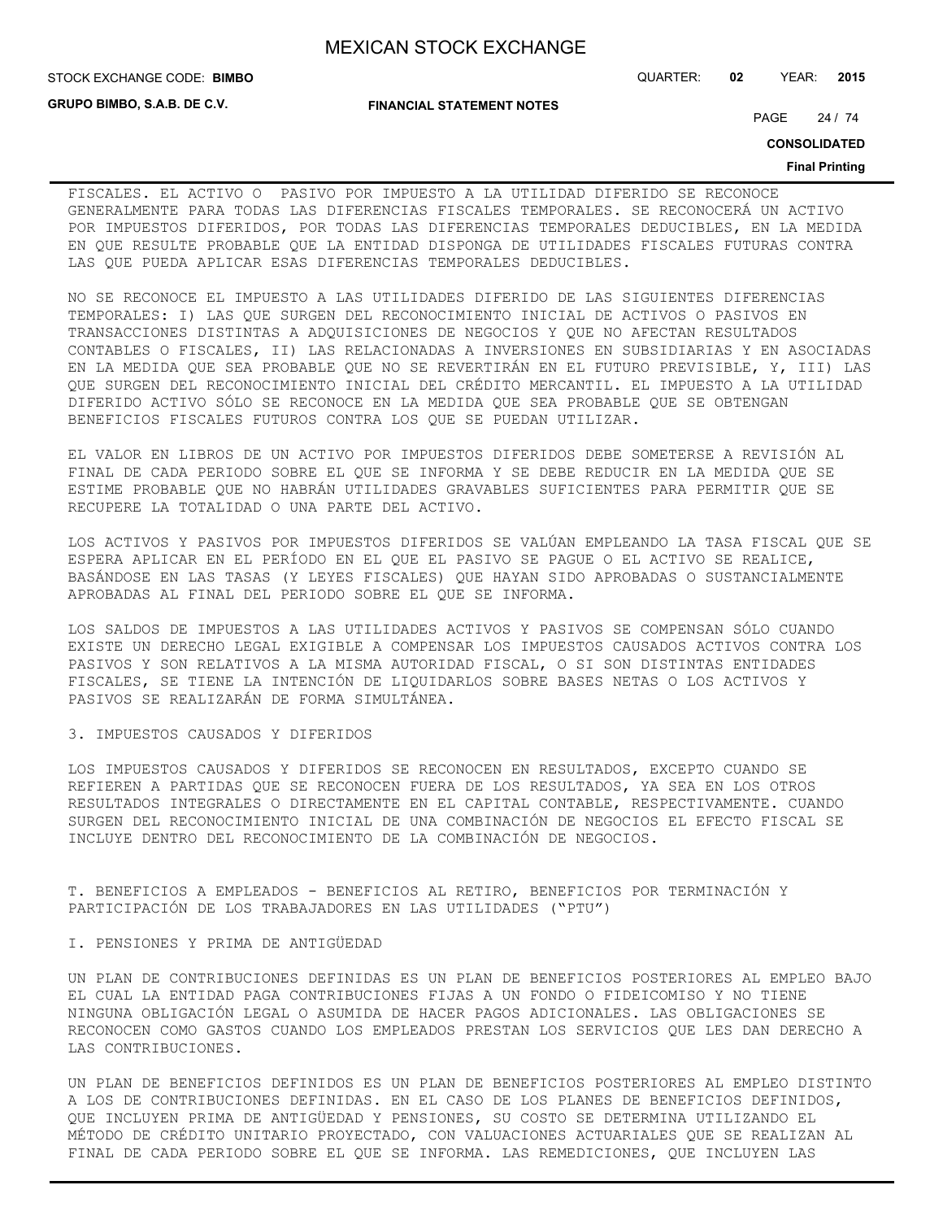FISCALES. EL ACTIVO O PASIVO POR IMPUESTO A LA UTILIDAD DIFERIDO SE RECONOCE GENERALMENTE PARA TODAS LAS DIFERENCIAS FISCALES TEMPORALES. SE RECONOCERÁ UN ACTIVO POR IMPUESTOS DIFERIDOS, POR TODAS LAS DIFERENCIAS TEMPORALES DEDUCIBLES, EN LA MEDIDA EN QUE RESULTE PROBABLE QUE LA ENTIDAD DISPONGA DE UTILIDADES FISCALES FUTURAS CONTRA LAS QUE PUEDA APLICAR ESAS DIFERENCIAS TEMPORALES DEDUCIBLES.

NO SE RECONOCE EL IMPUESTO A LAS UTILIDADES DIFERIDO DE LAS SIGUIENTES DIFERENCIAS TEMPORALES: I) LAS QUE SURGEN DEL RECONOCIMIENTO INICIAL DE ACTIVOS O PASIVOS EN TRANSACCIONES DISTINTAS A ADQUISICIONES DE NEGOCIOS Y QUE NO AFECTAN RESULTADOS CONTABLES O FISCALES, II) LAS RELACIONADAS A INVERSIONES EN SUBSIDIARIAS Y EN ASOCIADAS EN LA MEDIDA QUE SEA PROBABLE QUE NO SE REVERTIRÁN EN EL FUTURO PREVISIBLE, Y, III) LAS QUE SURGEN DEL RECONOCIMIENTO INICIAL DEL CRÉDITO MERCANTIL. EL IMPUESTO A LA UTILIDAD DIFERIDO ACTIVO SÓLO SE RECONOCE EN LA MEDIDA QUE SEA PROBABLE QUE SE OBTENGAN BENEFICIOS FISCALES FUTUROS CONTRA LOS QUE SE PUEDAN UTILIZAR.

EL VALOR EN LIBROS DE UN ACTIVO POR IMPUESTOS DIFERIDOS DEBE SOMETERSE A REVISIÓN AL FINAL DE CADA PERIODO SOBRE EL QUE SE INFORMA Y SE DEBE REDUCIR EN LA MEDIDA QUE SE ESTIME PROBABLE QUE NO HABRÁN UTILIDADES GRAVABLES SUFICIENTES PARA PERMITIR QUE SE RECUPERE LA TOTALIDAD O UNA PARTE DEL ACTIVO.

LOS ACTIVOS Y PASIVOS POR IMPUESTOS DIFERIDOS SE VALÚAN EMPLEANDO LA TASA FISCAL QUE SE ESPERA APLICAR EN EL PERÍODO EN EL QUE EL PASIVO SE PAGUE O EL ACTIVO SE REALICE, BASÁNDOSE EN LAS TASAS (Y LEYES FISCALES) QUE HAYAN SIDO APROBADAS O SUSTANCIALMENTE APROBADAS AL FINAL DEL PERIODO SOBRE EL QUE SE INFORMA.

LOS SALDOS DE IMPUESTOS A LAS UTILIDADES ACTIVOS Y PASIVOS SE COMPENSAN SÓLO CUANDO EXISTE UN DERECHO LEGAL EXIGIBLE A COMPENSAR LOS IMPUESTOS CAUSADOS ACTIVOS CONTRA LOS PASIVOS Y SON RELATIVOS A LA MISMA AUTORIDAD FISCAL, O SI SON DISTINTAS ENTIDADES FISCALES, SE TIENE LA INTENCIÓN DE LIQUIDARLOS SOBRE BASES NETAS O LOS ACTIVOS Y PASIVOS SE REALIZARÁN DE FORMA SIMULTÁNEA.

3. IMPUESTOS CAUSADOS Y DIFERIDOS

LOS IMPUESTOS CAUSADOS Y DIFERIDOS SE RECONOCEN EN RESULTADOS, EXCEPTO CUANDO SE REFIEREN A PARTIDAS QUE SE RECONOCEN FUERA DE LOS RESULTADOS, YA SEA EN LOS OTROS RESULTADOS INTEGRALES O DIRECTAMENTE EN EL CAPITAL CONTABLE, RESPECTIVAMENTE. CUANDO SURGEN DEL RECONOCIMIENTO INICIAL DE UNA COMBINACIÓN DE NEGOCIOS EL EFECTO FISCAL SE INCLUYE DENTRO DEL RECONOCIMIENTO DE LA COMBINACIÓN DE NEGOCIOS.

T. BENEFICIOS A EMPLEADOS - BENEFICIOS AL RETIRO, BENEFICIOS POR TERMINACIÓN Y PARTICIPACIÓN DE LOS TRABAJADORES EN LAS UTILIDADES ("PTU")

I. PENSIONES Y PRIMA DE ANTIGÜEDAD

UN PLAN DE CONTRIBUCIONES DEFINIDAS ES UN PLAN DE BENEFICIOS POSTERIORES AL EMPLEO BAJO EL CUAL LA ENTIDAD PAGA CONTRIBUCIONES FIJAS A UN FONDO O FIDEICOMISO Y NO TIENE NINGUNA OBLIGACIÓN LEGAL O ASUMIDA DE HACER PAGOS ADICIONALES. LAS OBLIGACIONES SE RECONOCEN COMO GASTOS CUANDO LOS EMPLEADOS PRESTAN LOS SERVICIOS QUE LES DAN DERECHO A LAS CONTRIBUCIONES.

UN PLAN DE BENEFICIOS DEFINIDOS ES UN PLAN DE BENEFICIOS POSTERIORES AL EMPLEO DISTINTO A LOS DE CONTRIBUCIONES DEFINIDAS. EN EL CASO DE LOS PLANES DE BENEFICIOS DEFINIDOS, QUE INCLUYEN PRIMA DE ANTIGÜEDAD Y PENSIONES, SU COSTO SE DETERMINA UTILIZANDO EL MÉTODO DE CRÉDITO UNITARIO PROYECTADO, CON VALUACIONES ACTUARIALES QUE SE REALIZAN AL FINAL DE CADA PERIODO SOBRE EL QUE SE INFORMA. LAS REMEDICIONES, QUE INCLUYEN LAS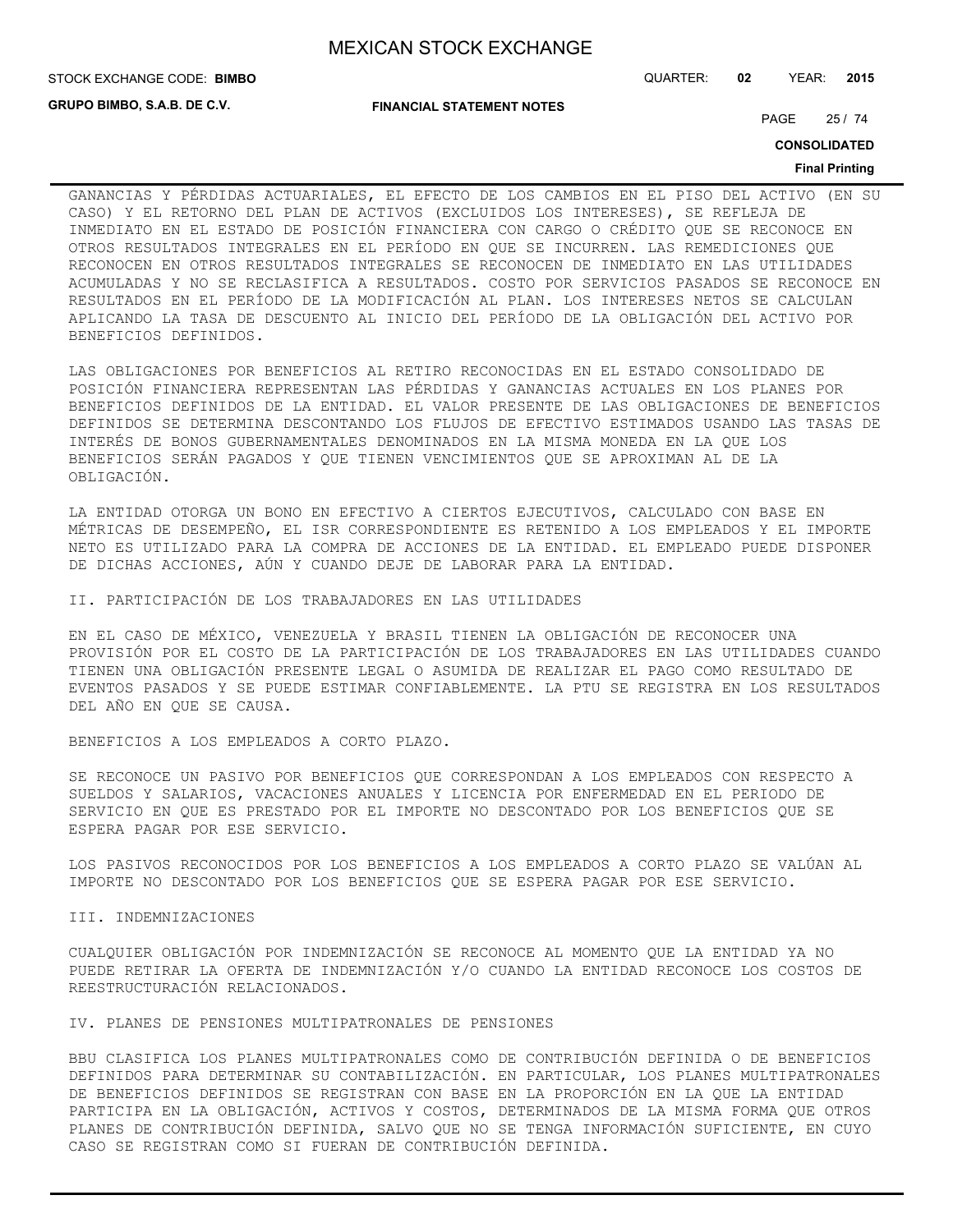GANANCIAS Y PÉRDIDAS ACTUARIALES, EL EFECTO DE LOS CAMBIOS EN EL PISO DEL ACTIVO (EN SU CASO) Y EL RETORNO DEL PLAN DE ACTIVOS (EXCLUIDOS LOS INTERESES), SE REFLEJA DE INMEDIATO EN EL ESTADO DE POSICIÓN FINANCIERA CON CARGO O CRÉDITO QUE SE RECONOCE EN OTROS RESULTADOS INTEGRALES EN EL PERÍODO EN QUE SE INCURREN. LAS REMEDICIONES QUE RECONOCEN EN OTROS RESULTADOS INTEGRALES SE RECONOCEN DE INMEDIATO EN LAS UTILIDADES ACUMULADAS Y NO SE RECLASIFICA A RESULTADOS. COSTO POR SERVICIOS PASADOS SE RECONOCE EN RESULTADOS EN EL PERÍODO DE LA MODIFICACIÓN AL PLAN. LOS INTERESES NETOS SE CALCULAN APLICANDO LA TASA DE DESCUENTO AL INICIO DEL PERÍODO DE LA OBLIGACIÓN DEL ACTIVO POR BENEFICIOS DEFINIDOS.

LAS OBLIGACIONES POR BENEFICIOS AL RETIRO RECONOCIDAS EN EL ESTADO CONSOLIDADO DE POSICIÓN FINANCIERA REPRESENTAN LAS PÉRDIDAS Y GANANCIAS ACTUALES EN LOS PLANES POR BENEFICIOS DEFINIDOS DE LA ENTIDAD. EL VALOR PRESENTE DE LAS OBLIGACIONES DE BENEFICIOS DEFINIDOS SE DETERMINA DESCONTANDO LOS FLUJOS DE EFECTIVO ESTIMADOS USANDO LAS TASAS DE INTERÉS DE BONOS GUBERNAMENTALES DENOMINADOS EN LA MISMA MONEDA EN LA QUE LOS BENEFICIOS SERÁN PAGADOS Y QUE TIENEN VENCIMIENTOS QUE SE APROXIMAN AL DE LA OBLIGACIÓN.

LA ENTIDAD OTORGA UN BONO EN EFECTIVO A CIERTOS EJECUTIVOS, CALCULADO CON BASE EN MÉTRICAS DE DESEMPEÑO, EL ISR CORRESPONDIENTE ES RETENIDO A LOS EMPLEADOS Y EL IMPORTE NETO ES UTILIZADO PARA LA COMPRA DE ACCIONES DE LA ENTIDAD. EL EMPLEADO PUEDE DISPONER DE DICHAS ACCIONES, AÚN Y CUANDO DEJE DE LABORAR PARA LA ENTIDAD.

II. PARTICIPACIÓN DE LOS TRABAJADORES EN LAS UTILIDADES

EN EL CASO DE MÉXICO, VENEZUELA Y BRASIL TIENEN LA OBLIGACIÓN DE RECONOCER UNA PROVISIÓN POR EL COSTO DE LA PARTICIPACIÓN DE LOS TRABAJADORES EN LAS UTILIDADES CUANDO TIENEN UNA OBLIGACIÓN PRESENTE LEGAL O ASUMIDA DE REALIZAR EL PAGO COMO RESULTADO DE EVENTOS PASADOS Y SE PUEDE ESTIMAR CONFIABLEMENTE. LA PTU SE REGISTRA EN LOS RESULTADOS DEL AÑO EN QUE SE CAUSA.

BENEFICIOS A LOS EMPLEADOS A CORTO PLAZO.

SE RECONOCE UN PASIVO POR BENEFICIOS QUE CORRESPONDAN A LOS EMPLEADOS CON RESPECTO A SUELDOS Y SALARIOS, VACACIONES ANUALES Y LICENCIA POR ENFERMEDAD EN EL PERIODO DE SERVICIO EN QUE ES PRESTADO POR EL IMPORTE NO DESCONTADO POR LOS BENEFICIOS QUE SE ESPERA PAGAR POR ESE SERVICIO.

LOS PASIVOS RECONOCIDOS POR LOS BENEFICIOS A LOS EMPLEADOS A CORTO PLAZO SE VALÚAN AL IMPORTE NO DESCONTADO POR LOS BENEFICIOS QUE SE ESPERA PAGAR POR ESE SERVICIO.

III. INDEMNIZACIONES

CUALQUIER OBLIGACIÓN POR INDEMNIZACIÓN SE RECONOCE AL MOMENTO QUE LA ENTIDAD YA NO PUEDE RETIRAR LA OFERTA DE INDEMNIZACIÓN Y/O CUANDO LA ENTIDAD RECONOCE LOS COSTOS DE REESTRUCTURACIÓN RELACIONADOS.

IV. PLANES DE PENSIONES MULTIPATRONALES DE PENSIONES

BBU CLASIFICA LOS PLANES MULTIPATRONALES COMO DE CONTRIBUCIÓN DEFINIDA O DE BENEFICIOS DEFINIDOS PARA DETERMINAR SU CONTABILIZACIÓN. EN PARTICULAR, LOS PLANES MULTIPATRONALES DE BENEFICIOS DEFINIDOS SE REGISTRAN CON BASE EN LA PROPORCIÓN EN LA QUE LA ENTIDAD PARTICIPA EN LA OBLIGACIÓN, ACTIVOS Y COSTOS, DETERMINADOS DE LA MISMA FORMA QUE OTROS PLANES DE CONTRIBUCIÓN DEFINIDA, SALVO QUE NO SE TENGA INFORMACIÓN SUFICIENTE, EN CUYO CASO SE REGISTRAN COMO SI FUERAN DE CONTRIBUCIÓN DEFINIDA.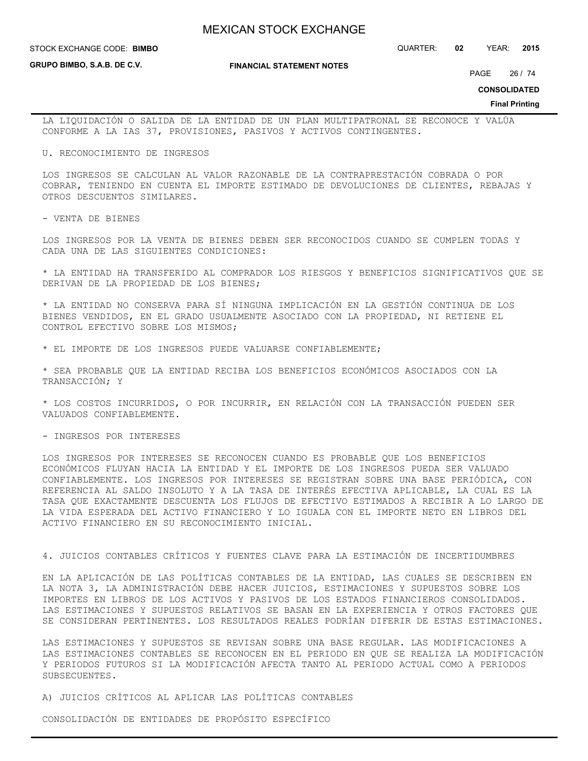LA LIQUIDACIÓN O SALIDA DE LA ENTIDAD DE UN PLAN MULTIPATRONAL SE RECONOCE Y VALÚA CONFORME A LA IAS 37, PROVISIONES, PASIVOS Y ACTIVOS CONTINGENTES.

U. RECONOCIMIENTO DE INGRESOS

LOS INGRESOS SE CALCULAN AL VALOR RAZONABLE DE LA CONTRAPRESTACIÓN COBRADA O POR COBRAR, TENIENDO EN CUENTA EL IMPORTE ESTIMADO DE DEVOLUCIONES DE CLIENTES, REBAJAS Y OTROS DESCUENTOS SIMILARES.

- VENTA DE BIENES

LOS INGRESOS POR LA VENTA DE BIENES DEBEN SER RECONOCIDOS CUANDO SE CUMPLEN TODAS Y CADA UNA DE LAS SIGUIENTES CONDICIONES:

* LA ENTIDAD HA TRANSFERIDO AL COMPRADOR LOS RIESGOS Y BENEFICIOS SIGNIFICATIVOS QUE SE DERIVAN DE LA PROPIEDAD DE LOS BIENES;

* LA ENTIDAD NO CONSERVA PARA SÍ NINGUNA IMPLICACIÓN EN LA GESTIÓN CONTINUA DE LOS BIENES VENDIDOS, EN EL GRADO USUALMENTE ASOCIADO CON LA PROPIEDAD, NI RETIENE EL CONTROL EFECTIVO SOBRE LOS MISMOS;

* EL IMPORTE DE LOS INGRESOS PUEDE VALUARSE CONFIABLEMENTE;

* SEA PROBABLE QUE LA ENTIDAD RECIBA LOS BENEFICIOS ECONÓMICOS ASOCIADOS CON LA TRANSACCIÓN; Y

* LOS COSTOS INCURRIDOS, O POR INCURRIR, EN RELACIÓN CON LA TRANSACCIÓN PUEDEN SER VALUADOS CONFIABLEMENTE.

- INGRESOS POR INTERESES

LOS INGRESOS POR INTERESES SE RECONOCEN CUANDO ES PROBABLE QUE LOS BENEFICIOS ECONÓMICOS FLUYAN HACIA LA ENTIDAD Y EL IMPORTE DE LOS INGRESOS PUEDA SER VALUADO CONFIABLEMENTE. LOS INGRESOS POR INTERESES SE REGISTRAN SOBRE UNA BASE PERIÓDICA, CON REFERENCIA AL SALDO INSOLUTO Y A LA TASA DE INTERÉS EFECTIVA APLICABLE, LA CUAL ES LA TASA QUE EXACTAMENTE DESCUENTA LOS FLUJOS DE EFECTIVO ESTIMADOS A RECIBIR A LO LARGO DE LA VIDA ESPERADA DEL ACTIVO FINANCIERO Y LO IGUALA CON EL IMPORTE NETO EN LIBROS DEL ACTIVO FINANCIERO EN SU RECONOCIMIENTO INICIAL.

4. JUICIOS CONTABLES CRÍTICOS Y FUENTES CLAVE PARA LA ESTIMACIÓN DE INCERTIDUMBRES

EN LA APLICACIÓN DE LAS POLÍTICAS CONTABLES DE LA ENTIDAD, LAS CUALES SE DESCRIBEN EN LA NOTA 3, LA ADMINISTRACIÓN DEBE HACER JUICIOS, ESTIMACIONES Y SUPUESTOS SOBRE LOS IMPORTES EN LIBROS DE LOS ACTIVOS Y PASIVOS DE LOS ESTADOS FINANCIEROS CONSOLIDADOS. LAS ESTIMACIONES Y SUPUESTOS RELATIVOS SE BASAN EN LA EXPERIENCIA Y OTROS FACTORES QUE SE CONSIDERAN PERTINENTES. LOS RESULTADOS REALES PODRÍAN DIFERIR DE ESTAS ESTIMACIONES.

LAS ESTIMACIONES Y SUPUESTOS SE REVISAN SOBRE UNA BASE REGULAR. LAS MODIFICACIONES A LAS ESTIMACIONES CONTABLES SE RECONOCEN EN EL PERIODO EN QUE SE REALIZA LA MODIFICACIÓN Y PERIODOS FUTUROS SI LA MODIFICACIÓN AFECTA TANTO AL PERIODO ACTUAL COMO A PERIODOS SUBSECUENTES.

A) JUICIOS CRÍTICOS AL APLICAR LAS POLÍTICAS CONTABLES

CONSOLIDACIÓN DE ENTIDADES DE PROPÓSITO ESPECÍFICO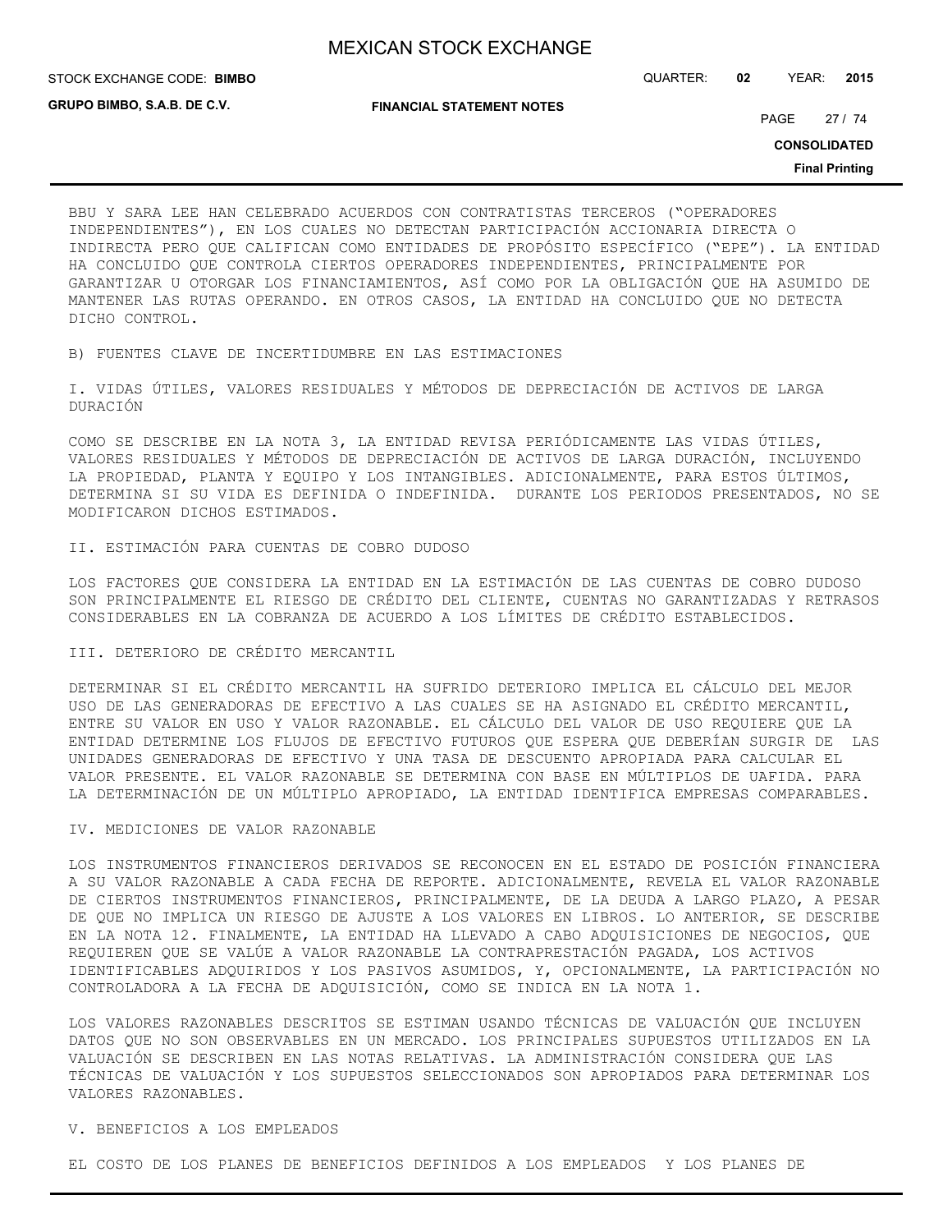BBU Y SARA LEE HAN CELEBRADO ACUERDOS CON CONTRATISTAS TERCEROS ("OPERADORES INDEPENDIENTES"), EN LOS CUALES NO DETECTAN PARTICIPACIÓN ACCIONARIA DIRECTA O INDIRECTA PERO QUE CALIFICAN COMO ENTIDADES DE PROPÓSITO ESPECÍFICO ("EPE"). LA ENTIDAD HA CONCLUIDO QUE CONTROLA CIERTOS OPERADORES INDEPENDIENTES, PRINCIPALMENTE POR GARANTIZAR U OTORGAR LOS FINANCIAMIENTOS, ASÍ COMO POR LA OBLIGACIÓN QUE HA ASUMIDO DE MANTENER LAS RUTAS OPERANDO. EN OTROS CASOS, LA ENTIDAD HA CONCLUIDO QUE NO DETECTA DICHO CONTROL.

B) FUENTES CLAVE DE INCERTIDUMBRE EN LAS ESTIMACIONES

I. VIDAS ÚTILES, VALORES RESIDUALES Y MÉTODOS DE DEPRECIACIÓN DE ACTIVOS DE LARGA DURACIÓN

COMO SE DESCRIBE EN LA NOTA 3, LA ENTIDAD REVISA PERIÓDICAMENTE LAS VIDAS ÚTILES, VALORES RESIDUALES Y MÉTODOS DE DEPRECIACIÓN DE ACTIVOS DE LARGA DURACIÓN, INCLUYENDO LA PROPIEDAD, PLANTA Y EQUIPO Y LOS INTANGIBLES. ADICIONALMENTE, PARA ESTOS ÚLTIMOS, DETERMINA SI SU VIDA ES DEFINIDA O INDEFINIDA. DURANTE LOS PERIODOS PRESENTADOS, NO SE MODIFICARON DICHOS ESTIMADOS.

II. ESTIMACIÓN PARA CUENTAS DE COBRO DUDOSO

LOS FACTORES QUE CONSIDERA LA ENTIDAD EN LA ESTIMACIÓN DE LAS CUENTAS DE COBRO DUDOSO SON PRINCIPALMENTE EL RIESGO DE CRÉDITO DEL CLIENTE, CUENTAS NO GARANTIZADAS Y RETRASOS CONSIDERABLES EN LA COBRANZA DE ACUERDO A LOS LÍMITES DE CRÉDITO ESTABLECIDOS.

III. DETERIORO DE CRÉDITO MERCANTIL

DETERMINAR SI EL CRÉDITO MERCANTIL HA SUFRIDO DETERIORO IMPLICA EL CÁLCULO DEL MEJOR USO DE LAS GENERADORAS DE EFECTIVO A LAS CUALES SE HA ASIGNADO EL CRÉDITO MERCANTIL, ENTRE SU VALOR EN USO Y VALOR RAZONABLE. EL CÁLCULO DEL VALOR DE USO REQUIERE QUE LA ENTIDAD DETERMINE LOS FLUJOS DE EFECTIVO FUTUROS QUE ESPERA QUE DEBERÍAN SURGIR DE LAS UNIDADES GENERADORAS DE EFECTIVO Y UNA TASA DE DESCUENTO APROPIADA PARA CALCULAR EL VALOR PRESENTE. EL VALOR RAZONABLE SE DETERMINA CON BASE EN MÚLTIPLOS DE UAFIDA. PARA LA DETERMINACIÓN DE UN MÚLTIPLO APROPIADO, LA ENTIDAD IDENTIFICA EMPRESAS COMPARABLES.

IV. MEDICIONES DE VALOR RAZONABLE

LOS INSTRUMENTOS FINANCIEROS DERIVADOS SE RECONOCEN EN EL ESTADO DE POSICIÓN FINANCIERA A SU VALOR RAZONABLE A CADA FECHA DE REPORTE. ADICIONALMENTE, REVELA EL VALOR RAZONABLE DE CIERTOS INSTRUMENTOS FINANCIEROS, PRINCIPALMENTE, DE LA DEUDA A LARGO PLAZO, A PESAR DE QUE NO IMPLICA UN RIESGO DE AJUSTE A LOS VALORES EN LIBROS. LO ANTERIOR, SE DESCRIBE EN LA NOTA 12. FINALMENTE, LA ENTIDAD HA LLEVADO A CABO ADQUISICIONES DE NEGOCIOS, QUE REQUIEREN QUE SE VALÚE A VALOR RAZONABLE LA CONTRAPRESTACIÓN PAGADA, LOS ACTIVOS IDENTIFICABLES ADQUIRIDOS Y LOS PASIVOS ASUMIDOS, Y, OPCIONALMENTE, LA PARTICIPACIÓN NO CONTROLADORA A LA FECHA DE ADQUISICIÓN, COMO SE INDICA EN LA NOTA 1.

LOS VALORES RAZONABLES DESCRITOS SE ESTIMAN USANDO TÉCNICAS DE VALUACIÓN QUE INCLUYEN DATOS QUE NO SON OBSERVABLES EN UN MERCADO. LOS PRINCIPALES SUPUESTOS UTILIZADOS EN LA VALUACIÓN SE DESCRIBEN EN LAS NOTAS RELATIVAS. LA ADMINISTRACIÓN CONSIDERA QUE LAS TÉCNICAS DE VALUACIÓN Y LOS SUPUESTOS SELECCIONADOS SON APROPIADOS PARA DETERMINAR LOS VALORES RAZONABLES.

V. BENEFICIOS A LOS EMPLEADOS

EL COSTO DE LOS PLANES DE BENEFICIOS DEFINIDOS A LOS EMPLEADOS Y LOS PLANES DE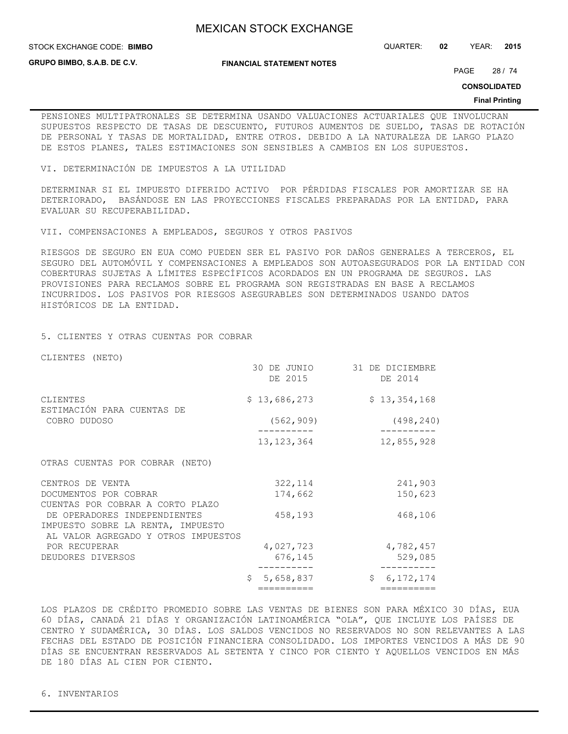PENSIONES MULTIPATRONALES SE DETERMINA USANDO VALUACIONES ACTUARIALES QUE INVOLUCRAN SUPUESTOS RESPECTO DE TASAS DE DESCUENTO, FUTUROS AUMENTOS DE SUELDO, TASAS DE ROTACIÓN DE PERSONAL Y TASAS DE MORTALIDAD, ENTRE OTROS. DEBIDO A LA NATURALEZA DE LARGO PLAZO DE ESTOS PLANES, TALES ESTIMACIONES SON SENSIBLES A CAMBIOS EN LOS SUPUESTOS.

VI. DETERMINACIÓN DE IMPUESTOS A LA UTILIDAD

DETERMINAR SI EL IMPUESTO DIFERIDO ACTIVO POR PÉRDIDAS FISCALES POR AMORTIZAR SE HA DETERIORADO, BASÁNDOSE EN LAS PROYECCIONES FISCALES PREPARADAS POR LA ENTIDAD, PARA EVALUAR SU RECUPERABILIDAD.

VII. COMPENSACIONES A EMPLEADOS, SEGUROS Y OTROS PASIVOS

RIESGOS DE SEGURO EN EUA COMO PUEDEN SER EL PASIVO POR DAÑOS GENERALES A TERCEROS, EL SEGURO DEL AUTOMÓVIL Y COMPENSACIONES A EMPLEADOS SON AUTOASEGURADOS POR LA ENTIDAD CON COBERTURAS SUJETAS A LÍMITES ESPECÍFICOS ACORDADOS EN UN PROGRAMA DE SEGUROS. LAS PROVISIONES PARA RECLAMOS SOBRE EL PROGRAMA SON REGISTRADAS EN BASE A RECLAMOS INCURRIDOS. LOS PASIVOS POR RIESGOS ASEGURABLES SON DETERMINADOS USANDO DATOS HISTÓRICOS DE LA ENTIDAD.

5. CLIENTES Y OTRAS CUENTAS POR COBRAR

CLIENTES (NETO)

| | 30 DE JUNIO DE 2015 | 31 DE DICIEMBRE DE 2014 |
|---|---|---|
| CLIENTES | $ 13,686,273 | $ 13,354,168 |
| ESTIMACIÓN PARA CUENTAS DE COBRO DUDOSO | (562,909) | (498,240) |
| | 13,123,364 | 12,855,928 |

OTRAS CUENTAS POR COBRAR (NETO)

| | 30 DE JUNIO DE 2015 | 31 DE DICIEMBRE DE 2014 |
|---|---|---|
| CENTROS DE VENTA | 322,114 | 241,903 |
| DOCUMENTOS POR COBRAR | 174,662 | 150,623 |
| CUENTAS POR COBRAR A CORTO PLAZO DE OPERADORES INDEPENDIENTES | 458,193 | 468,106 |
| IMPUESTO SOBRE LA RENTA, IMPUESTO AL VALOR AGREGADO Y OTROS IMPUESTOS POR RECUPERAR | 4,027,723 | 4,782,457 |
| DEUDORES DIVERSOS | 676,145 | 529,085 |
| | $ 5,658,837 | $ 6,172,174 |

LOS PLAZOS DE CRÉDITO PROMEDIO SOBRE LAS VENTAS DE BIENES SON PARA MÉXICO 30 DÍAS, EUA 60 DÍAS, CANADÁ 21 DÍAS Y ORGANIZACIÓN LATINOAMÉRICA "OLA", QUE INCLUYE LOS PAÍSES DE CENTRO Y SUDAMÉRICA, 30 DÍAS. LOS SALDOS VENCIDOS NO RESERVADOS NO SON RELEVANTES A LAS FECHAS DEL ESTADO DE POSICIÓN FINANCIERA CONSOLIDADO. LOS IMPORTES VENCIDOS A MÁS DE 90 DÍAS SE ENCUENTRAN RESERVADOS AL SETENTA Y CINCO POR CIENTO Y AQUELLOS VENCIDOS EN MÁS DE 180 DÍAS AL CIEN POR CIENTO.

6. INVENTARIOS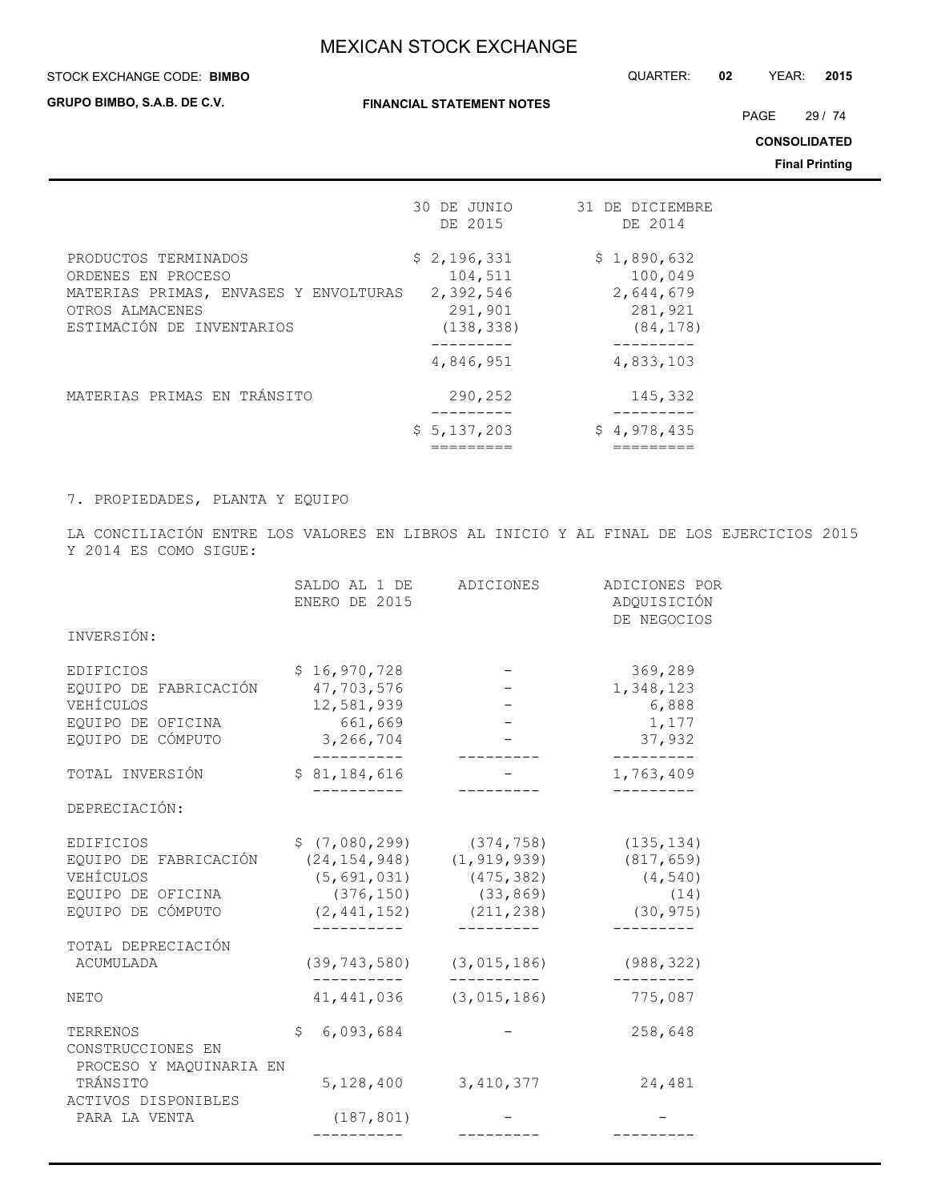| | 30 DE JUNIO DE 2015 | 31 DE DICIEMBRE DE 2014 |
|---|---|---|
| PRODUCTOS TERMINADOS | $ 2,196,331 | $ 1,890,632 |
| ORDENES EN PROCESO | 104,511 | 100,049 |
| MATERIAS PRIMAS, ENVASES Y ENVOLTURAS | 2,392,546 | 2,644,679 |
| OTROS ALMACENES | 291,901 | 281,921 |
| ESTIMACIÓN DE INVENTARIOS | (138,338) | (84,178) |
| | 4,846,951 | 4,833,103 |
| MATERIAS PRIMAS EN TRÁNSITO | 290,252 | 145,332 |
| | $ 5,137,203 | $ 4,978,435 |

7. PROPIEDADES, PLANTA Y EQUIPO

LA CONCILIACIÓN ENTRE LOS VALORES EN LIBROS AL INICIO Y AL FINAL DE LOS EJERCICIOS 2015 Y 2014 ES COMO SIGUE:

| | SALDO AL 1 DE ENERO DE 2015 | ADICIONES | ADICIONES POR ADQUISICIÓN DE NEGOCIOS |
|---|---|---|---|
| INVERSIÓN: | | | |
| EDIFICIOS | $ 16,970,728 | - | 369,289 |
| EQUIPO DE FABRICACIÓN | 47,703,576 | - | 1,348,123 |
| VEHÍCULOS | 12,581,939 | - | 6,888 |
| EQUIPO DE OFICINA | 661,669 | - | 1,177 |
| EQUIPO DE CÓMPUTO | 3,266,704 | - | 37,932 |
| TOTAL INVERSIÓN | $ 81,184,616 | - | 1,763,409 |
| DEPRECIACIÓN: | | | |
| EDIFICIOS | $ (7,080,299) | (374,758) | (135,134) |
| EQUIPO DE FABRICACIÓN | (24,154,948) | (1,919,939) | (817,659) |
| VEHÍCULOS | (5,691,031) | (475,382) | (4,540) |
| EQUIPO DE OFICINA | (376,150) | (33,869) | (14) |
| EQUIPO DE CÓMPUTO | (2,441,152) | (211,238) | (30,975) |
| TOTAL DEPRECIACIÓN ACUMULADA | (39,743,580) | (3,015,186) | (988,322) |
| NETO | 41,441,036 | (3,015,186) | 775,087 |
| TERRENOS | $ 6,093,684 | - | 258,648 |
| CONSTRUCCIONES EN PROCESO Y MAQUINARIA EN TRÁNSITO | 5,128,400 | 3,410,377 | 24,481 |
| ACTIVOS DISPONIBLES PARA LA VENTA | (187,801) | - | - |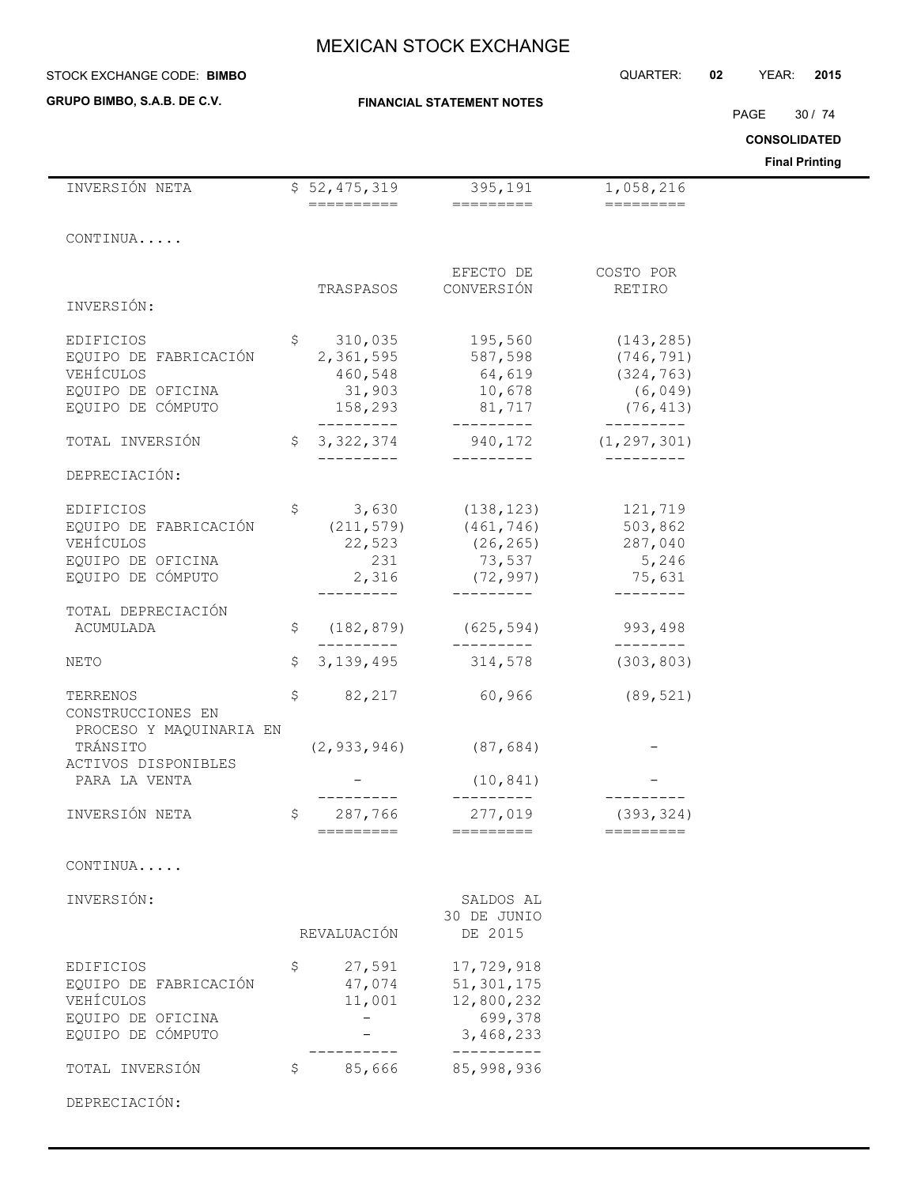| | | | |
|---|---|---|---|
| INVERSIÓN NETA | $ 52,475,319 | 395,191 | 1,058,216 |

CONTINUA.....

| | TRASPASOS | EFECTO DE CONVERSIÓN | COSTO POR RETIRO |
|---|---|---|---|
| INVERSIÓN: | | | |
| EDIFICIOS | $ 310,035 | 195,560 | (143,285) |
| EQUIPO DE FABRICACIÓN | 2,361,595 | 587,598 | (746,791) |
| VEHÍCULOS | 460,548 | 64,619 | (324,763) |
| EQUIPO DE OFICINA | 31,903 | 10,678 | (6,049) |
| EQUIPO DE CÓMPUTO | 158,293 | 81,717 | (76,413) |
| TOTAL INVERSIÓN | $ 3,322,374 | 940,172 | (1,297,301) |
| DEPRECIACIÓN: | | | |
| EDIFICIOS | $ 3,630 | (138,123) | 121,719 |
| EQUIPO DE FABRICACIÓN | (211,579) | (461,746) | 503,862 |
| VEHÍCULOS | 22,523 | (26,265) | 287,040 |
| EQUIPO DE OFICINA | 231 | 73,537 | 5,246 |
| EQUIPO DE CÓMPUTO | 2,316 | (72,997) | 75,631 |
| TOTAL DEPRECIACIÓN ACUMULADA | $ (182,879) | (625,594) | 993,498 |
| NETO | $ 3,139,495 | 314,578 | (303,803) |
| TERRENOS | $ 82,217 | 60,966 | (89,521) |
| CONSTRUCCIONES EN PROCESO Y MAQUINARIA EN TRÁNSITO | (2,933,946) | (87,684) | - |
| ACTIVOS DISPONIBLES PARA LA VENTA | - | (10,841) | - |
| INVERSIÓN NETA | $ 287,766 | 277,019 | (393,324) |

CONTINUA.....

| INVERSIÓN: | REVALUACIÓN | SALDOS AL 30 DE JUNIO DE 2015 |
|---|---|---|
| EDIFICIOS | $ 27,591 | 17,729,918 |
| EQUIPO DE FABRICACIÓN | 47,074 | 51,301,175 |
| VEHÍCULOS | 11,001 | 12,800,232 |
| EQUIPO DE OFICINA | - | 699,378 |
| EQUIPO DE CÓMPUTO | - | 3,468,233 |
| TOTAL INVERSIÓN | $ 85,666 | 85,998,936 |

DEPRECIACIÓN: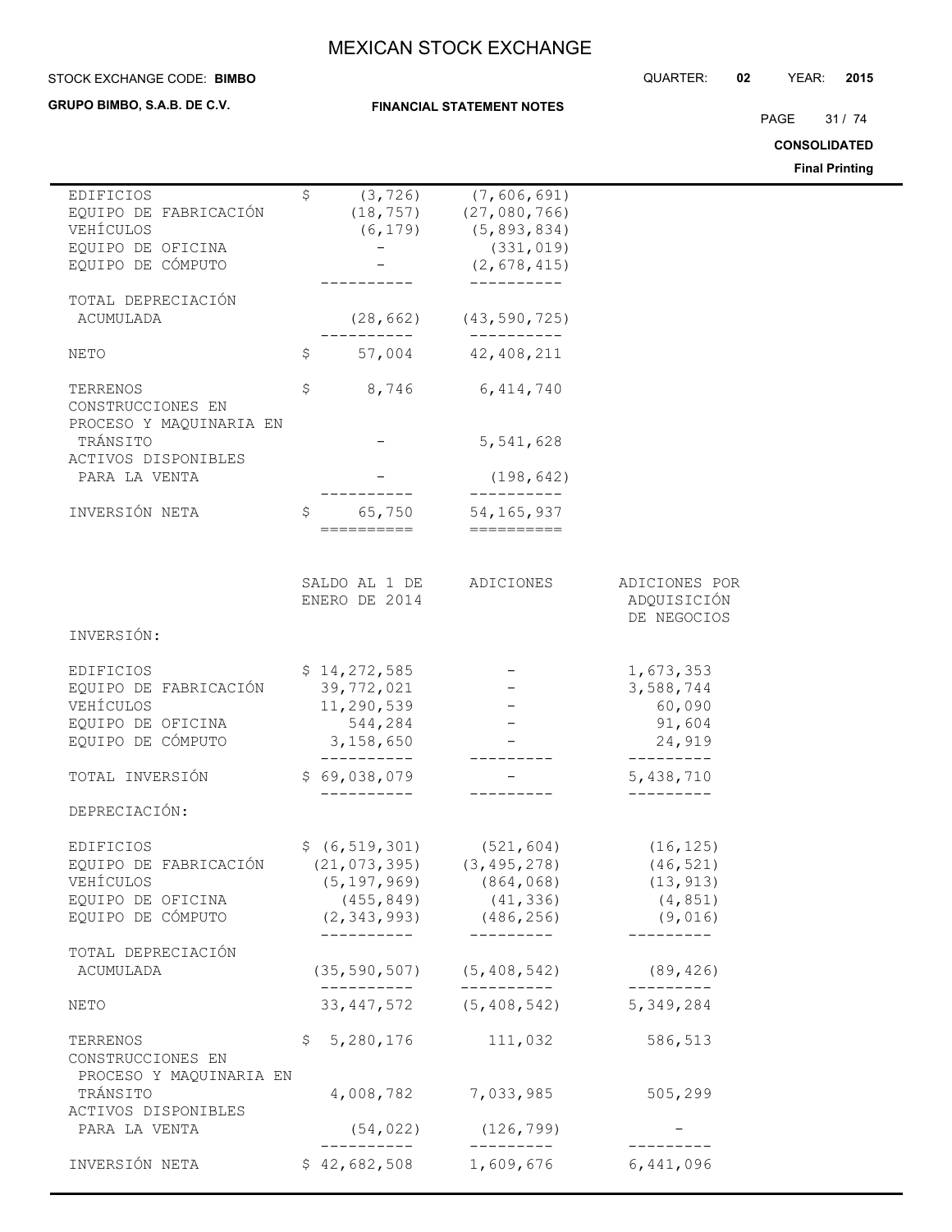| | | | |
|---|---|---|---|
| EDIFICIOS | $ | (3,726) | (7,606,691) |
| EQUIPO DE FABRICACIÓN | | (18,757) | (27,080,766) |
| VEHÍCULOS | | (6,179) | (5,893,834) |
| EQUIPO DE OFICINA | | - | (331,019) |
| EQUIPO DE CÓMPUTO | | - | (2,678,415) |
| TOTAL DEPRECIACIÓN ACUMULADA | | (28,662) | (43,590,725) |
| NETO | $ | 57,004 | 42,408,211 |
| TERRENOS | $ | 8,746 | 6,414,740 |
| CONSTRUCCIONES EN PROCESO Y MAQUINARIA EN TRÁNSITO | | - | 5,541,628 |
| ACTIVOS DISPONIBLES PARA LA VENTA | | - | (198,642) |
| INVERSIÓN NETA | $ | 65,750 | 54,165,937 |

| | SALDO AL 1 DE ENERO DE 2014 | ADICIONES | ADICIONES POR ADQUISICIÓN DE NEGOCIOS |
|---|---|---|---|
| INVERSIÓN: | | | |
| EDIFICIOS | $ 14,272,585 | - | 1,673,353 |
| EQUIPO DE FABRICACIÓN | 39,772,021 | - | 3,588,744 |
| VEHÍCULOS | 11,290,539 | - | 60,090 |
| EQUIPO DE OFICINA | 544,284 | - | 91,604 |
| EQUIPO DE CÓMPUTO | 3,158,650 | - | 24,919 |
| TOTAL INVERSIÓN | $ 69,038,079 | - | 5,438,710 |
| DEPRECIACIÓN: | | | |
| EDIFICIOS | $ (6,519,301) | (521,604) | (16,125) |
| EQUIPO DE FABRICACIÓN | (21,073,395) | (3,495,278) | (46,521) |
| VEHÍCULOS | (5,197,969) | (864,068) | (13,913) |
| EQUIPO DE OFICINA | (455,849) | (41,336) | (4,851) |
| EQUIPO DE CÓMPUTO | (2,343,993) | (486,256) | (9,016) |
| TOTAL DEPRECIACIÓN ACUMULADA | (35,590,507) | (5,408,542) | (89,426) |
| NETO | 33,447,572 | (5,408,542) | 5,349,284 |
| TERRENOS | $ 5,280,176 | 111,032 | 586,513 |
| CONSTRUCCIONES EN PROCESO Y MAQUINARIA EN TRÁNSITO | 4,008,782 | 7,033,985 | 505,299 |
| ACTIVOS DISPONIBLES PARA LA VENTA | (54,022) | (126,799) | - |
| INVERSIÓN NETA | $ 42,682,508 | 1,609,676 | 6,441,096 |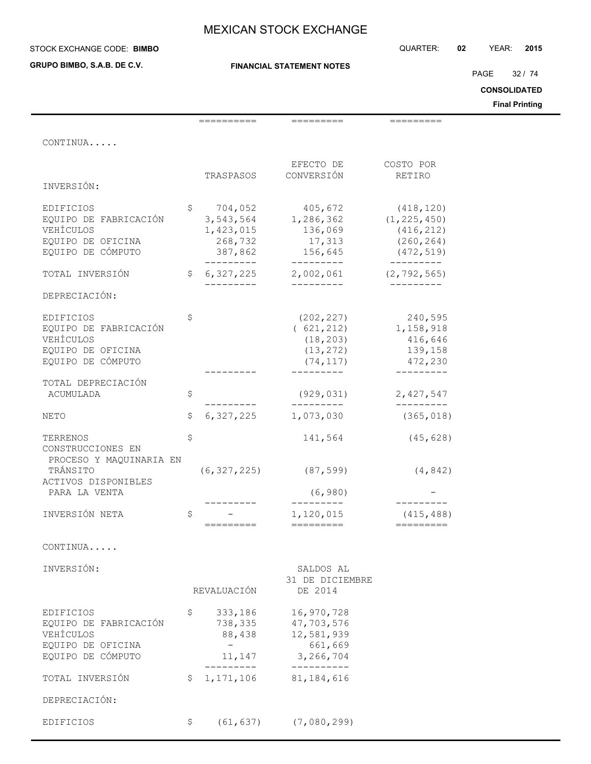CONTINUA.....

| | TRASPASOS | EFECTO DE CONVERSIÓN | COSTO POR RETIRO |
|---|---|---|---|
| INVERSIÓN: | | | |
| EDIFICIOS | $ 704,052 | 405,672 | (418,120) |
| EQUIPO DE FABRICACIÓN | 3,543,564 | 1,286,362 | (1,225,450) |
| VEHÍCULOS | 1,423,015 | 136,069 | (416,212) |
| EQUIPO DE OFICINA | 268,732 | 17,313 | (260,264) |
| EQUIPO DE CÓMPUTO | 387,862 | 156,645 | (472,519) |
| TOTAL INVERSIÓN | $ 6,327,225 | 2,002,061 | (2,792,565) |
| DEPRECIACIÓN: | | | |
| EDIFICIOS | $ | (202,227) | 240,595 |
| EQUIPO DE FABRICACIÓN | | ( 621,212) | 1,158,918 |
| VEHÍCULOS | | (18,203) | 416,646 |
| EQUIPO DE OFICINA | | (13,272) | 139,158 |
| EQUIPO DE CÓMPUTO | | (74,117) | 472,230 |
| TOTAL DEPRECIACIÓN ACUMULADA | $ | (929,031) | 2,427,547 |
| NETO | $ 6,327,225 | 1,073,030 | (365,018) |
| TERRENOS | $ | 141,564 | (45,628) |
| CONSTRUCCIONES EN PROCESO Y MAQUINARIA EN TRÁNSITO | (6,327,225) | (87,599) | (4,842) |
| ACTIVOS DISPONIBLES PARA LA VENTA | | (6,980) | - |
| INVERSIÓN NETA | $ - | 1,120,015 | (415,488) |

CONTINUA.....

| | REVALUACIÓN | SALDOS AL 31 DE DICIEMBRE DE 2014 |
|---|---|---|
| INVERSIÓN: | | |
| EDIFICIOS | $ 333,186 | 16,970,728 |
| EQUIPO DE FABRICACIÓN | 738,335 | 47,703,576 |
| VEHÍCULOS | 88,438 | 12,581,939 |
| EQUIPO DE OFICINA | - | 661,669 |
| EQUIPO DE CÓMPUTO | 11,147 | 3,266,704 |
| TOTAL INVERSIÓN | $ 1,171,106 | 81,184,616 |
| DEPRECIACIÓN: | | |
| EDIFICIOS | $ (61,637) | (7,080,299) |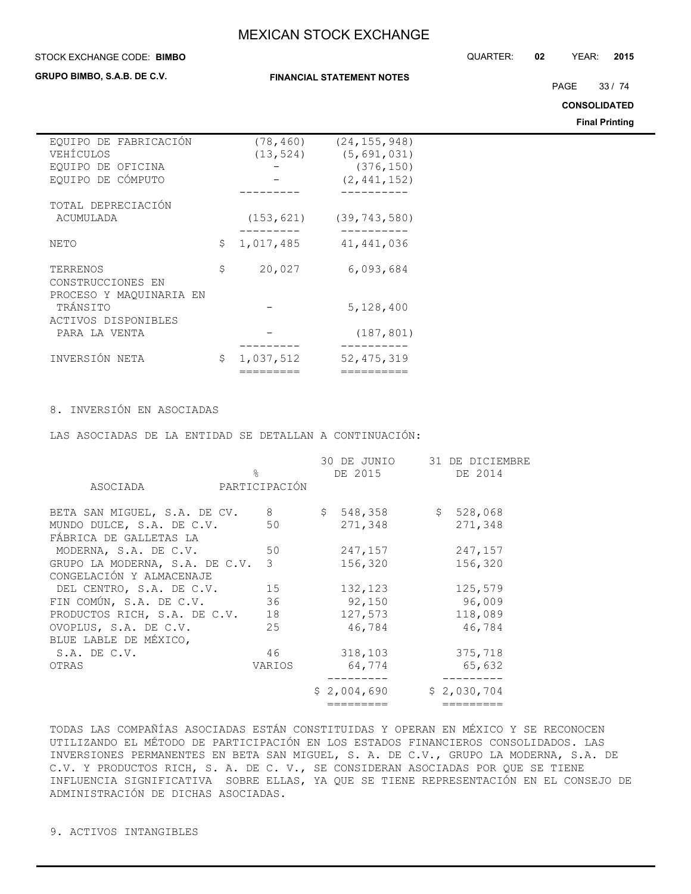| | | |
|---|---|---|
| EQUIPO DE FABRICACIÓN | (78,460) | (24,155,948) |
| VEHÍCULOS | (13,524) | (5,691,031) |
| EQUIPO DE OFICINA | - | (376,150) |
| EQUIPO DE CÓMPUTO | - | (2,441,152) |
| TOTAL DEPRECIACIÓN ACUMULADA | (153,621) | (39,743,580) |
| NETO | $ 1,017,485 | 41,441,036 |
| TERRENOS | $ 20,027 | 6,093,684 |
| CONSTRUCCIONES EN PROCESO Y MAQUINARIA EN TRÁNSITO | - | 5,128,400 |
| ACTIVOS DISPONIBLES PARA LA VENTA | - | (187,801) |
| INVERSIÓN NETA | $ 1,037,512 | 52,475,319 |

8. INVERSIÓN EN ASOCIADAS

LAS ASOCIADAS DE LA ENTIDAD SE DETALLAN A CONTINUACIÓN:

| ASOCIADA | % PARTICIPACIÓN | 30 DE JUNIO DE 2015 | 31 DE DICIEMBRE DE 2014 |
|---|---|---|---|
| BETA SAN MIGUEL, S.A. DE CV. | 8 | $ 548,358 | $ 528,068 |
| MUNDO DULCE, S.A. DE C.V. | 50 | 271,348 | 271,348 |
| FÁBRICA DE GALLETAS LA MODERNA, S.A. DE C.V. | 50 | 247,157 | 247,157 |
| GRUPO LA MODERNA, S.A. DE C.V. | 3 | 156,320 | 156,320 |
| CONGELACIÓN Y ALMACENAJE DEL CENTRO, S.A. DE C.V. | 15 | 132,123 | 125,579 |
| FIN COMÚN, S.A. DE C.V. | 36 | 92,150 | 96,009 |
| PRODUCTOS RICH, S.A. DE C.V. | 18 | 127,573 | 118,089 |
| OVOPLUS, S.A. DE C.V. | 25 | 46,784 | 46,784 |
| BLUE LABLE DE MÉXICO, S.A. DE C.V. | 46 | 318,103 | 375,718 |
| OTRAS | VARIOS | 64,774 | 65,632 |
| | | $ 2,004,690 | $ 2,030,704 |

TODAS LAS COMPAÑÍAS ASOCIADAS ESTÁN CONSTITUIDAS Y OPERAN EN MÉXICO Y SE RECONOCEN UTILIZANDO EL MÉTODO DE PARTICIPACIÓN EN LOS ESTADOS FINANCIEROS CONSOLIDADOS. LAS INVERSIONES PERMANENTES EN BETA SAN MIGUEL, S. A. DE C.V., GRUPO LA MODERNA, S.A. DE C.V. Y PRODUCTOS RICH, S. A. DE C. V., SE CONSIDERAN ASOCIADAS POR QUE SE TIENE INFLUENCIA SIGNIFICATIVA SOBRE ELLAS, YA QUE SE TIENE REPRESENTACIÓN EN EL CONSEJO DE ADMINISTRACIÓN DE DICHAS ASOCIADAS.

9. ACTIVOS INTANGIBLES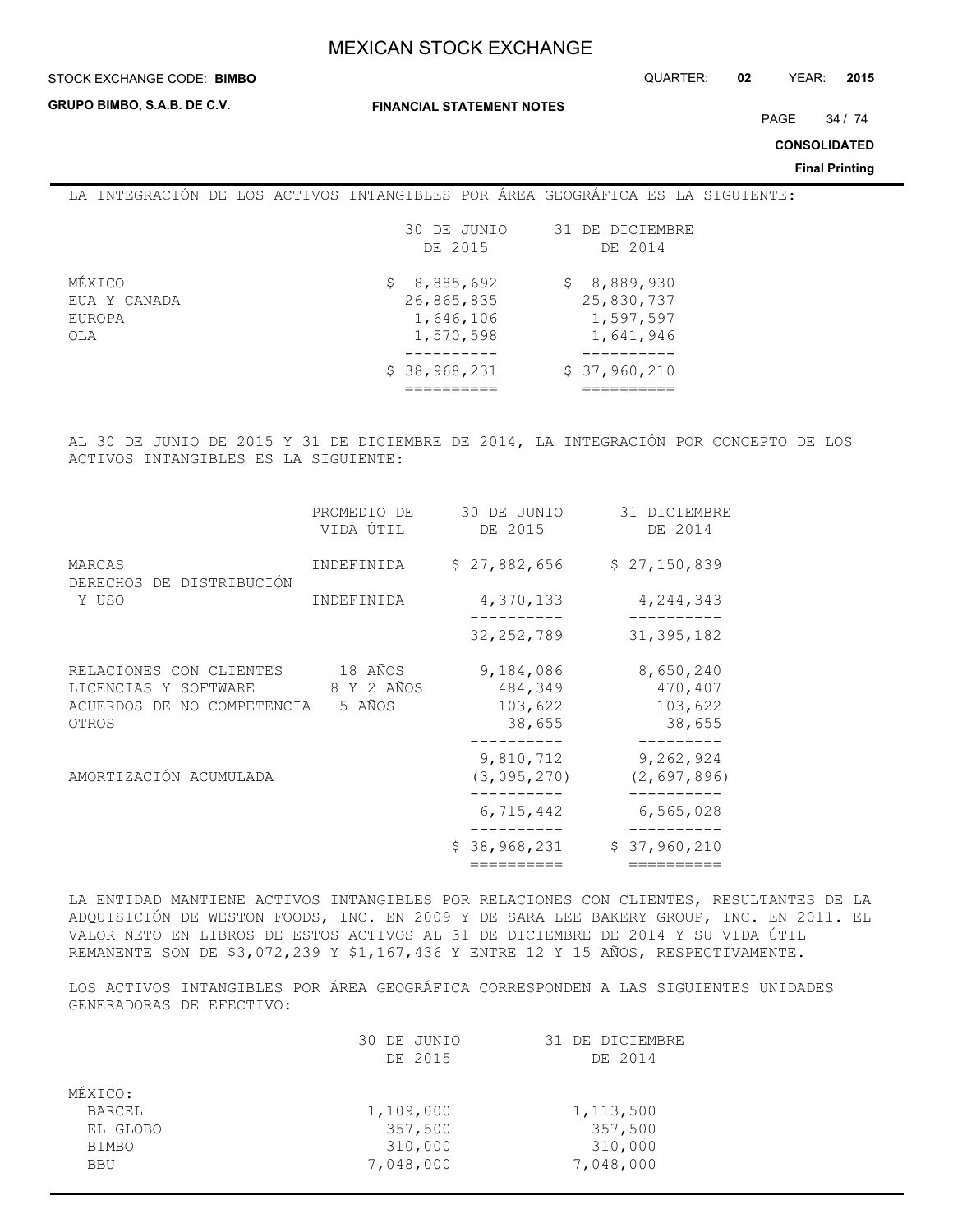LA INTEGRACIÓN DE LOS ACTIVOS INTANGIBLES POR ÁREA GEOGRÁFICA ES LA SIGUIENTE:

| | 30 DE JUNIO DE 2015 | 31 DE DICIEMBRE DE 2014 |
|---|---|---|
| MÉXICO | $ 8,885,692 | $ 8,889,930 |
| EUA Y CANADA | 26,865,835 | 25,830,737 |
| EUROPA | 1,646,106 | 1,597,597 |
| OLA | 1,570,598 | 1,641,946 |
| | $ 38,968,231 | $ 37,960,210 |

AL 30 DE JUNIO DE 2015 Y 31 DE DICIEMBRE DE 2014, LA INTEGRACIÓN POR CONCEPTO DE LOS ACTIVOS INTANGIBLES ES LA SIGUIENTE:

| | PROMEDIO DE VIDA ÚTIL | 30 DE JUNIO DE 2015 | 31 DICIEMBRE DE 2014 |
|---|---|---|---|
| MARCAS | INDEFINIDA | $ 27,882,656 | $ 27,150,839 |
| DERECHOS DE DISTRIBUCIÓN Y USO | INDEFINIDA | 4,370,133 | 4,244,343 |
| | | 32,252,789 | 31,395,182 |
| RELACIONES CON CLIENTES | 18 AÑOS | 9,184,086 | 8,650,240 |
| LICENCIAS Y SOFTWARE | 8 Y 2 AÑOS | 484,349 | 470,407 |
| ACUERDOS DE NO COMPETENCIA | 5 AÑOS | 103,622 | 103,622 |
| OTROS | | 38,655 | 38,655 |
| | | 9,810,712 | 9,262,924 |
| AMORTIZACIÓN ACUMULADA | | (3,095,270) | (2,697,896) |
| | | 6,715,442 | 6,565,028 |
| | | $ 38,968,231 | $ 37,960,210 |

LA ENTIDAD MANTIENE ACTIVOS INTANGIBLES POR RELACIONES CON CLIENTES, RESULTANTES DE LA ADQUISICIÓN DE WESTON FOODS, INC. EN 2009 Y DE SARA LEE BAKERY GROUP, INC. EN 2011. EL VALOR NETO EN LIBROS DE ESTOS ACTIVOS AL 31 DE DICIEMBRE DE 2014 Y SU VIDA ÚTIL REMANENTE SON DE $3,072,239 Y $1,167,436 Y ENTRE 12 Y 15 AÑOS, RESPECTIVAMENTE.

LOS ACTIVOS INTANGIBLES POR ÁREA GEOGRÁFICA CORRESPONDEN A LAS SIGUIENTES UNIDADES GENERADORAS DE EFECTIVO:

| | 30 DE JUNIO DE 2015 | 31 DE DICIEMBRE DE 2014 |
|---|---|---|
| MÉXICO: | | |
| BARCEL | 1,109,000 | 1,113,500 |
| EL GLOBO | 357,500 | 357,500 |
| BIMBO | 310,000 | 310,000 |
| BBU | 7,048,000 | 7,048,000 |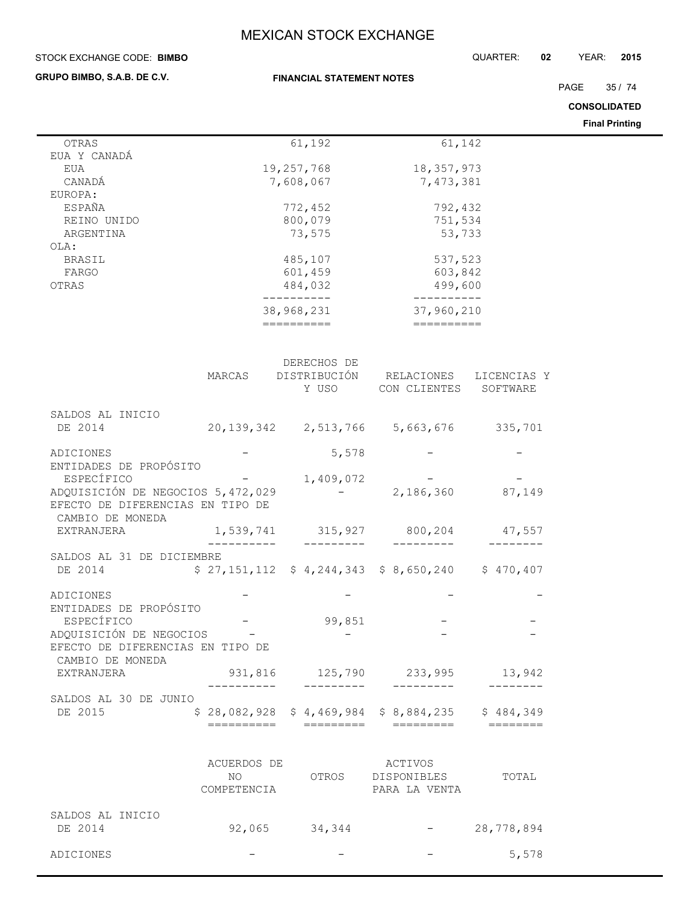| | | |
|---|---|---|
| OTRAS | 61,192 | 61,142 |
| EUA Y CANADÁ | | |
| EUA | 19,257,768 | 18,357,973 |
| CANADÁ | 7,608,067 | 7,473,381 |
| EUROPA: | | |
| ESPAÑA | 772,452 | 792,432 |
| REINO UNIDO | 800,079 | 751,534 |
| ARGENTINA | 73,575 | 53,733 |
| OLA: | | |
| BRASIL | 485,107 | 537,523 |
| FARGO | 601,459 | 603,842 |
| OTRAS | 484,032 | 499,600 |
| | 38,968,231 | 37,960,210 |

| | MARCAS | DERECHOS DE DISTRIBUCIÓN Y USO | RELACIONES CON CLIENTES | LICENCIAS Y SOFTWARE |
|---|---|---|---|---|
| SALDOS AL INICIO DE 2014 | 20,139,342 | 2,513,766 | 5,663,676 | 335,701 |
| ADICIONES | - | 5,578 | - | - |
| ENTIDADES DE PROPÓSITO ESPECÍFICO | - | 1,409,072 | - | - |
| ADQUISICIÓN DE NEGOCIOS | 5,472,029 | - | 2,186,360 | 87,149 |
| EFECTO DE DIFERENCIAS EN TIPO DE CAMBIO DE MONEDA EXTRANJERA | 1,539,741 | 315,927 | 800,204 | 47,557 |
| SALDOS AL 31 DE DICIEMBRE DE 2014 | $ 27,151,112 | $ 4,244,343 | $ 8,650,240 | $ 470,407 |
| ADICIONES | - | - | - | - |
| ENTIDADES DE PROPÓSITO ESPECÍFICO | - | 99,851 | - | - |
| ADQUISICIÓN DE NEGOCIOS | - | - | - | - |
| EFECTO DE DIFERENCIAS EN TIPO DE CAMBIO DE MONEDA EXTRANJERA | 931,816 | 125,790 | 233,995 | 13,942 |
| SALDOS AL 30 DE JUNIO DE 2015 | $ 28,082,928 | $ 4,469,984 | $ 8,884,235 | $ 484,349 |

| | ACUERDOS DE NO COMPETENCIA | OTROS | ACTIVOS DISPONIBLES PARA LA VENTA | TOTAL |
|---|---|---|---|---|
| SALDOS AL INICIO DE 2014 | 92,065 | 34,344 | - | 28,778,894 |
| ADICIONES | - | - | - | 5,578 |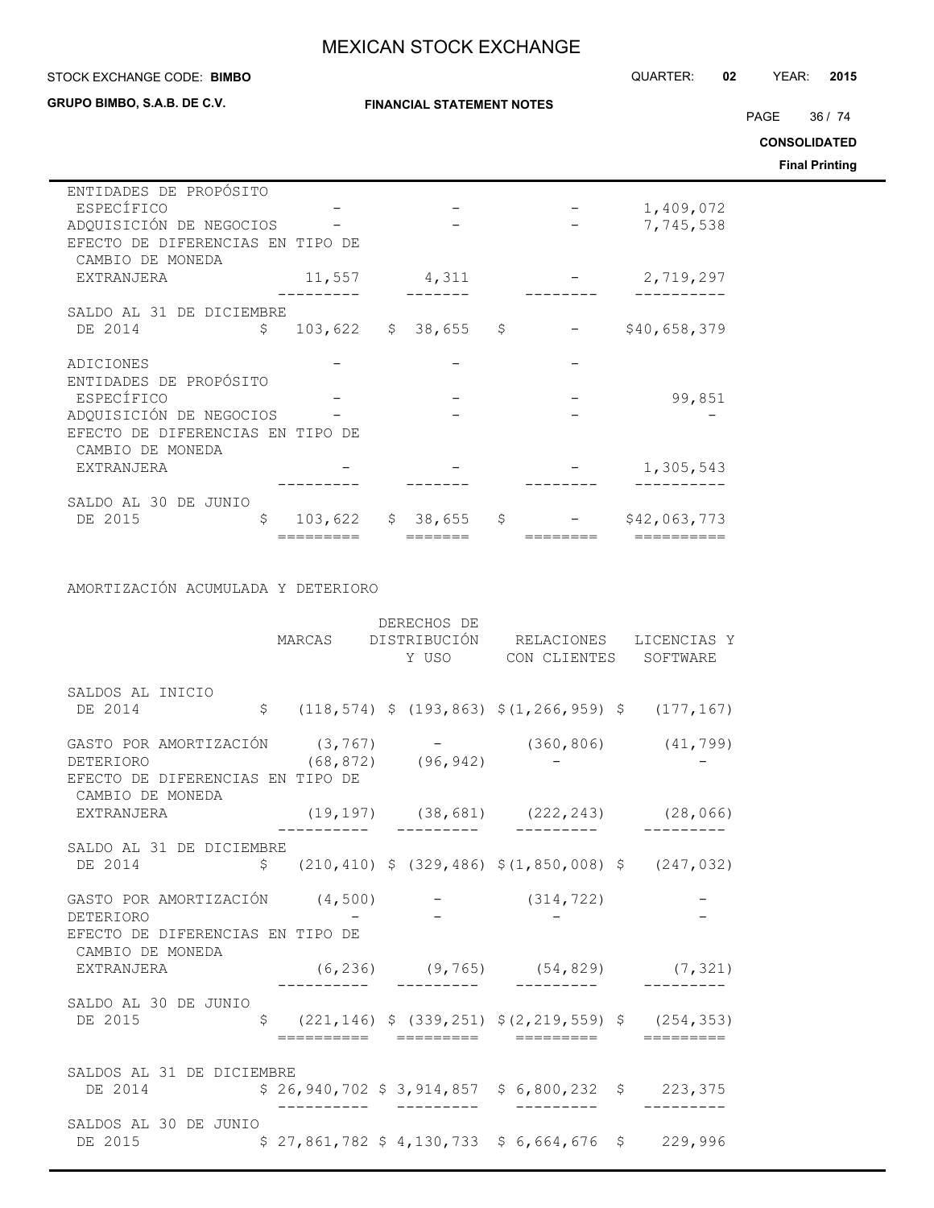| | | | | |
|---|---|---|---|---|
| ENTIDADES DE PROPÓSITO ESPECÍFICO | - | - | - | 1,409,072 |
| ADQUISICIÓN DE NEGOCIOS | - | - | - | 7,745,538 |
| EFECTO DE DIFERENCIAS EN TIPO DE CAMBIO DE MONEDA EXTRANJERA | 11,557 | 4,311 | - | 2,719,297 |
| SALDO AL 31 DE DICIEMBRE DE 2014 | $ 103,622 | $ 38,655 | $ - | $40,658,379 |
| ADICIONES | - | - | - | |
| ENTIDADES DE PROPÓSITO ESPECÍFICO | - | - | - | 99,851 |
| ADQUISICIÓN DE NEGOCIOS | - | - | - | - |
| EFECTO DE DIFERENCIAS EN TIPO DE CAMBIO DE MONEDA EXTRANJERA | - | - | - | 1,305,543 |
| SALDO AL 30 DE JUNIO DE 2015 | $ 103,622 | $ 38,655 | $ - | $42,063,773 |

AMORTIZACIÓN ACUMULADA Y DETERIORO

| | MARCAS | DERECHOS DE DISTRIBUCIÓN Y USO | RELACIONES CON CLIENTES | LICENCIAS Y SOFTWARE |
|---|---|---|---|---|
| SALDOS AL INICIO DE 2014 | $ (118,574) | $ (193,863) | $(1,266,959) | $ (177,167) |
| GASTO POR AMORTIZACIÓN | (3,767) | - | (360,806) | (41,799) |
| DETERIORO | (68,872) | (96,942) | - | - |
| EFECTO DE DIFERENCIAS EN TIPO DE CAMBIO DE MONEDA EXTRANJERA | (19,197) | (38,681) | (222,243) | (28,066) |
| SALDO AL 31 DE DICIEMBRE DE 2014 | $ (210,410) | $ (329,486) | $(1,850,008) | $ (247,032) |
| GASTO POR AMORTIZACIÓN | (4,500) | - | (314,722) | - |
| DETERIORO | - | - | - | - |
| EFECTO DE DIFERENCIAS EN TIPO DE CAMBIO DE MONEDA EXTRANJERA | (6,236) | (9,765) | (54,829) | (7,321) |
| SALDO AL 30 DE JUNIO DE 2015 | $ (221,146) | $ (339,251) | $(2,219,559) | $ (254,353) |
| SALDOS AL 31 DE DICIEMBRE DE 2014 | $ 26,940,702 | $ 3,914,857 | $ 6,800,232 | $ 223,375 |
| SALDOS AL 30 DE JUNIO DE 2015 | $ 27,861,782 | $ 4,130,733 | $ 6,664,676 | $ 229,996 |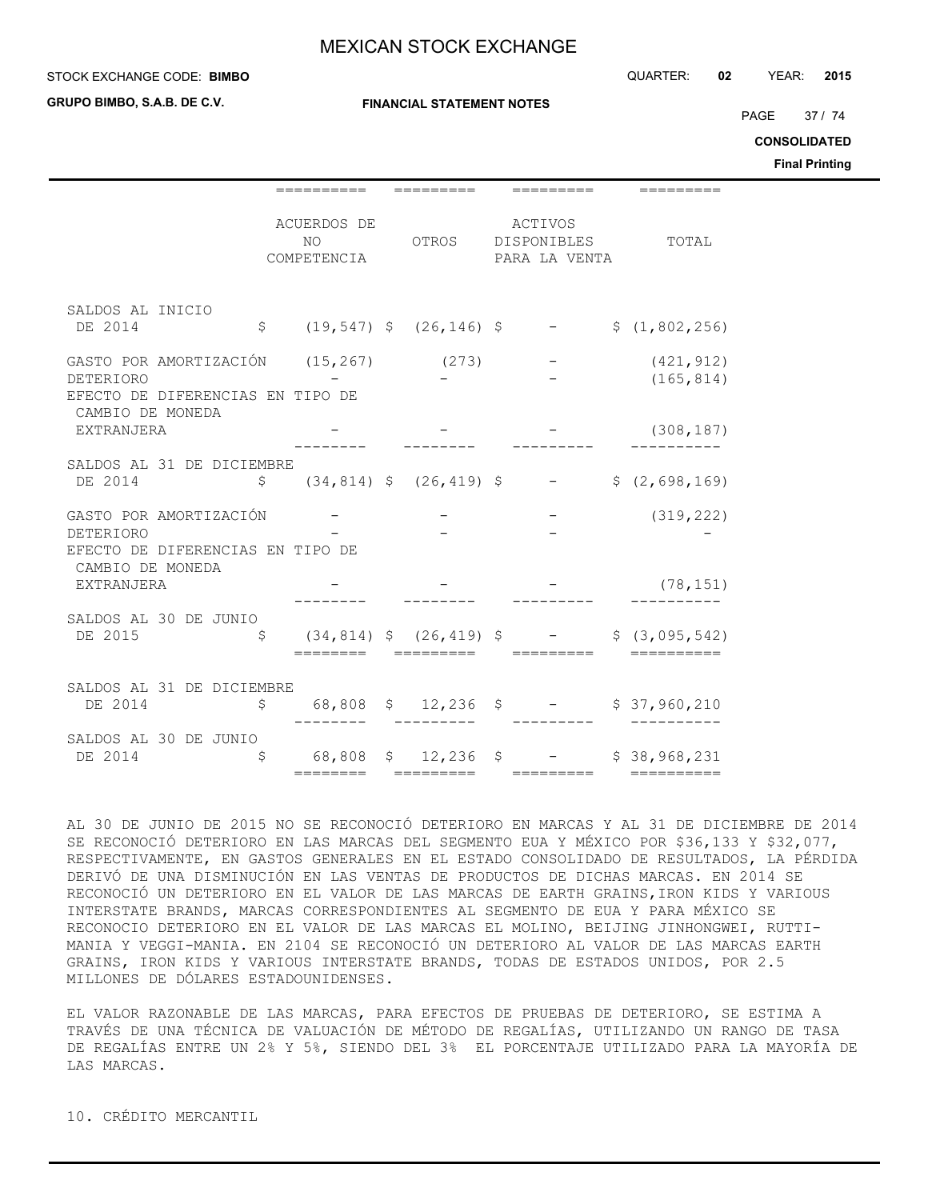| | ACUERDOS DE NO COMPETENCIA | OTROS | ACTIVOS DISPONIBLES PARA LA VENTA | TOTAL |
|---|---|---|---|---|
| SALDOS AL INICIO DE 2014 | $ (19,547) | $ (26,146) | $ - | $ (1,802,256) |
| GASTO POR AMORTIZACIÓN | (15,267) | (273) | - | (421,912) |
| DETERIORO | - | - | - | (165,814) |
| EFECTO DE DIFERENCIAS EN TIPO DE CAMBIO DE MONEDA EXTRANJERA | - | - | - | (308,187) |
| SALDOS AL 31 DE DICIEMBRE DE 2014 | $ (34,814) | $ (26,419) | $ - | $ (2,698,169) |
| GASTO POR AMORTIZACIÓN | - | - | - | (319,222) |
| DETERIORO | - | - | - | - |
| EFECTO DE DIFERENCIAS EN TIPO DE CAMBIO DE MONEDA EXTRANJERA | - | - | - | (78,151) |
| SALDOS AL 30 DE JUNIO DE 2015 | $ (34,814) | $ (26,419) | $ - | $ (3,095,542) |
| SALDOS AL 31 DE DICIEMBRE DE 2014 | $ 68,808 | $ 12,236 | $ - | $ 37,960,210 |
| SALDOS AL 30 DE JUNIO DE 2014 | $ 68,808 | $ 12,236 | $ - | $ 38,968,231 |

AL 30 DE JUNIO DE 2015 NO SE RECONOCIÓ DETERIORO EN MARCAS Y AL 31 DE DICIEMBRE DE 2014 SE RECONOCIÓ DETERIORO EN LAS MARCAS DEL SEGMENTO EUA Y MÉXICO POR $36,133 Y $32,077, RESPECTIVAMENTE, EN GASTOS GENERALES EN EL ESTADO CONSOLIDADO DE RESULTADOS, LA PÉRDIDA DERIVÓ DE UNA DISMINUCIÓN EN LAS VENTAS DE PRODUCTOS DE DICHAS MARCAS. EN 2014 SE RECONOCIÓ UN DETERIORO EN EL VALOR DE LAS MARCAS DE EARTH GRAINS,IRON KIDS Y VARIOUS INTERSTATE BRANDS, MARCAS CORRESPONDIENTES AL SEGMENTO DE EUA Y PARA MÉXICO SE RECONOCIO DETERIORO EN EL VALOR DE LAS MARCAS EL MOLINO, BEIJING JINHONGWEI, RUTTI-MANIA Y VEGGI-MANIA. EN 2104 SE RECONOCIÓ UN DETERIORO AL VALOR DE LAS MARCAS EARTH GRAINS, IRON KIDS Y VARIOUS INTERSTATE BRANDS, TODAS DE ESTADOS UNIDOS, POR 2.5 MILLONES DE DÓLARES ESTADOUNIDENSES.

EL VALOR RAZONABLE DE LAS MARCAS, PARA EFECTOS DE PRUEBAS DE DETERIORO, SE ESTIMA A TRAVÉS DE UNA TÉCNICA DE VALUACIÓN DE MÉTODO DE REGALÍAS, UTILIZANDO UN RANGO DE TASA DE REGALÍAS ENTRE UN 2% Y 5%, SIENDO DEL 3% EL PORCENTAJE UTILIZADO PARA LA MAYORÍA DE LAS MARCAS.

10. CRÉDITO MERCANTIL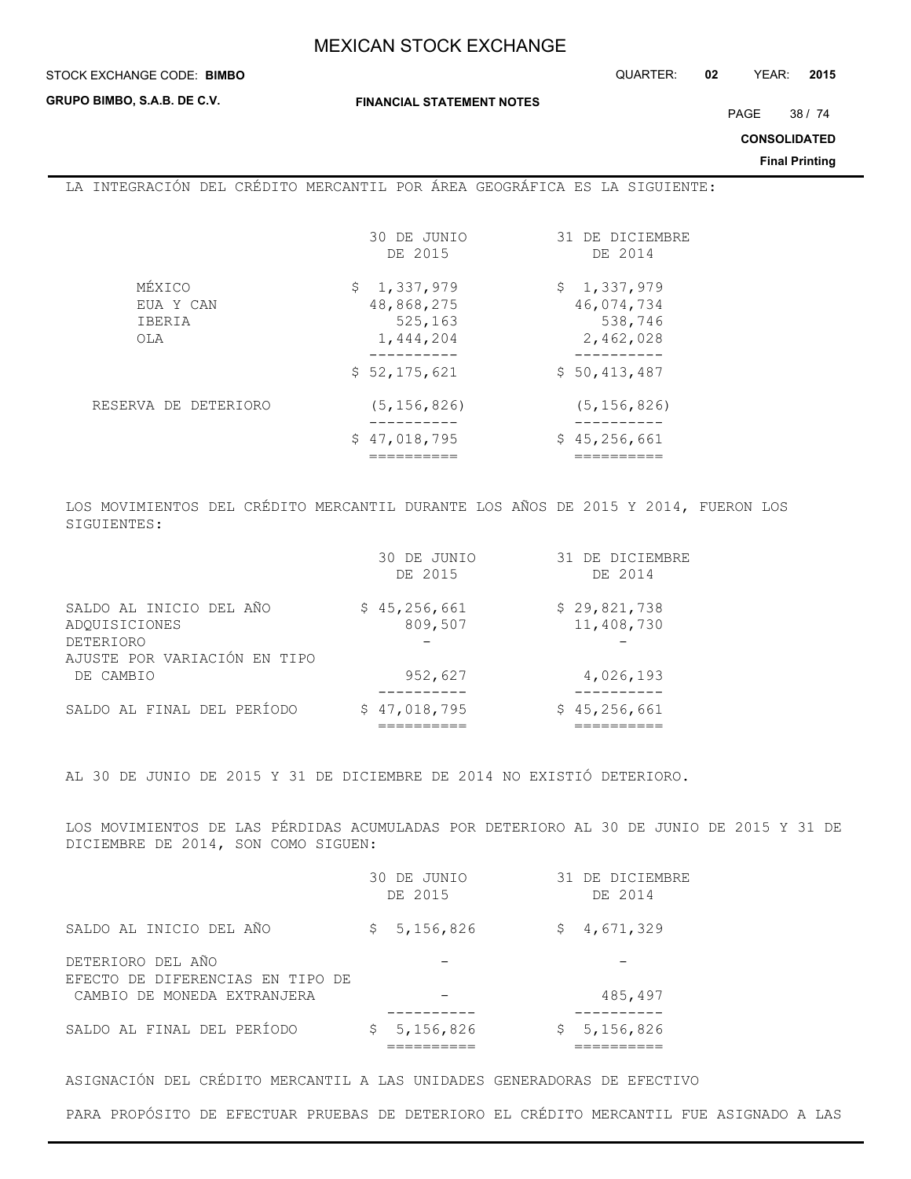LA INTEGRACIÓN DEL CRÉDITO MERCANTIL POR ÁREA GEOGRÁFICA ES LA SIGUIENTE:

| | 30 DE JUNIO DE 2015 | 31 DE DICIEMBRE DE 2014 |
|---|---|---|
| MÉXICO | $ 1,337,979 | $ 1,337,979 |
| EUA Y CAN | 48,868,275 | 46,074,734 |
| IBERIA | 525,163 | 538,746 |
| OLA | 1,444,204 | 2,462,028 |
| | $ 52,175,621 | $ 50,413,487 |
| RESERVA DE DETERIORO | (5,156,826) | (5,156,826) |
| | $ 47,018,795 | $ 45,256,661 |

LOS MOVIMIENTOS DEL CRÉDITO MERCANTIL DURANTE LOS AÑOS DE 2015 Y 2014, FUERON LOS SIGUIENTES:

| | 30 DE JUNIO DE 2015 | 31 DE DICIEMBRE DE 2014 |
|---|---|---|
| SALDO AL INICIO DEL AÑO | $ 45,256,661 | $ 29,821,738 |
| ADQUISICIONES | 809,507 | 11,408,730 |
| DETERIORO | - | - |
| AJUSTE POR VARIACIÓN EN TIPO DE CAMBIO | 952,627 | 4,026,193 |
| SALDO AL FINAL DEL PERÍODO | $ 47,018,795 | $ 45,256,661 |

AL 30 DE JUNIO DE 2015 Y 31 DE DICIEMBRE DE 2014 NO EXISTIÓ DETERIORO.

LOS MOVIMIENTOS DE LAS PÉRDIDAS ACUMULADAS POR DETERIORO AL 30 DE JUNIO DE 2015 Y 31 DE DICIEMBRE DE 2014, SON COMO SIGUEN:

| | 30 DE JUNIO DE 2015 | 31 DE DICIEMBRE DE 2014 |
|---|---|---|
| SALDO AL INICIO DEL AÑO | $ 5,156,826 | $ 4,671,329 |
| DETERIORO DEL AÑO | - | - |
| EFECTO DE DIFERENCIAS EN TIPO DE CAMBIO DE MONEDA EXTRANJERA | - | 485,497 |
| SALDO AL FINAL DEL PERÍODO | $ 5,156,826 | $ 5,156,826 |

ASIGNACIÓN DEL CRÉDITO MERCANTIL A LAS UNIDADES GENERADORAS DE EFECTIVO

PARA PROPÓSITO DE EFECTUAR PRUEBAS DE DETERIORO EL CRÉDITO MERCANTIL FUE ASIGNADO A LAS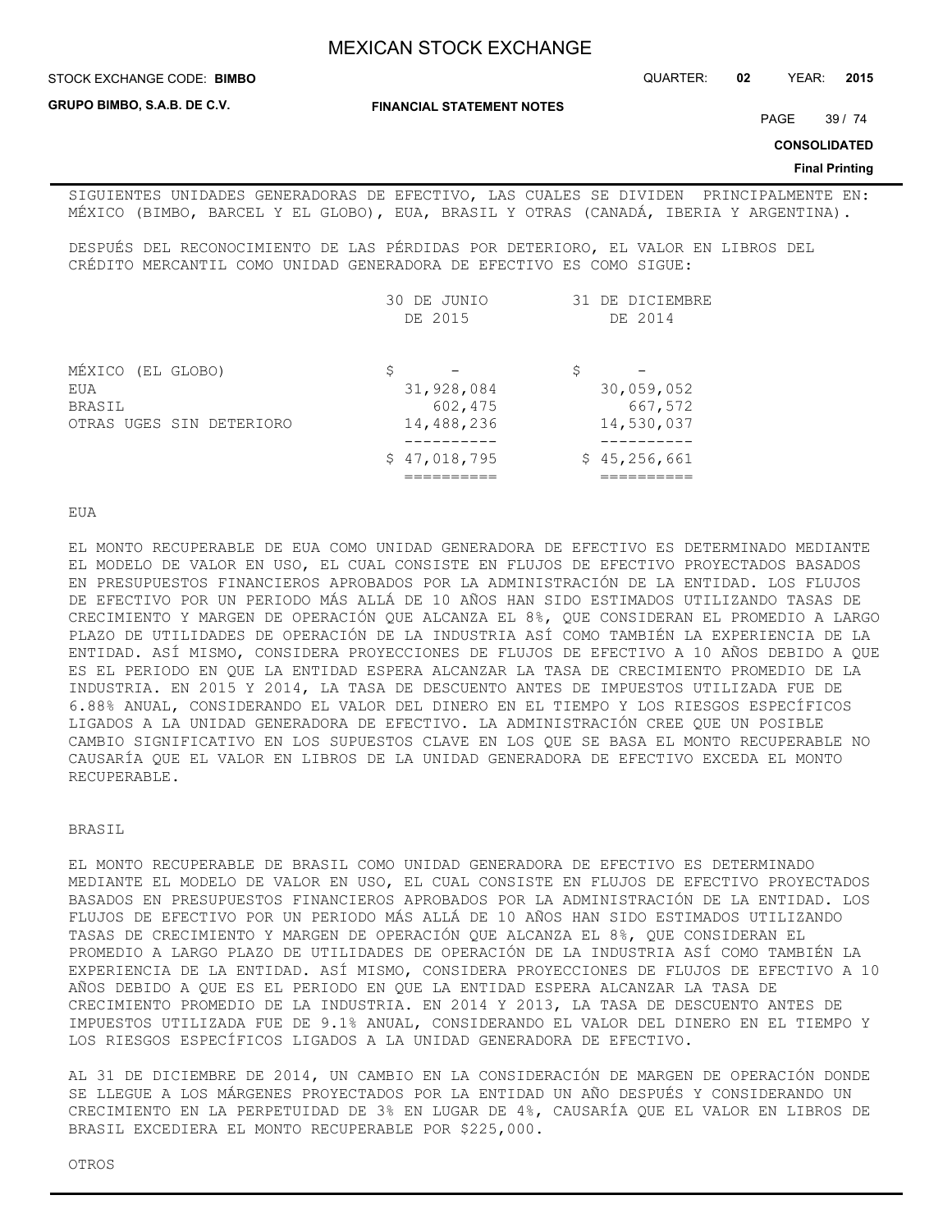SIGUIENTES UNIDADES GENERADORAS DE EFECTIVO, LAS CUALES SE DIVIDEN PRINCIPALMENTE EN: MÉXICO (BIMBO, BARCEL Y EL GLOBO), EUA, BRASIL Y OTRAS (CANADÁ, IBERIA Y ARGENTINA).

DESPUÉS DEL RECONOCIMIENTO DE LAS PÉRDIDAS POR DETERIORO, EL VALOR EN LIBROS DEL CRÉDITO MERCANTIL COMO UNIDAD GENERADORA DE EFECTIVO ES COMO SIGUE:

| | 30 DE JUNIO DE 2015 | 31 DE DICIEMBRE DE 2014 |
|---|---|---|
| MÉXICO (EL GLOBO) | $ - | $ - |
| EUA | 31,928,084 | 30,059,052 |
| BRASIL | 602,475 | 667,572 |
| OTRAS UGES SIN DETERIORO | 14,488,236 | 14,530,037 |
| | $ 47,018,795 | $ 45,256,661 |

EUA

EL MONTO RECUPERABLE DE EUA COMO UNIDAD GENERADORA DE EFECTIVO ES DETERMINADO MEDIANTE EL MODELO DE VALOR EN USO, EL CUAL CONSISTE EN FLUJOS DE EFECTIVO PROYECTADOS BASADOS EN PRESUPUESTOS FINANCIEROS APROBADOS POR LA ADMINISTRACIÓN DE LA ENTIDAD. LOS FLUJOS DE EFECTIVO POR UN PERIODO MÁS ALLÁ DE 10 AÑOS HAN SIDO ESTIMADOS UTILIZANDO TASAS DE CRECIMIENTO Y MARGEN DE OPERACIÓN QUE ALCANZA EL 8%, QUE CONSIDERAN EL PROMEDIO A LARGO PLAZO DE UTILIDADES DE OPERACIÓN DE LA INDUSTRIA ASÍ COMO TAMBIÉN LA EXPERIENCIA DE LA ENTIDAD. ASÍ MISMO, CONSIDERA PROYECCIONES DE FLUJOS DE EFECTIVO A 10 AÑOS DEBIDO A QUE ES EL PERIODO EN QUE LA ENTIDAD ESPERA ALCANZAR LA TASA DE CRECIMIENTO PROMEDIO DE LA INDUSTRIA. EN 2015 Y 2014, LA TASA DE DESCUENTO ANTES DE IMPUESTOS UTILIZADA FUE DE 6.88% ANUAL, CONSIDERANDO EL VALOR DEL DINERO EN EL TIEMPO Y LOS RIESGOS ESPECÍFICOS LIGADOS A LA UNIDAD GENERADORA DE EFECTIVO. LA ADMINISTRACIÓN CREE QUE UN POSIBLE CAMBIO SIGNIFICATIVO EN LOS SUPUESTOS CLAVE EN LOS QUE SE BASA EL MONTO RECUPERABLE NO CAUSARÍA QUE EL VALOR EN LIBROS DE LA UNIDAD GENERADORA DE EFECTIVO EXCEDA EL MONTO RECUPERABLE.

BRASIL

EL MONTO RECUPERABLE DE BRASIL COMO UNIDAD GENERADORA DE EFECTIVO ES DETERMINADO MEDIANTE EL MODELO DE VALOR EN USO, EL CUAL CONSISTE EN FLUJOS DE EFECTIVO PROYECTADOS BASADOS EN PRESUPUESTOS FINANCIEROS APROBADOS POR LA ADMINISTRACIÓN DE LA ENTIDAD. LOS FLUJOS DE EFECTIVO POR UN PERIODO MÁS ALLÁ DE 10 AÑOS HAN SIDO ESTIMADOS UTILIZANDO TASAS DE CRECIMIENTO Y MARGEN DE OPERACIÓN QUE ALCANZA EL 8%, QUE CONSIDERAN EL PROMEDIO A LARGO PLAZO DE UTILIDADES DE OPERACIÓN DE LA INDUSTRIA ASÍ COMO TAMBIÉN LA EXPERIENCIA DE LA ENTIDAD. ASÍ MISMO, CONSIDERA PROYECCIONES DE FLUJOS DE EFECTIVO A 10 AÑOS DEBIDO A QUE ES EL PERIODO EN QUE LA ENTIDAD ESPERA ALCANZAR LA TASA DE CRECIMIENTO PROMEDIO DE LA INDUSTRIA. EN 2014 Y 2013, LA TASA DE DESCUENTO ANTES DE IMPUESTOS UTILIZADA FUE DE 9.1% ANUAL, CONSIDERANDO EL VALOR DEL DINERO EN EL TIEMPO Y LOS RIESGOS ESPECÍFICOS LIGADOS A LA UNIDAD GENERADORA DE EFECTIVO.

AL 31 DE DICIEMBRE DE 2014, UN CAMBIO EN LA CONSIDERACIÓN DE MARGEN DE OPERACIÓN DONDE SE LLEGUE A LOS MÁRGENES PROYECTADOS POR LA ENTIDAD UN AÑO DESPUÉS Y CONSIDERANDO UN CRECIMIENTO EN LA PERPETUIDAD DE 3% EN LUGAR DE 4%, CAUSARÍA QUE EL VALOR EN LIBROS DE BRASIL EXCEDIERA EL MONTO RECUPERABLE POR $225,000.

OTROS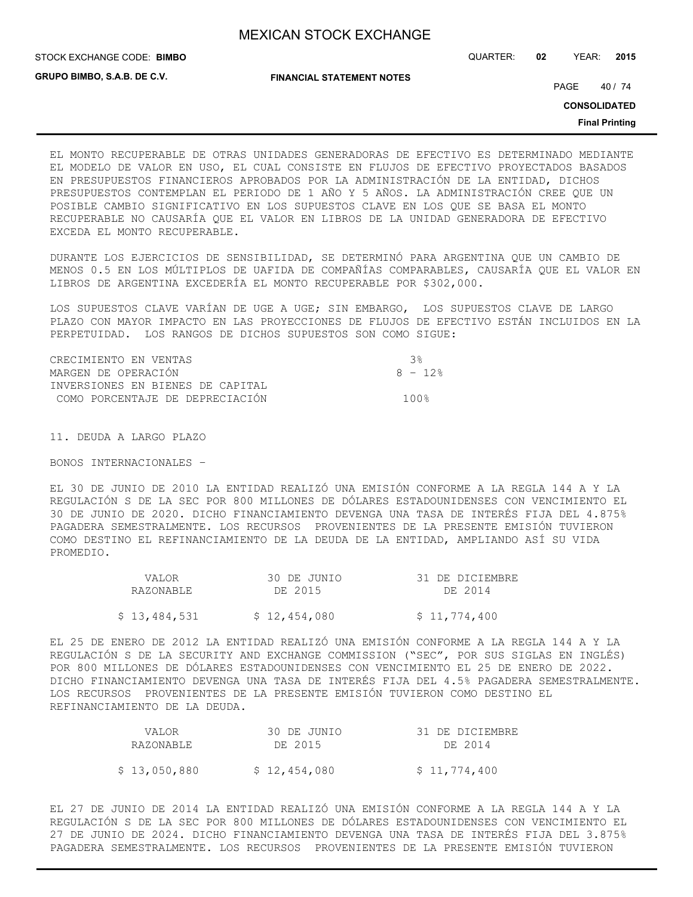EL MONTO RECUPERABLE DE OTRAS UNIDADES GENERADORAS DE EFECTIVO ES DETERMINADO MEDIANTE EL MODELO DE VALOR EN USO, EL CUAL CONSISTE EN FLUJOS DE EFECTIVO PROYECTADOS BASADOS EN PRESUPUESTOS FINANCIEROS APROBADOS POR LA ADMINISTRACIÓN DE LA ENTIDAD, DICHOS PRESUPUESTOS CONTEMPLAN EL PERIODO DE 1 AÑO Y 5 AÑOS. LA ADMINISTRACIÓN CREE QUE UN POSIBLE CAMBIO SIGNIFICATIVO EN LOS SUPUESTOS CLAVE EN LOS QUE SE BASA EL MONTO RECUPERABLE NO CAUSARÍA QUE EL VALOR EN LIBROS DE LA UNIDAD GENERADORA DE EFECTIVO EXCEDA EL MONTO RECUPERABLE.

DURANTE LOS EJERCICIOS DE SENSIBILIDAD, SE DETERMINÓ PARA ARGENTINA QUE UN CAMBIO DE MENOS 0.5 EN LOS MÚLTIPLOS DE UAFIDA DE COMPAÑÍAS COMPARABLES, CAUSARÍA QUE EL VALOR EN LIBROS DE ARGENTINA EXCEDERÍA EL MONTO RECUPERABLE POR $302,000.

LOS SUPUESTOS CLAVE VARÍAN DE UGE A UGE; SIN EMBARGO, LOS SUPUESTOS CLAVE DE LARGO PLAZO CON MAYOR IMPACTO EN LAS PROYECCIONES DE FLUJOS DE EFECTIVO ESTÁN INCLUIDOS EN LA PERPETUIDAD. LOS RANGOS DE DICHOS SUPUESTOS SON COMO SIGUE:

| | |
|---|---|
| CRECIMIENTO EN VENTAS | 3% |
| MARGEN DE OPERACIÓN | 8 – 12% |
| INVERSIONES EN BIENES DE CAPITAL COMO PORCENTAJE DE DEPRECIACIÓN | 100% |

## 11. DEUDA A LARGO PLAZO

BONOS INTERNACIONALES –

EL 30 DE JUNIO DE 2010 LA ENTIDAD REALIZÓ UNA EMISIÓN CONFORME A LA REGLA 144 A Y LA REGULACIÓN S DE LA SEC POR 800 MILLONES DE DÓLARES ESTADOUNIDENSES CON VENCIMIENTO EL 30 DE JUNIO DE 2020. DICHO FINANCIAMIENTO DEVENGA UNA TASA DE INTERÉS FIJA DEL 4.875% PAGADERA SEMESTRALMENTE. LOS RECURSOS PROVENIENTES DE LA PRESENTE EMISIÓN TUVIERON COMO DESTINO EL REFINANCIAMIENTO DE LA DEUDA DE LA ENTIDAD, AMPLIANDO ASÍ SU VIDA PROMEDIO.

| VALOR RAZONABLE | 30 DE JUNIO DE 2015 | 31 DE DICIEMBRE DE 2014 |
|---|---|---|
| $ 13,484,531 | $ 12,454,080 | $ 11,774,400 |

EL 25 DE ENERO DE 2012 LA ENTIDAD REALIZÓ UNA EMISIÓN CONFORME A LA REGLA 144 A Y LA REGULACIÓN S DE LA SECURITY AND EXCHANGE COMMISSION ("SEC", POR SUS SIGLAS EN INGLÉS) POR 800 MILLONES DE DÓLARES ESTADOUNIDENSES CON VENCIMIENTO EL 25 DE ENERO DE 2022. DICHO FINANCIAMIENTO DEVENGA UNA TASA DE INTERÉS FIJA DEL 4.5% PAGADERA SEMESTRALMENTE. LOS RECURSOS PROVENIENTES DE LA PRESENTE EMISIÓN TUVIERON COMO DESTINO EL REFINANCIAMIENTO DE LA DEUDA.

| VALOR RAZONABLE | 30 DE JUNIO DE 2015 | 31 DE DICIEMBRE DE 2014 |
|---|---|---|
| $ 13,050,880 | $ 12,454,080 | $ 11,774,400 |

EL 27 DE JUNIO DE 2014 LA ENTIDAD REALIZÓ UNA EMISIÓN CONFORME A LA REGLA 144 A Y LA REGULACIÓN S DE LA SEC POR 800 MILLONES DE DÓLARES ESTADOUNIDENSES CON VENCIMIENTO EL 27 DE JUNIO DE 2024. DICHO FINANCIAMIENTO DEVENGA UNA TASA DE INTERÉS FIJA DEL 3.875% PAGADERA SEMESTRALMENTE. LOS RECURSOS PROVENIENTES DE LA PRESENTE EMISIÓN TUVIERON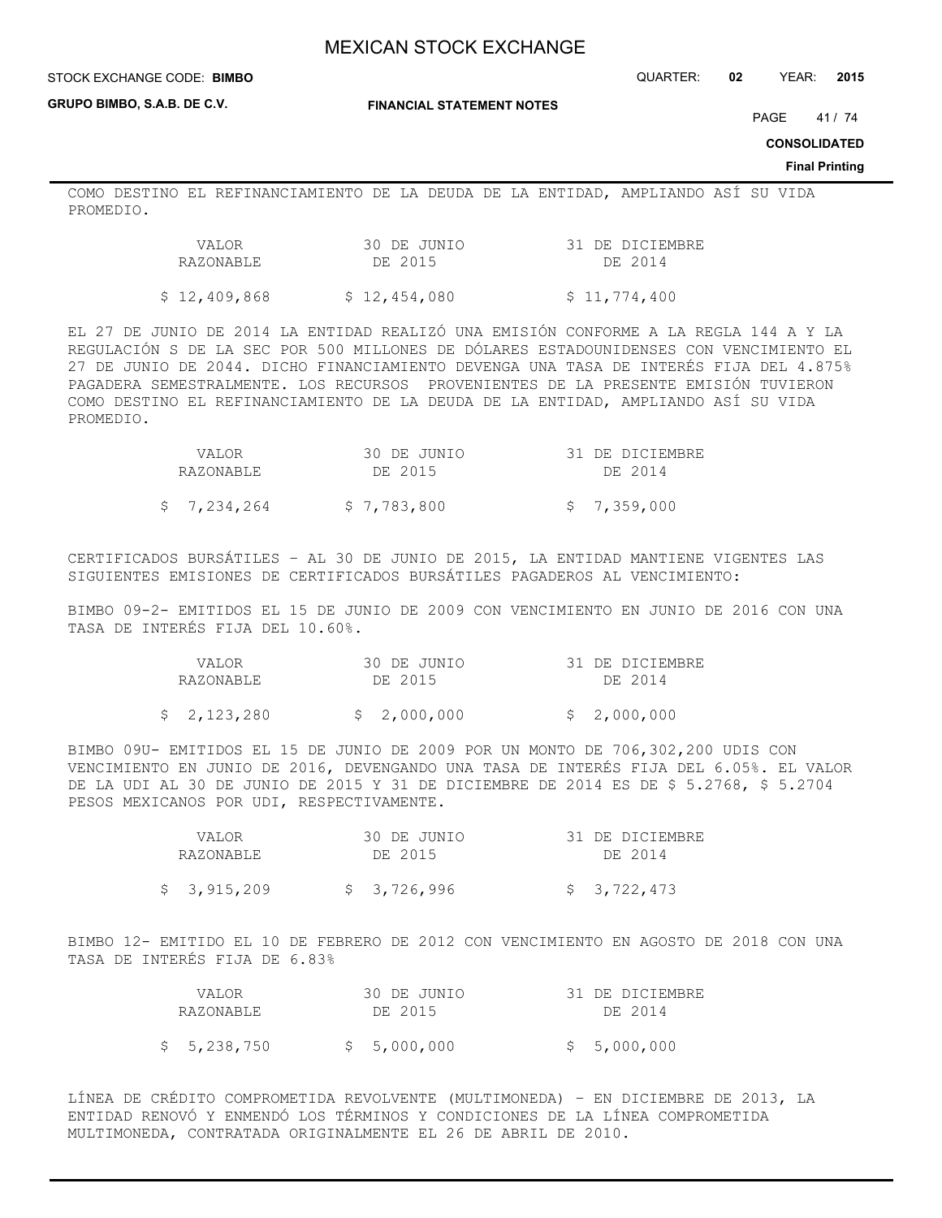COMO DESTINO EL REFINANCIAMIENTO DE LA DEUDA DE LA ENTIDAD, AMPLIANDO ASÍ SU VIDA PROMEDIO.

| VALOR RAZONABLE | 30 DE JUNIO DE 2015 | 31 DE DICIEMBRE DE 2014 |
|---|---|---|
| $ 12,409,868 | $ 12,454,080 | $ 11,774,400 |

EL 27 DE JUNIO DE 2014 LA ENTIDAD REALIZÓ UNA EMISIÓN CONFORME A LA REGLA 144 A Y LA REGULACIÓN S DE LA SEC POR 500 MILLONES DE DÓLARES ESTADOUNIDENSES CON VENCIMIENTO EL 27 DE JUNIO DE 2044. DICHO FINANCIAMIENTO DEVENGA UNA TASA DE INTERÉS FIJA DEL 4.875% PAGADERA SEMESTRALMENTE. LOS RECURSOS PROVENIENTES DE LA PRESENTE EMISIÓN TUVIERON COMO DESTINO EL REFINANCIAMIENTO DE LA DEUDA DE LA ENTIDAD, AMPLIANDO ASÍ SU VIDA PROMEDIO.

| VALOR RAZONABLE | 30 DE JUNIO DE 2015 | 31 DE DICIEMBRE DE 2014 |
|---|---|---|
| $ 7,234,264 | $ 7,783,800 | $ 7,359,000 |

CERTIFICADOS BURSÁTILES – AL 30 DE JUNIO DE 2015, LA ENTIDAD MANTIENE VIGENTES LAS SIGUIENTES EMISIONES DE CERTIFICADOS BURSÁTILES PAGADEROS AL VENCIMIENTO:

BIMBO 09-2- EMITIDOS EL 15 DE JUNIO DE 2009 CON VENCIMIENTO EN JUNIO DE 2016 CON UNA TASA DE INTERÉS FIJA DEL 10.60%.

| VALOR RAZONABLE | 30 DE JUNIO DE 2015 | 31 DE DICIEMBRE DE 2014 |
|---|---|---|
| $ 2,123,280 | $ 2,000,000 | $ 2,000,000 |

BIMBO 09U- EMITIDOS EL 15 DE JUNIO DE 2009 POR UN MONTO DE 706,302,200 UDIS CON VENCIMIENTO EN JUNIO DE 2016, DEVENGANDO UNA TASA DE INTERÉS FIJA DEL 6.05%. EL VALOR DE LA UDI AL 30 DE JUNIO DE 2015 Y 31 DE DICIEMBRE DE 2014 ES DE $ 5.2768, $ 5.2704 PESOS MEXICANOS POR UDI, RESPECTIVAMENTE.

| VALOR RAZONABLE | 30 DE JUNIO DE 2015 | 31 DE DICIEMBRE DE 2014 |
|---|---|---|
| $ 3,915,209 | $ 3,726,996 | $ 3,722,473 |

BIMBO 12- EMITIDO EL 10 DE FEBRERO DE 2012 CON VENCIMIENTO EN AGOSTO DE 2018 CON UNA TASA DE INTERÉS FIJA DE 6.83%

| VALOR RAZONABLE | 30 DE JUNIO DE 2015 | 31 DE DICIEMBRE DE 2014 |
|---|---|---|
| $ 5,238,750 | $ 5,000,000 | $ 5,000,000 |

LÍNEA DE CRÉDITO COMPROMETIDA REVOLVENTE (MULTIMONEDA) – EN DICIEMBRE DE 2013, LA ENTIDAD RENOVÓ Y ENMENDÓ LOS TÉRMINOS Y CONDICIONES DE LA LÍNEA COMPROMETIDA MULTIMONEDA, CONTRATADA ORIGINALMENTE EL 26 DE ABRIL DE 2010.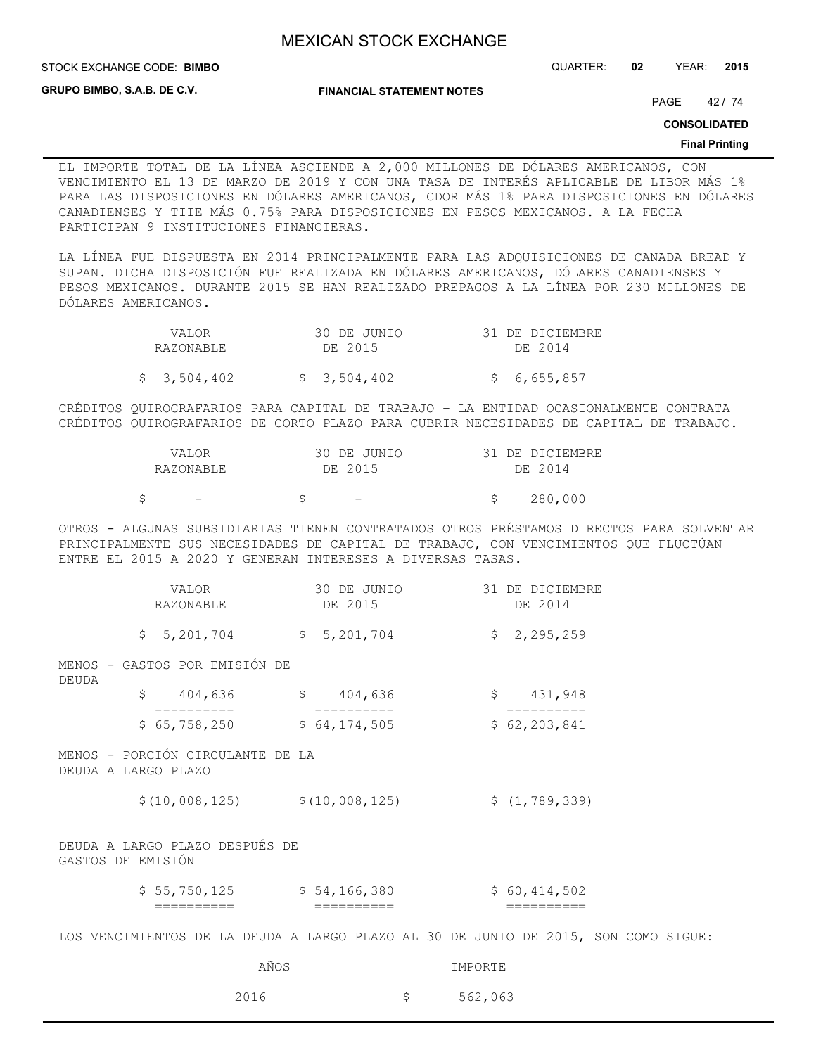EL IMPORTE TOTAL DE LA LÍNEA ASCIENDE A 2,000 MILLONES DE DÓLARES AMERICANOS, CON VENCIMIENTO EL 13 DE MARZO DE 2019 Y CON UNA TASA DE INTERÉS APLICABLE DE LIBOR MÁS 1% PARA LAS DISPOSICIONES EN DÓLARES AMERICANOS, CDOR MÁS 1% PARA DISPOSICIONES EN DÓLARES CANADIENSES Y TIIE MÁS 0.75% PARA DISPOSICIONES EN PESOS MEXICANOS. A LA FECHA PARTICIPAN 9 INSTITUCIONES FINANCIERAS.

LA LÍNEA FUE DISPUESTA EN 2014 PRINCIPALMENTE PARA LAS ADQUISICIONES DE CANADA BREAD Y SUPAN. DICHA DISPOSICIÓN FUE REALIZADA EN DÓLARES AMERICANOS, DÓLARES CANADIENSES Y PESOS MEXICANOS. DURANTE 2015 SE HAN REALIZADO PREPAGOS A LA LÍNEA POR 230 MILLONES DE DÓLARES AMERICANOS.

| VALOR RAZONABLE | 30 DE JUNIO DE 2015 | 31 DE DICIEMBRE DE 2014 |
|---|---|---|
| $ 3,504,402 | $ 3,504,402 | $ 6,655,857 |

CRÉDITOS QUIROGRAFARIOS PARA CAPITAL DE TRABAJO – LA ENTIDAD OCASIONALMENTE CONTRATA CRÉDITOS QUIROGRAFARIOS DE CORTO PLAZO PARA CUBRIR NECESIDADES DE CAPITAL DE TRABAJO.

| VALOR RAZONABLE | 30 DE JUNIO DE 2015 | 31 DE DICIEMBRE DE 2014 |
|---|---|---|
| $ - | $ - | $ 280,000 |

OTROS - ALGUNAS SUBSIDIARIAS TIENEN CONTRATADOS OTROS PRÉSTAMOS DIRECTOS PARA SOLVENTAR PRINCIPALMENTE SUS NECESIDADES DE CAPITAL DE TRABAJO, CON VENCIMIENTOS QUE FLUCTÚAN ENTRE EL 2015 A 2020 Y GENERAN INTERESES A DIVERSAS TASAS.

| | VALOR RAZONABLE | 30 DE JUNIO DE 2015 | 31 DE DICIEMBRE DE 2014 |
|---|---|---|---|
| | $ 5,201,704 | $ 5,201,704 | $ 2,295,259 |
| MENOS - GASTOS POR EMISIÓN DE DEUDA | $ 404,636 | $ 404,636 | $ 431,948 |
| | $ 65,758,250 | $ 64,174,505 | $ 62,203,841 |
| MENOS - PORCIÓN CIRCULANTE DE LA DEUDA A LARGO PLAZO | $(10,008,125) | $(10,008,125) | $ (1,789,339) |
| DEUDA A LARGO PLAZO DESPUÉS DE GASTOS DE EMISIÓN | $ 55,750,125 | $ 54,166,380 | $ 60,414,502 |

LOS VENCIMIENTOS DE LA DEUDA A LARGO PLAZO AL 30 DE JUNIO DE 2015, SON COMO SIGUE:

| AÑOS | IMPORTE |
|---|---|
| 2016 | $ 562,063 |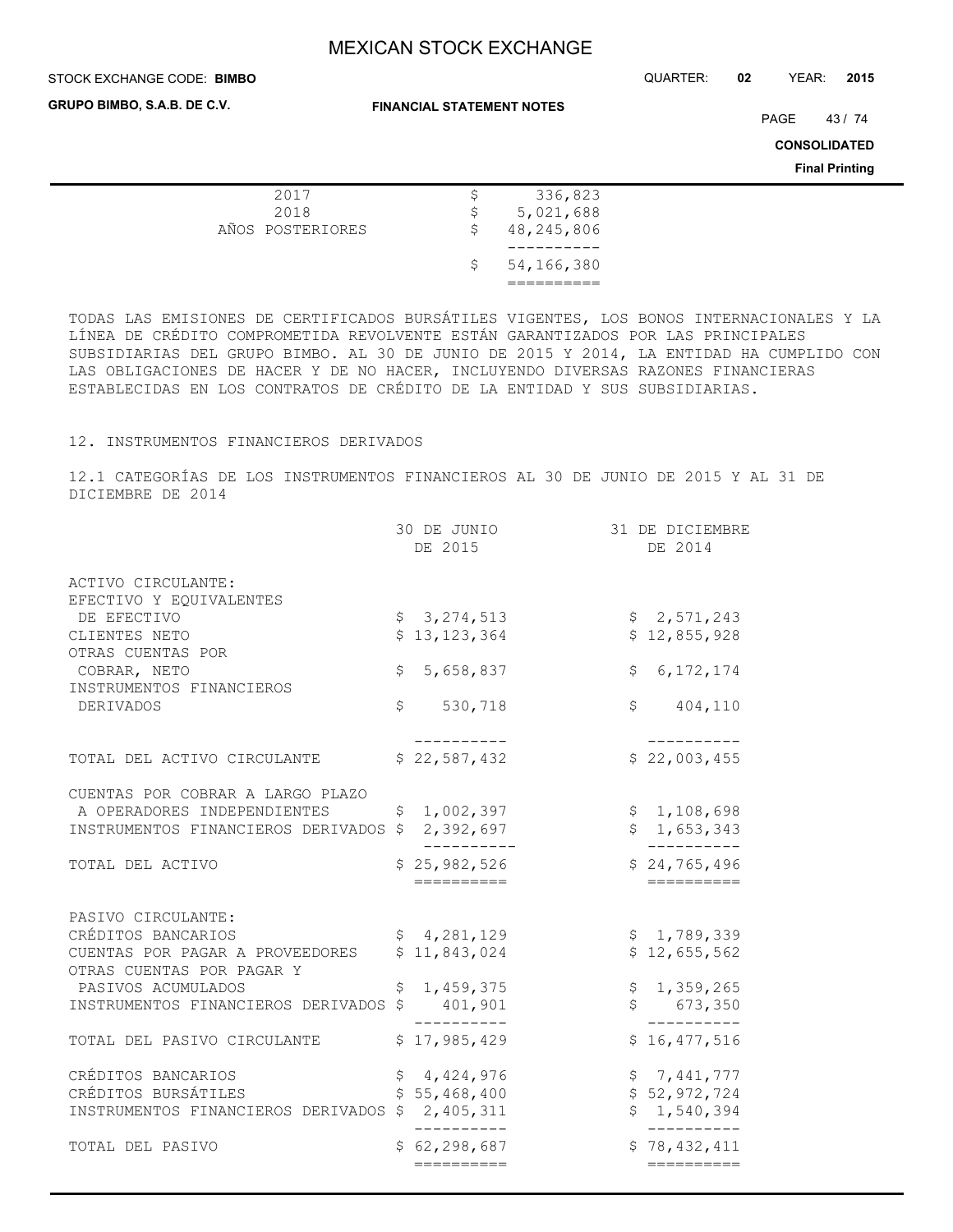| | |
|---|---|
| 2017 | $ 336,823 |
| 2018 | $ 5,021,688 |
| AÑOS POSTERIORES | $ 48,245,806 |
| | $ 54,166,380 |

TODAS LAS EMISIONES DE CERTIFICADOS BURSÁTILES VIGENTES, LOS BONOS INTERNACIONALES Y LA LÍNEA DE CRÉDITO COMPROMETIDA REVOLVENTE ESTÁN GARANTIZADOS POR LAS PRINCIPALES SUBSIDIARIAS DEL GRUPO BIMBO. AL 30 DE JUNIO DE 2015 Y 2014, LA ENTIDAD HA CUMPLIDO CON LAS OBLIGACIONES DE HACER Y DE NO HACER, INCLUYENDO DIVERSAS RAZONES FINANCIERAS ESTABLECIDAS EN LOS CONTRATOS DE CRÉDITO DE LA ENTIDAD Y SUS SUBSIDIARIAS.

## 12. INSTRUMENTOS FINANCIEROS DERIVADOS

### 12.1 CATEGORÍAS DE LOS INSTRUMENTOS FINANCIEROS AL 30 DE JUNIO DE 2015 Y AL 31 DE DICIEMBRE DE 2014

| | 30 DE JUNIO DE 2015 | 31 DE DICIEMBRE DE 2014 |
|---|---|---|
| ACTIVO CIRCULANTE: | | |
| EFECTIVO Y EQUIVALENTES DE EFECTIVO | $ 3,274,513 | $ 2,571,243 |
| CLIENTES NETO | $ 13,123,364 | $ 12,855,928 |
| OTRAS CUENTAS POR COBRAR, NETO | $ 5,658,837 | $ 6,172,174 |
| INSTRUMENTOS FINANCIEROS DERIVADOS | $ 530,718 | $ 404,110 |
| TOTAL DEL ACTIVO CIRCULANTE | $ 22,587,432 | $ 22,003,455 |
| CUENTAS POR COBRAR A LARGO PLAZO A OPERADORES INDEPENDIENTES | $ 1,002,397 | $ 1,108,698 |
| INSTRUMENTOS FINANCIEROS DERIVADOS | $ 2,392,697 | $ 1,653,343 |
| TOTAL DEL ACTIVO | $ 25,982,526 | $ 24,765,496 |
| PASIVO CIRCULANTE: | | |
| CRÉDITOS BANCARIOS | $ 4,281,129 | $ 1,789,339 |
| CUENTAS POR PAGAR A PROVEEDORES | $ 11,843,024 | $ 12,655,562 |
| OTRAS CUENTAS POR PAGAR Y PASIVOS ACUMULADOS | $ 1,459,375 | $ 1,359,265 |
| INSTRUMENTOS FINANCIEROS DERIVADOS | $ 401,901 | $ 673,350 |
| TOTAL DEL PASIVO CIRCULANTE | $ 17,985,429 | $ 16,477,516 |
| CRÉDITOS BANCARIOS | $ 4,424,976 | $ 7,441,777 |
| CRÉDITOS BURSÁTILES | $ 55,468,400 | $ 52,972,724 |
| INSTRUMENTOS FINANCIEROS DERIVADOS | $ 2,405,311 | $ 1,540,394 |
| TOTAL DEL PASIVO | $ 62,298,687 | $ 78,432,411 |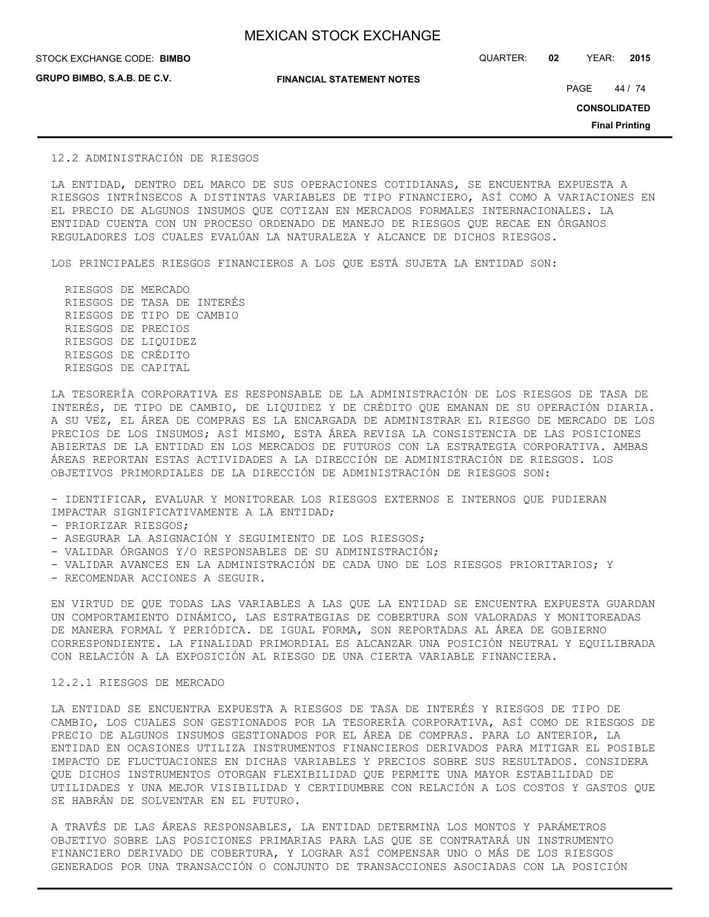## 12.2 ADMINISTRACIÓN DE RIESGOS

LA ENTIDAD, DENTRO DEL MARCO DE SUS OPERACIONES COTIDIANAS, SE ENCUENTRA EXPUESTA A RIESGOS INTRÍNSECOS A DISTINTAS VARIABLES DE TIPO FINANCIERO, ASÍ COMO A VARIACIONES EN EL PRECIO DE ALGUNOS INSUMOS QUE COTIZAN EN MERCADOS FORMALES INTERNACIONALES. LA ENTIDAD CUENTA CON UN PROCESO ORDENADO DE MANEJO DE RIESGOS QUE RECAE EN ÓRGANOS REGULADORES LOS CUALES EVALÚAN LA NATURALEZA Y ALCANCE DE DICHOS RIESGOS.

LOS PRINCIPALES RIESGOS FINANCIEROS A LOS QUE ESTÁ SUJETA LA ENTIDAD SON:

- RIESGOS DE MERCADO
- RIESGOS DE TASA DE INTERÉS
- RIESGOS DE TIPO DE CAMBIO
- RIESGOS DE PRECIOS
- RIESGOS DE LIQUIDEZ
- RIESGOS DE CRÉDITO
- RIESGOS DE CAPITAL

LA TESORERÍA CORPORATIVA ES RESPONSABLE DE LA ADMINISTRACIÓN DE LOS RIESGOS DE TASA DE INTERÉS, DE TIPO DE CAMBIO, DE LIQUIDEZ Y DE CRÉDITO QUE EMANAN DE SU OPERACIÓN DIARIA. A SU VEZ, EL ÁREA DE COMPRAS ES LA ENCARGADA DE ADMINISTRAR EL RIESGO DE MERCADO DE LOS PRECIOS DE LOS INSUMOS; ASÍ MISMO, ESTA ÁREA REVISA LA CONSISTENCIA DE LAS POSICIONES ABIERTAS DE LA ENTIDAD EN LOS MERCADOS DE FUTUROS CON LA ESTRATEGIA CORPORATIVA. AMBAS ÁREAS REPORTAN ESTAS ACTIVIDADES A LA DIRECCIÓN DE ADMINISTRACIÓN DE RIESGOS. LOS OBJETIVOS PRIMORDIALES DE LA DIRECCIÓN DE ADMINISTRACIÓN DE RIESGOS SON:

- IDENTIFICAR, EVALUAR Y MONITOREAR LOS RIESGOS EXTERNOS E INTERNOS QUE PUDIERAN IMPACTAR SIGNIFICATIVAMENTE A LA ENTIDAD;
- PRIORIZAR RIESGOS;
- ASEGURAR LA ASIGNACIÓN Y SEGUIMIENTO DE LOS RIESGOS;
- VALIDAR ÓRGANOS Y/O RESPONSABLES DE SU ADMINISTRACIÓN;
- VALIDAR AVANCES EN LA ADMINISTRACIÓN DE CADA UNO DE LOS RIESGOS PRIORITARIOS; Y
- RECOMENDAR ACCIONES A SEGUIR.

EN VIRTUD DE QUE TODAS LAS VARIABLES A LAS QUE LA ENTIDAD SE ENCUENTRA EXPUESTA GUARDAN UN COMPORTAMIENTO DINÁMICO, LAS ESTRATEGIAS DE COBERTURA SON VALORADAS Y MONITOREADAS DE MANERA FORMAL Y PERIÓDICA. DE IGUAL FORMA, SON REPORTADAS AL ÁREA DE GOBIERNO CORRESPONDIENTE. LA FINALIDAD PRIMORDIAL ES ALCANZAR UNA POSICIÓN NEUTRAL Y EQUILIBRADA CON RELACIÓN A LA EXPOSICIÓN AL RIESGO DE UNA CIERTA VARIABLE FINANCIERA.

### 12.2.1 RIESGOS DE MERCADO

LA ENTIDAD SE ENCUENTRA EXPUESTA A RIESGOS DE TASA DE INTERÉS Y RIESGOS DE TIPO DE CAMBIO, LOS CUALES SON GESTIONADOS POR LA TESORERÍA CORPORATIVA, ASÍ COMO DE RIESGOS DE PRECIO DE ALGUNOS INSUMOS GESTIONADOS POR EL ÁREA DE COMPRAS. PARA LO ANTERIOR, LA ENTIDAD EN OCASIONES UTILIZA INSTRUMENTOS FINANCIEROS DERIVADOS PARA MITIGAR EL POSIBLE IMPACTO DE FLUCTUACIONES EN DICHAS VARIABLES Y PRECIOS SOBRE SUS RESULTADOS. CONSIDERA QUE DICHOS INSTRUMENTOS OTORGAN FLEXIBILIDAD QUE PERMITE UNA MAYOR ESTABILIDAD DE UTILIDADES Y UNA MEJOR VISIBILIDAD Y CERTIDUMBRE CON RELACIÓN A LOS COSTOS Y GASTOS QUE SE HABRÁN DE SOLVENTAR EN EL FUTURO.

A TRAVÉS DE LAS ÁREAS RESPONSABLES, LA ENTIDAD DETERMINA LOS MONTOS Y PARÁMETROS OBJETIVO SOBRE LAS POSICIONES PRIMARIAS PARA LAS QUE SE CONTRATARÁ UN INSTRUMENTO FINANCIERO DERIVADO DE COBERTURA, Y LOGRAR ASÍ COMPENSAR UNO O MÁS DE LOS RIESGOS GENERADOS POR UNA TRANSACCIÓN O CONJUNTO DE TRANSACCIONES ASOCIADAS CON LA POSICIÓN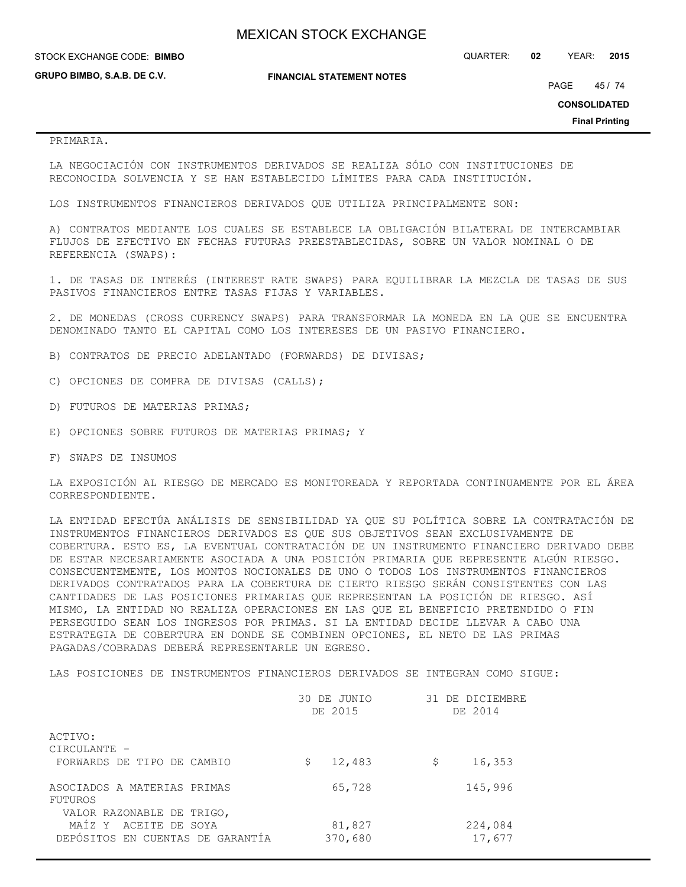PRIMARIA.

LA NEGOCIACIÓN CON INSTRUMENTOS DERIVADOS SE REALIZA SÓLO CON INSTITUCIONES DE RECONOCIDA SOLVENCIA Y SE HAN ESTABLECIDO LÍMITES PARA CADA INSTITUCIÓN.

LOS INSTRUMENTOS FINANCIEROS DERIVADOS QUE UTILIZA PRINCIPALMENTE SON:

A) CONTRATOS MEDIANTE LOS CUALES SE ESTABLECE LA OBLIGACIÓN BILATERAL DE INTERCAMBIAR FLUJOS DE EFECTIVO EN FECHAS FUTURAS PREESTABLECIDAS, SOBRE UN VALOR NOMINAL O DE REFERENCIA (SWAPS):

1. DE TASAS DE INTERÉS (INTEREST RATE SWAPS) PARA EQUILIBRAR LA MEZCLA DE TASAS DE SUS PASIVOS FINANCIEROS ENTRE TASAS FIJAS Y VARIABLES.

2. DE MONEDAS (CROSS CURRENCY SWAPS) PARA TRANSFORMAR LA MONEDA EN LA QUE SE ENCUENTRA DENOMINADO TANTO EL CAPITAL COMO LOS INTERESES DE UN PASIVO FINANCIERO.

B) CONTRATOS DE PRECIO ADELANTADO (FORWARDS) DE DIVISAS;

C) OPCIONES DE COMPRA DE DIVISAS (CALLS);

D) FUTUROS DE MATERIAS PRIMAS;

E) OPCIONES SOBRE FUTUROS DE MATERIAS PRIMAS; Y

F) SWAPS DE INSUMOS

LA EXPOSICIÓN AL RIESGO DE MERCADO ES MONITOREADA Y REPORTADA CONTINUAMENTE POR EL ÁREA CORRESPONDIENTE.

LA ENTIDAD EFECTÚA ANÁLISIS DE SENSIBILIDAD YA QUE SU POLÍTICA SOBRE LA CONTRATACIÓN DE INSTRUMENTOS FINANCIEROS DERIVADOS ES QUE SUS OBJETIVOS SEAN EXCLUSIVAMENTE DE COBERTURA. ESTO ES, LA EVENTUAL CONTRATACIÓN DE UN INSTRUMENTO FINANCIERO DERIVADO DEBE DE ESTAR NECESARIAMENTE ASOCIADA A UNA POSICIÓN PRIMARIA QUE REPRESENTE ALGÚN RIESGO. CONSECUENTEMENTE, LOS MONTOS NOCIONALES DE UNO O TODOS LOS INSTRUMENTOS FINANCIEROS DERIVADOS CONTRATADOS PARA LA COBERTURA DE CIERTO RIESGO SERÁN CONSISTENTES CON LAS CANTIDADES DE LAS POSICIONES PRIMARIAS QUE REPRESENTAN LA POSICIÓN DE RIESGO. ASÍ MISMO, LA ENTIDAD NO REALIZA OPERACIONES EN LAS QUE EL BENEFICIO PRETENDIDO O FIN PERSEGUIDO SEAN LOS INGRESOS POR PRIMAS. SI LA ENTIDAD DECIDE LLEVAR A CABO UNA ESTRATEGIA DE COBERTURA EN DONDE SE COMBINEN OPCIONES, EL NETO DE LAS PRIMAS PAGADAS/COBRADAS DEBERÁ REPRESENTARLE UN EGRESO.

LAS POSICIONES DE INSTRUMENTOS FINANCIEROS DERIVADOS SE INTEGRAN COMO SIGUE:

| | 30 DE JUNIO DE 2015 | 31 DE DICIEMBRE DE 2014 |
|---|---|---|
| ACTIVO: | | |
| CIRCULANTE - | | |
| FORWARDS DE TIPO DE CAMBIO | $ 12,483 | $ 16,353 |
| ASOCIADOS A MATERIAS PRIMAS | 65,728 | 145,996 |
| FUTUROS | | |
| VALOR RAZONABLE DE TRIGO, MAÍZ Y ACEITE DE SOYA | 81,827 | 224,084 |
| DEPÓSITOS EN CUENTAS DE GARANTÍA | 370,680 | 17,677 |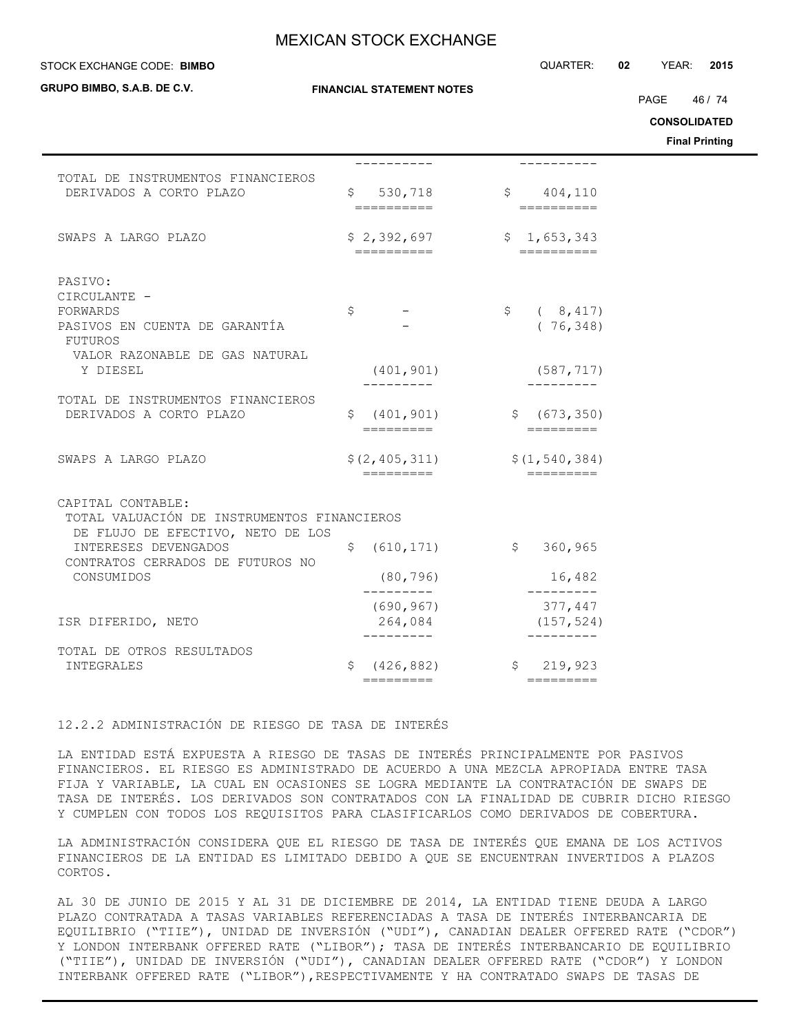| | | |
|---|---|---|
| TOTAL DE INSTRUMENTOS FINANCIEROS DERIVADOS A CORTO PLAZO | $ 530,718 | $ 404,110 |
| SWAPS A LARGO PLAZO | $ 2,392,697 | $ 1,653,343 |
| PASIVO: | | |
| CIRCULANTE - | | |
| FORWARDS | $ - | $ ( 8,417) |
| PASIVOS EN CUENTA DE GARANTÍA | - | ( 76,348) |
| FUTUROS | | |
| VALOR RAZONABLE DE GAS NATURAL Y DIESEL | (401,901) | (587,717) |
| TOTAL DE INSTRUMENTOS FINANCIEROS DERIVADOS A CORTO PLAZO | $ (401,901) | $ (673,350) |
| SWAPS A LARGO PLAZO | $(2,405,311) | $(1,540,384) |
| CAPITAL CONTABLE: | | |
| TOTAL VALUACIÓN DE INSTRUMENTOS FINANCIEROS DE FLUJO DE EFECTIVO, NETO DE LOS INTERESES DEVENGADOS | $ (610,171) | $ 360,965 |
| CONTRATOS CERRADOS DE FUTUROS NO CONSUMIDOS | (80,796) | 16,482 |
| | (690,967) | 377,447 |
| ISR DIFERIDO, NETO | 264,084 | (157,524) |
| TOTAL DE OTROS RESULTADOS INTEGRALES | $ (426,882) | $ 219,923 |

12.2.2 ADMINISTRACIÓN DE RIESGO DE TASA DE INTERÉS

LA ENTIDAD ESTÁ EXPUESTA A RIESGO DE TASAS DE INTERÉS PRINCIPALMENTE POR PASIVOS FINANCIEROS. EL RIESGO ES ADMINISTRADO DE ACUERDO A UNA MEZCLA APROPIADA ENTRE TASA FIJA Y VARIABLE, LA CUAL EN OCASIONES SE LOGRA MEDIANTE LA CONTRATACIÓN DE SWAPS DE TASA DE INTERÉS. LOS DERIVADOS SON CONTRATADOS CON LA FINALIDAD DE CUBRIR DICHO RIESGO Y CUMPLEN CON TODOS LOS REQUISITOS PARA CLASIFICARLOS COMO DERIVADOS DE COBERTURA.

LA ADMINISTRACIÓN CONSIDERA QUE EL RIESGO DE TASA DE INTERÉS QUE EMANA DE LOS ACTIVOS FINANCIEROS DE LA ENTIDAD ES LIMITADO DEBIDO A QUE SE ENCUENTRAN INVERTIDOS A PLAZOS CORTOS.

AL 30 DE JUNIO DE 2015 Y AL 31 DE DICIEMBRE DE 2014, LA ENTIDAD TIENE DEUDA A LARGO PLAZO CONTRATADA A TASAS VARIABLES REFERENCIADAS A TASA DE INTERÉS INTERBANCARIA DE EQUILIBRIO ("TIIE"), UNIDAD DE INVERSIÓN ("UDI"), CANADIAN DEALER OFFERED RATE ("CDOR") Y LONDON INTERBANK OFFERED RATE ("LIBOR"); TASA DE INTERÉS INTERBANCARIO DE EQUILIBRIO ("TIIE"), UNIDAD DE INVERSIÓN ("UDI"), CANADIAN DEALER OFFERED RATE ("CDOR") Y LONDON INTERBANK OFFERED RATE ("LIBOR"),RESPECTIVAMENTE Y HA CONTRATADO SWAPS DE TASAS DE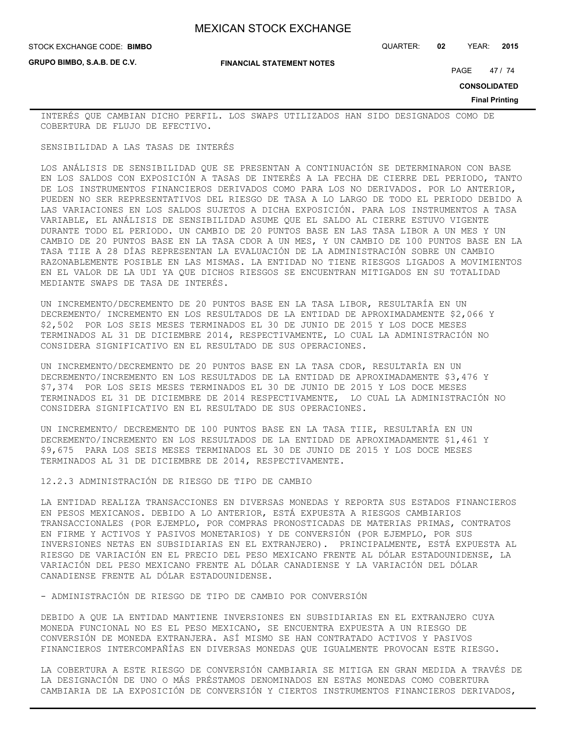INTERÉS QUE CAMBIAN DICHO PERFIL. LOS SWAPS UTILIZADOS HAN SIDO DESIGNADOS COMO DE COBERTURA DE FLUJO DE EFECTIVO.

SENSIBILIDAD A LAS TASAS DE INTERÉS

LOS ANÁLISIS DE SENSIBILIDAD QUE SE PRESENTAN A CONTINUACIÓN SE DETERMINARON CON BASE EN LOS SALDOS CON EXPOSICIÓN A TASAS DE INTERÉS A LA FECHA DE CIERRE DEL PERIODO, TANTO DE LOS INSTRUMENTOS FINANCIEROS DERIVADOS COMO PARA LOS NO DERIVADOS. POR LO ANTERIOR, PUEDEN NO SER REPRESENTATIVOS DEL RIESGO DE TASA A LO LARGO DE TODO EL PERIODO DEBIDO A LAS VARIACIONES EN LOS SALDOS SUJETOS A DICHA EXPOSICIÓN. PARA LOS INSTRUMENTOS A TASA VARIABLE, EL ANÁLISIS DE SENSIBILIDAD ASUME QUE EL SALDO AL CIERRE ESTUVO VIGENTE DURANTE TODO EL PERIODO. UN CAMBIO DE 20 PUNTOS BASE EN LAS TASA LIBOR A UN MES Y UN CAMBIO DE 20 PUNTOS BASE EN LA TASA CDOR A UN MES, Y UN CAMBIO DE 100 PUNTOS BASE EN LA TASA TIIE A 28 DÍAS REPRESENTAN LA EVALUACIÓN DE LA ADMINISTRACIÓN SOBRE UN CAMBIO RAZONABLEMENTE POSIBLE EN LAS MISMAS. LA ENTIDAD NO TIENE RIESGOS LIGADOS A MOVIMIENTOS EN EL VALOR DE LA UDI YA QUE DICHOS RIESGOS SE ENCUENTRAN MITIGADOS EN SU TOTALIDAD MEDIANTE SWAPS DE TASA DE INTERÉS.

UN INCREMENTO/DECREMENTO DE 20 PUNTOS BASE EN LA TASA LIBOR, RESULTARÍA EN UN DECREMENTO/ INCREMENTO EN LOS RESULTADOS DE LA ENTIDAD DE APROXIMADAMENTE $2,066 Y $2,502 POR LOS SEIS MESES TERMINADOS EL 30 DE JUNIO DE 2015 Y LOS DOCE MESES TERMINADOS AL 31 DE DICIEMBRE 2014, RESPECTIVAMENTE, LO CUAL LA ADMINISTRACIÓN NO CONSIDERA SIGNIFICATIVO EN EL RESULTADO DE SUS OPERACIONES.

UN INCREMENTO/DECREMENTO DE 20 PUNTOS BASE EN LA TASA CDOR, RESULTARÍA EN UN DECREMENTO/INCREMENTO EN LOS RESULTADOS DE LA ENTIDAD DE APROXIMADAMENTE $3,476 Y $7,374 POR LOS SEIS MESES TERMINADOS EL 30 DE JUNIO DE 2015 Y LOS DOCE MESES TERMINADOS EL 31 DE DICIEMBRE DE 2014 RESPECTIVAMENTE, LO CUAL LA ADMINISTRACIÓN NO CONSIDERA SIGNIFICATIVO EN EL RESULTADO DE SUS OPERACIONES.

UN INCREMENTO/ DECREMENTO DE 100 PUNTOS BASE EN LA TASA TIIE, RESULTARÍA EN UN DECREMENTO/INCREMENTO EN LOS RESULTADOS DE LA ENTIDAD DE APROXIMADAMENTE $1,461 Y $9,675 PARA LOS SEIS MESES TERMINADOS EL 30 DE JUNIO DE 2015 Y LOS DOCE MESES TERMINADOS AL 31 DE DICIEMBRE DE 2014, RESPECTIVAMENTE.

12.2.3 ADMINISTRACIÓN DE RIESGO DE TIPO DE CAMBIO

LA ENTIDAD REALIZA TRANSACCIONES EN DIVERSAS MONEDAS Y REPORTA SUS ESTADOS FINANCIEROS EN PESOS MEXICANOS. DEBIDO A LO ANTERIOR, ESTÁ EXPUESTA A RIESGOS CAMBIARIOS TRANSACCIONALES (POR EJEMPLO, POR COMPRAS PRONOSTICADAS DE MATERIAS PRIMAS, CONTRATOS EN FIRME Y ACTIVOS Y PASIVOS MONETARIOS) Y DE CONVERSIÓN (POR EJEMPLO, POR SUS INVERSIONES NETAS EN SUBSIDIARIAS EN EL EXTRANJERO). PRINCIPALMENTE, ESTÁ EXPUESTA AL RIESGO DE VARIACIÓN EN EL PRECIO DEL PESO MEXICANO FRENTE AL DÓLAR ESTADOUNIDENSE, LA VARIACIÓN DEL PESO MEXICANO FRENTE AL DÓLAR CANADIENSE Y LA VARIACIÓN DEL DÓLAR CANADIENSE FRENTE AL DÓLAR ESTADOUNIDENSE.

- ADMINISTRACIÓN DE RIESGO DE TIPO DE CAMBIO POR CONVERSIÓN

DEBIDO A QUE LA ENTIDAD MANTIENE INVERSIONES EN SUBSIDIARIAS EN EL EXTRANJERO CUYA MONEDA FUNCIONAL NO ES EL PESO MEXICANO, SE ENCUENTRA EXPUESTA A UN RIESGO DE CONVERSIÓN DE MONEDA EXTRANJERA. ASÍ MISMO SE HAN CONTRATADO ACTIVOS Y PASIVOS FINANCIEROS INTERCOMPAÑÍAS EN DIVERSAS MONEDAS QUE IGUALMENTE PROVOCAN ESTE RIESGO.

LA COBERTURA A ESTE RIESGO DE CONVERSIÓN CAMBIARIA SE MITIGA EN GRAN MEDIDA A TRAVÉS DE LA DESIGNACIÓN DE UNO O MÁS PRÉSTAMOS DENOMINADOS EN ESTAS MONEDAS COMO COBERTURA CAMBIARIA DE LA EXPOSICIÓN DE CONVERSIÓN Y CIERTOS INSTRUMENTOS FINANCIEROS DERIVADOS,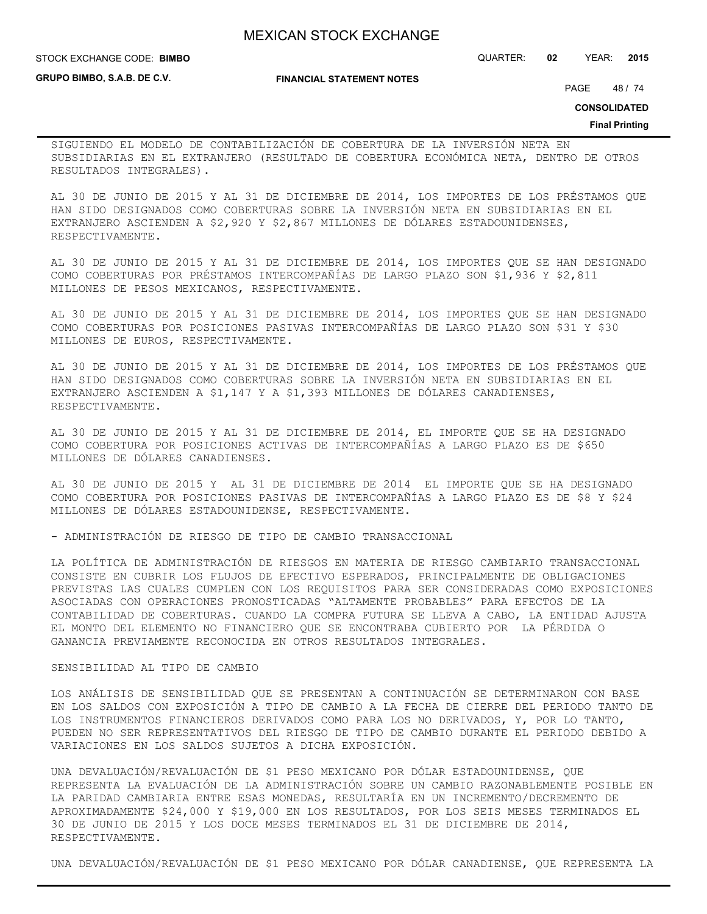SIGUIENDO EL MODELO DE CONTABILIZACIÓN DE COBERTURA DE LA INVERSIÓN NETA EN SUBSIDIARIAS EN EL EXTRANJERO (RESULTADO DE COBERTURA ECONÓMICA NETA, DENTRO DE OTROS RESULTADOS INTEGRALES).

AL 30 DE JUNIO DE 2015 Y AL 31 DE DICIEMBRE DE 2014, LOS IMPORTES DE LOS PRÉSTAMOS QUE HAN SIDO DESIGNADOS COMO COBERTURAS SOBRE LA INVERSIÓN NETA EN SUBSIDIARIAS EN EL EXTRANJERO ASCIENDEN A $2,920 Y $2,867 MILLONES DE DÓLARES ESTADOUNIDENSES, RESPECTIVAMENTE.

AL 30 DE JUNIO DE 2015 Y AL 31 DE DICIEMBRE DE 2014, LOS IMPORTES QUE SE HAN DESIGNADO COMO COBERTURAS POR PRÉSTAMOS INTERCOMPAÑÍAS DE LARGO PLAZO SON $1,936 Y $2,811 MILLONES DE PESOS MEXICANOS, RESPECTIVAMENTE.

AL 30 DE JUNIO DE 2015 Y AL 31 DE DICIEMBRE DE 2014, LOS IMPORTES QUE SE HAN DESIGNADO COMO COBERTURAS POR POSICIONES PASIVAS INTERCOMPAÑÍAS DE LARGO PLAZO SON $31 Y $30 MILLONES DE EUROS, RESPECTIVAMENTE.

AL 30 DE JUNIO DE 2015 Y AL 31 DE DICIEMBRE DE 2014, LOS IMPORTES DE LOS PRÉSTAMOS QUE HAN SIDO DESIGNADOS COMO COBERTURAS SOBRE LA INVERSIÓN NETA EN SUBSIDIARIAS EN EL EXTRANJERO ASCIENDEN A $1,147 Y A $1,393 MILLONES DE DÓLARES CANADIENSES, RESPECTIVAMENTE.

AL 30 DE JUNIO DE 2015 Y AL 31 DE DICIEMBRE DE 2014, EL IMPORTE QUE SE HA DESIGNADO COMO COBERTURA POR POSICIONES ACTIVAS DE INTERCOMPAÑÍAS A LARGO PLAZO ES DE $650 MILLONES DE DÓLARES CANADIENSES.

AL 30 DE JUNIO DE 2015 Y AL 31 DE DICIEMBRE DE 2014 EL IMPORTE QUE SE HA DESIGNADO COMO COBERTURA POR POSICIONES PASIVAS DE INTERCOMPAÑÍAS A LARGO PLAZO ES DE $8 Y $24 MILLONES DE DÓLARES ESTADOUNIDENSE, RESPECTIVAMENTE.

- ADMINISTRACIÓN DE RIESGO DE TIPO DE CAMBIO TRANSACCIONAL

LA POLÍTICA DE ADMINISTRACIÓN DE RIESGOS EN MATERIA DE RIESGO CAMBIARIO TRANSACCIONAL CONSISTE EN CUBRIR LOS FLUJOS DE EFECTIVO ESPERADOS, PRINCIPALMENTE DE OBLIGACIONES PREVISTAS LAS CUALES CUMPLEN CON LOS REQUISITOS PARA SER CONSIDERADAS COMO EXPOSICIONES ASOCIADAS CON OPERACIONES PRONOSTICADAS "ALTAMENTE PROBABLES" PARA EFECTOS DE LA CONTABILIDAD DE COBERTURAS. CUANDO LA COMPRA FUTURA SE LLEVA A CABO, LA ENTIDAD AJUSTA EL MONTO DEL ELEMENTO NO FINANCIERO QUE SE ENCONTRABA CUBIERTO POR LA PÉRDIDA O GANANCIA PREVIAMENTE RECONOCIDA EN OTROS RESULTADOS INTEGRALES.

SENSIBILIDAD AL TIPO DE CAMBIO

LOS ANÁLISIS DE SENSIBILIDAD QUE SE PRESENTAN A CONTINUACIÓN SE DETERMINARON CON BASE EN LOS SALDOS CON EXPOSICIÓN A TIPO DE CAMBIO A LA FECHA DE CIERRE DEL PERIODO TANTO DE LOS INSTRUMENTOS FINANCIEROS DERIVADOS COMO PARA LOS NO DERIVADOS, Y, POR LO TANTO, PUEDEN NO SER REPRESENTATIVOS DEL RIESGO DE TIPO DE CAMBIO DURANTE EL PERIODO DEBIDO A VARIACIONES EN LOS SALDOS SUJETOS A DICHA EXPOSICIÓN.

UNA DEVALUACIÓN/REVALUACIÓN DE $1 PESO MEXICANO POR DÓLAR ESTADOUNIDENSE, QUE REPRESENTA LA EVALUACIÓN DE LA ADMINISTRACIÓN SOBRE UN CAMBIO RAZONABLEMENTE POSIBLE EN LA PARIDAD CAMBIARIA ENTRE ESAS MONEDAS, RESULTARÍA EN UN INCREMENTO/DECREMENTO DE APROXIMADAMENTE $24,000 Y $19,000 EN LOS RESULTADOS, POR LOS SEIS MESES TERMINADOS EL 30 DE JUNIO DE 2015 Y LOS DOCE MESES TERMINADOS EL 31 DE DICIEMBRE DE 2014, RESPECTIVAMENTE.

UNA DEVALUACIÓN/REVALUACIÓN DE $1 PESO MEXICANO POR DÓLAR CANADIENSE, QUE REPRESENTA LA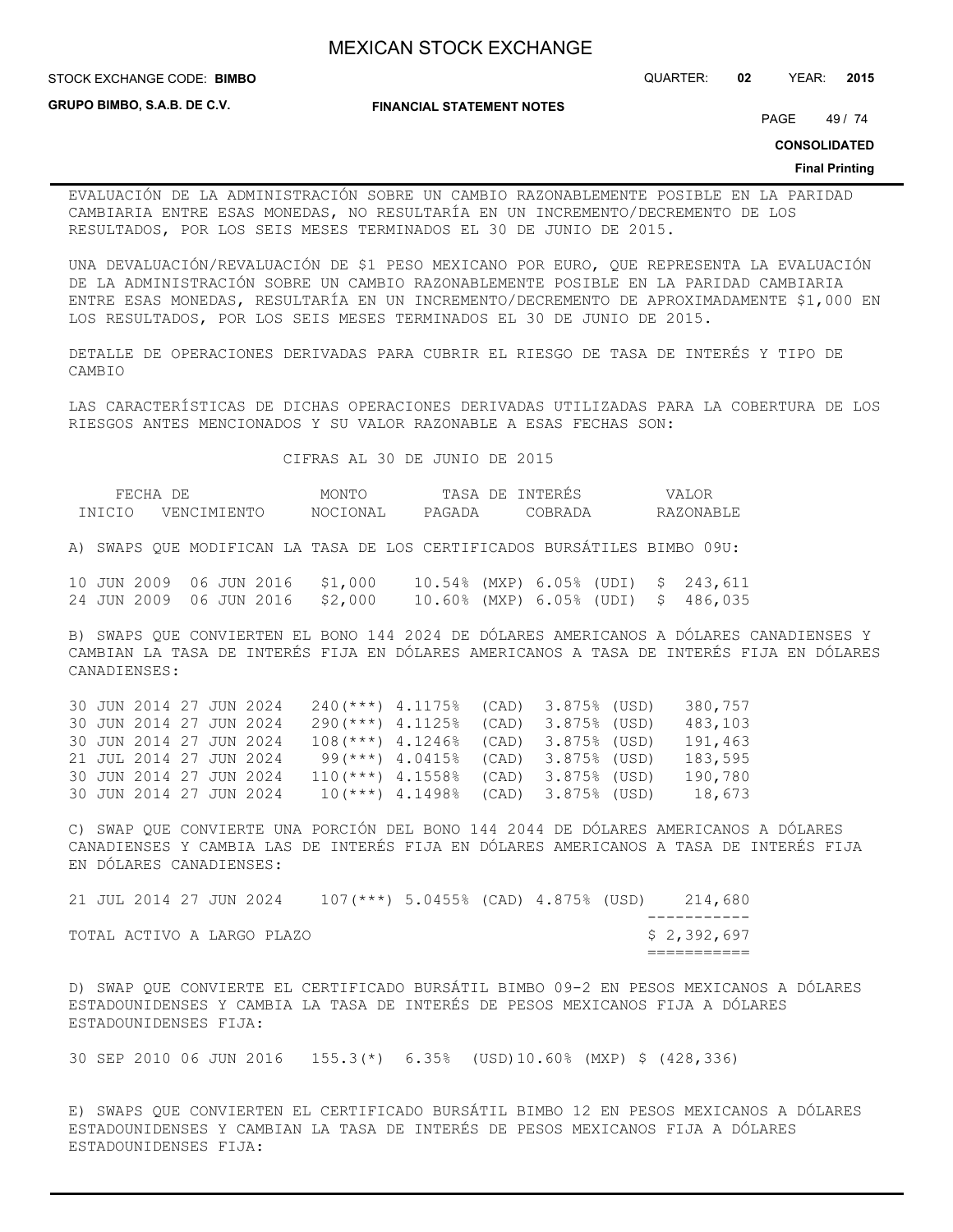EVALUACIÓN DE LA ADMINISTRACIÓN SOBRE UN CAMBIO RAZONABLEMENTE POSIBLE EN LA PARIDAD CAMBIARIA ENTRE ESAS MONEDAS, NO RESULTARÍA EN UN INCREMENTO/DECREMENTO DE LOS RESULTADOS, POR LOS SEIS MESES TERMINADOS EL 30 DE JUNIO DE 2015.

UNA DEVALUACIÓN/REVALUACIÓN DE $1 PESO MEXICANO POR EURO, QUE REPRESENTA LA EVALUACIÓN DE LA ADMINISTRACIÓN SOBRE UN CAMBIO RAZONABLEMENTE POSIBLE EN LA PARIDAD CAMBIARIA ENTRE ESAS MONEDAS, RESULTARÍA EN UN INCREMENTO/DECREMENTO DE APROXIMADAMENTE $1,000 EN LOS RESULTADOS, POR LOS SEIS MESES TERMINADOS EL 30 DE JUNIO DE 2015.

DETALLE DE OPERACIONES DERIVADAS PARA CUBRIR EL RIESGO DE TASA DE INTERÉS Y TIPO DE CAMBIO

LAS CARACTERÍSTICAS DE DICHAS OPERACIONES DERIVADAS UTILIZADAS PARA LA COBERTURA DE LOS RIESGOS ANTES MENCIONADOS Y SU VALOR RAZONABLE A ESAS FECHAS SON:

CIFRAS AL 30 DE JUNIO DE 2015

| FECHA DE INICIO | VENCIMIENTO | MONTO NOCIONAL | TASA DE INTERÉS PAGADA | COBRADA | VALOR RAZONABLE |
|---|---|---|---|---|---|
| A) SWAPS QUE MODIFICAN LA TASA DE LOS CERTIFICADOS BURSÁTILES BIMBO 09U: | | | | | |
| 10 JUN 2009 | 06 JUN 2016 | $1,000 | 10.54% (MXP) | 6.05% (UDI) | $ 243,611 |
| 24 JUN 2009 | 06 JUN 2016 | $2,000 | 10.60% (MXP) | 6.05% (UDI) | $ 486,035 |
| B) SWAPS QUE CONVIERTEN EL BONO 144 2024 DE DÓLARES AMERICANOS A DÓLARES CANADIENSES Y CAMBIAN LA TASA DE INTERÉS FIJA EN DÓLARES AMERICANOS A TASA DE INTERÉS FIJA EN DÓLARES CANADIENSES: | | | | | |
| 30 JUN 2014 | 27 JUN 2024 | 240(***) | 4.1175% (CAD) | 3.875% (USD) | 380,757 |
| 30 JUN 2014 | 27 JUN 2024 | 290(***) | 4.1125% (CAD) | 3.875% (USD) | 483,103 |
| 30 JUN 2014 | 27 JUN 2024 | 108(***) | 4.1246% (CAD) | 3.875% (USD) | 191,463 |
| 21 JUL 2014 | 27 JUN 2024 | 99(***) | 4.0415% (CAD) | 3.875% (USD) | 183,595 |
| 30 JUN 2014 | 27 JUN 2024 | 110(***) | 4.1558% (CAD) | 3.875% (USD) | 190,780 |
| 30 JUN 2014 | 27 JUN 2024 | 10(***) | 4.1498% (CAD) | 3.875% (USD) | 18,673 |
| C) SWAP QUE CONVIERTE UNA PORCIÓN DEL BONO 144 2044 DE DÓLARES AMERICANOS A DÓLARES CANADIENSES Y CAMBIA LAS DE INTERÉS FIJA EN DÓLARES AMERICANOS A TASA DE INTERÉS FIJA EN DÓLARES CANADIENSES: | | | | | |
| 21 JUL 2014 | 27 JUN 2024 | 107(***) | 5.0455% (CAD) | 4.875% (USD) | 214,680 |
| TOTAL ACTIVO A LARGO PLAZO | | | | | $ 2,392,697 |
| D) SWAP QUE CONVIERTE EL CERTIFICADO BURSÁTIL BIMBO 09-2 EN PESOS MEXICANOS A DÓLARES ESTADOUNIDENSES Y CAMBIA LA TASA DE INTERÉS DE PESOS MEXICANOS FIJA A DÓLARES ESTADOUNIDENSES FIJA: | | | | | |
| 30 SEP 2010 | 06 JUN 2016 | 155.3(*) | 6.35% (USD) | 10.60% (MXP) | $ (428,336) |

E) SWAPS QUE CONVIERTEN EL CERTIFICADO BURSÁTIL BIMBO 12 EN PESOS MEXICANOS A DÓLARES ESTADOUNIDENSES Y CAMBIAN LA TASA DE INTERÉS DE PESOS MEXICANOS FIJA A DÓLARES ESTADOUNIDENSES FIJA: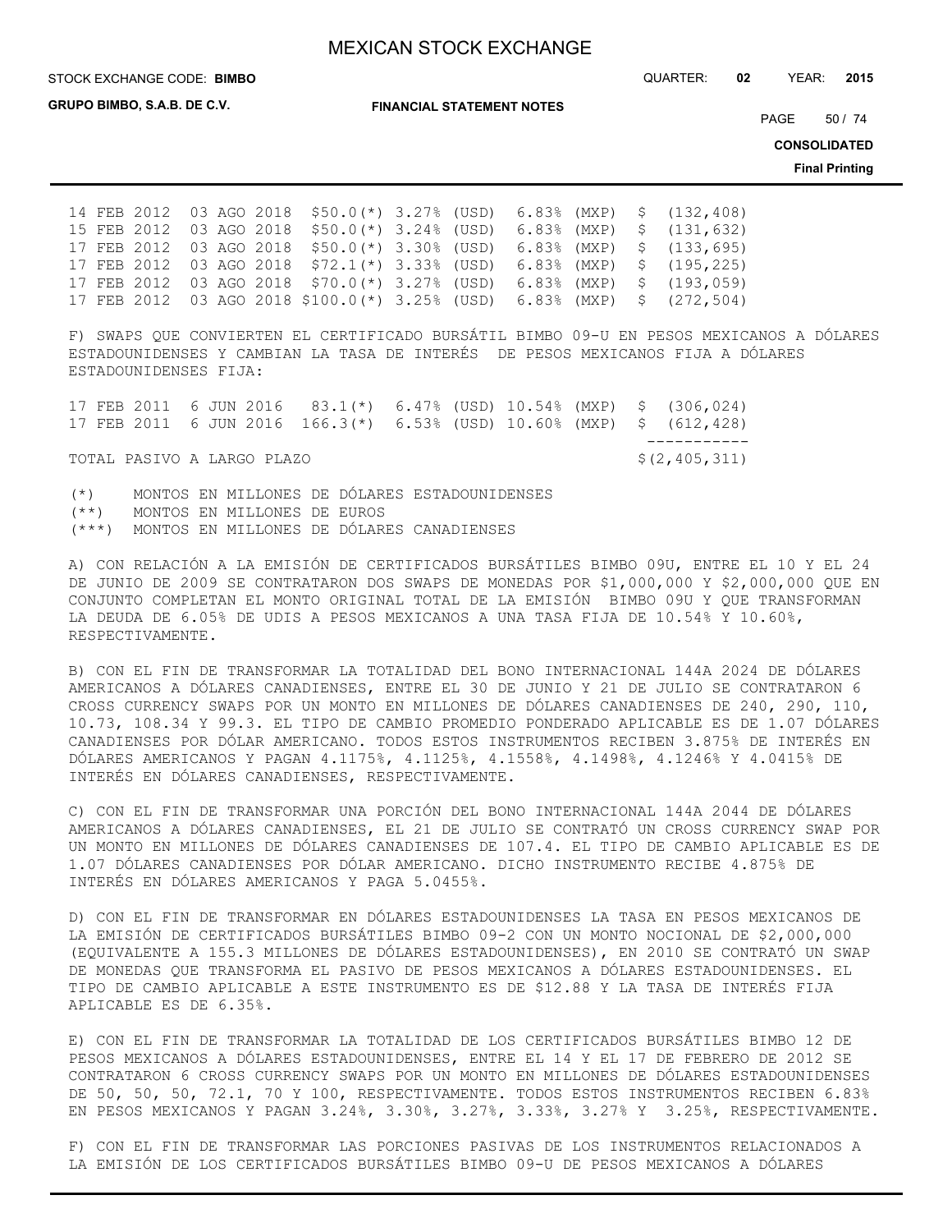| | | | | | |
|---|---|---|---|---|---|
| 14 FEB 2012 | 03 AGO 2018 | $50.0(*) | 3.27% (USD) | 6.83% (MXP) | $ (132,408) |
| 15 FEB 2012 | 03 AGO 2018 | $50.0(*) | 3.24% (USD) | 6.83% (MXP) | $ (131,632) |
| 17 FEB 2012 | 03 AGO 2018 | $50.0(*) | 3.30% (USD) | 6.83% (MXP) | $ (133,695) |
| 17 FEB 2012 | 03 AGO 2018 | $72.1(*) | 3.33% (USD) | 6.83% (MXP) | $ (195,225) |
| 17 FEB 2012 | 03 AGO 2018 | $70.0(*) | 3.27% (USD) | 6.83% (MXP) | $ (193,059) |
| 17 FEB 2012 | 03 AGO 2018 | $100.0(*) | 3.25% (USD) | 6.83% (MXP) | $ (272,504) |

F) SWAPS QUE CONVIERTEN EL CERTIFICADO BURSÁTIL BIMBO 09-U EN PESOS MEXICANOS A DÓLARES ESTADOUNIDENSES Y CAMBIAN LA TASA DE INTERÉS DE PESOS MEXICANOS FIJA A DÓLARES ESTADOUNIDENSES FIJA:

| | | | | | |
|---|---|---|---|---|---|
| 17 FEB 2011 | 6 JUN 2016 | 83.1(*) | 6.47% (USD) | 10.54% (MXP) | $ (306,024) |
| 17 FEB 2011 | 6 JUN 2016 | 166.3(*) | 6.53% (USD) | 10.60% (MXP) | $ (612,428) |
| TOTAL PASIVO A LARGO PLAZO | | | | | $(2,405,311) |

(*) MONTOS EN MILLONES DE DÓLARES ESTADOUNIDENSES
(**) MONTOS EN MILLONES DE EUROS
(***) MONTOS EN MILLONES DE DÓLARES CANADIENSES

A) CON RELACIÓN A LA EMISIÓN DE CERTIFICADOS BURSÁTILES BIMBO 09U, ENTRE EL 10 Y EL 24 DE JUNIO DE 2009 SE CONTRATARON DOS SWAPS DE MONEDAS POR $1,000,000 Y $2,000,000 QUE EN CONJUNTO COMPLETAN EL MONTO ORIGINAL TOTAL DE LA EMISIÓN BIMBO 09U Y QUE TRANSFORMAN LA DEUDA DE 6.05% DE UDIS A PESOS MEXICANOS A UNA TASA FIJA DE 10.54% Y 10.60%, RESPECTIVAMENTE.

B) CON EL FIN DE TRANSFORMAR LA TOTALIDAD DEL BONO INTERNACIONAL 144A 2024 DE DÓLARES AMERICANOS A DÓLARES CANADIENSES, ENTRE EL 30 DE JUNIO Y 21 DE JULIO SE CONTRATARON 6 CROSS CURRENCY SWAPS POR UN MONTO EN MILLONES DE DÓLARES CANADIENSES DE 240, 290, 110, 10.73, 108.34 Y 99.3. EL TIPO DE CAMBIO PROMEDIO PONDERADO APLICABLE ES DE 1.07 DÓLARES CANADIENSES POR DÓLAR AMERICANO. TODOS ESTOS INSTRUMENTOS RECIBEN 3.875% DE INTERÉS EN DÓLARES AMERICANOS Y PAGAN 4.1175%, 4.1125%, 4.1558%, 4.1498%, 4.1246% Y 4.0415% DE INTERÉS EN DÓLARES CANADIENSES, RESPECTIVAMENTE.

C) CON EL FIN DE TRANSFORMAR UNA PORCIÓN DEL BONO INTERNACIONAL 144A 2044 DE DÓLARES AMERICANOS A DÓLARES CANADIENSES, EL 21 DE JULIO SE CONTRATÓ UN CROSS CURRENCY SWAP POR UN MONTO EN MILLONES DE DÓLARES CANADIENSES DE 107.4. EL TIPO DE CAMBIO APLICABLE ES DE 1.07 DÓLARES CANADIENSES POR DÓLAR AMERICANO. DICHO INSTRUMENTO RECIBE 4.875% DE INTERÉS EN DÓLARES AMERICANOS Y PAGA 5.0455%.

D) CON EL FIN DE TRANSFORMAR EN DÓLARES ESTADOUNIDENSES LA TASA EN PESOS MEXICANOS DE LA EMISIÓN DE CERTIFICADOS BURSÁTILES BIMBO 09-2 CON UN MONTO NOCIONAL DE $2,000,000 (EQUIVALENTE A 155.3 MILLONES DE DÓLARES ESTADOUNIDENSES), EN 2010 SE CONTRATÓ UN SWAP DE MONEDAS QUE TRANSFORMA EL PASIVO DE PESOS MEXICANOS A DÓLARES ESTADOUNIDENSES. EL TIPO DE CAMBIO APLICABLE A ESTE INSTRUMENTO ES DE $12.88 Y LA TASA DE INTERÉS FIJA APLICABLE ES DE 6.35%.

E) CON EL FIN DE TRANSFORMAR LA TOTALIDAD DE LOS CERTIFICADOS BURSÁTILES BIMBO 12 DE PESOS MEXICANOS A DÓLARES ESTADOUNIDENSES, ENTRE EL 14 Y EL 17 DE FEBRERO DE 2012 SE CONTRATARON 6 CROSS CURRENCY SWAPS POR UN MONTO EN MILLONES DE DÓLARES ESTADOUNIDENSES DE 50, 50, 50, 72.1, 70 Y 100, RESPECTIVAMENTE. TODOS ESTOS INSTRUMENTOS RECIBEN 6.83% EN PESOS MEXICANOS Y PAGAN 3.24%, 3.30%, 3.27%, 3.33%, 3.27% Y 3.25%, RESPECTIVAMENTE.

F) CON EL FIN DE TRANSFORMAR LAS PORCIONES PASIVAS DE LOS INSTRUMENTOS RELACIONADOS A LA EMISIÓN DE LOS CERTIFICADOS BURSÁTILES BIMBO 09-U DE PESOS MEXICANOS A DÓLARES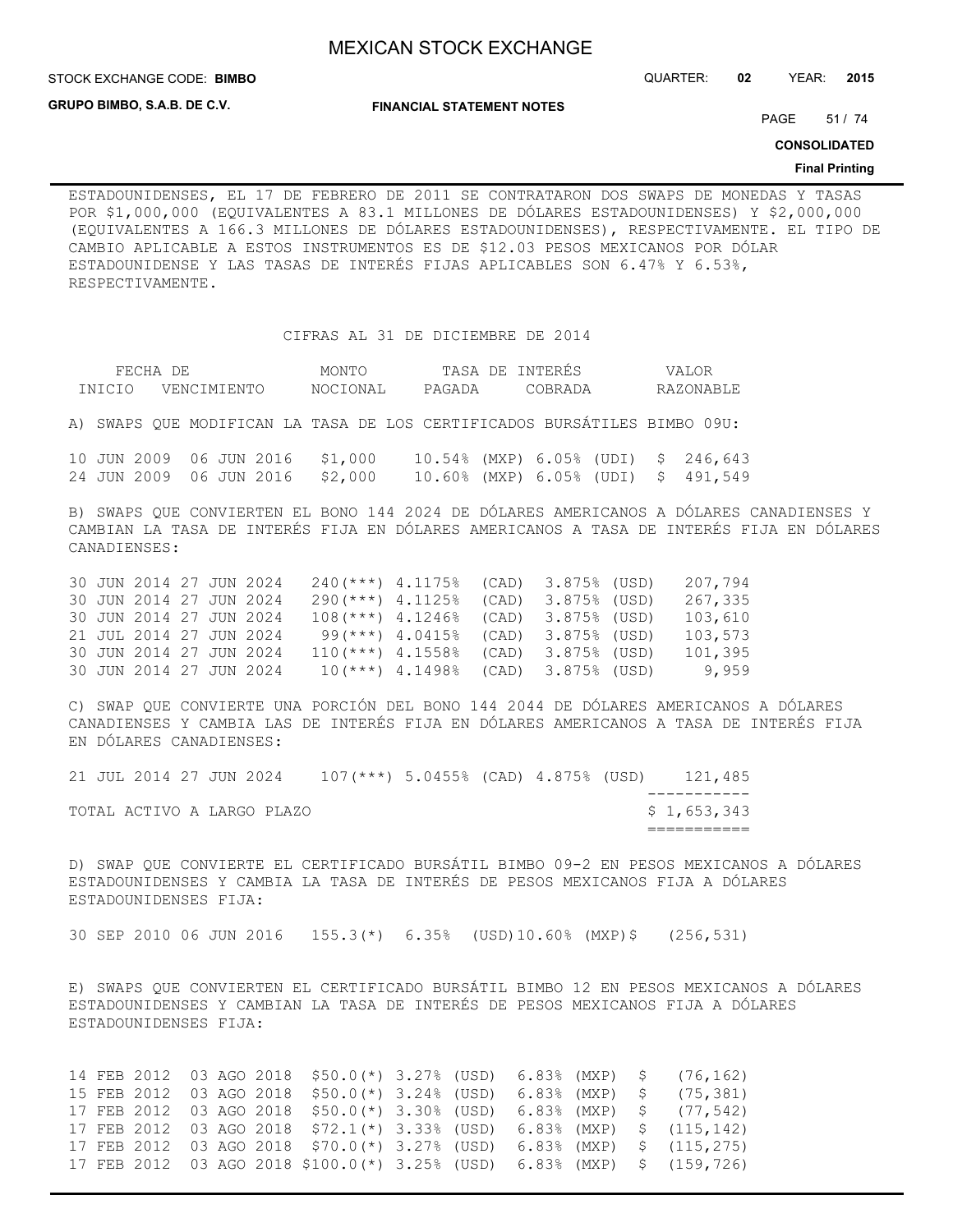ESTADOUNIDENSES, EL 17 DE FEBRERO DE 2011 SE CONTRATARON DOS SWAPS DE MONEDAS Y TASAS POR $1,000,000 (EQUIVALENTES A 83.1 MILLONES DE DÓLARES ESTADOUNIDENSES) Y $2,000,000 (EQUIVALENTES A 166.3 MILLONES DE DÓLARES ESTADOUNIDENSES), RESPECTIVAMENTE. EL TIPO DE CAMBIO APLICABLE A ESTOS INSTRUMENTOS ES DE $12.03 PESOS MEXICANOS POR DÓLAR ESTADOUNIDENSE Y LAS TASAS DE INTERÉS FIJAS APLICABLES SON 6.47% Y 6.53%, RESPECTIVAMENTE.

CIFRAS AL 31 DE DICIEMBRE DE 2014

| FECHA DE INICIO | VENCIMIENTO | MONTO NOCIONAL | TASA DE INTERÉS PAGADA | TASA DE INTERÉS COBRADA | VALOR RAZONABLE |
|---|---|---|---|---|---|
| A) SWAPS QUE MODIFICAN LA TASA DE LOS CERTIFICADOS BURSÁTILES BIMBO 09U: | | | | | |
| 10 JUN 2009 | 06 JUN 2016 | $1,000 | 10.54% (MXP) | 6.05% (UDI) | $ 246,643 |
| 24 JUN 2009 | 06 JUN 2016 | $2,000 | 10.60% (MXP) | 6.05% (UDI) | $ 491,549 |
| B) SWAPS QUE CONVIERTEN EL BONO 144 2024 DE DÓLARES AMERICANOS A DÓLARES CANADIENSES Y CAMBIAN LA TASA DE INTERÉS FIJA EN DÓLARES AMERICANOS A TASA DE INTERÉS FIJA EN DÓLARES CANADIENSES: | | | | | |
| 30 JUN 2014 | 27 JUN 2024 | 240(***) | 4.1175% (CAD) | 3.875% (USD) | 207,794 |
| 30 JUN 2014 | 27 JUN 2024 | 290(***) | 4.1125% (CAD) | 3.875% (USD) | 267,335 |
| 30 JUN 2014 | 27 JUN 2024 | 108(***) | 4.1246% (CAD) | 3.875% (USD) | 103,610 |
| 21 JUL 2014 | 27 JUN 2024 | 99(***) | 4.0415% (CAD) | 3.875% (USD) | 103,573 |
| 30 JUN 2014 | 27 JUN 2024 | 110(***) | 4.1558% (CAD) | 3.875% (USD) | 101,395 |
| 30 JUN 2014 | 27 JUN 2024 | 10(***) | 4.1498% (CAD) | 3.875% (USD) | 9,959 |
| C) SWAP QUE CONVIERTE UNA PORCIÓN DEL BONO 144 2044 DE DÓLARES AMERICANOS A DÓLARES CANADIENSES Y CAMBIA LAS DE INTERÉS FIJA EN DÓLARES AMERICANOS A TASA DE INTERÉS FIJA EN DÓLARES CANADIENSES: | | | | | |
| 21 JUL 2014 | 27 JUN 2024 | 107(***) | 5.0455% (CAD) | 4.875% (USD) | 121,485 |
| TOTAL ACTIVO A LARGO PLAZO | | | | | $ 1,653,343 |
| D) SWAP QUE CONVIERTE EL CERTIFICADO BURSÁTIL BIMBO 09-2 EN PESOS MEXICANOS A DÓLARES ESTADOUNIDENSES Y CAMBIA LA TASA DE INTERÉS DE PESOS MEXICANOS FIJA A DÓLARES ESTADOUNIDENSES FIJA: | | | | | |
| 30 SEP 2010 | 06 JUN 2016 | 155.3(*) | 6.35% (USD) | 10.60% (MXP) | $ (256,531) |
| E) SWAPS QUE CONVIERTEN EL CERTIFICADO BURSÁTIL BIMBO 12 EN PESOS MEXICANOS A DÓLARES ESTADOUNIDENSES Y CAMBIAN LA TASA DE INTERÉS DE PESOS MEXICANOS FIJA A DÓLARES ESTADOUNIDENSES FIJA: | | | | | |
| 14 FEB 2012 | 03 AGO 2018 | $50.0(*) | 3.27% (USD) | 6.83% (MXP) | $ (76,162) |
| 15 FEB 2012 | 03 AGO 2018 | $50.0(*) | 3.24% (USD) | 6.83% (MXP) | $ (75,381) |
| 17 FEB 2012 | 03 AGO 2018 | $50.0(*) | 3.30% (USD) | 6.83% (MXP) | $ (77,542) |
| 17 FEB 2012 | 03 AGO 2018 | $72.1(*) | 3.33% (USD) | 6.83% (MXP) | $ (115,142) |
| 17 FEB 2012 | 03 AGO 2018 | $70.0(*) | 3.27% (USD) | 6.83% (MXP) | $ (115,275) |
| 17 FEB 2012 | 03 AGO 2018 | $100.0(*) | 3.25% (USD) | 6.83% (MXP) | $ (159,726) |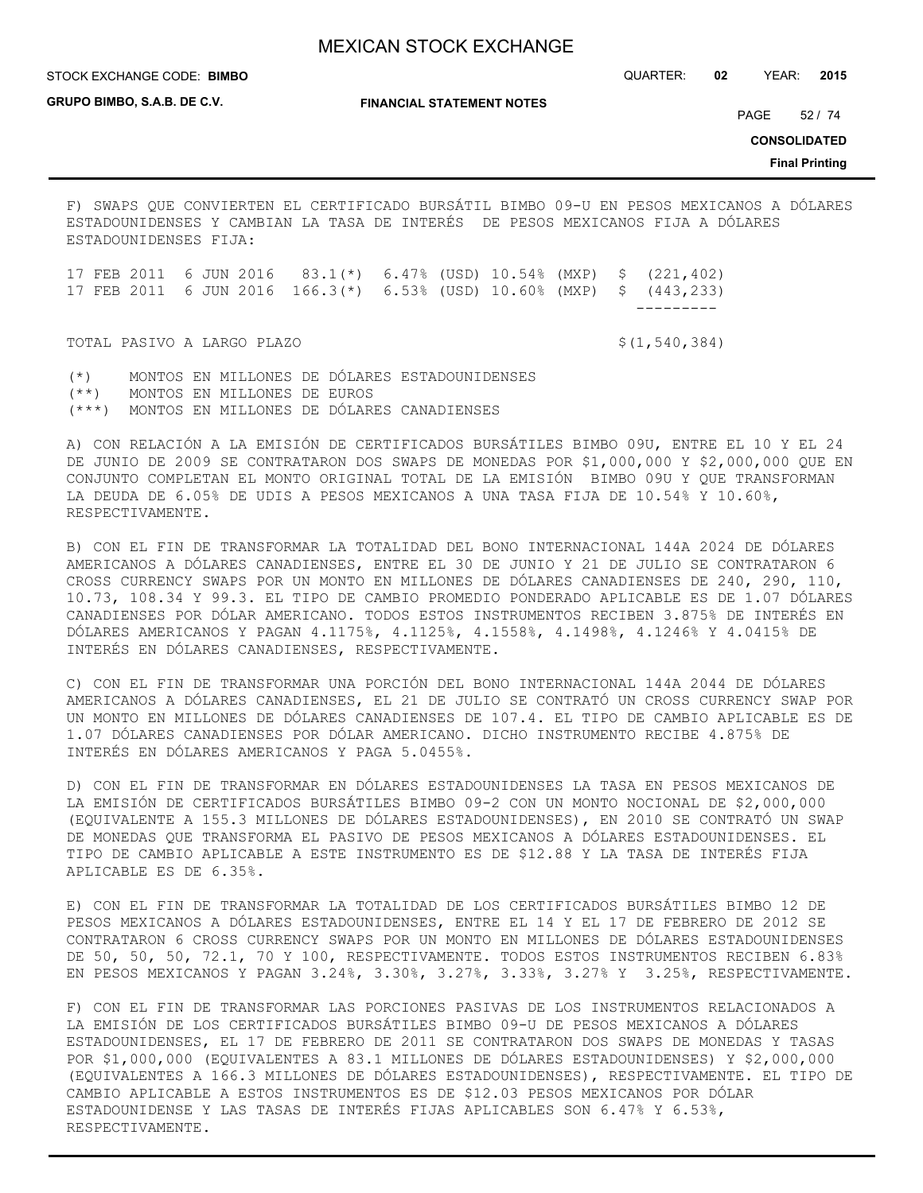F) SWAPS QUE CONVIERTEN EL CERTIFICADO BURSÁTIL BIMBO 09-U EN PESOS MEXICANOS A DÓLARES ESTADOUNIDENSES Y CAMBIAN LA TASA DE INTERÉS DE PESOS MEXICANOS FIJA A DÓLARES ESTADOUNIDENSES FIJA:

| | | | | | | |
|---|---|---|---|---|---|---|
| 17 FEB 2011 | 6 JUN 2016 | 83.1(*) | 6.47% (USD) | 10.54% (MXP) | $ | (221,402) |
| 17 FEB 2011 | 6 JUN 2016 | 166.3(*) | 6.53% (USD) | 10.60% (MXP) | $ | (443,233) |
| | | | | | | --------- |
| TOTAL PASIVO A LARGO PLAZO | | | | | $ | (1,540,384) |

(*) MONTOS EN MILLONES DE DÓLARES ESTADOUNIDENSES
(**) MONTOS EN MILLONES DE EUROS
(***) MONTOS EN MILLONES DE DÓLARES CANADIENSES

A) CON RELACIÓN A LA EMISIÓN DE CERTIFICADOS BURSÁTILES BIMBO 09U, ENTRE EL 10 Y EL 24 DE JUNIO DE 2009 SE CONTRATARON DOS SWAPS DE MONEDAS POR $1,000,000 Y $2,000,000 QUE EN CONJUNTO COMPLETAN EL MONTO ORIGINAL TOTAL DE LA EMISIÓN BIMBO 09U Y QUE TRANSFORMAN LA DEUDA DE 6.05% DE UDIS A PESOS MEXICANOS A UNA TASA FIJA DE 10.54% Y 10.60%, RESPECTIVAMENTE.

B) CON EL FIN DE TRANSFORMAR LA TOTALIDAD DEL BONO INTERNACIONAL 144A 2024 DE DÓLARES AMERICANOS A DÓLARES CANADIENSES, ENTRE EL 30 DE JUNIO Y 21 DE JULIO SE CONTRATARON 6 CROSS CURRENCY SWAPS POR UN MONTO EN MILLONES DE DÓLARES CANADIENSES DE 240, 290, 110, 10.73, 108.34 Y 99.3. EL TIPO DE CAMBIO PROMEDIO PONDERADO APLICABLE ES DE 1.07 DÓLARES CANADIENSES POR DÓLAR AMERICANO. TODOS ESTOS INSTRUMENTOS RECIBEN 3.875% DE INTERÉS EN DÓLARES AMERICANOS Y PAGAN 4.1175%, 4.1125%, 4.1558%, 4.1498%, 4.1246% Y 4.0415% DE INTERÉS EN DÓLARES CANADIENSES, RESPECTIVAMENTE.

C) CON EL FIN DE TRANSFORMAR UNA PORCIÓN DEL BONO INTERNACIONAL 144A 2044 DE DÓLARES AMERICANOS A DÓLARES CANADIENSES, EL 21 DE JULIO SE CONTRATÓ UN CROSS CURRENCY SWAP POR UN MONTO EN MILLONES DE DÓLARES CANADIENSES DE 107.4. EL TIPO DE CAMBIO APLICABLE ES DE 1.07 DÓLARES CANADIENSES POR DÓLAR AMERICANO. DICHO INSTRUMENTO RECIBE 4.875% DE INTERÉS EN DÓLARES AMERICANOS Y PAGA 5.0455%.

D) CON EL FIN DE TRANSFORMAR EN DÓLARES ESTADOUNIDENSES LA TASA EN PESOS MEXICANOS DE LA EMISIÓN DE CERTIFICADOS BURSÁTILES BIMBO 09-2 CON UN MONTO NOCIONAL DE $2,000,000 (EQUIVALENTE A 155.3 MILLONES DE DÓLARES ESTADOUNIDENSES), EN 2010 SE CONTRATÓ UN SWAP DE MONEDAS QUE TRANSFORMA EL PASIVO DE PESOS MEXICANOS A DÓLARES ESTADOUNIDENSES. EL TIPO DE CAMBIO APLICABLE A ESTE INSTRUMENTO ES DE $12.88 Y LA TASA DE INTERÉS FIJA APLICABLE ES DE 6.35%.

E) CON EL FIN DE TRANSFORMAR LA TOTALIDAD DE LOS CERTIFICADOS BURSÁTILES BIMBO 12 DE PESOS MEXICANOS A DÓLARES ESTADOUNIDENSES, ENTRE EL 14 Y EL 17 DE FEBRERO DE 2012 SE CONTRATARON 6 CROSS CURRENCY SWAPS POR UN MONTO EN MILLONES DE DÓLARES ESTADOUNIDENSES DE 50, 50, 50, 72.1, 70 Y 100, RESPECTIVAMENTE. TODOS ESTOS INSTRUMENTOS RECIBEN 6.83% EN PESOS MEXICANOS Y PAGAN 3.24%, 3.30%, 3.27%, 3.33%, 3.27% Y 3.25%, RESPECTIVAMENTE.

F) CON EL FIN DE TRANSFORMAR LAS PORCIONES PASIVAS DE LOS INSTRUMENTOS RELACIONADOS A LA EMISIÓN DE LOS CERTIFICADOS BURSÁTILES BIMBO 09-U DE PESOS MEXICANOS A DÓLARES ESTADOUNIDENSES, EL 17 DE FEBRERO DE 2011 SE CONTRATARON DOS SWAPS DE MONEDAS Y TASAS POR $1,000,000 (EQUIVALENTES A 83.1 MILLONES DE DÓLARES ESTADOUNIDENSES) Y $2,000,000 (EQUIVALENTES A 166.3 MILLONES DE DÓLARES ESTADOUNIDENSES), RESPECTIVAMENTE. EL TIPO DE CAMBIO APLICABLE A ESTOS INSTRUMENTOS ES DE $12.03 PESOS MEXICANOS POR DÓLAR ESTADOUNIDENSE Y LAS TASAS DE INTERÉS FIJAS APLICABLES SON 6.47% Y 6.53%, RESPECTIVAMENTE.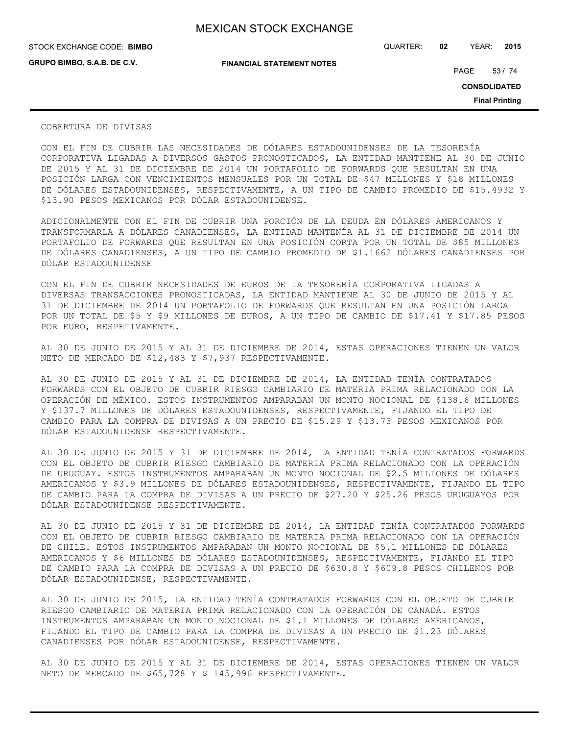COBERTURA DE DIVISAS

CON EL FIN DE CUBRIR LAS NECESIDADES DE DÓLARES ESTADOUNIDENSES DE LA TESORERÍA CORPORATIVA LIGADAS A DIVERSOS GASTOS PRONOSTICADOS, LA ENTIDAD MANTIENE AL 30 DE JUNIO DE 2015 Y AL 31 DE DICIEMBRE DE 2014 UN PORTAFOLIO DE FORWARDS QUE RESULTAN EN UNA POSICIÓN LARGA CON VENCIMIENTOS MENSUALES POR UN TOTAL DE $47 MILLONES Y $18 MILLONES DE DÓLARES ESTADOUNIDENSES, RESPECTIVAMENTE, A UN TIPO DE CAMBIO PROMEDIO DE $15.4932 Y $13.90 PESOS MEXICANOS POR DÓLAR ESTADOUNIDENSE.

ADICIONALMENTE CON EL FIN DE CUBRIR UNA PORCIÓN DE LA DEUDA EN DÓLARES AMERICANOS Y TRANSFORMARLA A DÓLARES CANADIENSES, LA ENTIDAD MANTENÍA AL 31 DE DICIEMBRE DE 2014 UN PORTAFOLIO DE FORWARDS QUE RESULTAN EN UNA POSICIÓN CORTA POR UN TOTAL DE $85 MILLONES DE DÓLARES CANADIENSES, A UN TIPO DE CAMBIO PROMEDIO DE $1.1662 DÓLARES CANADIENSES POR DÓLAR ESTADOUNIDENSE

CON EL FIN DE CUBRIR NECESIDADES DE EUROS DE LA TESORERÍA CORPORATIVA LIGADAS A DIVERSAS TRANSACCIONES PRONOSTICADAS, LA ENTIDAD MANTIENE AL 30 DE JUNIO DE 2015 Y AL 31 DE DICIEMBRE DE 2014 UN PORTAFOLIO DE FORWARDS QUE RESULTAN EN UNA POSICIÓN LARGA POR UN TOTAL DE $5 Y $9 MILLONES DE EUROS, A UN TIPO DE CAMBIO DE $17.41 Y $17.85 PESOS POR EURO, RESPETIVAMENTE.

AL 30 DE JUNIO DE 2015 Y AL 31 DE DICIEMBRE DE 2014, ESTAS OPERACIONES TIENEN UN VALOR NETO DE MERCADO DE $12,483 Y $7,937 RESPECTIVAMENTE.

AL 30 DE JUNIO DE 2015 Y AL 31 DE DICIEMBRE DE 2014, LA ENTIDAD TENÍA CONTRATADOS FORWARDS CON EL OBJETO DE CUBRIR RIESGO CAMBIARIO DE MATERIA PRIMA RELACIONADO CON LA OPERACIÓN DE MÉXICO. ESTOS INSTRUMENTOS AMPARABAN UN MONTO NOCIONAL DE $138.6 MILLONES Y $137.7 MILLONES DE DÓLARES ESTADOUNIDENSES, RESPECTIVAMENTE, FIJANDO EL TIPO DE CAMBIO PARA LA COMPRA DE DIVISAS A UN PRECIO DE $15.29 Y $13.73 PESOS MEXICANOS POR DÓLAR ESTADOUNIDENSE RESPECTIVAMENTE.

AL 30 DE JUNIO DE 2015 Y 31 DE DICIEMBRE DE 2014, LA ENTIDAD TENÍA CONTRATADOS FORWARDS CON EL OBJETO DE CUBRIR RIESGO CAMBIARIO DE MATERIA PRIMA RELACIONADO CON LA OPERACIÓN DE URUGUAY. ESTOS INSTRUMENTOS AMPARABAN UN MONTO NOCIONAL DE $2.5 MILLONES DE DÓLARES AMERICANOS Y $3.9 MILLONES DE DÓLARES ESTADOUNIDENSES, RESPECTIVAMENTE, FIJANDO EL TIPO DE CAMBIO PARA LA COMPRA DE DIVISAS A UN PRECIO DE $27.20 Y $25.26 PESOS URUGUAYOS POR DÓLAR ESTADOUNIDENSE RESPECTIVAMENTE.

AL 30 DE JUNIO DE 2015 Y 31 DE DICIEMBRE DE 2014, LA ENTIDAD TENÍA CONTRATADOS FORWARDS CON EL OBJETO DE CUBRIR RIESGO CAMBIARIO DE MATERIA PRIMA RELACIONADO CON LA OPERACIÓN DE CHILE. ESTOS INSTRUMENTOS AMPARABAN UN MONTO NOCIONAL DE $5.1 MILLONES DE DÓLARES AMERICANOS Y $6 MILLONES DE DÓLARES ESTADOUNIDENSES, RESPECTIVAMENTE, FIJANDO EL TIPO DE CAMBIO PARA LA COMPRA DE DIVISAS A UN PRECIO DE $630.8 Y $609.8 PESOS CHILENOS POR DÓLAR ESTADOUNIDENSE, RESPECTIVAMENTE.

AL 30 DE JUNIO DE 2015, LA ENTIDAD TENÍA CONTRATADOS FORWARDS CON EL OBJETO DE CUBRIR RIESGO CAMBIARIO DE MATERIA PRIMA RELACIONADO CON LA OPERACIÓN DE CANADÁ. ESTOS INSTRUMENTOS AMPARABAN UN MONTO NOCIONAL DE $1.1 MILLONES DE DÓLARES AMERICANOS, FIJANDO EL TIPO DE CAMBIO PARA LA COMPRA DE DIVISAS A UN PRECIO DE $1.23 DÓLARES CANADIENSES POR DÓLAR ESTADOUNIDENSE, RESPECTIVAMENTE.

AL 30 DE JUNIO DE 2015 Y AL 31 DE DICIEMBRE DE 2014, ESTAS OPERACIONES TIENEN UN VALOR NETO DE MERCADO DE $65,728 Y $ 145,996 RESPECTIVAMENTE.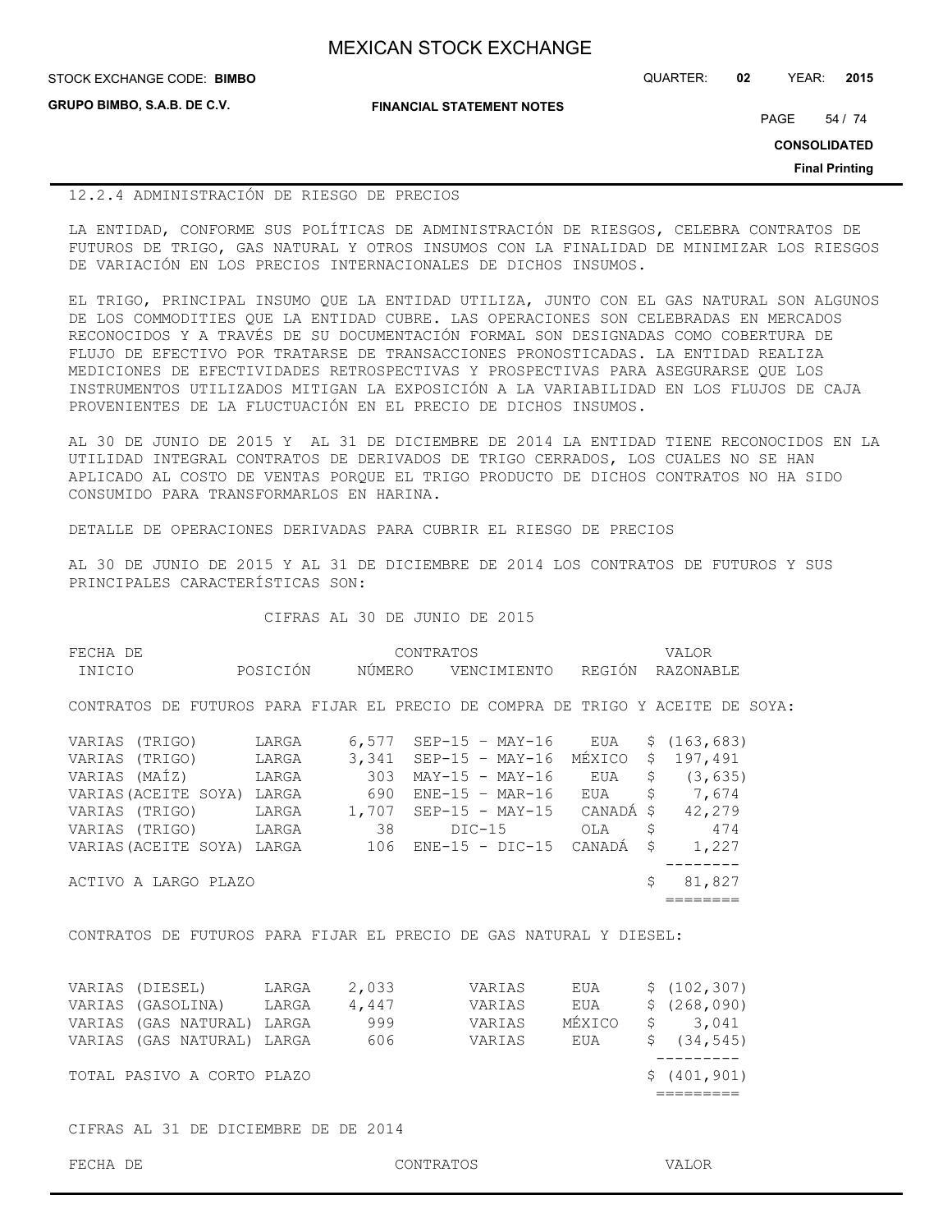### 12.2.4 ADMINISTRACIÓN DE RIESGO DE PRECIOS

LA ENTIDAD, CONFORME SUS POLÍTICAS DE ADMINISTRACIÓN DE RIESGOS, CELEBRA CONTRATOS DE FUTUROS DE TRIGO, GAS NATURAL Y OTROS INSUMOS CON LA FINALIDAD DE MINIMIZAR LOS RIESGOS DE VARIACIÓN EN LOS PRECIOS INTERNACIONALES DE DICHOS INSUMOS.

EL TRIGO, PRINCIPAL INSUMO QUE LA ENTIDAD UTILIZA, JUNTO CON EL GAS NATURAL SON ALGUNOS DE LOS COMMODITIES QUE LA ENTIDAD CUBRE. LAS OPERACIONES SON CELEBRADAS EN MERCADOS RECONOCIDOS Y A TRAVÉS DE SU DOCUMENTACIÓN FORMAL SON DESIGNADAS COMO COBERTURA DE FLUJO DE EFECTIVO POR TRATARSE DE TRANSACCIONES PRONOSTICADAS. LA ENTIDAD REALIZA MEDICIONES DE EFECTIVIDADES RETROSPECTIVAS Y PROSPECTIVAS PARA ASEGURARSE QUE LOS INSTRUMENTOS UTILIZADOS MITIGAN LA EXPOSICIÓN A LA VARIABILIDAD EN LOS FLUJOS DE CAJA PROVENIENTES DE LA FLUCTUACIÓN EN EL PRECIO DE DICHOS INSUMOS.

AL 30 DE JUNIO DE 2015 Y AL 31 DE DICIEMBRE DE 2014 LA ENTIDAD TIENE RECONOCIDOS EN LA UTILIDAD INTEGRAL CONTRATOS DE DERIVADOS DE TRIGO CERRADOS, LOS CUALES NO SE HAN APLICADO AL COSTO DE VENTAS PORQUE EL TRIGO PRODUCTO DE DICHOS CONTRATOS NO HA SIDO CONSUMIDO PARA TRANSFORMARLOS EN HARINA.

DETALLE DE OPERACIONES DERIVADAS PARA CUBRIR EL RIESGO DE PRECIOS

AL 30 DE JUNIO DE 2015 Y AL 31 DE DICIEMBRE DE 2014 LOS CONTRATOS DE FUTUROS Y SUS PRINCIPALES CARACTERÍSTICAS SON:

CIFRAS AL 30 DE JUNIO DE 2015

| FECHA DE INICIO | POSICIÓN | CONTRATOS NÚMERO | VENCIMIENTO | REGIÓN | VALOR RAZONABLE |
|---|---|---|---|---|---|
| CONTRATOS DE FUTUROS PARA FIJAR EL PRECIO DE COMPRA DE TRIGO Y ACEITE DE SOYA: | | | | | |
| VARIAS (TRIGO) | LARGA | 6,577 | SEP-15 - MAY-16 | EUA | $ (163,683) |
| VARIAS (TRIGO) | LARGA | 3,341 | SEP-15 - MAY-16 | MÉXICO | $ 197,491 |
| VARIAS (MAÍZ) | LARGA | 303 | MAY-15 - MAY-16 | EUA | $ (3,635) |
| VARIAS(ACEITE SOYA) | LARGA | 690 | ENE-15 - MAR-16 | EUA | $ 7,674 |
| VARIAS (TRIGO) | LARGA | 1,707 | SEP-15 - MAY-15 | CANADÁ | $ 42,279 |
| VARIAS (TRIGO) | LARGA | 38 | DIC-15 | OLA | $ 474 |
| VARIAS(ACEITE SOYA) | LARGA | 106 | ENE-15 - DIC-15 | CANADÁ | $ 1,227 |
| ACTIVO A LARGO PLAZO | | | | | $ 81,827 |
| CONTRATOS DE FUTUROS PARA FIJAR EL PRECIO DE GAS NATURAL Y DIESEL: | | | | | |
| VARIAS (DIESEL) | LARGA | 2,033 | VARIAS | EUA | $ (102,307) |
| VARIAS (GASOLINA) | LARGA | 4,447 | VARIAS | EUA | $ (268,090) |
| VARIAS (GAS NATURAL) | LARGA | 999 | VARIAS | MÉXICO | $ 3,041 |
| VARIAS (GAS NATURAL) | LARGA | 606 | VARIAS | EUA | $ (34,545) |
| TOTAL PASIVO A CORTO PLAZO | | | | | $ (401,901) |

CIFRAS AL 31 DE DICIEMBRE DE DE 2014

| FECHA DE | | CONTRATOS | | | VALOR |
|---|---|---|---|---|---|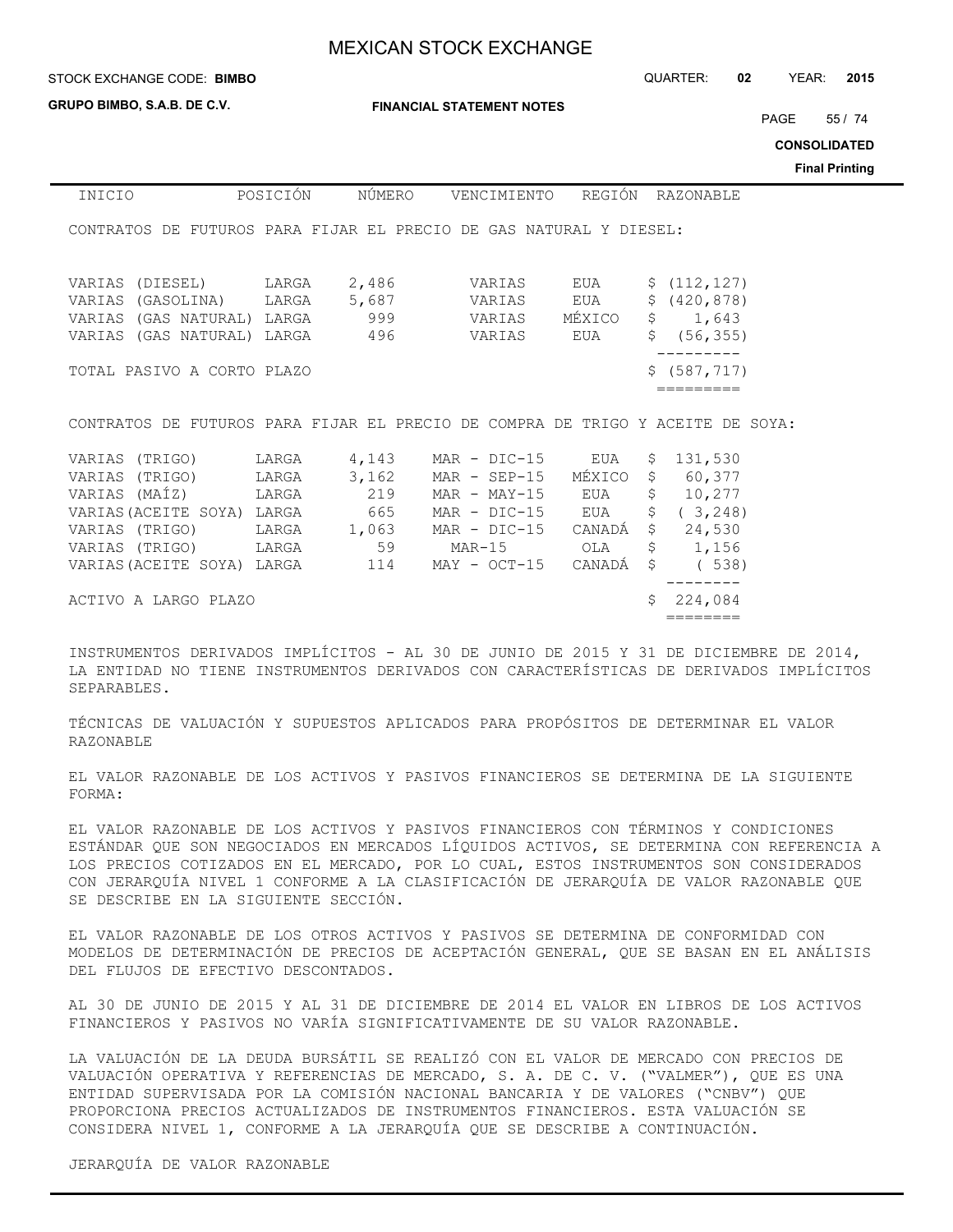| INICIO | POSICIÓN | NÚMERO | VENCIMIENTO | REGIÓN | RAZONABLE |
|---|---|---|---|---|---|
| CONTRATOS DE FUTUROS PARA FIJAR EL PRECIO DE GAS NATURAL Y DIESEL: | | | | | |
| VARIAS (DIESEL) | LARGA | 2,486 | VARIAS | EUA | $ (112,127) |
| VARIAS (GASOLINA) | LARGA | 5,687 | VARIAS | EUA | $ (420,878) |
| VARIAS (GAS NATURAL) | LARGA | 999 | VARIAS | MÉXICO | $ 1,643 |
| VARIAS (GAS NATURAL) | LARGA | 496 | VARIAS | EUA | $ (56,355) |
| TOTAL PASIVO A CORTO PLAZO | | | | | $ (587,717) |
| CONTRATOS DE FUTUROS PARA FIJAR EL PRECIO DE COMPRA DE TRIGO Y ACEITE DE SOYA: | | | | | |
| VARIAS (TRIGO) | LARGA | 4,143 | MAR - DIC-15 | EUA | $ 131,530 |
| VARIAS (TRIGO) | LARGA | 3,162 | MAR - SEP-15 | MÉXICO | $ 60,377 |
| VARIAS (MAÍZ) | LARGA | 219 | MAR - MAY-15 | EUA | $ 10,277 |
| VARIAS(ACEITE SOYA) | LARGA | 665 | MAR - DIC-15 | EUA | $ ( 3,248) |
| VARIAS (TRIGO) | LARGA | 1,063 | MAR - DIC-15 | CANADÁ | $ 24,530 |
| VARIAS (TRIGO) | LARGA | 59 | MAR-15 | OLA | $ 1,156 |
| VARIAS(ACEITE SOYA) | LARGA | 114 | MAY - OCT-15 | CANADÁ | $ ( 538) |
| ACTIVO A LARGO PLAZO | | | | | $ 224,084 |

INSTRUMENTOS DERIVADOS IMPLÍCITOS - AL 30 DE JUNIO DE 2015 Y 31 DE DICIEMBRE DE 2014, LA ENTIDAD NO TIENE INSTRUMENTOS DERIVADOS CON CARACTERÍSTICAS DE DERIVADOS IMPLÍCITOS SEPARABLES.

TÉCNICAS DE VALUACIÓN Y SUPUESTOS APLICADOS PARA PROPÓSITOS DE DETERMINAR EL VALOR RAZONABLE

EL VALOR RAZONABLE DE LOS ACTIVOS Y PASIVOS FINANCIEROS SE DETERMINA DE LA SIGUIENTE FORMA:

EL VALOR RAZONABLE DE LOS ACTIVOS Y PASIVOS FINANCIEROS CON TÉRMINOS Y CONDICIONES ESTÁNDAR QUE SON NEGOCIADOS EN MERCADOS LÍQUIDOS ACTIVOS, SE DETERMINA CON REFERENCIA A LOS PRECIOS COTIZADOS EN EL MERCADO, POR LO CUAL, ESTOS INSTRUMENTOS SON CONSIDERADOS CON JERARQUÍA NIVEL 1 CONFORME A LA CLASIFICACIÓN DE JERARQUÍA DE VALOR RAZONABLE QUE SE DESCRIBE EN LA SIGUIENTE SECCIÓN.

EL VALOR RAZONABLE DE LOS OTROS ACTIVOS Y PASIVOS SE DETERMINA DE CONFORMIDAD CON MODELOS DE DETERMINACIÓN DE PRECIOS DE ACEPTACIÓN GENERAL, QUE SE BASAN EN EL ANÁLISIS DEL FLUJOS DE EFECTIVO DESCONTADOS.

AL 30 DE JUNIO DE 2015 Y AL 31 DE DICIEMBRE DE 2014 EL VALOR EN LIBROS DE LOS ACTIVOS FINANCIEROS Y PASIVOS NO VARÍA SIGNIFICATIVAMENTE DE SU VALOR RAZONABLE.

LA VALUACIÓN DE LA DEUDA BURSÁTIL SE REALIZÓ CON EL VALOR DE MERCADO CON PRECIOS DE VALUACIÓN OPERATIVA Y REFERENCIAS DE MERCADO, S. A. DE C. V. ("VALMER"), QUE ES UNA ENTIDAD SUPERVISADA POR LA COMISIÓN NACIONAL BANCARIA Y DE VALORES ("CNBV") QUE PROPORCIONA PRECIOS ACTUALIZADOS DE INSTRUMENTOS FINANCIEROS. ESTA VALUACIÓN SE CONSIDERA NIVEL 1, CONFORME A LA JERARQUÍA QUE SE DESCRIBE A CONTINUACIÓN.

JERARQUÍA DE VALOR RAZONABLE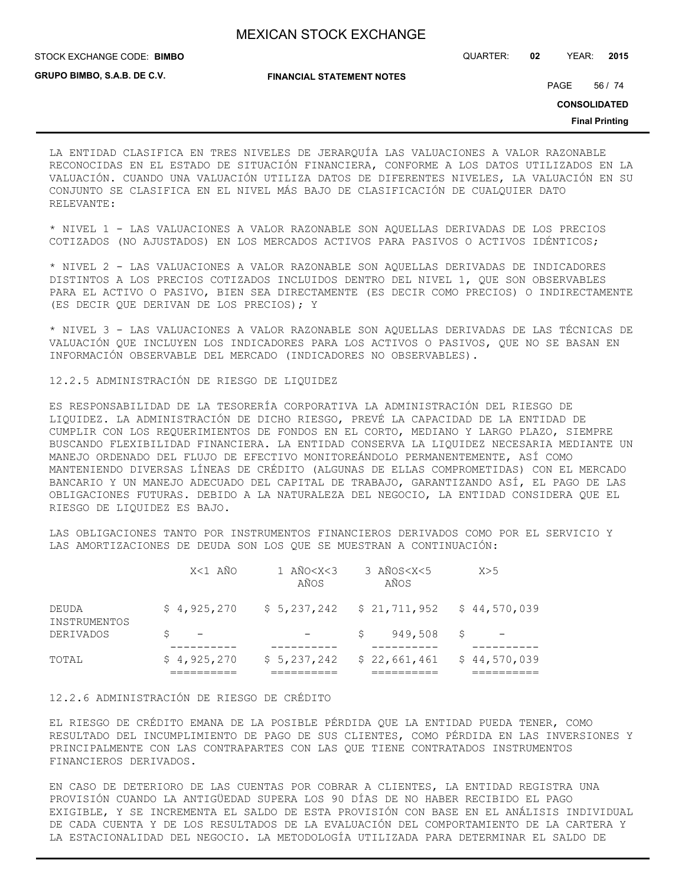LA ENTIDAD CLASIFICA EN TRES NIVELES DE JERARQUÍA LAS VALUACIONES A VALOR RAZONABLE RECONOCIDAS EN EL ESTADO DE SITUACIÓN FINANCIERA, CONFORME A LOS DATOS UTILIZADOS EN LA VALUACIÓN. CUANDO UNA VALUACIÓN UTILIZA DATOS DE DIFERENTES NIVELES, LA VALUACIÓN EN SU CONJUNTO SE CLASIFICA EN EL NIVEL MÁS BAJO DE CLASIFICACIÓN DE CUALQUIER DATO RELEVANTE:

* NIVEL 1 - LAS VALUACIONES A VALOR RAZONABLE SON AQUELLAS DERIVADAS DE LOS PRECIOS COTIZADOS (NO AJUSTADOS) EN LOS MERCADOS ACTIVOS PARA PASIVOS O ACTIVOS IDÉNTICOS;

* NIVEL 2 - LAS VALUACIONES A VALOR RAZONABLE SON AQUELLAS DERIVADAS DE INDICADORES DISTINTOS A LOS PRECIOS COTIZADOS INCLUIDOS DENTRO DEL NIVEL 1, QUE SON OBSERVABLES PARA EL ACTIVO O PASIVO, BIEN SEA DIRECTAMENTE (ES DECIR COMO PRECIOS) O INDIRECTAMENTE (ES DECIR QUE DERIVAN DE LOS PRECIOS); Y

* NIVEL 3 - LAS VALUACIONES A VALOR RAZONABLE SON AQUELLAS DERIVADAS DE LAS TÉCNICAS DE VALUACIÓN QUE INCLUYEN LOS INDICADORES PARA LOS ACTIVOS O PASIVOS, QUE NO SE BASAN EN INFORMACIÓN OBSERVABLE DEL MERCADO (INDICADORES NO OBSERVABLES).

12.2.5 ADMINISTRACIÓN DE RIESGO DE LIQUIDEZ

ES RESPONSABILIDAD DE LA TESORERÍA CORPORATIVA LA ADMINISTRACIÓN DEL RIESGO DE LIQUIDEZ. LA ADMINISTRACIÓN DE DICHO RIESGO, PREVÉ LA CAPACIDAD DE LA ENTIDAD DE CUMPLIR CON LOS REQUERIMIENTOS DE FONDOS EN EL CORTO, MEDIANO Y LARGO PLAZO, SIEMPRE BUSCANDO FLEXIBILIDAD FINANCIERA. LA ENTIDAD CONSERVA LA LIQUIDEZ NECESARIA MEDIANTE UN MANEJO ORDENADO DEL FLUJO DE EFECTIVO MONITOREÁNDOLO PERMANENTEMENTE, ASÍ COMO MANTENIENDO DIVERSAS LÍNEAS DE CRÉDITO (ALGUNAS DE ELLAS COMPROMETIDAS) CON EL MERCADO BANCARIO Y UN MANEJO ADECUADO DEL CAPITAL DE TRABAJO, GARANTIZANDO ASÍ, EL PAGO DE LAS OBLIGACIONES FUTURAS. DEBIDO A LA NATURALEZA DEL NEGOCIO, LA ENTIDAD CONSIDERA QUE EL RIESGO DE LIQUIDEZ ES BAJO.

LAS OBLIGACIONES TANTO POR INSTRUMENTOS FINANCIEROS DERIVADOS COMO POR EL SERVICIO Y LAS AMORTIZACIONES DE DEUDA SON LOS QUE SE MUESTRAN A CONTINUACIÓN:

| | X<1 AÑO | 1 AÑO<X<3 AÑOS | 3 AÑOS<X<5 AÑOS | X>5 |
|---|---|---|---|---|
| DEUDA | $ 4,925,270 | $ 5,237,242 | $ 21,711,952 | $ 44,570,039 |
| INSTRUMENTOS DERIVADOS | $ - | - | $ 949,508 | $ - |
| TOTAL | $ 4,925,270 | $ 5,237,242 | $ 22,661,461 | $ 44,570,039 |

12.2.6 ADMINISTRACIÓN DE RIESGO DE CRÉDITO

EL RIESGO DE CRÉDITO EMANA DE LA POSIBLE PÉRDIDA QUE LA ENTIDAD PUEDA TENER, COMO RESULTADO DEL INCUMPLIMIENTO DE PAGO DE SUS CLIENTES, COMO PÉRDIDA EN LAS INVERSIONES Y PRINCIPALMENTE CON LAS CONTRAPARTES CON LAS QUE TIENE CONTRATADOS INSTRUMENTOS FINANCIEROS DERIVADOS.

EN CASO DE DETERIORO DE LAS CUENTAS POR COBRAR A CLIENTES, LA ENTIDAD REGISTRA UNA PROVISIÓN CUANDO LA ANTIGÜEDAD SUPERA LOS 90 DÍAS DE NO HABER RECIBIDO EL PAGO EXIGIBLE, Y SE INCREMENTA EL SALDO DE ESTA PROVISIÓN CON BASE EN EL ANÁLISIS INDIVIDUAL DE CADA CUENTA Y DE LOS RESULTADOS DE LA EVALUACIÓN DEL COMPORTAMIENTO DE LA CARTERA Y LA ESTACIONALIDAD DEL NEGOCIO. LA METODOLOGÍA UTILIZADA PARA DETERMINAR EL SALDO DE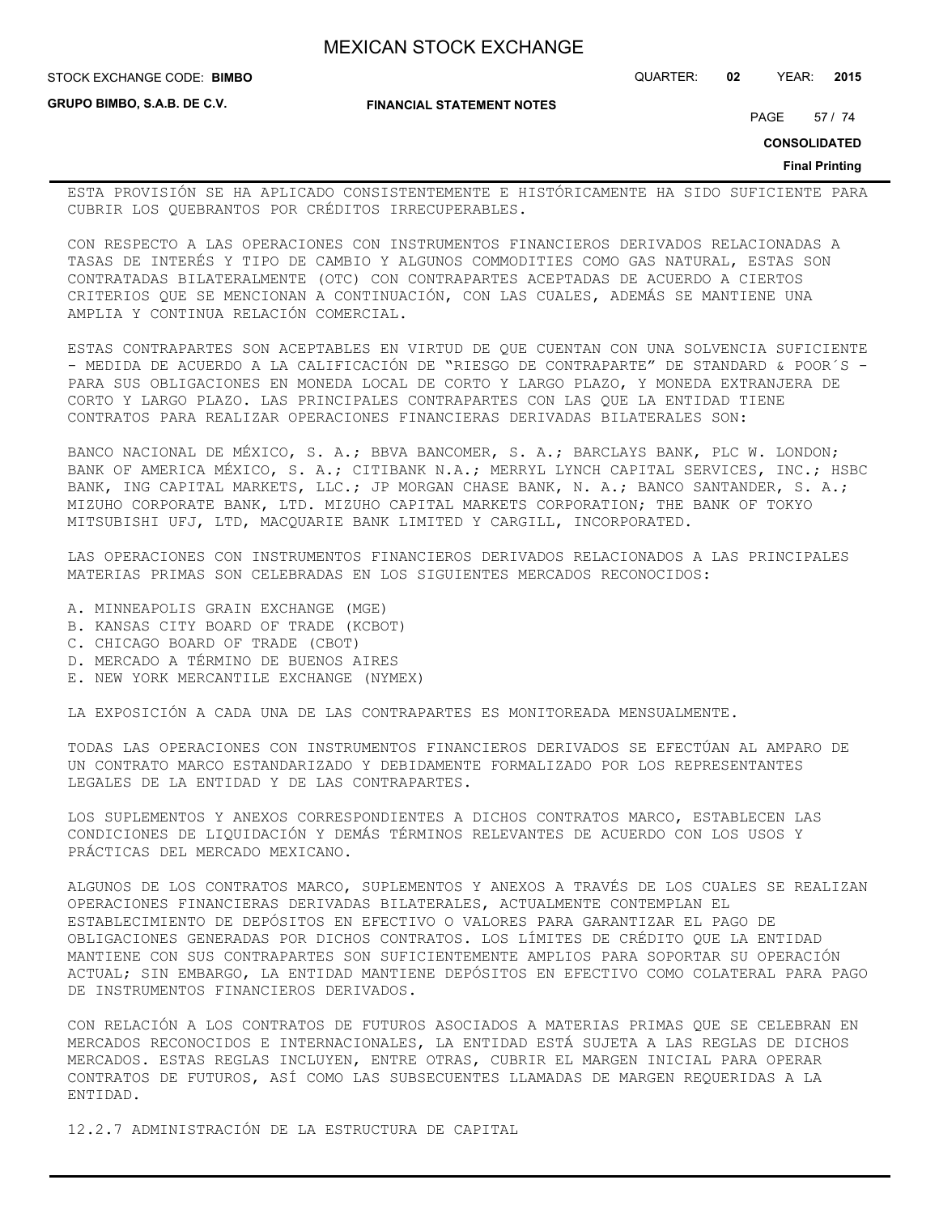ESTA PROVISIÓN SE HA APLICADO CONSISTENTEMENTE E HISTÓRICAMENTE HA SIDO SUFICIENTE PARA CUBRIR LOS QUEBRANTOS POR CRÉDITOS IRRECUPERABLES.

CON RESPECTO A LAS OPERACIONES CON INSTRUMENTOS FINANCIEROS DERIVADOS RELACIONADAS A TASAS DE INTERÉS Y TIPO DE CAMBIO Y ALGUNOS COMMODITIES COMO GAS NATURAL, ESTAS SON CONTRATADAS BILATERALMENTE (OTC) CON CONTRAPARTES ACEPTADAS DE ACUERDO A CIERTOS CRITERIOS QUE SE MENCIONAN A CONTINUACIÓN, CON LAS CUALES, ADEMÁS SE MANTIENE UNA AMPLIA Y CONTINUA RELACIÓN COMERCIAL.

ESTAS CONTRAPARTES SON ACEPTABLES EN VIRTUD DE QUE CUENTAN CON UNA SOLVENCIA SUFICIENTE - MEDIDA DE ACUERDO A LA CALIFICACIÓN DE "RIESGO DE CONTRAPARTE" DE STANDARD & POOR´S - PARA SUS OBLIGACIONES EN MONEDA LOCAL DE CORTO Y LARGO PLAZO, Y MONEDA EXTRANJERA DE CORTO Y LARGO PLAZO. LAS PRINCIPALES CONTRAPARTES CON LAS QUE LA ENTIDAD TIENE CONTRATOS PARA REALIZAR OPERACIONES FINANCIERAS DERIVADAS BILATERALES SON:

BANCO NACIONAL DE MÉXICO, S. A.; BBVA BANCOMER, S. A.; BARCLAYS BANK, PLC W. LONDON; BANK OF AMERICA MÉXICO, S. A.; CITIBANK N.A.; MERRYL LYNCH CAPITAL SERVICES, INC.; HSBC BANK, ING CAPITAL MARKETS, LLC.; JP MORGAN CHASE BANK, N. A.; BANCO SANTANDER, S. A.; MIZUHO CORPORATE BANK, LTD. MIZUHO CAPITAL MARKETS CORPORATION; THE BANK OF TOKYO MITSUBISHI UFJ, LTD, MACQUARIE BANK LIMITED Y CARGILL, INCORPORATED.

LAS OPERACIONES CON INSTRUMENTOS FINANCIEROS DERIVADOS RELACIONADOS A LAS PRINCIPALES MATERIAS PRIMAS SON CELEBRADAS EN LOS SIGUIENTES MERCADOS RECONOCIDOS:

A. MINNEAPOLIS GRAIN EXCHANGE (MGE)
B. KANSAS CITY BOARD OF TRADE (KCBOT)
C. CHICAGO BOARD OF TRADE (CBOT)
D. MERCADO A TÉRMINO DE BUENOS AIRES
E. NEW YORK MERCANTILE EXCHANGE (NYMEX)

LA EXPOSICIÓN A CADA UNA DE LAS CONTRAPARTES ES MONITOREADA MENSUALMENTE.

TODAS LAS OPERACIONES CON INSTRUMENTOS FINANCIEROS DERIVADOS SE EFECTÚAN AL AMPARO DE UN CONTRATO MARCO ESTANDARIZADO Y DEBIDAMENTE FORMALIZADO POR LOS REPRESENTANTES LEGALES DE LA ENTIDAD Y DE LAS CONTRAPARTES.

LOS SUPLEMENTOS Y ANEXOS CORRESPONDIENTES A DICHOS CONTRATOS MARCO, ESTABLECEN LAS CONDICIONES DE LIQUIDACIÓN Y DEMÁS TÉRMINOS RELEVANTES DE ACUERDO CON LOS USOS Y PRÁCTICAS DEL MERCADO MEXICANO.

ALGUNOS DE LOS CONTRATOS MARCO, SUPLEMENTOS Y ANEXOS A TRAVÉS DE LOS CUALES SE REALIZAN OPERACIONES FINANCIERAS DERIVADAS BILATERALES, ACTUALMENTE CONTEMPLAN EL ESTABLECIMIENTO DE DEPÓSITOS EN EFECTIVO O VALORES PARA GARANTIZAR EL PAGO DE OBLIGACIONES GENERADAS POR DICHOS CONTRATOS. LOS LÍMITES DE CRÉDITO QUE LA ENTIDAD MANTIENE CON SUS CONTRAPARTES SON SUFICIENTEMENTE AMPLIOS PARA SOPORTAR SU OPERACIÓN ACTUAL; SIN EMBARGO, LA ENTIDAD MANTIENE DEPÓSITOS EN EFECTIVO COMO COLATERAL PARA PAGO DE INSTRUMENTOS FINANCIEROS DERIVADOS.

CON RELACIÓN A LOS CONTRATOS DE FUTUROS ASOCIADOS A MATERIAS PRIMAS QUE SE CELEBRAN EN MERCADOS RECONOCIDOS E INTERNACIONALES, LA ENTIDAD ESTÁ SUJETA A LAS REGLAS DE DICHOS MERCADOS. ESTAS REGLAS INCLUYEN, ENTRE OTRAS, CUBRIR EL MARGEN INICIAL PARA OPERAR CONTRATOS DE FUTUROS, ASÍ COMO LAS SUBSECUENTES LLAMADAS DE MARGEN REQUERIDAS A LA ENTIDAD.

## 12.2.7 ADMINISTRACIÓN DE LA ESTRUCTURA DE CAPITAL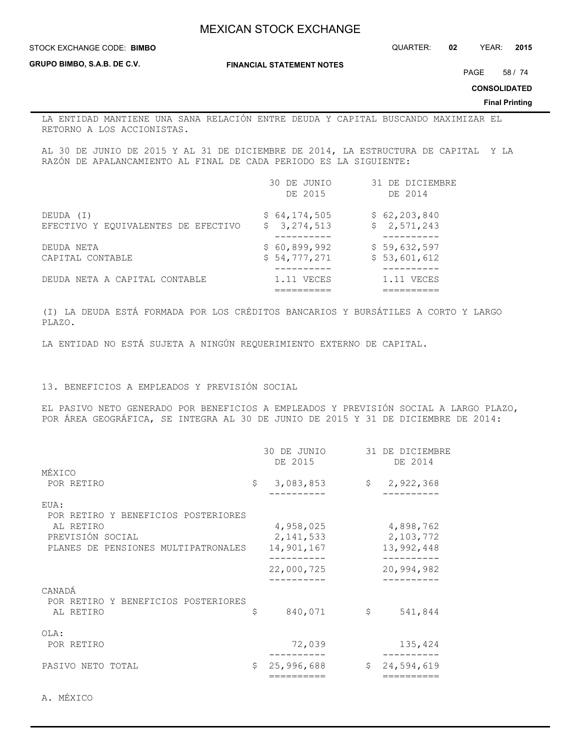LA ENTIDAD MANTIENE UNA SANA RELACIÓN ENTRE DEUDA Y CAPITAL BUSCANDO MAXIMIZAR EL RETORNO A LOS ACCIONISTAS.

AL 30 DE JUNIO DE 2015 Y AL 31 DE DICIEMBRE DE 2014, LA ESTRUCTURA DE CAPITAL Y LA RAZÓN DE APALANCAMIENTO AL FINAL DE CADA PERIODO ES LA SIGUIENTE:

| | 30 DE JUNIO DE 2015 | 31 DE DICIEMBRE DE 2014 |
|---|---|---|
| DEUDA (I) | $ 64,174,505 | $ 62,203,840 |
| EFECTIVO Y EQUIVALENTES DE EFECTIVO | $ 3,274,513 | $ 2,571,243 |
| DEUDA NETA | $ 60,899,992 | $ 59,632,597 |
| CAPITAL CONTABLE | $ 54,777,271 | $ 53,601,612 |
| DEUDA NETA A CAPITAL CONTABLE | 1.11 VECES | 1.11 VECES |

(I) LA DEUDA ESTÁ FORMADA POR LOS CRÉDITOS BANCARIOS Y BURSÁTILES A CORTO Y LARGO PLAZO.

LA ENTIDAD NO ESTÁ SUJETA A NINGÚN REQUERIMIENTO EXTERNO DE CAPITAL.

## 13. BENEFICIOS A EMPLEADOS Y PREVISIÓN SOCIAL

EL PASIVO NETO GENERADO POR BENEFICIOS A EMPLEADOS Y PREVISIÓN SOCIAL A LARGO PLAZO, POR ÁREA GEOGRÁFICA, SE INTEGRA AL 30 DE JUNIO DE 2015 Y 31 DE DICIEMBRE DE 2014:

| | 30 DE JUNIO DE 2015 | 31 DE DICIEMBRE DE 2014 |
|---|---|---|
| MÉXICO | | |
| POR RETIRO | $ 3,083,853 | $ 2,922,368 |
| EUA: | | |
| POR RETIRO Y BENEFICIOS POSTERIORES AL RETIRO | 4,958,025 | 4,898,762 |
| PREVISIÓN SOCIAL | 2,141,533 | 2,103,772 |
| PLANES DE PENSIONES MULTIPATRONALES | 14,901,167 | 13,992,448 |
| | 22,000,725 | 20,994,982 |
| CANADÁ | | |
| POR RETIRO Y BENEFICIOS POSTERIORES AL RETIRO | $ 840,071 | $ 541,844 |
| OLA: | | |
| POR RETIRO | 72,039 | 135,424 |
| PASIVO NETO TOTAL | $ 25,996,688 | $ 24,594,619 |

A. MÉXICO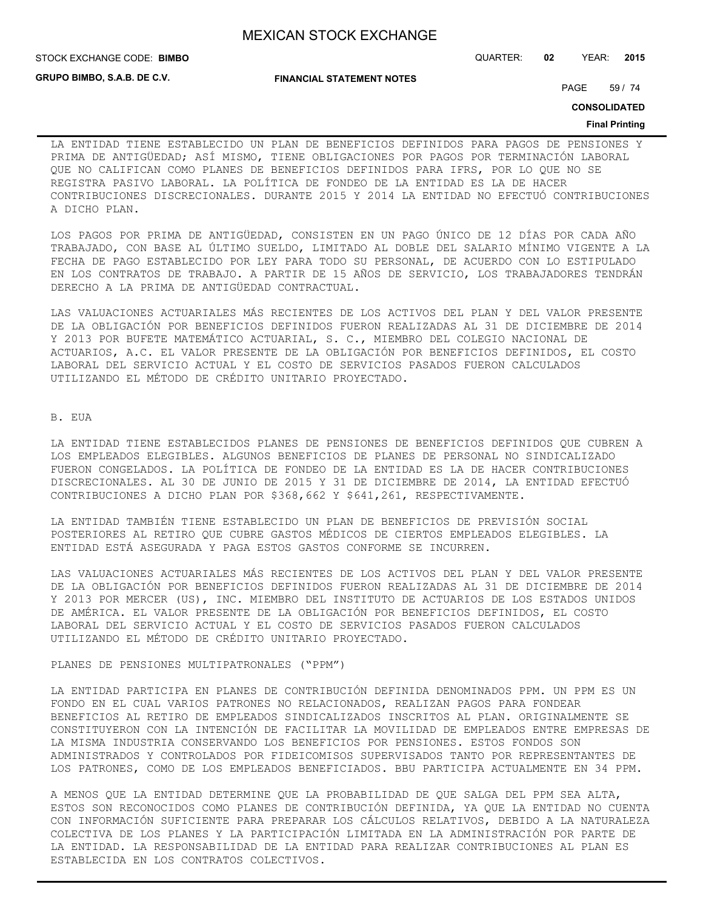LA ENTIDAD TIENE ESTABLECIDO UN PLAN DE BENEFICIOS DEFINIDOS PARA PAGOS DE PENSIONES Y PRIMA DE ANTIGÜEDAD; ASÍ MISMO, TIENE OBLIGACIONES POR PAGOS POR TERMINACIÓN LABORAL QUE NO CALIFICAN COMO PLANES DE BENEFICIOS DEFINIDOS PARA IFRS, POR LO QUE NO SE REGISTRA PASIVO LABORAL. LA POLÍTICA DE FONDEO DE LA ENTIDAD ES LA DE HACER CONTRIBUCIONES DISCRECIONALES. DURANTE 2015 Y 2014 LA ENTIDAD NO EFECTUÓ CONTRIBUCIONES A DICHO PLAN.

LOS PAGOS POR PRIMA DE ANTIGÜEDAD, CONSISTEN EN UN PAGO ÚNICO DE 12 DÍAS POR CADA AÑO TRABAJADO, CON BASE AL ÚLTIMO SUELDO, LIMITADO AL DOBLE DEL SALARIO MÍNIMO VIGENTE A LA FECHA DE PAGO ESTABLECIDO POR LEY PARA TODO SU PERSONAL, DE ACUERDO CON LO ESTIPULADO EN LOS CONTRATOS DE TRABAJO. A PARTIR DE 15 AÑOS DE SERVICIO, LOS TRABAJADORES TENDRÁN DERECHO A LA PRIMA DE ANTIGÜEDAD CONTRACTUAL.

LAS VALUACIONES ACTUARIALES MÁS RECIENTES DE LOS ACTIVOS DEL PLAN Y DEL VALOR PRESENTE DE LA OBLIGACIÓN POR BENEFICIOS DEFINIDOS FUERON REALIZADAS AL 31 DE DICIEMBRE DE 2014 Y 2013 POR BUFETE MATEMÁTICO ACTUARIAL, S. C., MIEMBRO DEL COLEGIO NACIONAL DE ACTUARIOS, A.C. EL VALOR PRESENTE DE LA OBLIGACIÓN POR BENEFICIOS DEFINIDOS, EL COSTO LABORAL DEL SERVICIO ACTUAL Y EL COSTO DE SERVICIOS PASADOS FUERON CALCULADOS UTILIZANDO EL MÉTODO DE CRÉDITO UNITARIO PROYECTADO.

B. EUA

LA ENTIDAD TIENE ESTABLECIDOS PLANES DE PENSIONES DE BENEFICIOS DEFINIDOS QUE CUBREN A LOS EMPLEADOS ELEGIBLES. ALGUNOS BENEFICIOS DE PLANES DE PERSONAL NO SINDICALIZADO FUERON CONGELADOS. LA POLÍTICA DE FONDEO DE LA ENTIDAD ES LA DE HACER CONTRIBUCIONES DISCRECIONALES. AL 30 DE JUNIO DE 2015 Y 31 DE DICIEMBRE DE 2014, LA ENTIDAD EFECTUÓ CONTRIBUCIONES A DICHO PLAN POR $368,662 Y $641,261, RESPECTIVAMENTE.

LA ENTIDAD TAMBIÉN TIENE ESTABLECIDO UN PLAN DE BENEFICIOS DE PREVISIÓN SOCIAL POSTERIORES AL RETIRO QUE CUBRE GASTOS MÉDICOS DE CIERTOS EMPLEADOS ELEGIBLES. LA ENTIDAD ESTÁ ASEGURADA Y PAGA ESTOS GASTOS CONFORME SE INCURREN.

LAS VALUACIONES ACTUARIALES MÁS RECIENTES DE LOS ACTIVOS DEL PLAN Y DEL VALOR PRESENTE DE LA OBLIGACIÓN POR BENEFICIOS DEFINIDOS FUERON REALIZADAS AL 31 DE DICIEMBRE DE 2014 Y 2013 POR MERCER (US), INC. MIEMBRO DEL INSTITUTO DE ACTUARIOS DE LOS ESTADOS UNIDOS DE AMÉRICA. EL VALOR PRESENTE DE LA OBLIGACIÓN POR BENEFICIOS DEFINIDOS, EL COSTO LABORAL DEL SERVICIO ACTUAL Y EL COSTO DE SERVICIOS PASADOS FUERON CALCULADOS UTILIZANDO EL MÉTODO DE CRÉDITO UNITARIO PROYECTADO.

PLANES DE PENSIONES MULTIPATRONALES ("PPM")

LA ENTIDAD PARTICIPA EN PLANES DE CONTRIBUCIÓN DEFINIDA DENOMINADOS PPM. UN PPM ES UN FONDO EN EL CUAL VARIOS PATRONES NO RELACIONADOS, REALIZAN PAGOS PARA FONDEAR BENEFICIOS AL RETIRO DE EMPLEADOS SINDICALIZADOS INSCRITOS AL PLAN. ORIGINALMENTE SE CONSTITUYERON CON LA INTENCIÓN DE FACILITAR LA MOVILIDAD DE EMPLEADOS ENTRE EMPRESAS DE LA MISMA INDUSTRIA CONSERVANDO LOS BENEFICIOS POR PENSIONES. ESTOS FONDOS SON ADMINISTRADOS Y CONTROLADOS POR FIDEICOMISOS SUPERVISADOS TANTO POR REPRESENTANTES DE LOS PATRONES, COMO DE LOS EMPLEADOS BENEFICIADOS. BBU PARTICIPA ACTUALMENTE EN 34 PPM.

A MENOS QUE LA ENTIDAD DETERMINE QUE LA PROBABILIDAD DE QUE SALGA DEL PPM SEA ALTA, ESTOS SON RECONOCIDOS COMO PLANES DE CONTRIBUCIÓN DEFINIDA, YA QUE LA ENTIDAD NO CUENTA CON INFORMACIÓN SUFICIENTE PARA PREPARAR LOS CÁLCULOS RELATIVOS, DEBIDO A LA NATURALEZA COLECTIVA DE LOS PLANES Y LA PARTICIPACIÓN LIMITADA EN LA ADMINISTRACIÓN POR PARTE DE LA ENTIDAD. LA RESPONSABILIDAD DE LA ENTIDAD PARA REALIZAR CONTRIBUCIONES AL PLAN ES ESTABLECIDA EN LOS CONTRATOS COLECTIVOS.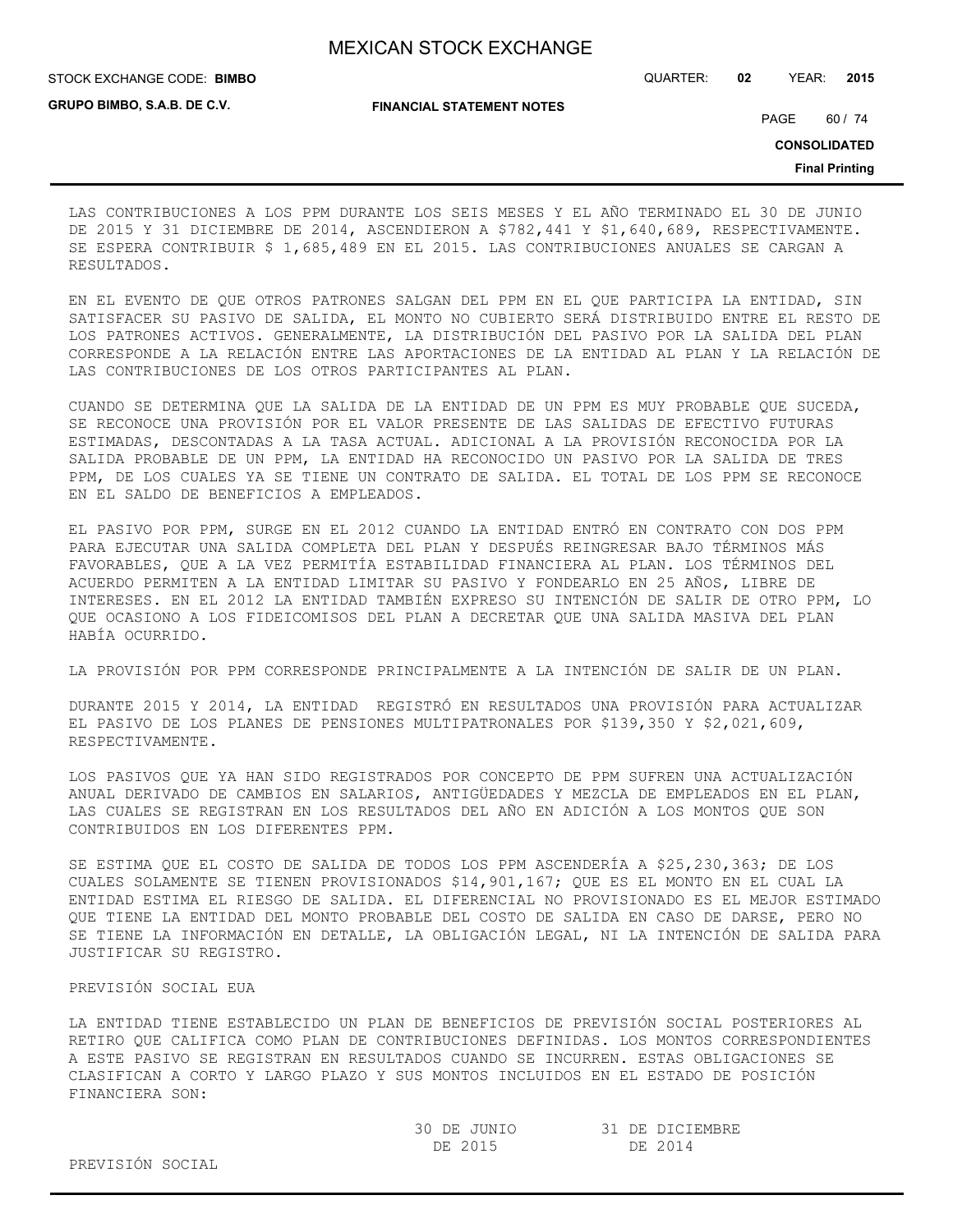LAS CONTRIBUCIONES A LOS PPM DURANTE LOS SEIS MESES Y EL AÑO TERMINADO EL 30 DE JUNIO DE 2015 Y 31 DICIEMBRE DE 2014, ASCENDIERON A $782,441 Y $1,640,689, RESPECTIVAMENTE. SE ESPERA CONTRIBUIR $ 1,685,489 EN EL 2015. LAS CONTRIBUCIONES ANUALES SE CARGAN A RESULTADOS.

EN EL EVENTO DE QUE OTROS PATRONES SALGAN DEL PPM EN EL QUE PARTICIPA LA ENTIDAD, SIN SATISFACER SU PASIVO DE SALIDA, EL MONTO NO CUBIERTO SERÁ DISTRIBUIDO ENTRE EL RESTO DE LOS PATRONES ACTIVOS. GENERALMENTE, LA DISTRIBUCIÓN DEL PASIVO POR LA SALIDA DEL PLAN CORRESPONDE A LA RELACIÓN ENTRE LAS APORTACIONES DE LA ENTIDAD AL PLAN Y LA RELACIÓN DE LAS CONTRIBUCIONES DE LOS OTROS PARTICIPANTES AL PLAN.

CUANDO SE DETERMINA QUE LA SALIDA DE LA ENTIDAD DE UN PPM ES MUY PROBABLE QUE SUCEDA, SE RECONOCE UNA PROVISIÓN POR EL VALOR PRESENTE DE LAS SALIDAS DE EFECTIVO FUTURAS ESTIMADAS, DESCONTADAS A LA TASA ACTUAL. ADICIONAL A LA PROVISIÓN RECONOCIDA POR LA SALIDA PROBABLE DE UN PPM, LA ENTIDAD HA RECONOCIDO UN PASIVO POR LA SALIDA DE TRES PPM, DE LOS CUALES YA SE TIENE UN CONTRATO DE SALIDA. EL TOTAL DE LOS PPM SE RECONOCE EN EL SALDO DE BENEFICIOS A EMPLEADOS.

EL PASIVO POR PPM, SURGE EN EL 2012 CUANDO LA ENTIDAD ENTRÓ EN CONTRATO CON DOS PPM PARA EJECUTAR UNA SALIDA COMPLETA DEL PLAN Y DESPUÉS REINGRESAR BAJO TÉRMINOS MÁS FAVORABLES, QUE A LA VEZ PERMITÍA ESTABILIDAD FINANCIERA AL PLAN. LOS TÉRMINOS DEL ACUERDO PERMITEN A LA ENTIDAD LIMITAR SU PASIVO Y FONDEARLO EN 25 AÑOS, LIBRE DE INTERESES. EN EL 2012 LA ENTIDAD TAMBIÉN EXPRESO SU INTENCIÓN DE SALIR DE OTRO PPM, LO QUE OCASIONO A LOS FIDEICOMISOS DEL PLAN A DECRETAR QUE UNA SALIDA MASIVA DEL PLAN HABÍA OCURRIDO.

LA PROVISIÓN POR PPM CORRESPONDE PRINCIPALMENTE A LA INTENCIÓN DE SALIR DE UN PLAN.

DURANTE 2015 Y 2014, LA ENTIDAD REGISTRÓ EN RESULTADOS UNA PROVISIÓN PARA ACTUALIZAR EL PASIVO DE LOS PLANES DE PENSIONES MULTIPATRONALES POR $139,350 Y $2,021,609, RESPECTIVAMENTE.

LOS PASIVOS QUE YA HAN SIDO REGISTRADOS POR CONCEPTO DE PPM SUFREN UNA ACTUALIZACIÓN ANUAL DERIVADO DE CAMBIOS EN SALARIOS, ANTIGÜEDADES Y MEZCLA DE EMPLEADOS EN EL PLAN, LAS CUALES SE REGISTRAN EN LOS RESULTADOS DEL AÑO EN ADICIÓN A LOS MONTOS QUE SON CONTRIBUIDOS EN LOS DIFERENTES PPM.

SE ESTIMA QUE EL COSTO DE SALIDA DE TODOS LOS PPM ASCENDERÍA A $25,230,363; DE LOS CUALES SOLAMENTE SE TIENEN PROVISIONADOS $14,901,167; QUE ES EL MONTO EN EL CUAL LA ENTIDAD ESTIMA EL RIESGO DE SALIDA. EL DIFERENCIAL NO PROVISIONADO ES EL MEJOR ESTIMADO QUE TIENE LA ENTIDAD DEL MONTO PROBABLE DEL COSTO DE SALIDA EN CASO DE DARSE, PERO NO SE TIENE LA INFORMACIÓN EN DETALLE, LA OBLIGACIÓN LEGAL, NI LA INTENCIÓN DE SALIDA PARA JUSTIFICAR SU REGISTRO.

PREVISIÓN SOCIAL EUA

LA ENTIDAD TIENE ESTABLECIDO UN PLAN DE BENEFICIOS DE PREVISIÓN SOCIAL POSTERIORES AL RETIRO QUE CALIFICA COMO PLAN DE CONTRIBUCIONES DEFINIDAS. LOS MONTOS CORRESPONDIENTES A ESTE PASIVO SE REGISTRAN EN RESULTADOS CUANDO SE INCURREN. ESTAS OBLIGACIONES SE CLASIFICAN A CORTO Y LARGO PLAZO Y SUS MONTOS INCLUIDOS EN EL ESTADO DE POSICIÓN FINANCIERA SON:

| | 30 DE JUNIO DE 2015 | 31 DE DICIEMBRE DE 2014 |
|---|---|---|
| PREVISIÓN SOCIAL | | |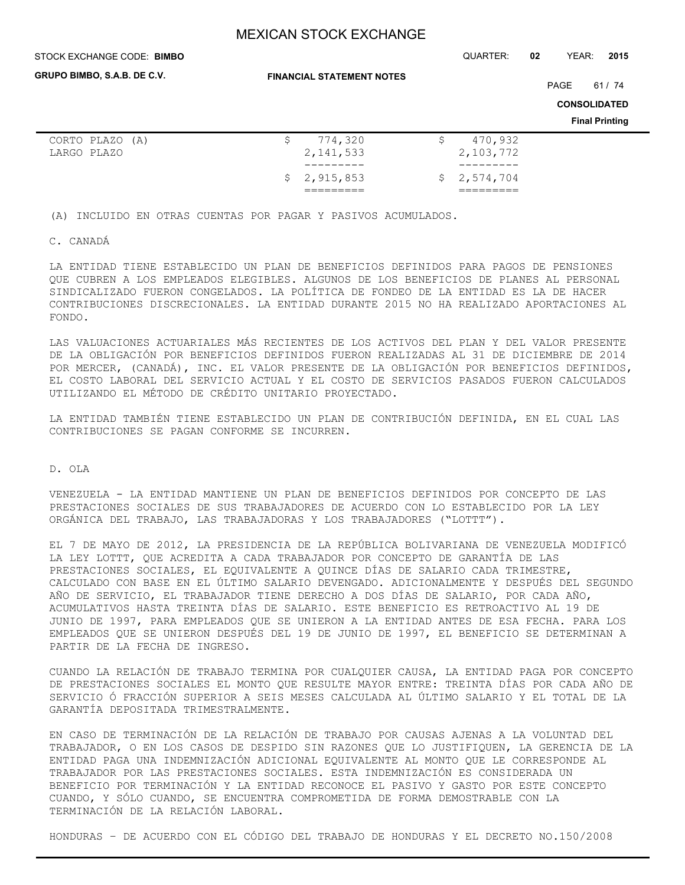| | | |
|---|---|---|
| CORTO PLAZO (A) | $ 774,320 | $ 470,932 |
| LARGO PLAZO | 2,141,533 | 2,103,772 |
| | $ 2,915,853 | $ 2,574,704 |

(A) INCLUIDO EN OTRAS CUENTAS POR PAGAR Y PASIVOS ACUMULADOS.

C. CANADÁ

LA ENTIDAD TIENE ESTABLECIDO UN PLAN DE BENEFICIOS DEFINIDOS PARA PAGOS DE PENSIONES QUE CUBREN A LOS EMPLEADOS ELEGIBLES. ALGUNOS DE LOS BENEFICIOS DE PLANES AL PERSONAL SINDICALIZADO FUERON CONGELADOS. LA POLÍTICA DE FONDEO DE LA ENTIDAD ES LA DE HACER CONTRIBUCIONES DISCRECIONALES. LA ENTIDAD DURANTE 2015 NO HA REALIZADO APORTACIONES AL FONDO.

LAS VALUACIONES ACTUARIALES MÁS RECIENTES DE LOS ACTIVOS DEL PLAN Y DEL VALOR PRESENTE DE LA OBLIGACIÓN POR BENEFICIOS DEFINIDOS FUERON REALIZADAS AL 31 DE DICIEMBRE DE 2014 POR MERCER, (CANADÁ), INC. EL VALOR PRESENTE DE LA OBLIGACIÓN POR BENEFICIOS DEFINIDOS, EL COSTO LABORAL DEL SERVICIO ACTUAL Y EL COSTO DE SERVICIOS PASADOS FUERON CALCULADOS UTILIZANDO EL MÉTODO DE CRÉDITO UNITARIO PROYECTADO.

LA ENTIDAD TAMBIÉN TIENE ESTABLECIDO UN PLAN DE CONTRIBUCIÓN DEFINIDA, EN EL CUAL LAS CONTRIBUCIONES SE PAGAN CONFORME SE INCURREN.

D. OLA

VENEZUELA - LA ENTIDAD MANTIENE UN PLAN DE BENEFICIOS DEFINIDOS POR CONCEPTO DE LAS PRESTACIONES SOCIALES DE SUS TRABAJADORES DE ACUERDO CON LO ESTABLECIDO POR LA LEY ORGÁNICA DEL TRABAJO, LAS TRABAJADORAS Y LOS TRABAJADORES ("LOTTT").

EL 7 DE MAYO DE 2012, LA PRESIDENCIA DE LA REPÚBLICA BOLIVARIANA DE VENEZUELA MODIFICÓ LA LEY LOTTT, QUE ACREDITA A CADA TRABAJADOR POR CONCEPTO DE GARANTÍA DE LAS PRESTACIONES SOCIALES, EL EQUIVALENTE A QUINCE DÍAS DE SALARIO CADA TRIMESTRE, CALCULADO CON BASE EN EL ÚLTIMO SALARIO DEVENGADO. ADICIONALMENTE Y DESPUÉS DEL SEGUNDO AÑO DE SERVICIO, EL TRABAJADOR TIENE DERECHO A DOS DÍAS DE SALARIO, POR CADA AÑO, ACUMULATIVOS HASTA TREINTA DÍAS DE SALARIO. ESTE BENEFICIO ES RETROACTIVO AL 19 DE JUNIO DE 1997, PARA EMPLEADOS QUE SE UNIERON A LA ENTIDAD ANTES DE ESA FECHA. PARA LOS EMPLEADOS QUE SE UNIERON DESPUÉS DEL 19 DE JUNIO DE 1997, EL BENEFICIO SE DETERMINAN A PARTIR DE LA FECHA DE INGRESO.

CUANDO LA RELACIÓN DE TRABAJO TERMINA POR CUALQUIER CAUSA, LA ENTIDAD PAGA POR CONCEPTO DE PRESTACIONES SOCIALES EL MONTO QUE RESULTE MAYOR ENTRE: TREINTA DÍAS POR CADA AÑO DE SERVICIO Ó FRACCIÓN SUPERIOR A SEIS MESES CALCULADA AL ÚLTIMO SALARIO Y EL TOTAL DE LA GARANTÍA DEPOSITADA TRIMESTRALMENTE.

EN CASO DE TERMINACIÓN DE LA RELACIÓN DE TRABAJO POR CAUSAS AJENAS A LA VOLUNTAD DEL TRABAJADOR, O EN LOS CASOS DE DESPIDO SIN RAZONES QUE LO JUSTIFIQUEN, LA GERENCIA DE LA ENTIDAD PAGA UNA INDEMNIZACIÓN ADICIONAL EQUIVALENTE AL MONTO QUE LE CORRESPONDE AL TRABAJADOR POR LAS PRESTACIONES SOCIALES. ESTA INDEMNIZACIÓN ES CONSIDERADA UN BENEFICIO POR TERMINACIÓN Y LA ENTIDAD RECONOCE EL PASIVO Y GASTO POR ESTE CONCEPTO CUANDO, Y SÓLO CUANDO, SE ENCUENTRA COMPROMETIDA DE FORMA DEMOSTRABLE CON LA TERMINACIÓN DE LA RELACIÓN LABORAL.

HONDURAS – DE ACUERDO CON EL CÓDIGO DEL TRABAJO DE HONDURAS Y EL DECRETO NO.150/2008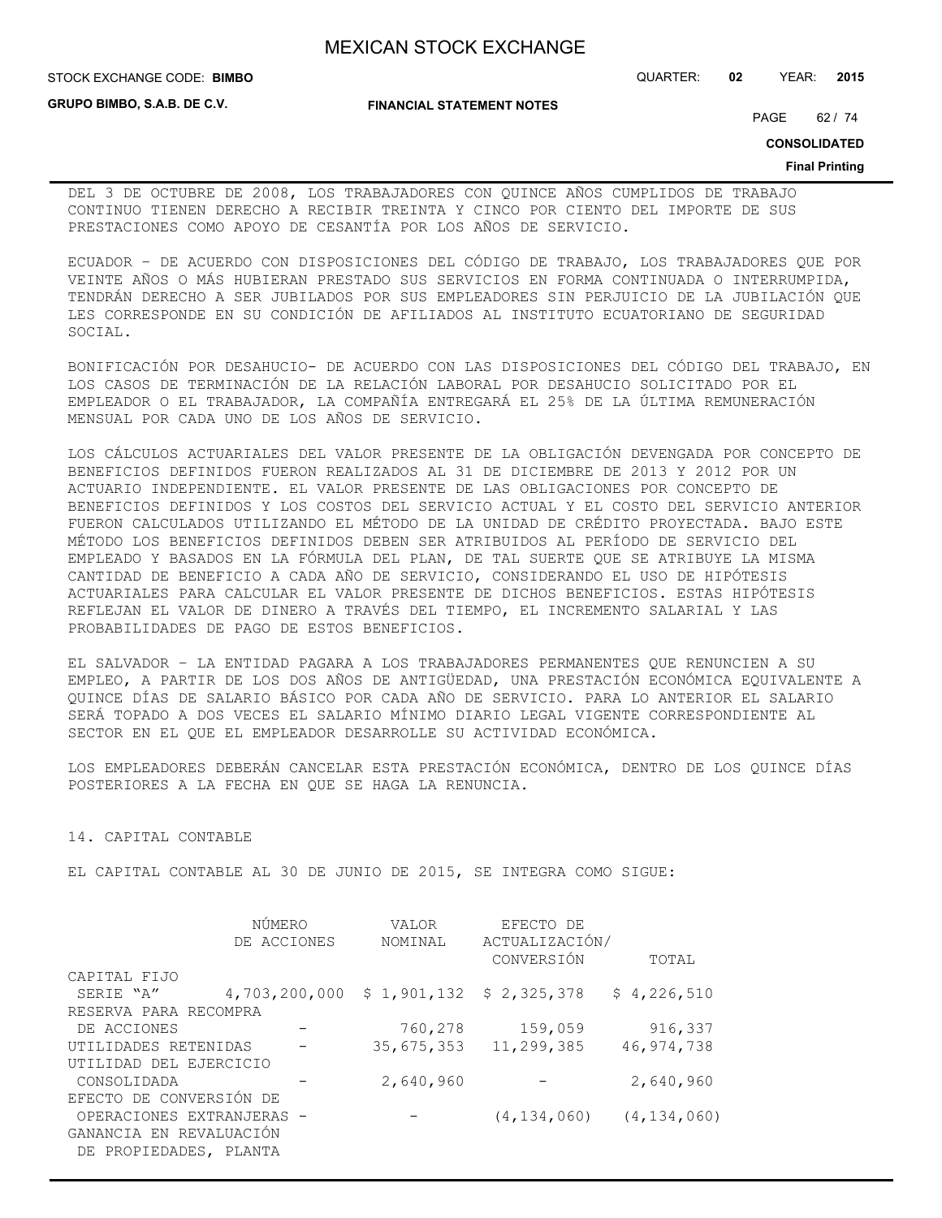DEL 3 DE OCTUBRE DE 2008, LOS TRABAJADORES CON QUINCE AÑOS CUMPLIDOS DE TRABAJO CONTINUO TIENEN DERECHO A RECIBIR TREINTA Y CINCO POR CIENTO DEL IMPORTE DE SUS PRESTACIONES COMO APOYO DE CESANTÍA POR LOS AÑOS DE SERVICIO.

ECUADOR – DE ACUERDO CON DISPOSICIONES DEL CÓDIGO DE TRABAJO, LOS TRABAJADORES QUE POR VEINTE AÑOS O MÁS HUBIERAN PRESTADO SUS SERVICIOS EN FORMA CONTINUADA O INTERRUMPIDA, TENDRÁN DERECHO A SER JUBILADOS POR SUS EMPLEADORES SIN PERJUICIO DE LA JUBILACIÓN QUE LES CORRESPONDE EN SU CONDICIÓN DE AFILIADOS AL INSTITUTO ECUATORIANO DE SEGURIDAD SOCIAL.

BONIFICACIÓN POR DESAHUCIO- DE ACUERDO CON LAS DISPOSICIONES DEL CÓDIGO DEL TRABAJO, EN LOS CASOS DE TERMINACIÓN DE LA RELACIÓN LABORAL POR DESAHUCIO SOLICITADO POR EL EMPLEADOR O EL TRABAJADOR, LA COMPAÑÍA ENTREGARÁ EL 25% DE LA ÚLTIMA REMUNERACIÓN MENSUAL POR CADA UNO DE LOS AÑOS DE SERVICIO.

LOS CÁLCULOS ACTUARIALES DEL VALOR PRESENTE DE LA OBLIGACIÓN DEVENGADA POR CONCEPTO DE BENEFICIOS DEFINIDOS FUERON REALIZADOS AL 31 DE DICIEMBRE DE 2013 Y 2012 POR UN ACTUARIO INDEPENDIENTE. EL VALOR PRESENTE DE LAS OBLIGACIONES POR CONCEPTO DE BENEFICIOS DEFINIDOS Y LOS COSTOS DEL SERVICIO ACTUAL Y EL COSTO DEL SERVICIO ANTERIOR FUERON CALCULADOS UTILIZANDO EL MÉTODO DE LA UNIDAD DE CRÉDITO PROYECTADA. BAJO ESTE MÉTODO LOS BENEFICIOS DEFINIDOS DEBEN SER ATRIBUIDOS AL PERÍODO DE SERVICIO DEL EMPLEADO Y BASADOS EN LA FÓRMULA DEL PLAN, DE TAL SUERTE QUE SE ATRIBUYE LA MISMA CANTIDAD DE BENEFICIO A CADA AÑO DE SERVICIO, CONSIDERANDO EL USO DE HIPÓTESIS ACTUARIALES PARA CALCULAR EL VALOR PRESENTE DE DICHOS BENEFICIOS. ESTAS HIPÓTESIS REFLEJAN EL VALOR DE DINERO A TRAVÉS DEL TIEMPO, EL INCREMENTO SALARIAL Y LAS PROBABILIDADES DE PAGO DE ESTOS BENEFICIOS.

EL SALVADOR – LA ENTIDAD PAGARA A LOS TRABAJADORES PERMANENTES QUE RENUNCIEN A SU EMPLEO, A PARTIR DE LOS DOS AÑOS DE ANTIGÜEDAD, UNA PRESTACIÓN ECONÓMICA EQUIVALENTE A QUINCE DÍAS DE SALARIO BÁSICO POR CADA AÑO DE SERVICIO. PARA LO ANTERIOR EL SALARIO SERÁ TOPADO A DOS VECES EL SALARIO MÍNIMO DIARIO LEGAL VIGENTE CORRESPONDIENTE AL SECTOR EN EL QUE EL EMPLEADOR DESARROLLE SU ACTIVIDAD ECONÓMICA.

LOS EMPLEADORES DEBERÁN CANCELAR ESTA PRESTACIÓN ECONÓMICA, DENTRO DE LOS QUINCE DÍAS POSTERIORES A LA FECHA EN QUE SE HAGA LA RENUNCIA.

## 14. CAPITAL CONTABLE

EL CAPITAL CONTABLE AL 30 DE JUNIO DE 2015, SE INTEGRA COMO SIGUE:

| | NÚMERO DE ACCIONES | VALOR NOMINAL | EFECTO DE ACTUALIZACIÓN/ CONVERSIÓN | TOTAL |
|---|---|---|---|---|
| CAPITAL FIJO | | | | |
| SERIE "A" | 4,703,200,000 | $ 1,901,132 | $ 2,325,378 | $ 4,226,510 |
| RESERVA PARA RECOMPRA DE ACCIONES | - | 760,278 | 159,059 | 916,337 |
| UTILIDADES RETENIDAS | - | 35,675,353 | 11,299,385 | 46,974,738 |
| UTILIDAD DEL EJERCICIO CONSOLIDADA | - | 2,640,960 | - | 2,640,960 |
| EFECTO DE CONVERSIÓN DE OPERACIONES EXTRANJERAS | - | - | (4,134,060) | (4,134,060) |
| GANANCIA EN REVALUACIÓN DE PROPIEDADES, PLANTA | | | | |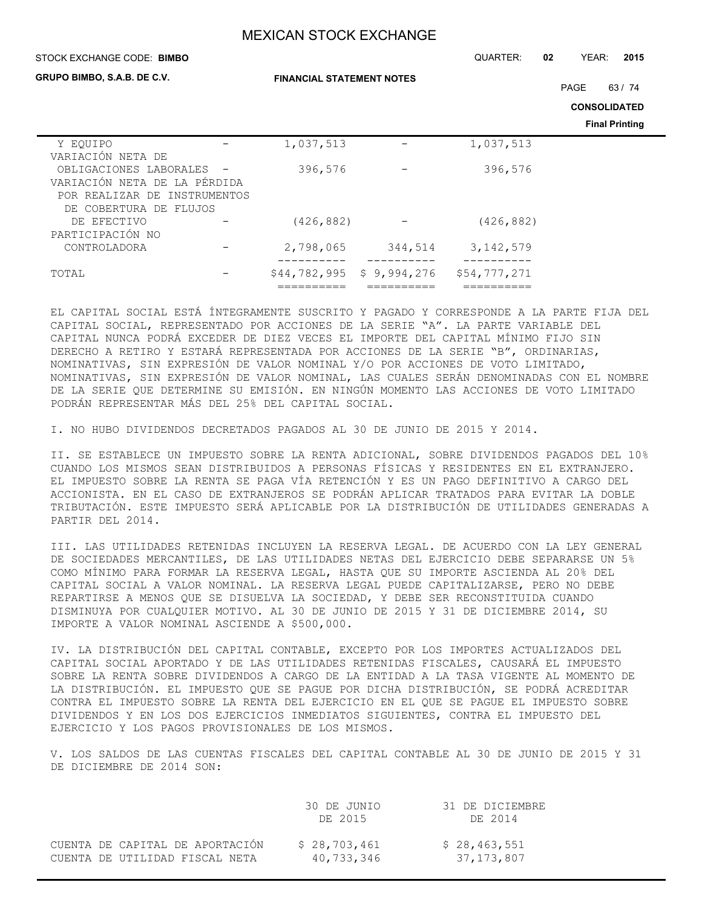| | | | | |
|---|---|---|---|---|
| Y EQUIPO | - | 1,037,513 | - | 1,037,513 |
| VARIACIÓN NETA DE OBLIGACIONES LABORALES | - | 396,576 | - | 396,576 |
| VARIACIÓN NETA DE LA PÉRDIDA POR REALIZAR DE INSTRUMENTOS DE COBERTURA DE FLUJOS DE EFECTIVO | - | (426,882) | - | (426,882) |
| PARTICIPACIÓN NO CONTROLADORA | - | 2,798,065 | 344,514 | 3,142,579 |
| TOTAL | - | $44,782,995 | $ 9,994,276 | $54,777,271 |

EL CAPITAL SOCIAL ESTÁ ÍNTEGRAMENTE SUSCRITO Y PAGADO Y CORRESPONDE A LA PARTE FIJA DEL CAPITAL SOCIAL, REPRESENTADO POR ACCIONES DE LA SERIE "A". LA PARTE VARIABLE DEL CAPITAL NUNCA PODRÁ EXCEDER DE DIEZ VECES EL IMPORTE DEL CAPITAL MÍNIMO FIJO SIN DERECHO A RETIRO Y ESTARÁ REPRESENTADA POR ACCIONES DE LA SERIE "B", ORDINARIAS, NOMINATIVAS, SIN EXPRESIÓN DE VALOR NOMINAL Y/O POR ACCIONES DE VOTO LIMITADO, NOMINATIVAS, SIN EXPRESIÓN DE VALOR NOMINAL, LAS CUALES SERÁN DENOMINADAS CON EL NOMBRE DE LA SERIE QUE DETERMINE SU EMISIÓN. EN NINGÚN MOMENTO LAS ACCIONES DE VOTO LIMITADO PODRÁN REPRESENTAR MÁS DEL 25% DEL CAPITAL SOCIAL.

I. NO HUBO DIVIDENDOS DECRETADOS PAGADOS AL 30 DE JUNIO DE 2015 Y 2014.

II. SE ESTABLECE UN IMPUESTO SOBRE LA RENTA ADICIONAL, SOBRE DIVIDENDOS PAGADOS DEL 10% CUANDO LOS MISMOS SEAN DISTRIBUIDOS A PERSONAS FÍSICAS Y RESIDENTES EN EL EXTRANJERO. EL IMPUESTO SOBRE LA RENTA SE PAGA VÍA RETENCIÓN Y ES UN PAGO DEFINITIVO A CARGO DEL ACCIONISTA. EN EL CASO DE EXTRANJEROS SE PODRÁN APLICAR TRATADOS PARA EVITAR LA DOBLE TRIBUTACIÓN. ESTE IMPUESTO SERÁ APLICABLE POR LA DISTRIBUCIÓN DE UTILIDADES GENERADAS A PARTIR DEL 2014.

III. LAS UTILIDADES RETENIDAS INCLUYEN LA RESERVA LEGAL. DE ACUERDO CON LA LEY GENERAL DE SOCIEDADES MERCANTILES, DE LAS UTILIDADES NETAS DEL EJERCICIO DEBE SEPARARSE UN 5% COMO MÍNIMO PARA FORMAR LA RESERVA LEGAL, HASTA QUE SU IMPORTE ASCIENDA AL 20% DEL CAPITAL SOCIAL A VALOR NOMINAL. LA RESERVA LEGAL PUEDE CAPITALIZARSE, PERO NO DEBE REPARTIRSE A MENOS QUE SE DISUELVA LA SOCIEDAD, Y DEBE SER RECONSTITUIDA CUANDO DISMINUYA POR CUALQUIER MOTIVO. AL 30 DE JUNIO DE 2015 Y 31 DE DICIEMBRE 2014, SU IMPORTE A VALOR NOMINAL ASCIENDE A $500,000.

IV. LA DISTRIBUCIÓN DEL CAPITAL CONTABLE, EXCEPTO POR LOS IMPORTES ACTUALIZADOS DEL CAPITAL SOCIAL APORTADO Y DE LAS UTILIDADES RETENIDAS FISCALES, CAUSARÁ EL IMPUESTO SOBRE LA RENTA SOBRE DIVIDENDOS A CARGO DE LA ENTIDAD A LA TASA VIGENTE AL MOMENTO DE LA DISTRIBUCIÓN. EL IMPUESTO QUE SE PAGUE POR DICHA DISTRIBUCIÓN, SE PODRÁ ACREDITAR CONTRA EL IMPUESTO SOBRE LA RENTA DEL EJERCICIO EN EL QUE SE PAGUE EL IMPUESTO SOBRE DIVIDENDOS Y EN LOS DOS EJERCICIOS INMEDIATOS SIGUIENTES, CONTRA EL IMPUESTO DEL EJERCICIO Y LOS PAGOS PROVISIONALES DE LOS MISMOS.

V. LOS SALDOS DE LAS CUENTAS FISCALES DEL CAPITAL CONTABLE AL 30 DE JUNIO DE 2015 Y 31 DE DICIEMBRE DE 2014 SON:

| | 30 DE JUNIO DE 2015 | 31 DE DICIEMBRE DE 2014 |
|---|---|---|
| CUENTA DE CAPITAL DE APORTACIÓN | $ 28,703,461 | $ 28,463,551 |
| CUENTA DE UTILIDAD FISCAL NETA | 40,733,346 | 37,173,807 |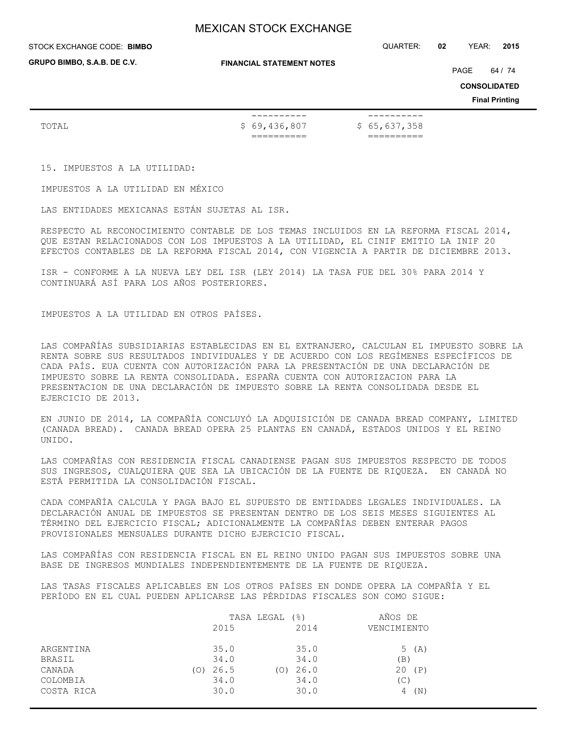| | | |
|---|---|---|
| TOTAL | $ 69,436,807 | $ 65,637,358 |

## 15. IMPUESTOS A LA UTILIDAD:

### IMPUESTOS A LA UTILIDAD EN MÉXICO

LAS ENTIDADES MEXICANAS ESTÁN SUJETAS AL ISR.

RESPECTO AL RECONOCIMIENTO CONTABLE DE LOS TEMAS INCLUIDOS EN LA REFORMA FISCAL 2014, QUE ESTAN RELACIONADOS CON LOS IMPUESTOS A LA UTILIDAD, EL CINIF EMITIO LA INIF 20 EFECTOS CONTABLES DE LA REFORMA FISCAL 2014, CON VIGENCIA A PARTIR DE DICIEMBRE 2013.

ISR - CONFORME A LA NUEVA LEY DEL ISR (LEY 2014) LA TASA FUE DEL 30% PARA 2014 Y CONTINUARÁ ASÍ PARA LOS AÑOS POSTERIORES.

### IMPUESTOS A LA UTILIDAD EN OTROS PAÍSES.

LAS COMPAÑÍAS SUBSIDIARIAS ESTABLECIDAS EN EL EXTRANJERO, CALCULAN EL IMPUESTO SOBRE LA RENTA SOBRE SUS RESULTADOS INDIVIDUALES Y DE ACUERDO CON LOS REGÍMENES ESPECÍFICOS DE CADA PAÍS. EUA CUENTA CON AUTORIZACIÓN PARA LA PRESENTACIÓN DE UNA DECLARACIÓN DE IMPUESTO SOBRE LA RENTA CONSOLIDADA. ESPAÑA CUENTA CON AUTORIZACION PARA LA PRESENTACION DE UNA DECLARACIÓN DE IMPUESTO SOBRE LA RENTA CONSOLIDADA DESDE EL EJERCICIO DE 2013.

EN JUNIO DE 2014, LA COMPAÑÍA CONCLUYÓ LA ADQUISICIÓN DE CANADA BREAD COMPANY, LIMITED (CANADA BREAD). CANADA BREAD OPERA 25 PLANTAS EN CANADÁ, ESTADOS UNIDOS Y EL REINO UNIDO.

LAS COMPAÑÍAS CON RESIDENCIA FISCAL CANADIENSE PAGAN SUS IMPUESTOS RESPECTO DE TODOS SUS INGRESOS, CUALQUIERA QUE SEA LA UBICACIÓN DE LA FUENTE DE RIQUEZA. EN CANADÁ NO ESTÁ PERMITIDA LA CONSOLIDACIÓN FISCAL.

CADA COMPAÑÍA CALCULA Y PAGA BAJO EL SUPUESTO DE ENTIDADES LEGALES INDIVIDUALES. LA DECLARACIÓN ANUAL DE IMPUESTOS SE PRESENTAN DENTRO DE LOS SEIS MESES SIGUIENTES AL TÉRMINO DEL EJERCICIO FISCAL; ADICIONALMENTE LA COMPAÑÍAS DEBEN ENTERAR PAGOS PROVISIONALES MENSUALES DURANTE DICHO EJERCICIO FISCAL.

LAS COMPAÑÍAS CON RESIDENCIA FISCAL EN EL REINO UNIDO PAGAN SUS IMPUESTOS SOBRE UNA BASE DE INGRESOS MUNDIALES INDEPENDIENTEMENTE DE LA FUENTE DE RIQUEZA.

LAS TASAS FISCALES APLICABLES EN LOS OTROS PAÍSES EN DONDE OPERA LA COMPAÑÍA Y EL PERÍODO EN EL CUAL PUEDEN APLICARSE LAS PÉRDIDAS FISCALES SON COMO SIGUE:

| | TASA LEGAL (%) | | AÑOS DE |
|---|---|---|---|
| | 2015 | 2014 | VENCIMIENTO |
| ARGENTINA | 35.0 | 35.0 | 5 (A) |
| BRASIL | 34.0 | 34.0 | (B) |
| CANADA | (O) 26.5 | (O) 26.0 | 20 (P) |
| COLOMBIA | 34.0 | 34.0 | (C) |
| COSTA RICA | 30.0 | 30.0 | 4 (N) |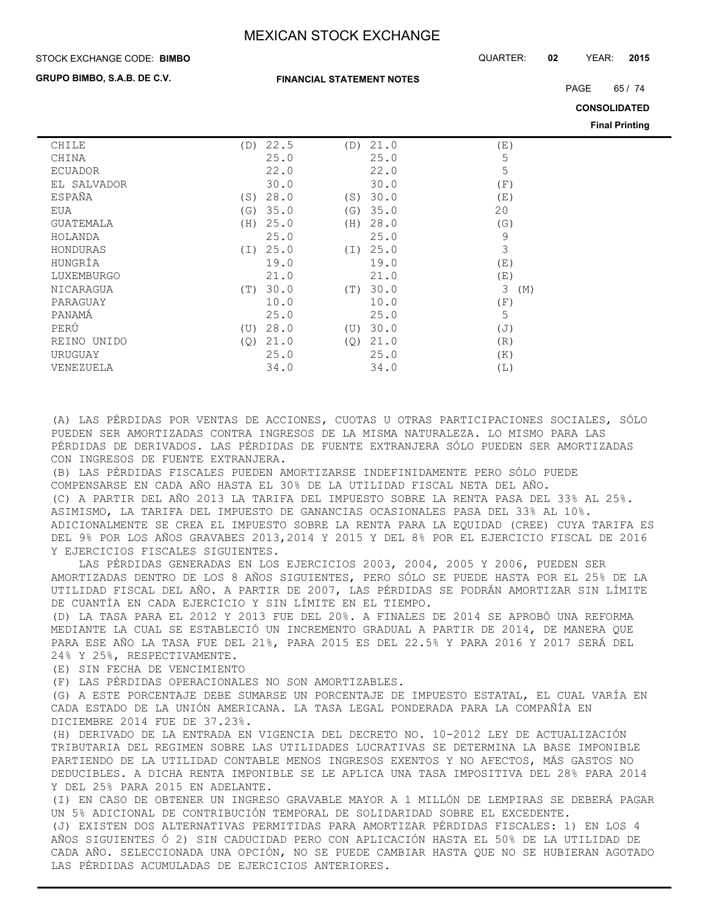| | | | |
|---|---|---|---|
| CHILE | (D) 22.5 | (D) 21.0 | (E) |
| CHINA | 25.0 | 25.0 | 5 |
| ECUADOR | 22.0 | 22.0 | 5 |
| EL SALVADOR | 30.0 | 30.0 | (F) |
| ESPAÑA | (S) 28.0 | (S) 30.0 | (E) |
| EUA | (G) 35.0 | (G) 35.0 | 20 |
| GUATEMALA | (H) 25.0 | (H) 28.0 | (G) |
| HOLANDA | 25.0 | 25.0 | 9 |
| HONDURAS | (I) 25.0 | (I) 25.0 | 3 |
| HUNGRÍA | 19.0 | 19.0 | (E) |
| LUXEMBURGO | 21.0 | 21.0 | (E) |
| NICARAGUA | (T) 30.0 | (T) 30.0 | 3 (M) |
| PARAGUAY | 10.0 | 10.0 | (F) |
| PANAMÁ | 25.0 | 25.0 | 5 |
| PERÚ | (U) 28.0 | (U) 30.0 | (J) |
| REINO UNIDO | (Q) 21.0 | (Q) 21.0 | (R) |
| URUGUAY | 25.0 | 25.0 | (K) |
| VENEZUELA | 34.0 | 34.0 | (L) |

(A) LAS PÉRDIDAS POR VENTAS DE ACCIONES, CUOTAS U OTRAS PARTICIPACIONES SOCIALES, SÓLO PUEDEN SER AMORTIZADAS CONTRA INGRESOS DE LA MISMA NATURALEZA. LO MISMO PARA LAS PÉRDIDAS DE DERIVADOS. LAS PÉRDIDAS DE FUENTE EXTRANJERA SÓLO PUEDEN SER AMORTIZADAS CON INGRESOS DE FUENTE EXTRANJERA.

(B) LAS PÉRDIDAS FISCALES PUEDEN AMORTIZARSE INDEFINIDAMENTE PERO SÓLO PUEDE COMPENSARSE EN CADA AÑO HASTA EL 30% DE LA UTILIDAD FISCAL NETA DEL AÑO.

(C) A PARTIR DEL AÑO 2013 LA TARIFA DEL IMPUESTO SOBRE LA RENTA PASA DEL 33% AL 25%. ASIMISMO, LA TARIFA DEL IMPUESTO DE GANANCIAS OCASIONALES PASA DEL 33% AL 10%. ADICIONALMENTE SE CREA EL IMPUESTO SOBRE LA RENTA PARA LA EQUIDAD (CREE) CUYA TARIFA ES DEL 9% POR LOS AÑOS GRAVABES 2013,2014 Y 2015 Y DEL 8% POR EL EJERCICIO FISCAL DE 2016 Y EJERCICIOS FISCALES SIGUIENTES.

LAS PÉRDIDAS GENERADAS EN LOS EJERCICIOS 2003, 2004, 2005 Y 2006, PUEDEN SER AMORTIZADAS DENTRO DE LOS 8 AÑOS SIGUIENTES, PERO SÓLO SE PUEDE HASTA POR EL 25% DE LA UTILIDAD FISCAL DEL AÑO. A PARTIR DE 2007, LAS PÉRDIDAS SE PODRÁN AMORTIZAR SIN LÍMITE DE CUANTÍA EN CADA EJERCICIO Y SIN LÍMITE EN EL TIEMPO.

(D) LA TASA PARA EL 2012 Y 2013 FUE DEL 20%. A FINALES DE 2014 SE APROBÓ UNA REFORMA MEDIANTE LA CUAL SE ESTABLECIÓ UN INCREMENTO GRADUAL A PARTIR DE 2014, DE MANERA QUE PARA ESE AÑO LA TASA FUE DEL 21%, PARA 2015 ES DEL 22.5% Y PARA 2016 Y 2017 SERÁ DEL 24% Y 25%, RESPECTIVAMENTE.

(E) SIN FECHA DE VENCIMIENTO

(F) LAS PÉRDIDAS OPERACIONALES NO SON AMORTIZABLES.

(G) A ESTE PORCENTAJE DEBE SUMARSE UN PORCENTAJE DE IMPUESTO ESTATAL, EL CUAL VARÍA EN CADA ESTADO DE LA UNIÓN AMERICANA. LA TASA LEGAL PONDERADA PARA LA COMPAÑÍA EN DICIEMBRE 2014 FUE DE 37.23%.

(H) DERIVADO DE LA ENTRADA EN VIGENCIA DEL DECRETO NO. 10-2012 LEY DE ACTUALIZACIÓN TRIBUTARIA DEL REGIMEN SOBRE LAS UTILIDADES LUCRATIVAS SE DETERMINA LA BASE IMPONIBLE PARTIENDO DE LA UTILIDAD CONTABLE MENOS INGRESOS EXENTOS Y NO AFECTOS, MÁS GASTOS NO DEDUCIBLES. A DICHA RENTA IMPONIBLE SE LE APLICA UNA TASA IMPOSITIVA DEL 28% PARA 2014 Y DEL 25% PARA 2015 EN ADELANTE.

(I) EN CASO DE OBTENER UN INGRESO GRAVABLE MAYOR A 1 MILLÓN DE LEMPIRAS SE DEBERÁ PAGAR UN 5% ADICIONAL DE CONTRIBUCIÓN TEMPORAL DE SOLIDARIDAD SOBRE EL EXCEDENTE.

(J) EXISTEN DOS ALTERNATIVAS PERMITIDAS PARA AMORTIZAR PÉRDIDAS FISCALES: 1) EN LOS 4 AÑOS SIGUIENTES Ó 2) SIN CADUCIDAD PERO CON APLICACIÓN HASTA EL 50% DE LA UTILIDAD DE CADA AÑO. SELECCIONADA UNA OPCIÓN, NO SE PUEDE CAMBIAR HASTA QUE NO SE HUBIERAN AGOTADO LAS PÉRDIDAS ACUMULADAS DE EJERCICIOS ANTERIORES.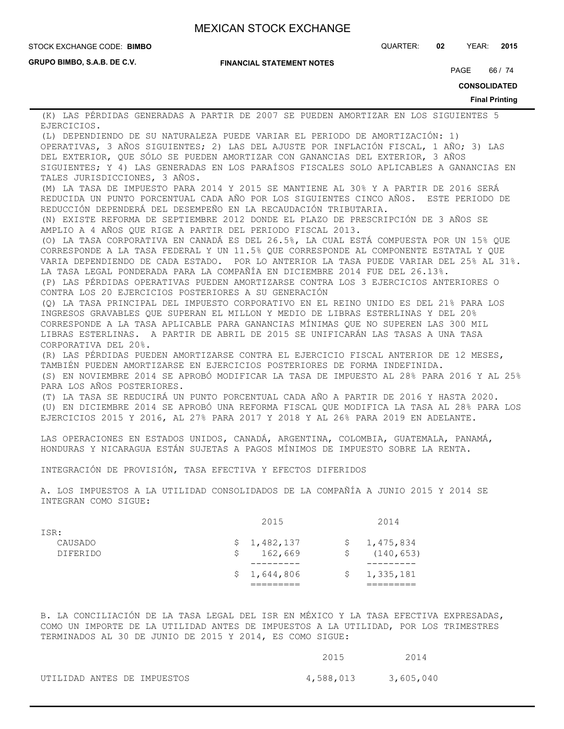(K) LAS PÉRDIDAS GENERADAS A PARTIR DE 2007 SE PUEDEN AMORTIZAR EN LOS SIGUIENTES 5 EJERCICIOS.
(L) DEPENDIENDO DE SU NATURALEZA PUEDE VARIAR EL PERIODO DE AMORTIZACIÓN: 1) OPERATIVAS, 3 AÑOS SIGUIENTES; 2) LAS DEL AJUSTE POR INFLACIÓN FISCAL, 1 AÑO; 3) LAS DEL EXTERIOR, QUE SÓLO SE PUEDEN AMORTIZAR CON GANANCIAS DEL EXTERIOR, 3 AÑOS SIGUIENTES; Y 4) LAS GENERADAS EN LOS PARAÍSOS FISCALES SOLO APLICABLES A GANANCIAS EN TALES JURISDICCIONES, 3 AÑOS.
(M) LA TASA DE IMPUESTO PARA 2014 Y 2015 SE MANTIENE AL 30% Y A PARTIR DE 2016 SERÁ REDUCIDA UN PUNTO PORCENTUAL CADA AÑO POR LOS SIGUIENTES CINCO AÑOS. ESTE PERIODO DE REDUCCIÓN DEPENDERÁ DEL DESEMPEÑO EN LA RECAUDACIÓN TRIBUTARIA.
(N) EXISTE REFORMA DE SEPTIEMBRE 2012 DONDE EL PLAZO DE PRESCRIPCIÓN DE 3 AÑOS SE AMPLIO A 4 AÑOS QUE RIGE A PARTIR DEL PERIODO FISCAL 2013.
(O) LA TASA CORPORATIVA EN CANADÁ ES DEL 26.5%, LA CUAL ESTÁ COMPUESTA POR UN 15% QUE CORRESPONDE A LA TASA FEDERAL Y UN 11.5% QUE CORRESPONDE AL COMPONENTE ESTATAL Y QUE VARIA DEPENDIENDO DE CADA ESTADO. POR LO ANTERIOR LA TASA PUEDE VARIAR DEL 25% AL 31%. LA TASA LEGAL PONDERADA PARA LA COMPAÑÍA EN DICIEMBRE 2014 FUE DEL 26.13%.
(P) LAS PÉRDIDAS OPERATIVAS PUEDEN AMORTIZARSE CONTRA LOS 3 EJERCICIOS ANTERIORES O CONTRA LOS 20 EJERCICIOS POSTERIORES A SU GENERACIÓN
(Q) LA TASA PRINCIPAL DEL IMPUESTO CORPORATIVO EN EL REINO UNIDO ES DEL 21% PARA LOS INGRESOS GRAVABLES QUE SUPERAN EL MILLON Y MEDIO DE LIBRAS ESTERLINAS Y DEL 20% CORRESPONDE A LA TASA APLICABLE PARA GANANCIAS MÍNIMAS QUE NO SUPEREN LAS 300 MIL LIBRAS ESTERLINAS. A PARTIR DE ABRIL DE 2015 SE UNIFICARÁN LAS TASAS A UNA TASA CORPORATIVA DEL 20%.
(R) LAS PÉRDIDAS PUEDEN AMORTIZARSE CONTRA EL EJERCICIO FISCAL ANTERIOR DE 12 MESES, TAMBIÉN PUEDEN AMORTIZARSE EN EJERCICIOS POSTERIORES DE FORMA INDEFINIDA.
(S) EN NOVIEMBRE 2014 SE APROBÓ MODIFICAR LA TASA DE IMPUESTO AL 28% PARA 2016 Y AL 25% PARA LOS AÑOS POSTERIORES.
(T) LA TASA SE REDUCIRÁ UN PUNTO PORCENTUAL CADA AÑO A PARTIR DE 2016 Y HASTA 2020.
(U) EN DICIEMBRE 2014 SE APROBÓ UNA REFORMA FISCAL QUE MODIFICA LA TASA AL 28% PARA LOS EJERCICIOS 2015 Y 2016, AL 27% PARA 2017 Y 2018 Y AL 26% PARA 2019 EN ADELANTE.

LAS OPERACIONES EN ESTADOS UNIDOS, CANADÁ, ARGENTINA, COLOMBIA, GUATEMALA, PANAMÁ, HONDURAS Y NICARAGUA ESTÁN SUJETAS A PAGOS MÍNIMOS DE IMPUESTO SOBRE LA RENTA.

INTEGRACIÓN DE PROVISIÓN, TASA EFECTIVA Y EFECTOS DIFERIDOS

A. LOS IMPUESTOS A LA UTILIDAD CONSOLIDADOS DE LA COMPAÑÍA A JUNIO 2015 Y 2014 SE INTEGRAN COMO SIGUE:

| | 2015 | 2014 |
|---|---|---|
| ISR: | | |
| CAUSADO | $ 1,482,137 | $ 1,475,834 |
| DIFERIDO | $ 162,669 | $ (140,653) |
| | $ 1,644,806 | $ 1,335,181 |

B. LA CONCILIACIÓN DE LA TASA LEGAL DEL ISR EN MÉXICO Y LA TASA EFECTIVA EXPRESADAS, COMO UN IMPORTE DE LA UTILIDAD ANTES DE IMPUESTOS A LA UTILIDAD, POR LOS TRIMESTRES TERMINADOS AL 30 DE JUNIO DE 2015 Y 2014, ES COMO SIGUE:

| | 2015 | 2014 |
|---|---|---|
| UTILIDAD ANTES DE IMPUESTOS | 4,588,013 | 3,605,040 |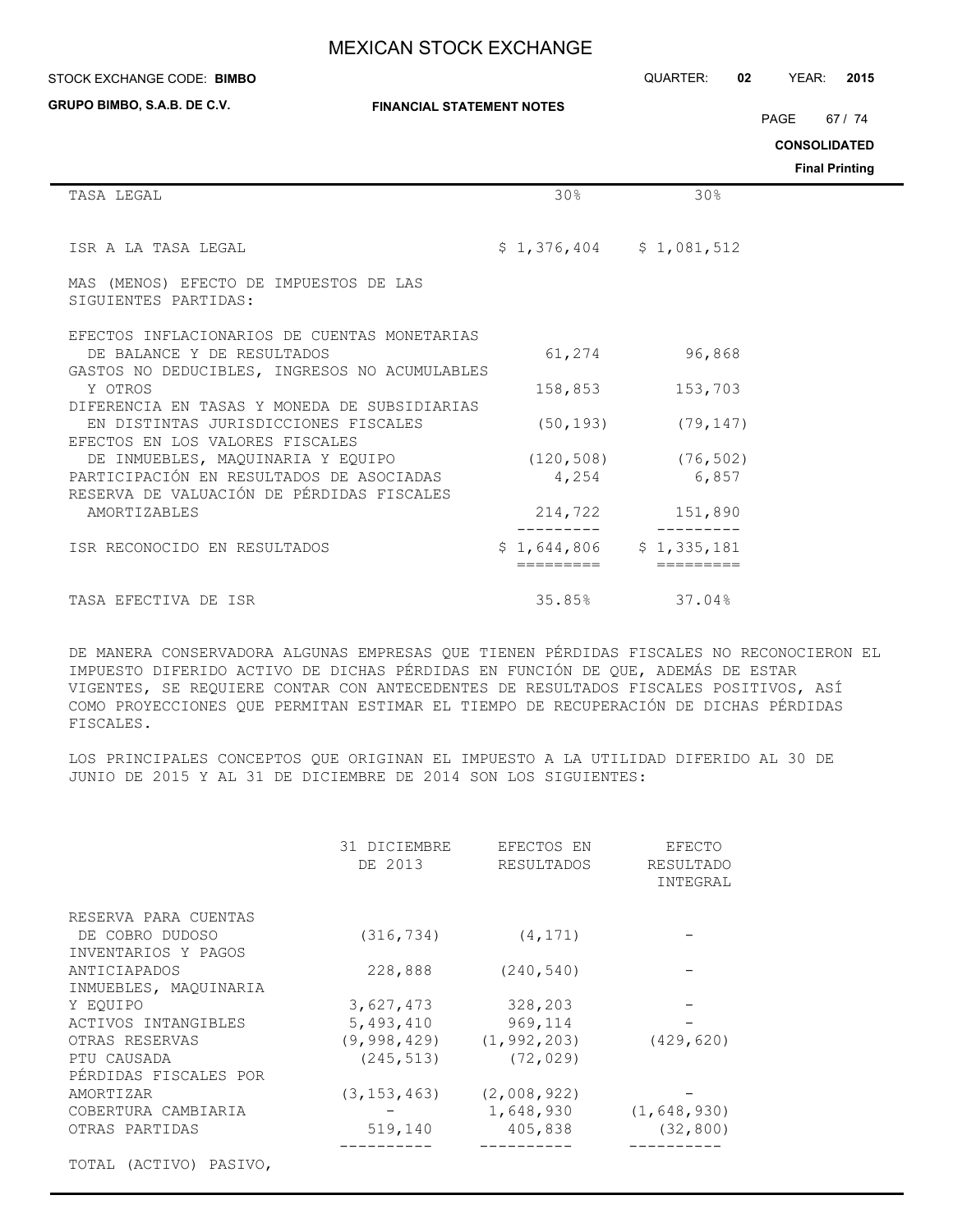| | | |
|---|---|---|
| TASA LEGAL | 30% | 30% |
| ISR A LA TASA LEGAL | $ 1,376,404 | $ 1,081,512 |
| MAS (MENOS) EFECTO DE IMPUESTOS DE LAS SIGUIENTES PARTIDAS: | | |
| EFECTOS INFLACIONARIOS DE CUENTAS MONETARIAS DE BALANCE Y DE RESULTADOS | 61,274 | 96,868 |
| GASTOS NO DEDUCIBLES, INGRESOS NO ACUMULABLES Y OTROS | 158,853 | 153,703 |
| DIFERENCIA EN TASAS Y MONEDA DE SUBSIDIARIAS EN DISTINTAS JURISDICCIONES FISCALES | (50,193) | (79,147) |
| EFECTOS EN LOS VALORES FISCALES DE INMUEBLES, MAQUINARIA Y EQUIPO | (120,508) | (76,502) |
| PARTICIPACIÓN EN RESULTADOS DE ASOCIADAS | 4,254 | 6,857 |
| RESERVA DE VALUACIÓN DE PÉRDIDAS FISCALES AMORTIZABLES | 214,722 | 151,890 |
| ISR RECONOCIDO EN RESULTADOS | $ 1,644,806 | $ 1,335,181 |
| TASA EFECTIVA DE ISR | 35.85% | 37.04% |

DE MANERA CONSERVADORA ALGUNAS EMPRESAS QUE TIENEN PÉRDIDAS FISCALES NO RECONOCIERON EL IMPUESTO DIFERIDO ACTIVO DE DICHAS PÉRDIDAS EN FUNCIÓN DE QUE, ADEMÁS DE ESTAR VIGENTES, SE REQUIERE CONTAR CON ANTECEDENTES DE RESULTADOS FISCALES POSITIVOS, ASÍ COMO PROYECCIONES QUE PERMITAN ESTIMAR EL TIEMPO DE RECUPERACIÓN DE DICHAS PÉRDIDAS FISCALES.

LOS PRINCIPALES CONCEPTOS QUE ORIGINAN EL IMPUESTO A LA UTILIDAD DIFERIDO AL 30 DE JUNIO DE 2015 Y AL 31 DE DICIEMBRE DE 2014 SON LOS SIGUIENTES:

| | 31 DICIEMBRE DE 2013 | EFECTOS EN RESULTADOS | EFECTO RESULTADO INTEGRAL |
|---|---|---|---|
| RESERVA PARA CUENTAS DE COBRO DUDOSO | (316,734) | (4,171) | - |
| INVENTARIOS Y PAGOS ANTICIAPADOS | 228,888 | (240,540) | - |
| INMUEBLES, MAQUINARIA Y EQUIPO | 3,627,473 | 328,203 | - |
| ACTIVOS INTANGIBLES | 5,493,410 | 969,114 | - |
| OTRAS RESERVAS | (9,998,429) | (1,992,203) | (429,620) |
| PTU CAUSADA | (245,513) | (72,029) | |
| PÉRDIDAS FISCALES POR AMORTIZAR | (3,153,463) | (2,008,922) | - |
| COBERTURA CAMBIARIA | - | 1,648,930 | (1,648,930) |
| OTRAS PARTIDAS | 519,140 | 405,838 | (32,800) |
| TOTAL (ACTIVO) PASIVO, | | | |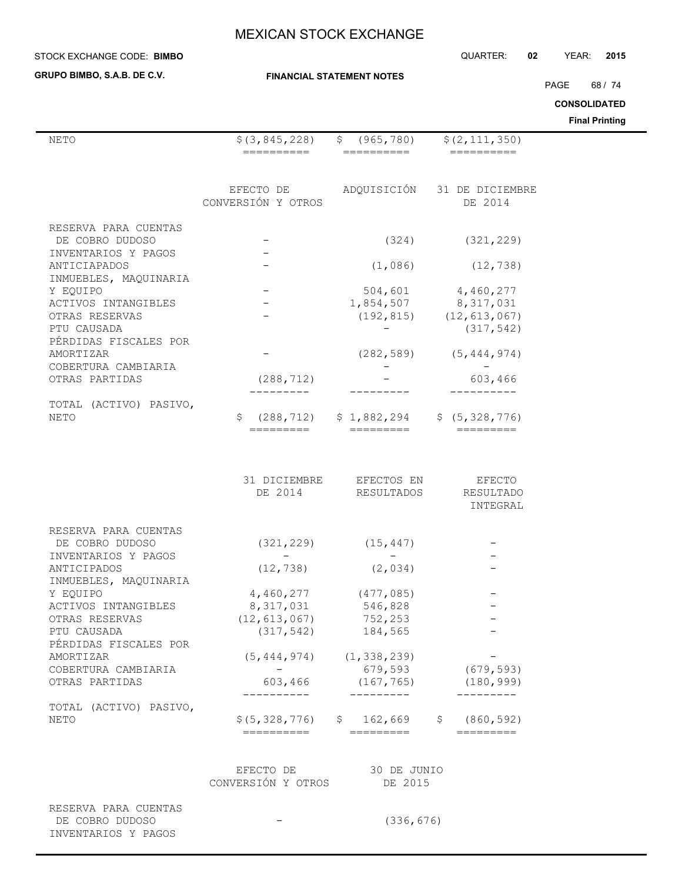| | | | |
|---|---|---|---|
| NETO | $(3,845,228) | $ (965,780) | $(2,111,350) |

| | EFECTO DE CONVERSIÓN Y OTROS | ADQUISICIÓN | 31 DE DICIEMBRE DE 2014 |
|---|---|---|---|
| RESERVA PARA CUENTAS DE COBRO DUDOSO | - | (324) | (321,229) |
| INVENTARIOS Y PAGOS ANTICIPADOS | - | (1,086) | (12,738) |
| INMUEBLES, MAQUINARIA Y EQUIPO | - | 504,601 | 4,460,277 |
| ACTIVOS INTANGIBLES | - | 1,854,507 | 8,317,031 |
| OTRAS RESERVAS | - | (192,815) | (12,613,067) |
| PTU CAUSADA | | - | (317,542) |
| PÉRDIDAS FISCALES POR AMORTIZAR | - | (282,589) | (5,444,974) |
| COBERTURA CAMBIARIA | | - | - |
| OTRAS PARTIDAS | (288,712) | - | 603,466 |
| TOTAL (ACTIVO) PASIVO, NETO | $ (288,712) | $ 1,882,294 | $ (5,328,776) |

| | 31 DICIEMBRE DE 2014 | EFECTOS EN RESULTADOS | EFECTO RESULTADO INTEGRAL |
|---|---|---|---|
| RESERVA PARA CUENTAS DE COBRO DUDOSO | (321,229) | (15,447) | - |
| INVENTARIOS Y PAGOS ANTICIPADOS | (12,738) | (2,034) | - |
| INMUEBLES, MAQUINARIA Y EQUIPO | 4,460,277 | (477,085) | - |
| ACTIVOS INTANGIBLES | 8,317,031 | 546,828 | - |
| OTRAS RESERVAS | (12,613,067) | 752,253 | - |
| PTU CAUSADA | (317,542) | 184,565 | - |
| PÉRDIDAS FISCALES POR AMORTIZAR | (5,444,974) | (1,338,239) | - |
| COBERTURA CAMBIARIA | - | 679,593 | (679,593) |
| OTRAS PARTIDAS | 603,466 | (167,765) | (180,999) |
| TOTAL (ACTIVO) PASIVO, NETO | $(5,328,776) | $ 162,669 | $ (860,592) |

| | EFECTO DE CONVERSIÓN Y OTROS | 30 DE JUNIO DE 2015 |
|---|---|---|
| RESERVA PARA CUENTAS DE COBRO DUDOSO | - | (336,676) |
| INVENTARIOS Y PAGOS | | |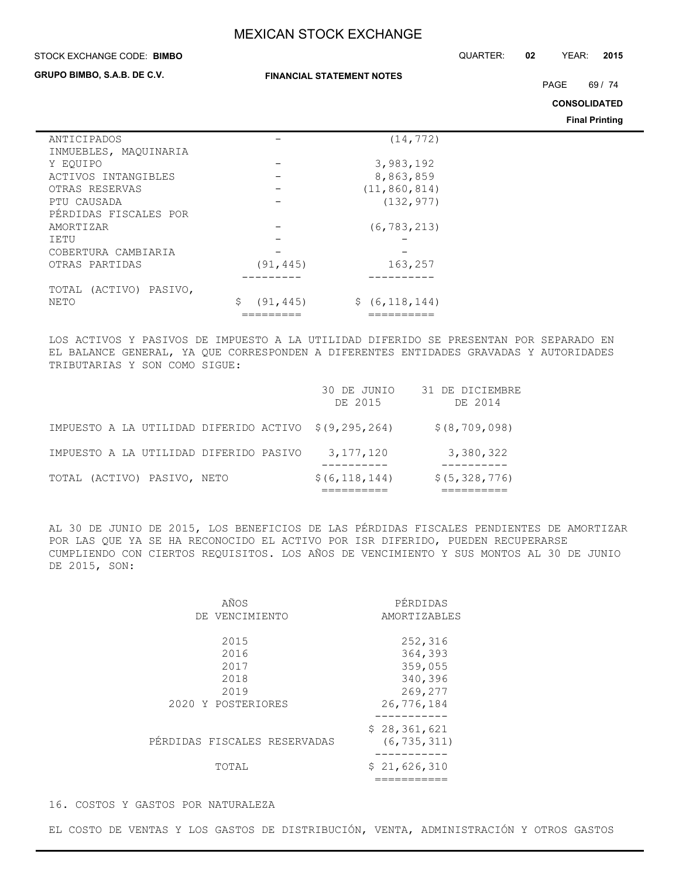| | | |
|---|---|---|
| ANTICIPADOS | - | (14,772) |
| INMUEBLES, MAQUINARIA Y EQUIPO | - | 3,983,192 |
| ACTIVOS INTANGIBLES | - | 8,863,859 |
| OTRAS RESERVAS | - | (11,860,814) |
| PTU CAUSADA | - | (132,977) |
| PÉRDIDAS FISCALES POR AMORTIZAR | - | (6,783,213) |
| IETU | - | - |
| COBERTURA CAMBIARIA | - | - |
| OTRAS PARTIDAS | (91,445) | 163,257 |
| TOTAL (ACTIVO) PASIVO, NETO | $ (91,445) | $ (6,118,144) |

LOS ACTIVOS Y PASIVOS DE IMPUESTO A LA UTILIDAD DIFERIDO SE PRESENTAN POR SEPARADO EN EL BALANCE GENERAL, YA QUE CORRESPONDEN A DIFERENTES ENTIDADES GRAVADAS Y AUTORIDADES TRIBUTARIAS Y SON COMO SIGUE:

| | 30 DE JUNIO DE 2015 | 31 DE DICIEMBRE DE 2014 |
|---|---|---|
| IMPUESTO A LA UTILIDAD DIFERIDO ACTIVO | $(9,295,264) | $(8,709,098) |
| IMPUESTO A LA UTILIDAD DIFERIDO PASIVO | 3,177,120 | 3,380,322 |
| TOTAL (ACTIVO) PASIVO, NETO | $(6,118,144) | $(5,328,776) |

AL 30 DE JUNIO DE 2015, LOS BENEFICIOS DE LAS PÉRDIDAS FISCALES PENDIENTES DE AMORTIZAR POR LAS QUE YA SE HA RECONOCIDO EL ACTIVO POR ISR DIFERIDO, PUEDEN RECUPERARSE CUMPLIENDO CON CIERTOS REQUISITOS. LOS AÑOS DE VENCIMIENTO Y SUS MONTOS AL 30 DE JUNIO DE 2015, SON:

| AÑOS DE VENCIMIENTO | PÉRDIDAS AMORTIZABLES |
|---|---|
| 2015 | 252,316 |
| 2016 | 364,393 |
| 2017 | 359,055 |
| 2018 | 340,396 |
| 2019 | 269,277 |
| 2020 Y POSTERIORES | 26,776,184 |
| | $ 28,361,621 |
| PÉRDIDAS FISCALES RESERVADAS | (6,735,311) |
| TOTAL | $ 21,626,310 |

16. COSTOS Y GASTOS POR NATURALEZA

EL COSTO DE VENTAS Y LOS GASTOS DE DISTRIBUCIÓN, VENTA, ADMINISTRACIÓN Y OTROS GASTOS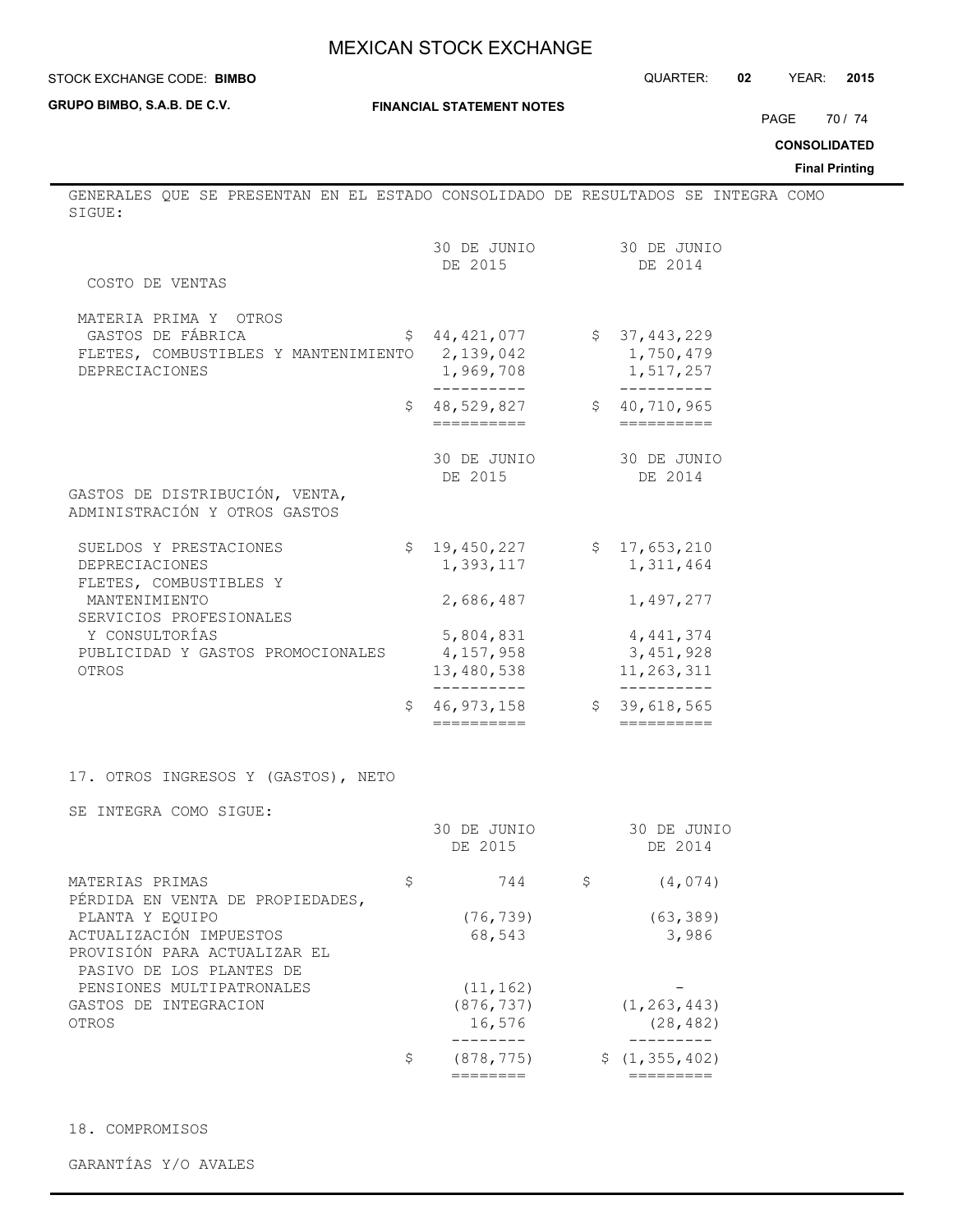GENERALES QUE SE PRESENTAN EN EL ESTADO CONSOLIDADO DE RESULTADOS SE INTEGRA COMO SIGUE:

| COSTO DE VENTAS | 30 DE JUNIO DE 2015 | 30 DE JUNIO DE 2014 |
|---|---|---|
| MATERIA PRIMA Y OTROS GASTOS DE FÁBRICA | $ 44,421,077 | $ 37,443,229 |
| FLETES, COMBUSTIBLES Y MANTENIMIENTO | 2,139,042 | 1,750,479 |
| DEPRECIACIONES | 1,969,708 | 1,517,257 |
| | $ 48,529,827 | $ 40,710,965 |

| GASTOS DE DISTRIBUCIÓN, VENTA, ADMINISTRACIÓN Y OTROS GASTOS | 30 DE JUNIO DE 2015 | 30 DE JUNIO DE 2014 |
|---|---|---|
| SUELDOS Y PRESTACIONES | $ 19,450,227 | $ 17,653,210 |
| DEPRECIACIONES | 1,393,117 | 1,311,464 |
| FLETES, COMBUSTIBLES Y MANTENIMIENTO | 2,686,487 | 1,497,277 |
| SERVICIOS PROFESIONALES Y CONSULTORÍAS | 5,804,831 | 4,441,374 |
| PUBLICIDAD Y GASTOS PROMOCIONALES | 4,157,958 | 3,451,928 |
| OTROS | 13,480,538 | 11,263,311 |
| | $ 46,973,158 | $ 39,618,565 |

17. OTROS INGRESOS Y (GASTOS), NETO

SE INTEGRA COMO SIGUE:

| | 30 DE JUNIO DE 2015 | 30 DE JUNIO DE 2014 |
|---|---|---|
| MATERIAS PRIMAS | $ 744 | $ (4,074) |
| PÉRDIDA EN VENTA DE PROPIEDADES, PLANTA Y EQUIPO | (76,739) | (63,389) |
| ACTUALIZACIÓN IMPUESTOS | 68,543 | 3,986 |
| PROVISIÓN PARA ACTUALIZAR EL PASIVO DE LOS PLANTES DE PENSIONES MULTIPATRONALES | (11,162) | - |
| GASTOS DE INTEGRACION | (876,737) | (1,263,443) |
| OTROS | 16,576 | (28,482) |
| | $ (878,775) | $ (1,355,402) |

18. COMPROMISOS

GARANTÍAS Y/O AVALES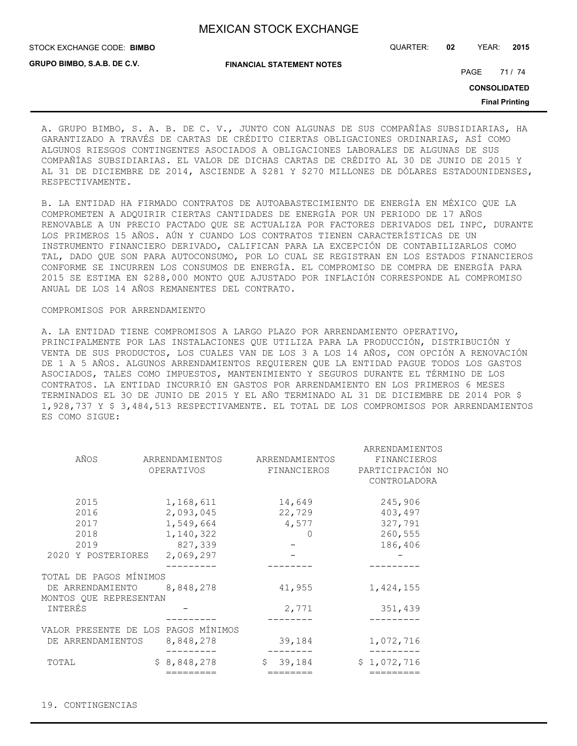A. GRUPO BIMBO, S. A. B. DE C. V., JUNTO CON ALGUNAS DE SUS COMPAÑÍAS SUBSIDIARIAS, HA GARANTIZADO A TRAVÉS DE CARTAS DE CRÉDITO CIERTAS OBLIGACIONES ORDINARIAS, ASÍ COMO ALGUNOS RIESGOS CONTINGENTES ASOCIADOS A OBLIGACIONES LABORALES DE ALGUNAS DE SUS COMPAÑÍAS SUBSIDIARIAS. EL VALOR DE DICHAS CARTAS DE CRÉDITO AL 30 DE JUNIO DE 2015 Y AL 31 DE DICIEMBRE DE 2014, ASCIENDE A $281 Y $270 MILLONES DE DÓLARES ESTADOUNIDENSES, RESPECTIVAMENTE.

B. LA ENTIDAD HA FIRMADO CONTRATOS DE AUTOABASTECIMIENTO DE ENERGÍA EN MÉXICO QUE LA COMPROMETEN A ADQUIRIR CIERTAS CANTIDADES DE ENERGÍA POR UN PERIODO DE 17 AÑOS RENOVABLE A UN PRECIO PACTADO QUE SE ACTUALIZA POR FACTORES DERIVADOS DEL INPC, DURANTE LOS PRIMEROS 15 AÑOS. AÚN Y CUANDO LOS CONTRATOS TIENEN CARACTERÍSTICAS DE UN INSTRUMENTO FINANCIERO DERIVADO, CALIFICAN PARA LA EXCEPCIÓN DE CONTABILIZARLOS COMO TAL, DADO QUE SON PARA AUTOCONSUMO, POR LO CUAL SE REGISTRAN EN LOS ESTADOS FINANCIEROS CONFORME SE INCURREN LOS CONSUMOS DE ENERGÍA. EL COMPROMISO DE COMPRA DE ENERGÍA PARA 2015 SE ESTIMA EN $288,000 MONTO QUE AJUSTADO POR INFLACIÓN CORRESPONDE AL COMPROMISO ANUAL DE LOS 14 AÑOS REMANENTES DEL CONTRATO.

COMPROMISOS POR ARRENDAMIENTO

A. LA ENTIDAD TIENE COMPROMISOS A LARGO PLAZO POR ARRENDAMIENTO OPERATIVO, PRINCIPALMENTE POR LAS INSTALACIONES QUE UTILIZA PARA LA PRODUCCIÓN, DISTRIBUCIÓN Y VENTA DE SUS PRODUCTOS, LOS CUALES VAN DE LOS 3 A LOS 14 AÑOS, CON OPCIÓN A RENOVACIÓN DE 1 A 5 AÑOS. ALGUNOS ARRENDAMIENTOS REQUIEREN QUE LA ENTIDAD PAGUE TODOS LOS GASTOS ASOCIADOS, TALES COMO IMPUESTOS, MANTENIMIENTO Y SEGUROS DURANTE EL TÉRMINO DE LOS CONTRATOS. LA ENTIDAD INCURRIÓ EN GASTOS POR ARRENDAMIENTO EN LOS PRIMEROS 6 MESES TERMINADOS EL 30 DE JUNIO DE 2015 Y EL AÑO TERMINADO AL 31 DE DICIEMBRE DE 2014 POR $ 1,928,737 Y $ 3,484,513 RESPECTIVAMENTE. EL TOTAL DE LOS COMPROMISOS POR ARRENDAMIENTOS ES COMO SIGUE:

| AÑOS | ARRENDAMIENTOS OPERATIVOS | ARRENDAMIENTOS FINANCIEROS | ARRENDAMIENTOS FINANCIEROS PARTICIPACIÓN NO CONTROLADORA |
|---|---|---|---|
| 2015 | 1,168,611 | 14,649 | 245,906 |
| 2016 | 2,093,045 | 22,729 | 403,497 |
| 2017 | 1,549,664 | 4,577 | 327,791 |
| 2018 | 1,140,322 | 0 | 260,555 |
| 2019 | 827,339 | - | 186,406 |
| 2020 Y POSTERIORES | 2,069,297 | - | - |
| TOTAL DE PAGOS MÍNIMOS DE ARRENDAMIENTO | 8,848,278 | 41,955 | 1,424,155 |
| MONTOS QUE REPRESENTAN INTERÉS | - | 2,771 | 351,439 |
| VALOR PRESENTE DE LOS PAGOS MÍNIMOS DE ARRENDAMIENTOS | 8,848,278 | 39,184 | 1,072,716 |
| TOTAL | $ 8,848,278 | $ 39,184 | $ 1,072,716 |

19. CONTINGENCIAS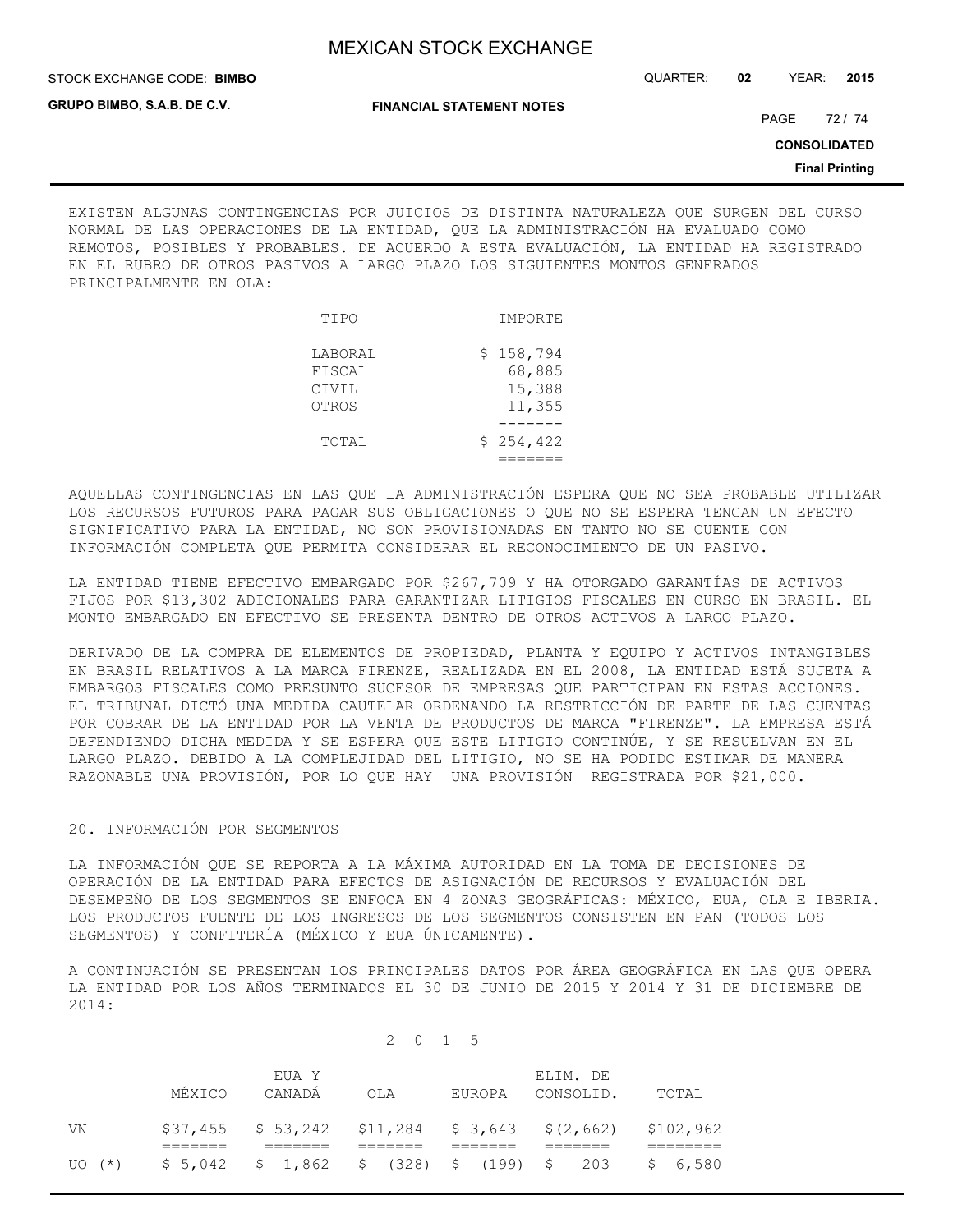EXISTEN ALGUNAS CONTINGENCIAS POR JUICIOS DE DISTINTA NATURALEZA QUE SURGEN DEL CURSO NORMAL DE LAS OPERACIONES DE LA ENTIDAD, QUE LA ADMINISTRACIÓN HA EVALUADO COMO REMOTOS, POSIBLES Y PROBABLES. DE ACUERDO A ESTA EVALUACIÓN, LA ENTIDAD HA REGISTRADO EN EL RUBRO DE OTROS PASIVOS A LARGO PLAZO LOS SIGUIENTES MONTOS GENERADOS PRINCIPALMENTE EN OLA:

| TIPO | IMPORTE |
|---|---|
| LABORAL | $ 158,794 |
| FISCAL | 68,885 |
| CIVIL | 15,388 |
| OTROS | 11,355 |
| TOTAL | $ 254,422 |

AQUELLAS CONTINGENCIAS EN LAS QUE LA ADMINISTRACIÓN ESPERA QUE NO SEA PROBABLE UTILIZAR LOS RECURSOS FUTUROS PARA PAGAR SUS OBLIGACIONES O QUE NO SE ESPERA TENGAN UN EFECTO SIGNIFICATIVO PARA LA ENTIDAD, NO SON PROVISIONADAS EN TANTO NO SE CUENTE CON INFORMACIÓN COMPLETA QUE PERMITA CONSIDERAR EL RECONOCIMIENTO DE UN PASIVO.

LA ENTIDAD TIENE EFECTIVO EMBARGADO POR $267,709 Y HA OTORGADO GARANTÍAS DE ACTIVOS FIJOS POR $13,302 ADICIONALES PARA GARANTIZAR LITIGIOS FISCALES EN CURSO EN BRASIL. EL MONTO EMBARGADO EN EFECTIVO SE PRESENTA DENTRO DE OTROS ACTIVOS A LARGO PLAZO.

DERIVADO DE LA COMPRA DE ELEMENTOS DE PROPIEDAD, PLANTA Y EQUIPO Y ACTIVOS INTANGIBLES EN BRASIL RELATIVOS A LA MARCA FIRENZE, REALIZADA EN EL 2008, LA ENTIDAD ESTÁ SUJETA A EMBARGOS FISCALES COMO PRESUNTO SUCESOR DE EMPRESAS QUE PARTICIPAN EN ESTAS ACCIONES. EL TRIBUNAL DICTÓ UNA MEDIDA CAUTELAR ORDENANDO LA RESTRICCIÓN DE PARTE DE LAS CUENTAS POR COBRAR DE LA ENTIDAD POR LA VENTA DE PRODUCTOS DE MARCA "FIRENZE". LA EMPRESA ESTÁ DEFENDIENDO DICHA MEDIDA Y SE ESPERA QUE ESTE LITIGIO CONTINÚE, Y SE RESUELVAN EN EL LARGO PLAZO. DEBIDO A LA COMPLEJIDAD DEL LITIGIO, NO SE HA PODIDO ESTIMAR DE MANERA RAZONABLE UNA PROVISIÓN, POR LO QUE HAY UNA PROVISIÓN REGISTRADA POR $21,000.

## 20. INFORMACIÓN POR SEGMENTOS

LA INFORMACIÓN QUE SE REPORTA A LA MÁXIMA AUTORIDAD EN LA TOMA DE DECISIONES DE OPERACIÓN DE LA ENTIDAD PARA EFECTOS DE ASIGNACIÓN DE RECURSOS Y EVALUACIÓN DEL DESEMPEÑO DE LOS SEGMENTOS SE ENFOCA EN 4 ZONAS GEOGRÁFICAS: MÉXICO, EUA, OLA E IBERIA. LOS PRODUCTOS FUENTE DE LOS INGRESOS DE LOS SEGMENTOS CONSISTEN EN PAN (TODOS LOS SEGMENTOS) Y CONFITERÍA (MÉXICO Y EUA ÚNICAMENTE).

A CONTINUACIÓN SE PRESENTAN LOS PRINCIPALES DATOS POR ÁREA GEOGRÁFICA EN LAS QUE OPERA LA ENTIDAD POR LOS AÑOS TERMINADOS EL 30 DE JUNIO DE 2015 Y 2014 Y 31 DE DICIEMBRE DE 2014:

2 0 1 5

| | MÉXICO | EUA Y CANADÁ | OLA | EUROPA | ELIM. DE CONSOLID. | TOTAL |
|---|---|---|---|---|---|---|
| VN | $37,455 | $ 53,242 | $11,284 | $ 3,643 | $(2,662) | $102,962 |
| UO (*) | $ 5,042 | $ 1,862 | $ (328) | $ (199) | $ 203 | $ 6,580 |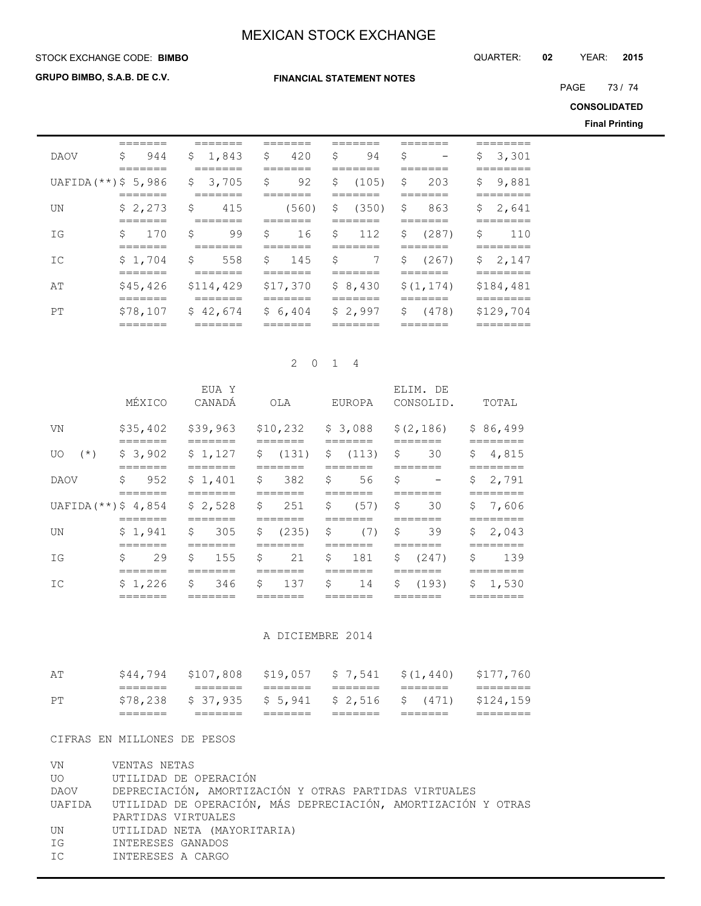| | | | | | | |
|---|---|---|---|---|---|---|
| DAOV | $ 944 | $ 1,843 | $ 420 | $ 94 | $ - | $ 3,301 |
| UAFIDA(**) | $ 5,986 | $ 3,705 | $ 92 | $ (105) | $ 203 | $ 9,881 |
| UN | $ 2,273 | $ 415 | (560) | $ (350) | $ 863 | $ 2,641 |
| IG | $ 170 | $ 99 | $ 16 | $ 112 | $ (287) | $ 110 |
| IC | $ 1,704 | $ 558 | $ 145 | $ 7 | $ (267) | $ 2,147 |
| AT | $45,426 | $114,429 | $17,370 | $ 8,430 | $(1,174) | $184,481 |
| PT | $78,107 | $ 42,674 | $ 6,404 | $ 2,997 | $ (478) | $129,704 |

2 0 1 4

| | MÉXICO | EUA Y CANADÁ | OLA | EUROPA | ELIM. DE CONSOLID. | TOTAL |
|---|---|---|---|---|---|---|
| VN | $35,402 | $39,963 | $10,232 | $ 3,088 | $(2,186) | $ 86,499 |
| UO (*) | $ 3,902 | $ 1,127 | $ (131) | $ (113) | $ 30 | $ 4,815 |
| DAOV | $ 952 | $ 1,401 | $ 382 | $ 56 | $ - | $ 2,791 |
| UAFIDA(**) | $ 4,854 | $ 2,528 | $ 251 | $ (57) | $ 30 | $ 7,606 |
| UN | $ 1,941 | $ 305 | $ (235) | $ (7) | $ 39 | $ 2,043 |
| IG | $ 29 | $ 155 | $ 21 | $ 181 | $ (247) | $ 139 |
| IC | $ 1,226 | $ 346 | $ 137 | $ 14 | $ (193) | $ 1,530 |

A DICIEMBRE 2014

| | | | | | | |
|---|---|---|---|---|---|---|
| AT | $44,794 | $107,808 | $19,057 | $ 7,541 | $(1,440) | $177,760 |
| PT | $78,238 | $ 37,935 | $ 5,941 | $ 2,516 | $ (471) | $124,159 |

CIFRAS EN MILLONES DE PESOS

VN VENTAS NETAS
UO UTILIDAD DE OPERACIÓN
DAOV DEPRECIACIÓN, AMORTIZACIÓN Y OTRAS PARTIDAS VIRTUALES
UAFIDA UTILIDAD DE OPERACIÓN, MÁS DEPRECIACIÓN, AMORTIZACIÓN Y OTRAS PARTIDAS VIRTUALES
UN UTILIDAD NETA (MAYORITARIA)
IG INTERESES GANADOS
IC INTERESES A CARGO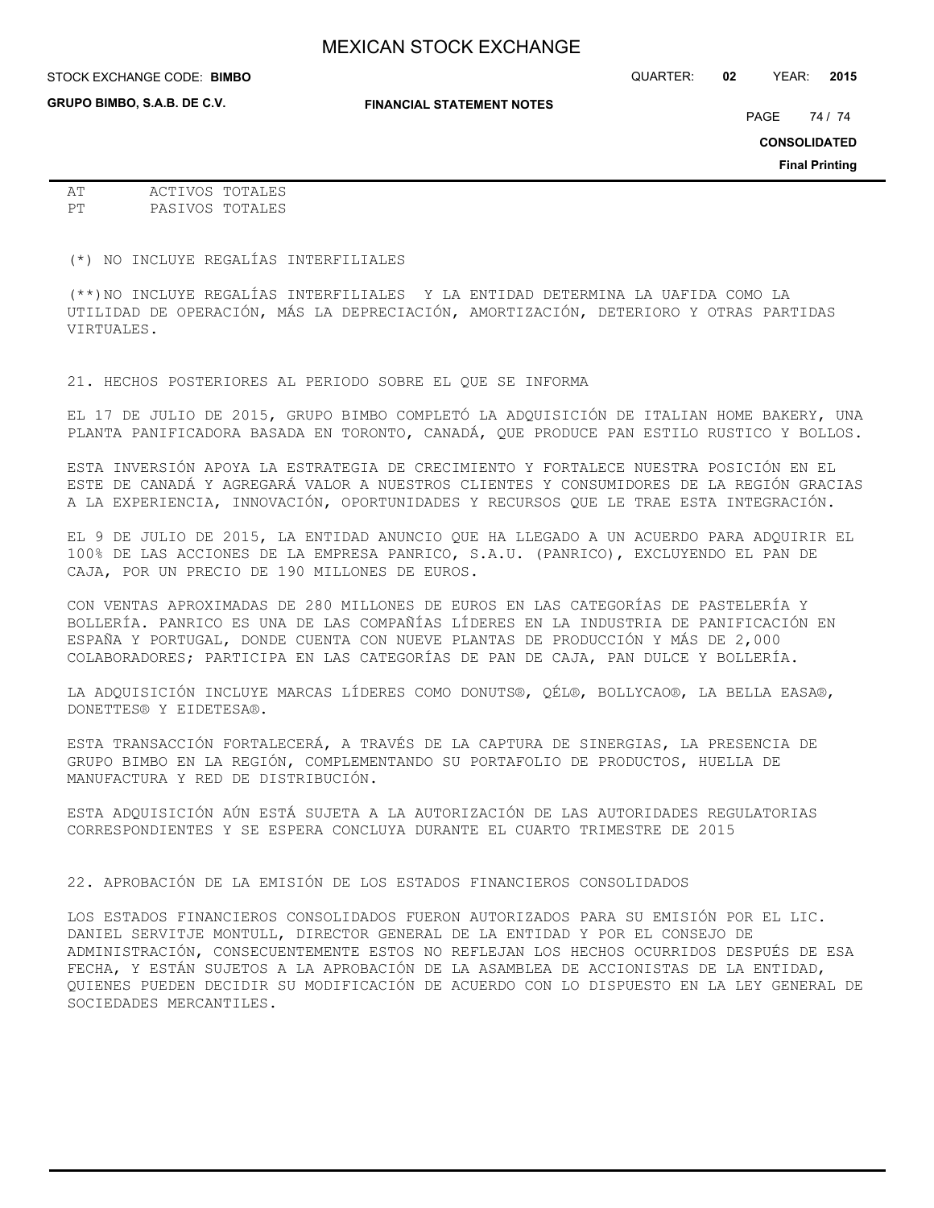| | |
|---|---|
| AT | ACTIVOS TOTALES |
| PT | PASIVOS TOTALES |

(*) NO INCLUYE REGALÍAS INTERFILIALES

(**)NO INCLUYE REGALÍAS INTERFILIALES Y LA ENTIDAD DETERMINA LA UAFIDA COMO LA UTILIDAD DE OPERACIÓN, MÁS LA DEPRECIACIÓN, AMORTIZACIÓN, DETERIORO Y OTRAS PARTIDAS VIRTUALES.

## 21. HECHOS POSTERIORES AL PERIODO SOBRE EL QUE SE INFORMA

EL 17 DE JULIO DE 2015, GRUPO BIMBO COMPLETÓ LA ADQUISICIÓN DE ITALIAN HOME BAKERY, UNA PLANTA PANIFICADORA BASADA EN TORONTO, CANADÁ, QUE PRODUCE PAN ESTILO RUSTICO Y BOLLOS.

ESTA INVERSIÓN APOYA LA ESTRATEGIA DE CRECIMIENTO Y FORTALECE NUESTRA POSICIÓN EN EL ESTE DE CANADÁ Y AGREGARÁ VALOR A NUESTROS CLIENTES Y CONSUMIDORES DE LA REGIÓN GRACIAS A LA EXPERIENCIA, INNOVACIÓN, OPORTUNIDADES Y RECURSOS QUE LE TRAE ESTA INTEGRACIÓN.

EL 9 DE JULIO DE 2015, LA ENTIDAD ANUNCIO QUE HA LLEGADO A UN ACUERDO PARA ADQUIRIR EL 100% DE LAS ACCIONES DE LA EMPRESA PANRICO, S.A.U. (PANRICO), EXCLUYENDO EL PAN DE CAJA, POR UN PRECIO DE 190 MILLONES DE EUROS.

CON VENTAS APROXIMADAS DE 280 MILLONES DE EUROS EN LAS CATEGORÍAS DE PASTELERÍA Y BOLLERÍA. PANRICO ES UNA DE LAS COMPAÑÍAS LÍDERES EN LA INDUSTRIA DE PANIFICACIÓN EN ESPAÑA Y PORTUGAL, DONDE CUENTA CON NUEVE PLANTAS DE PRODUCCIÓN Y MÁS DE 2,000 COLABORADORES; PARTICIPA EN LAS CATEGORÍAS DE PAN DE CAJA, PAN DULCE Y BOLLERÍA.

LA ADQUISICIÓN INCLUYE MARCAS LÍDERES COMO DONUTS®, QÉL®, BOLLYCAO®, LA BELLA EASA®, DONETTES® Y EIDETESA®.

ESTA TRANSACCIÓN FORTALECERÁ, A TRAVÉS DE LA CAPTURA DE SINERGIAS, LA PRESENCIA DE GRUPO BIMBO EN LA REGIÓN, COMPLEMENTANDO SU PORTAFOLIO DE PRODUCTOS, HUELLA DE MANUFACTURA Y RED DE DISTRIBUCIÓN.

ESTA ADQUISICIÓN AÚN ESTÁ SUJETA A LA AUTORIZACIÓN DE LAS AUTORIDADES REGULATORIAS CORRESPONDIENTES Y SE ESPERA CONCLUYA DURANTE EL CUARTO TRIMESTRE DE 2015

## 22. APROBACIÓN DE LA EMISIÓN DE LOS ESTADOS FINANCIEROS CONSOLIDADOS

LOS ESTADOS FINANCIEROS CONSOLIDADOS FUERON AUTORIZADOS PARA SU EMISIÓN POR EL LIC. DANIEL SERVITJE MONTULL, DIRECTOR GENERAL DE LA ENTIDAD Y POR EL CONSEJO DE ADMINISTRACIÓN, CONSECUENTEMENTE ESTOS NO REFLEJAN LOS HECHOS OCURRIDOS DESPUÉS DE ESA FECHA, Y ESTÁN SUJETOS A LA APROBACIÓN DE LA ASAMBLEA DE ACCIONISTAS DE LA ENTIDAD, QUIENES PUEDEN DECIDIR SU MODIFICACIÓN DE ACUERDO CON LO DISPUESTO EN LA LEY GENERAL DE SOCIEDADES MERCANTILES.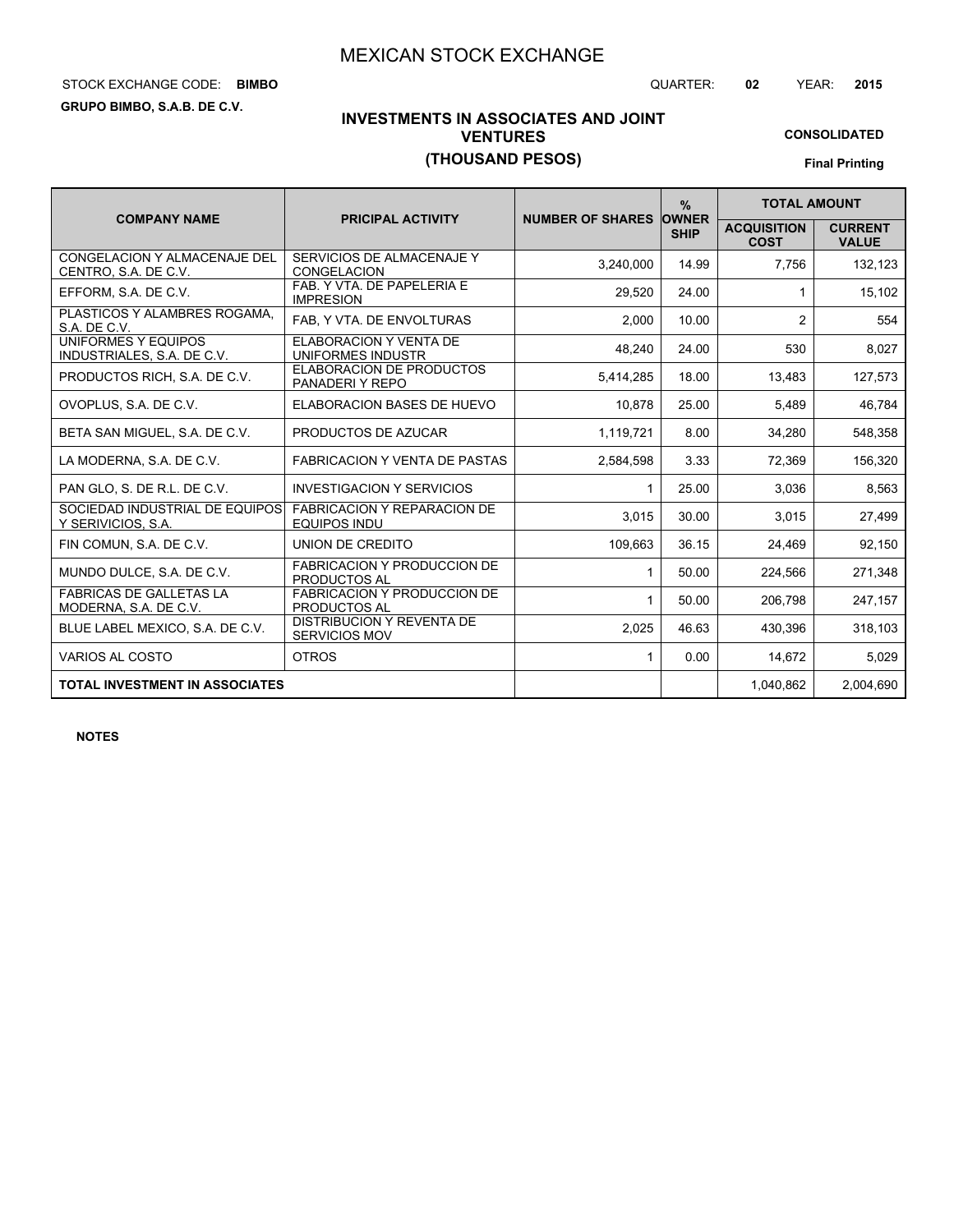# MEXICAN STOCK EXCHANGE

STOCK EXCHANGE CODE: **BIMBO** QUARTER: **02** YEAR: **2015**

**GRUPO BIMBO, S.A.B. DE C.V.**

## INVESTMENTS IN ASSOCIATES AND JOINT VENTURES
## (THOUSAND PESOS)

**CONSOLIDATED**

**Final Printing**

| COMPANY NAME | PRICIPAL ACTIVITY | NUMBER OF SHARES | % OWNER SHIP | TOTAL AMOUNT | |
|---|---|---|---|---|---|
| | | | | ACQUISITION COST | CURRENT VALUE |
| CONGELACION Y ALMACENAJE DEL CENTRO, S.A. DE C.V. | SERVICIOS DE ALMACENAJE Y CONGELACION | 3,240,000 | 14.99 | 7,756 | 132,123 |
| EFFORM, S.A. DE C.V. | FAB. Y VTA. DE PAPELERIA E IMPRESION | 29,520 | 24.00 | 1 | 15,102 |
| PLASTICOS Y ALAMBRES ROGAMA, S.A. DE C.V. | FAB, Y VTA. DE ENVOLTURAS | 2,000 | 10.00 | 2 | 554 |
| UNIFORMES Y EQUIPOS INDUSTRIALES, S.A. DE C.V. | ELABORACION Y VENTA DE UNIFORMES INDUSTR | 48,240 | 24.00 | 530 | 8,027 |
| PRODUCTOS RICH, S.A. DE C.V. | ELABORACION DE PRODUCTOS PANADERI Y REPO | 5,414,285 | 18.00 | 13,483 | 127,573 |
| OVOPLUS, S.A. DE C.V. | ELABORACION BASES DE HUEVO | 10,878 | 25.00 | 5,489 | 46,784 |
| BETA SAN MIGUEL, S.A. DE C.V. | PRODUCTOS DE AZUCAR | 1,119,721 | 8.00 | 34,280 | 548,358 |
| LA MODERNA, S.A. DE C.V. | FABRICACION Y VENTA DE PASTAS | 2,584,598 | 3.33 | 72,369 | 156,320 |
| PAN GLO, S. DE R.L. DE C.V. | INVESTIGACION Y SERVICIOS | 1 | 25.00 | 3,036 | 8,563 |
| SOCIEDAD INDUSTRIAL DE EQUIPOS Y SERIVICIOS, S.A. | FABRICACION Y REPARACION DE EQUIPOS INDU | 3,015 | 30.00 | 3,015 | 27,499 |
| FIN COMUN, S.A. DE C.V. | UNION DE CREDITO | 109,663 | 36.15 | 24,469 | 92,150 |
| MUNDO DULCE, S.A. DE C.V. | FABRICACION Y PRODUCCION DE PRODUCTOS AL | 1 | 50.00 | 224,566 | 271,348 |
| FABRICAS DE GALLETAS LA MODERNA, S.A. DE C.V. | FABRICACION Y PRODUCCION DE PRODUCTOS AL | 1 | 50.00 | 206,798 | 247,157 |
| BLUE LABEL MEXICO, S.A. DE C.V. | DISTRIBUCION Y REVENTA DE SERVICIOS MOV | 2,025 | 46.63 | 430,396 | 318,103 |
| VARIOS AL COSTO | OTROS | 1 | 0.00 | 14,672 | 5,029 |
| **TOTAL INVESTMENT IN ASSOCIATES** | | | | 1,040,862 | 2,004,690 |

**NOTES**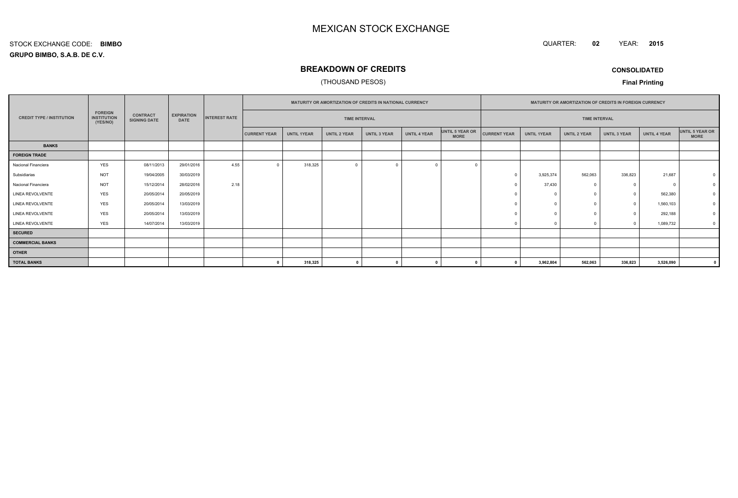# MEXICAN STOCK EXCHANGE

STOCK EXCHANGE CODE: **BIMBO**

**GRUPO BIMBO, S.A.B. DE C.V.**

QUARTER: **02** YEAR: **2015**

## BREAKDOWN OF CREDITS

(THOUSAND PESOS)

**CONSOLIDATED**

**Final Printing**

| CREDIT TYPE / INSTITUTION | FOREIGN INSTITUTION (YES/NO) | CONTRACT SIGNING DATE | EXPIRATION DATE | INTEREST RATE | MATURITY OR AMORTIZATION OF CREDITS IN NATIONAL CURRENCY | | | | | | MATURITY OR AMORTIZATION OF CREDITS IN FOREIGN CURRENCY | | | | | |
|---|---|---|---|---|---|---|---|---|---|---|---|---|---|---|---|---|
| | | | | | TIME INTERVAL | | | | | | TIME INTERVAL | | | | | |
| | | | | | CURRENT YEAR | UNTIL 1YEAR | UNTIL 2 YEAR | UNTIL 3 YEAR | UNTIL 4 YEAR | UNTIL 5 YEAR OR MORE | CURRENT YEAR | UNTIL 1YEAR | UNTIL 2 YEAR | UNTIL 3 YEAR | UNTIL 4 YEAR | UNTIL 5 YEAR OR MORE |
| **BANKS** | | | | | | | | | | | | | | | | |
| **FOREIGN TRADE** | | | | | | | | | | | | | | | | |
| Nacional Financiera | YES | 08/11/2013 | 29/01/2016 | 4.55 | 0 | 318,325 | 0 | 0 | 0 | 0 | | | | | | |
| Subsidiarias | NOT | 19/04/2005 | 30/03/2019 | | | | | | | | 0 | 3,925,374 | 562,063 | 336,823 | 21,687 | 0 |
| Nacional Financiera | NOT | 15/12/2014 | 28/02/2016 | 2.18 | | | | | | | 0 | 37,430 | 0 | 0 | 0 | 0 |
| LINEA REVOLVENTE | YES | 20/05/2014 | 20/05/2019 | | | | | | | | 0 | 0 | 0 | 0 | 562,380 | 0 |
| LINEA REVOLVENTE | YES | 20/05/2014 | 13/03/2019 | | | | | | | | 0 | 0 | 0 | 0 | 1,560,103 | 0 |
| LINEA REVOLVENTE | YES | 20/05/2014 | 13/03/2019 | | | | | | | | 0 | 0 | 0 | 0 | 292,188 | 0 |
| LINEA REVOLVENTE | YES | 14/07/2014 | 13/03/2019 | | | | | | | | 0 | 0 | 0 | 0 | 1,089,732 | 0 |
| **SECURED** | | | | | | | | | | | | | | | | |
| **COMMERCIAL BANKS** | | | | | | | | | | | | | | | | |
| **OTHER** | | | | | | | | | | | | | | | | |
| **TOTAL BANKS** | | | | | **0** | **318,325** | **0** | **0** | **0** | **0** | **0** | **3,962,804** | **562,063** | **336,823** | **3,526,090** | **0** |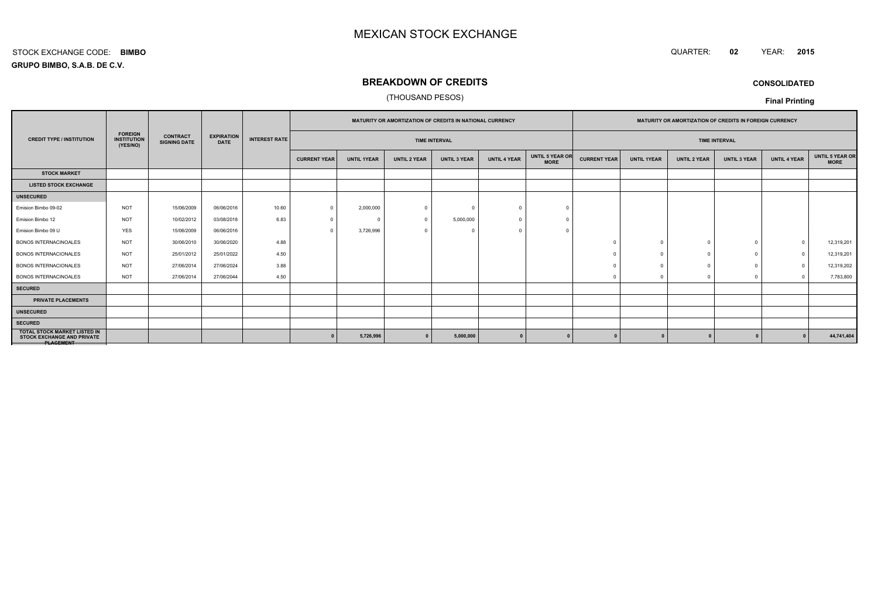# MEXICAN STOCK EXCHANGE

STOCK EXCHANGE CODE: **BIMBO**

**GRUPO BIMBO, S.A.B. DE C.V.**

QUARTER: **02** YEAR: **2015**

## BREAKDOWN OF CREDITS

(THOUSAND PESOS)

**CONSOLIDATED**

**Final Printing**

| CREDIT TYPE / INSTITUTION | FOREIGN INSTITUTION (YES/NO) | CONTRACT SIGNING DATE | EXPIRATION DATE | INTEREST RATE | MATURITY OR AMORTIZATION OF CREDITS IN NATIONAL CURRENCY | | | | | | MATURITY OR AMORTIZATION OF CREDITS IN FOREIGN CURRENCY | | | | | |
|---|---|---|---|---|---|---|---|---|---|---|---|---|---|---|---|---|
| | | | | | TIME INTERVAL | | | | | | TIME INTERVAL | | | | | |
| | | | | | CURRENT YEAR | UNTIL 1YEAR | UNTIL 2 YEAR | UNTIL 3 YEAR | UNTIL 4 YEAR | UNTIL 5 YEAR OR MORE | CURRENT YEAR | UNTIL 1YEAR | UNTIL 2 YEAR | UNTIL 3 YEAR | UNTIL 4 YEAR | UNTIL 5 YEAR OR MORE |
| **STOCK MARKET** | | | | | | | | | | | | | | | | |
| **LISTED STOCK EXCHANGE** | | | | | | | | | | | | | | | | |
| **UNSECURED** | | | | | | | | | | | | | | | | |
| Emision Bimbo 09-02 | NOT | 15/06/2009 | 06/06/2016 | 10.60 | 0 | 2,000,000 | 0 | 0 | 0 | 0 | | | | | | |
| Emision Bimbo 12 | NOT | 10/02/2012 | 03/08/2018 | 6.83 | 0 | 0 | 0 | 5,000,000 | 0 | 0 | | | | | | |
| Emision Bimbo 09 U | YES | 15/06/2009 | 06/06/2016 | | 0 | 3,726,996 | 0 | 0 | 0 | 0 | | | | | | |
| BONOS INTERNACINOALES | NOT | 30/06/2010 | 30/06/2020 | 4.88 | | | | | | | 0 | 0 | 0 | 0 | 0 | 12,319,201 |
| BONOS INTERNACIONALES | NOT | 25/01/2012 | 25/01/2022 | 4.50 | | | | | | | 0 | 0 | 0 | 0 | 0 | 12,319,201 |
| BONOS INTERNACIONALES | NOT | 27/06/2014 | 27/06/2024 | 3.88 | | | | | | | 0 | 0 | 0 | 0 | 0 | 12,319,202 |
| BONOS INTERNACINOALES | NOT | 27/06/2014 | 27/06/2044 | 4.50 | | | | | | | 0 | 0 | 0 | 0 | 0 | 7,783,800 |
| **SECURED** | | | | | | | | | | | | | | | | |
| **PRIVATE PLACEMENTS** | | | | | | | | | | | | | | | | |
| **UNSECURED** | | | | | | | | | | | | | | | | |
| **SECURED** | | | | | | | | | | | | | | | | |
| **TOTAL STOCK MARKET LISTED IN STOCK EXCHANGE AND PRIVATE PLACEMENT** | | | | | **0** | **5,726,996** | **0** | **5,000,000** | **0** | **0** | **0** | **0** | **0** | **0** | **0** | **44,741,404** |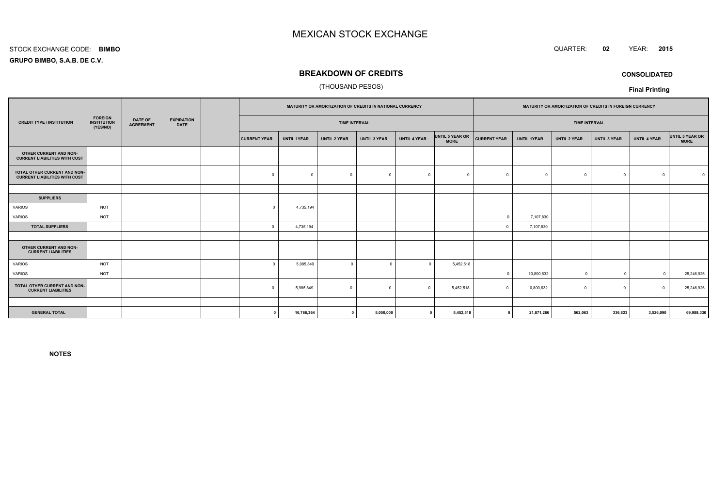# MEXICAN STOCK EXCHANGE

STOCK EXCHANGE CODE: **BIMBO**

**GRUPO BIMBO, S.A.B. DE C.V.**

QUARTER: **02** YEAR: **2015**

## BREAKDOWN OF CREDITS

(THOUSAND PESOS)

**CONSOLIDATED**

**Final Printing**

| CREDIT TYPE / INSTITUTION | FOREIGN INSTITUTION (YES/NO) | DATE OF AGREEMENT | EXPIRATION DATE | | MATURITY OR AMORTIZATION OF CREDITS IN NATIONAL CURRENCY | | | | | | MATURITY OR AMORTIZATION OF CREDITS IN FOREIGN CURRENCY | | | | | |
|---|---|---|---|---|---|---|---|---|---|---|---|---|---|---|---|---|
| | | | | | TIME INTERVAL | | | | | | TIME INTERVAL | | | | | |
| | | | | | CURRENT YEAR | UNTIL 1YEAR | UNTIL 2 YEAR | UNTIL 3 YEAR | UNTIL 4 YEAR | UNTIL 5 YEAR OR MORE | CURRENT YEAR | UNTIL 1YEAR | UNTIL 2 YEAR | UNTIL 3 YEAR | UNTIL 4 YEAR | UNTIL 5 YEAR OR MORE |
| **OTHER CURRENT AND NON-CURRENT LIABILITIES WITH COST** | | | | | | | | | | | | | | | | |
| **TOTAL OTHER CURRENT AND NON-CURRENT LIABILITIES WITH COST** | | | | | 0 | 0 | 0 | 0 | 0 | 0 | 0 | 0 | 0 | 0 | 0 | 0 |
| | | | | | | | | | | | | | | | | |
| **SUPPLIERS** | | | | | | | | | | | | | | | | |
| VARIOS | NOT | | | | 0 | 4,735,194 | | | | | | | | | | |
| VARIOS | NOT | | | | | | | | | | 0 | 7,107,830 | | | | |
| **TOTAL SUPPLIERS** | | | | | 0 | 4,735,194 | | | | | 0 | 7,107,830 | | | | |
| | | | | | | | | | | | | | | | | |
| **OTHER CURRENT AND NON-CURRENT LIABILITIES** | | | | | | | | | | | | | | | | |
| VARIOS | NOT | | | | 0 | 5,985,849 | 0 | 0 | 0 | 5,452,518 | | | | | | |
| VARIOS | NOT | | | | | | | | | | 0 | 10,800,632 | 0 | 0 | 0 | 25,246,926 |
| **TOTAL OTHER CURRENT AND NON-CURRENT LIABILITIES** | | | | | 0 | 5,985,849 | 0 | 0 | 0 | 5,452,518 | 0 | 10,800,632 | 0 | 0 | 0 | 25,246,926 |
| | | | | | | | | | | | | | | | | |
| **GENERAL TOTAL** | | | | | **0** | **16,766,364** | **0** | **5,000,000** | **0** | **5,452,518** | **0** | **21,871,266** | **562,063** | **336,823** | **3,526,090** | **69,988,330** |

**NOTES**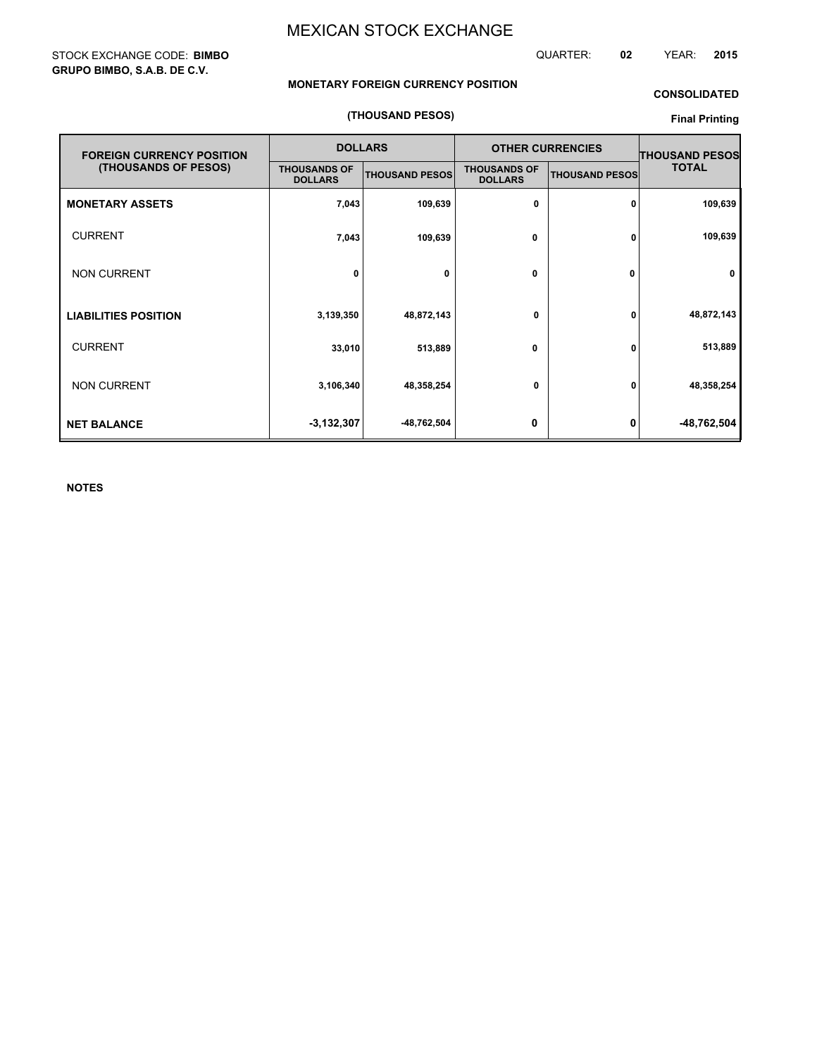# MEXICAN STOCK EXCHANGE

STOCK EXCHANGE CODE: **BIMBO**
**GRUPO BIMBO, S.A.B. DE C.V.**

QUARTER: **02** YEAR: **2015**

**MONETARY FOREIGN CURRENCY POSITION**

**(THOUSAND PESOS)**

**CONSOLIDATED**

**Final Printing**

| FOREIGN CURRENCY POSITION (THOUSANDS OF PESOS) | DOLLARS | | OTHER CURRENCIES | | THOUSAND PESOS TOTAL |
|---|---|---|---|---|---|
| | THOUSANDS OF DOLLARS | THOUSAND PESOS | THOUSANDS OF DOLLARS | THOUSAND PESOS | |
| **MONETARY ASSETS** | 7,043 | 109,639 | 0 | 0 | 109,639 |
| CURRENT | 7,043 | 109,639 | 0 | 0 | 109,639 |
| NON CURRENT | 0 | 0 | 0 | 0 | 0 |
| **LIABILITIES POSITION** | 3,139,350 | 48,872,143 | 0 | 0 | 48,872,143 |
| CURRENT | 33,010 | 513,889 | 0 | 0 | 513,889 |
| NON CURRENT | 3,106,340 | 48,358,254 | 0 | 0 | 48,358,254 |
| **NET BALANCE** | -3,132,307 | -48,762,504 | 0 | 0 | -48,762,504 |

**NOTES**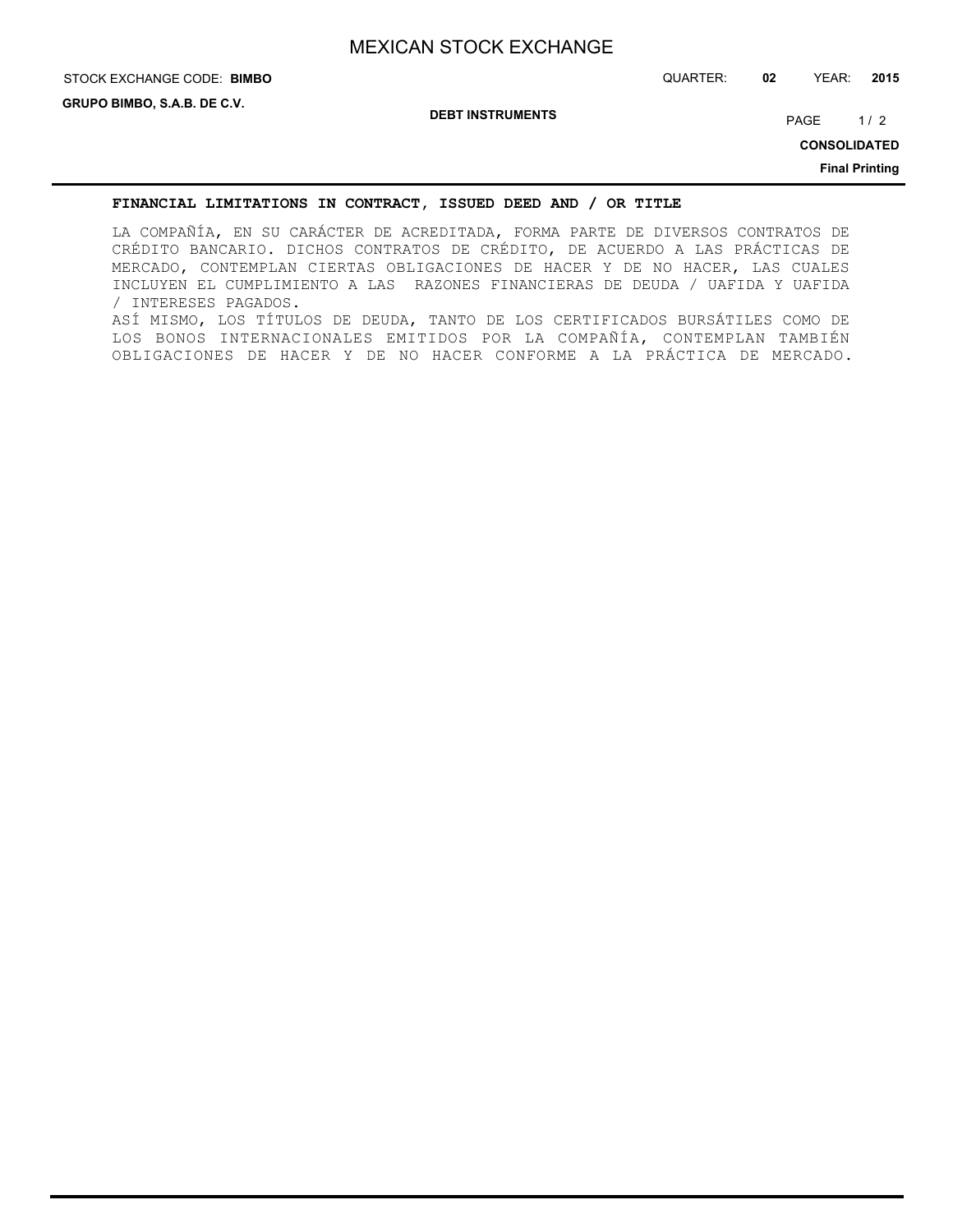## FINANCIAL LIMITATIONS IN CONTRACT, ISSUED DEED AND / OR TITLE

LA COMPAÑÍA, EN SU CARÁCTER DE ACREDITADA, FORMA PARTE DE DIVERSOS CONTRATOS DE CRÉDITO BANCARIO. DICHOS CONTRATOS DE CRÉDITO, DE ACUERDO A LAS PRÁCTICAS DE MERCADO, CONTEMPLAN CIERTAS OBLIGACIONES DE HACER Y DE NO HACER, LAS CUALES INCLUYEN EL CUMPLIMIENTO A LAS RAZONES FINANCIERAS DE DEUDA / UAFIDA Y UAFIDA / INTERESES PAGADOS.

ASÍ MISMO, LOS TÍTULOS DE DEUDA, TANTO DE LOS CERTIFICADOS BURSÁTILES COMO DE LOS BONOS INTERNACIONALES EMITIDOS POR LA COMPAÑÍA, CONTEMPLAN TAMBIÉN OBLIGACIONES DE HACER Y DE NO HACER CONFORME A LA PRÁCTICA DE MERCADO.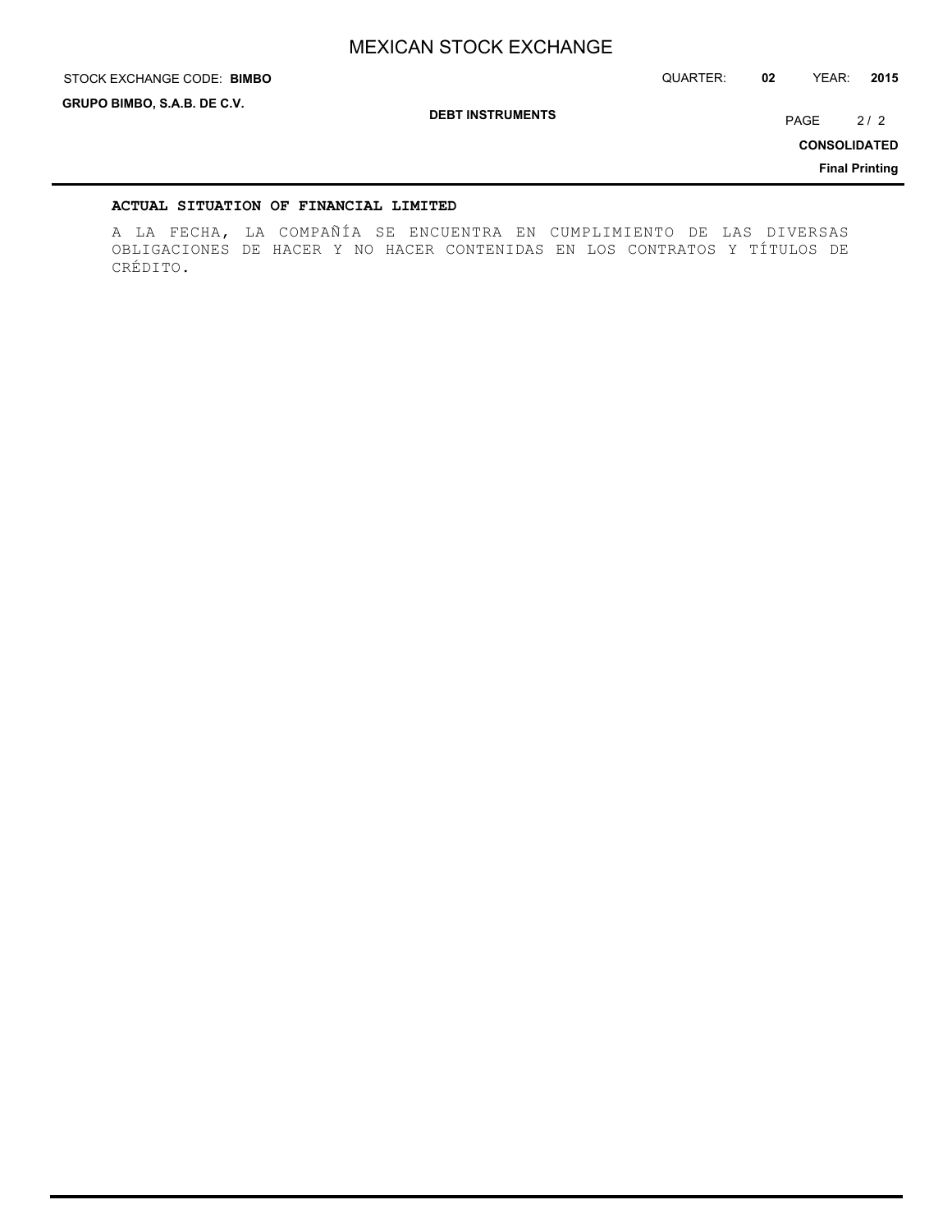## ACTUAL SITUATION OF FINANCIAL LIMITED

A LA FECHA, LA COMPAÑÍA SE ENCUENTRA EN CUMPLIMIENTO DE LAS DIVERSAS OBLIGACIONES DE HACER Y NO HACER CONTENIDAS EN LOS CONTRATOS Y TÍTULOS DE CRÉDITO.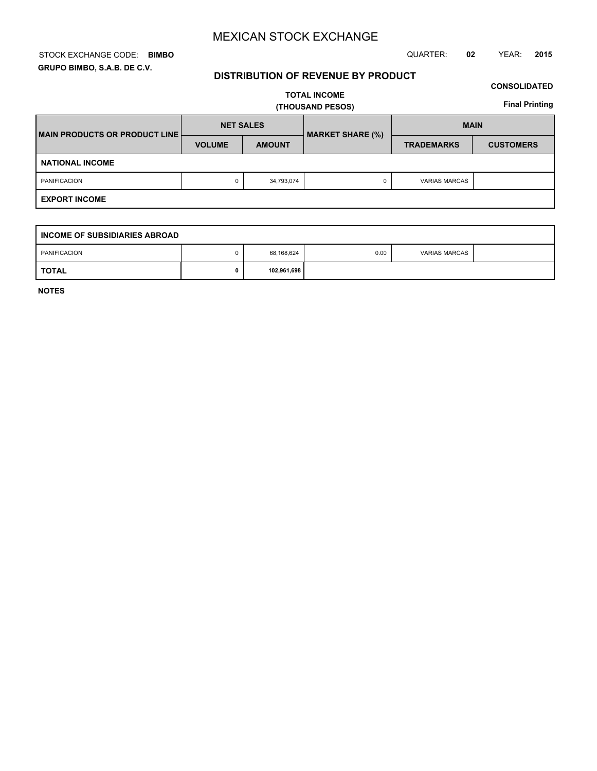# MEXICAN STOCK EXCHANGE

STOCK EXCHANGE CODE: **BIMBO**

QUARTER: **02** YEAR: **2015**

**GRUPO BIMBO, S.A.B. DE C.V.**

## DISTRIBUTION OF REVENUE BY PRODUCT

**CONSOLIDATED**

**TOTAL INCOME**

**(THOUSAND PESOS)**

**Final Printing**

| MAIN PRODUCTS OR PRODUCT LINE | NET SALES | | MARKET SHARE (%) | MAIN | |
|---|---|---|---|---|---|
| | VOLUME | AMOUNT | | TRADEMARKS | CUSTOMERS |
| **NATIONAL INCOME** | | | | | |
| PANIFICACION | 0 | 34,793,074 | 0 | VARIAS MARCAS | |
| **EXPORT INCOME** | | | | | |
| **INCOME OF SUBSIDIARIES ABROAD** | | | | | |
| PANIFICACION | 0 | 68,168,624 | 0.00 | VARIAS MARCAS | |
| **TOTAL** | **0** | **102,961,698** | | | |

**NOTES**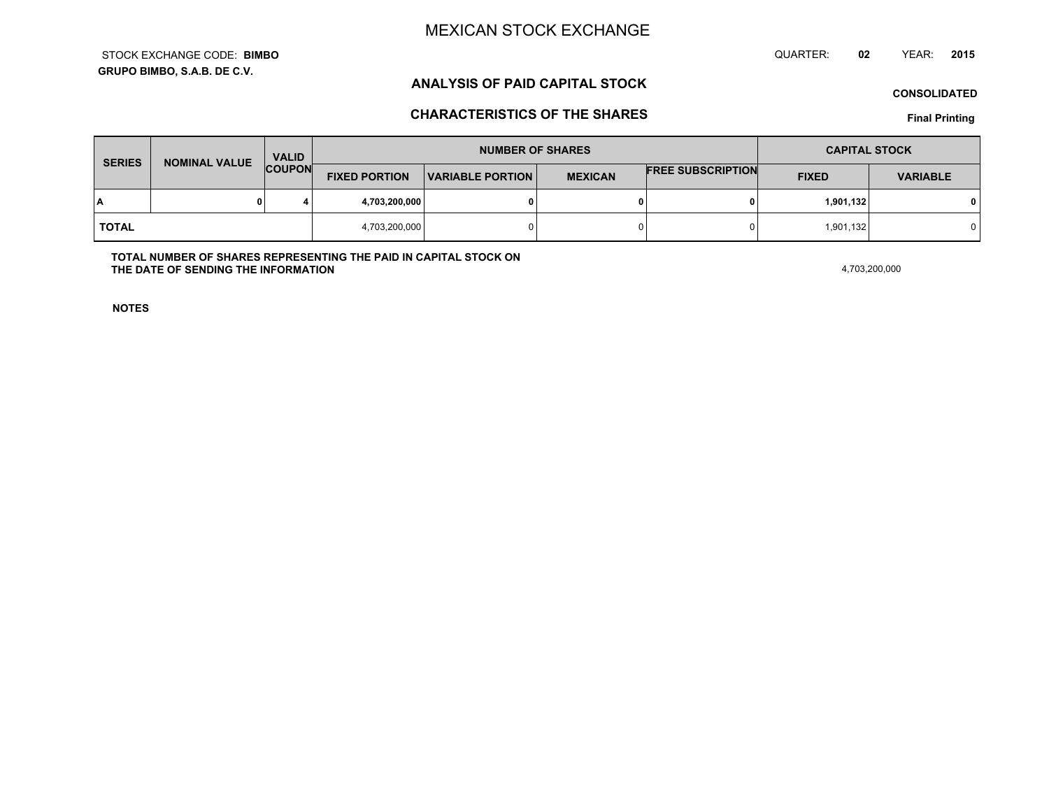# MEXICAN STOCK EXCHANGE

STOCK EXCHANGE CODE: **BIMBO**

**GRUPO BIMBO, S.A.B. DE C.V.**

QUARTER: **02** YEAR: **2015**

## ANALYSIS OF PAID CAPITAL STOCK

**CONSOLIDATED**

## CHARACTERISTICS OF THE SHARES

**Final Printing**

| SERIES | NOMINAL VALUE | VALID COUPON | NUMBER OF SHARES | | | | CAPITAL STOCK | |
|---|---|---|---|---|---|---|---|---|
| | | | FIXED PORTION | VARIABLE PORTION | MEXICAN | FREE SUBSCRIPTION | FIXED | VARIABLE |
| **A** | **0** | **4** | **4,703,200,000** | **0** | **0** | **0** | **1,901,132** | **0** |
| **TOTAL** | | | 4,703,200,000 | 0 | 0 | 0 | 1,901,132 | 0 |

**TOTAL NUMBER OF SHARES REPRESENTING THE PAID IN CAPITAL STOCK ON THE DATE OF SENDING THE INFORMATION** 4,703,200,000

**NOTES**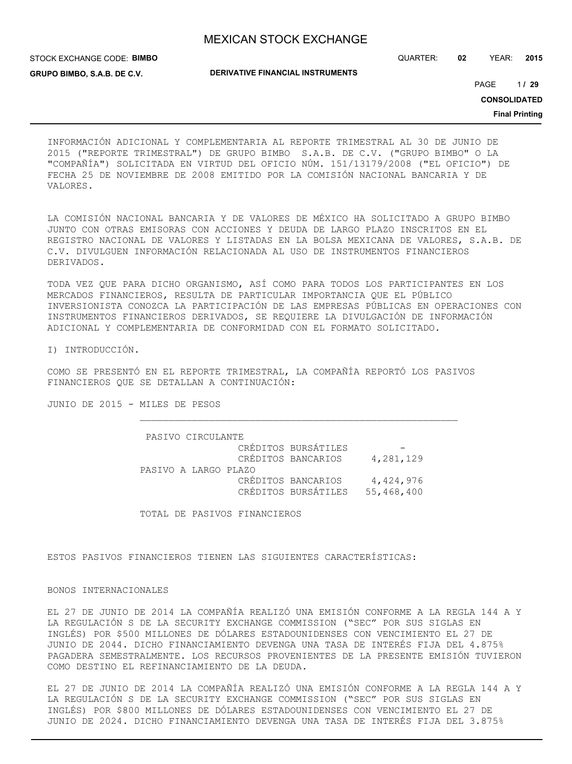INFORMACIÓN ADICIONAL Y COMPLEMENTARIA AL REPORTE TRIMESTRAL AL 30 DE JUNIO DE 2015 ("REPORTE TRIMESTRAL") DE GRUPO BIMBO S.A.B. DE C.V. ("GRUPO BIMBO" O LA "COMPAÑÍA") SOLICITADA EN VIRTUD DEL OFICIO NÚM. 151/13179/2008 ("EL OFICIO") DE FECHA 25 DE NOVIEMBRE DE 2008 EMITIDO POR LA COMISIÓN NACIONAL BANCARIA Y DE VALORES.

LA COMISIÓN NACIONAL BANCARIA Y DE VALORES DE MÉXICO HA SOLICITADO A GRUPO BIMBO JUNTO CON OTRAS EMISORAS CON ACCIONES Y DEUDA DE LARGO PLAZO INSCRITOS EN EL REGISTRO NACIONAL DE VALORES Y LISTADAS EN LA BOLSA MEXICANA DE VALORES, S.A.B. DE C.V. DIVULGUEN INFORMACIÓN RELACIONADA AL USO DE INSTRUMENTOS FINANCIEROS DERIVADOS.

TODA VEZ QUE PARA DICHO ORGANISMO, ASÍ COMO PARA TODOS LOS PARTICIPANTES EN LOS MERCADOS FINANCIEROS, RESULTA DE PARTICULAR IMPORTANCIA QUE EL PÚBLICO INVERSIONISTA CONOZCA LA PARTICIPACIÓN DE LAS EMPRESAS PÚBLICAS EN OPERACIONES CON INSTRUMENTOS FINANCIEROS DERIVADOS, SE REQUIERE LA DIVULGACIÓN DE INFORMACIÓN ADICIONAL Y COMPLEMENTARIA DE CONFORMIDAD CON EL FORMATO SOLICITADO.

I) INTRODUCCIÓN.

COMO SE PRESENTÓ EN EL REPORTE TRIMESTRAL, LA COMPAÑÍA REPORTÓ LOS PASIVOS FINANCIEROS QUE SE DETALLAN A CONTINUACIÓN:

JUNIO DE 2015 - MILES DE PESOS

| | | |
|---|---|---|
| PASIVO CIRCULANTE | | |
| | CRÉDITOS BURSÁTILES | - |
| | CRÉDITOS BANCARIOS | 4,281,129 |
| PASIVO A LARGO PLAZO | | |
| | CRÉDITOS BANCARIOS | 4,424,976 |
| | CRÉDITOS BURSÁTILES | 55,468,400 |
| TOTAL DE PASIVOS FINANCIEROS | | |

ESTOS PASIVOS FINANCIEROS TIENEN LAS SIGUIENTES CARACTERÍSTICAS:

BONOS INTERNACIONALES

EL 27 DE JUNIO DE 2014 LA COMPAÑÍA REALIZÓ UNA EMISIÓN CONFORME A LA REGLA 144 A Y LA REGULACIÓN S DE LA SECURITY EXCHANGE COMMISSION ("SEC" POR SUS SIGLAS EN INGLÉS) POR $500 MILLONES DE DÓLARES ESTADOUNIDENSES CON VENCIMIENTO EL 27 DE JUNIO DE 2044. DICHO FINANCIAMIENTO DEVENGA UNA TASA DE INTERÉS FIJA DEL 4.875% PAGADERA SEMESTRALMENTE. LOS RECURSOS PROVENIENTES DE LA PRESENTE EMISIÓN TUVIERON COMO DESTINO EL REFINANCIAMIENTO DE LA DEUDA.

EL 27 DE JUNIO DE 2014 LA COMPAÑÍA REALIZÓ UNA EMISIÓN CONFORME A LA REGLA 144 A Y LA REGULACIÓN S DE LA SECURITY EXCHANGE COMMISSION ("SEC" POR SUS SIGLAS EN INGLÉS) POR $800 MILLONES DE DÓLARES ESTADOUNIDENSES CON VENCIMIENTO EL 27 DE JUNIO DE 2024. DICHO FINANCIAMIENTO DEVENGA UNA TASA DE INTERÉS FIJA DEL 3.875%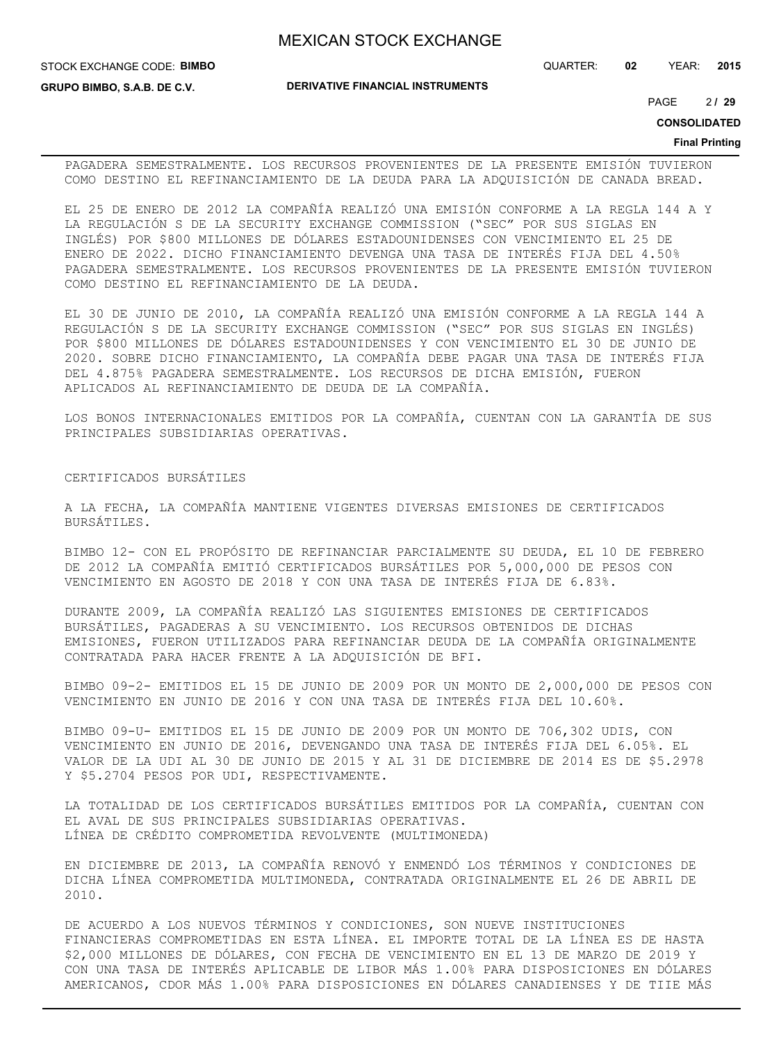PAGADERA SEMESTRALMENTE. LOS RECURSOS PROVENIENTES DE LA PRESENTE EMISIÓN TUVIERON COMO DESTINO EL REFINANCIAMIENTO DE LA DEUDA PARA LA ADQUISICIÓN DE CANADA BREAD.

EL 25 DE ENERO DE 2012 LA COMPAÑÍA REALIZÓ UNA EMISIÓN CONFORME A LA REGLA 144 A Y LA REGULACIÓN S DE LA SECURITY EXCHANGE COMMISSION ("SEC" POR SUS SIGLAS EN INGLÉS) POR $800 MILLONES DE DÓLARES ESTADOUNIDENSES CON VENCIMIENTO EL 25 DE ENERO DE 2022. DICHO FINANCIAMIENTO DEVENGA UNA TASA DE INTERÉS FIJA DEL 4.50% PAGADERA SEMESTRALMENTE. LOS RECURSOS PROVENIENTES DE LA PRESENTE EMISIÓN TUVIERON COMO DESTINO EL REFINANCIAMIENTO DE LA DEUDA.

EL 30 DE JUNIO DE 2010, LA COMPAÑÍA REALIZÓ UNA EMISIÓN CONFORME A LA REGLA 144 A REGULACIÓN S DE LA SECURITY EXCHANGE COMMISSION ("SEC" POR SUS SIGLAS EN INGLÉS) POR $800 MILLONES DE DÓLARES ESTADOUNIDENSES Y CON VENCIMIENTO EL 30 DE JUNIO DE 2020. SOBRE DICHO FINANCIAMIENTO, LA COMPAÑÍA DEBE PAGAR UNA TASA DE INTERÉS FIJA DEL 4.875% PAGADERA SEMESTRALMENTE. LOS RECURSOS DE DICHA EMISIÓN, FUERON APLICADOS AL REFINANCIAMIENTO DE DEUDA DE LA COMPAÑÍA.

LOS BONOS INTERNACIONALES EMITIDOS POR LA COMPAÑÍA, CUENTAN CON LA GARANTÍA DE SUS PRINCIPALES SUBSIDIARIAS OPERATIVAS.

CERTIFICADOS BURSÁTILES

A LA FECHA, LA COMPAÑÍA MANTIENE VIGENTES DIVERSAS EMISIONES DE CERTIFICADOS BURSÁTILES.

BIMBO 12- CON EL PROPÓSITO DE REFINANCIAR PARCIALMENTE SU DEUDA, EL 10 DE FEBRERO DE 2012 LA COMPAÑÍA EMITIÓ CERTIFICADOS BURSÁTILES POR 5,000,000 DE PESOS CON VENCIMIENTO EN AGOSTO DE 2018 Y CON UNA TASA DE INTERÉS FIJA DE 6.83%.

DURANTE 2009, LA COMPAÑÍA REALIZÓ LAS SIGUIENTES EMISIONES DE CERTIFICADOS BURSÁTILES, PAGADERAS A SU VENCIMIENTO. LOS RECURSOS OBTENIDOS DE DICHAS EMISIONES, FUERON UTILIZADOS PARA REFINANCIAR DEUDA DE LA COMPAÑÍA ORIGINALMENTE CONTRATADA PARA HACER FRENTE A LA ADQUISICIÓN DE BFI.

BIMBO 09-2- EMITIDOS EL 15 DE JUNIO DE 2009 POR UN MONTO DE 2,000,000 DE PESOS CON VENCIMIENTO EN JUNIO DE 2016 Y CON UNA TASA DE INTERÉS FIJA DEL 10.60%.

BIMBO 09-U- EMITIDOS EL 15 DE JUNIO DE 2009 POR UN MONTO DE 706,302 UDIS, CON VENCIMIENTO EN JUNIO DE 2016, DEVENGANDO UNA TASA DE INTERÉS FIJA DEL 6.05%. EL VALOR DE LA UDI AL 30 DE JUNIO DE 2015 Y AL 31 DE DICIEMBRE DE 2014 ES DE $5.2978 Y $5.2704 PESOS POR UDI, RESPECTIVAMENTE.

LA TOTALIDAD DE LOS CERTIFICADOS BURSÁTILES EMITIDOS POR LA COMPAÑÍA, CUENTAN CON EL AVAL DE SUS PRINCIPALES SUBSIDIARIAS OPERATIVAS.
LÍNEA DE CRÉDITO COMPROMETIDA REVOLVENTE (MULTIMONEDA)

EN DICIEMBRE DE 2013, LA COMPAÑÍA RENOVÓ Y ENMENDÓ LOS TÉRMINOS Y CONDICIONES DE DICHA LÍNEA COMPROMETIDA MULTIMONEDA, CONTRATADA ORIGINALMENTE EL 26 DE ABRIL DE 2010.

DE ACUERDO A LOS NUEVOS TÉRMINOS Y CONDICIONES, SON NUEVE INSTITUCIONES FINANCIERAS COMPROMETIDAS EN ESTA LÍNEA. EL IMPORTE TOTAL DE LA LÍNEA ES DE HASTA $2,000 MILLONES DE DÓLARES, CON FECHA DE VENCIMIENTO EN EL 13 DE MARZO DE 2019 Y CON UNA TASA DE INTERÉS APLICABLE DE LIBOR MÁS 1.00% PARA DISPOSICIONES EN DÓLARES AMERICANOS, CDOR MÁS 1.00% PARA DISPOSICIONES EN DÓLARES CANADIENSES Y DE TIIE MÁS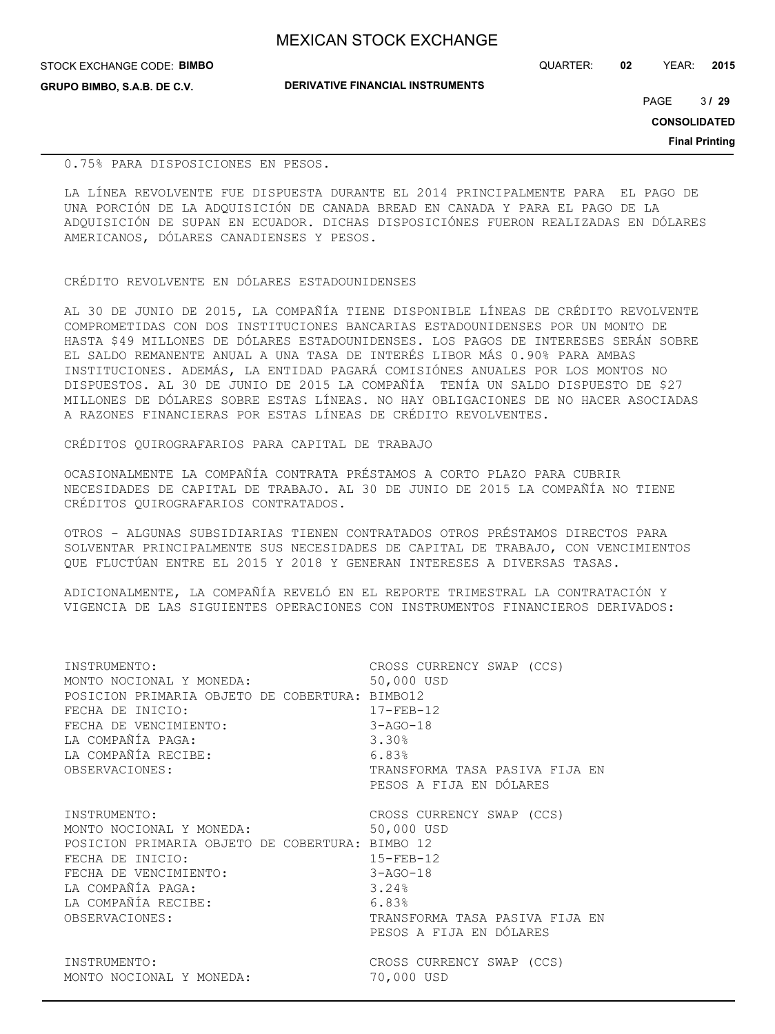0.75% PARA DISPOSICIONES EN PESOS.

LA LÍNEA REVOLVENTE FUE DISPUESTA DURANTE EL 2014 PRINCIPALMENTE PARA EL PAGO DE UNA PORCIÓN DE LA ADQUISICIÓN DE CANADA BREAD EN CANADA Y PARA EL PAGO DE LA ADQUISICIÓN DE SUPAN EN ECUADOR. DICHAS DISPOSICIÓNES FUERON REALIZADAS EN DÓLARES AMERICANOS, DÓLARES CANADIENSES Y PESOS.

CRÉDITO REVOLVENTE EN DÓLARES ESTADOUNIDENSES

AL 30 DE JUNIO DE 2015, LA COMPAÑÍA TIENE DISPONIBLE LÍNEAS DE CRÉDITO REVOLVENTE COMPROMETIDAS CON DOS INSTITUCIONES BANCARIAS ESTADOUNIDENSES POR UN MONTO DE HASTA $49 MILLONES DE DÓLARES ESTADOUNIDENSES. LOS PAGOS DE INTERESES SERÁN SOBRE EL SALDO REMANENTE ANUAL A UNA TASA DE INTERÉS LIBOR MÁS 0.90% PARA AMBAS INSTITUCIONES. ADEMÁS, LA ENTIDAD PAGARÁ COMISIÓNES ANUALES POR LOS MONTOS NO DISPUESTOS. AL 30 DE JUNIO DE 2015 LA COMPAÑÍA TENÍA UN SALDO DISPUESTO DE $27 MILLONES DE DÓLARES SOBRE ESTAS LÍNEAS. NO HAY OBLIGACIONES DE NO HACER ASOCIADAS A RAZONES FINANCIERAS POR ESTAS LÍNEAS DE CRÉDITO REVOLVENTES.

CRÉDITOS QUIROGRAFARIOS PARA CAPITAL DE TRABAJO

OCASIONALMENTE LA COMPAÑÍA CONTRATA PRÉSTAMOS A CORTO PLAZO PARA CUBRIR NECESIDADES DE CAPITAL DE TRABAJO. AL 30 DE JUNIO DE 2015 LA COMPAÑÍA NO TIENE CRÉDITOS QUIROGRAFARIOS CONTRATADOS.

OTROS - ALGUNAS SUBSIDIARIAS TIENEN CONTRATADOS OTROS PRÉSTAMOS DIRECTOS PARA SOLVENTAR PRINCIPALMENTE SUS NECESIDADES DE CAPITAL DE TRABAJO, CON VENCIMIENTOS QUE FLUCTÚAN ENTRE EL 2015 Y 2018 Y GENERAN INTERESES A DIVERSAS TASAS.

ADICIONALMENTE, LA COMPAÑÍA REVELÓ EN EL REPORTE TRIMESTRAL LA CONTRATACIÓN Y VIGENCIA DE LAS SIGUIENTES OPERACIONES CON INSTRUMENTOS FINANCIEROS DERIVADOS:

| | |
|---|---|
| INSTRUMENTO: | CROSS CURRENCY SWAP (CCS) |
| MONTO NOCIONAL Y MONEDA: | 50,000 USD |
| POSICION PRIMARIA OBJETO DE COBERTURA: | BIMBO12 |
| FECHA DE INICIO: | 17-FEB-12 |
| FECHA DE VENCIMIENTO: | 3-AGO-18 |
| LA COMPAÑÍA PAGA: | 3.30% |
| LA COMPAÑÍA RECIBE: | 6.83% |
| OBSERVACIONES: | TRANSFORMA TASA PASIVA FIJA EN PESOS A FIJA EN DÓLARES |

| | |
|---|---|
| INSTRUMENTO: | CROSS CURRENCY SWAP (CCS) |
| MONTO NOCIONAL Y MONEDA: | 50,000 USD |
| POSICION PRIMARIA OBJETO DE COBERTURA: | BIMBO 12 |
| FECHA DE INICIO: | 15-FEB-12 |
| FECHA DE VENCIMIENTO: | 3-AGO-18 |
| LA COMPAÑÍA PAGA: | 3.24% |
| LA COMPAÑÍA RECIBE: | 6.83% |
| OBSERVACIONES: | TRANSFORMA TASA PASIVA FIJA EN PESOS A FIJA EN DÓLARES |

| | |
|---|---|
| INSTRUMENTO: | CROSS CURRENCY SWAP (CCS) |
| MONTO NOCIONAL Y MONEDA: | 70,000 USD |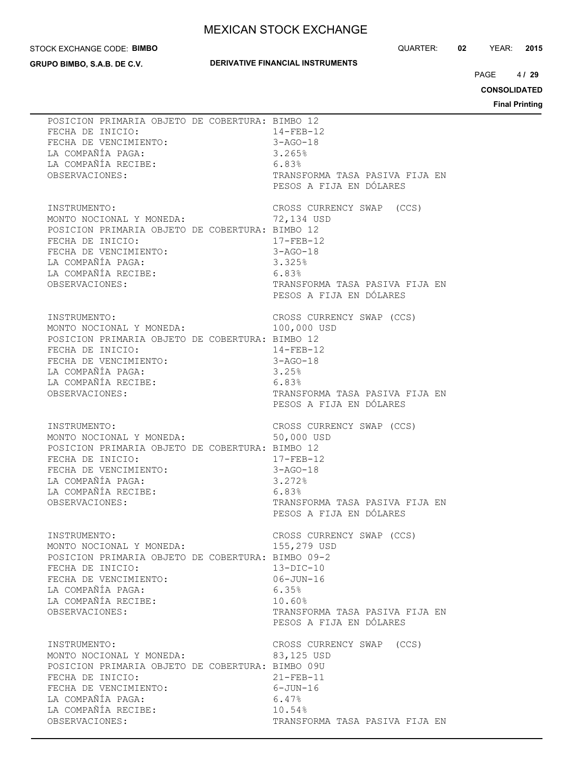POSICION PRIMARIA OBJETO DE COBERTURA: BIMBO 12
FECHA DE INICIO: 14-FEB-12
FECHA DE VENCIMIENTO: 3-AGO-18
LA COMPAÑÍA PAGA: 3.265%
LA COMPAÑÍA RECIBE: 6.83%
OBSERVACIONES: TRANSFORMA TASA PASIVA FIJA EN PESOS A FIJA EN DÓLARES

INSTRUMENTO: CROSS CURRENCY SWAP (CCS)
MONTO NOCIONAL Y MONEDA: 72,134 USD
POSICION PRIMARIA OBJETO DE COBERTURA: BIMBO 12
FECHA DE INICIO: 17-FEB-12
FECHA DE VENCIMIENTO: 3-AGO-18
LA COMPAÑÍA PAGA: 3.325%
LA COMPAÑÍA RECIBE: 6.83%
OBSERVACIONES: TRANSFORMA TASA PASIVA FIJA EN PESOS A FIJA EN DÓLARES

INSTRUMENTO: CROSS CURRENCY SWAP (CCS)
MONTO NOCIONAL Y MONEDA: 100,000 USD
POSICION PRIMARIA OBJETO DE COBERTURA: BIMBO 12
FECHA DE INICIO: 14-FEB-12
FECHA DE VENCIMIENTO: 3-AGO-18
LA COMPAÑÍA PAGA: 3.25%
LA COMPAÑÍA RECIBE: 6.83%
OBSERVACIONES: TRANSFORMA TASA PASIVA FIJA EN PESOS A FIJA EN DÓLARES

INSTRUMENTO: CROSS CURRENCY SWAP (CCS)
MONTO NOCIONAL Y MONEDA: 50,000 USD
POSICION PRIMARIA OBJETO DE COBERTURA: BIMBO 12
FECHA DE INICIO: 17-FEB-12
FECHA DE VENCIMIENTO: 3-AGO-18
LA COMPAÑÍA PAGA: 3.272%
LA COMPAÑÍA RECIBE: 6.83%
OBSERVACIONES: TRANSFORMA TASA PASIVA FIJA EN PESOS A FIJA EN DÓLARES

INSTRUMENTO: CROSS CURRENCY SWAP (CCS)
MONTO NOCIONAL Y MONEDA: 155,279 USD
POSICION PRIMARIA OBJETO DE COBERTURA: BIMBO 09-2
FECHA DE INICIO: 13-DIC-10
FECHA DE VENCIMIENTO: 06-JUN-16
LA COMPAÑÍA PAGA: 6.35%
LA COMPAÑÍA RECIBE: 10.60%
OBSERVACIONES: TRANSFORMA TASA PASIVA FIJA EN PESOS A FIJA EN DÓLARES

INSTRUMENTO: CROSS CURRENCY SWAP (CCS)
MONTO NOCIONAL Y MONEDA: 83,125 USD
POSICION PRIMARIA OBJETO DE COBERTURA: BIMBO 09U
FECHA DE INICIO: 21-FEB-11
FECHA DE VENCIMIENTO: 6-JUN-16
LA COMPAÑÍA PAGA: 6.47%
LA COMPAÑÍA RECIBE: 10.54%
OBSERVACIONES: TRANSFORMA TASA PASIVA FIJA EN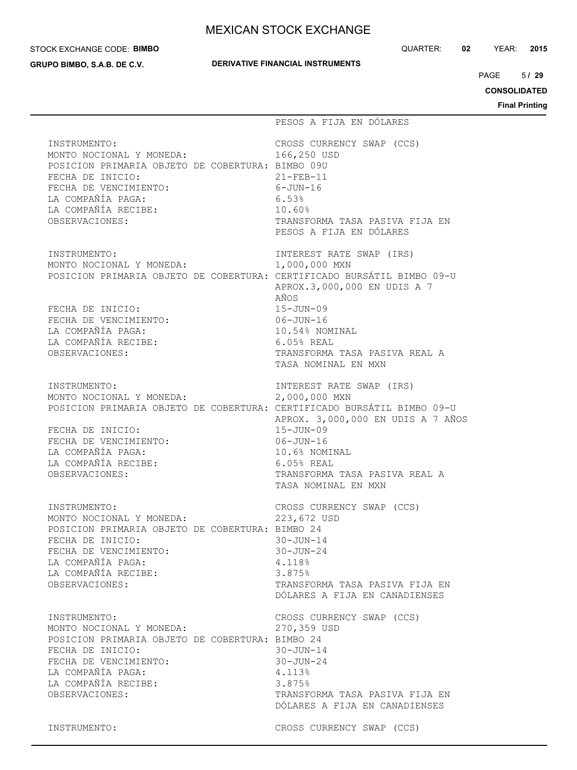PESOS A FIJA EN DÓLARES

| | |
|---|---|
| INSTRUMENTO: | CROSS CURRENCY SWAP (CCS) |
| MONTO NOCIONAL Y MONEDA: | 166,250 USD |
| POSICION PRIMARIA OBJETO DE COBERTURA: | BIMBO 09U |
| FECHA DE INICIO: | 21-FEB-11 |
| FECHA DE VENCIMIENTO: | 6-JUN-16 |
| LA COMPAÑÍA PAGA: | 6.53% |
| LA COMPAÑÍA RECIBE: | 10.60% |
| OBSERVACIONES: | TRANSFORMA TASA PASIVA FIJA EN PESOS A FIJA EN DÓLARES |

| | |
|---|---|
| INSTRUMENTO: | INTEREST RATE SWAP (IRS) |
| MONTO NOCIONAL Y MONEDA: | 1,000,000 MXN |
| POSICION PRIMARIA OBJETO DE COBERTURA: | CERTIFICADO BURSÁTIL BIMBO 09-U APROX.3,000,000 EN UDIS A 7 AÑOS |
| FECHA DE INICIO: | 15-JUN-09 |
| FECHA DE VENCIMIENTO: | 06-JUN-16 |
| LA COMPAÑÍA PAGA: | 10.54% NOMINAL |
| LA COMPAÑÍA RECIBE: | 6.05% REAL |
| OBSERVACIONES: | TRANSFORMA TASA PASIVA REAL A TASA NOMINAL EN MXN |

| | |
|---|---|
| INSTRUMENTO: | INTEREST RATE SWAP (IRS) |
| MONTO NOCIONAL Y MONEDA: | 2,000,000 MXN |
| POSICION PRIMARIA OBJETO DE COBERTURA: | CERTIFICADO BURSÁTIL BIMBO 09-U APROX. 3,000,000 EN UDIS A 7 AÑOS |
| FECHA DE INICIO: | 15-JUN-09 |
| FECHA DE VENCIMIENTO: | 06-JUN-16 |
| LA COMPAÑÍA PAGA: | 10.6% NOMINAL |
| LA COMPAÑÍA RECIBE: | 6.05% REAL |
| OBSERVACIONES: | TRANSFORMA TASA PASIVA REAL A TASA NOMINAL EN MXN |

| | |
|---|---|
| INSTRUMENTO: | CROSS CURRENCY SWAP (CCS) |
| MONTO NOCIONAL Y MONEDA: | 223,672 USD |
| POSICION PRIMARIA OBJETO DE COBERTURA: | BIMBO 24 |
| FECHA DE INICIO: | 30-JUN-14 |
| FECHA DE VENCIMIENTO: | 30-JUN-24 |
| LA COMPAÑÍA PAGA: | 4.118% |
| LA COMPAÑÍA RECIBE: | 3.875% |
| OBSERVACIONES: | TRANSFORMA TASA PASIVA FIJA EN DÓLARES A FIJA EN CANADIENSES |

| | |
|---|---|
| INSTRUMENTO: | CROSS CURRENCY SWAP (CCS) |
| MONTO NOCIONAL Y MONEDA: | 270,359 USD |
| POSICION PRIMARIA OBJETO DE COBERTURA: | BIMBO 24 |
| FECHA DE INICIO: | 30-JUN-14 |
| FECHA DE VENCIMIENTO: | 30-JUN-24 |
| LA COMPAÑÍA PAGA: | 4.113% |
| LA COMPAÑÍA RECIBE: | 3.875% |
| OBSERVACIONES: | TRANSFORMA TASA PASIVA FIJA EN DÓLARES A FIJA EN CANADIENSES |

| | |
|---|---|
| INSTRUMENTO: | CROSS CURRENCY SWAP (CCS) |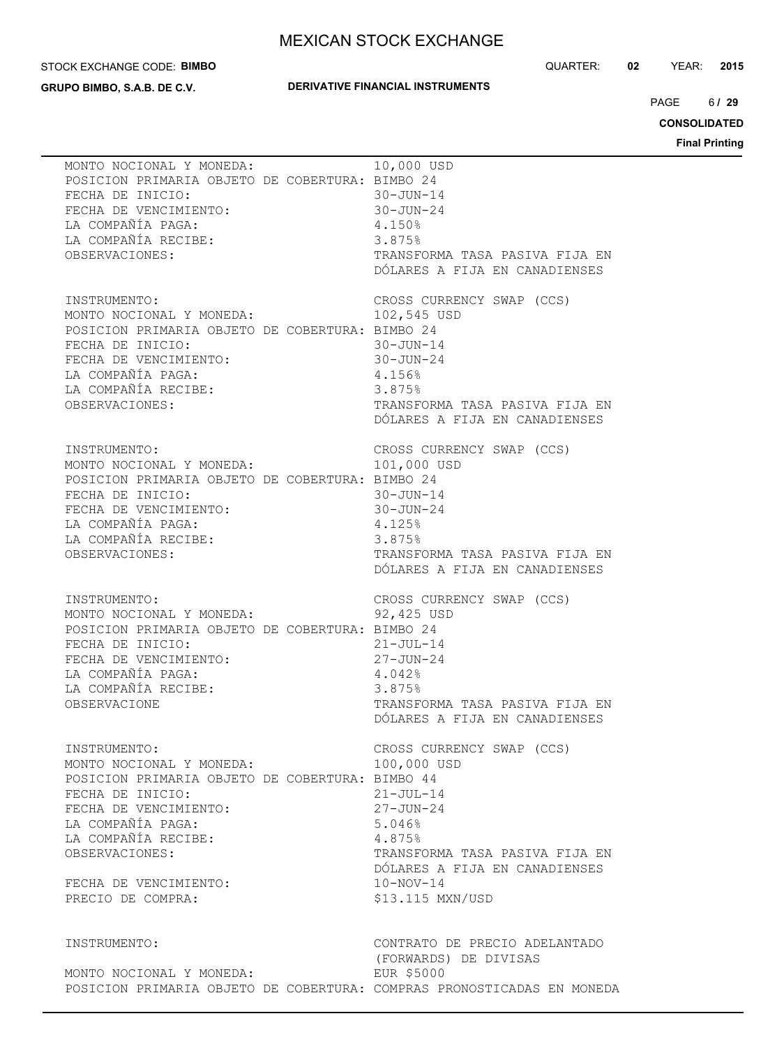MONTO NOCIONAL Y MONEDA: 10,000 USD
POSICION PRIMARIA OBJETO DE COBERTURA: BIMBO 24
FECHA DE INICIO: 30-JUN-14
FECHA DE VENCIMIENTO: 30-JUN-24
LA COMPAÑÍA PAGA: 4.150%
LA COMPAÑÍA RECIBE: 3.875%
OBSERVACIONES: TRANSFORMA TASA PASIVA FIJA EN DÓLARES A FIJA EN CANADIENSES

INSTRUMENTO: CROSS CURRENCY SWAP (CCS)
MONTO NOCIONAL Y MONEDA: 102,545 USD
POSICION PRIMARIA OBJETO DE COBERTURA: BIMBO 24
FECHA DE INICIO: 30-JUN-14
FECHA DE VENCIMIENTO: 30-JUN-24
LA COMPAÑÍA PAGA: 4.156%
LA COMPAÑÍA RECIBE: 3.875%
OBSERVACIONES: TRANSFORMA TASA PASIVA FIJA EN DÓLARES A FIJA EN CANADIENSES

INSTRUMENTO: CROSS CURRENCY SWAP (CCS)
MONTO NOCIONAL Y MONEDA: 101,000 USD
POSICION PRIMARIA OBJETO DE COBERTURA: BIMBO 24
FECHA DE INICIO: 30-JUN-14
FECHA DE VENCIMIENTO: 30-JUN-24
LA COMPAÑÍA PAGA: 4.125%
LA COMPAÑÍA RECIBE: 3.875%
OBSERVACIONES: TRANSFORMA TASA PASIVA FIJA EN DÓLARES A FIJA EN CANADIENSES

INSTRUMENTO: CROSS CURRENCY SWAP (CCS)
MONTO NOCIONAL Y MONEDA: 92,425 USD
POSICION PRIMARIA OBJETO DE COBERTURA: BIMBO 24
FECHA DE INICIO: 21-JUL-14
FECHA DE VENCIMIENTO: 27-JUN-24
LA COMPAÑÍA PAGA: 4.042%
LA COMPAÑÍA RECIBE: 3.875%
OBSERVACIONE TRANSFORMA TASA PASIVA FIJA EN DÓLARES A FIJA EN CANADIENSES

INSTRUMENTO: CROSS CURRENCY SWAP (CCS)
MONTO NOCIONAL Y MONEDA: 100,000 USD
POSICION PRIMARIA OBJETO DE COBERTURA: BIMBO 44
FECHA DE INICIO: 21-JUL-14
FECHA DE VENCIMIENTO: 27-JUN-24
LA COMPAÑÍA PAGA: 5.046%
LA COMPAÑÍA RECIBE: 4.875%
OBSERVACIONES: TRANSFORMA TASA PASIVA FIJA EN DÓLARES A FIJA EN CANADIENSES

FECHA DE VENCIMIENTO: 10-NOV-14
PRECIO DE COMPRA: $13.115 MXN/USD

INSTRUMENTO: CONTRATO DE PRECIO ADELANTADO (FORWARDS) DE DIVISAS
MONTO NOCIONAL Y MONEDA: EUR $5000
POSICION PRIMARIA OBJETO DE COBERTURA: COMPRAS PRONOSTICADAS EN MONEDA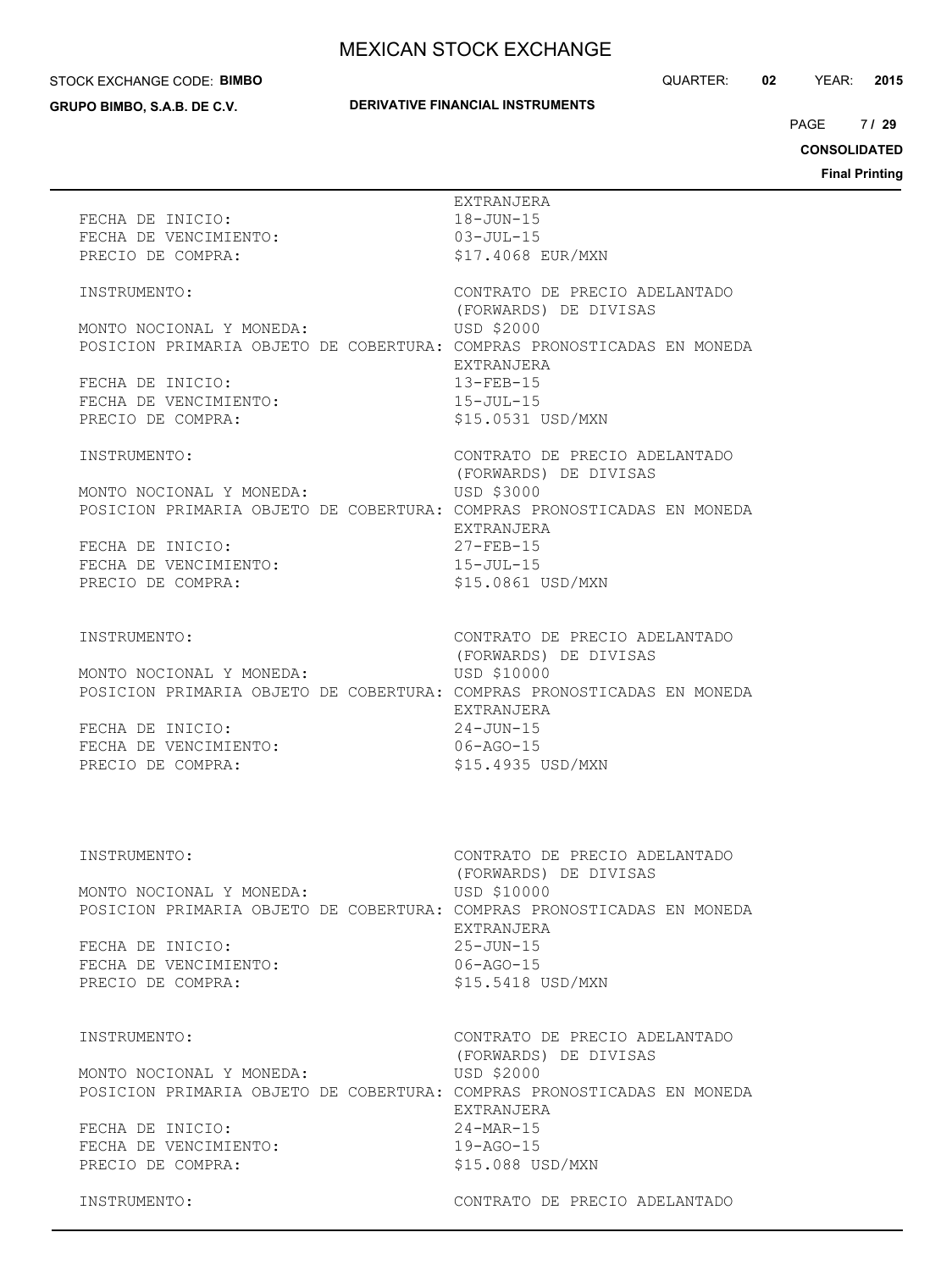EXTRANJERA

FECHA DE INICIO: 18-JUN-15
FECHA DE VENCIMIENTO: 03-JUL-15
PRECIO DE COMPRA: $17.4068 EUR/MXN

INSTRUMENTO: CONTRATO DE PRECIO ADELANTADO (FORWARDS) DE DIVISAS
MONTO NOCIONAL Y MONEDA: USD $2000
POSICION PRIMARIA OBJETO DE COBERTURA: COMPRAS PRONOSTICADAS EN MONEDA EXTRANJERA
FECHA DE INICIO: 13-FEB-15
FECHA DE VENCIMIENTO: 15-JUL-15
PRECIO DE COMPRA: $15.0531 USD/MXN

INSTRUMENTO: CONTRATO DE PRECIO ADELANTADO (FORWARDS) DE DIVISAS
MONTO NOCIONAL Y MONEDA: USD $3000
POSICION PRIMARIA OBJETO DE COBERTURA: COMPRAS PRONOSTICADAS EN MONEDA EXTRANJERA
FECHA DE INICIO: 27-FEB-15
FECHA DE VENCIMIENTO: 15-JUL-15
PRECIO DE COMPRA: $15.0861 USD/MXN

INSTRUMENTO: CONTRATO DE PRECIO ADELANTADO (FORWARDS) DE DIVISAS
MONTO NOCIONAL Y MONEDA: USD $10000
POSICION PRIMARIA OBJETO DE COBERTURA: COMPRAS PRONOSTICADAS EN MONEDA EXTRANJERA
FECHA DE INICIO: 24-JUN-15
FECHA DE VENCIMIENTO: 06-AGO-15
PRECIO DE COMPRA: $15.4935 USD/MXN

INSTRUMENTO: CONTRATO DE PRECIO ADELANTADO (FORWARDS) DE DIVISAS
MONTO NOCIONAL Y MONEDA: USD $10000
POSICION PRIMARIA OBJETO DE COBERTURA: COMPRAS PRONOSTICADAS EN MONEDA EXTRANJERA
FECHA DE INICIO: 25-JUN-15
FECHA DE VENCIMIENTO: 06-AGO-15
PRECIO DE COMPRA: $15.5418 USD/MXN

INSTRUMENTO: CONTRATO DE PRECIO ADELANTADO (FORWARDS) DE DIVISAS
MONTO NOCIONAL Y MONEDA: USD $2000
POSICION PRIMARIA OBJETO DE COBERTURA: COMPRAS PRONOSTICADAS EN MONEDA EXTRANJERA
FECHA DE INICIO: 24-MAR-15
FECHA DE VENCIMIENTO: 19-AGO-15
PRECIO DE COMPRA: $15.088 USD/MXN

INSTRUMENTO: CONTRATO DE PRECIO ADELANTADO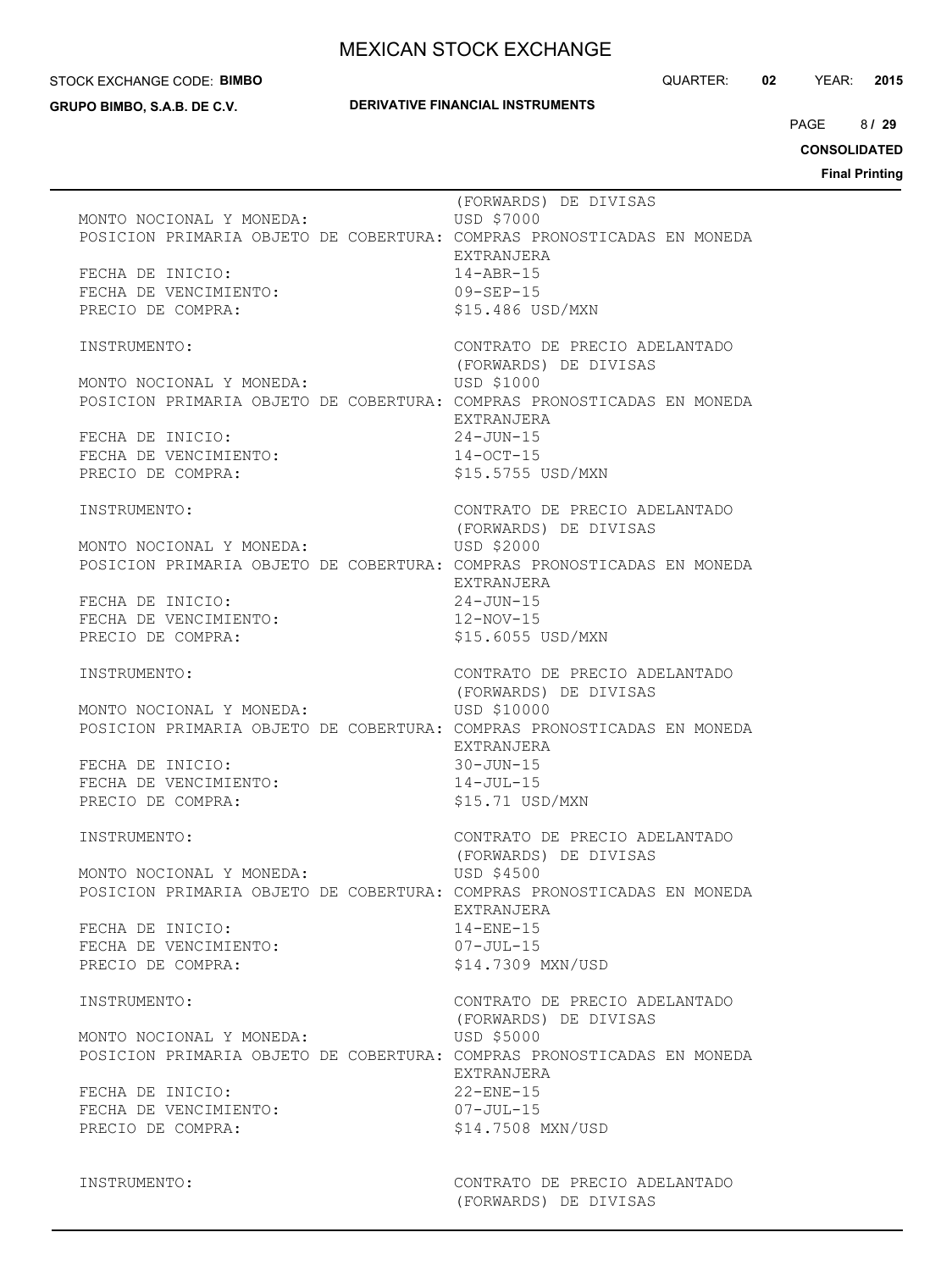(FORWARDS) DE DIVISAS

MONTO NOCIONAL Y MONEDA: USD $7000

POSICION PRIMARIA OBJETO DE COBERTURA: COMPRAS PRONOSTICADAS EN MONEDA EXTRANJERA

FECHA DE INICIO: 14-ABR-15

FECHA DE VENCIMIENTO: 09-SEP-15

PRECIO DE COMPRA: $15.486 USD/MXN

INSTRUMENTO: CONTRATO DE PRECIO ADELANTADO (FORWARDS) DE DIVISAS

MONTO NOCIONAL Y MONEDA: USD $1000

POSICION PRIMARIA OBJETO DE COBERTURA: COMPRAS PRONOSTICADAS EN MONEDA EXTRANJERA

FECHA DE INICIO: 24-JUN-15

FECHA DE VENCIMIENTO: 14-OCT-15

PRECIO DE COMPRA: $15.5755 USD/MXN

INSTRUMENTO: CONTRATO DE PRECIO ADELANTADO (FORWARDS) DE DIVISAS

MONTO NOCIONAL Y MONEDA: USD $2000

POSICION PRIMARIA OBJETO DE COBERTURA: COMPRAS PRONOSTICADAS EN MONEDA EXTRANJERA

FECHA DE INICIO: 24-JUN-15

FECHA DE VENCIMIENTO: 12-NOV-15

PRECIO DE COMPRA: $15.6055 USD/MXN

INSTRUMENTO: CONTRATO DE PRECIO ADELANTADO (FORWARDS) DE DIVISAS

MONTO NOCIONAL Y MONEDA: USD $10000

POSICION PRIMARIA OBJETO DE COBERTURA: COMPRAS PRONOSTICADAS EN MONEDA EXTRANJERA

FECHA DE INICIO: 30-JUN-15

FECHA DE VENCIMIENTO: 14-JUL-15

PRECIO DE COMPRA: $15.71 USD/MXN

INSTRUMENTO: CONTRATO DE PRECIO ADELANTADO (FORWARDS) DE DIVISAS

MONTO NOCIONAL Y MONEDA: USD $4500

POSICION PRIMARIA OBJETO DE COBERTURA: COMPRAS PRONOSTICADAS EN MONEDA EXTRANJERA

FECHA DE INICIO: 14-ENE-15

FECHA DE VENCIMIENTO: 07-JUL-15

PRECIO DE COMPRA: $14.7309 MXN/USD

INSTRUMENTO: CONTRATO DE PRECIO ADELANTADO (FORWARDS) DE DIVISAS

MONTO NOCIONAL Y MONEDA: USD $5000

POSICION PRIMARIA OBJETO DE COBERTURA: COMPRAS PRONOSTICADAS EN MONEDA EXTRANJERA

FECHA DE INICIO: 22-ENE-15

FECHA DE VENCIMIENTO: 07-JUL-15

PRECIO DE COMPRA: $14.7508 MXN/USD

INSTRUMENTO: CONTRATO DE PRECIO ADELANTADO (FORWARDS) DE DIVISAS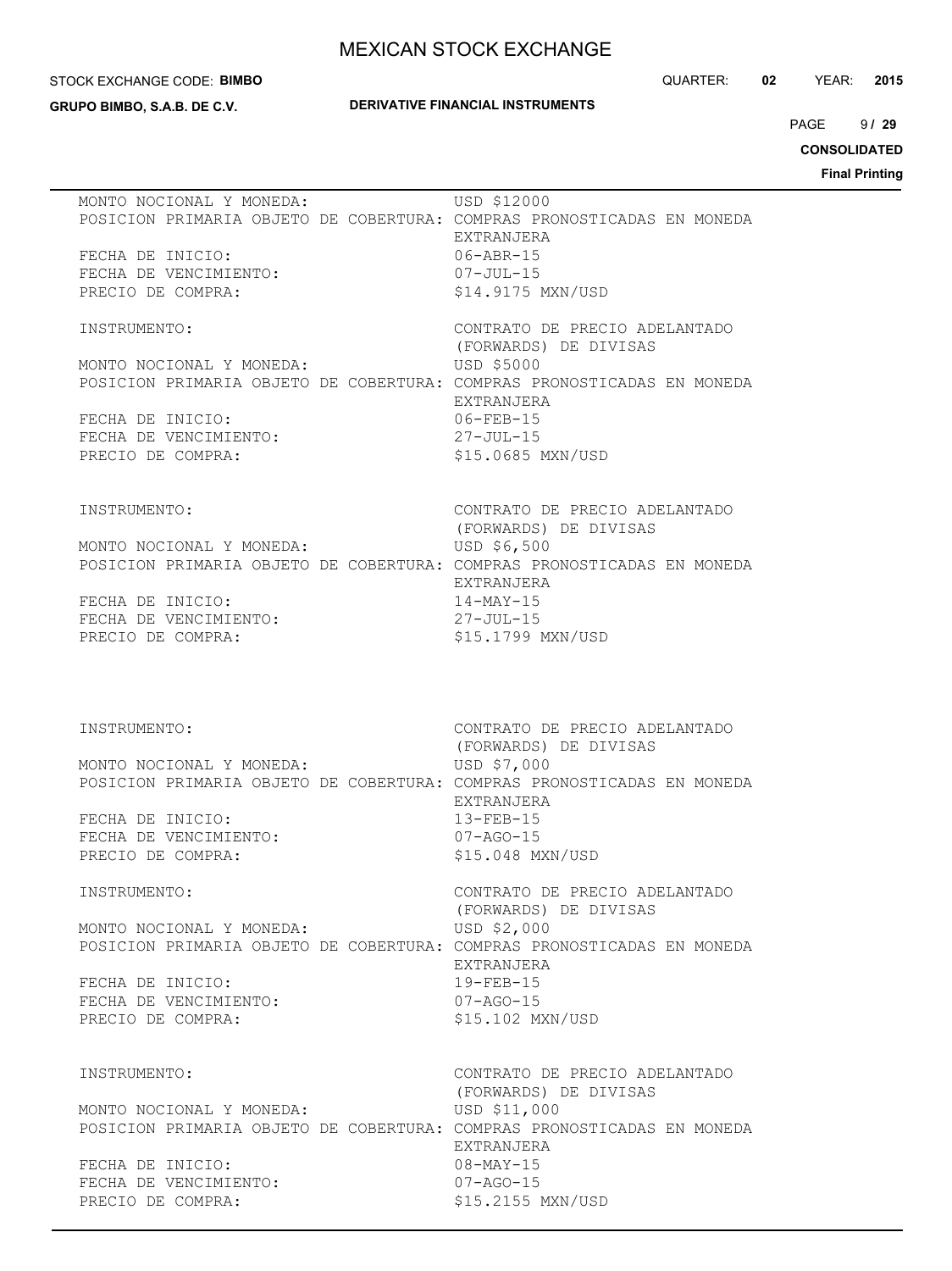MONTO NOCIONAL Y MONEDA: USD $12000
POSICION PRIMARIA OBJETO DE COBERTURA: COMPRAS PRONOSTICADAS EN MONEDA EXTRANJERA
FECHA DE INICIO: 06-ABR-15
FECHA DE VENCIMIENTO: 07-JUL-15
PRECIO DE COMPRA: $14.9175 MXN/USD

INSTRUMENTO: CONTRATO DE PRECIO ADELANTADO (FORWARDS) DE DIVISAS
MONTO NOCIONAL Y MONEDA: USD $5000
POSICION PRIMARIA OBJETO DE COBERTURA: COMPRAS PRONOSTICADAS EN MONEDA EXTRANJERA
FECHA DE INICIO: 06-FEB-15
FECHA DE VENCIMIENTO: 27-JUL-15
PRECIO DE COMPRA: $15.0685 MXN/USD

INSTRUMENTO: CONTRATO DE PRECIO ADELANTADO (FORWARDS) DE DIVISAS
MONTO NOCIONAL Y MONEDA: USD $6,500
POSICION PRIMARIA OBJETO DE COBERTURA: COMPRAS PRONOSTICADAS EN MONEDA EXTRANJERA
FECHA DE INICIO: 14-MAY-15
FECHA DE VENCIMIENTO: 27-JUL-15
PRECIO DE COMPRA: $15.1799 MXN/USD

INSTRUMENTO: CONTRATO DE PRECIO ADELANTADO (FORWARDS) DE DIVISAS
MONTO NOCIONAL Y MONEDA: USD $7,000
POSICION PRIMARIA OBJETO DE COBERTURA: COMPRAS PRONOSTICADAS EN MONEDA EXTRANJERA
FECHA DE INICIO: 13-FEB-15
FECHA DE VENCIMIENTO: 07-AGO-15
PRECIO DE COMPRA: $15.048 MXN/USD

INSTRUMENTO: CONTRATO DE PRECIO ADELANTADO (FORWARDS) DE DIVISAS
MONTO NOCIONAL Y MONEDA: USD $2,000
POSICION PRIMARIA OBJETO DE COBERTURA: COMPRAS PRONOSTICADAS EN MONEDA EXTRANJERA
FECHA DE INICIO: 19-FEB-15
FECHA DE VENCIMIENTO: 07-AGO-15
PRECIO DE COMPRA: $15.102 MXN/USD

INSTRUMENTO: CONTRATO DE PRECIO ADELANTADO (FORWARDS) DE DIVISAS
MONTO NOCIONAL Y MONEDA: USD $11,000
POSICION PRIMARIA OBJETO DE COBERTURA: COMPRAS PRONOSTICADAS EN MONEDA EXTRANJERA
FECHA DE INICIO: 08-MAY-15
FECHA DE VENCIMIENTO: 07-AGO-15
PRECIO DE COMPRA: $15.2155 MXN/USD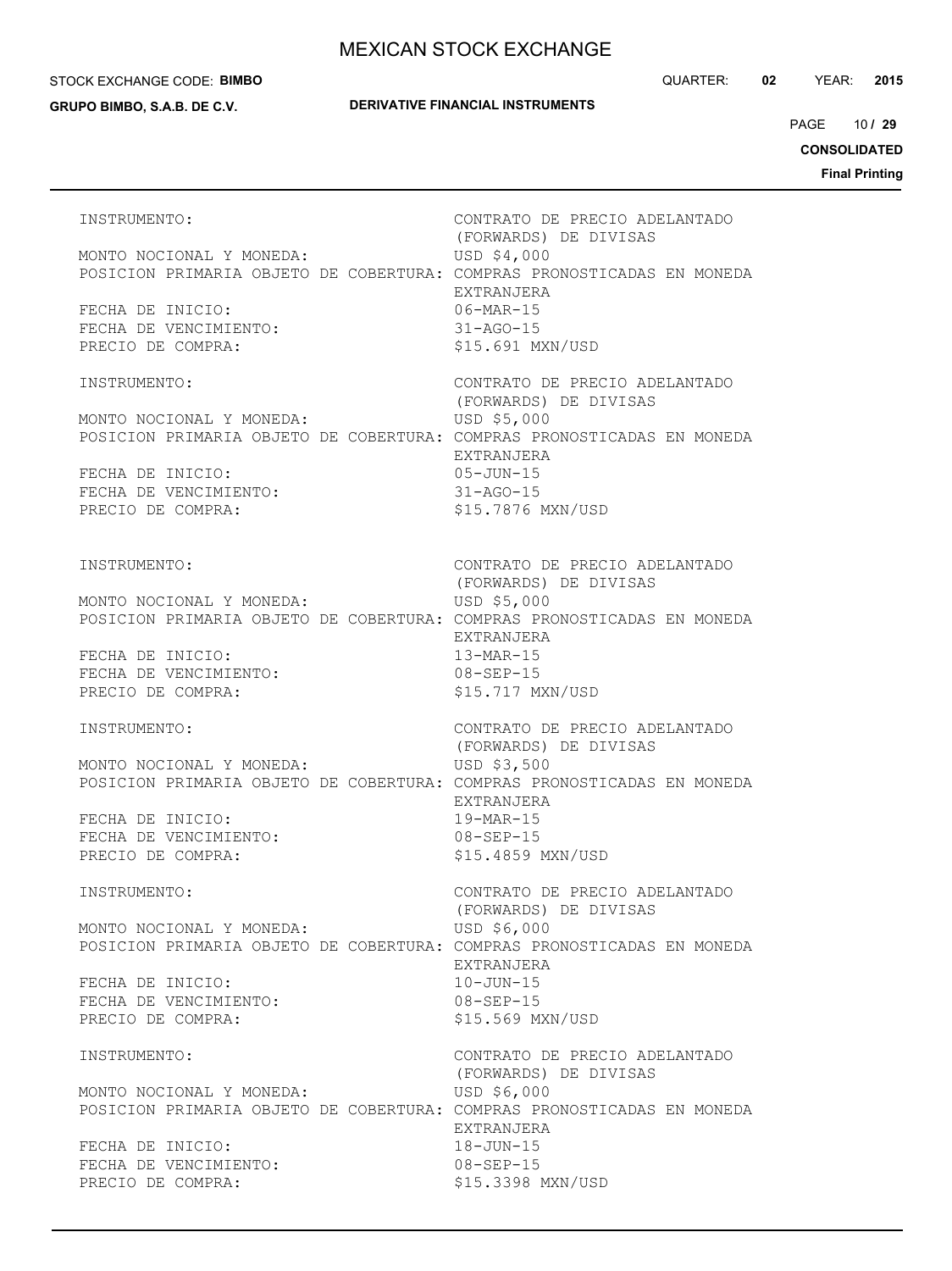INSTRUMENTO: CONTRATO DE PRECIO ADELANTADO (FORWARDS) DE DIVISAS
MONTO NOCIONAL Y MONEDA: USD $4,000
POSICION PRIMARIA OBJETO DE COBERTURA: COMPRAS PRONOSTICADAS EN MONEDA EXTRANJERA
FECHA DE INICIO: 06-MAR-15
FECHA DE VENCIMIENTO: 31-AGO-15
PRECIO DE COMPRA: $15.691 MXN/USD

INSTRUMENTO: CONTRATO DE PRECIO ADELANTADO (FORWARDS) DE DIVISAS
MONTO NOCIONAL Y MONEDA: USD $5,000
POSICION PRIMARIA OBJETO DE COBERTURA: COMPRAS PRONOSTICADAS EN MONEDA EXTRANJERA
FECHA DE INICIO: 05-JUN-15
FECHA DE VENCIMIENTO: 31-AGO-15
PRECIO DE COMPRA: $15.7876 MXN/USD

INSTRUMENTO: CONTRATO DE PRECIO ADELANTADO (FORWARDS) DE DIVISAS
MONTO NOCIONAL Y MONEDA: USD $5,000
POSICION PRIMARIA OBJETO DE COBERTURA: COMPRAS PRONOSTICADAS EN MONEDA EXTRANJERA
FECHA DE INICIO: 13-MAR-15
FECHA DE VENCIMIENTO: 08-SEP-15
PRECIO DE COMPRA: $15.717 MXN/USD

INSTRUMENTO: CONTRATO DE PRECIO ADELANTADO (FORWARDS) DE DIVISAS
MONTO NOCIONAL Y MONEDA: USD $3,500
POSICION PRIMARIA OBJETO DE COBERTURA: COMPRAS PRONOSTICADAS EN MONEDA EXTRANJERA
FECHA DE INICIO: 19-MAR-15
FECHA DE VENCIMIENTO: 08-SEP-15
PRECIO DE COMPRA: $15.4859 MXN/USD

INSTRUMENTO: CONTRATO DE PRECIO ADELANTADO (FORWARDS) DE DIVISAS
MONTO NOCIONAL Y MONEDA: USD $6,000
POSICION PRIMARIA OBJETO DE COBERTURA: COMPRAS PRONOSTICADAS EN MONEDA EXTRANJERA
FECHA DE INICIO: 10-JUN-15
FECHA DE VENCIMIENTO: 08-SEP-15
PRECIO DE COMPRA: $15.569 MXN/USD

INSTRUMENTO: CONTRATO DE PRECIO ADELANTADO (FORWARDS) DE DIVISAS
MONTO NOCIONAL Y MONEDA: USD $6,000
POSICION PRIMARIA OBJETO DE COBERTURA: COMPRAS PRONOSTICADAS EN MONEDA EXTRANJERA
FECHA DE INICIO: 18-JUN-15
FECHA DE VENCIMIENTO: 08-SEP-15
PRECIO DE COMPRA: $15.3398 MXN/USD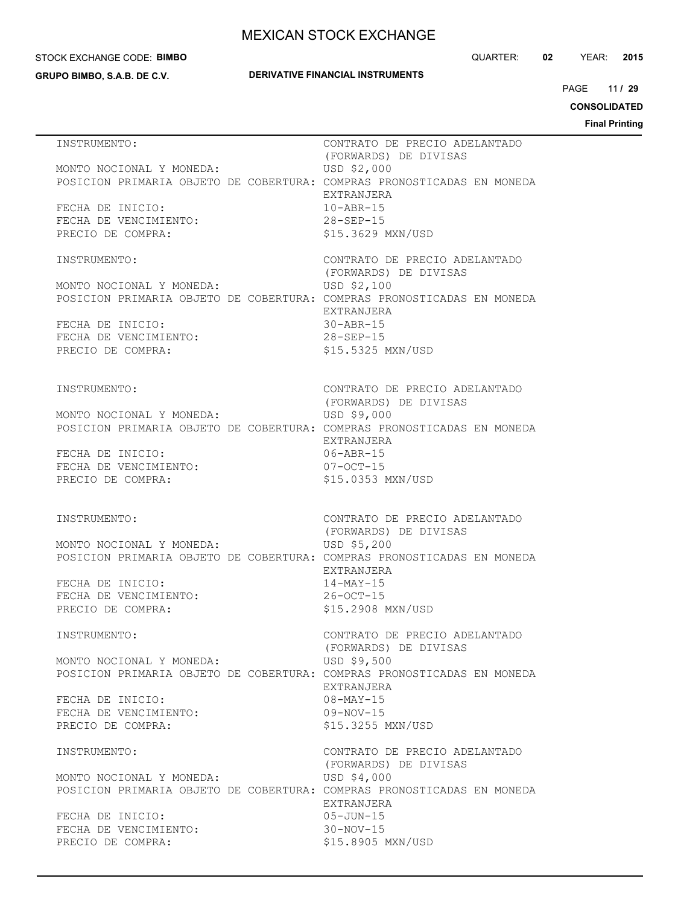| | |
|---|---|
| INSTRUMENTO: | CONTRATO DE PRECIO ADELANTADO (FORWARDS) DE DIVISAS |
| MONTO NOCIONAL Y MONEDA: | USD $2,000 |
| POSICION PRIMARIA OBJETO DE COBERTURA: | COMPRAS PRONOSTICADAS EN MONEDA EXTRANJERA |
| FECHA DE INICIO: | 10-ABR-15 |
| FECHA DE VENCIMIENTO: | 28-SEP-15 |
| PRECIO DE COMPRA: | $15.3629 MXN/USD |

| | |
|---|---|
| INSTRUMENTO: | CONTRATO DE PRECIO ADELANTADO (FORWARDS) DE DIVISAS |
| MONTO NOCIONAL Y MONEDA: | USD $2,100 |
| POSICION PRIMARIA OBJETO DE COBERTURA: | COMPRAS PRONOSTICADAS EN MONEDA EXTRANJERA |
| FECHA DE INICIO: | 30-ABR-15 |
| FECHA DE VENCIMIENTO: | 28-SEP-15 |
| PRECIO DE COMPRA: | $15.5325 MXN/USD |

| | |
|---|---|
| INSTRUMENTO: | CONTRATO DE PRECIO ADELANTADO (FORWARDS) DE DIVISAS |
| MONTO NOCIONAL Y MONEDA: | USD $9,000 |
| POSICION PRIMARIA OBJETO DE COBERTURA: | COMPRAS PRONOSTICADAS EN MONEDA EXTRANJERA |
| FECHA DE INICIO: | 06-ABR-15 |
| FECHA DE VENCIMIENTO: | 07-OCT-15 |
| PRECIO DE COMPRA: | $15.0353 MXN/USD |

| | |
|---|---|
| INSTRUMENTO: | CONTRATO DE PRECIO ADELANTADO (FORWARDS) DE DIVISAS |
| MONTO NOCIONAL Y MONEDA: | USD $5,200 |
| POSICION PRIMARIA OBJETO DE COBERTURA: | COMPRAS PRONOSTICADAS EN MONEDA EXTRANJERA |
| FECHA DE INICIO: | 14-MAY-15 |
| FECHA DE VENCIMIENTO: | 26-OCT-15 |
| PRECIO DE COMPRA: | $15.2908 MXN/USD |

| | |
|---|---|
| INSTRUMENTO: | CONTRATO DE PRECIO ADELANTADO (FORWARDS) DE DIVISAS |
| MONTO NOCIONAL Y MONEDA: | USD $9,500 |
| POSICION PRIMARIA OBJETO DE COBERTURA: | COMPRAS PRONOSTICADAS EN MONEDA EXTRANJERA |
| FECHA DE INICIO: | 08-MAY-15 |
| FECHA DE VENCIMIENTO: | 09-NOV-15 |
| PRECIO DE COMPRA: | $15.3255 MXN/USD |

| | |
|---|---|
| INSTRUMENTO: | CONTRATO DE PRECIO ADELANTADO (FORWARDS) DE DIVISAS |
| MONTO NOCIONAL Y MONEDA: | USD $4,000 |
| POSICION PRIMARIA OBJETO DE COBERTURA: | COMPRAS PRONOSTICADAS EN MONEDA EXTRANJERA |
| FECHA DE INICIO: | 05-JUN-15 |
| FECHA DE VENCIMIENTO: | 30-NOV-15 |
| PRECIO DE COMPRA: | $15.8905 MXN/USD |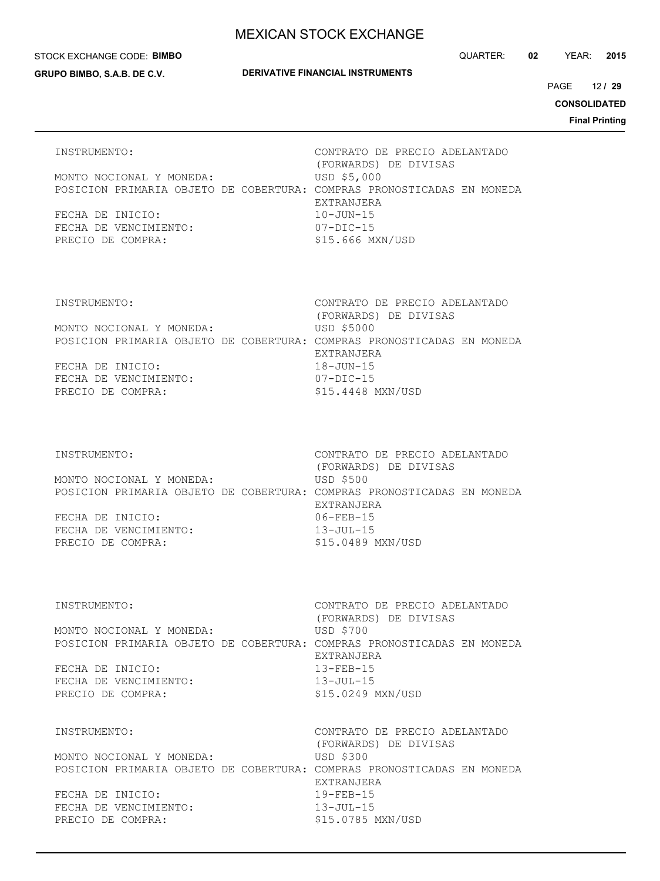INSTRUMENTO: CONTRATO DE PRECIO ADELANTADO (FORWARDS) DE DIVISAS
MONTO NOCIONAL Y MONEDA: USD $5,000
POSICION PRIMARIA OBJETO DE COBERTURA: COMPRAS PRONOSTICADAS EN MONEDA EXTRANJERA
FECHA DE INICIO: 10-JUN-15
FECHA DE VENCIMIENTO: 07-DIC-15
PRECIO DE COMPRA: $15.666 MXN/USD

INSTRUMENTO: CONTRATO DE PRECIO ADELANTADO (FORWARDS) DE DIVISAS
MONTO NOCIONAL Y MONEDA: USD $5000
POSICION PRIMARIA OBJETO DE COBERTURA: COMPRAS PRONOSTICADAS EN MONEDA EXTRANJERA
FECHA DE INICIO: 18-JUN-15
FECHA DE VENCIMIENTO: 07-DIC-15
PRECIO DE COMPRA: $15.4448 MXN/USD

INSTRUMENTO: CONTRATO DE PRECIO ADELANTADO (FORWARDS) DE DIVISAS
MONTO NOCIONAL Y MONEDA: USD $500
POSICION PRIMARIA OBJETO DE COBERTURA: COMPRAS PRONOSTICADAS EN MONEDA EXTRANJERA
FECHA DE INICIO: 06-FEB-15
FECHA DE VENCIMIENTO: 13-JUL-15
PRECIO DE COMPRA: $15.0489 MXN/USD

INSTRUMENTO: CONTRATO DE PRECIO ADELANTADO (FORWARDS) DE DIVISAS
MONTO NOCIONAL Y MONEDA: USD $700
POSICION PRIMARIA OBJETO DE COBERTURA: COMPRAS PRONOSTICADAS EN MONEDA EXTRANJERA
FECHA DE INICIO: 13-FEB-15
FECHA DE VENCIMIENTO: 13-JUL-15
PRECIO DE COMPRA: $15.0249 MXN/USD

INSTRUMENTO: CONTRATO DE PRECIO ADELANTADO (FORWARDS) DE DIVISAS
MONTO NOCIONAL Y MONEDA: USD $300
POSICION PRIMARIA OBJETO DE COBERTURA: COMPRAS PRONOSTICADAS EN MONEDA EXTRANJERA
FECHA DE INICIO: 19-FEB-15
FECHA DE VENCIMIENTO: 13-JUL-15
PRECIO DE COMPRA: $15.0785 MXN/USD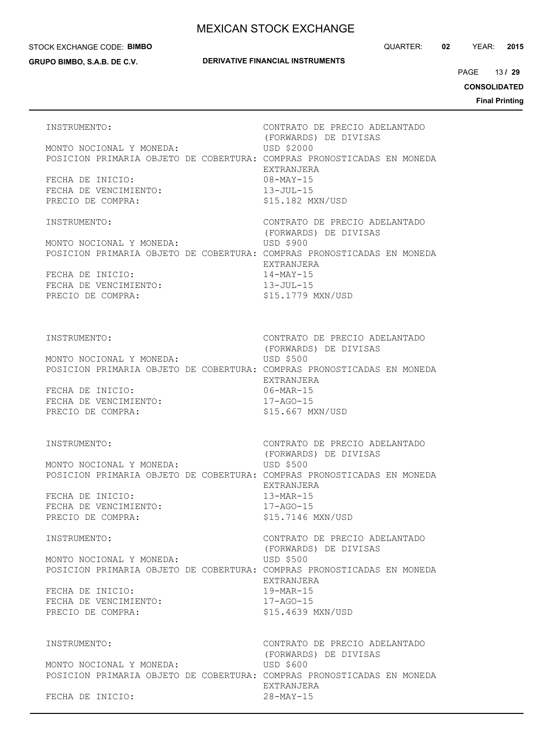| | |
|---|---|
| INSTRUMENTO: | CONTRATO DE PRECIO ADELANTADO (FORWARDS) DE DIVISAS |
| MONTO NOCIONAL Y MONEDA: | USD $2000 |
| POSICION PRIMARIA OBJETO DE COBERTURA: | COMPRAS PRONOSTICADAS EN MONEDA EXTRANJERA |
| FECHA DE INICIO: | 08-MAY-15 |
| FECHA DE VENCIMIENTO: | 13-JUL-15 |
| PRECIO DE COMPRA: | $15.182 MXN/USD |

| | |
|---|---|
| INSTRUMENTO: | CONTRATO DE PRECIO ADELANTADO (FORWARDS) DE DIVISAS |
| MONTO NOCIONAL Y MONEDA: | USD $900 |
| POSICION PRIMARIA OBJETO DE COBERTURA: | COMPRAS PRONOSTICADAS EN MONEDA EXTRANJERA |
| FECHA DE INICIO: | 14-MAY-15 |
| FECHA DE VENCIMIENTO: | 13-JUL-15 |
| PRECIO DE COMPRA: | $15.1779 MXN/USD |

| | |
|---|---|
| INSTRUMENTO: | CONTRATO DE PRECIO ADELANTADO (FORWARDS) DE DIVISAS |
| MONTO NOCIONAL Y MONEDA: | USD $500 |
| POSICION PRIMARIA OBJETO DE COBERTURA: | COMPRAS PRONOSTICADAS EN MONEDA EXTRANJERA |
| FECHA DE INICIO: | 06-MAR-15 |
| FECHA DE VENCIMIENTO: | 17-AGO-15 |
| PRECIO DE COMPRA: | $15.667 MXN/USD |

| | |
|---|---|
| INSTRUMENTO: | CONTRATO DE PRECIO ADELANTADO (FORWARDS) DE DIVISAS |
| MONTO NOCIONAL Y MONEDA: | USD $500 |
| POSICION PRIMARIA OBJETO DE COBERTURA: | COMPRAS PRONOSTICADAS EN MONEDA EXTRANJERA |
| FECHA DE INICIO: | 13-MAR-15 |
| FECHA DE VENCIMIENTO: | 17-AGO-15 |
| PRECIO DE COMPRA: | $15.7146 MXN/USD |

| | |
|---|---|
| INSTRUMENTO: | CONTRATO DE PRECIO ADELANTADO (FORWARDS) DE DIVISAS |
| MONTO NOCIONAL Y MONEDA: | USD $500 |
| POSICION PRIMARIA OBJETO DE COBERTURA: | COMPRAS PRONOSTICADAS EN MONEDA EXTRANJERA |
| FECHA DE INICIO: | 19-MAR-15 |
| FECHA DE VENCIMIENTO: | 17-AGO-15 |
| PRECIO DE COMPRA: | $15.4639 MXN/USD |

| | |
|---|---|
| INSTRUMENTO: | CONTRATO DE PRECIO ADELANTADO (FORWARDS) DE DIVISAS |
| MONTO NOCIONAL Y MONEDA: | USD $600 |
| POSICION PRIMARIA OBJETO DE COBERTURA: | COMPRAS PRONOSTICADAS EN MONEDA EXTRANJERA |
| FECHA DE INICIO: | 28-MAY-15 |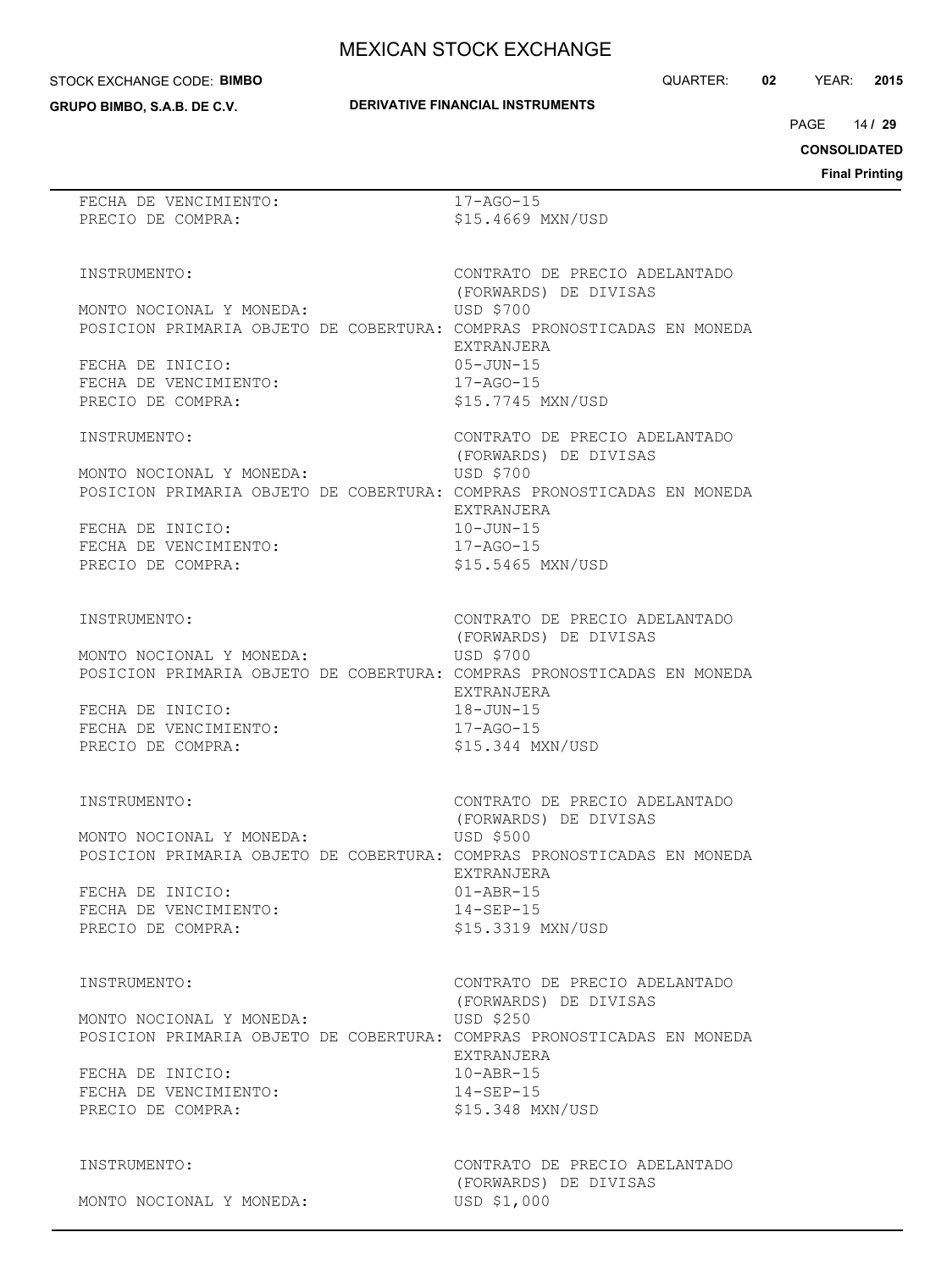FECHA DE VENCIMIENTO: 17-AGO-15
PRECIO DE COMPRA: $15.4669 MXN/USD

INSTRUMENTO: CONTRATO DE PRECIO ADELANTADO (FORWARDS) DE DIVISAS
MONTO NOCIONAL Y MONEDA: USD $700
POSICION PRIMARIA OBJETO DE COBERTURA: COMPRAS PRONOSTICADAS EN MONEDA EXTRANJERA
FECHA DE INICIO: 05-JUN-15
FECHA DE VENCIMIENTO: 17-AGO-15
PRECIO DE COMPRA: $15.7745 MXN/USD

INSTRUMENTO: CONTRATO DE PRECIO ADELANTADO (FORWARDS) DE DIVISAS
MONTO NOCIONAL Y MONEDA: USD $700
POSICION PRIMARIA OBJETO DE COBERTURA: COMPRAS PRONOSTICADAS EN MONEDA EXTRANJERA
FECHA DE INICIO: 10-JUN-15
FECHA DE VENCIMIENTO: 17-AGO-15
PRECIO DE COMPRA: $15.5465 MXN/USD

INSTRUMENTO: CONTRATO DE PRECIO ADELANTADO (FORWARDS) DE DIVISAS
MONTO NOCIONAL Y MONEDA: USD $700
POSICION PRIMARIA OBJETO DE COBERTURA: COMPRAS PRONOSTICADAS EN MONEDA EXTRANJERA
FECHA DE INICIO: 18-JUN-15
FECHA DE VENCIMIENTO: 17-AGO-15
PRECIO DE COMPRA: $15.344 MXN/USD

INSTRUMENTO: CONTRATO DE PRECIO ADELANTADO (FORWARDS) DE DIVISAS
MONTO NOCIONAL Y MONEDA: USD $500
POSICION PRIMARIA OBJETO DE COBERTURA: COMPRAS PRONOSTICADAS EN MONEDA EXTRANJERA
FECHA DE INICIO: 01-ABR-15
FECHA DE VENCIMIENTO: 14-SEP-15
PRECIO DE COMPRA: $15.3319 MXN/USD

INSTRUMENTO: CONTRATO DE PRECIO ADELANTADO (FORWARDS) DE DIVISAS
MONTO NOCIONAL Y MONEDA: USD $250
POSICION PRIMARIA OBJETO DE COBERTURA: COMPRAS PRONOSTICADAS EN MONEDA EXTRANJERA
FECHA DE INICIO: 10-ABR-15
FECHA DE VENCIMIENTO: 14-SEP-15
PRECIO DE COMPRA: $15.348 MXN/USD

INSTRUMENTO: CONTRATO DE PRECIO ADELANTADO (FORWARDS) DE DIVISAS
MONTO NOCIONAL Y MONEDA: USD $1,000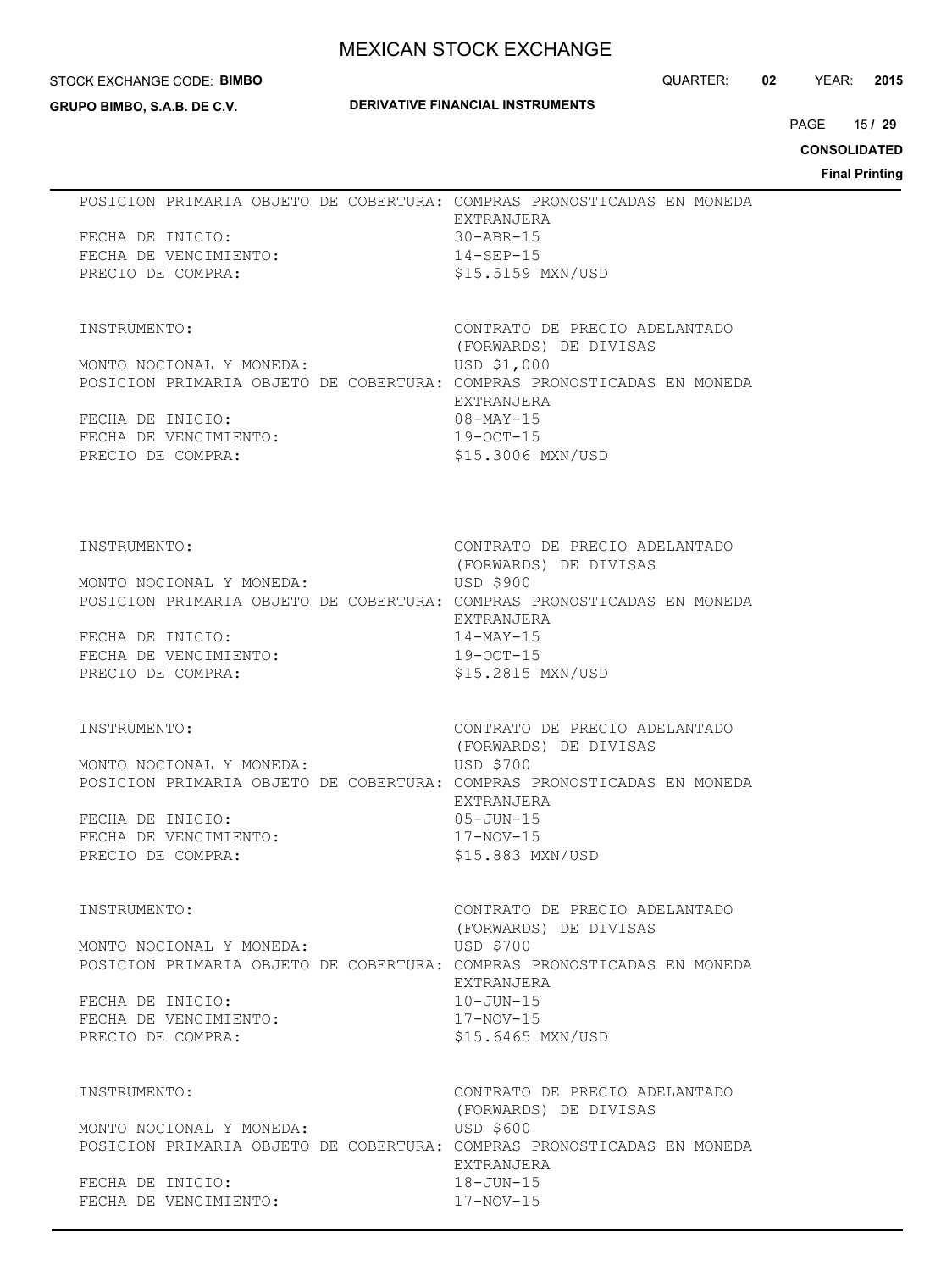POSICION PRIMARIA OBJETO DE COBERTURA: COMPRAS PRONOSTICADAS EN MONEDA EXTRANJERA
FECHA DE INICIO: 30-ABR-15
FECHA DE VENCIMIENTO: 14-SEP-15
PRECIO DE COMPRA: $15.5159 MXN/USD

INSTRUMENTO: CONTRATO DE PRECIO ADELANTADO (FORWARDS) DE DIVISAS
MONTO NOCIONAL Y MONEDA: USD $1,000
POSICION PRIMARIA OBJETO DE COBERTURA: COMPRAS PRONOSTICADAS EN MONEDA EXTRANJERA
FECHA DE INICIO: 08-MAY-15
FECHA DE VENCIMIENTO: 19-OCT-15
PRECIO DE COMPRA: $15.3006 MXN/USD

INSTRUMENTO: CONTRATO DE PRECIO ADELANTADO (FORWARDS) DE DIVISAS
MONTO NOCIONAL Y MONEDA: USD $900
POSICION PRIMARIA OBJETO DE COBERTURA: COMPRAS PRONOSTICADAS EN MONEDA EXTRANJERA
FECHA DE INICIO: 14-MAY-15
FECHA DE VENCIMIENTO: 19-OCT-15
PRECIO DE COMPRA: $15.2815 MXN/USD

INSTRUMENTO: CONTRATO DE PRECIO ADELANTADO (FORWARDS) DE DIVISAS
MONTO NOCIONAL Y MONEDA: USD $700
POSICION PRIMARIA OBJETO DE COBERTURA: COMPRAS PRONOSTICADAS EN MONEDA EXTRANJERA
FECHA DE INICIO: 05-JUN-15
FECHA DE VENCIMIENTO: 17-NOV-15
PRECIO DE COMPRA: $15.883 MXN/USD

INSTRUMENTO: CONTRATO DE PRECIO ADELANTADO (FORWARDS) DE DIVISAS
MONTO NOCIONAL Y MONEDA: USD $700
POSICION PRIMARIA OBJETO DE COBERTURA: COMPRAS PRONOSTICADAS EN MONEDA EXTRANJERA
FECHA DE INICIO: 10-JUN-15
FECHA DE VENCIMIENTO: 17-NOV-15
PRECIO DE COMPRA: $15.6465 MXN/USD

INSTRUMENTO: CONTRATO DE PRECIO ADELANTADO (FORWARDS) DE DIVISAS
MONTO NOCIONAL Y MONEDA: USD $600
POSICION PRIMARIA OBJETO DE COBERTURA: COMPRAS PRONOSTICADAS EN MONEDA EXTRANJERA
FECHA DE INICIO: 18-JUN-15
FECHA DE VENCIMIENTO: 17-NOV-15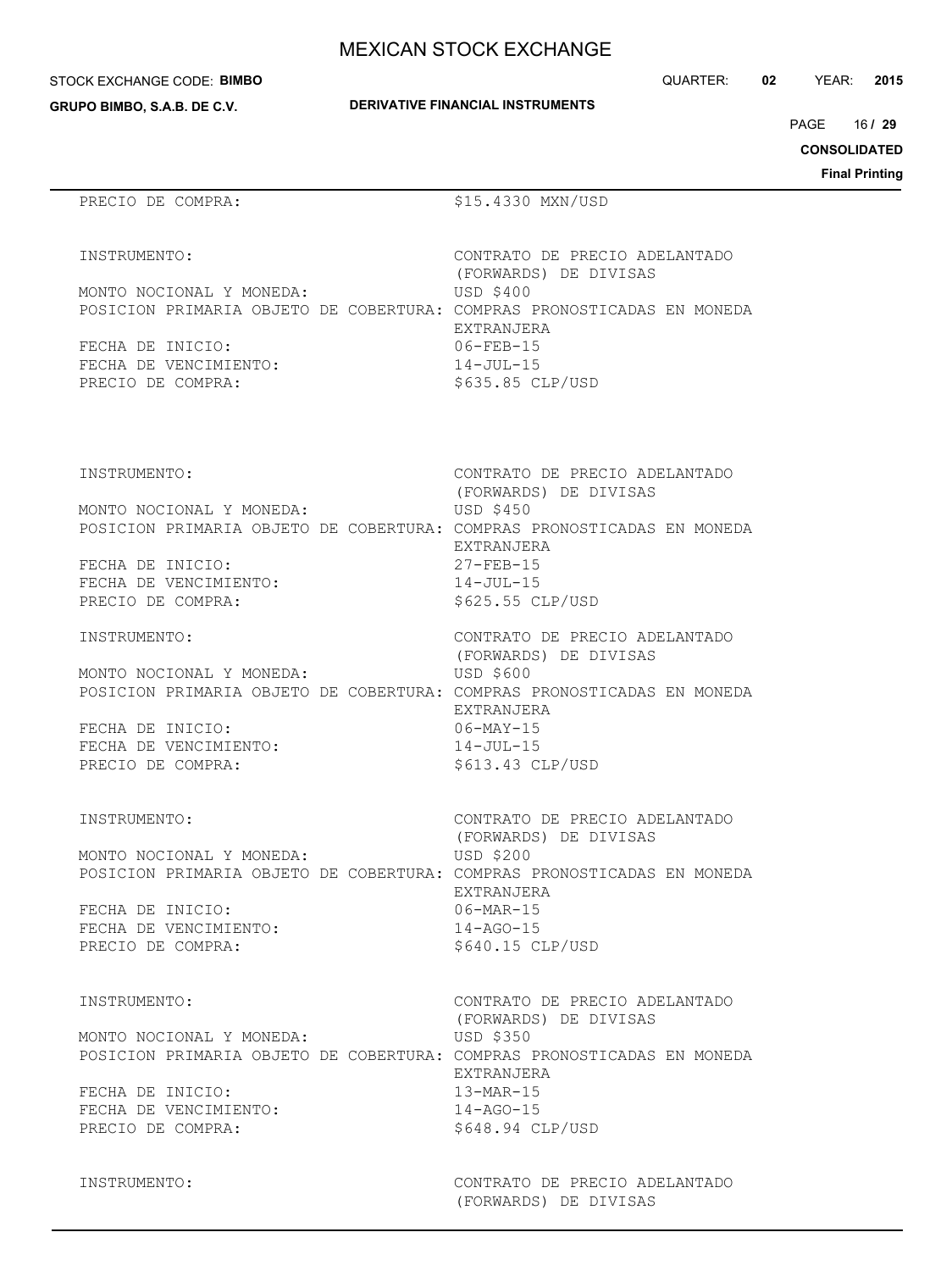PRECIO DE COMPRA: $15.4330 MXN/USD

| | |
|---|---|
| INSTRUMENTO: | CONTRATO DE PRECIO ADELANTADO (FORWARDS) DE DIVISAS |
| MONTO NOCIONAL Y MONEDA: | USD $400 |
| POSICION PRIMARIA OBJETO DE COBERTURA: | COMPRAS PRONOSTICADAS EN MONEDA EXTRANJERA |
| FECHA DE INICIO: | 06-FEB-15 |
| FECHA DE VENCIMIENTO: | 14-JUL-15 |
| PRECIO DE COMPRA: | $635.85 CLP/USD |

| | |
|---|---|
| INSTRUMENTO: | CONTRATO DE PRECIO ADELANTADO (FORWARDS) DE DIVISAS |
| MONTO NOCIONAL Y MONEDA: | USD $450 |
| POSICION PRIMARIA OBJETO DE COBERTURA: | COMPRAS PRONOSTICADAS EN MONEDA EXTRANJERA |
| FECHA DE INICIO: | 27-FEB-15 |
| FECHA DE VENCIMIENTO: | 14-JUL-15 |
| PRECIO DE COMPRA: | $625.55 CLP/USD |

| | |
|---|---|
| INSTRUMENTO: | CONTRATO DE PRECIO ADELANTADO (FORWARDS) DE DIVISAS |
| MONTO NOCIONAL Y MONEDA: | USD $600 |
| POSICION PRIMARIA OBJETO DE COBERTURA: | COMPRAS PRONOSTICADAS EN MONEDA EXTRANJERA |
| FECHA DE INICIO: | 06-MAY-15 |
| FECHA DE VENCIMIENTO: | 14-JUL-15 |
| PRECIO DE COMPRA: | $613.43 CLP/USD |

| | |
|---|---|
| INSTRUMENTO: | CONTRATO DE PRECIO ADELANTADO (FORWARDS) DE DIVISAS |
| MONTO NOCIONAL Y MONEDA: | USD $200 |
| POSICION PRIMARIA OBJETO DE COBERTURA: | COMPRAS PRONOSTICADAS EN MONEDA EXTRANJERA |
| FECHA DE INICIO: | 06-MAR-15 |
| FECHA DE VENCIMIENTO: | 14-AGO-15 |
| PRECIO DE COMPRA: | $640.15 CLP/USD |

| | |
|---|---|
| INSTRUMENTO: | CONTRATO DE PRECIO ADELANTADO (FORWARDS) DE DIVISAS |
| MONTO NOCIONAL Y MONEDA: | USD $350 |
| POSICION PRIMARIA OBJETO DE COBERTURA: | COMPRAS PRONOSTICADAS EN MONEDA EXTRANJERA |
| FECHA DE INICIO: | 13-MAR-15 |
| FECHA DE VENCIMIENTO: | 14-AGO-15 |
| PRECIO DE COMPRA: | $648.94 CLP/USD |

INSTRUMENTO: CONTRATO DE PRECIO ADELANTADO (FORWARDS) DE DIVISAS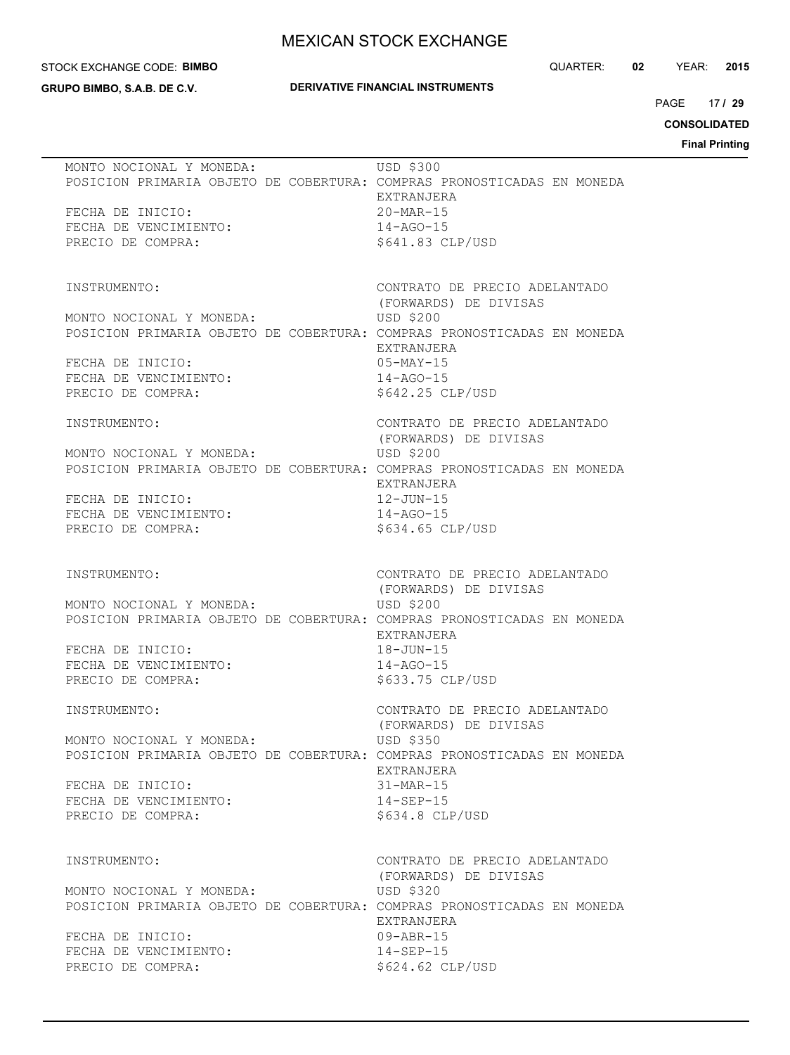MONTO NOCIONAL Y MONEDA: USD $300
POSICION PRIMARIA OBJETO DE COBERTURA: COMPRAS PRONOSTICADAS EN MONEDA EXTRANJERA
FECHA DE INICIO: 20-MAR-15
FECHA DE VENCIMIENTO: 14-AGO-15
PRECIO DE COMPRA: $641.83 CLP/USD

INSTRUMENTO: CONTRATO DE PRECIO ADELANTADO (FORWARDS) DE DIVISAS
MONTO NOCIONAL Y MONEDA: USD $200
POSICION PRIMARIA OBJETO DE COBERTURA: COMPRAS PRONOSTICADAS EN MONEDA EXTRANJERA
FECHA DE INICIO: 05-MAY-15
FECHA DE VENCIMIENTO: 14-AGO-15
PRECIO DE COMPRA: $642.25 CLP/USD

INSTRUMENTO: CONTRATO DE PRECIO ADELANTADO (FORWARDS) DE DIVISAS
MONTO NOCIONAL Y MONEDA: USD $200
POSICION PRIMARIA OBJETO DE COBERTURA: COMPRAS PRONOSTICADAS EN MONEDA EXTRANJERA
FECHA DE INICIO: 12-JUN-15
FECHA DE VENCIMIENTO: 14-AGO-15
PRECIO DE COMPRA: $634.65 CLP/USD

INSTRUMENTO: CONTRATO DE PRECIO ADELANTADO (FORWARDS) DE DIVISAS
MONTO NOCIONAL Y MONEDA: USD $200
POSICION PRIMARIA OBJETO DE COBERTURA: COMPRAS PRONOSTICADAS EN MONEDA EXTRANJERA
FECHA DE INICIO: 18-JUN-15
FECHA DE VENCIMIENTO: 14-AGO-15
PRECIO DE COMPRA: $633.75 CLP/USD

INSTRUMENTO: CONTRATO DE PRECIO ADELANTADO (FORWARDS) DE DIVISAS
MONTO NOCIONAL Y MONEDA: USD $350
POSICION PRIMARIA OBJETO DE COBERTURA: COMPRAS PRONOSTICADAS EN MONEDA EXTRANJERA
FECHA DE INICIO: 31-MAR-15
FECHA DE VENCIMIENTO: 14-SEP-15
PRECIO DE COMPRA: $634.8 CLP/USD

INSTRUMENTO: CONTRATO DE PRECIO ADELANTADO (FORWARDS) DE DIVISAS
MONTO NOCIONAL Y MONEDA: USD $320
POSICION PRIMARIA OBJETO DE COBERTURA: COMPRAS PRONOSTICADAS EN MONEDA EXTRANJERA
FECHA DE INICIO: 09-ABR-15
FECHA DE VENCIMIENTO: 14-SEP-15
PRECIO DE COMPRA: $624.62 CLP/USD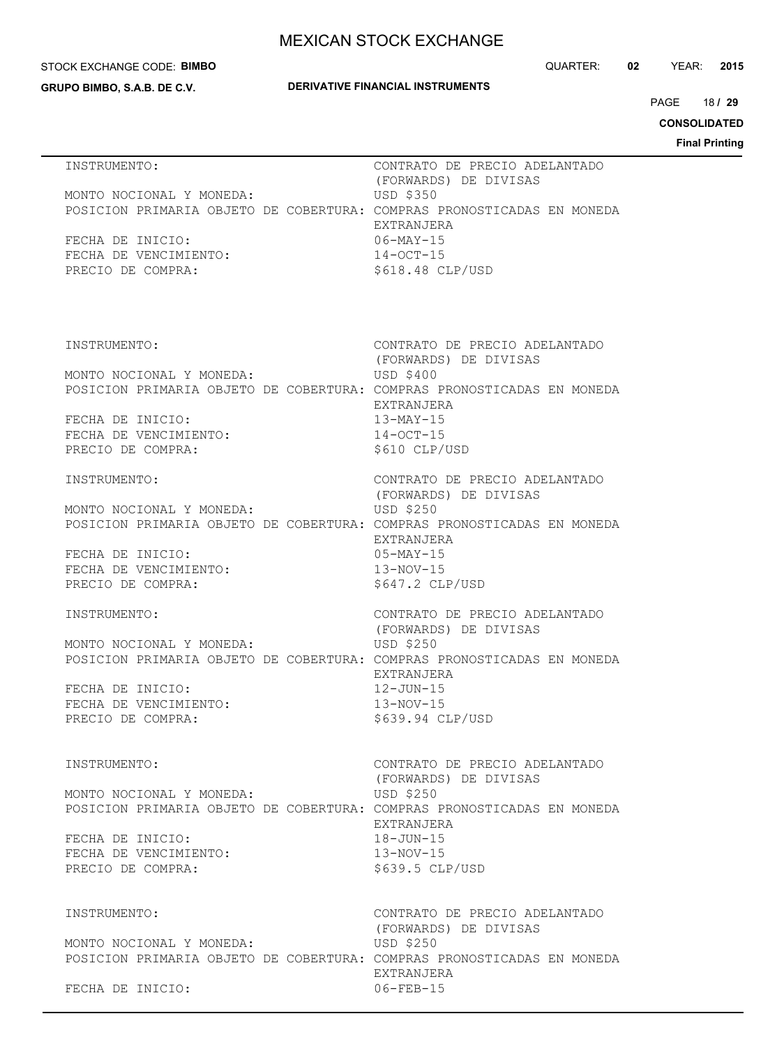INSTRUMENTO: CONTRATO DE PRECIO ADELANTADO (FORWARDS) DE DIVISAS
MONTO NOCIONAL Y MONEDA: USD $350
POSICION PRIMARIA OBJETO DE COBERTURA: COMPRAS PRONOSTICADAS EN MONEDA EXTRANJERA
FECHA DE INICIO: 06-MAY-15
FECHA DE VENCIMIENTO: 14-OCT-15
PRECIO DE COMPRA: $618.48 CLP/USD

INSTRUMENTO: CONTRATO DE PRECIO ADELANTADO (FORWARDS) DE DIVISAS
MONTO NOCIONAL Y MONEDA: USD $400
POSICION PRIMARIA OBJETO DE COBERTURA: COMPRAS PRONOSTICADAS EN MONEDA EXTRANJERA
FECHA DE INICIO: 13-MAY-15
FECHA DE VENCIMIENTO: 14-OCT-15
PRECIO DE COMPRA: $610 CLP/USD

INSTRUMENTO: CONTRATO DE PRECIO ADELANTADO (FORWARDS) DE DIVISAS
MONTO NOCIONAL Y MONEDA: USD $250
POSICION PRIMARIA OBJETO DE COBERTURA: COMPRAS PRONOSTICADAS EN MONEDA EXTRANJERA
FECHA DE INICIO: 05-MAY-15
FECHA DE VENCIMIENTO: 13-NOV-15
PRECIO DE COMPRA: $647.2 CLP/USD

INSTRUMENTO: CONTRATO DE PRECIO ADELANTADO (FORWARDS) DE DIVISAS
MONTO NOCIONAL Y MONEDA: USD $250
POSICION PRIMARIA OBJETO DE COBERTURA: COMPRAS PRONOSTICADAS EN MONEDA EXTRANJERA
FECHA DE INICIO: 12-JUN-15
FECHA DE VENCIMIENTO: 13-NOV-15
PRECIO DE COMPRA: $639.94 CLP/USD

INSTRUMENTO: CONTRATO DE PRECIO ADELANTADO (FORWARDS) DE DIVISAS
MONTO NOCIONAL Y MONEDA: USD $250
POSICION PRIMARIA OBJETO DE COBERTURA: COMPRAS PRONOSTICADAS EN MONEDA EXTRANJERA
FECHA DE INICIO: 18-JUN-15
FECHA DE VENCIMIENTO: 13-NOV-15
PRECIO DE COMPRA: $639.5 CLP/USD

INSTRUMENTO: CONTRATO DE PRECIO ADELANTADO (FORWARDS) DE DIVISAS
MONTO NOCIONAL Y MONEDA: USD $250
POSICION PRIMARIA OBJETO DE COBERTURA: COMPRAS PRONOSTICADAS EN MONEDA EXTRANJERA
FECHA DE INICIO: 06-FEB-15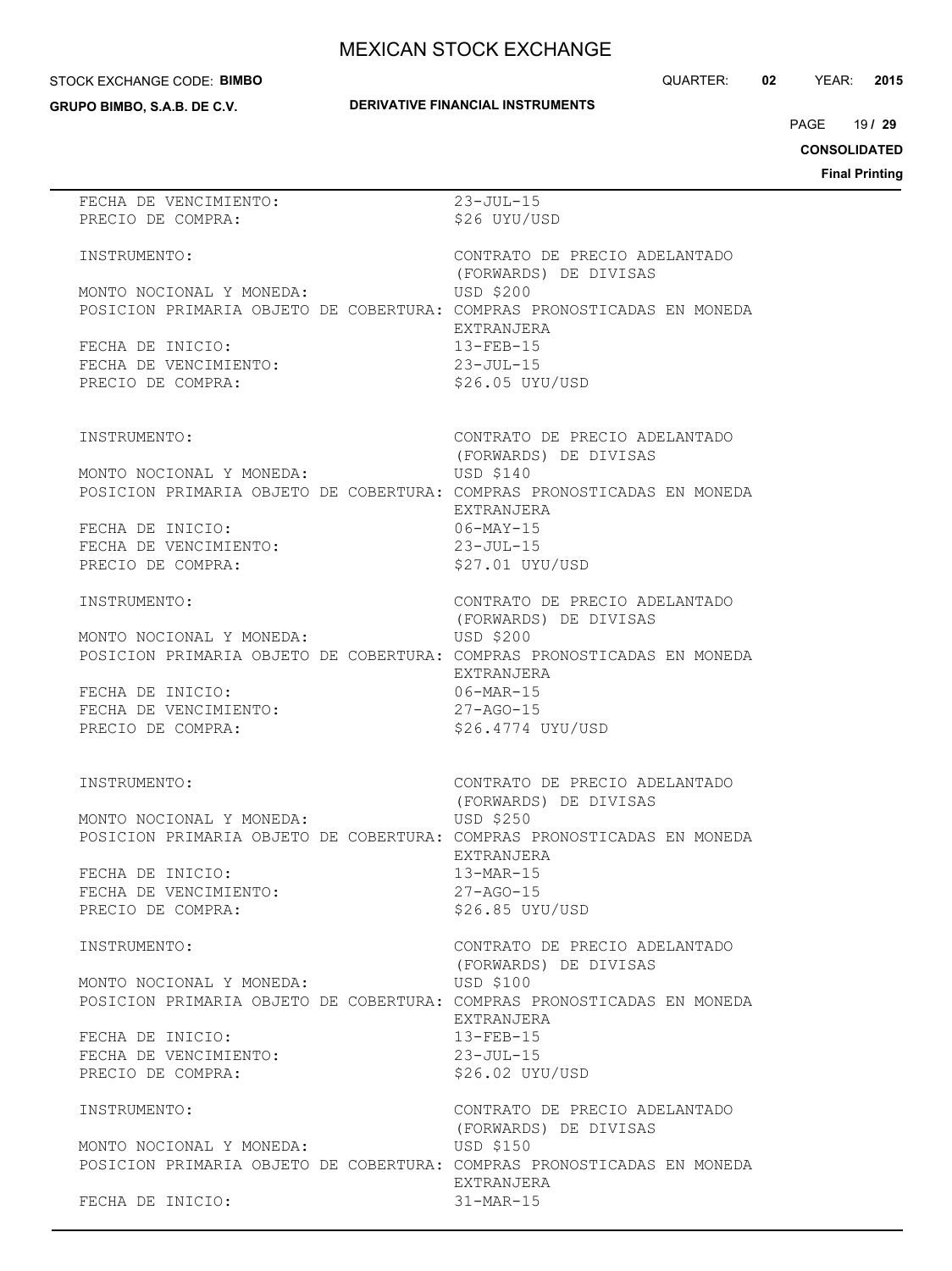FECHA DE VENCIMIENTO: 23-JUL-15
PRECIO DE COMPRA: $26 UYU/USD

INSTRUMENTO: CONTRATO DE PRECIO ADELANTADO (FORWARDS) DE DIVISAS
MONTO NOCIONAL Y MONEDA: USD $200
POSICION PRIMARIA OBJETO DE COBERTURA: COMPRAS PRONOSTICADAS EN MONEDA EXTRANJERA
FECHA DE INICIO: 13-FEB-15
FECHA DE VENCIMIENTO: 23-JUL-15
PRECIO DE COMPRA: $26.05 UYU/USD

INSTRUMENTO: CONTRATO DE PRECIO ADELANTADO (FORWARDS) DE DIVISAS
MONTO NOCIONAL Y MONEDA: USD $140
POSICION PRIMARIA OBJETO DE COBERTURA: COMPRAS PRONOSTICADAS EN MONEDA EXTRANJERA
FECHA DE INICIO: 06-MAY-15
FECHA DE VENCIMIENTO: 23-JUL-15
PRECIO DE COMPRA: $27.01 UYU/USD

INSTRUMENTO: CONTRATO DE PRECIO ADELANTADO (FORWARDS) DE DIVISAS
MONTO NOCIONAL Y MONEDA: USD $200
POSICION PRIMARIA OBJETO DE COBERTURA: COMPRAS PRONOSTICADAS EN MONEDA EXTRANJERA
FECHA DE INICIO: 06-MAR-15
FECHA DE VENCIMIENTO: 27-AGO-15
PRECIO DE COMPRA: $26.4774 UYU/USD

INSTRUMENTO: CONTRATO DE PRECIO ADELANTADO (FORWARDS) DE DIVISAS
MONTO NOCIONAL Y MONEDA: USD $250
POSICION PRIMARIA OBJETO DE COBERTURA: COMPRAS PRONOSTICADAS EN MONEDA EXTRANJERA
FECHA DE INICIO: 13-MAR-15
FECHA DE VENCIMIENTO: 27-AGO-15
PRECIO DE COMPRA: $26.85 UYU/USD

INSTRUMENTO: CONTRATO DE PRECIO ADELANTADO (FORWARDS) DE DIVISAS
MONTO NOCIONAL Y MONEDA: USD $100
POSICION PRIMARIA OBJETO DE COBERTURA: COMPRAS PRONOSTICADAS EN MONEDA EXTRANJERA
FECHA DE INICIO: 13-FEB-15
FECHA DE VENCIMIENTO: 23-JUL-15
PRECIO DE COMPRA: $26.02 UYU/USD

INSTRUMENTO: CONTRATO DE PRECIO ADELANTADO (FORWARDS) DE DIVISAS
MONTO NOCIONAL Y MONEDA: USD $150
POSICION PRIMARIA OBJETO DE COBERTURA: COMPRAS PRONOSTICADAS EN MONEDA EXTRANJERA
FECHA DE INICIO: 31-MAR-15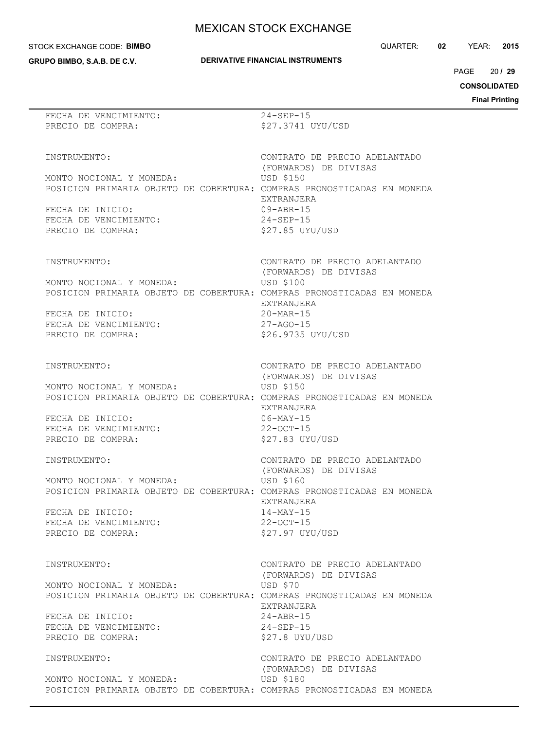FECHA DE VENCIMIENTO: 24-SEP-15
PRECIO DE COMPRA: $27.3741 UYU/USD

| | |
|---|---|
| INSTRUMENTO: | CONTRATO DE PRECIO ADELANTADO (FORWARDS) DE DIVISAS |
| MONTO NOCIONAL Y MONEDA: | USD $150 |
| POSICION PRIMARIA OBJETO DE COBERTURA: | COMPRAS PRONOSTICADAS EN MONEDA EXTRANJERA |
| FECHA DE INICIO: | 09-ABR-15 |
| FECHA DE VENCIMIENTO: | 24-SEP-15 |
| PRECIO DE COMPRA: | $27.85 UYU/USD |

| | |
|---|---|
| INSTRUMENTO: | CONTRATO DE PRECIO ADELANTADO (FORWARDS) DE DIVISAS |
| MONTO NOCIONAL Y MONEDA: | USD $100 |
| POSICION PRIMARIA OBJETO DE COBERTURA: | COMPRAS PRONOSTICADAS EN MONEDA EXTRANJERA |
| FECHA DE INICIO: | 20-MAR-15 |
| FECHA DE VENCIMIENTO: | 27-AGO-15 |
| PRECIO DE COMPRA: | $26.9735 UYU/USD |

| | |
|---|---|
| INSTRUMENTO: | CONTRATO DE PRECIO ADELANTADO (FORWARDS) DE DIVISAS |
| MONTO NOCIONAL Y MONEDA: | USD $150 |
| POSICION PRIMARIA OBJETO DE COBERTURA: | COMPRAS PRONOSTICADAS EN MONEDA EXTRANJERA |
| FECHA DE INICIO: | 06-MAY-15 |
| FECHA DE VENCIMIENTO: | 22-OCT-15 |
| PRECIO DE COMPRA: | $27.83 UYU/USD |

| | |
|---|---|
| INSTRUMENTO: | CONTRATO DE PRECIO ADELANTADO (FORWARDS) DE DIVISAS |
| MONTO NOCIONAL Y MONEDA: | USD $160 |
| POSICION PRIMARIA OBJETO DE COBERTURA: | COMPRAS PRONOSTICADAS EN MONEDA EXTRANJERA |
| FECHA DE INICIO: | 14-MAY-15 |
| FECHA DE VENCIMIENTO: | 22-OCT-15 |
| PRECIO DE COMPRA: | $27.97 UYU/USD |

| | |
|---|---|
| INSTRUMENTO: | CONTRATO DE PRECIO ADELANTADO (FORWARDS) DE DIVISAS |
| MONTO NOCIONAL Y MONEDA: | USD $70 |
| POSICION PRIMARIA OBJETO DE COBERTURA: | COMPRAS PRONOSTICADAS EN MONEDA EXTRANJERA |
| FECHA DE INICIO: | 24-ABR-15 |
| FECHA DE VENCIMIENTO: | 24-SEP-15 |
| PRECIO DE COMPRA: | $27.8 UYU/USD |

| | |
|---|---|
| INSTRUMENTO: | CONTRATO DE PRECIO ADELANTADO (FORWARDS) DE DIVISAS |
| MONTO NOCIONAL Y MONEDA: | USD $180 |
| POSICION PRIMARIA OBJETO DE COBERTURA: | COMPRAS PRONOSTICADAS EN MONEDA |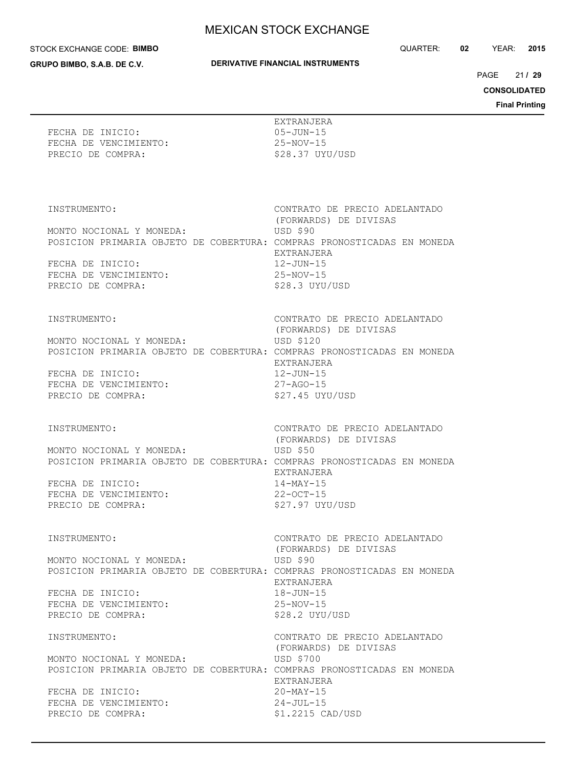EXTRANJERA
FECHA DE INICIO: 05-JUN-15
FECHA DE VENCIMIENTO: 25-NOV-15
PRECIO DE COMPRA: $28.37 UYU/USD

INSTRUMENTO: CONTRATO DE PRECIO ADELANTADO (FORWARDS) DE DIVISAS
MONTO NOCIONAL Y MONEDA: USD $90
POSICION PRIMARIA OBJETO DE COBERTURA: COMPRAS PRONOSTICADAS EN MONEDA EXTRANJERA
FECHA DE INICIO: 12-JUN-15
FECHA DE VENCIMIENTO: 25-NOV-15
PRECIO DE COMPRA: $28.3 UYU/USD

INSTRUMENTO: CONTRATO DE PRECIO ADELANTADO (FORWARDS) DE DIVISAS
MONTO NOCIONAL Y MONEDA: USD $120
POSICION PRIMARIA OBJETO DE COBERTURA: COMPRAS PRONOSTICADAS EN MONEDA EXTRANJERA
FECHA DE INICIO: 12-JUN-15
FECHA DE VENCIMIENTO: 27-AGO-15
PRECIO DE COMPRA: $27.45 UYU/USD

INSTRUMENTO: CONTRATO DE PRECIO ADELANTADO (FORWARDS) DE DIVISAS
MONTO NOCIONAL Y MONEDA: USD $50
POSICION PRIMARIA OBJETO DE COBERTURA: COMPRAS PRONOSTICADAS EN MONEDA EXTRANJERA
FECHA DE INICIO: 14-MAY-15
FECHA DE VENCIMIENTO: 22-OCT-15
PRECIO DE COMPRA: $27.97 UYU/USD

INSTRUMENTO: CONTRATO DE PRECIO ADELANTADO (FORWARDS) DE DIVISAS
MONTO NOCIONAL Y MONEDA: USD $90
POSICION PRIMARIA OBJETO DE COBERTURA: COMPRAS PRONOSTICADAS EN MONEDA EXTRANJERA
FECHA DE INICIO: 18-JUN-15
FECHA DE VENCIMIENTO: 25-NOV-15
PRECIO DE COMPRA: $28.2 UYU/USD

INSTRUMENTO: CONTRATO DE PRECIO ADELANTADO (FORWARDS) DE DIVISAS
MONTO NOCIONAL Y MONEDA: USD $700
POSICION PRIMARIA OBJETO DE COBERTURA: COMPRAS PRONOSTICADAS EN MONEDA EXTRANJERA
FECHA DE INICIO: 20-MAY-15
FECHA DE VENCIMIENTO: 24-JUL-15
PRECIO DE COMPRA: $1.2215 CAD/USD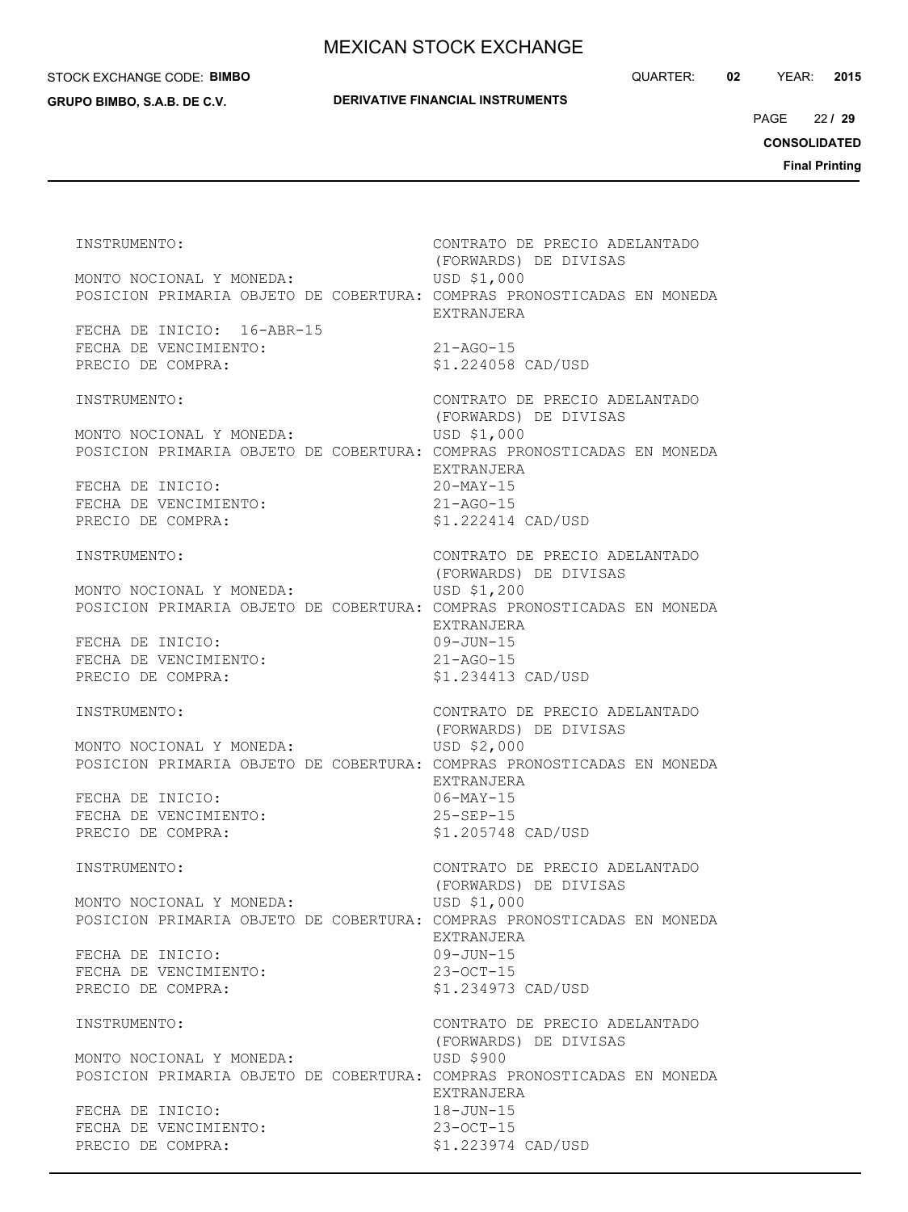INSTRUMENTO: CONTRATO DE PRECIO ADELANTADO (FORWARDS) DE DIVISAS
MONTO NOCIONAL Y MONEDA: USD $1,000
POSICION PRIMARIA OBJETO DE COBERTURA: COMPRAS PRONOSTICADAS EN MONEDA EXTRANJERA
FECHA DE INICIO: 16-ABR-15
FECHA DE VENCIMIENTO: 21-AGO-15
PRECIO DE COMPRA: $1.224058 CAD/USD

INSTRUMENTO: CONTRATO DE PRECIO ADELANTADO (FORWARDS) DE DIVISAS
MONTO NOCIONAL Y MONEDA: USD $1,000
POSICION PRIMARIA OBJETO DE COBERTURA: COMPRAS PRONOSTICADAS EN MONEDA EXTRANJERA
FECHA DE INICIO: 20-MAY-15
FECHA DE VENCIMIENTO: 21-AGO-15
PRECIO DE COMPRA: $1.222414 CAD/USD

INSTRUMENTO: CONTRATO DE PRECIO ADELANTADO (FORWARDS) DE DIVISAS
MONTO NOCIONAL Y MONEDA: USD $1,200
POSICION PRIMARIA OBJETO DE COBERTURA: COMPRAS PRONOSTICADAS EN MONEDA EXTRANJERA
FECHA DE INICIO: 09-JUN-15
FECHA DE VENCIMIENTO: 21-AGO-15
PRECIO DE COMPRA: $1.234413 CAD/USD

INSTRUMENTO: CONTRATO DE PRECIO ADELANTADO (FORWARDS) DE DIVISAS
MONTO NOCIONAL Y MONEDA: USD $2,000
POSICION PRIMARIA OBJETO DE COBERTURA: COMPRAS PRONOSTICADAS EN MONEDA EXTRANJERA
FECHA DE INICIO: 06-MAY-15
FECHA DE VENCIMIENTO: 25-SEP-15
PRECIO DE COMPRA: $1.205748 CAD/USD

INSTRUMENTO: CONTRATO DE PRECIO ADELANTADO (FORWARDS) DE DIVISAS
MONTO NOCIONAL Y MONEDA: USD $1,000
POSICION PRIMARIA OBJETO DE COBERTURA: COMPRAS PRONOSTICADAS EN MONEDA EXTRANJERA
FECHA DE INICIO: 09-JUN-15
FECHA DE VENCIMIENTO: 23-OCT-15
PRECIO DE COMPRA: $1.234973 CAD/USD

INSTRUMENTO: CONTRATO DE PRECIO ADELANTADO (FORWARDS) DE DIVISAS
MONTO NOCIONAL Y MONEDA: USD $900
POSICION PRIMARIA OBJETO DE COBERTURA: COMPRAS PRONOSTICADAS EN MONEDA EXTRANJERA
FECHA DE INICIO: 18-JUN-15
FECHA DE VENCIMIENTO: 23-OCT-15
PRECIO DE COMPRA: $1.223974 CAD/USD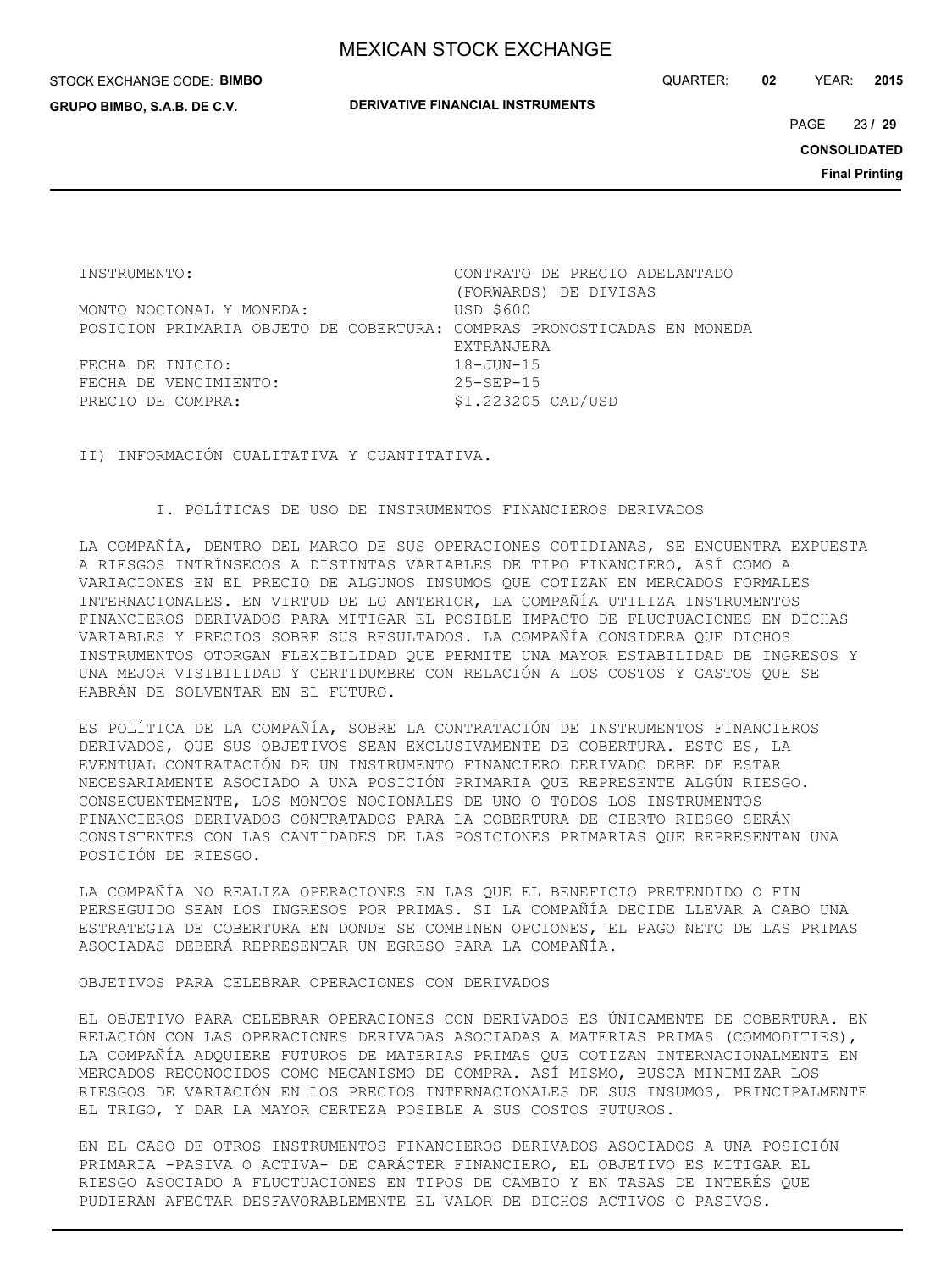| | |
|---|---|
| INSTRUMENTO: | CONTRATO DE PRECIO ADELANTADO (FORWARDS) DE DIVISAS |
| MONTO NOCIONAL Y MONEDA: | USD $600 |
| POSICION PRIMARIA OBJETO DE COBERTURA: | COMPRAS PRONOSTICADAS EN MONEDA EXTRANJERA |
| FECHA DE INICIO: | 18-JUN-15 |
| FECHA DE VENCIMIENTO: | 25-SEP-15 |
| PRECIO DE COMPRA: | $1.223205 CAD/USD |

II) INFORMACIÓN CUALITATIVA Y CUANTITATIVA.

I. POLÍTICAS DE USO DE INSTRUMENTOS FINANCIEROS DERIVADOS

LA COMPAÑÍA, DENTRO DEL MARCO DE SUS OPERACIONES COTIDIANAS, SE ENCUENTRA EXPUESTA A RIESGOS INTRÍNSECOS A DISTINTAS VARIABLES DE TIPO FINANCIERO, ASÍ COMO A VARIACIONES EN EL PRECIO DE ALGUNOS INSUMOS QUE COTIZAN EN MERCADOS FORMALES INTERNACIONALES. EN VIRTUD DE LO ANTERIOR, LA COMPAÑÍA UTILIZA INSTRUMENTOS FINANCIEROS DERIVADOS PARA MITIGAR EL POSIBLE IMPACTO DE FLUCTUACIONES EN DICHAS VARIABLES Y PRECIOS SOBRE SUS RESULTADOS. LA COMPAÑÍA CONSIDERA QUE DICHOS INSTRUMENTOS OTORGAN FLEXIBILIDAD QUE PERMITE UNA MAYOR ESTABILIDAD DE INGRESOS Y UNA MEJOR VISIBILIDAD Y CERTIDUMBRE CON RELACIÓN A LOS COSTOS Y GASTOS QUE SE HABRÁN DE SOLVENTAR EN EL FUTURO.

ES POLÍTICA DE LA COMPAÑÍA, SOBRE LA CONTRATACIÓN DE INSTRUMENTOS FINANCIEROS DERIVADOS, QUE SUS OBJETIVOS SEAN EXCLUSIVAMENTE DE COBERTURA. ESTO ES, LA EVENTUAL CONTRATACIÓN DE UN INSTRUMENTO FINANCIERO DERIVADO DEBE DE ESTAR NECESARIAMENTE ASOCIADO A UNA POSICIÓN PRIMARIA QUE REPRESENTE ALGÚN RIESGO. CONSECUENTEMENTE, LOS MONTOS NOCIONALES DE UNO O TODOS LOS INSTRUMENTOS FINANCIEROS DERIVADOS CONTRATADOS PARA LA COBERTURA DE CIERTO RIESGO SERÁN CONSISTENTES CON LAS CANTIDADES DE LAS POSICIONES PRIMARIAS QUE REPRESENTAN UNA POSICIÓN DE RIESGO.

LA COMPAÑÍA NO REALIZA OPERACIONES EN LAS QUE EL BENEFICIO PRETENDIDO O FIN PERSEGUIDO SEAN LOS INGRESOS POR PRIMAS. SI LA COMPAÑÍA DECIDE LLEVAR A CABO UNA ESTRATEGIA DE COBERTURA EN DONDE SE COMBINEN OPCIONES, EL PAGO NETO DE LAS PRIMAS ASOCIADAS DEBERÁ REPRESENTAR UN EGRESO PARA LA COMPAÑÍA.

OBJETIVOS PARA CELEBRAR OPERACIONES CON DERIVADOS

EL OBJETIVO PARA CELEBRAR OPERACIONES CON DERIVADOS ES ÚNICAMENTE DE COBERTURA. EN RELACIÓN CON LAS OPERACIONES DERIVADAS ASOCIADAS A MATERIAS PRIMAS (COMMODITIES), LA COMPAÑÍA ADQUIERE FUTUROS DE MATERIAS PRIMAS QUE COTIZAN INTERNACIONALMENTE EN MERCADOS RECONOCIDOS COMO MECANISMO DE COMPRA. ASÍ MISMO, BUSCA MINIMIZAR LOS RIESGOS DE VARIACIÓN EN LOS PRECIOS INTERNACIONALES DE SUS INSUMOS, PRINCIPALMENTE EL TRIGO, Y DAR LA MAYOR CERTEZA POSIBLE A SUS COSTOS FUTUROS.

EN EL CASO DE OTROS INSTRUMENTOS FINANCIEROS DERIVADOS ASOCIADOS A UNA POSICIÓN PRIMARIA -PASIVA O ACTIVA- DE CARÁCTER FINANCIERO, EL OBJETIVO ES MITIGAR EL RIESGO ASOCIADO A FLUCTUACIONES EN TIPOS DE CAMBIO Y EN TASAS DE INTERÉS QUE PUDIERAN AFECTAR DESFAVORABLEMENTE EL VALOR DE DICHOS ACTIVOS O PASIVOS.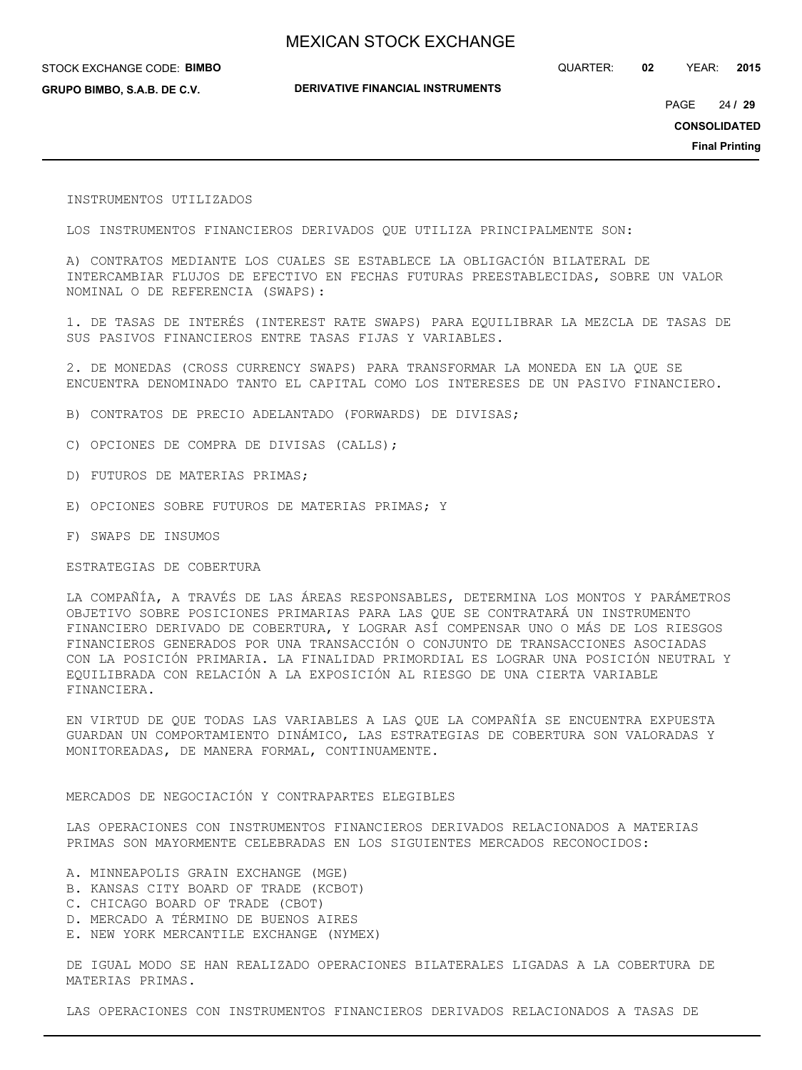INSTRUMENTOS UTILIZADOS

LOS INSTRUMENTOS FINANCIEROS DERIVADOS QUE UTILIZA PRINCIPALMENTE SON:

A) CONTRATOS MEDIANTE LOS CUALES SE ESTABLECE LA OBLIGACIÓN BILATERAL DE INTERCAMBIAR FLUJOS DE EFECTIVO EN FECHAS FUTURAS PREESTABLECIDAS, SOBRE UN VALOR NOMINAL O DE REFERENCIA (SWAPS):

1. DE TASAS DE INTERÉS (INTEREST RATE SWAPS) PARA EQUILIBRAR LA MEZCLA DE TASAS DE SUS PASIVOS FINANCIEROS ENTRE TASAS FIJAS Y VARIABLES.

2. DE MONEDAS (CROSS CURRENCY SWAPS) PARA TRANSFORMAR LA MONEDA EN LA QUE SE ENCUENTRA DENOMINADO TANTO EL CAPITAL COMO LOS INTERESES DE UN PASIVO FINANCIERO.

B) CONTRATOS DE PRECIO ADELANTADO (FORWARDS) DE DIVISAS;

C) OPCIONES DE COMPRA DE DIVISAS (CALLS);

D) FUTUROS DE MATERIAS PRIMAS;

E) OPCIONES SOBRE FUTUROS DE MATERIAS PRIMAS; Y

F) SWAPS DE INSUMOS

ESTRATEGIAS DE COBERTURA

LA COMPAÑÍA, A TRAVÉS DE LAS ÁREAS RESPONSABLES, DETERMINA LOS MONTOS Y PARÁMETROS OBJETIVO SOBRE POSICIONES PRIMARIAS PARA LAS QUE SE CONTRATARÁ UN INSTRUMENTO FINANCIERO DERIVADO DE COBERTURA, Y LOGRAR ASÍ COMPENSAR UNO O MÁS DE LOS RIESGOS FINANCIEROS GENERADOS POR UNA TRANSACCIÓN O CONJUNTO DE TRANSACCIONES ASOCIADAS CON LA POSICIÓN PRIMARIA. LA FINALIDAD PRIMORDIAL ES LOGRAR UNA POSICIÓN NEUTRAL Y EQUILIBRADA CON RELACIÓN A LA EXPOSICIÓN AL RIESGO DE UNA CIERTA VARIABLE FINANCIERA.

EN VIRTUD DE QUE TODAS LAS VARIABLES A LAS QUE LA COMPAÑÍA SE ENCUENTRA EXPUESTA GUARDAN UN COMPORTAMIENTO DINÁMICO, LAS ESTRATEGIAS DE COBERTURA SON VALORADAS Y MONITOREADAS, DE MANERA FORMAL, CONTINUAMENTE.

MERCADOS DE NEGOCIACIÓN Y CONTRAPARTES ELEGIBLES

LAS OPERACIONES CON INSTRUMENTOS FINANCIEROS DERIVADOS RELACIONADOS A MATERIAS PRIMAS SON MAYORMENTE CELEBRADAS EN LOS SIGUIENTES MERCADOS RECONOCIDOS:

A. MINNEAPOLIS GRAIN EXCHANGE (MGE)
B. KANSAS CITY BOARD OF TRADE (KCBOT)
C. CHICAGO BOARD OF TRADE (CBOT)
D. MERCADO A TÉRMINO DE BUENOS AIRES
E. NEW YORK MERCANTILE EXCHANGE (NYMEX)

DE IGUAL MODO SE HAN REALIZADO OPERACIONES BILATERALES LIGADAS A LA COBERTURA DE MATERIAS PRIMAS.

LAS OPERACIONES CON INSTRUMENTOS FINANCIEROS DERIVADOS RELACIONADOS A TASAS DE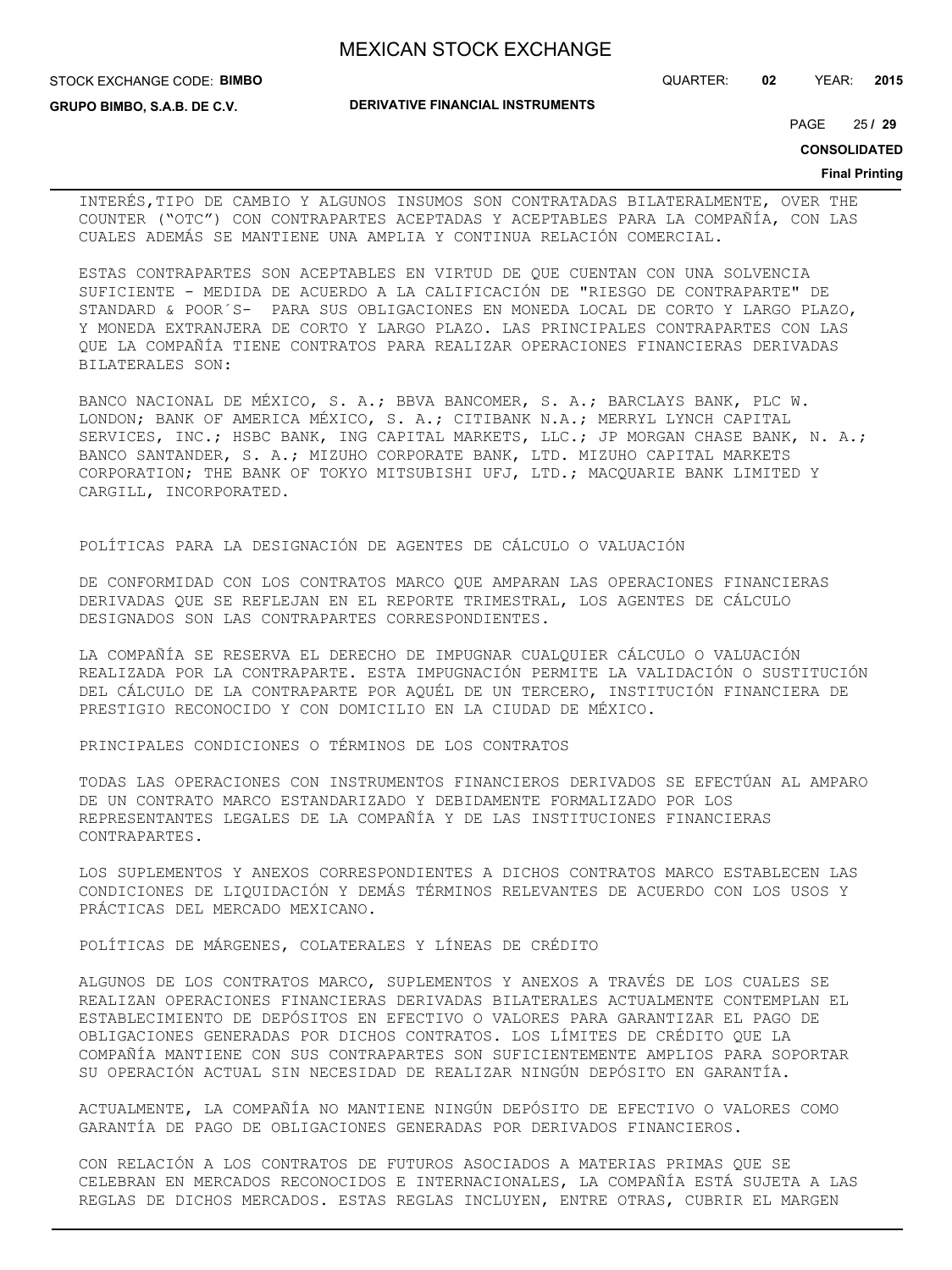INTERÉS,TIPO DE CAMBIO Y ALGUNOS INSUMOS SON CONTRATADAS BILATERALMENTE, OVER THE COUNTER ("OTC") CON CONTRAPARTES ACEPTADAS Y ACEPTABLES PARA LA COMPAÑÍA, CON LAS CUALES ADEMÁS SE MANTIENE UNA AMPLIA Y CONTINUA RELACIÓN COMERCIAL.

ESTAS CONTRAPARTES SON ACEPTABLES EN VIRTUD DE QUE CUENTAN CON UNA SOLVENCIA SUFICIENTE - MEDIDA DE ACUERDO A LA CALIFICACIÓN DE "RIESGO DE CONTRAPARTE" DE STANDARD & POOR´S- PARA SUS OBLIGACIONES EN MONEDA LOCAL DE CORTO Y LARGO PLAZO, Y MONEDA EXTRANJERA DE CORTO Y LARGO PLAZO. LAS PRINCIPALES CONTRAPARTES CON LAS QUE LA COMPAÑÍA TIENE CONTRATOS PARA REALIZAR OPERACIONES FINANCIERAS DERIVADAS BILATERALES SON:

BANCO NACIONAL DE MÉXICO, S. A.; BBVA BANCOMER, S. A.; BARCLAYS BANK, PLC W. LONDON; BANK OF AMERICA MÉXICO, S. A.; CITIBANK N.A.; MERRYL LYNCH CAPITAL SERVICES, INC.; HSBC BANK, ING CAPITAL MARKETS, LLC.; JP MORGAN CHASE BANK, N. A.; BANCO SANTANDER, S. A.; MIZUHO CORPORATE BANK, LTD. MIZUHO CAPITAL MARKETS CORPORATION; THE BANK OF TOKYO MITSUBISHI UFJ, LTD.; MACQUARIE BANK LIMITED Y CARGILL, INCORPORATED.

POLÍTICAS PARA LA DESIGNACIÓN DE AGENTES DE CÁLCULO O VALUACIÓN

DE CONFORMIDAD CON LOS CONTRATOS MARCO QUE AMPARAN LAS OPERACIONES FINANCIERAS DERIVADAS QUE SE REFLEJAN EN EL REPORTE TRIMESTRAL, LOS AGENTES DE CÁLCULO DESIGNADOS SON LAS CONTRAPARTES CORRESPONDIENTES.

LA COMPAÑÍA SE RESERVA EL DERECHO DE IMPUGNAR CUALQUIER CÁLCULO O VALUACIÓN REALIZADA POR LA CONTRAPARTE. ESTA IMPUGNACIÓN PERMITE LA VALIDACIÓN O SUSTITUCIÓN DEL CÁLCULO DE LA CONTRAPARTE POR AQUÉL DE UN TERCERO, INSTITUCIÓN FINANCIERA DE PRESTIGIO RECONOCIDO Y CON DOMICILIO EN LA CIUDAD DE MÉXICO.

PRINCIPALES CONDICIONES O TÉRMINOS DE LOS CONTRATOS

TODAS LAS OPERACIONES CON INSTRUMENTOS FINANCIEROS DERIVADOS SE EFECTÚAN AL AMPARO DE UN CONTRATO MARCO ESTANDARIZADO Y DEBIDAMENTE FORMALIZADO POR LOS REPRESENTANTES LEGALES DE LA COMPAÑÍA Y DE LAS INSTITUCIONES FINANCIERAS CONTRAPARTES.

LOS SUPLEMENTOS Y ANEXOS CORRESPONDIENTES A DICHOS CONTRATOS MARCO ESTABLECEN LAS CONDICIONES DE LIQUIDACIÓN Y DEMÁS TÉRMINOS RELEVANTES DE ACUERDO CON LOS USOS Y PRÁCTICAS DEL MERCADO MEXICANO.

POLÍTICAS DE MÁRGENES, COLATERALES Y LÍNEAS DE CRÉDITO

ALGUNOS DE LOS CONTRATOS MARCO, SUPLEMENTOS Y ANEXOS A TRAVÉS DE LOS CUALES SE REALIZAN OPERACIONES FINANCIERAS DERIVADAS BILATERALES ACTUALMENTE CONTEMPLAN EL ESTABLECIMIENTO DE DEPÓSITOS EN EFECTIVO O VALORES PARA GARANTIZAR EL PAGO DE OBLIGACIONES GENERADAS POR DICHOS CONTRATOS. LOS LÍMITES DE CRÉDITO QUE LA COMPAÑÍA MANTIENE CON SUS CONTRAPARTES SON SUFICIENTEMENTE AMPLIOS PARA SOPORTAR SU OPERACIÓN ACTUAL SIN NECESIDAD DE REALIZAR NINGÚN DEPÓSITO EN GARANTÍA.

ACTUALMENTE, LA COMPAÑÍA NO MANTIENE NINGÚN DEPÓSITO DE EFECTIVO O VALORES COMO GARANTÍA DE PAGO DE OBLIGACIONES GENERADAS POR DERIVADOS FINANCIEROS.

CON RELACIÓN A LOS CONTRATOS DE FUTUROS ASOCIADOS A MATERIAS PRIMAS QUE SE CELEBRAN EN MERCADOS RECONOCIDOS E INTERNACIONALES, LA COMPAÑÍA ESTÁ SUJETA A LAS REGLAS DE DICHOS MERCADOS. ESTAS REGLAS INCLUYEN, ENTRE OTRAS, CUBRIR EL MARGEN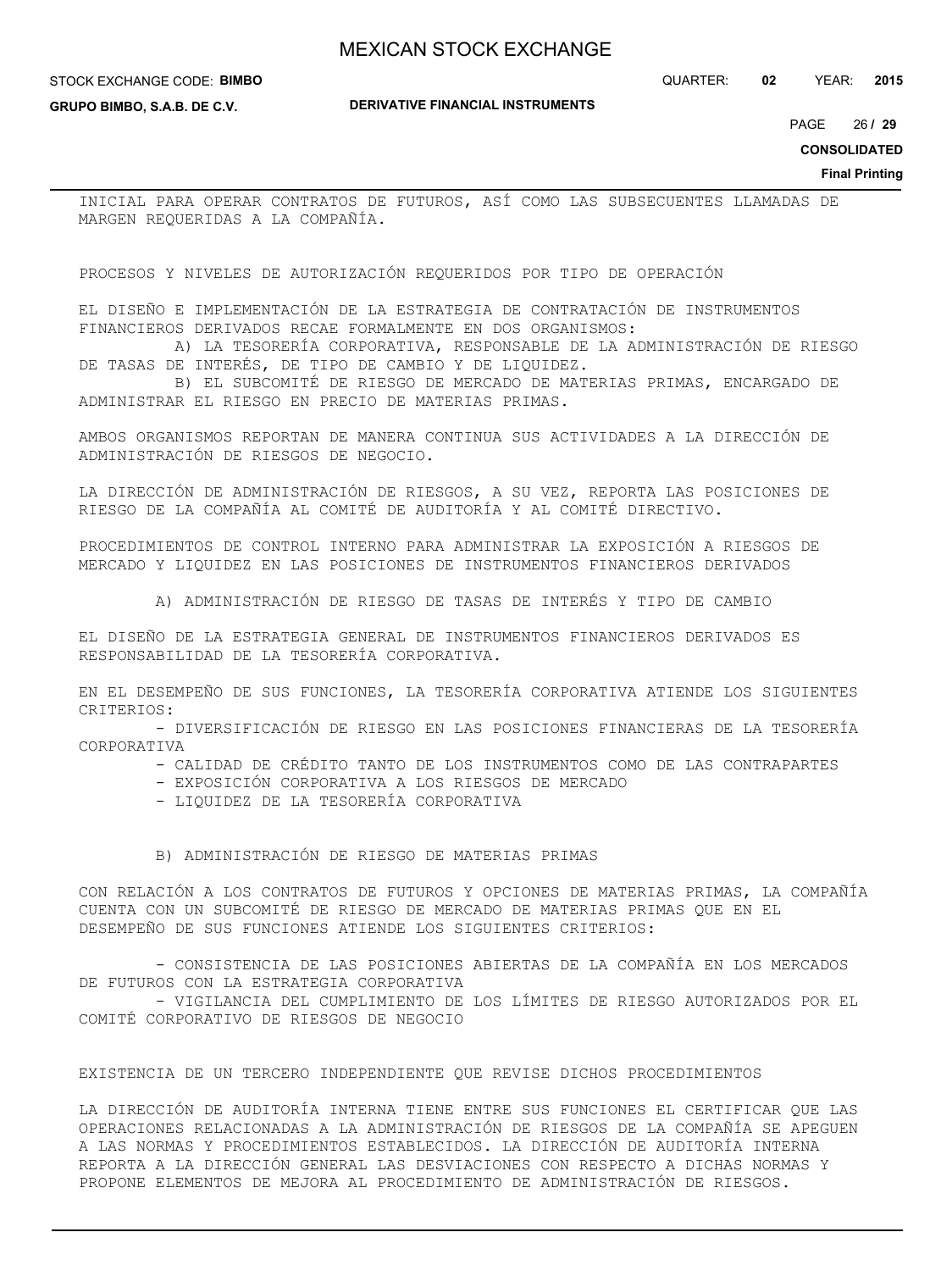INICIAL PARA OPERAR CONTRATOS DE FUTUROS, ASÍ COMO LAS SUBSECUENTES LLAMADAS DE MARGEN REQUERIDAS A LA COMPAÑÍA.

PROCESOS Y NIVELES DE AUTORIZACIÓN REQUERIDOS POR TIPO DE OPERACIÓN

EL DISEÑO E IMPLEMENTACIÓN DE LA ESTRATEGIA DE CONTRATACIÓN DE INSTRUMENTOS FINANCIEROS DERIVADOS RECAE FORMALMENTE EN DOS ORGANISMOS:
A) LA TESORERÍA CORPORATIVA, RESPONSABLE DE LA ADMINISTRACIÓN DE RIESGO DE TASAS DE INTERÉS, DE TIPO DE CAMBIO Y DE LIQUIDEZ.
B) EL SUBCOMITÉ DE RIESGO DE MERCADO DE MATERIAS PRIMAS, ENCARGADO DE ADMINISTRAR EL RIESGO EN PRECIO DE MATERIAS PRIMAS.

AMBOS ORGANISMOS REPORTAN DE MANERA CONTINUA SUS ACTIVIDADES A LA DIRECCIÓN DE ADMINISTRACIÓN DE RIESGOS DE NEGOCIO.

LA DIRECCIÓN DE ADMINISTRACIÓN DE RIESGOS, A SU VEZ, REPORTA LAS POSICIONES DE RIESGO DE LA COMPAÑÍA AL COMITÉ DE AUDITORÍA Y AL COMITÉ DIRECTIVO.

PROCEDIMIENTOS DE CONTROL INTERNO PARA ADMINISTRAR LA EXPOSICIÓN A RIESGOS DE MERCADO Y LIQUIDEZ EN LAS POSICIONES DE INSTRUMENTOS FINANCIEROS DERIVADOS

A) ADMINISTRACIÓN DE RIESGO DE TASAS DE INTERÉS Y TIPO DE CAMBIO

EL DISEÑO DE LA ESTRATEGIA GENERAL DE INSTRUMENTOS FINANCIEROS DERIVADOS ES RESPONSABILIDAD DE LA TESORERÍA CORPORATIVA.

EN EL DESEMPEÑO DE SUS FUNCIONES, LA TESORERÍA CORPORATIVA ATIENDE LOS SIGUIENTES CRITERIOS:

- DIVERSIFICACIÓN DE RIESGO EN LAS POSICIONES FINANCIERAS DE LA TESORERÍA CORPORATIVA
- CALIDAD DE CRÉDITO TANTO DE LOS INSTRUMENTOS COMO DE LAS CONTRAPARTES
- EXPOSICIÓN CORPORATIVA A LOS RIESGOS DE MERCADO
- LIQUIDEZ DE LA TESORERÍA CORPORATIVA

B) ADMINISTRACIÓN DE RIESGO DE MATERIAS PRIMAS

CON RELACIÓN A LOS CONTRATOS DE FUTUROS Y OPCIONES DE MATERIAS PRIMAS, LA COMPAÑÍA CUENTA CON UN SUBCOMITÉ DE RIESGO DE MERCADO DE MATERIAS PRIMAS QUE EN EL DESEMPEÑO DE SUS FUNCIONES ATIENDE LOS SIGUIENTES CRITERIOS:

- CONSISTENCIA DE LAS POSICIONES ABIERTAS DE LA COMPAÑÍA EN LOS MERCADOS DE FUTUROS CON LA ESTRATEGIA CORPORATIVA
- VIGILANCIA DEL CUMPLIMIENTO DE LOS LÍMITES DE RIESGO AUTORIZADOS POR EL COMITÉ CORPORATIVO DE RIESGOS DE NEGOCIO

EXISTENCIA DE UN TERCERO INDEPENDIENTE QUE REVISE DICHOS PROCEDIMIENTOS

LA DIRECCIÓN DE AUDITORÍA INTERNA TIENE ENTRE SUS FUNCIONES EL CERTIFICAR QUE LAS OPERACIONES RELACIONADAS A LA ADMINISTRACIÓN DE RIESGOS DE LA COMPAÑÍA SE APEGUEN A LAS NORMAS Y PROCEDIMIENTOS ESTABLECIDOS. LA DIRECCIÓN DE AUDITORÍA INTERNA REPORTA A LA DIRECCIÓN GENERAL LAS DESVIACIONES CON RESPECTO A DICHAS NORMAS Y PROPONE ELEMENTOS DE MEJORA AL PROCEDIMIENTO DE ADMINISTRACIÓN DE RIESGOS.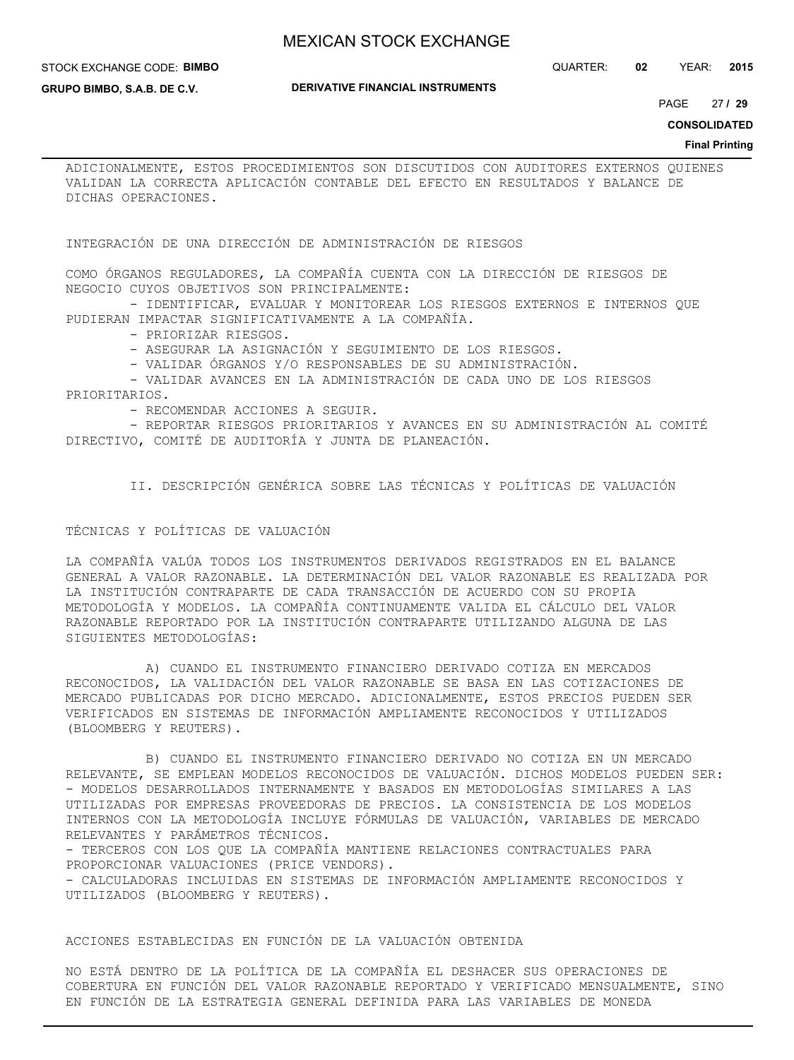ADICIONALMENTE, ESTOS PROCEDIMIENTOS SON DISCUTIDOS CON AUDITORES EXTERNOS QUIENES VALIDAN LA CORRECTA APLICACIÓN CONTABLE DEL EFECTO EN RESULTADOS Y BALANCE DE DICHAS OPERACIONES.

INTEGRACIÓN DE UNA DIRECCIÓN DE ADMINISTRACIÓN DE RIESGOS

COMO ÓRGANOS REGULADORES, LA COMPAÑÍA CUENTA CON LA DIRECCIÓN DE RIESGOS DE NEGOCIO CUYOS OBJETIVOS SON PRINCIPALMENTE:

- IDENTIFICAR, EVALUAR Y MONITOREAR LOS RIESGOS EXTERNOS E INTERNOS QUE PUDIERAN IMPACTAR SIGNIFICATIVAMENTE A LA COMPAÑÍA.
- PRIORIZAR RIESGOS.
- ASEGURAR LA ASIGNACIÓN Y SEGUIMIENTO DE LOS RIESGOS.
- VALIDAR ÓRGANOS Y/O RESPONSABLES DE SU ADMINISTRACIÓN.
- VALIDAR AVANCES EN LA ADMINISTRACIÓN DE CADA UNO DE LOS RIESGOS PRIORITARIOS.
- RECOMENDAR ACCIONES A SEGUIR.
- REPORTAR RIESGOS PRIORITARIOS Y AVANCES EN SU ADMINISTRACIÓN AL COMITÉ DIRECTIVO, COMITÉ DE AUDITORÍA Y JUNTA DE PLANEACIÓN.

II. DESCRIPCIÓN GENÉRICA SOBRE LAS TÉCNICAS Y POLÍTICAS DE VALUACIÓN

TÉCNICAS Y POLÍTICAS DE VALUACIÓN

LA COMPAÑÍA VALÚA TODOS LOS INSTRUMENTOS DERIVADOS REGISTRADOS EN EL BALANCE GENERAL A VALOR RAZONABLE. LA DETERMINACIÓN DEL VALOR RAZONABLE ES REALIZADA POR LA INSTITUCIÓN CONTRAPARTE DE CADA TRANSACCIÓN DE ACUERDO CON SU PROPIA METODOLOGÍA Y MODELOS. LA COMPAÑÍA CONTINUAMENTE VALIDA EL CÁLCULO DEL VALOR RAZONABLE REPORTADO POR LA INSTITUCIÓN CONTRAPARTE UTILIZANDO ALGUNA DE LAS SIGUIENTES METODOLOGÍAS:

A) CUANDO EL INSTRUMENTO FINANCIERO DERIVADO COTIZA EN MERCADOS RECONOCIDOS, LA VALIDACIÓN DEL VALOR RAZONABLE SE BASA EN LAS COTIZACIONES DE MERCADO PUBLICADAS POR DICHO MERCADO. ADICIONALMENTE, ESTOS PRECIOS PUEDEN SER VERIFICADOS EN SISTEMAS DE INFORMACIÓN AMPLIAMENTE RECONOCIDOS Y UTILIZADOS (BLOOMBERG Y REUTERS).

B) CUANDO EL INSTRUMENTO FINANCIERO DERIVADO NO COTIZA EN UN MERCADO RELEVANTE, SE EMPLEAN MODELOS RECONOCIDOS DE VALUACIÓN. DICHOS MODELOS PUEDEN SER:
- MODELOS DESARROLLADOS INTERNAMENTE Y BASADOS EN METODOLOGÍAS SIMILARES A LAS UTILIZADAS POR EMPRESAS PROVEEDORAS DE PRECIOS. LA CONSISTENCIA DE LOS MODELOS INTERNOS CON LA METODOLOGÍA INCLUYE FÓRMULAS DE VALUACIÓN, VARIABLES DE MERCADO RELEVANTES Y PARÁMETROS TÉCNICOS.
- TERCEROS CON LOS QUE LA COMPAÑÍA MANTIENE RELACIONES CONTRACTUALES PARA PROPORCIONAR VALUACIONES (PRICE VENDORS).
- CALCULADORAS INCLUIDAS EN SISTEMAS DE INFORMACIÓN AMPLIAMENTE RECONOCIDOS Y UTILIZADOS (BLOOMBERG Y REUTERS).

ACCIONES ESTABLECIDAS EN FUNCIÓN DE LA VALUACIÓN OBTENIDA

NO ESTÁ DENTRO DE LA POLÍTICA DE LA COMPAÑÍA EL DESHACER SUS OPERACIONES DE COBERTURA EN FUNCIÓN DEL VALOR RAZONABLE REPORTADO Y VERIFICADO MENSUALMENTE, SINO EN FUNCIÓN DE LA ESTRATEGIA GENERAL DEFINIDA PARA LAS VARIABLES DE MONEDA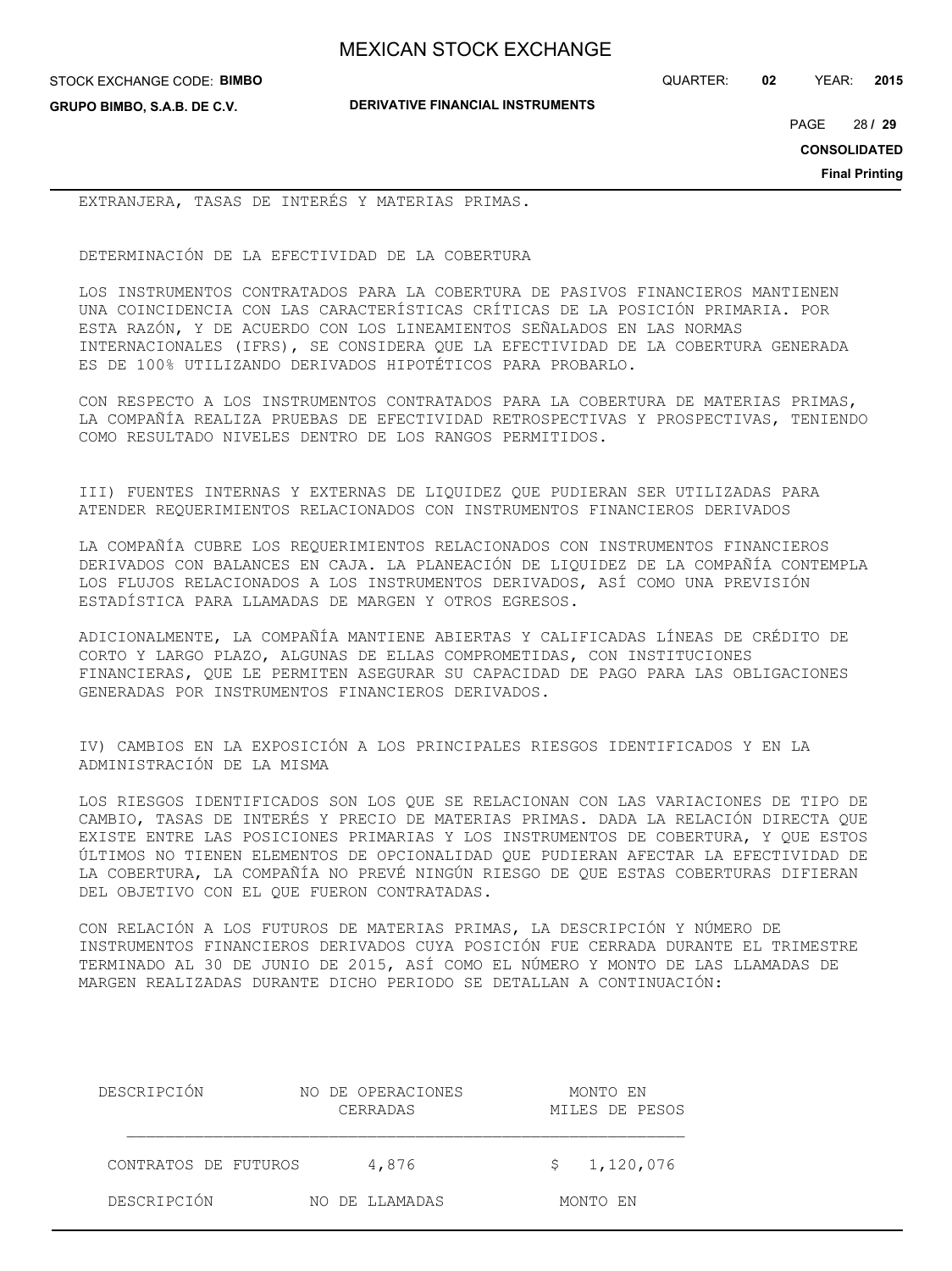EXTRANJERA, TASAS DE INTERÉS Y MATERIAS PRIMAS.

DETERMINACIÓN DE LA EFECTIVIDAD DE LA COBERTURA

LOS INSTRUMENTOS CONTRATADOS PARA LA COBERTURA DE PASIVOS FINANCIEROS MANTIENEN UNA COINCIDENCIA CON LAS CARACTERÍSTICAS CRÍTICAS DE LA POSICIÓN PRIMARIA. POR ESTA RAZÓN, Y DE ACUERDO CON LOS LINEAMIENTOS SEÑALADOS EN LAS NORMAS INTERNACIONALES (IFRS), SE CONSIDERA QUE LA EFECTIVIDAD DE LA COBERTURA GENERADA ES DE 100% UTILIZANDO DERIVADOS HIPOTÉTICOS PARA PROBARLO.

CON RESPECTO A LOS INSTRUMENTOS CONTRATADOS PARA LA COBERTURA DE MATERIAS PRIMAS, LA COMPAÑÍA REALIZA PRUEBAS DE EFECTIVIDAD RETROSPECTIVAS Y PROSPECTIVAS, TENIENDO COMO RESULTADO NIVELES DENTRO DE LOS RANGOS PERMITIDOS.

III) FUENTES INTERNAS Y EXTERNAS DE LIQUIDEZ QUE PUDIERAN SER UTILIZADAS PARA ATENDER REQUERIMIENTOS RELACIONADOS CON INSTRUMENTOS FINANCIEROS DERIVADOS

LA COMPAÑÍA CUBRE LOS REQUERIMIENTOS RELACIONADOS CON INSTRUMENTOS FINANCIEROS DERIVADOS CON BALANCES EN CAJA. LA PLANEACIÓN DE LIQUIDEZ DE LA COMPAÑÍA CONTEMPLA LOS FLUJOS RELACIONADOS A LOS INSTRUMENTOS DERIVADOS, ASÍ COMO UNA PREVISIÓN ESTADÍSTICA PARA LLAMADAS DE MARGEN Y OTROS EGRESOS.

ADICIONALMENTE, LA COMPAÑÍA MANTIENE ABIERTAS Y CALIFICADAS LÍNEAS DE CRÉDITO DE CORTO Y LARGO PLAZO, ALGUNAS DE ELLAS COMPROMETIDAS, CON INSTITUCIONES FINANCIERAS, QUE LE PERMITEN ASEGURAR SU CAPACIDAD DE PAGO PARA LAS OBLIGACIONES GENERADAS POR INSTRUMENTOS FINANCIEROS DERIVADOS.

IV) CAMBIOS EN LA EXPOSICIÓN A LOS PRINCIPALES RIESGOS IDENTIFICADOS Y EN LA ADMINISTRACIÓN DE LA MISMA

LOS RIESGOS IDENTIFICADOS SON LOS QUE SE RELACIONAN CON LAS VARIACIONES DE TIPO DE CAMBIO, TASAS DE INTERÉS Y PRECIO DE MATERIAS PRIMAS. DADA LA RELACIÓN DIRECTA QUE EXISTE ENTRE LAS POSICIONES PRIMARIAS Y LOS INSTRUMENTOS DE COBERTURA, Y QUE ESTOS ÚLTIMOS NO TIENEN ELEMENTOS DE OPCIONALIDAD QUE PUDIERAN AFECTAR LA EFECTIVIDAD DE LA COBERTURA, LA COMPAÑÍA NO PREVÉ NINGÚN RIESGO DE QUE ESTAS COBERTURAS DIFIERAN DEL OBJETIVO CON EL QUE FUERON CONTRATADAS.

CON RELACIÓN A LOS FUTUROS DE MATERIAS PRIMAS, LA DESCRIPCIÓN Y NÚMERO DE INSTRUMENTOS FINANCIEROS DERIVADOS CUYA POSICIÓN FUE CERRADA DURANTE EL TRIMESTRE TERMINADO AL 30 DE JUNIO DE 2015, ASÍ COMO EL NÚMERO Y MONTO DE LAS LLAMADAS DE MARGEN REALIZADAS DURANTE DICHO PERIODO SE DETALLAN A CONTINUACIÓN:

| DESCRIPCIÓN | NO DE OPERACIONES CERRADAS | MONTO EN MILES DE PESOS |
|---|---|---|
| CONTRATOS DE FUTUROS | 4,876 | $ 1,120,076 |

| DESCRIPCIÓN | NO DE LLAMADAS | MONTO EN |
|---|---|---|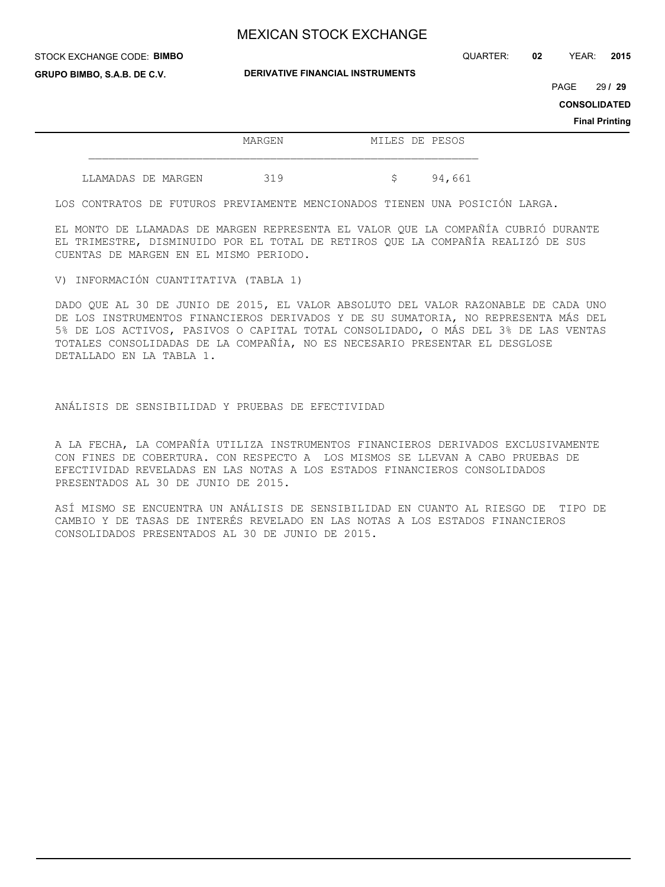| | MARGEN | MILES DE PESOS |
|---|---|---|
| LLAMADAS DE MARGEN | 319 | $ 94,661 |

LOS CONTRATOS DE FUTUROS PREVIAMENTE MENCIONADOS TIENEN UNA POSICIÓN LARGA.

EL MONTO DE LLAMADAS DE MARGEN REPRESENTA EL VALOR QUE LA COMPAÑÍA CUBRIÓ DURANTE EL TRIMESTRE, DISMINUIDO POR EL TOTAL DE RETIROS QUE LA COMPAÑÍA REALIZÓ DE SUS CUENTAS DE MARGEN EN EL MISMO PERIODO.

V) INFORMACIÓN CUANTITATIVA (TABLA 1)

DADO QUE AL 30 DE JUNIO DE 2015, EL VALOR ABSOLUTO DEL VALOR RAZONABLE DE CADA UNO DE LOS INSTRUMENTOS FINANCIEROS DERIVADOS Y DE SU SUMATORIA, NO REPRESENTA MÁS DEL 5% DE LOS ACTIVOS, PASIVOS O CAPITAL TOTAL CONSOLIDADO, O MÁS DEL 3% DE LAS VENTAS TOTALES CONSOLIDADAS DE LA COMPAÑÍA, NO ES NECESARIO PRESENTAR EL DESGLOSE DETALLADO EN LA TABLA 1.

ANÁLISIS DE SENSIBILIDAD Y PRUEBAS DE EFECTIVIDAD

A LA FECHA, LA COMPAÑÍA UTILIZA INSTRUMENTOS FINANCIEROS DERIVADOS EXCLUSIVAMENTE CON FINES DE COBERTURA. CON RESPECTO A LOS MISMOS SE LLEVAN A CABO PRUEBAS DE EFECTIVIDAD REVELADAS EN LAS NOTAS A LOS ESTADOS FINANCIEROS CONSOLIDADOS PRESENTADOS AL 30 DE JUNIO DE 2015.

ASÍ MISMO SE ENCUENTRA UN ANÁLISIS DE SENSIBILIDAD EN CUANTO AL RIESGO DE TIPO DE CAMBIO Y DE TASAS DE INTERÉS REVELADO EN LAS NOTAS A LOS ESTADOS FINANCIEROS CONSOLIDADOS PRESENTADOS AL 30 DE JUNIO DE 2015.